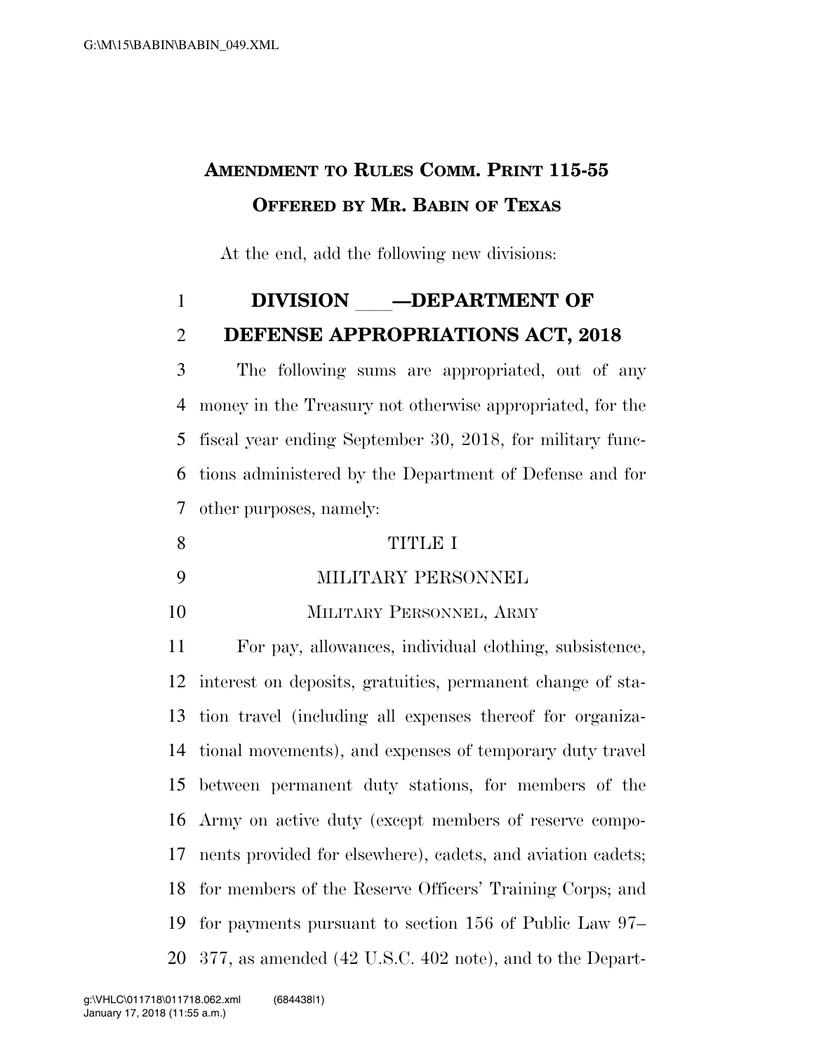**AMENDMENT TO RULES COMM. PRINT 115-55**
**OFFERED BY MR. BABIN OF TEXAS**

At the end, add the following new divisions:

# DIVISION \_\_\_—DEPARTMENT OF DEFENSE APPROPRIATIONS ACT, 2018

The following sums are appropriated, out of any money in the Treasury not otherwise appropriated, for the fiscal year ending September 30, 2018, for military functions administered by the Department of Defense and for other purposes, namely:

## TITLE I

## MILITARY PERSONNEL

### MILITARY PERSONNEL, ARMY

For pay, allowances, individual clothing, subsistence, interest on deposits, gratuities, permanent change of station travel (including all expenses thereof for organizational movements), and expenses of temporary duty travel between permanent duty stations, for members of the Army on active duty (except members of reserve components provided for elsewhere), cadets, and aviation cadets; for members of the Reserve Officers' Training Corps; and for payments pursuant to section 156 of Public Law 97–377, as amended (42 U.S.C. 402 note), and to the Depart-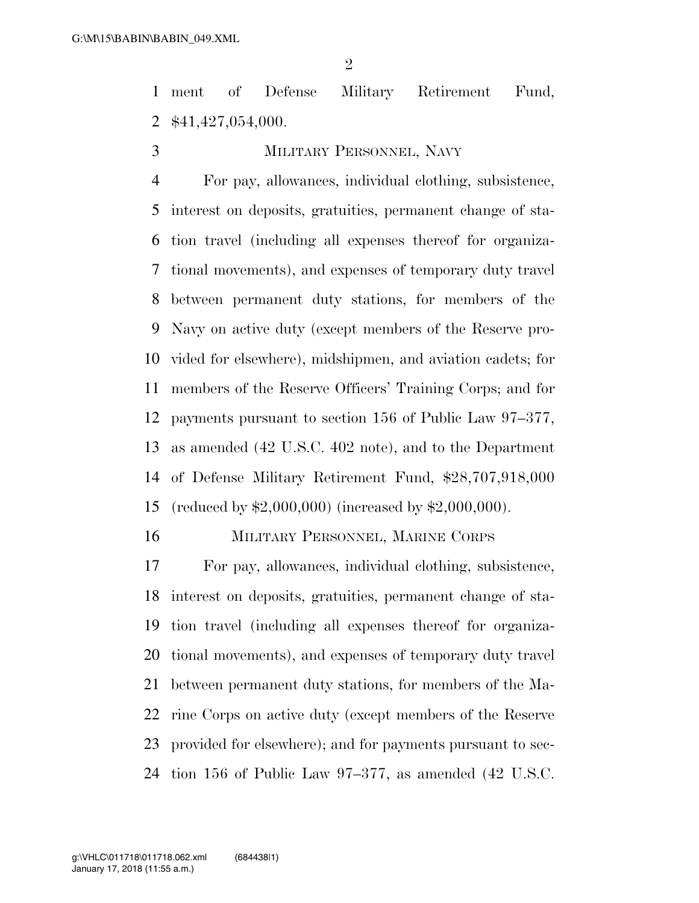ment of Defense Military Retirement Fund, $41,427,054,000.

MILITARY PERSONNEL, NAVY

For pay, allowances, individual clothing, subsistence, interest on deposits, gratuities, permanent change of station travel (including all expenses thereof for organizational movements), and expenses of temporary duty travel between permanent duty stations, for members of the Navy on active duty (except members of the Reserve provided for elsewhere), midshipmen, and aviation cadets; for members of the Reserve Officers' Training Corps; and for payments pursuant to section 156 of Public Law 97–377, as amended (42 U.S.C. 402 note), and to the Department of Defense Military Retirement Fund, $28,707,918,000 (reduced by $2,000,000) (increased by $2,000,000).

MILITARY PERSONNEL, MARINE CORPS

For pay, allowances, individual clothing, subsistence, interest on deposits, gratuities, permanent change of station travel (including all expenses thereof for organizational movements), and expenses of temporary duty travel between permanent duty stations, for members of the Marine Corps on active duty (except members of the Reserve provided for elsewhere); and for payments pursuant to section 156 of Public Law 97–377, as amended (42 U.S.C.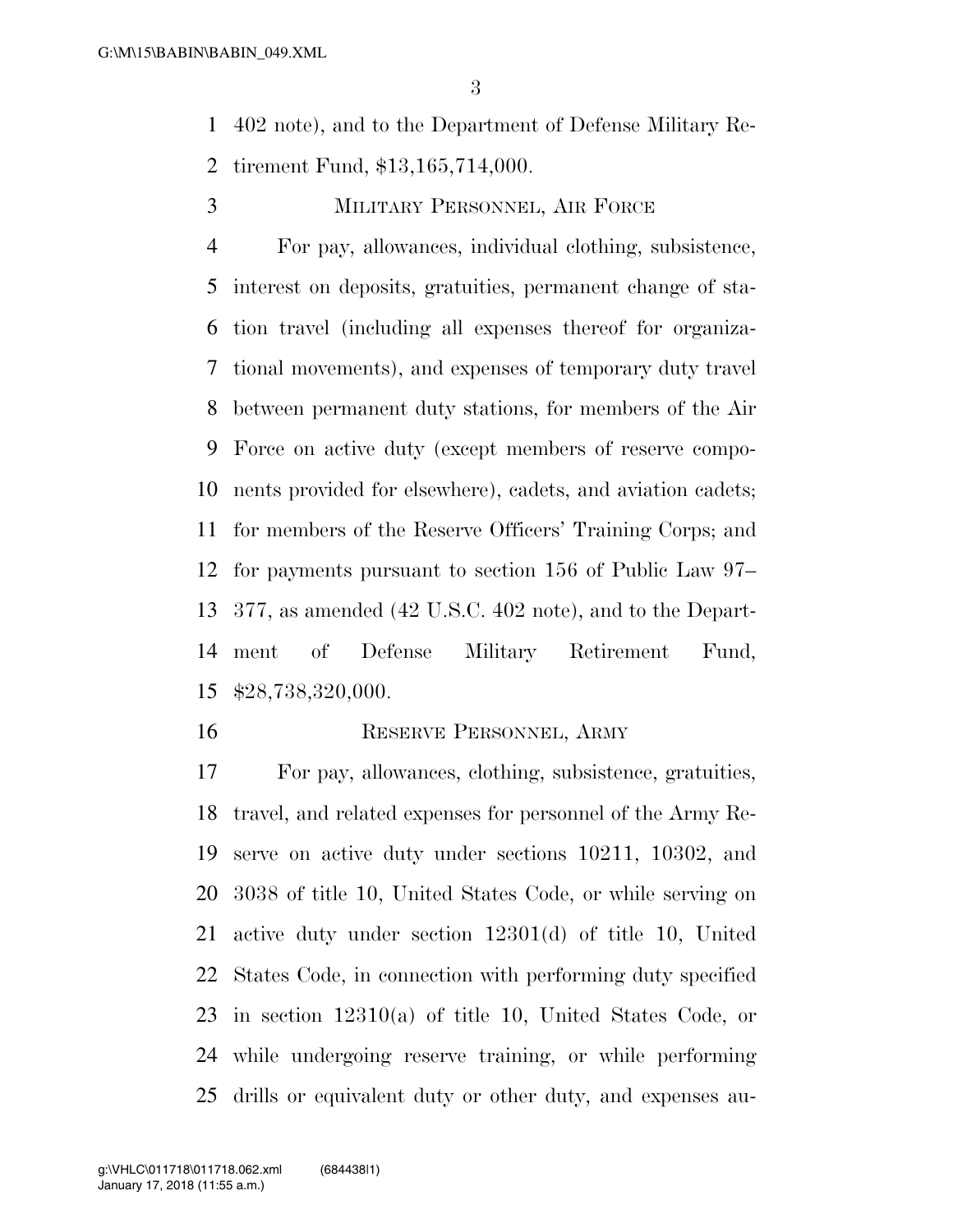402 note), and to the Department of Defense Military Retirement Fund, $13,165,714,000.

MILITARY PERSONNEL, AIR FORCE

For pay, allowances, individual clothing, subsistence, interest on deposits, gratuities, permanent change of station travel (including all expenses thereof for organizational movements), and expenses of temporary duty travel between permanent duty stations, for members of the Air Force on active duty (except members of reserve components provided for elsewhere), cadets, and aviation cadets; for members of the Reserve Officers' Training Corps; and for payments pursuant to section 156 of Public Law 97–377, as amended (42 U.S.C. 402 note), and to the Department of Defense Military Retirement Fund, $28,738,320,000.

RESERVE PERSONNEL, ARMY

For pay, allowances, clothing, subsistence, gratuities, travel, and related expenses for personnel of the Army Reserve on active duty under sections 10211, 10302, and 3038 of title 10, United States Code, or while serving on active duty under section 12301(d) of title 10, United States Code, in connection with performing duty specified in section 12310(a) of title 10, United States Code, or while undergoing reserve training, or while performing drills or equivalent duty or other duty, and expenses au-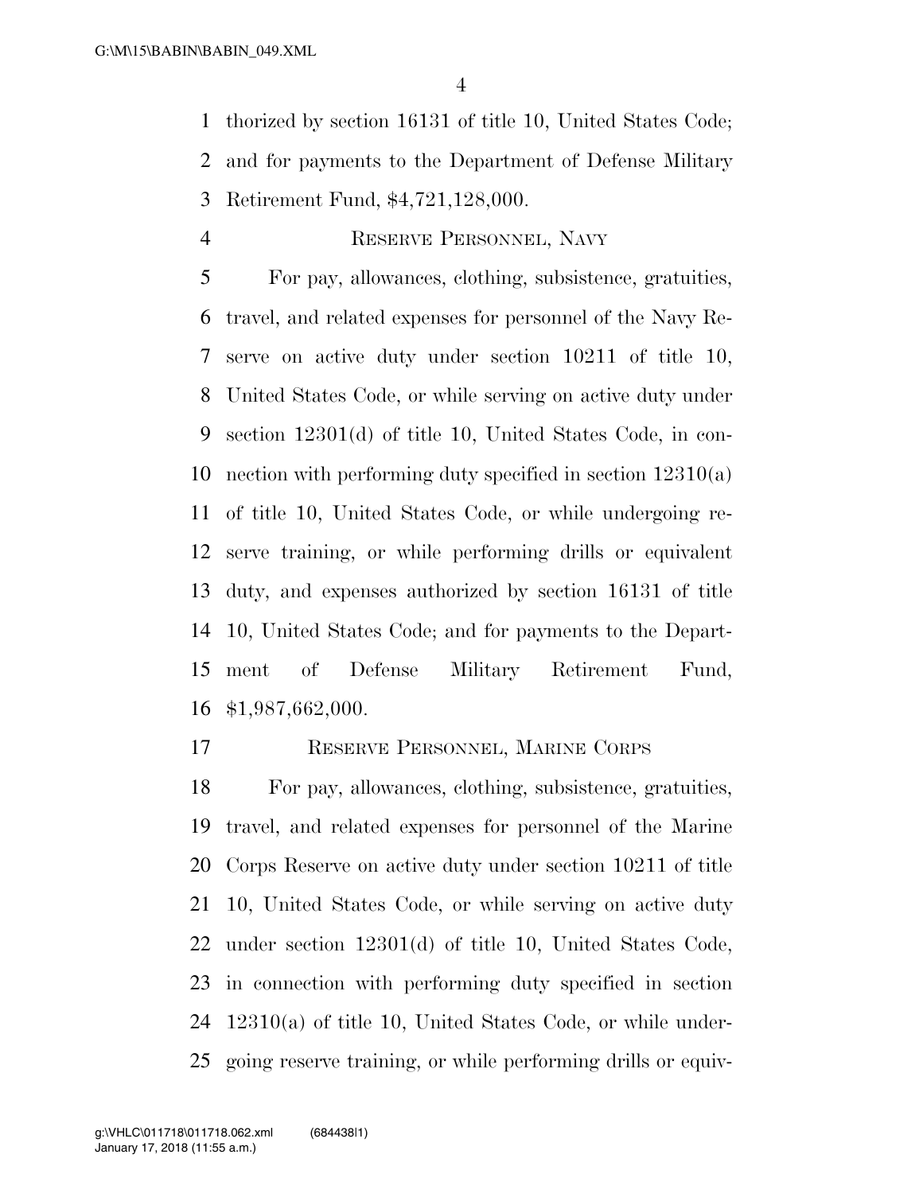thorized by section 16131 of title 10, United States Code; and for payments to the Department of Defense Military Retirement Fund, $4,721,128,000.

RESERVE PERSONNEL, NAVY

For pay, allowances, clothing, subsistence, gratuities, travel, and related expenses for personnel of the Navy Reserve on active duty under section 10211 of title 10, United States Code, or while serving on active duty under section 12301(d) of title 10, United States Code, in connection with performing duty specified in section 12310(a) of title 10, United States Code, or while undergoing reserve training, or while performing drills or equivalent duty, and expenses authorized by section 16131 of title 10, United States Code; and for payments to the Department of Defense Military Retirement Fund, $1,987,662,000.

RESERVE PERSONNEL, MARINE CORPS

For pay, allowances, clothing, subsistence, gratuities, travel, and related expenses for personnel of the Marine Corps Reserve on active duty under section 10211 of title 10, United States Code, or while serving on active duty under section 12301(d) of title 10, United States Code, in connection with performing duty specified in section 12310(a) of title 10, United States Code, or while undergoing reserve training, or while performing drills or equiv-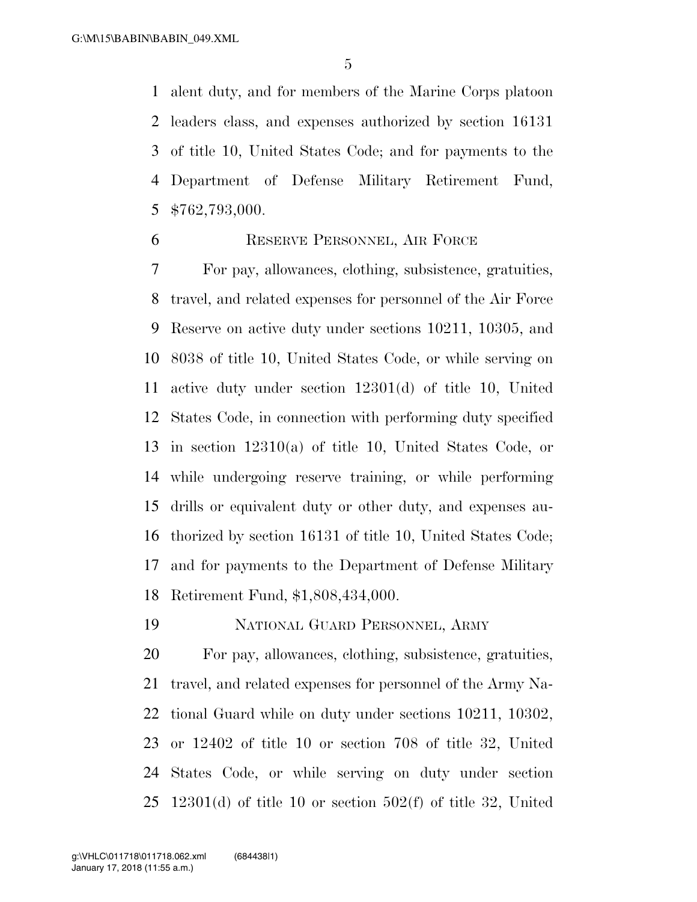alent duty, and for members of the Marine Corps platoon leaders class, and expenses authorized by section 16131 of title 10, United States Code; and for payments to the Department of Defense Military Retirement Fund, $762,793,000.

### Reserve Personnel, Air Force

For pay, allowances, clothing, subsistence, gratuities, travel, and related expenses for personnel of the Air Force Reserve on active duty under sections 10211, 10305, and 8038 of title 10, United States Code, or while serving on active duty under section 12301(d) of title 10, United States Code, in connection with performing duty specified in section 12310(a) of title 10, United States Code, or while undergoing reserve training, or while performing drills or equivalent duty or other duty, and expenses authorized by section 16131 of title 10, United States Code; and for payments to the Department of Defense Military Retirement Fund, $1,808,434,000.

### National Guard Personnel, Army

For pay, allowances, clothing, subsistence, gratuities, travel, and related expenses for personnel of the Army National Guard while on duty under sections 10211, 10302, or 12402 of title 10 or section 708 of title 32, United States Code, or while serving on duty under section 12301(d) of title 10 or section 502(f) of title 32, United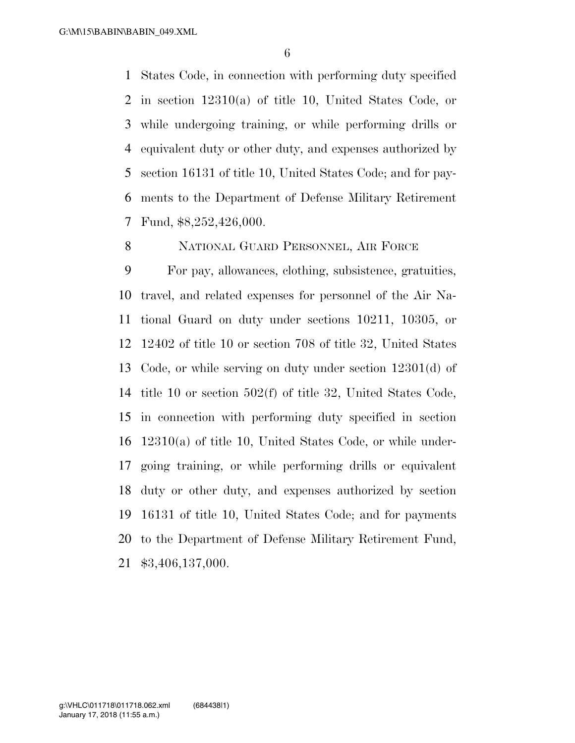States Code, in connection with performing duty specified in section 12310(a) of title 10, United States Code, or while undergoing training, or while performing drills or equivalent duty or other duty, and expenses authorized by section 16131 of title 10, United States Code; and for payments to the Department of Defense Military Retirement Fund, $8,252,426,000.

NATIONAL GUARD PERSONNEL, AIR FORCE

For pay, allowances, clothing, subsistence, gratuities, travel, and related expenses for personnel of the Air National Guard on duty under sections 10211, 10305, or 12402 of title 10 or section 708 of title 32, United States Code, or while serving on duty under section 12301(d) of title 10 or section 502(f) of title 32, United States Code, in connection with performing duty specified in section 12310(a) of title 10, United States Code, or while undergoing training, or while performing drills or equivalent duty or other duty, and expenses authorized by section 16131 of title 10, United States Code; and for payments to the Department of Defense Military Retirement Fund, $3,406,137,000.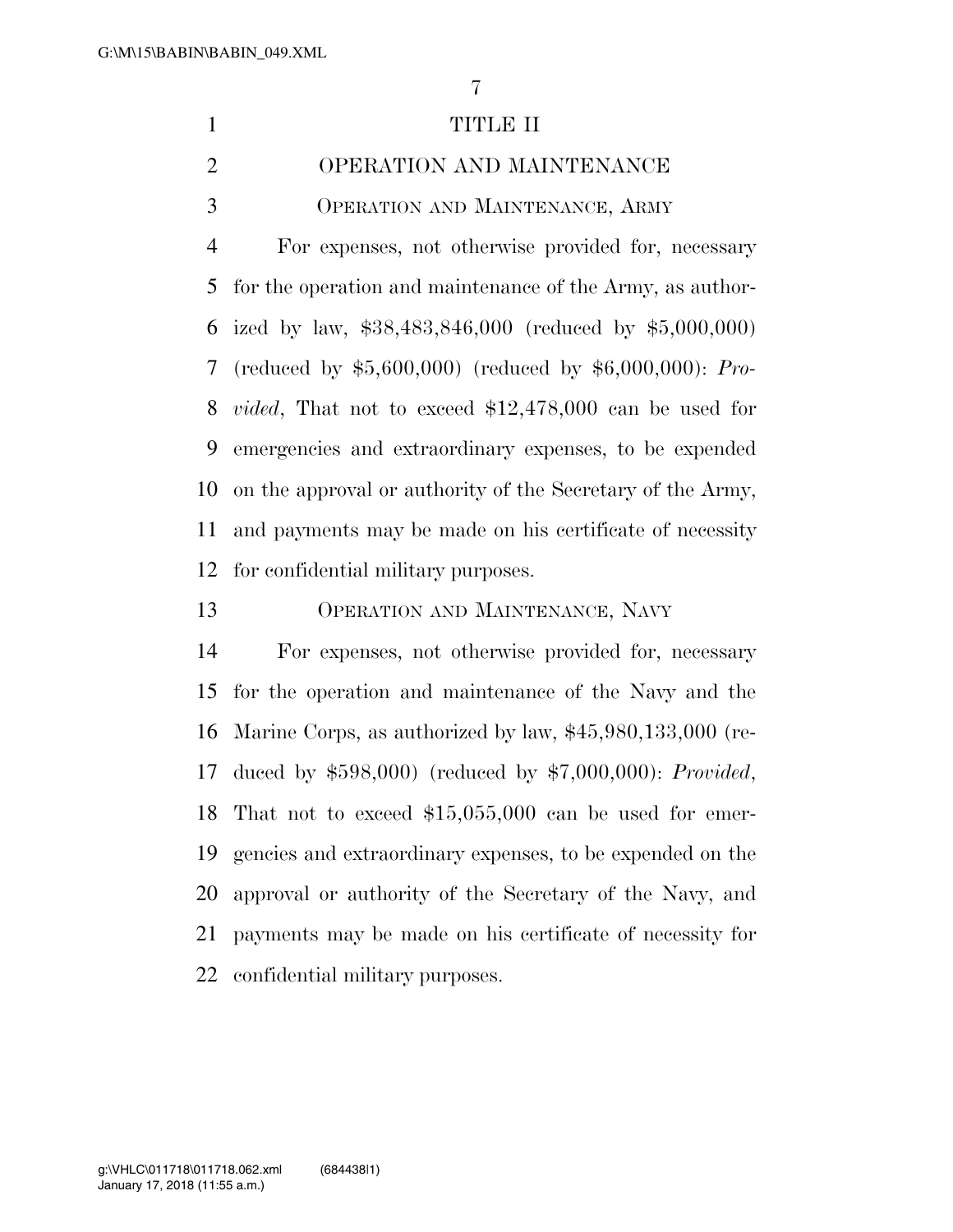# TITLE II

## OPERATION AND MAINTENANCE

### OPERATION AND MAINTENANCE, ARMY

For expenses, not otherwise provided for, necessary for the operation and maintenance of the Army, as authorized by law, $38,483,846,000 (reduced by $5,000,000) (reduced by $5,600,000) (reduced by $6,000,000): *Provided*, That not to exceed $12,478,000 can be used for emergencies and extraordinary expenses, to be expended on the approval or authority of the Secretary of the Army, and payments may be made on his certificate of necessity for confidential military purposes.

### OPERATION AND MAINTENANCE, NAVY

For expenses, not otherwise provided for, necessary for the operation and maintenance of the Navy and the Marine Corps, as authorized by law, $45,980,133,000 (reduced by $598,000) (reduced by $7,000,000): *Provided*, That not to exceed $15,055,000 can be used for emergencies and extraordinary expenses, to be expended on the approval or authority of the Secretary of the Navy, and payments may be made on his certificate of necessity for confidential military purposes.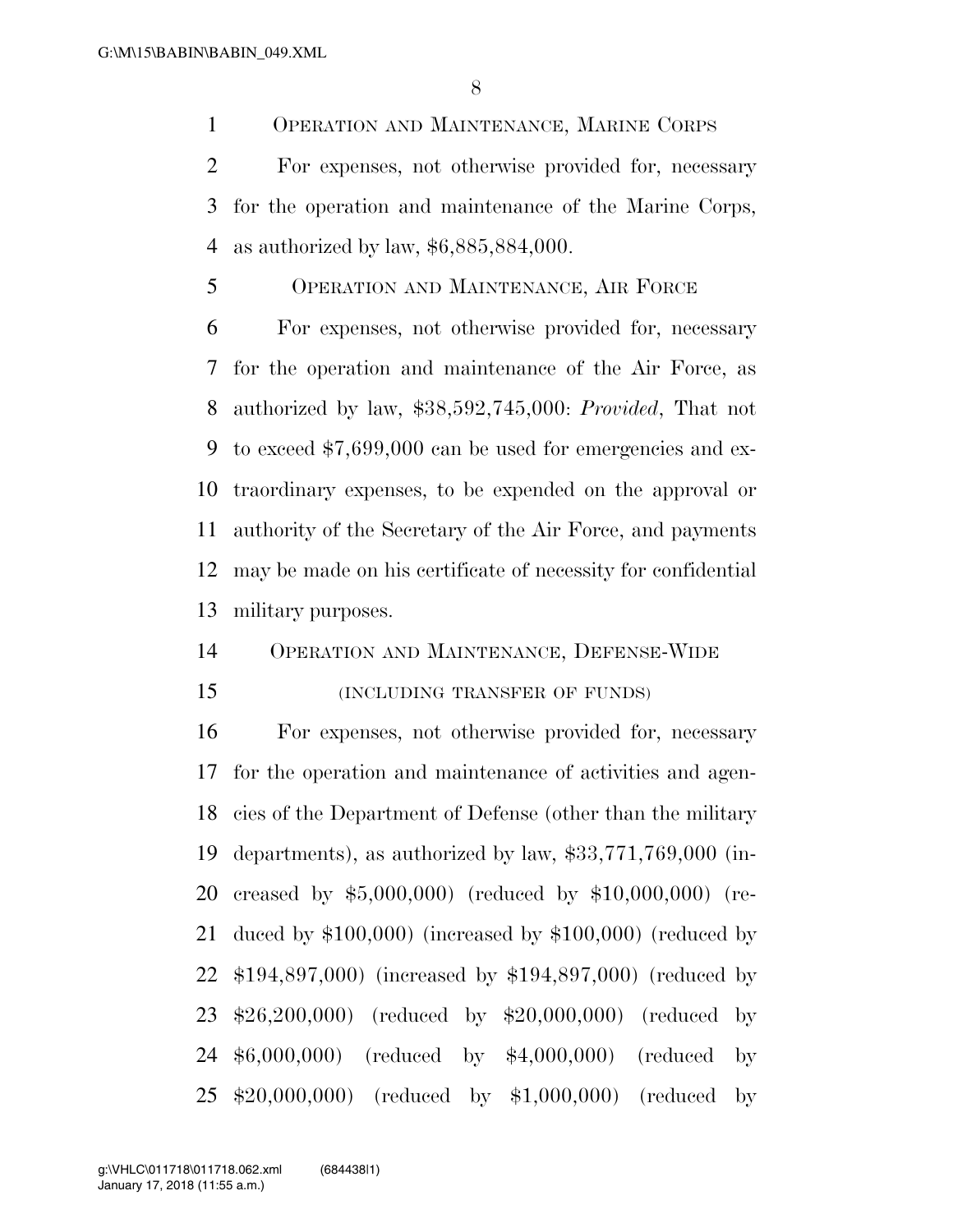OPERATION AND MAINTENANCE, MARINE CORPS

For expenses, not otherwise provided for, necessary for the operation and maintenance of the Marine Corps, as authorized by law, $6,885,884,000.

OPERATION AND MAINTENANCE, AIR FORCE

For expenses, not otherwise provided for, necessary for the operation and maintenance of the Air Force, as authorized by law, $38,592,745,000: *Provided*, That not to exceed $7,699,000 can be used for emergencies and extraordinary expenses, to be expended on the approval or authority of the Secretary of the Air Force, and payments may be made on his certificate of necessity for confidential military purposes.

OPERATION AND MAINTENANCE, DEFENSE-WIDE

(INCLUDING TRANSFER OF FUNDS)

For expenses, not otherwise provided for, necessary for the operation and maintenance of activities and agencies of the Department of Defense (other than the military departments), as authorized by law, $33,771,769,000 (increased by $5,000,000) (reduced by $10,000,000) (reduced by $100,000) (increased by $100,000) (reduced by $194,897,000) (increased by $194,897,000) (reduced by $26,200,000) (reduced by $20,000,000) (reduced by $6,000,000) (reduced by $4,000,000) (reduced by $20,000,000) (reduced by $1,000,000) (reduced by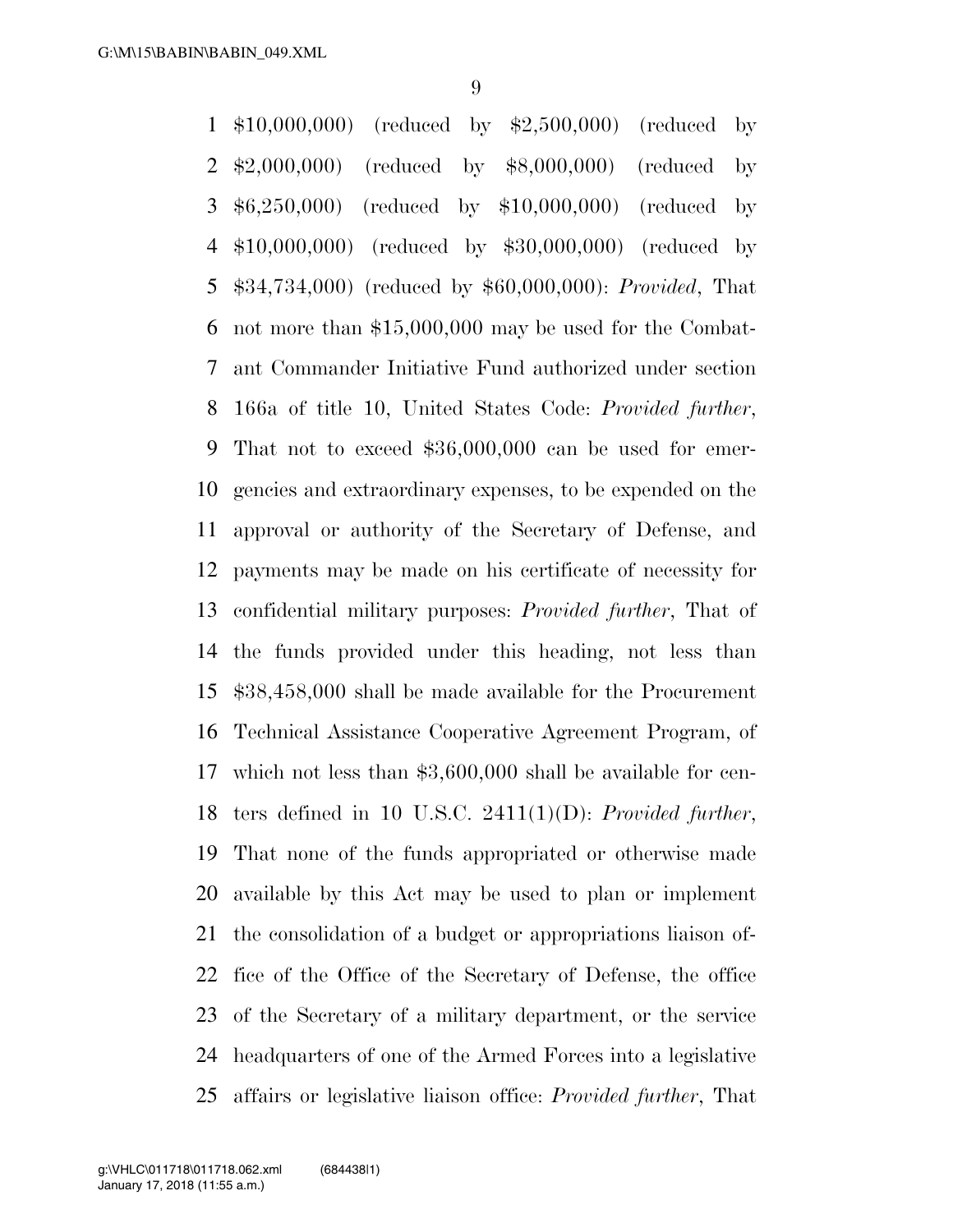$10,000,000) (reduced by $2,500,000) (reduced by $2,000,000) (reduced by $8,000,000) (reduced by $6,250,000) (reduced by $10,000,000) (reduced by $10,000,000) (reduced by $30,000,000) (reduced by $34,734,000) (reduced by $60,000,000): *Provided*, That not more than $15,000,000 may be used for the Combatant Commander Initiative Fund authorized under section 166a of title 10, United States Code: *Provided further*, That not to exceed $36,000,000 can be used for emergencies and extraordinary expenses, to be expended on the approval or authority of the Secretary of Defense, and payments may be made on his certificate of necessity for confidential military purposes: *Provided further*, That of the funds provided under this heading, not less than $38,458,000 shall be made available for the Procurement Technical Assistance Cooperative Agreement Program, of which not less than $3,600,000 shall be available for centers defined in 10 U.S.C. 2411(1)(D): *Provided further*, That none of the funds appropriated or otherwise made available by this Act may be used to plan or implement the consolidation of a budget or appropriations liaison office of the Office of the Secretary of Defense, the office of the Secretary of a military department, or the service headquarters of one of the Armed Forces into a legislative affairs or legislative liaison office: *Provided further*, That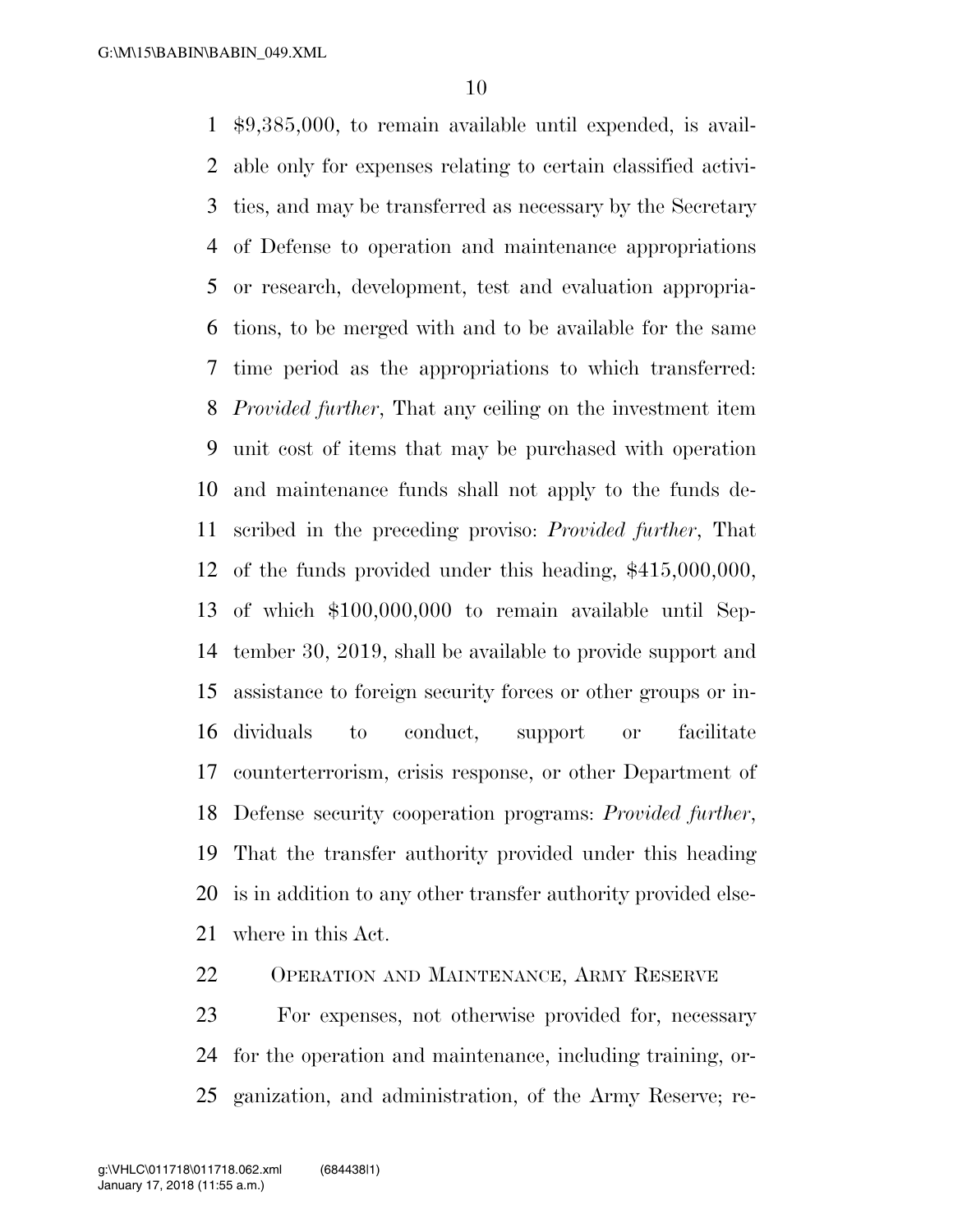$9,385,000, to remain available until expended, is available only for expenses relating to certain classified activities, and may be transferred as necessary by the Secretary of Defense to operation and maintenance appropriations or research, development, test and evaluation appropriations, to be merged with and to be available for the same time period as the appropriations to which transferred: *Provided further*, That any ceiling on the investment item unit cost of items that may be purchased with operation and maintenance funds shall not apply to the funds described in the preceding proviso: *Provided further*, That of the funds provided under this heading, $415,000,000, of which $100,000,000 to remain available until September 30, 2019, shall be available to provide support and assistance to foreign security forces or other groups or individuals to conduct, support or facilitate counterterrorism, crisis response, or other Department of Defense security cooperation programs: *Provided further*, That the transfer authority provided under this heading is in addition to any other transfer authority provided elsewhere in this Act.

OPERATION AND MAINTENANCE, ARMY RESERVE

For expenses, not otherwise provided for, necessary for the operation and maintenance, including training, organization, and administration, of the Army Reserve; re-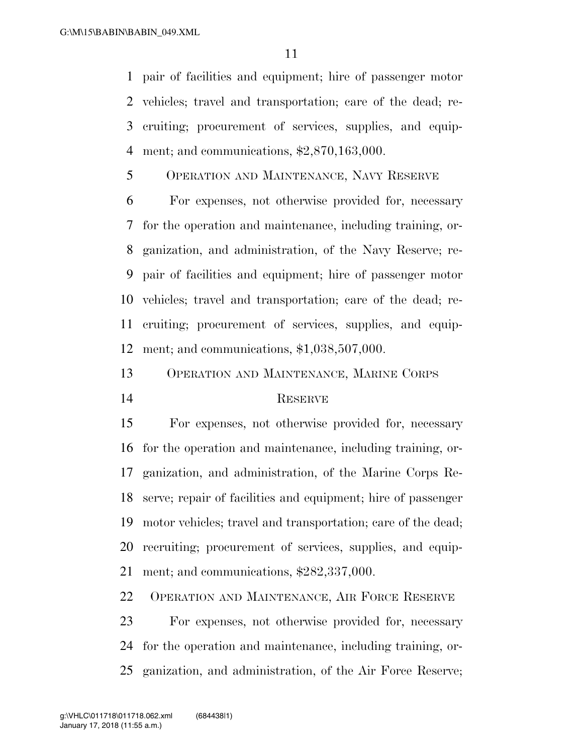pair of facilities and equipment; hire of passenger motor vehicles; travel and transportation; care of the dead; recruiting; procurement of services, supplies, and equipment; and communications, $2,870,163,000.

OPERATION AND MAINTENANCE, NAVY RESERVE

For expenses, not otherwise provided for, necessary for the operation and maintenance, including training, organization, and administration, of the Navy Reserve; repair of facilities and equipment; hire of passenger motor vehicles; travel and transportation; care of the dead; recruiting; procurement of services, supplies, and equipment; and communications, $1,038,507,000.

OPERATION AND MAINTENANCE, MARINE CORPS RESERVE

For expenses, not otherwise provided for, necessary for the operation and maintenance, including training, organization, and administration, of the Marine Corps Reserve; repair of facilities and equipment; hire of passenger motor vehicles; travel and transportation; care of the dead; recruiting; procurement of services, supplies, and equipment; and communications, $282,337,000.

OPERATION AND MAINTENANCE, AIR FORCE RESERVE

For expenses, not otherwise provided for, necessary for the operation and maintenance, including training, organization, and administration, of the Air Force Reserve;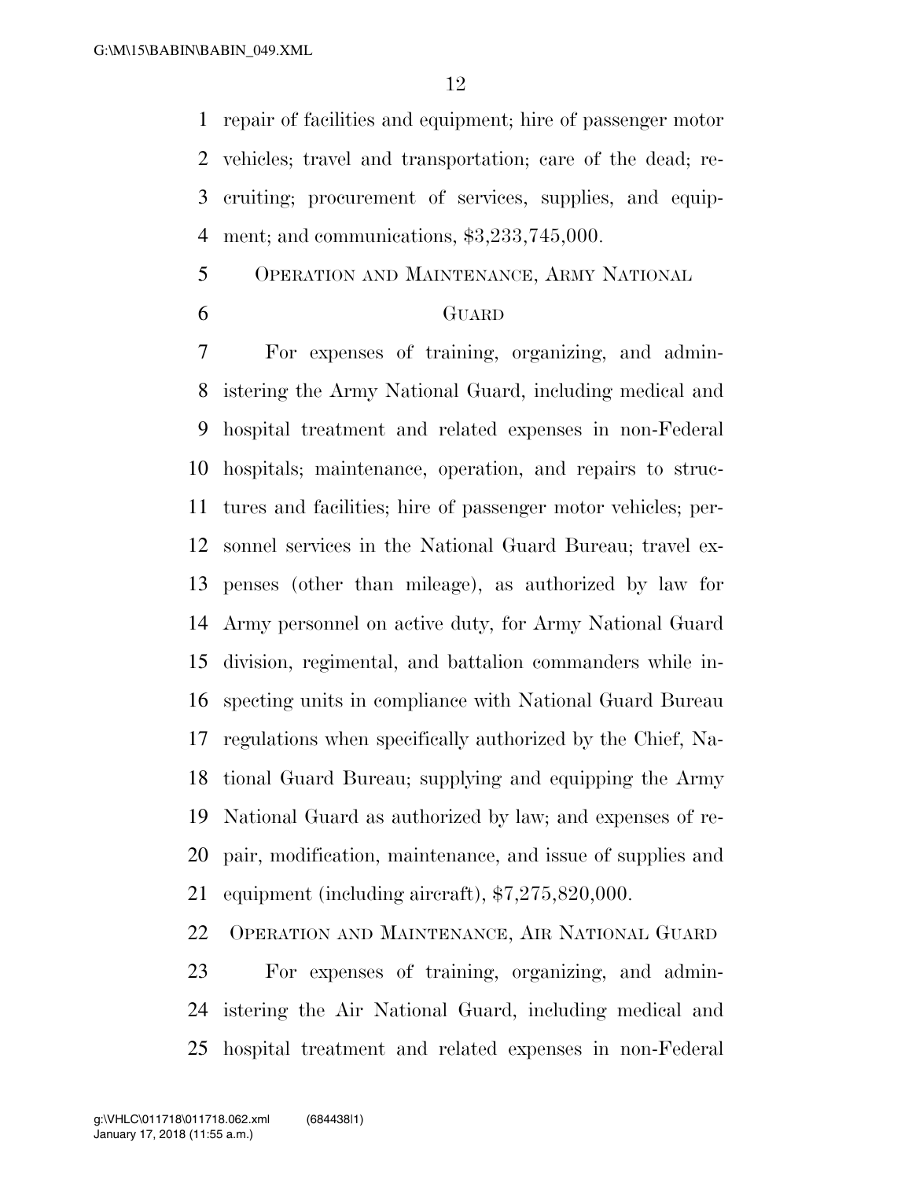repair of facilities and equipment; hire of passenger motor vehicles; travel and transportation; care of the dead; recruiting; procurement of services, supplies, and equipment; and communications, $3,233,745,000.

OPERATION AND MAINTENANCE, ARMY NATIONAL GUARD

For expenses of training, organizing, and administering the Army National Guard, including medical and hospital treatment and related expenses in non-Federal hospitals; maintenance, operation, and repairs to structures and facilities; hire of passenger motor vehicles; personnel services in the National Guard Bureau; travel expenses (other than mileage), as authorized by law for Army personnel on active duty, for Army National Guard division, regimental, and battalion commanders while inspecting units in compliance with National Guard Bureau regulations when specifically authorized by the Chief, National Guard Bureau; supplying and equipping the Army National Guard as authorized by law; and expenses of repair, modification, maintenance, and issue of supplies and equipment (including aircraft), $7,275,820,000.

OPERATION AND MAINTENANCE, AIR NATIONAL GUARD

For expenses of training, organizing, and administering the Air National Guard, including medical and hospital treatment and related expenses in non-Federal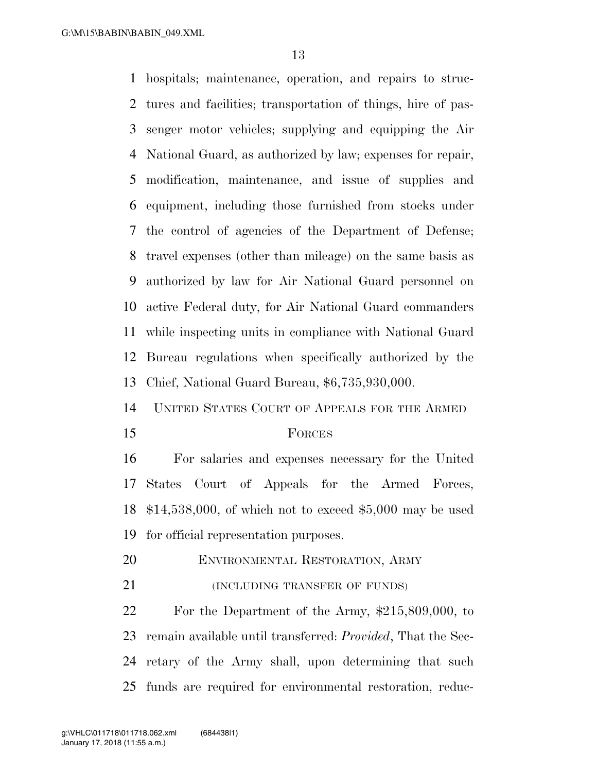hospitals; maintenance, operation, and repairs to structures and facilities; transportation of things, hire of passenger motor vehicles; supplying and equipping the Air National Guard, as authorized by law; expenses for repair, modification, maintenance, and issue of supplies and equipment, including those furnished from stocks under the control of agencies of the Department of Defense; travel expenses (other than mileage) on the same basis as authorized by law for Air National Guard personnel on active Federal duty, for Air National Guard commanders while inspecting units in compliance with National Guard Bureau regulations when specifically authorized by the Chief, National Guard Bureau, $6,735,930,000.

UNITED STATES COURT OF APPEALS FOR THE ARMED FORCES

For salaries and expenses necessary for the United States Court of Appeals for the Armed Forces, $14,538,000, of which not to exceed $5,000 may be used for official representation purposes.

ENVIRONMENTAL RESTORATION, ARMY

(INCLUDING TRANSFER OF FUNDS)

For the Department of the Army, $215,809,000, to remain available until transferred: *Provided*, That the Secretary of the Army shall, upon determining that such funds are required for environmental restoration, reduc-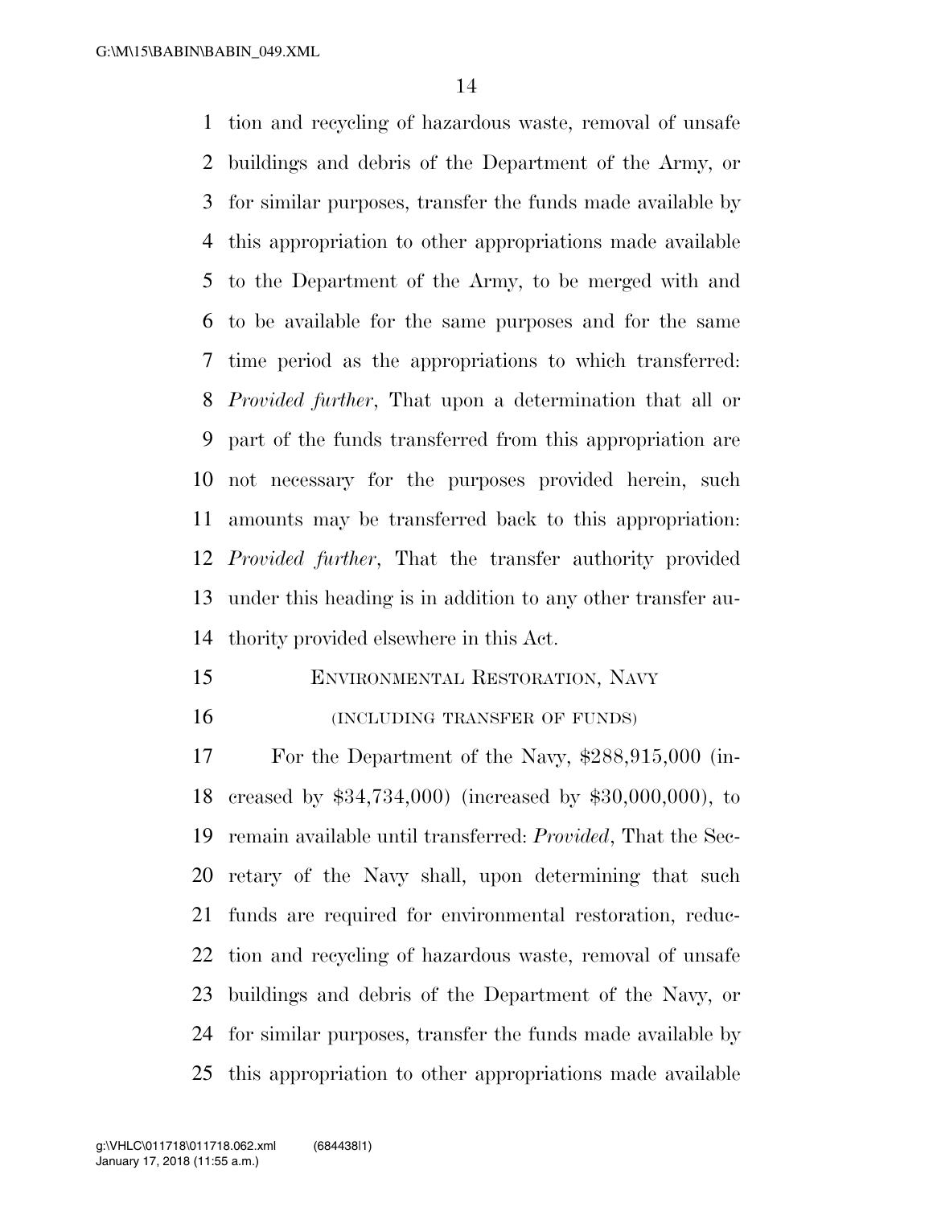tion and recycling of hazardous waste, removal of unsafe buildings and debris of the Department of the Army, or for similar purposes, transfer the funds made available by this appropriation to other appropriations made available to the Department of the Army, to be merged with and to be available for the same purposes and for the same time period as the appropriations to which transferred: *Provided further*, That upon a determination that all or part of the funds transferred from this appropriation are not necessary for the purposes provided herein, such amounts may be transferred back to this appropriation: *Provided further*, That the transfer authority provided under this heading is in addition to any other transfer authority provided elsewhere in this Act.

ENVIRONMENTAL RESTORATION, NAVY

(INCLUDING TRANSFER OF FUNDS)

For the Department of the Navy, $288,915,000 (increased by $34,734,000) (increased by $30,000,000), to remain available until transferred: *Provided*, That the Secretary of the Navy shall, upon determining that such funds are required for environmental restoration, reduction and recycling of hazardous waste, removal of unsafe buildings and debris of the Department of the Navy, or for similar purposes, transfer the funds made available by this appropriation to other appropriations made available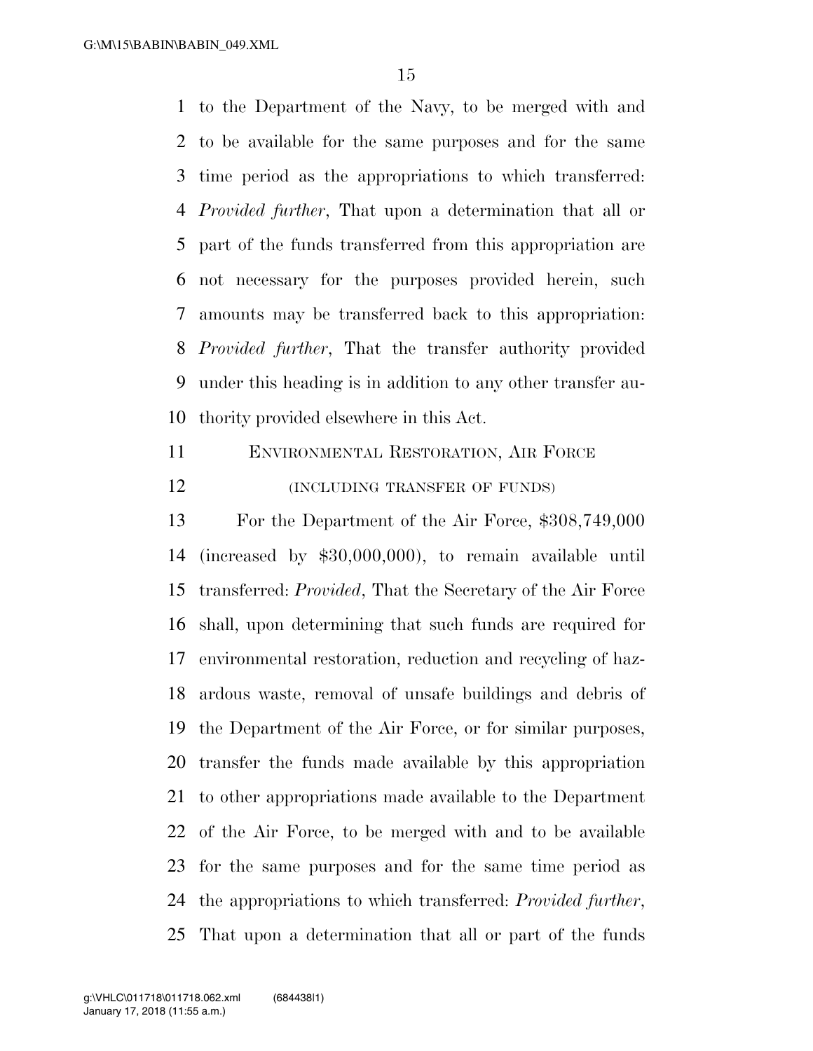to the Department of the Navy, to be merged with and to be available for the same purposes and for the same time period as the appropriations to which transferred: *Provided further*, That upon a determination that all or part of the funds transferred from this appropriation are not necessary for the purposes provided herein, such amounts may be transferred back to this appropriation: *Provided further*, That the transfer authority provided under this heading is in addition to any other transfer authority provided elsewhere in this Act.

ENVIRONMENTAL RESTORATION, AIR FORCE

(INCLUDING TRANSFER OF FUNDS)

For the Department of the Air Force, $308,749,000 (increased by $30,000,000), to remain available until transferred: *Provided*, That the Secretary of the Air Force shall, upon determining that such funds are required for environmental restoration, reduction and recycling of hazardous waste, removal of unsafe buildings and debris of the Department of the Air Force, or for similar purposes, transfer the funds made available by this appropriation to other appropriations made available to the Department of the Air Force, to be merged with and to be available for the same purposes and for the same time period as the appropriations to which transferred: *Provided further*, That upon a determination that all or part of the funds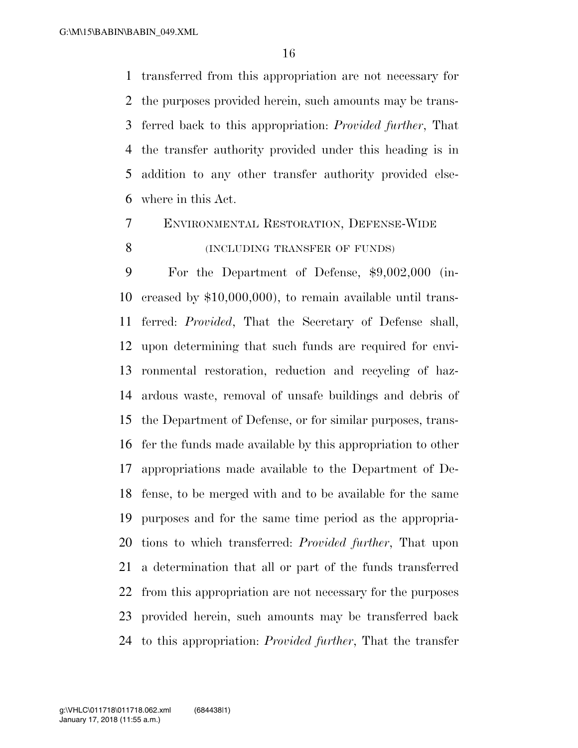transferred from this appropriation are not necessary for the purposes provided herein, such amounts may be transferred back to this appropriation: *Provided further*, That the transfer authority provided under this heading is in addition to any other transfer authority provided elsewhere in this Act.

ENVIRONMENTAL RESTORATION, DEFENSE-WIDE

(INCLUDING TRANSFER OF FUNDS)

For the Department of Defense, $9,002,000 (increased by $10,000,000), to remain available until transferred: *Provided*, That the Secretary of Defense shall, upon determining that such funds are required for environmental restoration, reduction and recycling of hazardous waste, removal of unsafe buildings and debris of the Department of Defense, or for similar purposes, transfer the funds made available by this appropriation to other appropriations made available to the Department of Defense, to be merged with and to be available for the same purposes and for the same time period as the appropriations to which transferred: *Provided further*, That upon a determination that all or part of the funds transferred from this appropriation are not necessary for the purposes provided herein, such amounts may be transferred back to this appropriation: *Provided further*, That the transfer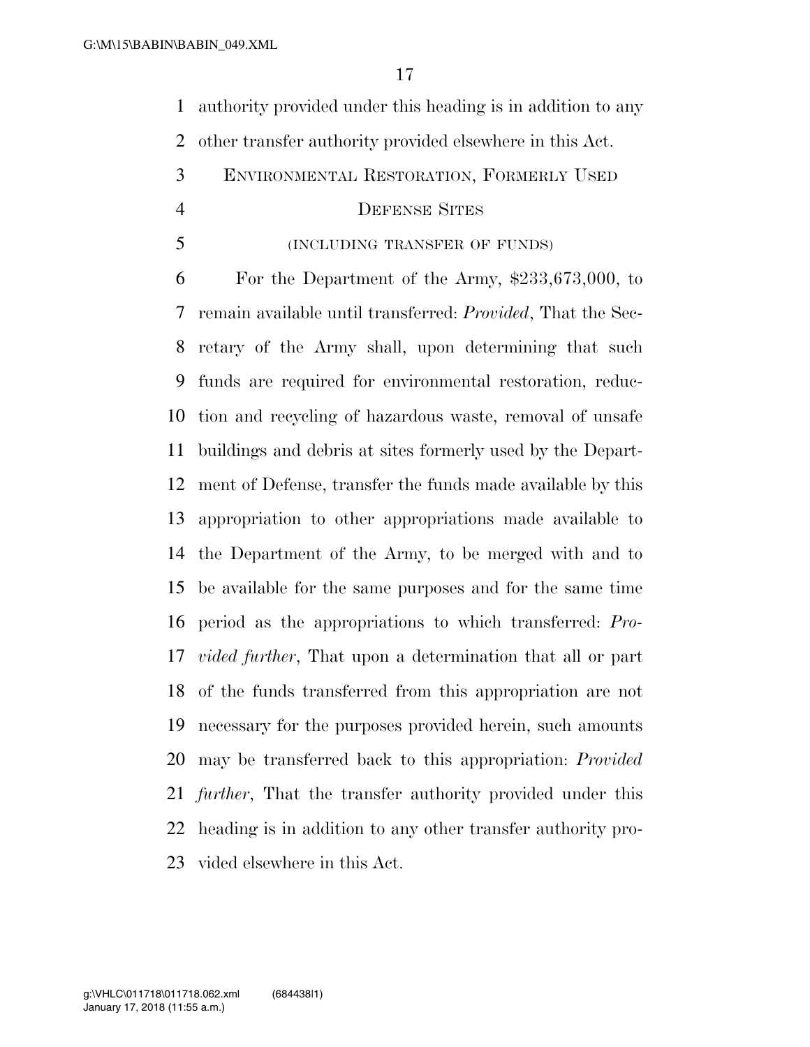authority provided under this heading is in addition to any other transfer authority provided elsewhere in this Act.

## ENVIRONMENTAL RESTORATION, FORMERLY USED DEFENSE SITES

(INCLUDING TRANSFER OF FUNDS)

For the Department of the Army, $233,673,000, to remain available until transferred: *Provided*, That the Secretary of the Army shall, upon determining that such funds are required for environmental restoration, reduction and recycling of hazardous waste, removal of unsafe buildings and debris at sites formerly used by the Department of Defense, transfer the funds made available by this appropriation to other appropriations made available to the Department of the Army, to be merged with and to be available for the same purposes and for the same time period as the appropriations to which transferred: *Provided further*, That upon a determination that all or part of the funds transferred from this appropriation are not necessary for the purposes provided herein, such amounts may be transferred back to this appropriation: *Provided further*, That the transfer authority provided under this heading is in addition to any other transfer authority provided elsewhere in this Act.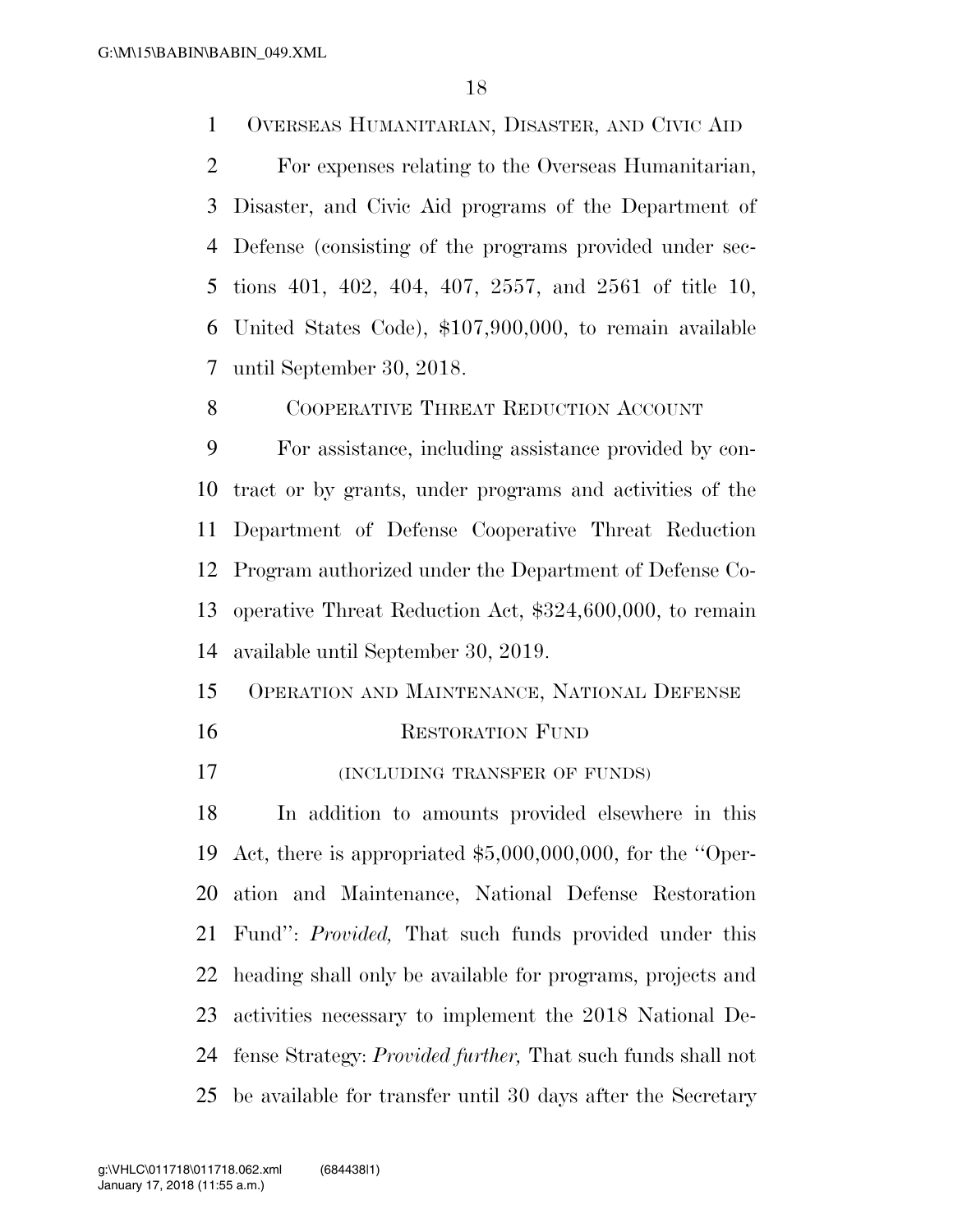OVERSEAS HUMANITARIAN, DISASTER, AND CIVIC AID

For expenses relating to the Overseas Humanitarian, Disaster, and Civic Aid programs of the Department of Defense (consisting of the programs provided under sections 401, 402, 404, 407, 2557, and 2561 of title 10, United States Code), $107,900,000, to remain available until September 30, 2018.

COOPERATIVE THREAT REDUCTION ACCOUNT

For assistance, including assistance provided by contract or by grants, under programs and activities of the Department of Defense Cooperative Threat Reduction Program authorized under the Department of Defense Cooperative Threat Reduction Act, $324,600,000, to remain available until September 30, 2019.

OPERATION AND MAINTENANCE, NATIONAL DEFENSE RESTORATION FUND

(INCLUDING TRANSFER OF FUNDS)

In addition to amounts provided elsewhere in this Act, there is appropriated $5,000,000,000, for the ''Operation and Maintenance, National Defense Restoration Fund'': *Provided,* That such funds provided under this heading shall only be available for programs, projects and activities necessary to implement the 2018 National Defense Strategy: *Provided further,* That such funds shall not be available for transfer until 30 days after the Secretary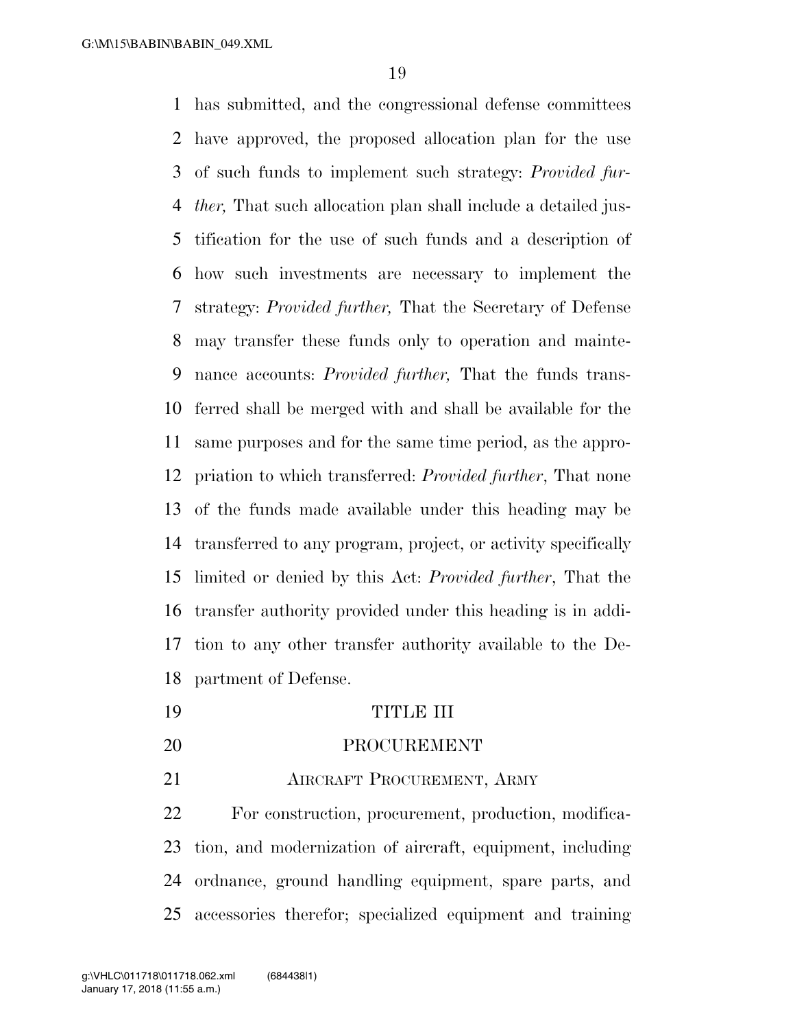has submitted, and the congressional defense committees have approved, the proposed allocation plan for the use of such funds to implement such strategy: *Provided further,* That such allocation plan shall include a detailed justification for the use of such funds and a description of how such investments are necessary to implement the strategy: *Provided further,* That the Secretary of Defense may transfer these funds only to operation and maintenance accounts: *Provided further,* That the funds transferred shall be merged with and shall be available for the same purposes and for the same time period, as the appropriation to which transferred: *Provided further*, That none of the funds made available under this heading may be transferred to any program, project, or activity specifically limited or denied by this Act: *Provided further*, That the transfer authority provided under this heading is in addition to any other transfer authority available to the Department of Defense.

## TITLE III

## PROCUREMENT

### AIRCRAFT PROCUREMENT, ARMY

For construction, procurement, production, modification, and modernization of aircraft, equipment, including ordnance, ground handling equipment, spare parts, and accessories therefor; specialized equipment and training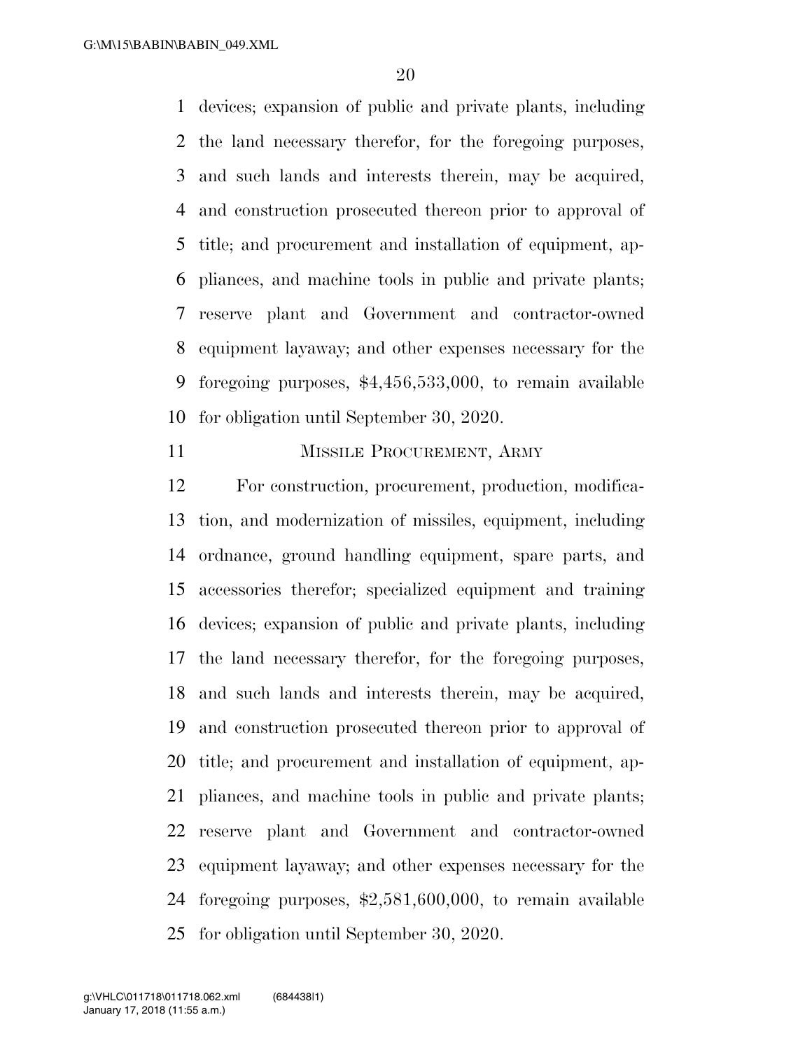devices; expansion of public and private plants, including the land necessary therefor, for the foregoing purposes, and such lands and interests therein, may be acquired, and construction prosecuted thereon prior to approval of title; and procurement and installation of equipment, appliances, and machine tools in public and private plants; reserve plant and Government and contractor-owned equipment layaway; and other expenses necessary for the foregoing purposes, $4,456,533,000, to remain available for obligation until September 30, 2020.

MISSILE PROCUREMENT, ARMY

For construction, procurement, production, modification, and modernization of missiles, equipment, including ordnance, ground handling equipment, spare parts, and accessories therefor; specialized equipment and training devices; expansion of public and private plants, including the land necessary therefor, for the foregoing purposes, and such lands and interests therein, may be acquired, and construction prosecuted thereon prior to approval of title; and procurement and installation of equipment, appliances, and machine tools in public and private plants; reserve plant and Government and contractor-owned equipment layaway; and other expenses necessary for the foregoing purposes, $2,581,600,000, to remain available for obligation until September 30, 2020.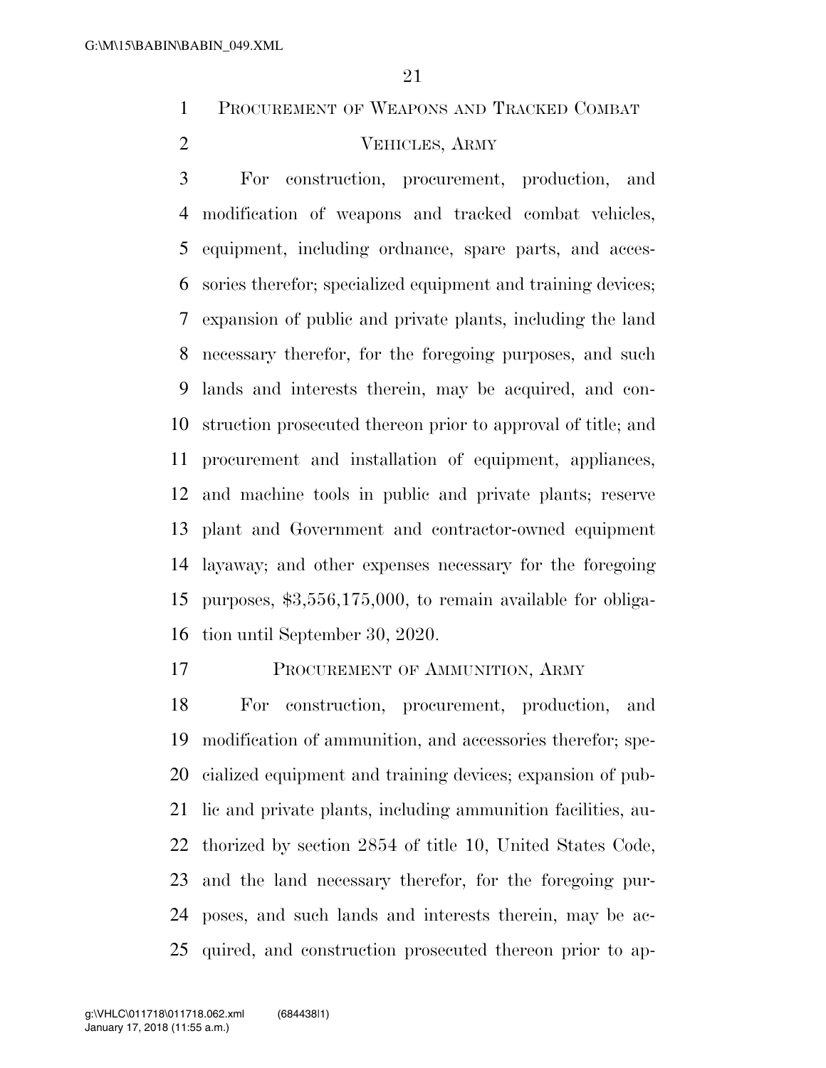## PROCUREMENT OF WEAPONS AND TRACKED COMBAT VEHICLES, ARMY

For construction, procurement, production, and modification of weapons and tracked combat vehicles, equipment, including ordnance, spare parts, and accessories therefor; specialized equipment and training devices; expansion of public and private plants, including the land necessary therefor, for the foregoing purposes, and such lands and interests therein, may be acquired, and construction prosecuted thereon prior to approval of title; and procurement and installation of equipment, appliances, and machine tools in public and private plants; reserve plant and Government and contractor-owned equipment layaway; and other expenses necessary for the foregoing purposes, $3,556,175,000, to remain available for obligation until September 30, 2020.

## PROCUREMENT OF AMMUNITION, ARMY

For construction, procurement, production, and modification of ammunition, and accessories therefor; specialized equipment and training devices; expansion of public and private plants, including ammunition facilities, authorized by section 2854 of title 10, United States Code, and the land necessary therefor, for the foregoing purposes, and such lands and interests therein, may be acquired, and construction prosecuted thereon prior to ap-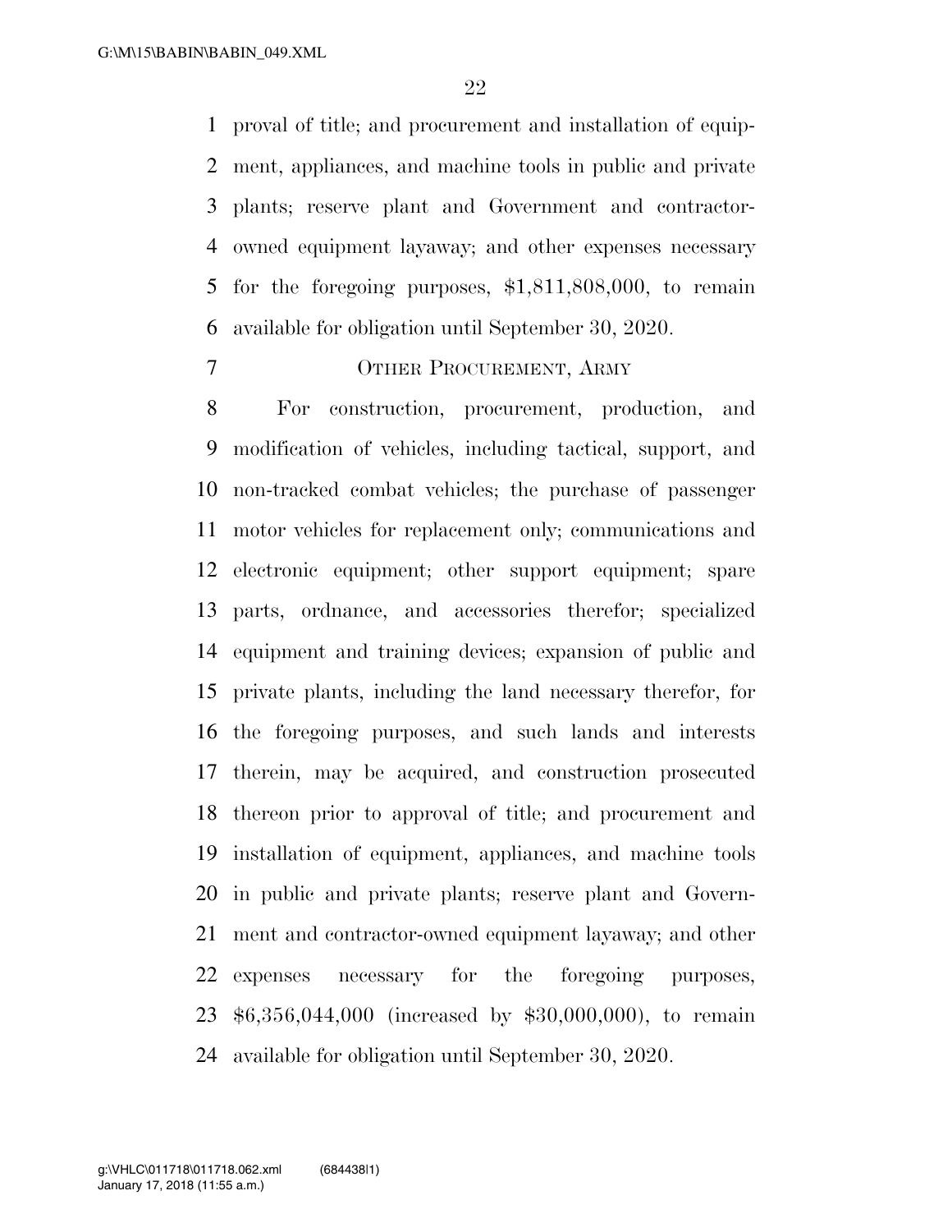proval of title; and procurement and installation of equipment, appliances, and machine tools in public and private plants; reserve plant and Government and contractor-owned equipment layaway; and other expenses necessary for the foregoing purposes, $1,811,808,000, to remain available for obligation until September 30, 2020.

## OTHER PROCUREMENT, ARMY

For construction, procurement, production, and modification of vehicles, including tactical, support, and non-tracked combat vehicles; the purchase of passenger motor vehicles for replacement only; communications and electronic equipment; other support equipment; spare parts, ordnance, and accessories therefor; specialized equipment and training devices; expansion of public and private plants, including the land necessary therefor, for the foregoing purposes, and such lands and interests therein, may be acquired, and construction prosecuted thereon prior to approval of title; and procurement and installation of equipment, appliances, and machine tools in public and private plants; reserve plant and Government and contractor-owned equipment layaway; and other expenses necessary for the foregoing purposes, $6,356,044,000 (increased by $30,000,000), to remain available for obligation until September 30, 2020.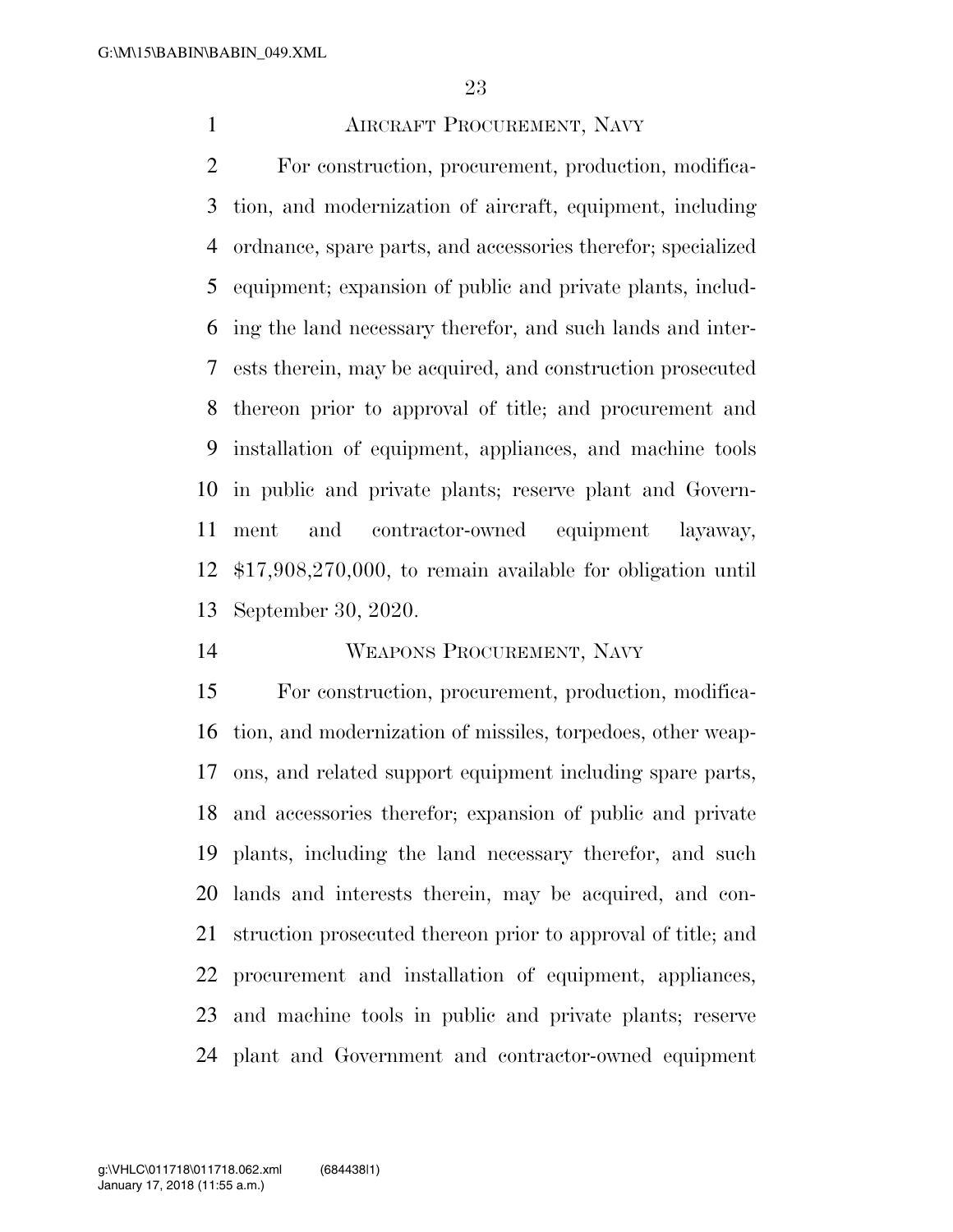## AIRCRAFT PROCUREMENT, NAVY

For construction, procurement, production, modification, and modernization of aircraft, equipment, including ordnance, spare parts, and accessories therefor; specialized equipment; expansion of public and private plants, including the land necessary therefor, and such lands and interests therein, may be acquired, and construction prosecuted thereon prior to approval of title; and procurement and installation of equipment, appliances, and machine tools in public and private plants; reserve plant and Government and contractor-owned equipment layaway, $17,908,270,000, to remain available for obligation until September 30, 2020.

## WEAPONS PROCUREMENT, NAVY

For construction, procurement, production, modification, and modernization of missiles, torpedoes, other weapons, and related support equipment including spare parts, and accessories therefor; expansion of public and private plants, including the land necessary therefor, and such lands and interests therein, may be acquired, and construction prosecuted thereon prior to approval of title; and procurement and installation of equipment, appliances, and machine tools in public and private plants; reserve plant and Government and contractor-owned equipment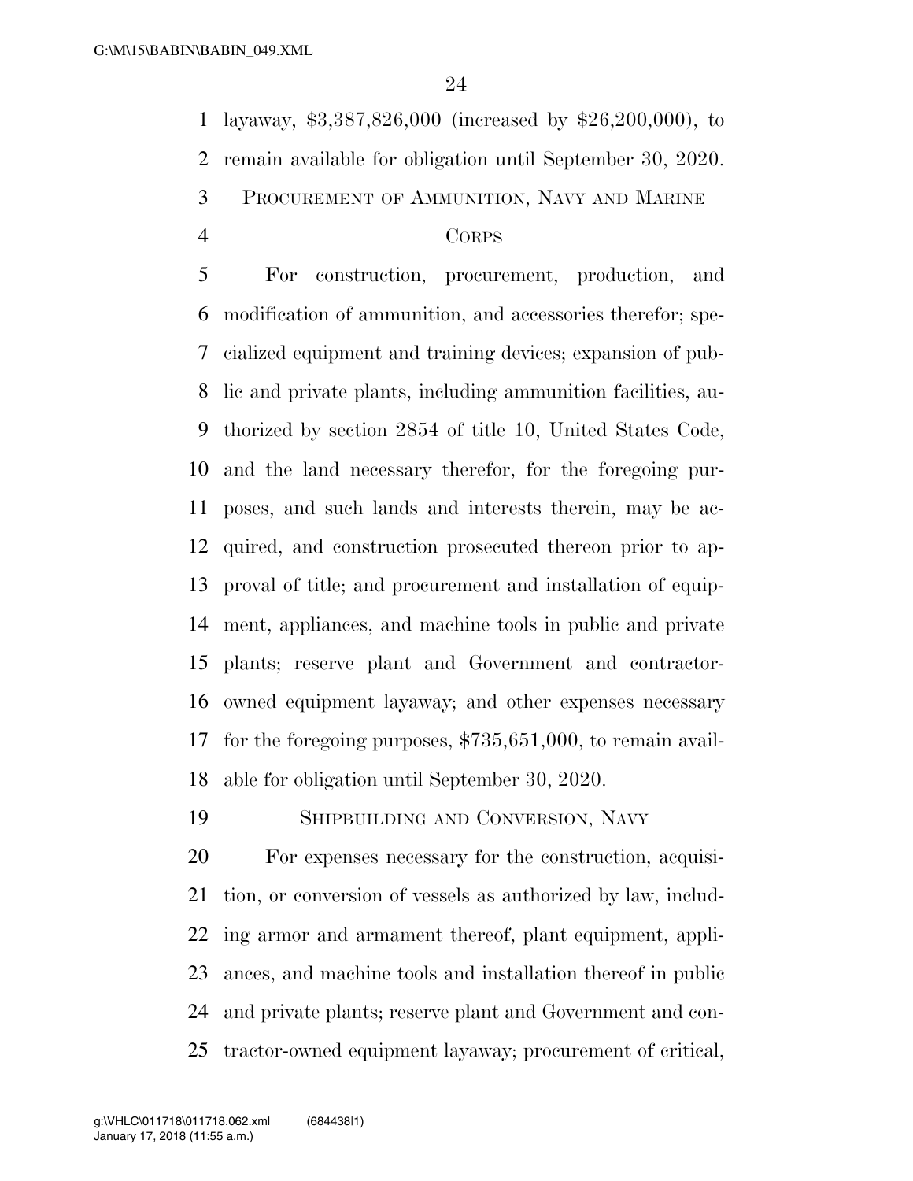layaway, $3,387,826,000 (increased by $26,200,000), to remain available for obligation until September 30, 2020.

PROCUREMENT OF AMMUNITION, NAVY AND MARINE CORPS

For construction, procurement, production, and modification of ammunition, and accessories therefor; specialized equipment and training devices; expansion of public and private plants, including ammunition facilities, authorized by section 2854 of title 10, United States Code, and the land necessary therefor, for the foregoing purposes, and such lands and interests therein, may be acquired, and construction prosecuted thereon prior to approval of title; and procurement and installation of equipment, appliances, and machine tools in public and private plants; reserve plant and Government and contractor-owned equipment layaway; and other expenses necessary for the foregoing purposes, $735,651,000, to remain available for obligation until September 30, 2020.

SHIPBUILDING AND CONVERSION, NAVY

For expenses necessary for the construction, acquisition, or conversion of vessels as authorized by law, including armor and armament thereof, plant equipment, appliances, and machine tools and installation thereof in public and private plants; reserve plant and Government and contractor-owned equipment layaway; procurement of critical,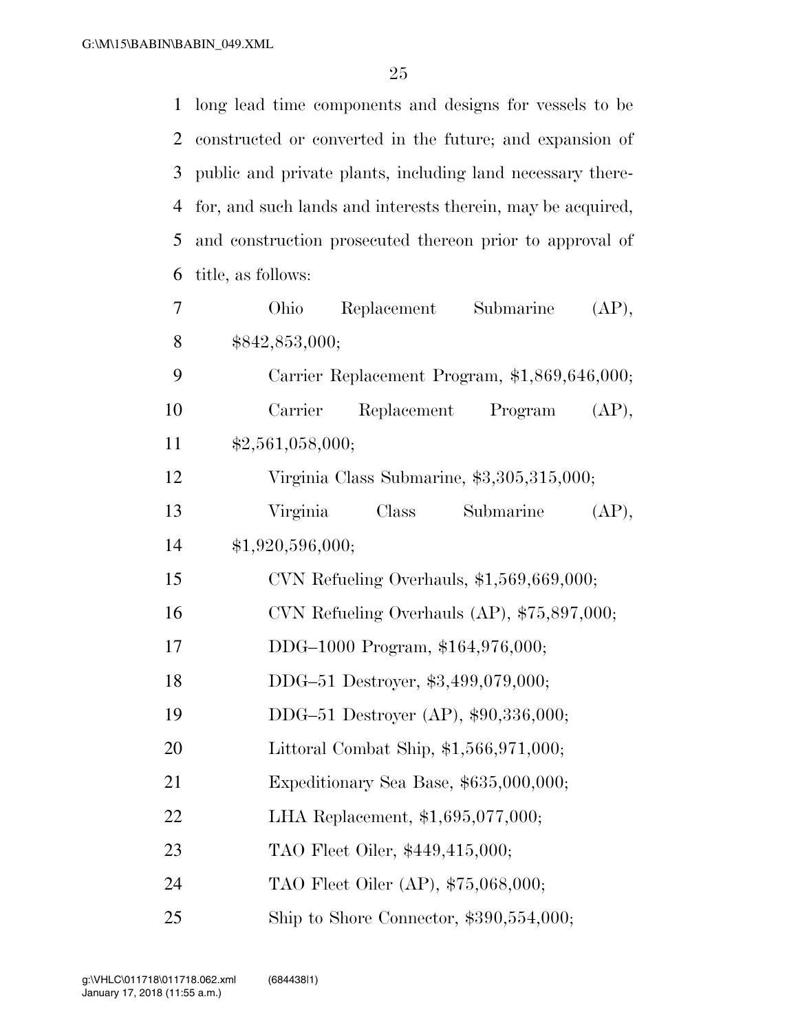long lead time components and designs for vessels to be constructed or converted in the future; and expansion of public and private plants, including land necessary therefor, and such lands and interests therein, may be acquired, and construction prosecuted thereon prior to approval of title, as follows:

Ohio Replacement Submarine (AP), $842,853,000;

Carrier Replacement Program, $1,869,646,000;

Carrier Replacement Program (AP), $2,561,058,000;

Virginia Class Submarine, $3,305,315,000;

Virginia Class Submarine (AP), $1,920,596,000;

CVN Refueling Overhauls, $1,569,669,000;

CVN Refueling Overhauls (AP), $75,897,000;

DDG–1000 Program, $164,976,000;

DDG–51 Destroyer, $3,499,079,000;

DDG–51 Destroyer (AP), $90,336,000;

Littoral Combat Ship, $1,566,971,000;

Expeditionary Sea Base, $635,000,000;

LHA Replacement, $1,695,077,000;

TAO Fleet Oiler, $449,415,000;

TAO Fleet Oiler (AP), $75,068,000;

Ship to Shore Connector, $390,554,000;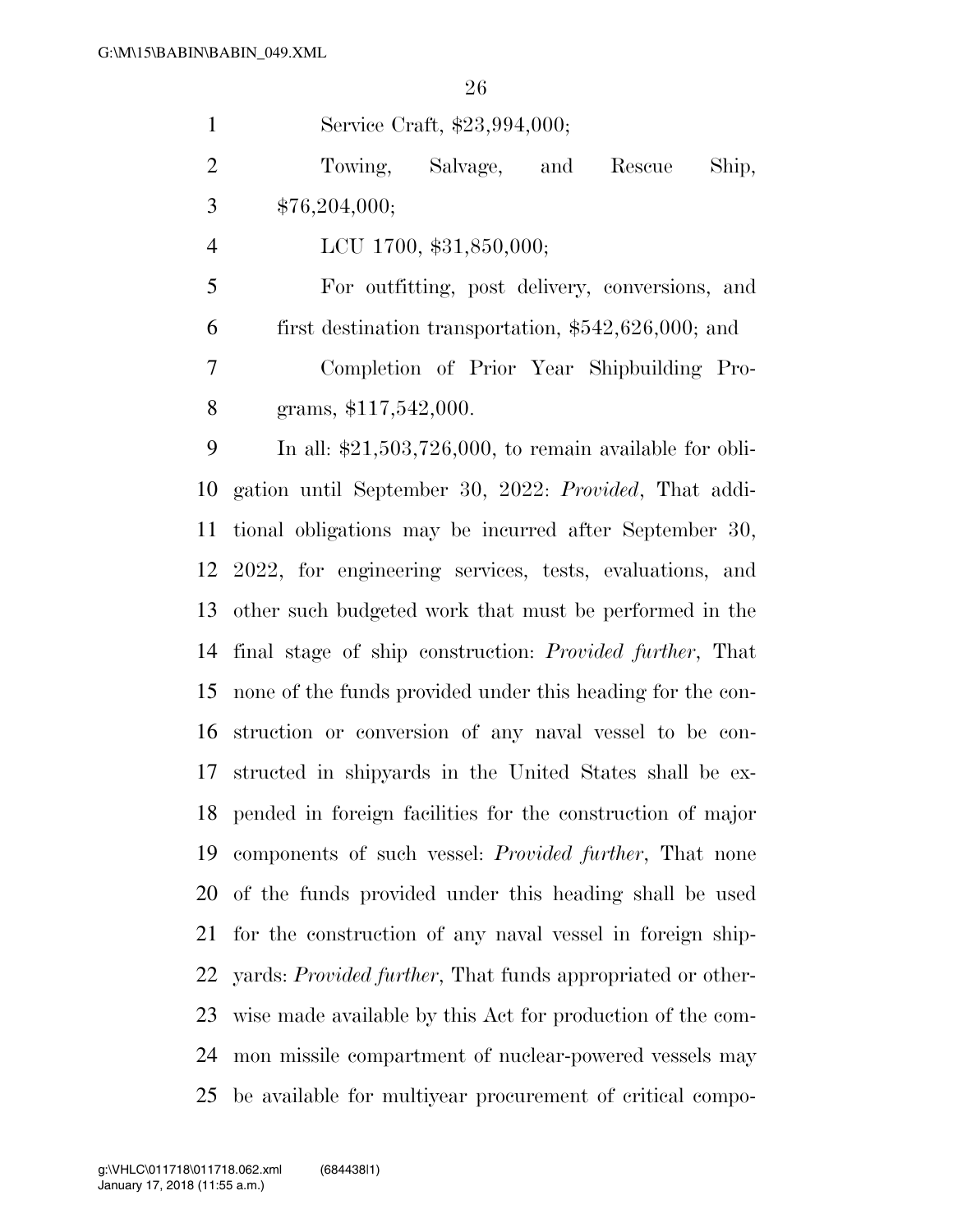Service Craft, $23,994,000;

Towing, Salvage, and Rescue Ship, $76,204,000;

LCU 1700, $31,850,000;

For outfitting, post delivery, conversions, and first destination transportation, $542,626,000; and

Completion of Prior Year Shipbuilding Programs, $117,542,000.

In all: $21,503,726,000, to remain available for obligation until September 30, 2022: *Provided*, That additional obligations may be incurred after September 30, 2022, for engineering services, tests, evaluations, and other such budgeted work that must be performed in the final stage of ship construction: *Provided further*, That none of the funds provided under this heading for the construction or conversion of any naval vessel to be constructed in shipyards in the United States shall be expended in foreign facilities for the construction of major components of such vessel: *Provided further*, That none of the funds provided under this heading shall be used for the construction of any naval vessel in foreign shipyards: *Provided further*, That funds appropriated or otherwise made available by this Act for production of the common missile compartment of nuclear-powered vessels may be available for multiyear procurement of critical compo-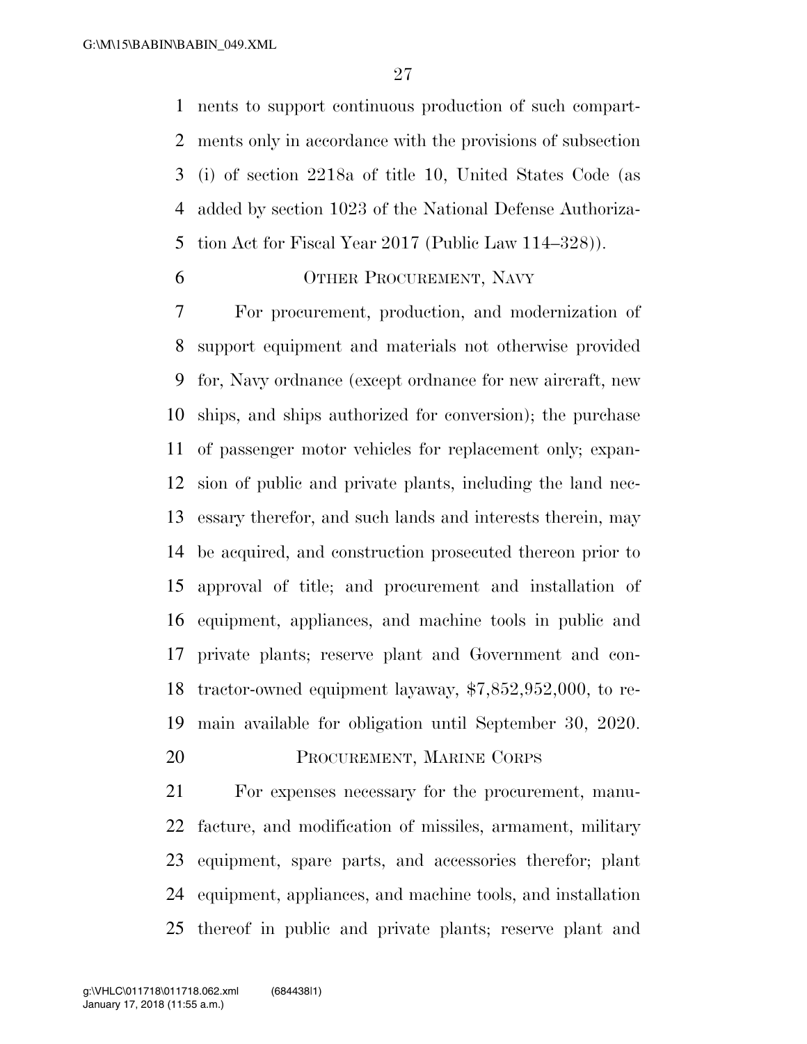nents to support continuous production of such compartments only in accordance with the provisions of subsection (i) of section 2218a of title 10, United States Code (as added by section 1023 of the National Defense Authorization Act for Fiscal Year 2017 (Public Law 114–328)).

### OTHER PROCUREMENT, NAVY

For procurement, production, and modernization of support equipment and materials not otherwise provided for, Navy ordnance (except ordnance for new aircraft, new ships, and ships authorized for conversion); the purchase of passenger motor vehicles for replacement only; expansion of public and private plants, including the land necessary therefor, and such lands and interests therein, may be acquired, and construction prosecuted thereon prior to approval of title; and procurement and installation of equipment, appliances, and machine tools in public and private plants; reserve plant and Government and contractor-owned equipment layaway, $7,852,952,000, to remain available for obligation until September 30, 2020.

### PROCUREMENT, MARINE CORPS

For expenses necessary for the procurement, manufacture, and modification of missiles, armament, military equipment, spare parts, and accessories therefor; plant equipment, appliances, and machine tools, and installation thereof in public and private plants; reserve plant and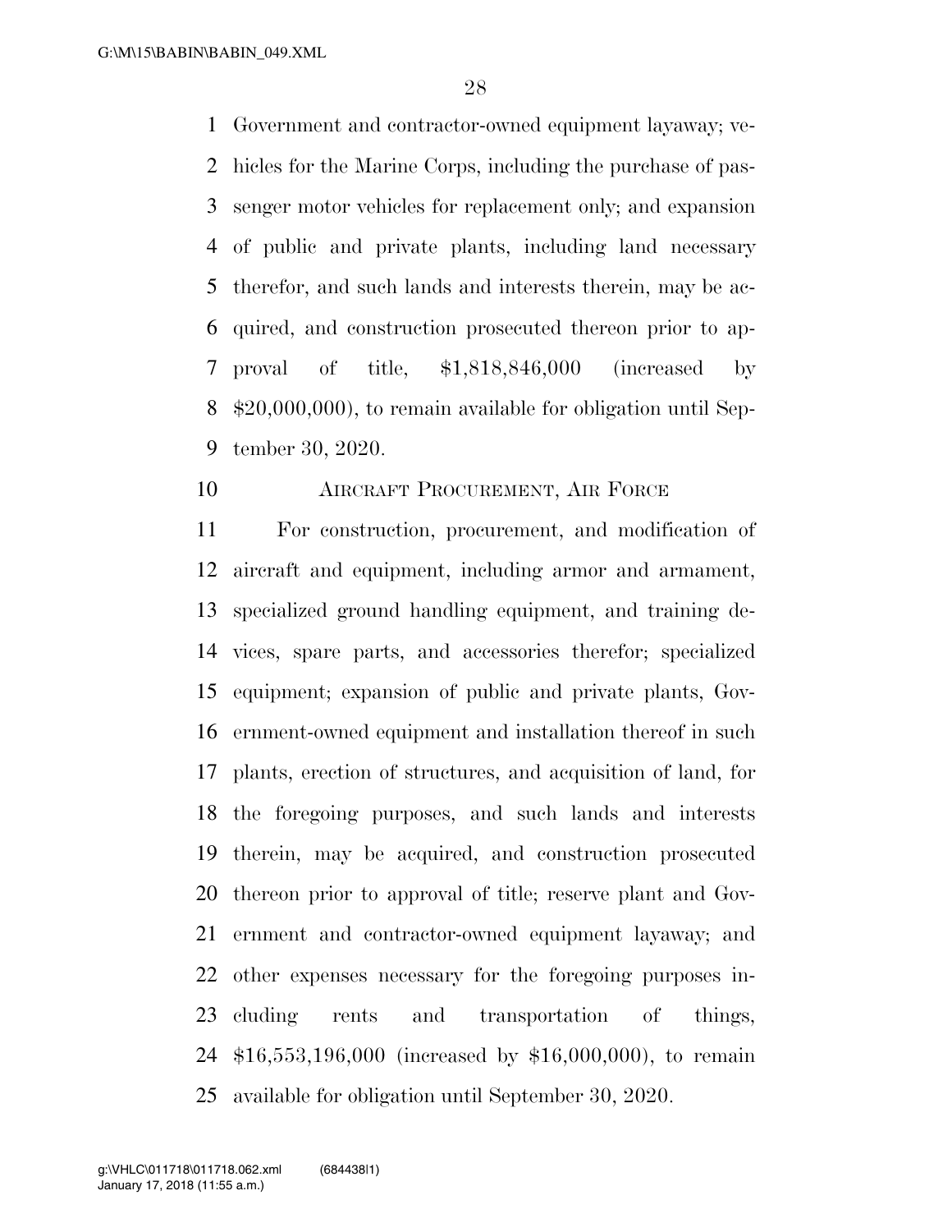Government and contractor-owned equipment layaway; vehicles for the Marine Corps, including the purchase of passenger motor vehicles for replacement only; and expansion of public and private plants, including land necessary therefor, and such lands and interests therein, may be acquired, and construction prosecuted thereon prior to approval of title, $1,818,846,000 (increased by $20,000,000), to remain available for obligation until September 30, 2020.

## AIRCRAFT PROCUREMENT, AIR FORCE

For construction, procurement, and modification of aircraft and equipment, including armor and armament, specialized ground handling equipment, and training devices, spare parts, and accessories therefor; specialized equipment; expansion of public and private plants, Government-owned equipment and installation thereof in such plants, erection of structures, and acquisition of land, for the foregoing purposes, and such lands and interests therein, may be acquired, and construction prosecuted thereon prior to approval of title; reserve plant and Government and contractor-owned equipment layaway; and other expenses necessary for the foregoing purposes including rents and transportation of things, $16,553,196,000 (increased by $16,000,000), to remain available for obligation until September 30, 2020.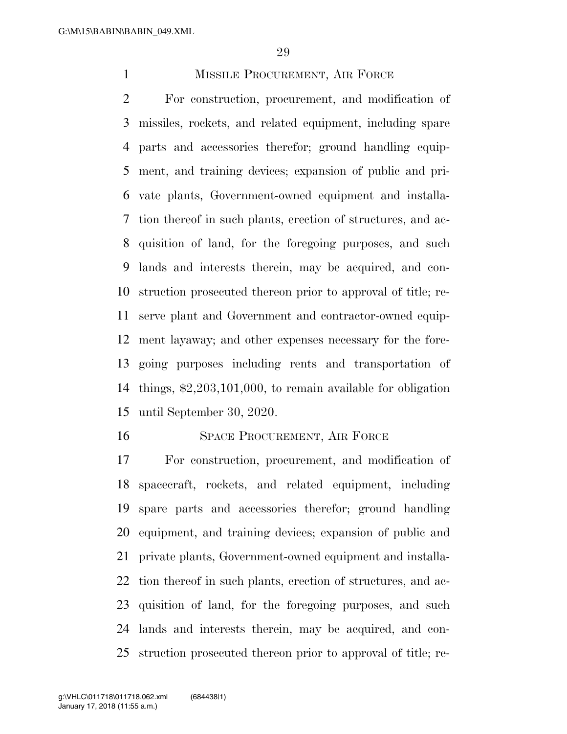MISSILE PROCUREMENT, AIR FORCE

For construction, procurement, and modification of missiles, rockets, and related equipment, including spare parts and accessories therefor; ground handling equipment, and training devices; expansion of public and private plants, Government-owned equipment and installation thereof in such plants, erection of structures, and acquisition of land, for the foregoing purposes, and such lands and interests therein, may be acquired, and construction prosecuted thereon prior to approval of title; reserve plant and Government and contractor-owned equipment layaway; and other expenses necessary for the foregoing purposes including rents and transportation of things, $2,203,101,000, to remain available for obligation until September 30, 2020.

SPACE PROCUREMENT, AIR FORCE

For construction, procurement, and modification of spacecraft, rockets, and related equipment, including spare parts and accessories therefor; ground handling equipment, and training devices; expansion of public and private plants, Government-owned equipment and installation thereof in such plants, erection of structures, and acquisition of land, for the foregoing purposes, and such lands and interests therein, may be acquired, and construction prosecuted thereon prior to approval of title; re-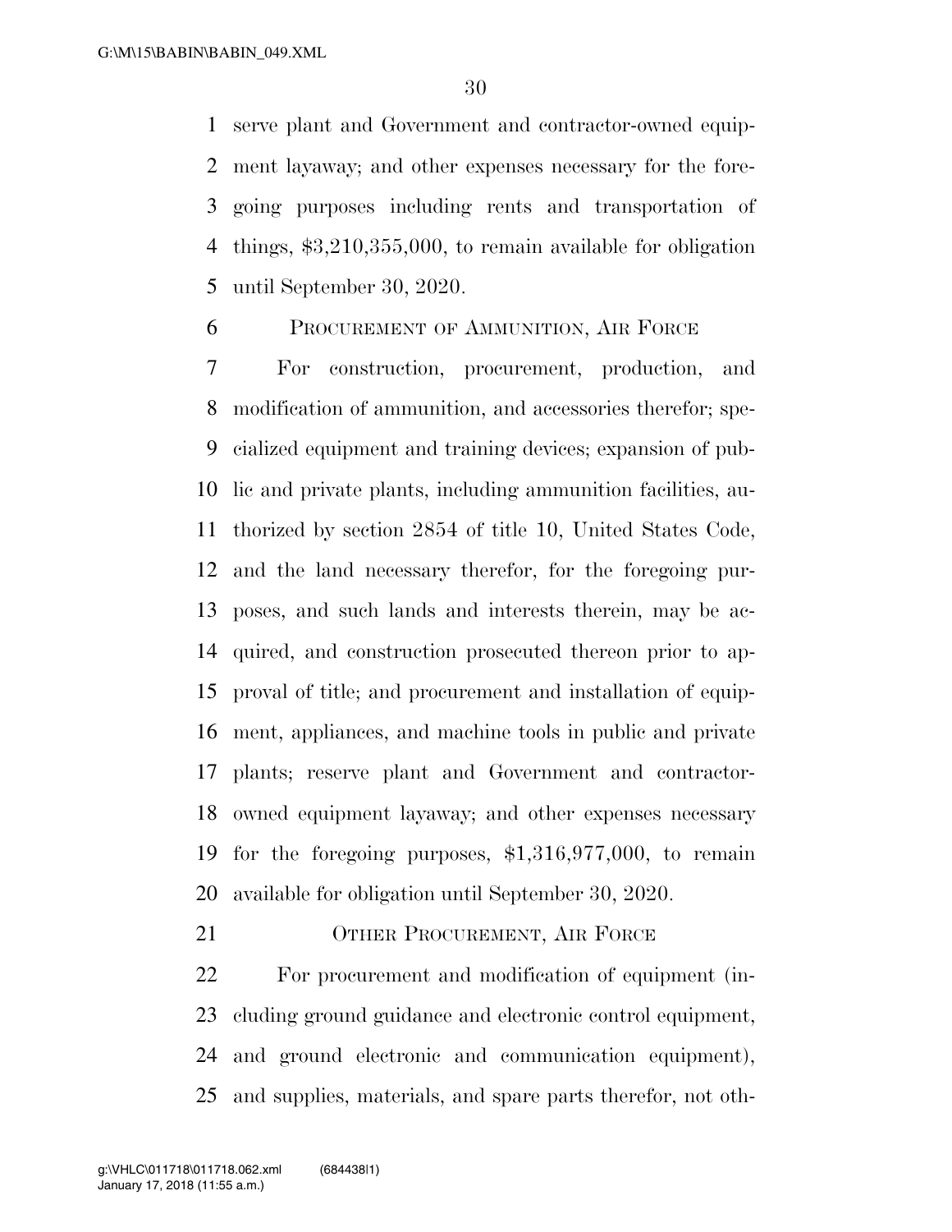serve plant and Government and contractor-owned equipment layaway; and other expenses necessary for the foregoing purposes including rents and transportation of things, $3,210,355,000, to remain available for obligation until September 30, 2020.

### PROCUREMENT OF AMMUNITION, AIR FORCE

For construction, procurement, production, and modification of ammunition, and accessories therefor; specialized equipment and training devices; expansion of public and private plants, including ammunition facilities, authorized by section 2854 of title 10, United States Code, and the land necessary therefor, for the foregoing purposes, and such lands and interests therein, may be acquired, and construction prosecuted thereon prior to approval of title; and procurement and installation of equipment, appliances, and machine tools in public and private plants; reserve plant and Government and contractor-owned equipment layaway; and other expenses necessary for the foregoing purposes, $1,316,977,000, to remain available for obligation until September 30, 2020.

### OTHER PROCUREMENT, AIR FORCE

For procurement and modification of equipment (including ground guidance and electronic control equipment, and ground electronic and communication equipment), and supplies, materials, and spare parts therefor, not oth-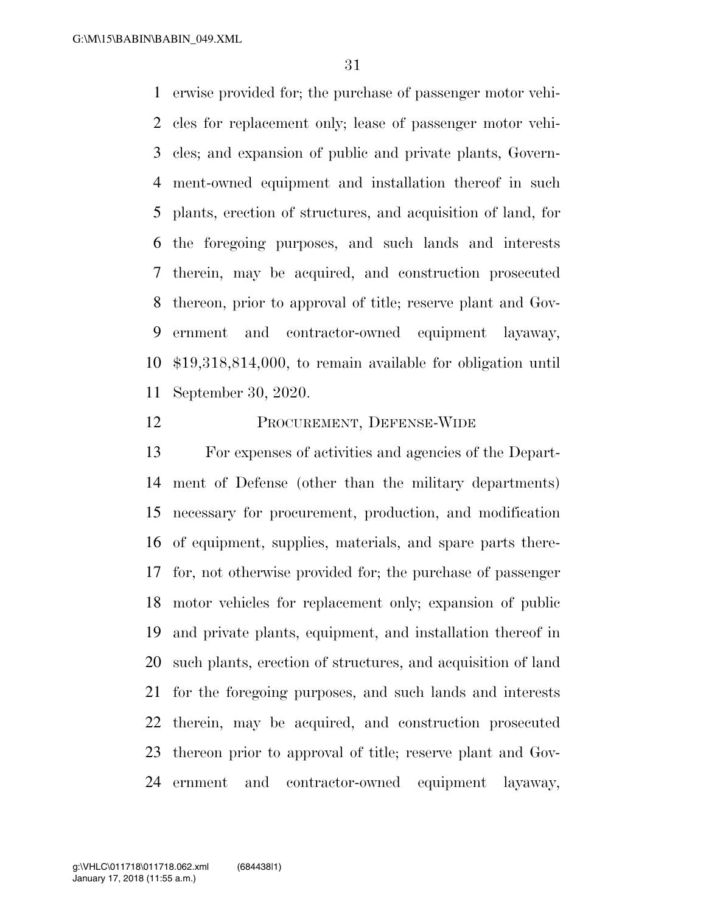erwise provided for; the purchase of passenger motor vehicles for replacement only; lease of passenger motor vehicles; and expansion of public and private plants, Government-owned equipment and installation thereof in such plants, erection of structures, and acquisition of land, for the foregoing purposes, and such lands and interests therein, may be acquired, and construction prosecuted thereon, prior to approval of title; reserve plant and Government and contractor-owned equipment layaway, $19,318,814,000, to remain available for obligation until September 30, 2020.

## PROCUREMENT, DEFENSE-WIDE

For expenses of activities and agencies of the Department of Defense (other than the military departments) necessary for procurement, production, and modification of equipment, supplies, materials, and spare parts therefor, not otherwise provided for; the purchase of passenger motor vehicles for replacement only; expansion of public and private plants, equipment, and installation thereof in such plants, erection of structures, and acquisition of land for the foregoing purposes, and such lands and interests therein, may be acquired, and construction prosecuted thereon prior to approval of title; reserve plant and Government and contractor-owned equipment layaway,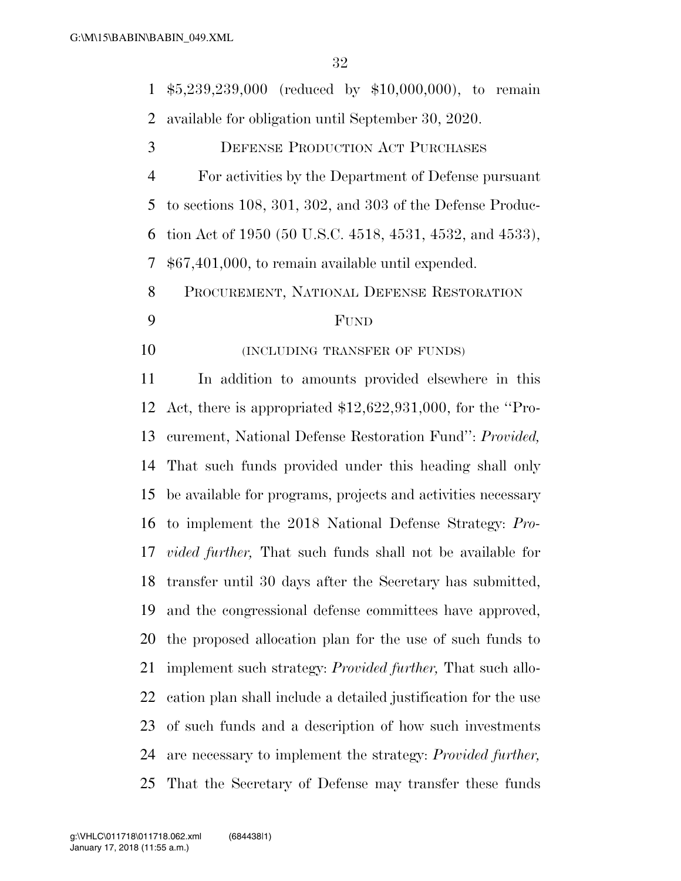$5,239,239,000 (reduced by $10,000,000), to remain available for obligation until September 30, 2020.

DEFENSE PRODUCTION ACT PURCHASES

For activities by the Department of Defense pursuant to sections 108, 301, 302, and 303 of the Defense Production Act of 1950 (50 U.S.C. 4518, 4531, 4532, and 4533), $67,401,000, to remain available until expended.

PROCUREMENT, NATIONAL DEFENSE RESTORATION FUND

(INCLUDING TRANSFER OF FUNDS)

In addition to amounts provided elsewhere in this Act, there is appropriated $12,622,931,000, for the ''Procurement, National Defense Restoration Fund'': *Provided,* That such funds provided under this heading shall only be available for programs, projects and activities necessary to implement the 2018 National Defense Strategy: *Provided further,* That such funds shall not be available for transfer until 30 days after the Secretary has submitted, and the congressional defense committees have approved, the proposed allocation plan for the use of such funds to implement such strategy: *Provided further,* That such allocation plan shall include a detailed justification for the use of such funds and a description of how such investments are necessary to implement the strategy: *Provided further,* That the Secretary of Defense may transfer these funds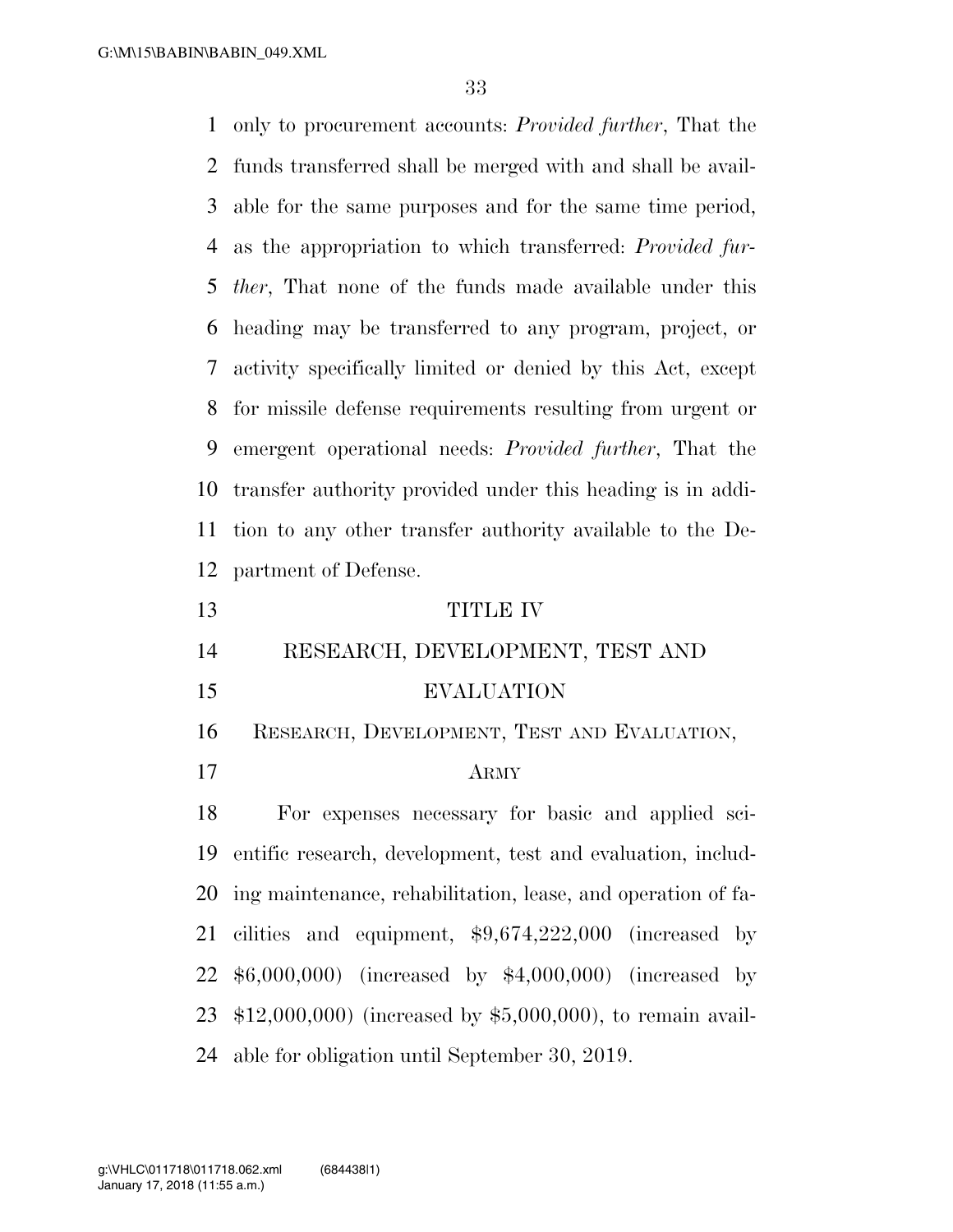only to procurement accounts: *Provided further*, That the funds transferred shall be merged with and shall be available for the same purposes and for the same time period, as the appropriation to which transferred: *Provided further*, That none of the funds made available under this heading may be transferred to any program, project, or activity specifically limited or denied by this Act, except for missile defense requirements resulting from urgent or emergent operational needs: *Provided further*, That the transfer authority provided under this heading is in addition to any other transfer authority available to the Department of Defense.

# TITLE IV

# RESEARCH, DEVELOPMENT, TEST AND EVALUATION

## RESEARCH, DEVELOPMENT, TEST AND EVALUATION, ARMY

For expenses necessary for basic and applied scientific research, development, test and evaluation, including maintenance, rehabilitation, lease, and operation of facilities and equipment, $9,674,222,000 (increased by $6,000,000) (increased by $4,000,000) (increased by $12,000,000) (increased by $5,000,000), to remain available for obligation until September 30, 2019.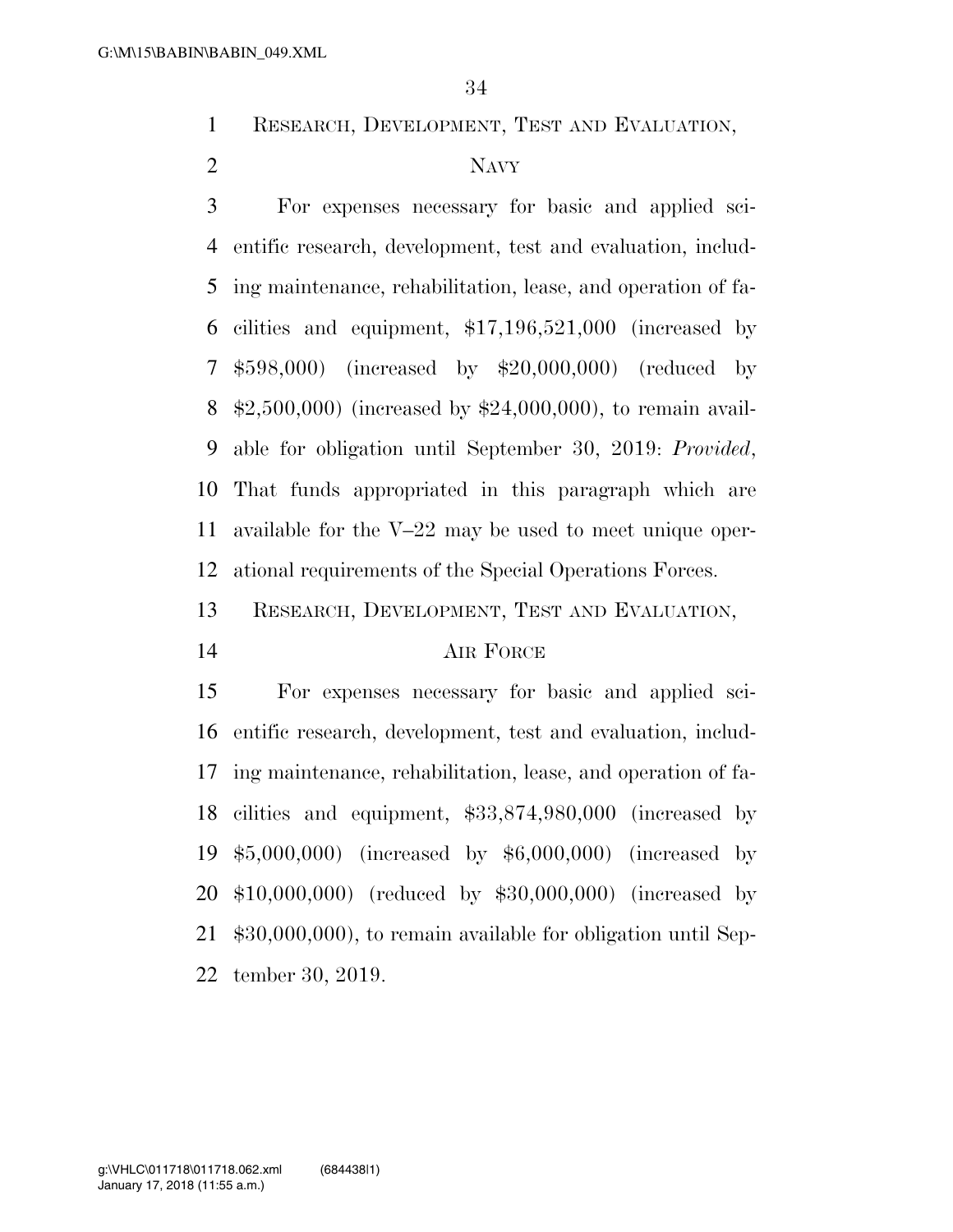RESEARCH, DEVELOPMENT, TEST AND EVALUATION, NAVY

For expenses necessary for basic and applied scientific research, development, test and evaluation, including maintenance, rehabilitation, lease, and operation of facilities and equipment, $17,196,521,000 (increased by $598,000) (increased by $20,000,000) (reduced by $2,500,000) (increased by $24,000,000), to remain available for obligation until September 30, 2019: *Provided*, That funds appropriated in this paragraph which are available for the V–22 may be used to meet unique operational requirements of the Special Operations Forces.

RESEARCH, DEVELOPMENT, TEST AND EVALUATION, AIR FORCE

For expenses necessary for basic and applied scientific research, development, test and evaluation, including maintenance, rehabilitation, lease, and operation of facilities and equipment, $33,874,980,000 (increased by $5,000,000) (increased by $6,000,000) (increased by $10,000,000) (reduced by $30,000,000) (increased by $30,000,000), to remain available for obligation until September 30, 2019.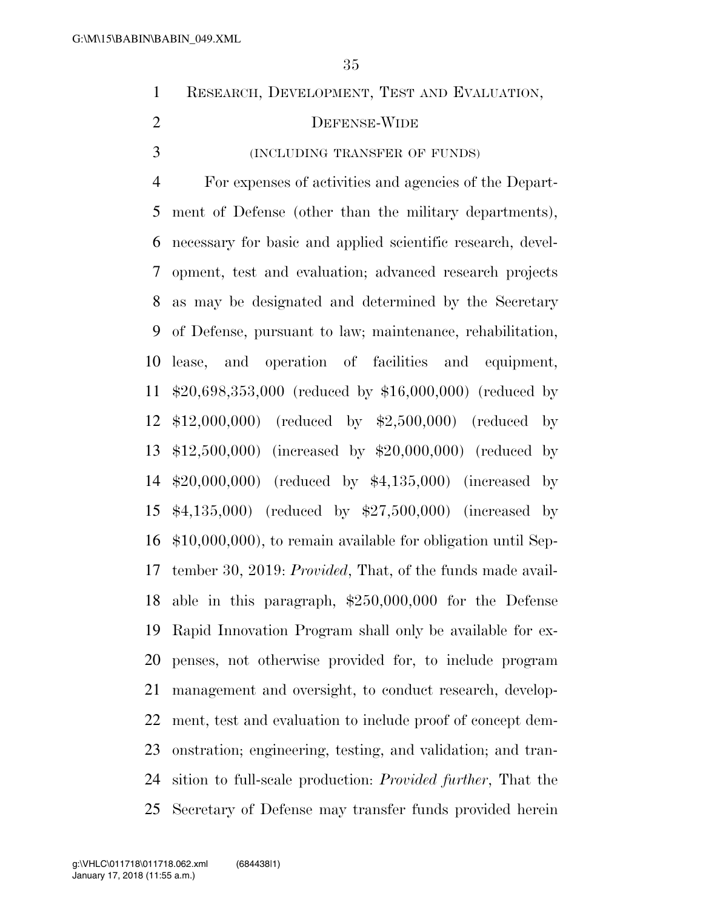RESEARCH, DEVELOPMENT, TEST AND EVALUATION, DEFENSE-WIDE

(INCLUDING TRANSFER OF FUNDS)

For expenses of activities and agencies of the Department of Defense (other than the military departments), necessary for basic and applied scientific research, development, test and evaluation; advanced research projects as may be designated and determined by the Secretary of Defense, pursuant to law; maintenance, rehabilitation, lease, and operation of facilities and equipment, $20,698,353,000 (reduced by $16,000,000) (reduced by $12,000,000) (reduced by $2,500,000) (reduced by $12,500,000) (increased by $20,000,000) (reduced by $20,000,000) (reduced by $4,135,000) (increased by $4,135,000) (reduced by $27,500,000) (increased by $10,000,000), to remain available for obligation until September 30, 2019: *Provided*, That, of the funds made available in this paragraph, $250,000,000 for the Defense Rapid Innovation Program shall only be available for expenses, not otherwise provided for, to include program management and oversight, to conduct research, development, test and evaluation to include proof of concept demonstration; engineering, testing, and validation; and transition to full-scale production: *Provided further*, That the Secretary of Defense may transfer funds provided herein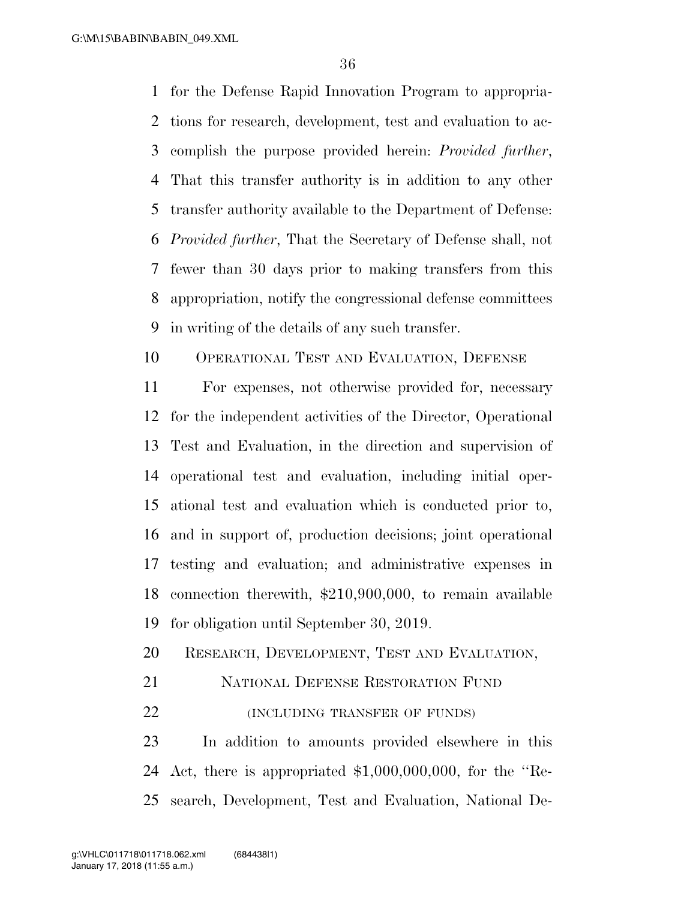for the Defense Rapid Innovation Program to appropriations for research, development, test and evaluation to accomplish the purpose provided herein: *Provided further*, That this transfer authority is in addition to any other transfer authority available to the Department of Defense: *Provided further*, That the Secretary of Defense shall, not fewer than 30 days prior to making transfers from this appropriation, notify the congressional defense committees in writing of the details of any such transfer.

OPERATIONAL TEST AND EVALUATION, DEFENSE

For expenses, not otherwise provided for, necessary for the independent activities of the Director, Operational Test and Evaluation, in the direction and supervision of operational test and evaluation, including initial operational test and evaluation which is conducted prior to, and in support of, production decisions; joint operational testing and evaluation; and administrative expenses in connection therewith, $210,900,000, to remain available for obligation until September 30, 2019.

RESEARCH, DEVELOPMENT, TEST AND EVALUATION, NATIONAL DEFENSE RESTORATION FUND

(INCLUDING TRANSFER OF FUNDS)

In addition to amounts provided elsewhere in this Act, there is appropriated $1,000,000,000, for the "Research, Development, Test and Evaluation, National De-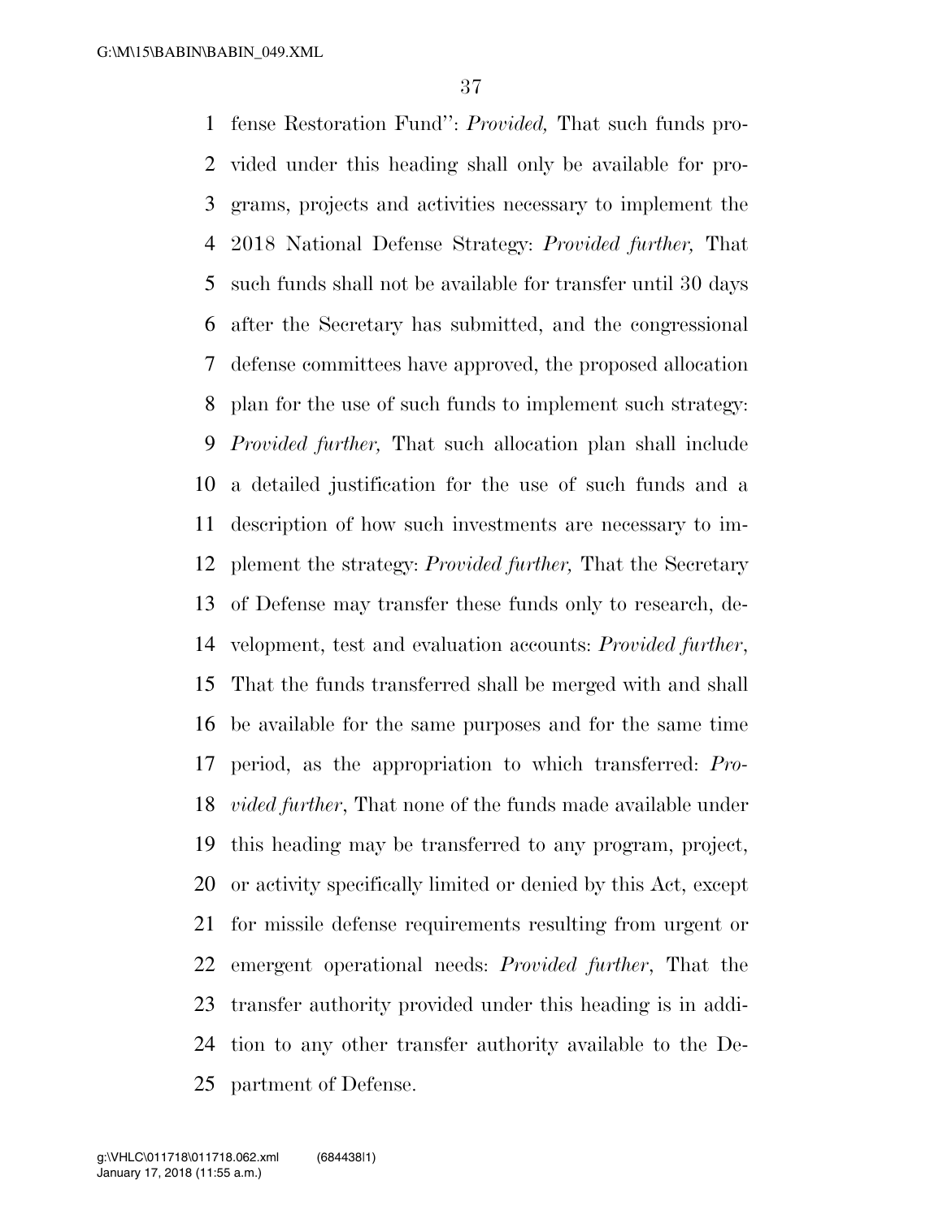fense Restoration Fund'': *Provided,* That such funds provided under this heading shall only be available for programs, projects and activities necessary to implement the 2018 National Defense Strategy: *Provided further,* That such funds shall not be available for transfer until 30 days after the Secretary has submitted, and the congressional defense committees have approved, the proposed allocation plan for the use of such funds to implement such strategy: *Provided further,* That such allocation plan shall include a detailed justification for the use of such funds and a description of how such investments are necessary to implement the strategy: *Provided further,* That the Secretary of Defense may transfer these funds only to research, development, test and evaluation accounts: *Provided further*, That the funds transferred shall be merged with and shall be available for the same purposes and for the same time period, as the appropriation to which transferred: *Provided further*, That none of the funds made available under this heading may be transferred to any program, project, or activity specifically limited or denied by this Act, except for missile defense requirements resulting from urgent or emergent operational needs: *Provided further*, That the transfer authority provided under this heading is in addition to any other transfer authority available to the Department of Defense.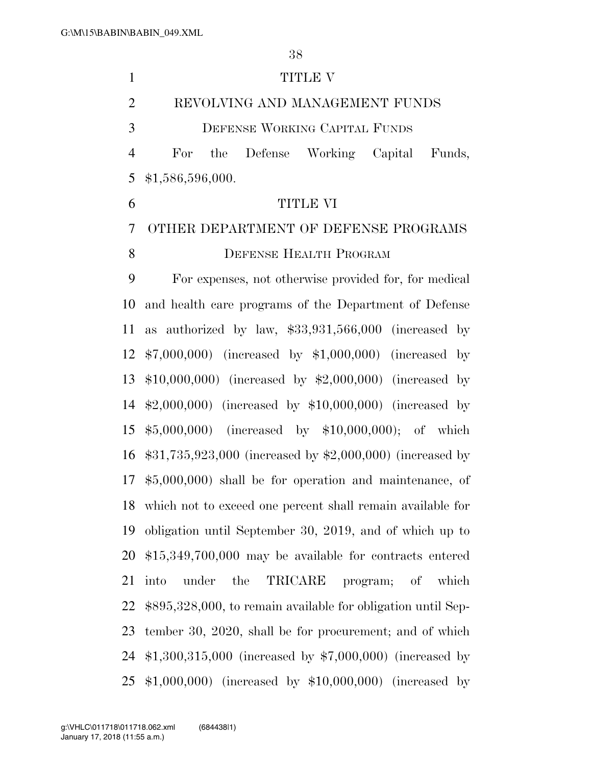# TITLE V

## REVOLVING AND MANAGEMENT FUNDS

### Defense Working Capital Funds

For the Defense Working Capital Funds, $1,586,596,000.

# TITLE VI

## OTHER DEPARTMENT OF DEFENSE PROGRAMS

### Defense Health Program

For expenses, not otherwise provided for, for medical and health care programs of the Department of Defense as authorized by law, $33,931,566,000 (increased by $7,000,000) (increased by $1,000,000) (increased by $10,000,000) (increased by $2,000,000) (increased by $2,000,000) (increased by $10,000,000) (increased by $5,000,000) (increased by $10,000,000); of which $31,735,923,000 (increased by $2,000,000) (increased by $5,000,000) shall be for operation and maintenance, of which not to exceed one percent shall remain available for obligation until September 30, 2019, and of which up to $15,349,700,000 may be available for contracts entered into under the TRICARE program; of which $895,328,000, to remain available for obligation until September 30, 2020, shall be for procurement; and of which $1,300,315,000 (increased by $7,000,000) (increased by $1,000,000) (increased by $10,000,000) (increased by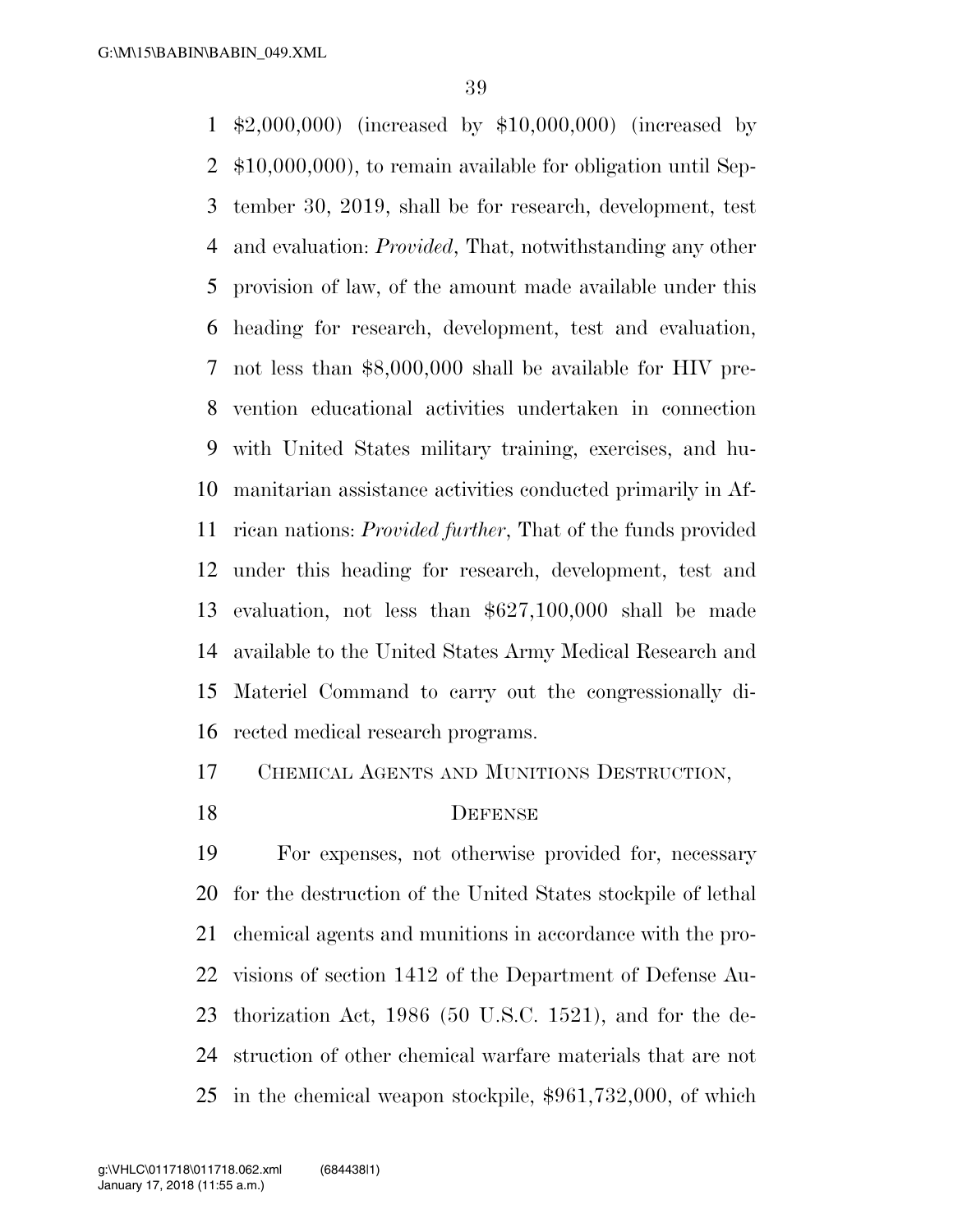$2,000,000) (increased by $10,000,000) (increased by $10,000,000), to remain available for obligation until September 30, 2019, shall be for research, development, test and evaluation: *Provided*, That, notwithstanding any other provision of law, of the amount made available under this heading for research, development, test and evaluation, not less than $8,000,000 shall be available for HIV prevention educational activities undertaken in connection with United States military training, exercises, and humanitarian assistance activities conducted primarily in African nations: *Provided further*, That of the funds provided under this heading for research, development, test and evaluation, not less than $627,100,000 shall be made available to the United States Army Medical Research and Materiel Command to carry out the congressionally directed medical research programs.

CHEMICAL AGENTS AND MUNITIONS DESTRUCTION, DEFENSE

For expenses, not otherwise provided for, necessary for the destruction of the United States stockpile of lethal chemical agents and munitions in accordance with the provisions of section 1412 of the Department of Defense Authorization Act, 1986 (50 U.S.C. 1521), and for the destruction of other chemical warfare materials that are not in the chemical weapon stockpile, $961,732,000, of which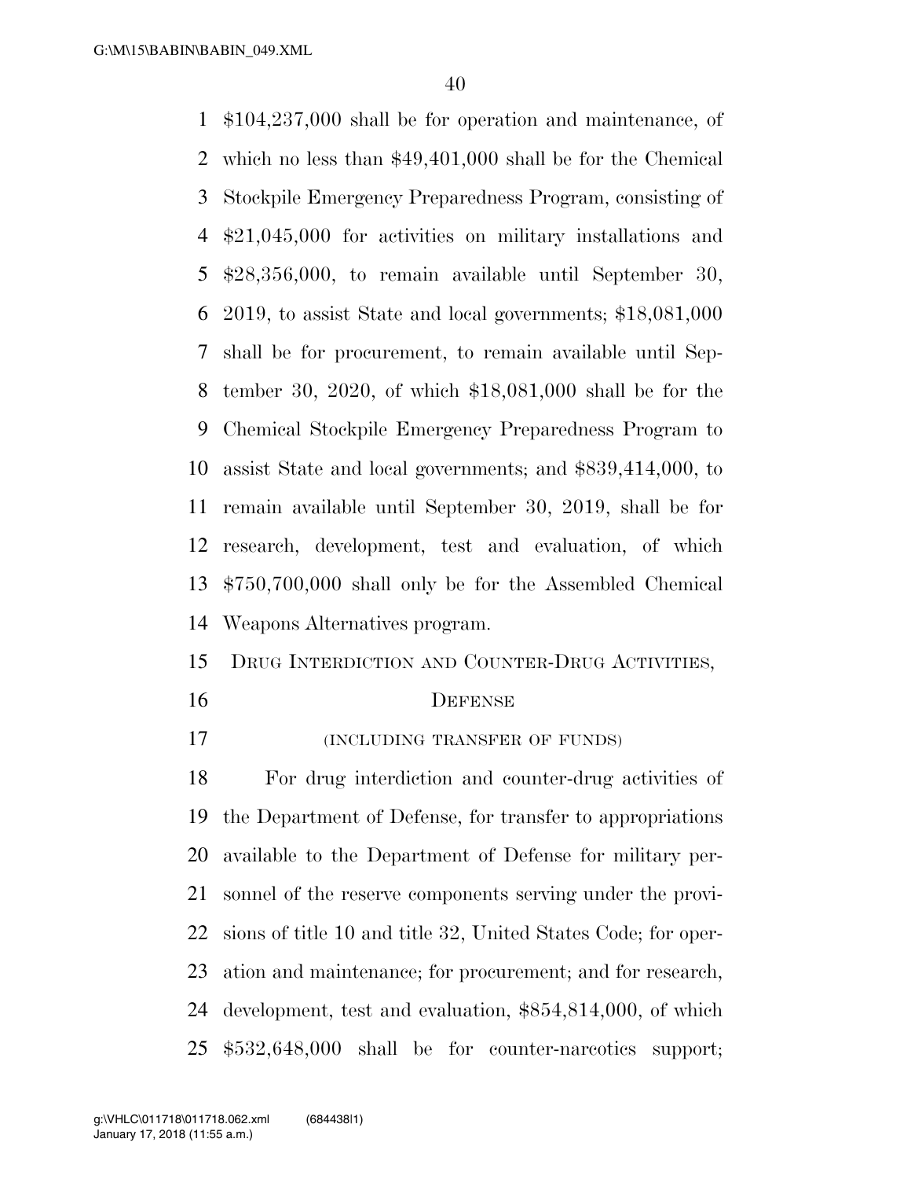$104,237,000 shall be for operation and maintenance, of which no less than $49,401,000 shall be for the Chemical Stockpile Emergency Preparedness Program, consisting of $21,045,000 for activities on military installations and $28,356,000, to remain available until September 30, 2019, to assist State and local governments; $18,081,000 shall be for procurement, to remain available until September 30, 2020, of which $18,081,000 shall be for the Chemical Stockpile Emergency Preparedness Program to assist State and local governments; and $839,414,000, to remain available until September 30, 2019, shall be for research, development, test and evaluation, of which $750,700,000 shall only be for the Assembled Chemical Weapons Alternatives program.

## DRUG INTERDICTION AND COUNTER-DRUG ACTIVITIES, DEFENSE

(INCLUDING TRANSFER OF FUNDS)

For drug interdiction and counter-drug activities of the Department of Defense, for transfer to appropriations available to the Department of Defense for military personnel of the reserve components serving under the provisions of title 10 and title 32, United States Code; for operation and maintenance; for procurement; and for research, development, test and evaluation, $854,814,000, of which $532,648,000 shall be for counter-narcotics support;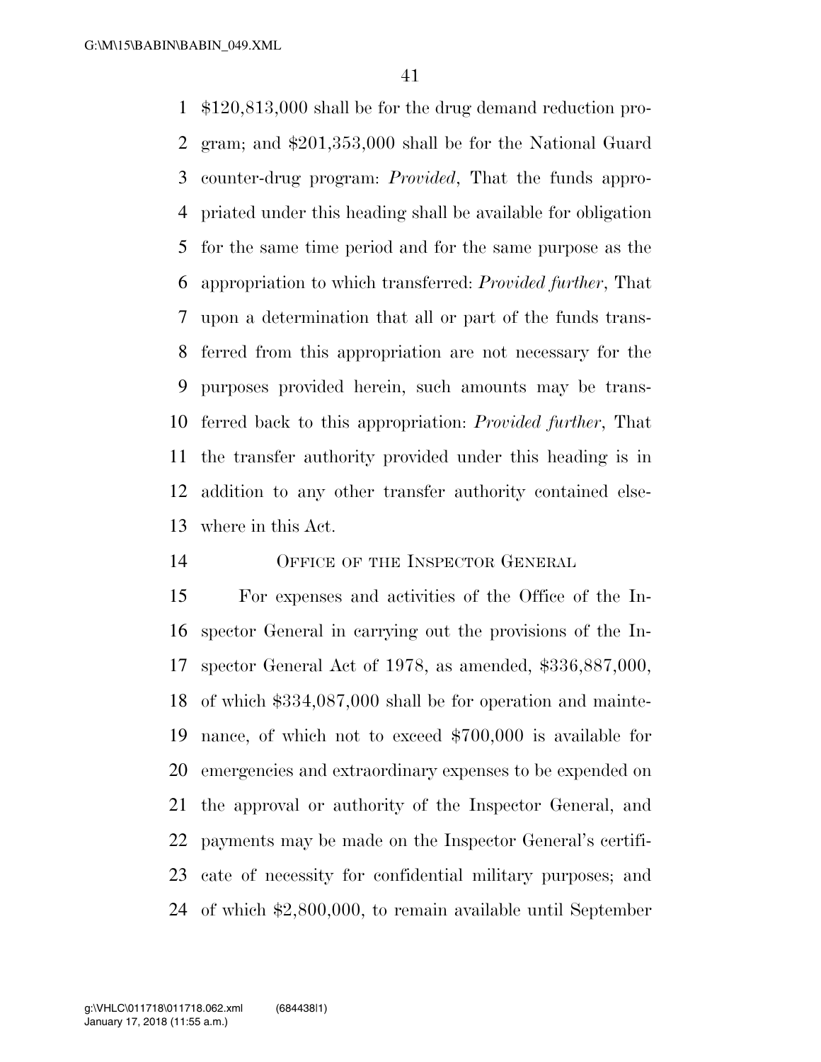$120,813,000 shall be for the drug demand reduction program; and $201,353,000 shall be for the National Guard counter-drug program: *Provided*, That the funds appropriated under this heading shall be available for obligation for the same time period and for the same purpose as the appropriation to which transferred: *Provided further*, That upon a determination that all or part of the funds transferred from this appropriation are not necessary for the purposes provided herein, such amounts may be transferred back to this appropriation: *Provided further*, That the transfer authority provided under this heading is in addition to any other transfer authority contained elsewhere in this Act.

## OFFICE OF THE INSPECTOR GENERAL

For expenses and activities of the Office of the Inspector General in carrying out the provisions of the Inspector General Act of 1978, as amended, $336,887,000, of which $334,087,000 shall be for operation and maintenance, of which not to exceed $700,000 is available for emergencies and extraordinary expenses to be expended on the approval or authority of the Inspector General, and payments may be made on the Inspector General's certificate of necessity for confidential military purposes; and of which $2,800,000, to remain available until September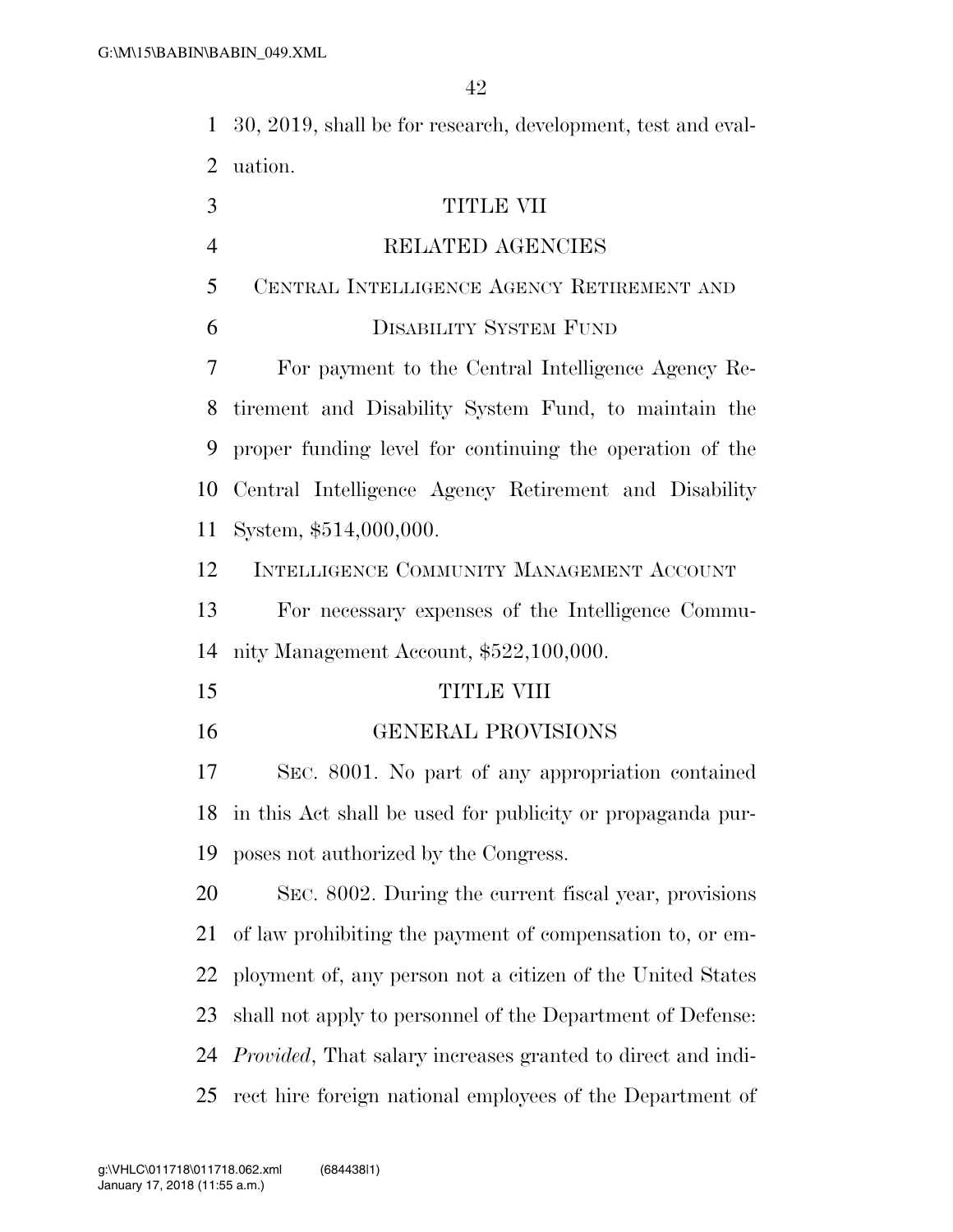30, 2019, shall be for research, development, test and evaluation.

## TITLE VII

## RELATED AGENCIES

### CENTRAL INTELLIGENCE AGENCY RETIREMENT AND DISABILITY SYSTEM FUND

For payment to the Central Intelligence Agency Retirement and Disability System Fund, to maintain the proper funding level for continuing the operation of the Central Intelligence Agency Retirement and Disability System, $514,000,000.

### INTELLIGENCE COMMUNITY MANAGEMENT ACCOUNT

For necessary expenses of the Intelligence Community Management Account, $522,100,000.

## TITLE VIII

## GENERAL PROVISIONS

SEC. 8001. No part of any appropriation contained in this Act shall be used for publicity or propaganda purposes not authorized by the Congress.

SEC. 8002. During the current fiscal year, provisions of law prohibiting the payment of compensation to, or employment of, any person not a citizen of the United States shall not apply to personnel of the Department of Defense: *Provided*, That salary increases granted to direct and indirect hire foreign national employees of the Department of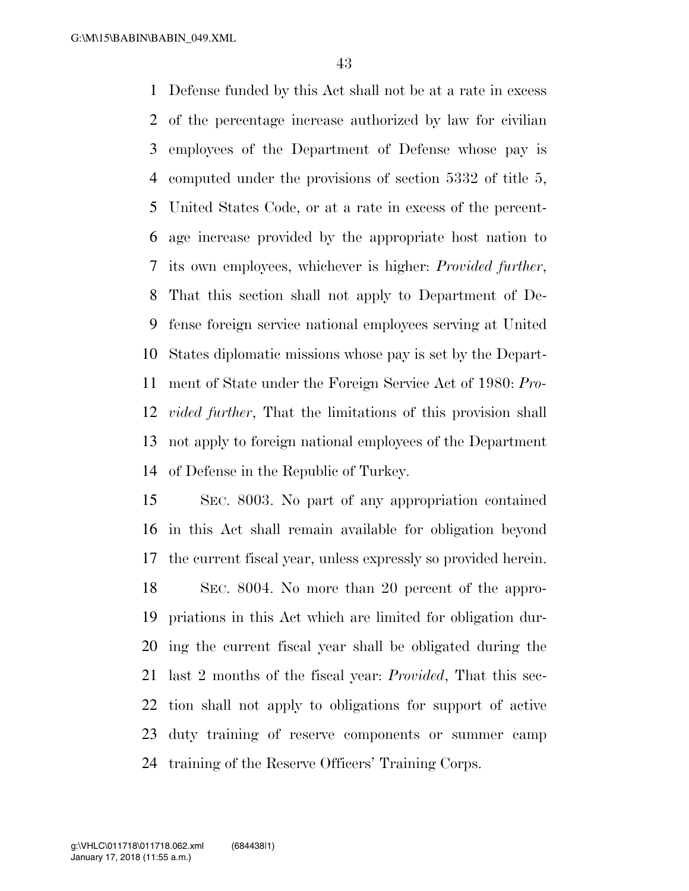Defense funded by this Act shall not be at a rate in excess of the percentage increase authorized by law for civilian employees of the Department of Defense whose pay is computed under the provisions of section 5332 of title 5, United States Code, or at a rate in excess of the percentage increase provided by the appropriate host nation to its own employees, whichever is higher: *Provided further*, That this section shall not apply to Department of Defense foreign service national employees serving at United States diplomatic missions whose pay is set by the Department of State under the Foreign Service Act of 1980: *Provided further*, That the limitations of this provision shall not apply to foreign national employees of the Department of Defense in the Republic of Turkey.

SEC. 8003. No part of any appropriation contained in this Act shall remain available for obligation beyond the current fiscal year, unless expressly so provided herein.

SEC. 8004. No more than 20 percent of the appropriations in this Act which are limited for obligation during the current fiscal year shall be obligated during the last 2 months of the fiscal year: *Provided*, That this section shall not apply to obligations for support of active duty training of reserve components or summer camp training of the Reserve Officers' Training Corps.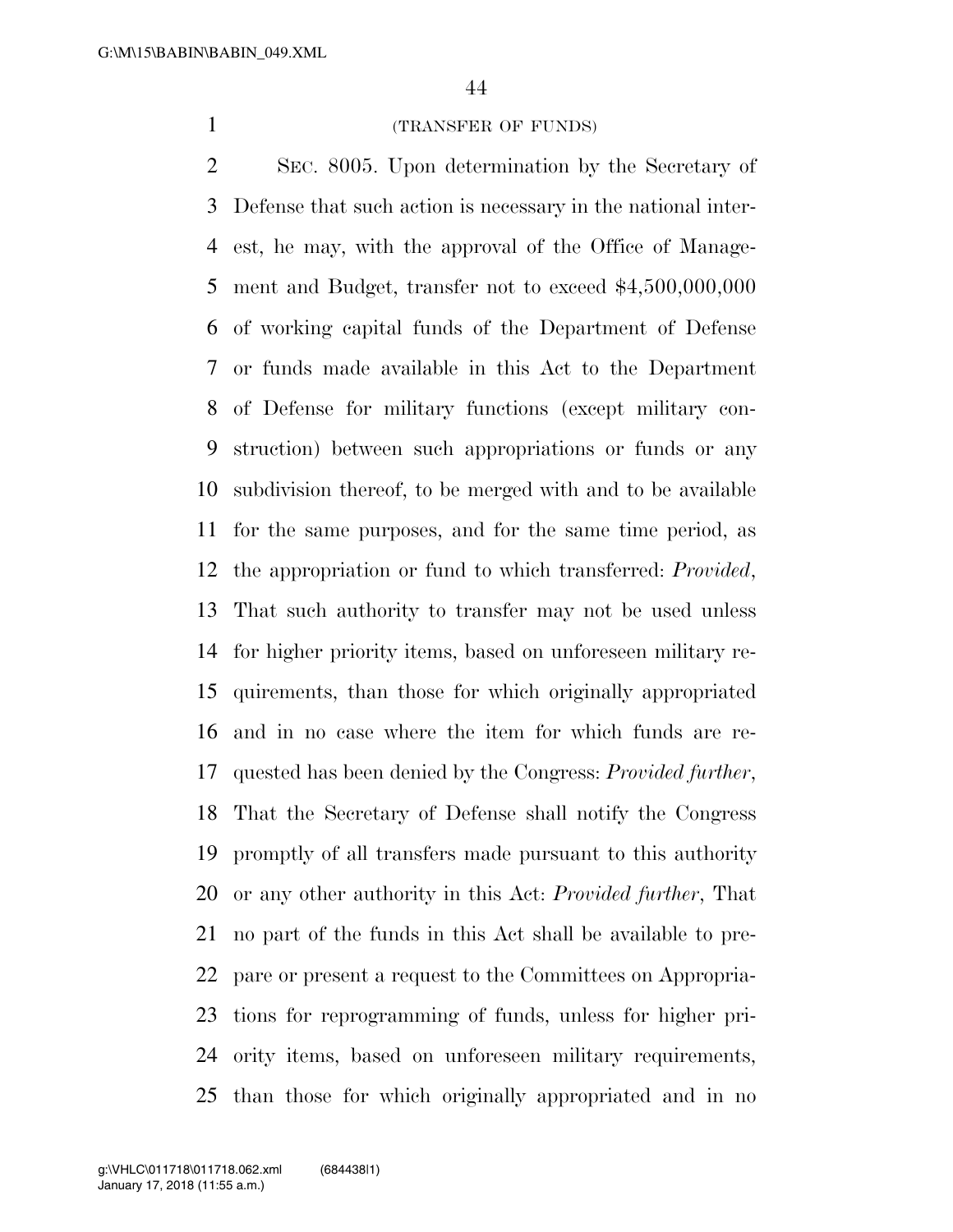(TRANSFER OF FUNDS)

SEC. 8005. Upon determination by the Secretary of Defense that such action is necessary in the national interest, he may, with the approval of the Office of Management and Budget, transfer not to exceed $4,500,000,000 of working capital funds of the Department of Defense or funds made available in this Act to the Department of Defense for military functions (except military construction) between such appropriations or funds or any subdivision thereof, to be merged with and to be available for the same purposes, and for the same time period, as the appropriation or fund to which transferred: *Provided*, That such authority to transfer may not be used unless for higher priority items, based on unforeseen military requirements, than those for which originally appropriated and in no case where the item for which funds are requested has been denied by the Congress: *Provided further*, That the Secretary of Defense shall notify the Congress promptly of all transfers made pursuant to this authority or any other authority in this Act: *Provided further*, That no part of the funds in this Act shall be available to prepare or present a request to the Committees on Appropriations for reprogramming of funds, unless for higher priority items, based on unforeseen military requirements, than those for which originally appropriated and in no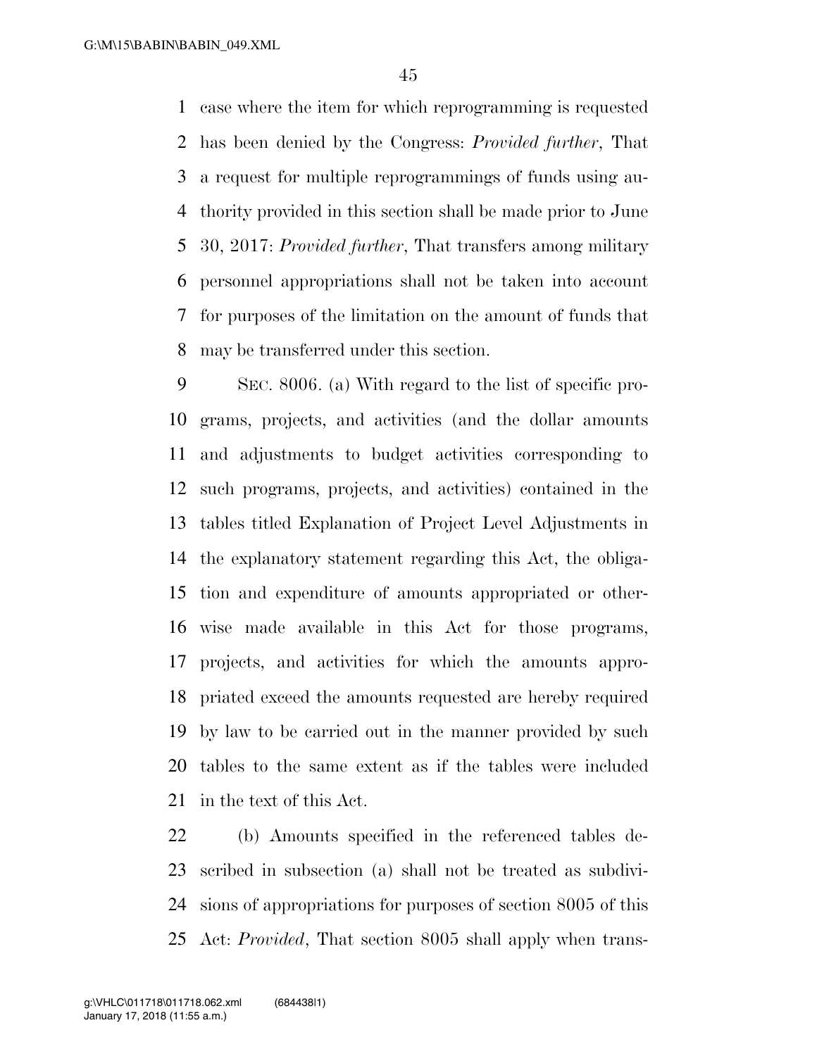case where the item for which reprogramming is requested has been denied by the Congress: *Provided further*, That a request for multiple reprogrammings of funds using authority provided in this section shall be made prior to June 30, 2017: *Provided further*, That transfers among military personnel appropriations shall not be taken into account for purposes of the limitation on the amount of funds that may be transferred under this section.

SEC. 8006. (a) With regard to the list of specific programs, projects, and activities (and the dollar amounts and adjustments to budget activities corresponding to such programs, projects, and activities) contained in the tables titled Explanation of Project Level Adjustments in the explanatory statement regarding this Act, the obligation and expenditure of amounts appropriated or otherwise made available in this Act for those programs, projects, and activities for which the amounts appropriated exceed the amounts requested are hereby required by law to be carried out in the manner provided by such tables to the same extent as if the tables were included in the text of this Act.

(b) Amounts specified in the referenced tables described in subsection (a) shall not be treated as subdivisions of appropriations for purposes of section 8005 of this Act: *Provided*, That section 8005 shall apply when trans-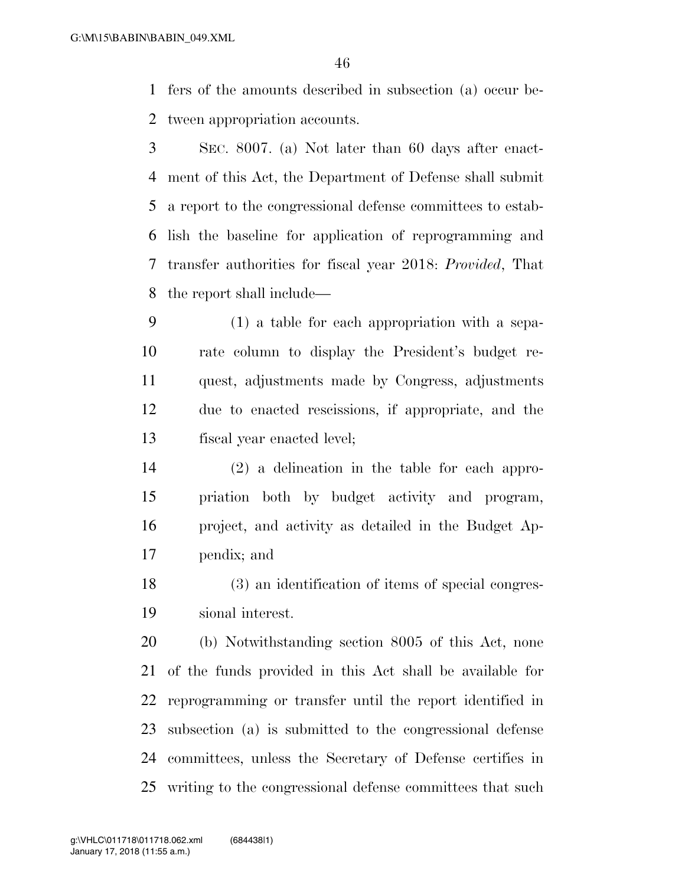fers of the amounts described in subsection (a) occur between appropriation accounts.

SEC. 8007. (a) Not later than 60 days after enactment of this Act, the Department of Defense shall submit a report to the congressional defense committees to establish the baseline for application of reprogramming and transfer authorities for fiscal year 2018: *Provided*, That the report shall include—

(1) a table for each appropriation with a separate column to display the President's budget request, adjustments made by Congress, adjustments due to enacted rescissions, if appropriate, and the fiscal year enacted level;

(2) a delineation in the table for each appropriation both by budget activity and program, project, and activity as detailed in the Budget Appendix; and

(3) an identification of items of special congressional interest.

(b) Notwithstanding section 8005 of this Act, none of the funds provided in this Act shall be available for reprogramming or transfer until the report identified in subsection (a) is submitted to the congressional defense committees, unless the Secretary of Defense certifies in writing to the congressional defense committees that such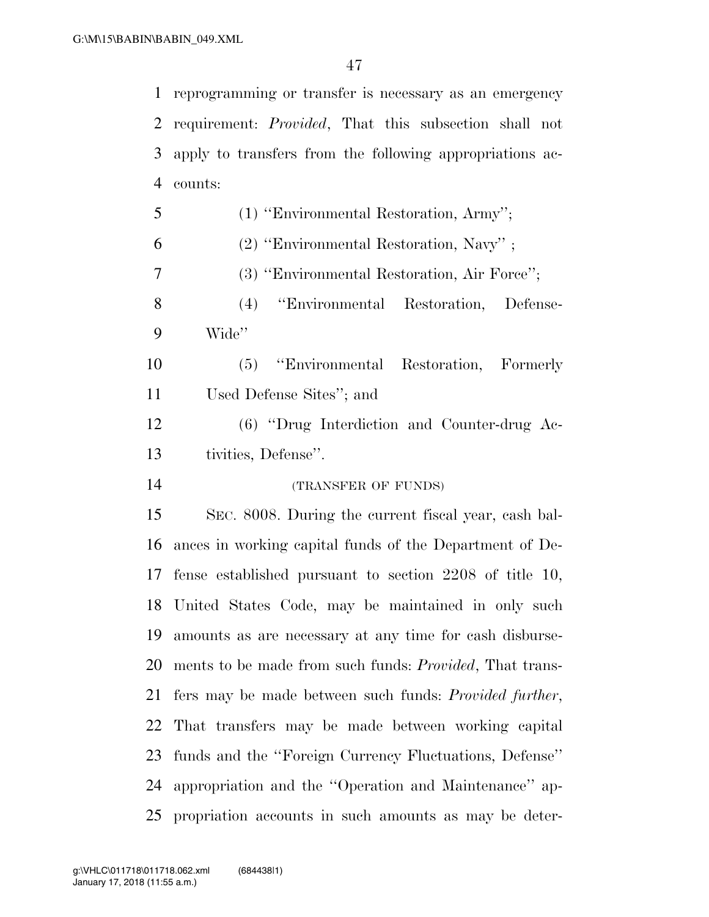reprogramming or transfer is necessary as an emergency requirement: *Provided*, That this subsection shall not apply to transfers from the following appropriations accounts:

(1) ''Environmental Restoration, Army'';

(2) ''Environmental Restoration, Navy'' ;

(3) ''Environmental Restoration, Air Force'';

(4) ''Environmental Restoration, Defense-Wide''

(5) ''Environmental Restoration, Formerly Used Defense Sites''; and

(6) ''Drug Interdiction and Counter-drug Activities, Defense''.

(TRANSFER OF FUNDS)

SEC. 8008. During the current fiscal year, cash balances in working capital funds of the Department of Defense established pursuant to section 2208 of title 10, United States Code, may be maintained in only such amounts as are necessary at any time for cash disbursements to be made from such funds: *Provided*, That transfers may be made between such funds: *Provided further*, That transfers may be made between working capital funds and the ''Foreign Currency Fluctuations, Defense'' appropriation and the ''Operation and Maintenance'' appropriation accounts in such amounts as may be deter-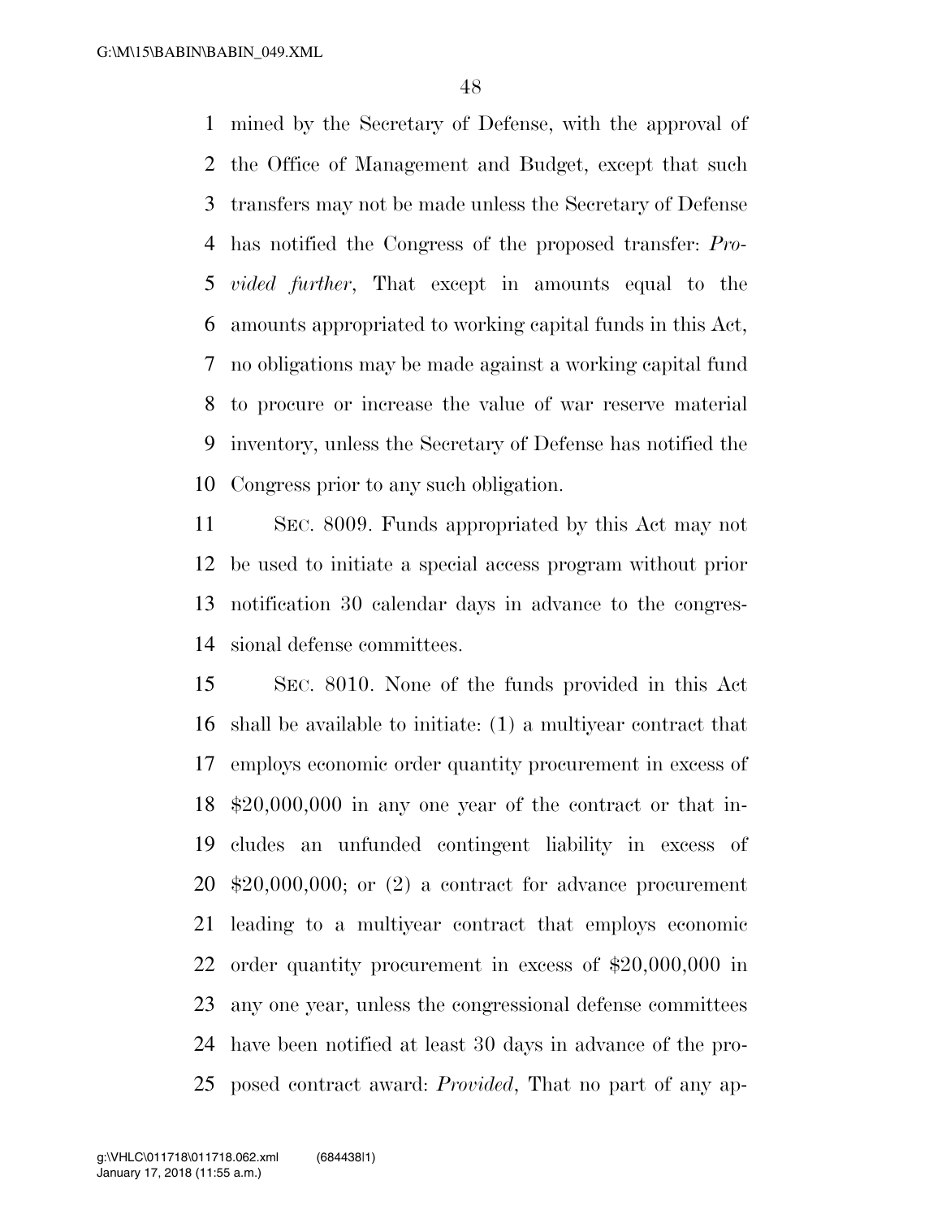mined by the Secretary of Defense, with the approval of the Office of Management and Budget, except that such transfers may not be made unless the Secretary of Defense has notified the Congress of the proposed transfer: *Provided further*, That except in amounts equal to the amounts appropriated to working capital funds in this Act, no obligations may be made against a working capital fund to procure or increase the value of war reserve material inventory, unless the Secretary of Defense has notified the Congress prior to any such obligation.

SEC. 8009. Funds appropriated by this Act may not be used to initiate a special access program without prior notification 30 calendar days in advance to the congressional defense committees.

SEC. 8010. None of the funds provided in this Act shall be available to initiate: (1) a multiyear contract that employs economic order quantity procurement in excess of $20,000,000 in any one year of the contract or that includes an unfunded contingent liability in excess of $20,000,000; or (2) a contract for advance procurement leading to a multiyear contract that employs economic order quantity procurement in excess of $20,000,000 in any one year, unless the congressional defense committees have been notified at least 30 days in advance of the proposed contract award: *Provided*, That no part of any ap-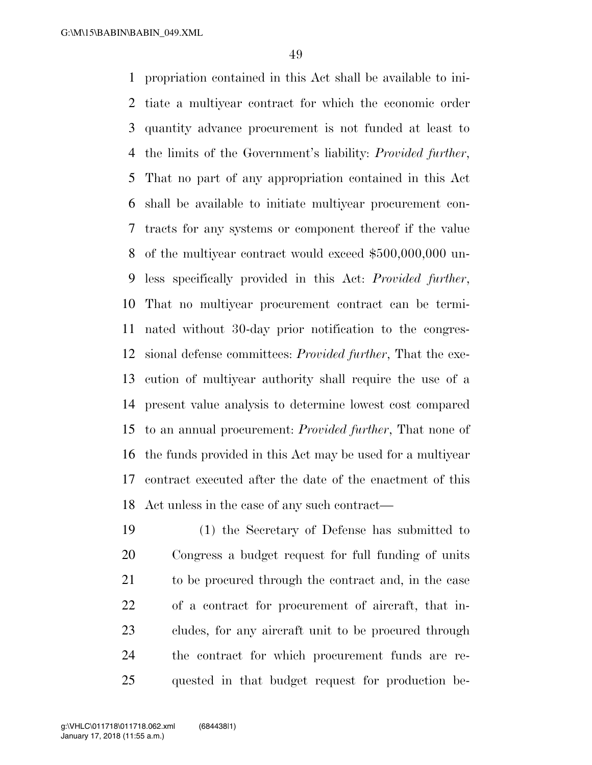propriation contained in this Act shall be available to initiate a multiyear contract for which the economic order quantity advance procurement is not funded at least to the limits of the Government's liability: *Provided further*, That no part of any appropriation contained in this Act shall be available to initiate multiyear procurement contracts for any systems or component thereof if the value of the multiyear contract would exceed $500,000,000 unless specifically provided in this Act: *Provided further*, That no multiyear procurement contract can be terminated without 30-day prior notification to the congressional defense committees: *Provided further*, That the execution of multiyear authority shall require the use of a present value analysis to determine lowest cost compared to an annual procurement: *Provided further*, That none of the funds provided in this Act may be used for a multiyear contract executed after the date of the enactment of this Act unless in the case of any such contract—

(1) the Secretary of Defense has submitted to Congress a budget request for full funding of units to be procured through the contract and, in the case of a contract for procurement of aircraft, that includes, for any aircraft unit to be procured through the contract for which procurement funds are requested in that budget request for production be-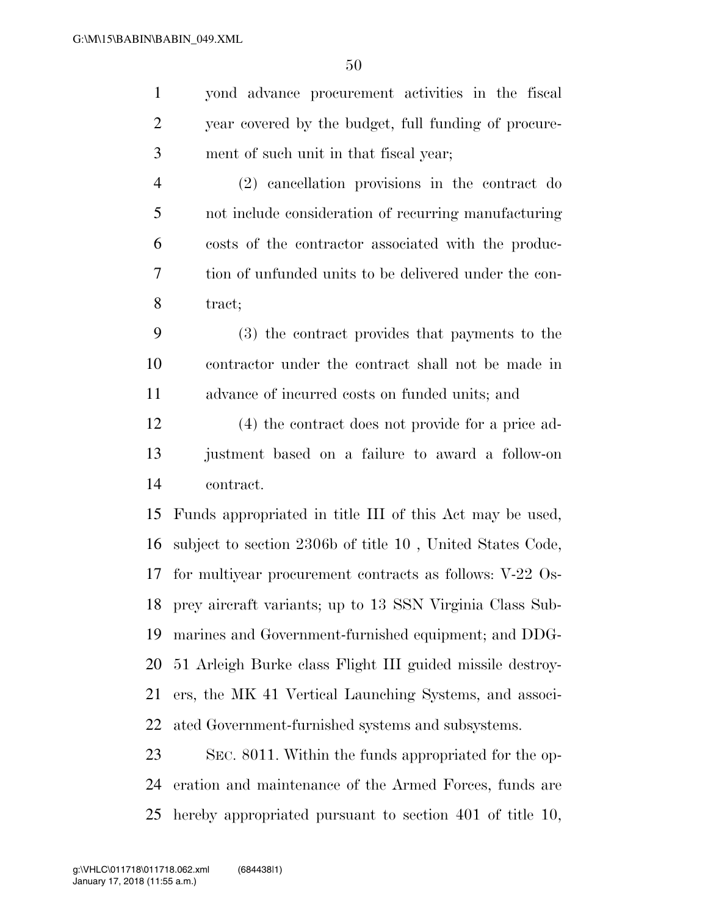yond advance procurement activities in the fiscal year covered by the budget, full funding of procurement of such unit in that fiscal year;

(2) cancellation provisions in the contract do not include consideration of recurring manufacturing costs of the contractor associated with the production of unfunded units to be delivered under the contract;

(3) the contract provides that payments to the contractor under the contract shall not be made in advance of incurred costs on funded units; and

(4) the contract does not provide for a price adjustment based on a failure to award a follow-on contract.

Funds appropriated in title III of this Act may be used, subject to section 2306b of title 10 , United States Code, for multiyear procurement contracts as follows: V-22 Osprey aircraft variants; up to 13 SSN Virginia Class Submarines and Government-furnished equipment; and DDG-51 Arleigh Burke class Flight III guided missile destroyers, the MK 41 Vertical Launching Systems, and associated Government-furnished systems and subsystems.

SEC. 8011. Within the funds appropriated for the operation and maintenance of the Armed Forces, funds are hereby appropriated pursuant to section 401 of title 10,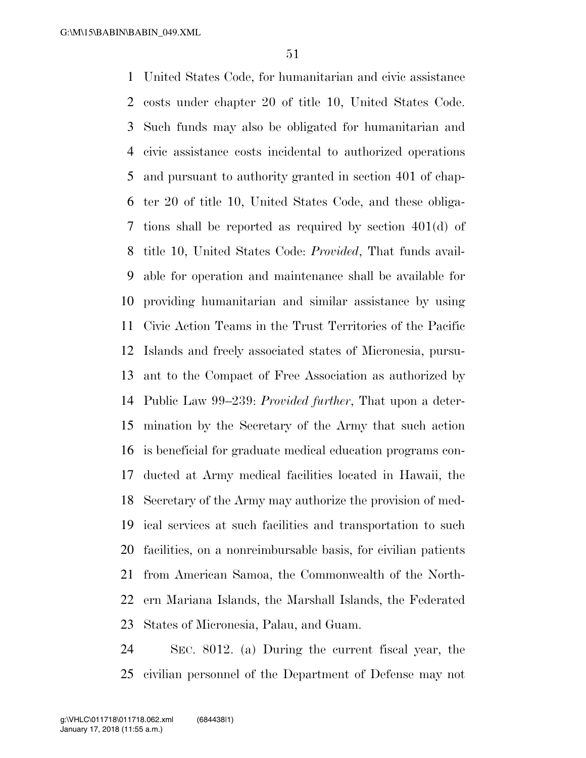United States Code, for humanitarian and civic assistance costs under chapter 20 of title 10, United States Code. Such funds may also be obligated for humanitarian and civic assistance costs incidental to authorized operations and pursuant to authority granted in section 401 of chapter 20 of title 10, United States Code, and these obligations shall be reported as required by section 401(d) of title 10, United States Code: *Provided*, That funds available for operation and maintenance shall be available for providing humanitarian and similar assistance by using Civic Action Teams in the Trust Territories of the Pacific Islands and freely associated states of Micronesia, pursuant to the Compact of Free Association as authorized by Public Law 99–239: *Provided further*, That upon a determination by the Secretary of the Army that such action is beneficial for graduate medical education programs conducted at Army medical facilities located in Hawaii, the Secretary of the Army may authorize the provision of medical services at such facilities and transportation to such facilities, on a nonreimbursable basis, for civilian patients from American Samoa, the Commonwealth of the Northern Mariana Islands, the Marshall Islands, the Federated States of Micronesia, Palau, and Guam.

SEC. 8012. (a) During the current fiscal year, the civilian personnel of the Department of Defense may not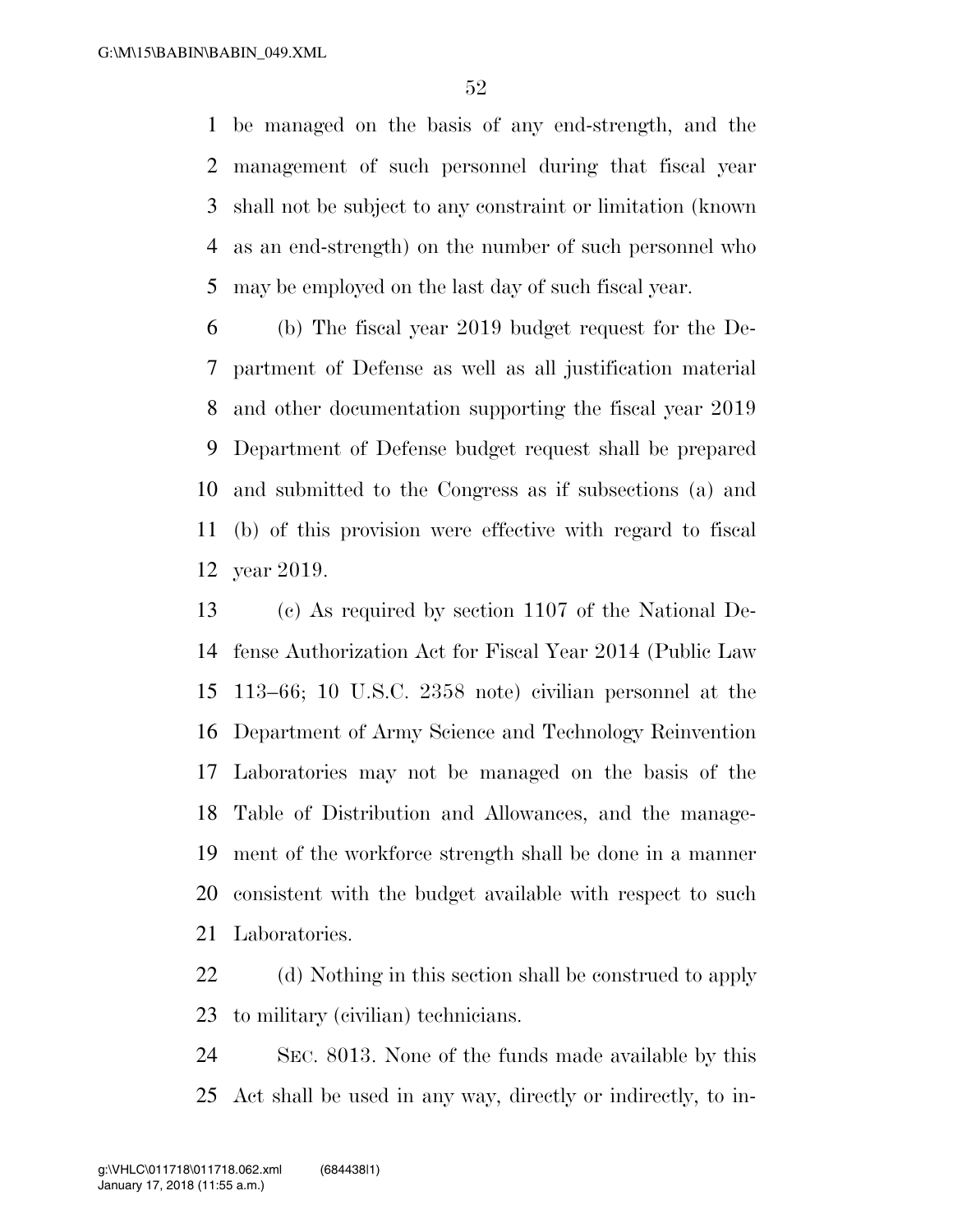be managed on the basis of any end-strength, and the management of such personnel during that fiscal year shall not be subject to any constraint or limitation (known as an end-strength) on the number of such personnel who may be employed on the last day of such fiscal year.

(b) The fiscal year 2019 budget request for the Department of Defense as well as all justification material and other documentation supporting the fiscal year 2019 Department of Defense budget request shall be prepared and submitted to the Congress as if subsections (a) and (b) of this provision were effective with regard to fiscal year 2019.

(c) As required by section 1107 of the National Defense Authorization Act for Fiscal Year 2014 (Public Law 113–66; 10 U.S.C. 2358 note) civilian personnel at the Department of Army Science and Technology Reinvention Laboratories may not be managed on the basis of the Table of Distribution and Allowances, and the management of the workforce strength shall be done in a manner consistent with the budget available with respect to such Laboratories.

(d) Nothing in this section shall be construed to apply to military (civilian) technicians.

SEC. 8013. None of the funds made available by this Act shall be used in any way, directly or indirectly, to in-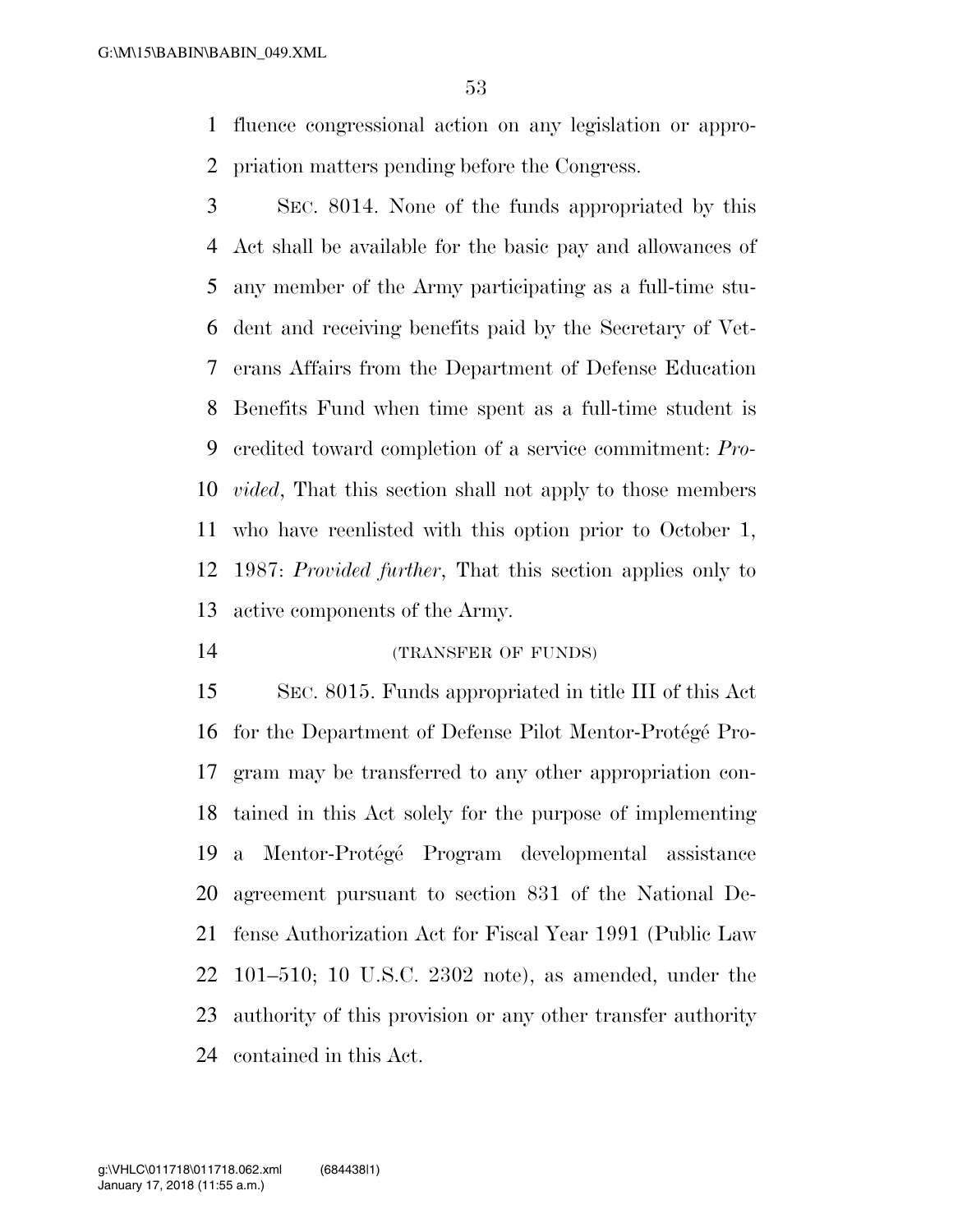fluence congressional action on any legislation or appropriation matters pending before the Congress.

SEC. 8014. None of the funds appropriated by this Act shall be available for the basic pay and allowances of any member of the Army participating as a full-time student and receiving benefits paid by the Secretary of Veterans Affairs from the Department of Defense Education Benefits Fund when time spent as a full-time student is credited toward completion of a service commitment: *Provided*, That this section shall not apply to those members who have reenlisted with this option prior to October 1, 1987: *Provided further*, That this section applies only to active components of the Army.

(TRANSFER OF FUNDS)

SEC. 8015. Funds appropriated in title III of this Act for the Department of Defense Pilot Mentor-Protégé Program may be transferred to any other appropriation contained in this Act solely for the purpose of implementing a Mentor-Protégé Program developmental assistance agreement pursuant to section 831 of the National Defense Authorization Act for Fiscal Year 1991 (Public Law 101–510; 10 U.S.C. 2302 note), as amended, under the authority of this provision or any other transfer authority contained in this Act.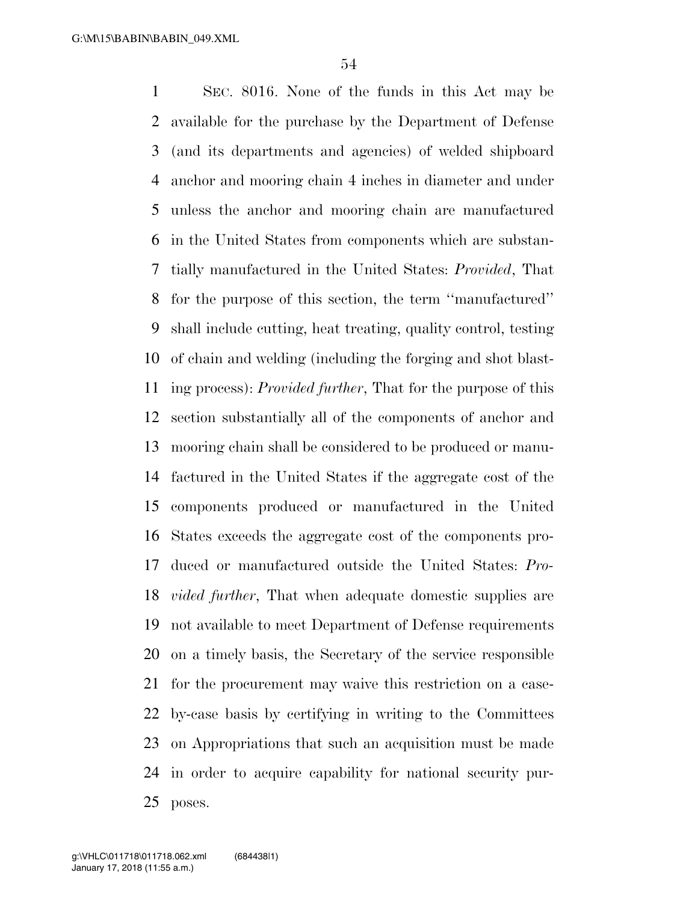SEC. 8016. None of the funds in this Act may be available for the purchase by the Department of Defense (and its departments and agencies) of welded shipboard anchor and mooring chain 4 inches in diameter and under unless the anchor and mooring chain are manufactured in the United States from components which are substantially manufactured in the United States: *Provided*, That for the purpose of this section, the term ''manufactured'' shall include cutting, heat treating, quality control, testing of chain and welding (including the forging and shot blasting process): *Provided further*, That for the purpose of this section substantially all of the components of anchor and mooring chain shall be considered to be produced or manufactured in the United States if the aggregate cost of the components produced or manufactured in the United States exceeds the aggregate cost of the components produced or manufactured outside the United States: *Provided further*, That when adequate domestic supplies are not available to meet Department of Defense requirements on a timely basis, the Secretary of the service responsible for the procurement may waive this restriction on a case-by-case basis by certifying in writing to the Committees on Appropriations that such an acquisition must be made in order to acquire capability for national security purposes.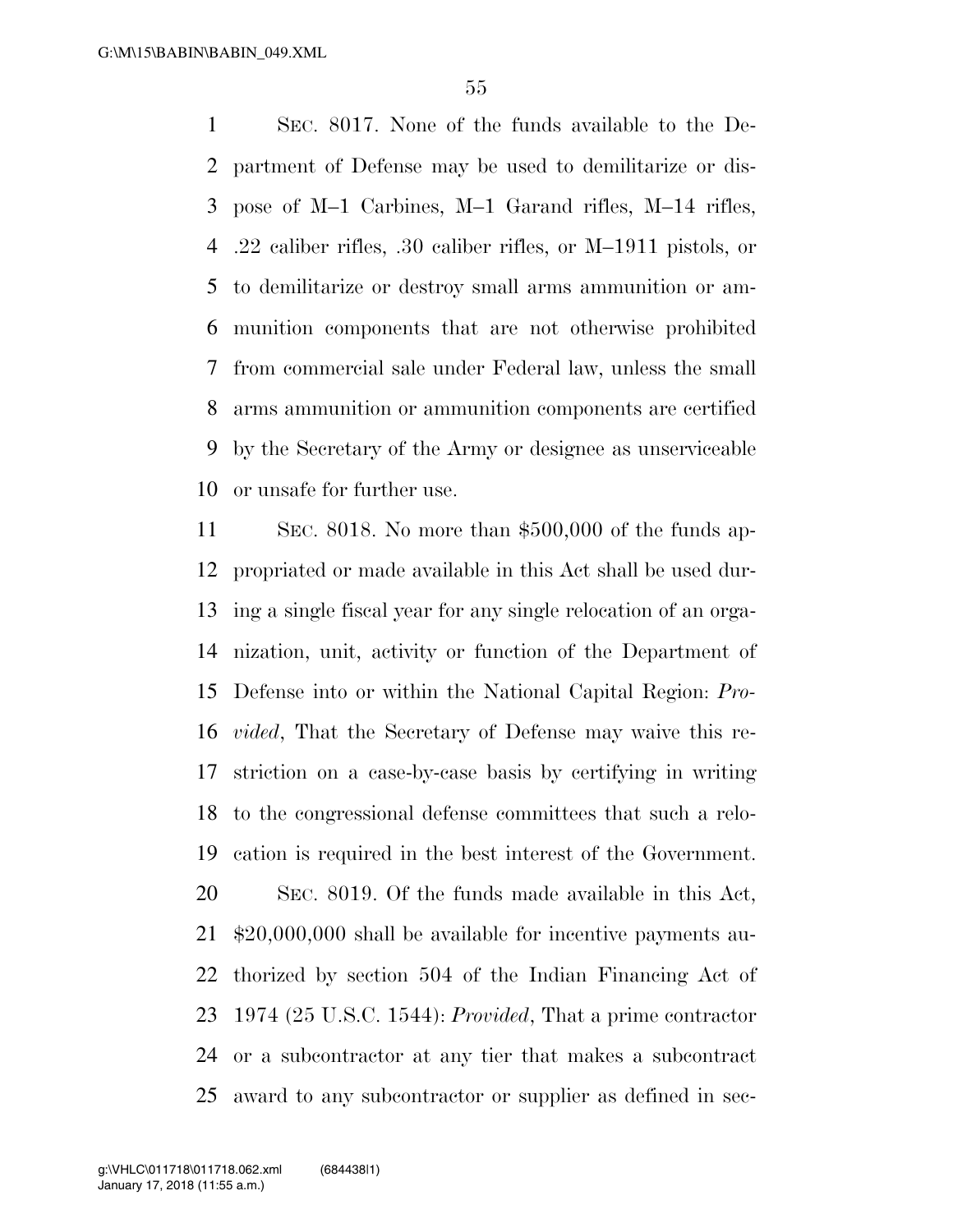SEC. 8017. None of the funds available to the Department of Defense may be used to demilitarize or dispose of M–1 Carbines, M–1 Garand rifles, M–14 rifles, .22 caliber rifles, .30 caliber rifles, or M–1911 pistols, or to demilitarize or destroy small arms ammunition or ammunition components that are not otherwise prohibited from commercial sale under Federal law, unless the small arms ammunition or ammunition components are certified by the Secretary of the Army or designee as unserviceable or unsafe for further use.

SEC. 8018. No more than $500,000 of the funds appropriated or made available in this Act shall be used during a single fiscal year for any single relocation of an organization, unit, activity or function of the Department of Defense into or within the National Capital Region: *Provided*, That the Secretary of Defense may waive this restriction on a case-by-case basis by certifying in writing to the congressional defense committees that such a relocation is required in the best interest of the Government.

SEC. 8019. Of the funds made available in this Act, $20,000,000 shall be available for incentive payments authorized by section 504 of the Indian Financing Act of 1974 (25 U.S.C. 1544): *Provided*, That a prime contractor or a subcontractor at any tier that makes a subcontract award to any subcontractor or supplier as defined in sec-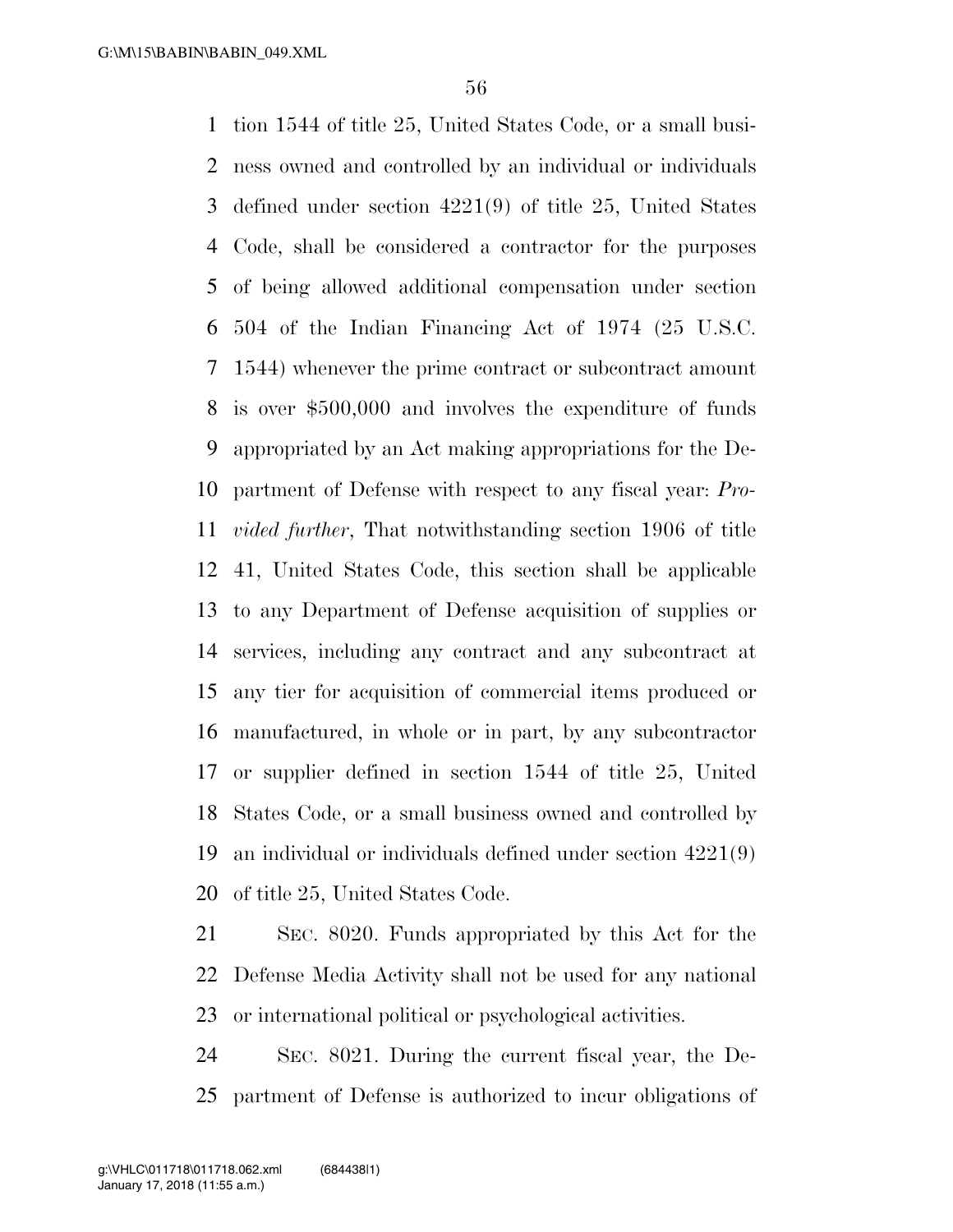tion 1544 of title 25, United States Code, or a small business owned and controlled by an individual or individuals defined under section 4221(9) of title 25, United States Code, shall be considered a contractor for the purposes of being allowed additional compensation under section 504 of the Indian Financing Act of 1974 (25 U.S.C. 1544) whenever the prime contract or subcontract amount is over $500,000 and involves the expenditure of funds appropriated by an Act making appropriations for the Department of Defense with respect to any fiscal year: *Provided further*, That notwithstanding section 1906 of title 41, United States Code, this section shall be applicable to any Department of Defense acquisition of supplies or services, including any contract and any subcontract at any tier for acquisition of commercial items produced or manufactured, in whole or in part, by any subcontractor or supplier defined in section 1544 of title 25, United States Code, or a small business owned and controlled by an individual or individuals defined under section 4221(9) of title 25, United States Code.

SEC. 8020. Funds appropriated by this Act for the Defense Media Activity shall not be used for any national or international political or psychological activities.

SEC. 8021. During the current fiscal year, the Department of Defense is authorized to incur obligations of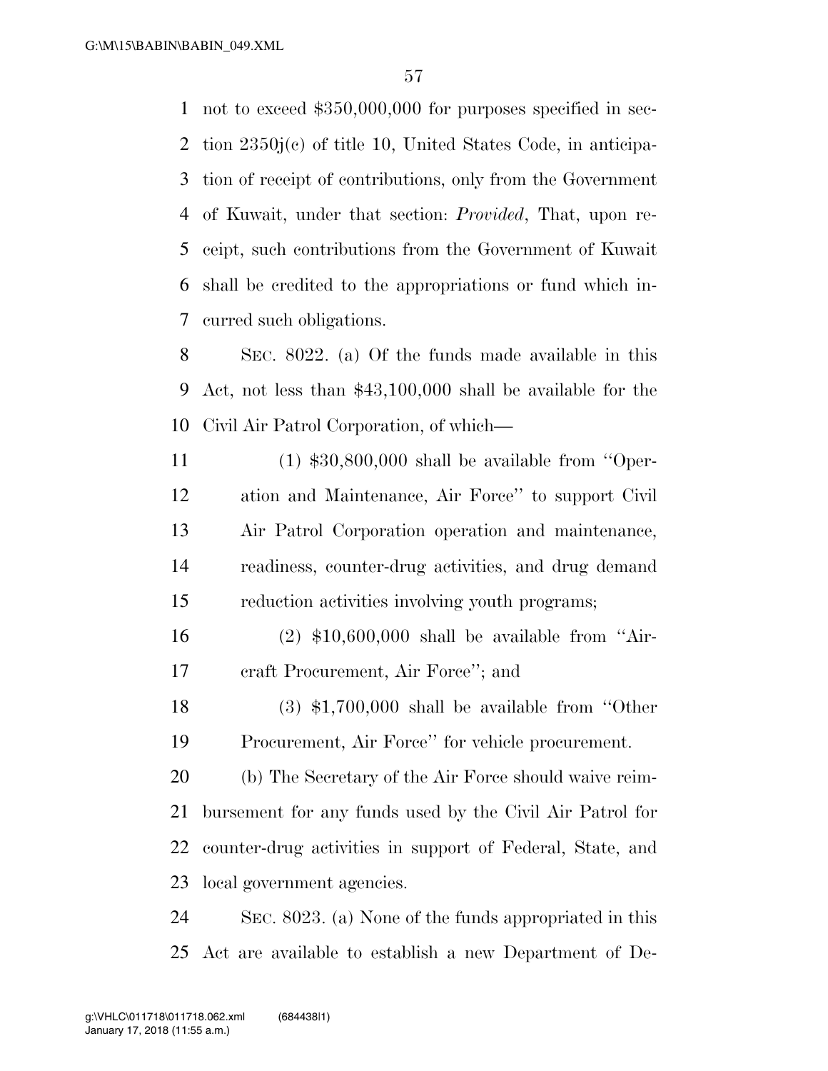not to exceed $350,000,000 for purposes specified in section 2350j(c) of title 10, United States Code, in anticipation of receipt of contributions, only from the Government of Kuwait, under that section: *Provided*, That, upon receipt, such contributions from the Government of Kuwait shall be credited to the appropriations or fund which incurred such obligations.

SEC. 8022. (a) Of the funds made available in this Act, not less than $43,100,000 shall be available for the Civil Air Patrol Corporation, of which—

(1) $30,800,000 shall be available from ''Operation and Maintenance, Air Force'' to support Civil Air Patrol Corporation operation and maintenance, readiness, counter-drug activities, and drug demand reduction activities involving youth programs;

(2) $10,600,000 shall be available from ''Aircraft Procurement, Air Force''; and

(3) $1,700,000 shall be available from ''Other Procurement, Air Force'' for vehicle procurement.

(b) The Secretary of the Air Force should waive reimbursement for any funds used by the Civil Air Patrol for counter-drug activities in support of Federal, State, and local government agencies.

SEC. 8023. (a) None of the funds appropriated in this Act are available to establish a new Department of De-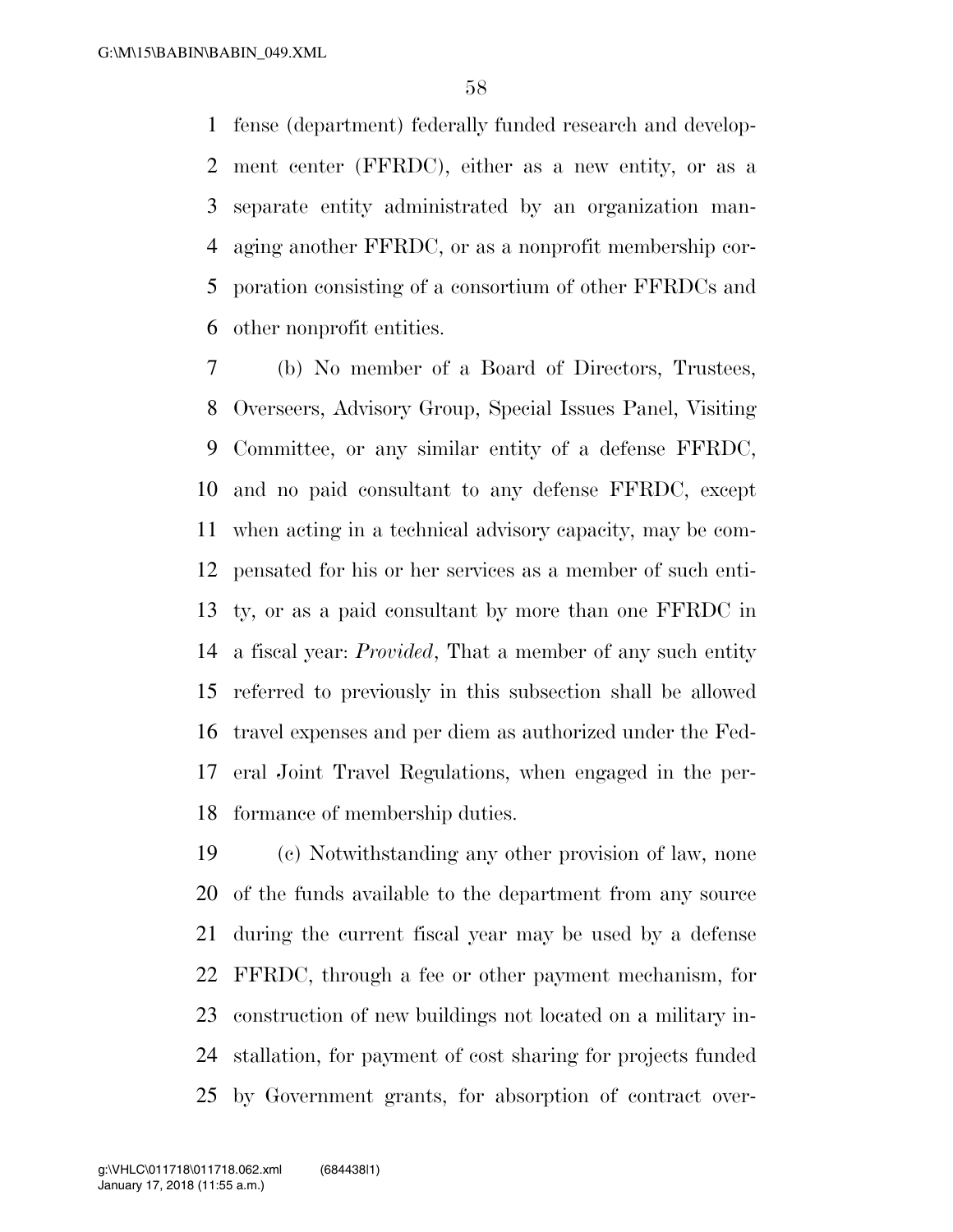fense (department) federally funded research and development center (FFRDC), either as a new entity, or as a separate entity administrated by an organization managing another FFRDC, or as a nonprofit membership corporation consisting of a consortium of other FFRDCs and other nonprofit entities.

(b) No member of a Board of Directors, Trustees, Overseers, Advisory Group, Special Issues Panel, Visiting Committee, or any similar entity of a defense FFRDC, and no paid consultant to any defense FFRDC, except when acting in a technical advisory capacity, may be compensated for his or her services as a member of such entity, or as a paid consultant by more than one FFRDC in a fiscal year: *Provided*, That a member of any such entity referred to previously in this subsection shall be allowed travel expenses and per diem as authorized under the Federal Joint Travel Regulations, when engaged in the performance of membership duties.

(c) Notwithstanding any other provision of law, none of the funds available to the department from any source during the current fiscal year may be used by a defense FFRDC, through a fee or other payment mechanism, for construction of new buildings not located on a military installation, for payment of cost sharing for projects funded by Government grants, for absorption of contract over-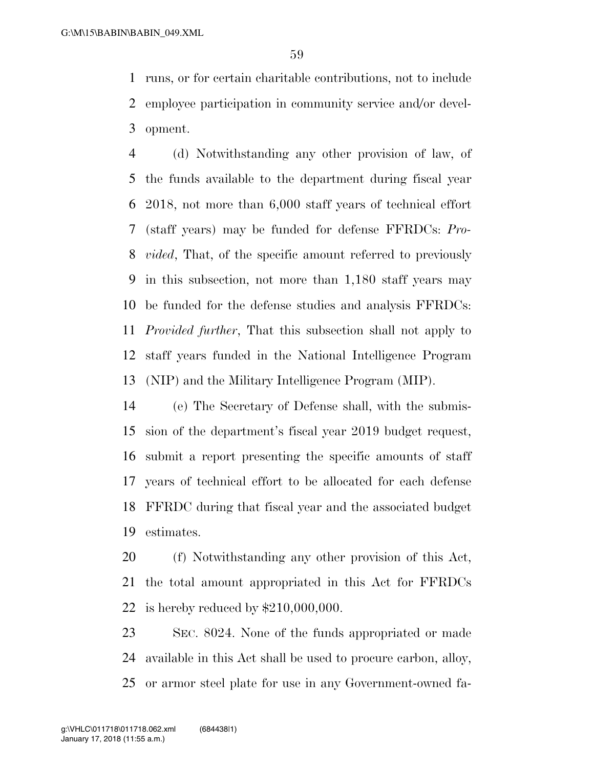runs, or for certain charitable contributions, not to include employee participation in community service and/or development.

(d) Notwithstanding any other provision of law, of the funds available to the department during fiscal year 2018, not more than 6,000 staff years of technical effort (staff years) may be funded for defense FFRDCs: *Provided*, That, of the specific amount referred to previously in this subsection, not more than 1,180 staff years may be funded for the defense studies and analysis FFRDCs: *Provided further*, That this subsection shall not apply to staff years funded in the National Intelligence Program (NIP) and the Military Intelligence Program (MIP).

(e) The Secretary of Defense shall, with the submission of the department's fiscal year 2019 budget request, submit a report presenting the specific amounts of staff years of technical effort to be allocated for each defense FFRDC during that fiscal year and the associated budget estimates.

(f) Notwithstanding any other provision of this Act, the total amount appropriated in this Act for FFRDCs is hereby reduced by $210,000,000.

SEC. 8024. None of the funds appropriated or made available in this Act shall be used to procure carbon, alloy, or armor steel plate for use in any Government-owned fa-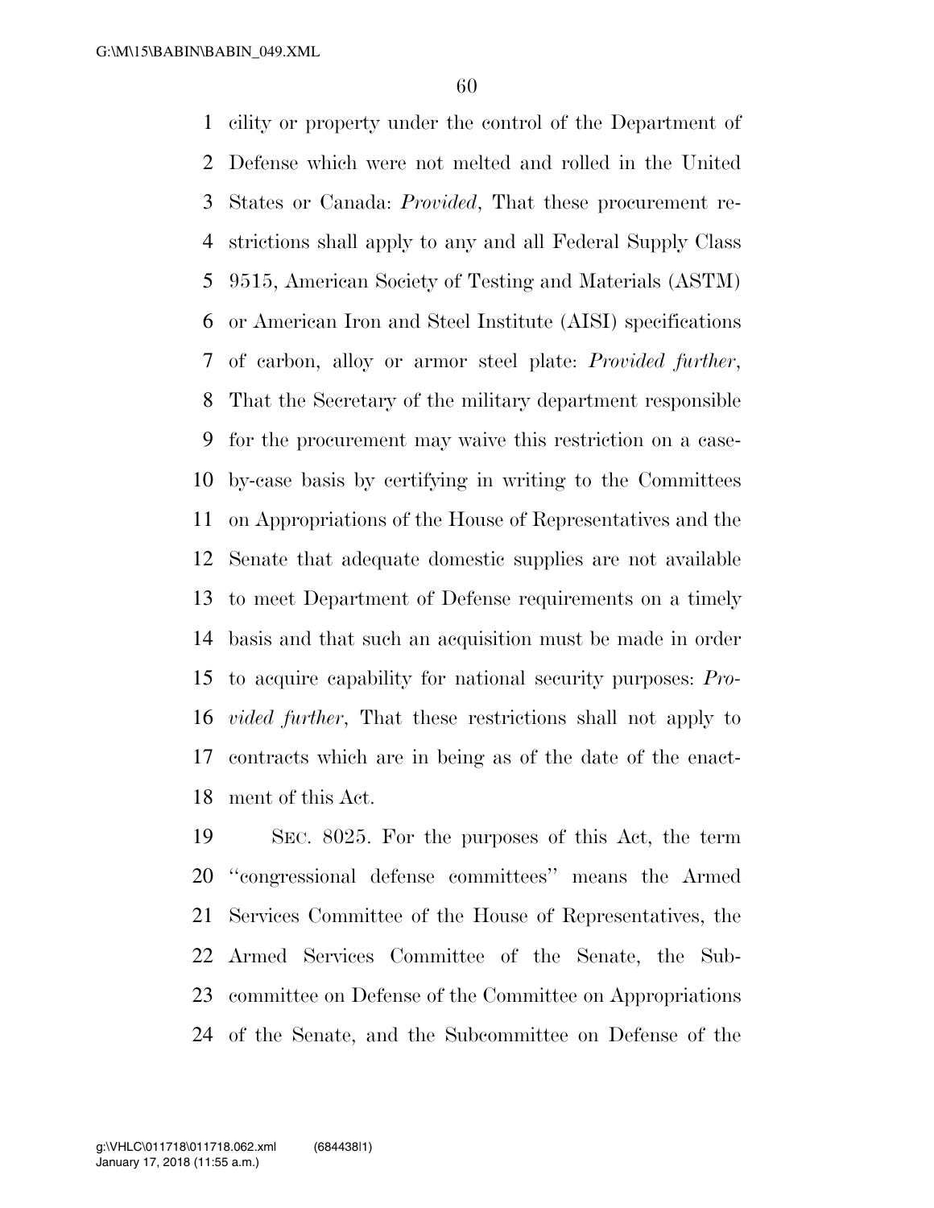cility or property under the control of the Department of Defense which were not melted and rolled in the United States or Canada: *Provided*, That these procurement restrictions shall apply to any and all Federal Supply Class 9515, American Society of Testing and Materials (ASTM) or American Iron and Steel Institute (AISI) specifications of carbon, alloy or armor steel plate: *Provided further*, That the Secretary of the military department responsible for the procurement may waive this restriction on a case-by-case basis by certifying in writing to the Committees on Appropriations of the House of Representatives and the Senate that adequate domestic supplies are not available to meet Department of Defense requirements on a timely basis and that such an acquisition must be made in order to acquire capability for national security purposes: *Provided further*, That these restrictions shall not apply to contracts which are in being as of the date of the enactment of this Act.

SEC. 8025. For the purposes of this Act, the term "congressional defense committees" means the Armed Services Committee of the House of Representatives, the Armed Services Committee of the Senate, the Subcommittee on Defense of the Committee on Appropriations of the Senate, and the Subcommittee on Defense of the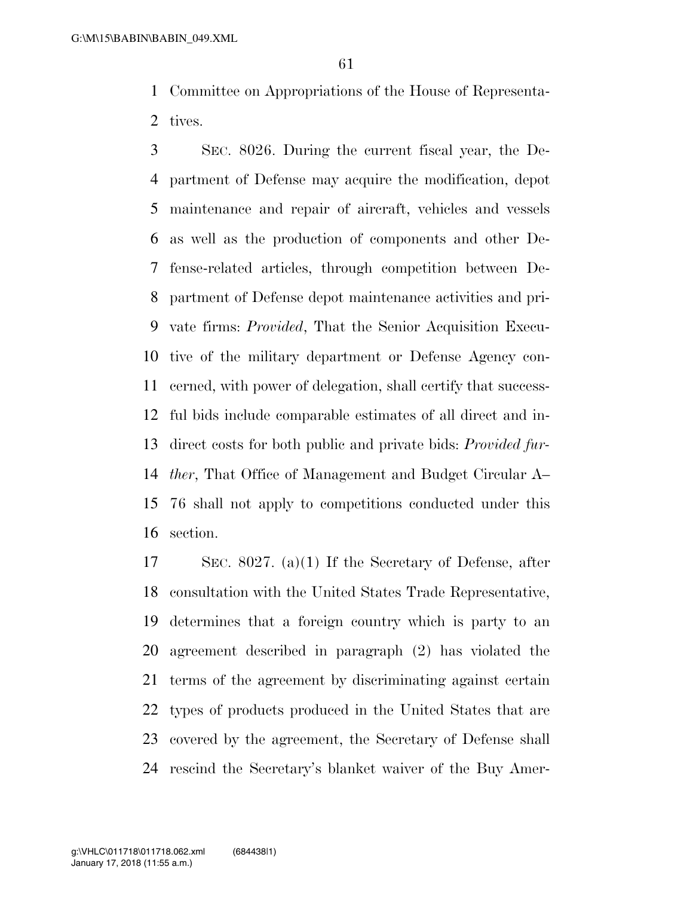Committee on Appropriations of the House of Representatives.

SEC. 8026. During the current fiscal year, the Department of Defense may acquire the modification, depot maintenance and repair of aircraft, vehicles and vessels as well as the production of components and other Defense-related articles, through competition between Department of Defense depot maintenance activities and private firms: *Provided*, That the Senior Acquisition Executive of the military department or Defense Agency concerned, with power of delegation, shall certify that successful bids include comparable estimates of all direct and indirect costs for both public and private bids: *Provided further*, That Office of Management and Budget Circular A–76 shall not apply to competitions conducted under this section.

SEC. 8027. (a)(1) If the Secretary of Defense, after consultation with the United States Trade Representative, determines that a foreign country which is party to an agreement described in paragraph (2) has violated the terms of the agreement by discriminating against certain types of products produced in the United States that are covered by the agreement, the Secretary of Defense shall rescind the Secretary's blanket waiver of the Buy Amer-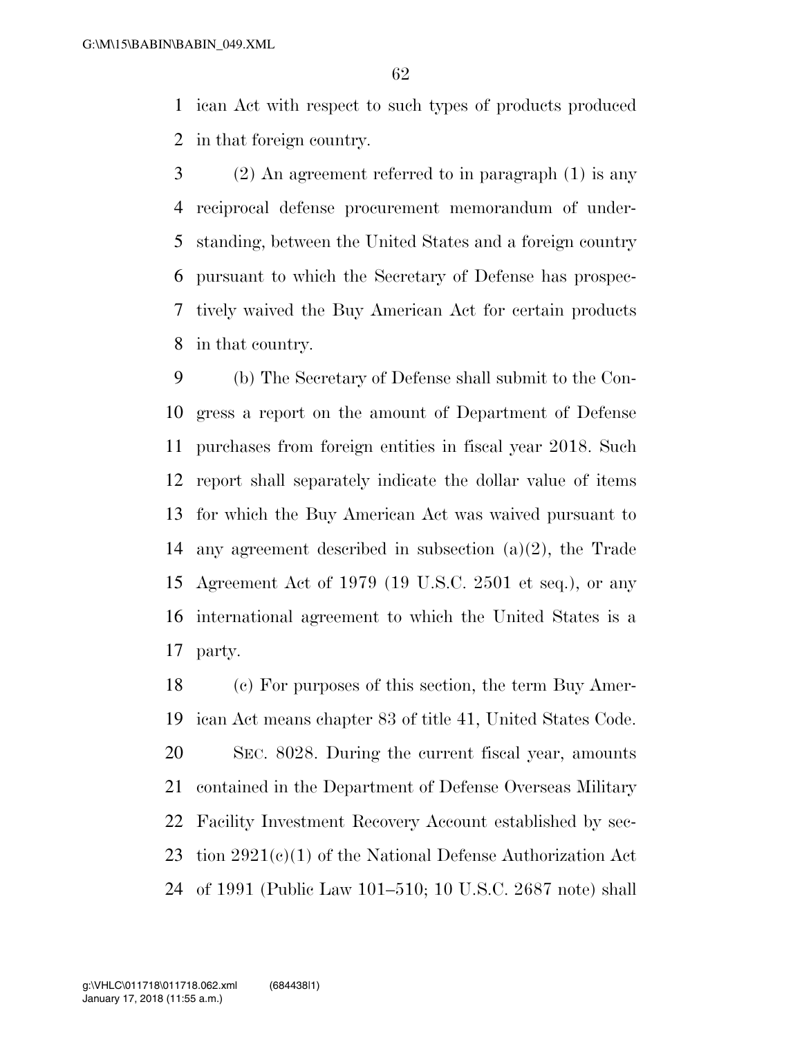ican Act with respect to such types of products produced in that foreign country.

(2) An agreement referred to in paragraph (1) is any reciprocal defense procurement memorandum of understanding, between the United States and a foreign country pursuant to which the Secretary of Defense has prospectively waived the Buy American Act for certain products in that country.

(b) The Secretary of Defense shall submit to the Congress a report on the amount of Department of Defense purchases from foreign entities in fiscal year 2018. Such report shall separately indicate the dollar value of items for which the Buy American Act was waived pursuant to any agreement described in subsection (a)(2), the Trade Agreement Act of 1979 (19 U.S.C. 2501 et seq.), or any international agreement to which the United States is a party.

(c) For purposes of this section, the term Buy American Act means chapter 83 of title 41, United States Code.

SEC. 8028. During the current fiscal year, amounts contained in the Department of Defense Overseas Military Facility Investment Recovery Account established by section 2921(c)(1) of the National Defense Authorization Act of 1991 (Public Law 101–510; 10 U.S.C. 2687 note) shall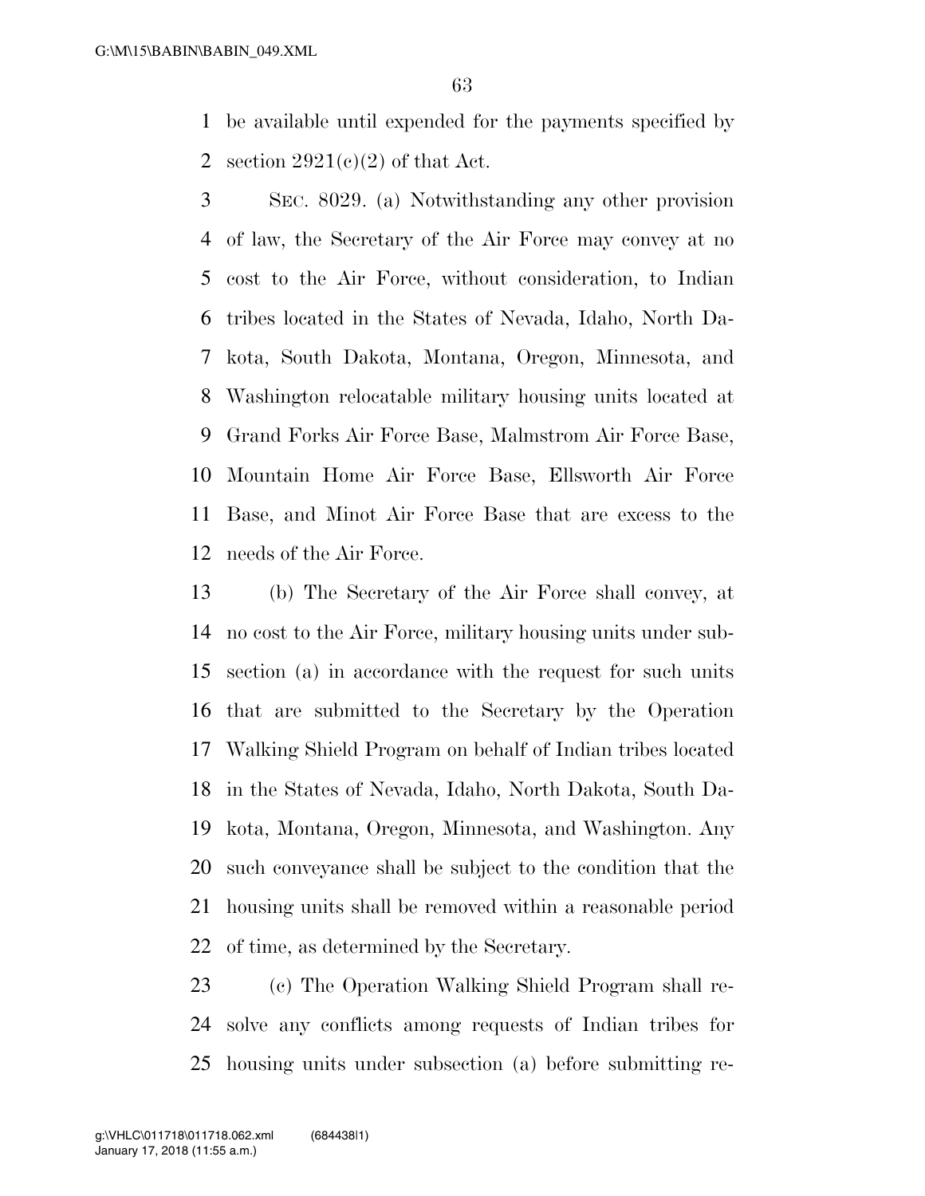be available until expended for the payments specified by section 2921(c)(2) of that Act.

SEC. 8029. (a) Notwithstanding any other provision of law, the Secretary of the Air Force may convey at no cost to the Air Force, without consideration, to Indian tribes located in the States of Nevada, Idaho, North Dakota, South Dakota, Montana, Oregon, Minnesota, and Washington relocatable military housing units located at Grand Forks Air Force Base, Malmstrom Air Force Base, Mountain Home Air Force Base, Ellsworth Air Force Base, and Minot Air Force Base that are excess to the needs of the Air Force.

(b) The Secretary of the Air Force shall convey, at no cost to the Air Force, military housing units under subsection (a) in accordance with the request for such units that are submitted to the Secretary by the Operation Walking Shield Program on behalf of Indian tribes located in the States of Nevada, Idaho, North Dakota, South Dakota, Montana, Oregon, Minnesota, and Washington. Any such conveyance shall be subject to the condition that the housing units shall be removed within a reasonable period of time, as determined by the Secretary.

(c) The Operation Walking Shield Program shall resolve any conflicts among requests of Indian tribes for housing units under subsection (a) before submitting re-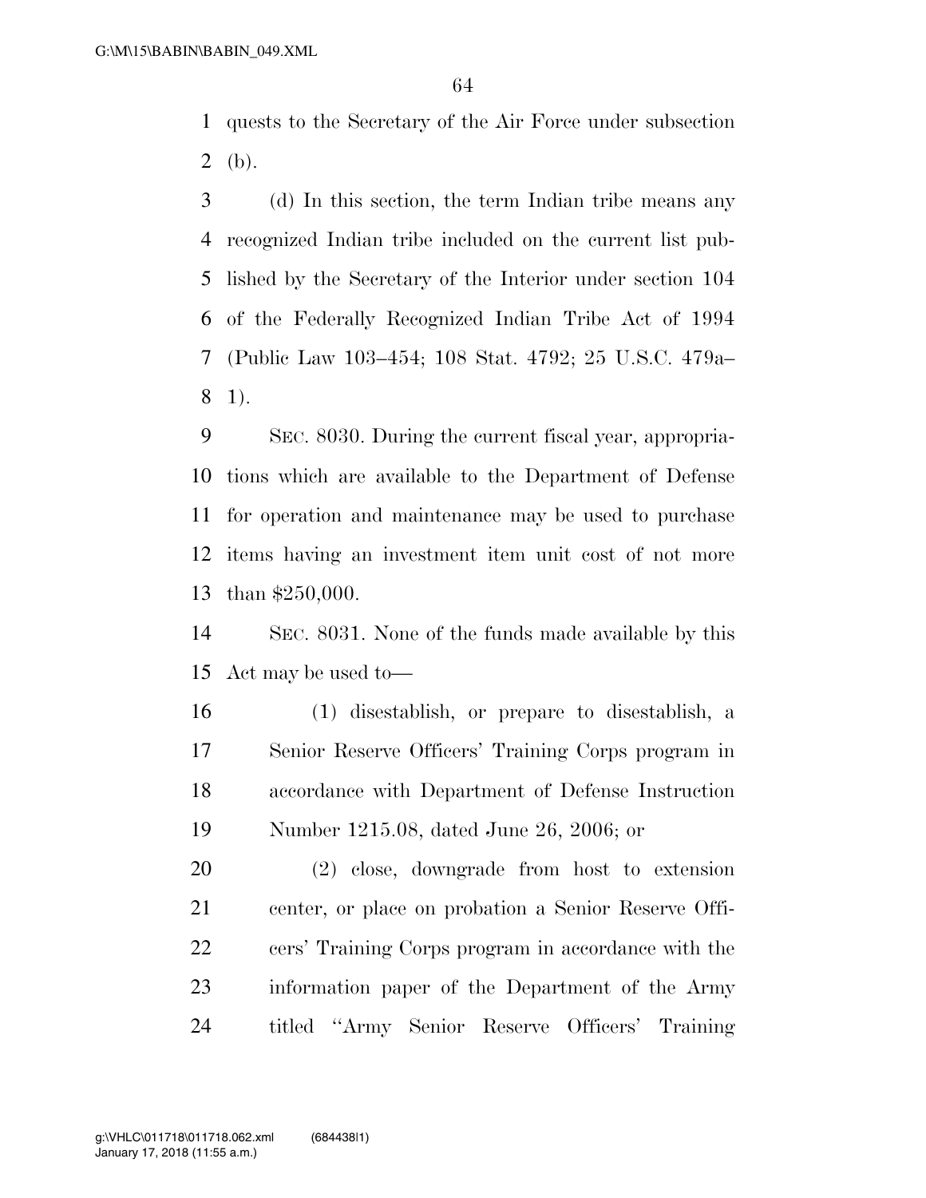quests to the Secretary of the Air Force under subsection (b).

(d) In this section, the term Indian tribe means any recognized Indian tribe included on the current list published by the Secretary of the Interior under section 104 of the Federally Recognized Indian Tribe Act of 1994 (Public Law 103–454; 108 Stat. 4792; 25 U.S.C. 479a–1).

SEC. 8030. During the current fiscal year, appropriations which are available to the Department of Defense for operation and maintenance may be used to purchase items having an investment item unit cost of not more than $250,000.

SEC. 8031. None of the funds made available by this Act may be used to—

(1) disestablish, or prepare to disestablish, a Senior Reserve Officers' Training Corps program in accordance with Department of Defense Instruction Number 1215.08, dated June 26, 2006; or

(2) close, downgrade from host to extension center, or place on probation a Senior Reserve Officers' Training Corps program in accordance with the information paper of the Department of the Army titled "Army Senior Reserve Officers' Training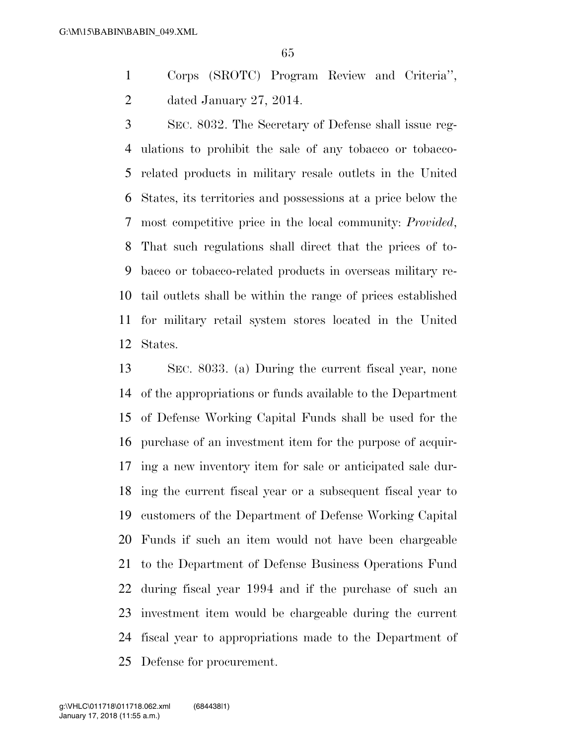Corps (SROTC) Program Review and Criteria'', dated January 27, 2014.

SEC. 8032. The Secretary of Defense shall issue regulations to prohibit the sale of any tobacco or tobacco-related products in military resale outlets in the United States, its territories and possessions at a price below the most competitive price in the local community: *Provided*, That such regulations shall direct that the prices of tobacco or tobacco-related products in overseas military retail outlets shall be within the range of prices established for military retail system stores located in the United States.

SEC. 8033. (a) During the current fiscal year, none of the appropriations or funds available to the Department of Defense Working Capital Funds shall be used for the purchase of an investment item for the purpose of acquiring a new inventory item for sale or anticipated sale during the current fiscal year or a subsequent fiscal year to customers of the Department of Defense Working Capital Funds if such an item would not have been chargeable to the Department of Defense Business Operations Fund during fiscal year 1994 and if the purchase of such an investment item would be chargeable during the current fiscal year to appropriations made to the Department of Defense for procurement.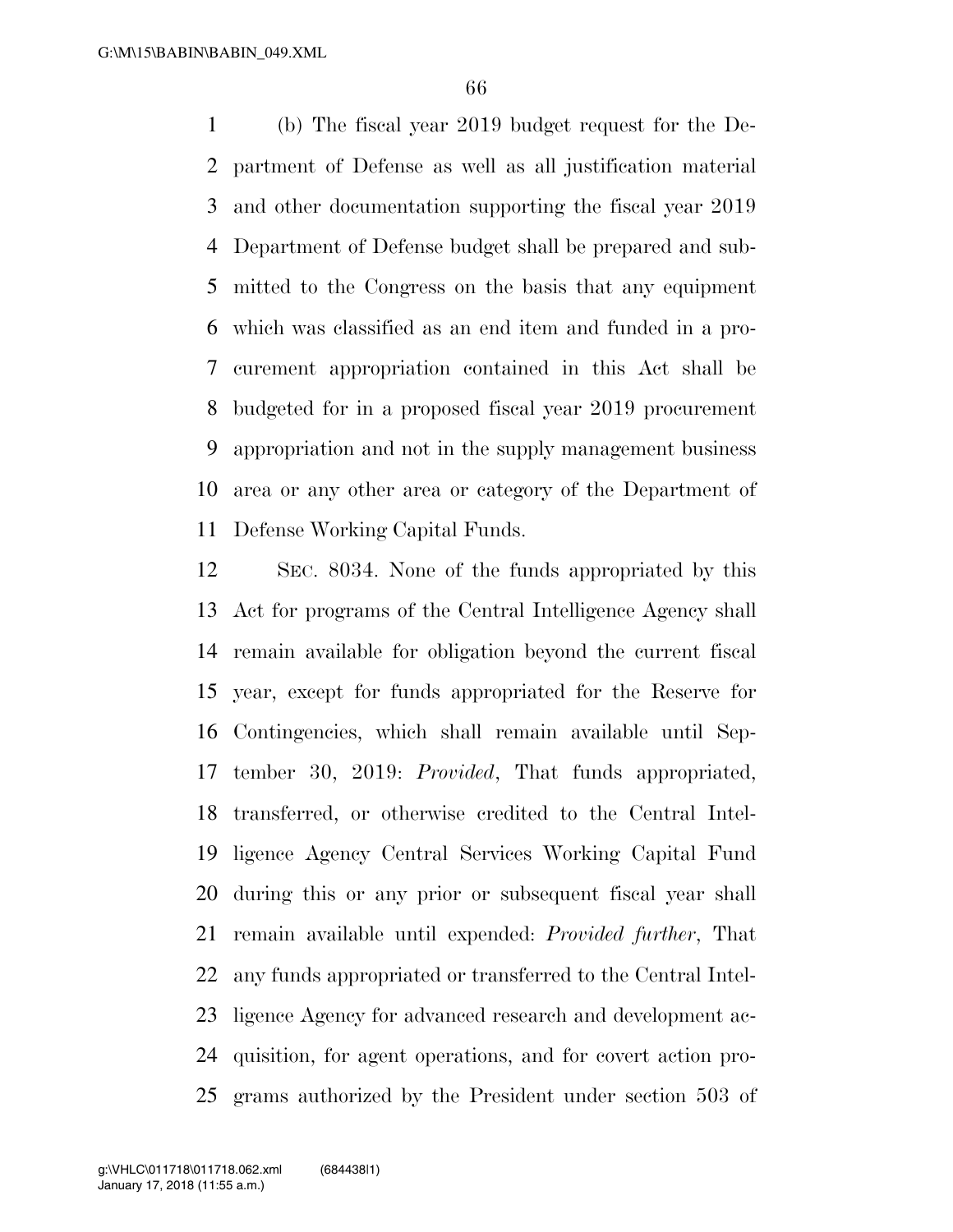(b) The fiscal year 2019 budget request for the Department of Defense as well as all justification material and other documentation supporting the fiscal year 2019 Department of Defense budget shall be prepared and submitted to the Congress on the basis that any equipment which was classified as an end item and funded in a procurement appropriation contained in this Act shall be budgeted for in a proposed fiscal year 2019 procurement appropriation and not in the supply management business area or any other area or category of the Department of Defense Working Capital Funds.

SEC. 8034. None of the funds appropriated by this Act for programs of the Central Intelligence Agency shall remain available for obligation beyond the current fiscal year, except for funds appropriated for the Reserve for Contingencies, which shall remain available until September 30, 2019: *Provided*, That funds appropriated, transferred, or otherwise credited to the Central Intelligence Agency Central Services Working Capital Fund during this or any prior or subsequent fiscal year shall remain available until expended: *Provided further*, That any funds appropriated or transferred to the Central Intelligence Agency for advanced research and development acquisition, for agent operations, and for covert action programs authorized by the President under section 503 of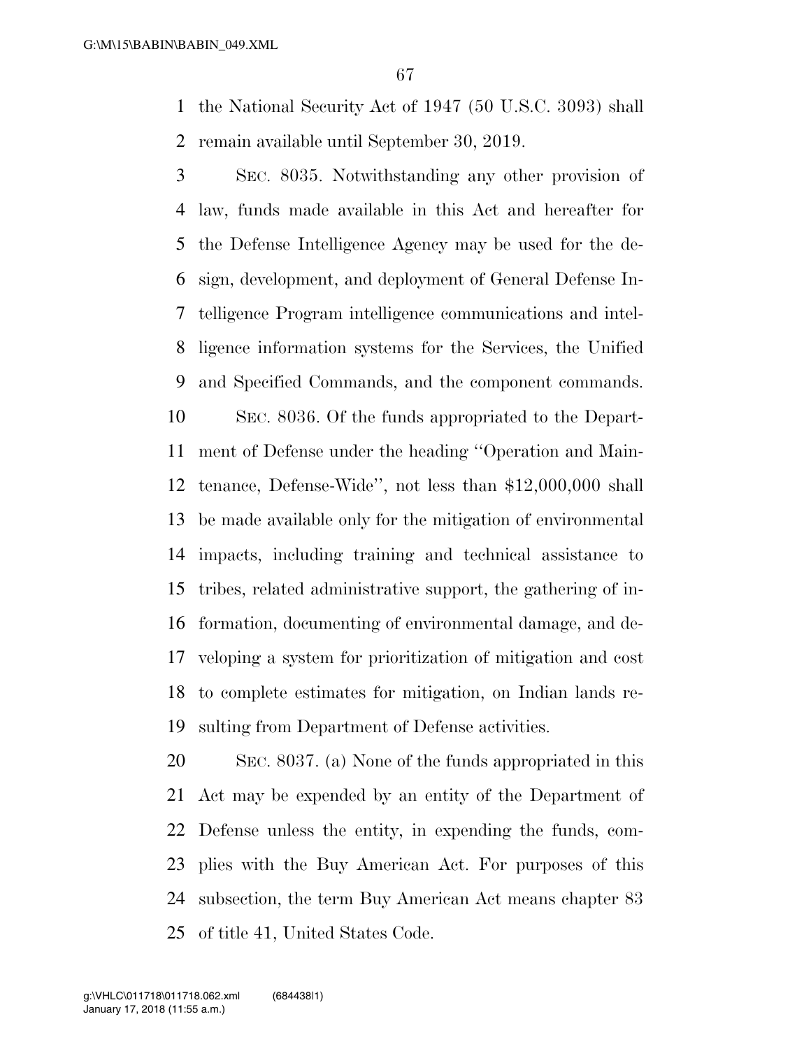the National Security Act of 1947 (50 U.S.C. 3093) shall remain available until September 30, 2019.

SEC. 8035. Notwithstanding any other provision of law, funds made available in this Act and hereafter for the Defense Intelligence Agency may be used for the design, development, and deployment of General Defense Intelligence Program intelligence communications and intelligence information systems for the Services, the Unified and Specified Commands, and the component commands.

SEC. 8036. Of the funds appropriated to the Department of Defense under the heading ''Operation and Maintenance, Defense-Wide'', not less than $12,000,000 shall be made available only for the mitigation of environmental impacts, including training and technical assistance to tribes, related administrative support, the gathering of information, documenting of environmental damage, and developing a system for prioritization of mitigation and cost to complete estimates for mitigation, on Indian lands resulting from Department of Defense activities.

SEC. 8037. (a) None of the funds appropriated in this Act may be expended by an entity of the Department of Defense unless the entity, in expending the funds, complies with the Buy American Act. For purposes of this subsection, the term Buy American Act means chapter 83 of title 41, United States Code.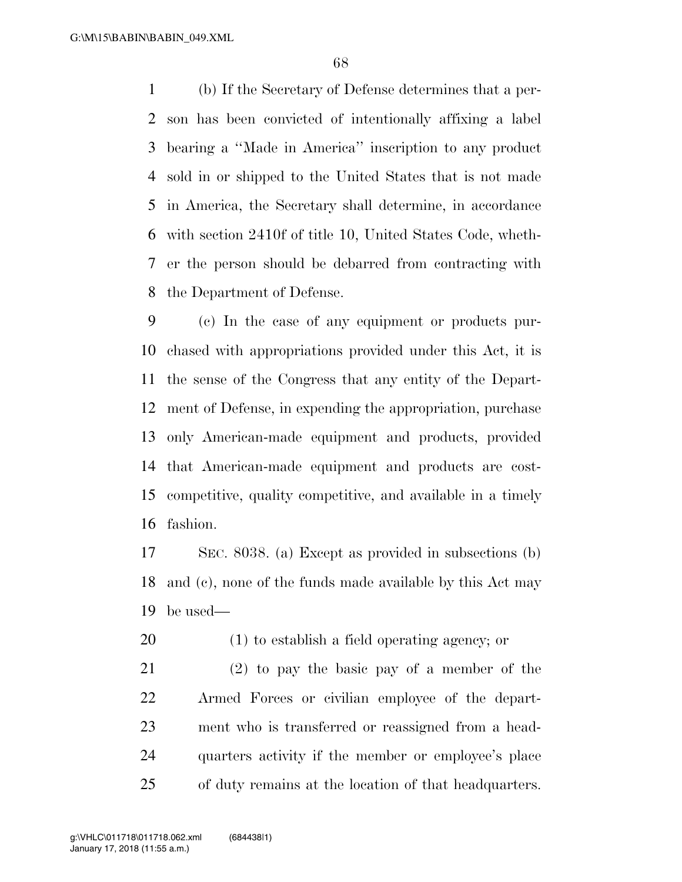(b) If the Secretary of Defense determines that a person has been convicted of intentionally affixing a label bearing a ''Made in America'' inscription to any product sold in or shipped to the United States that is not made in America, the Secretary shall determine, in accordance with section 2410f of title 10, United States Code, whether the person should be debarred from contracting with the Department of Defense.

(c) In the case of any equipment or products purchased with appropriations provided under this Act, it is the sense of the Congress that any entity of the Department of Defense, in expending the appropriation, purchase only American-made equipment and products, provided that American-made equipment and products are cost-competitive, quality competitive, and available in a timely fashion.

SEC. 8038. (a) Except as provided in subsections (b) and (c), none of the funds made available by this Act may be used—

(1) to establish a field operating agency; or

(2) to pay the basic pay of a member of the Armed Forces or civilian employee of the department who is transferred or reassigned from a headquarters activity if the member or employee's place of duty remains at the location of that headquarters.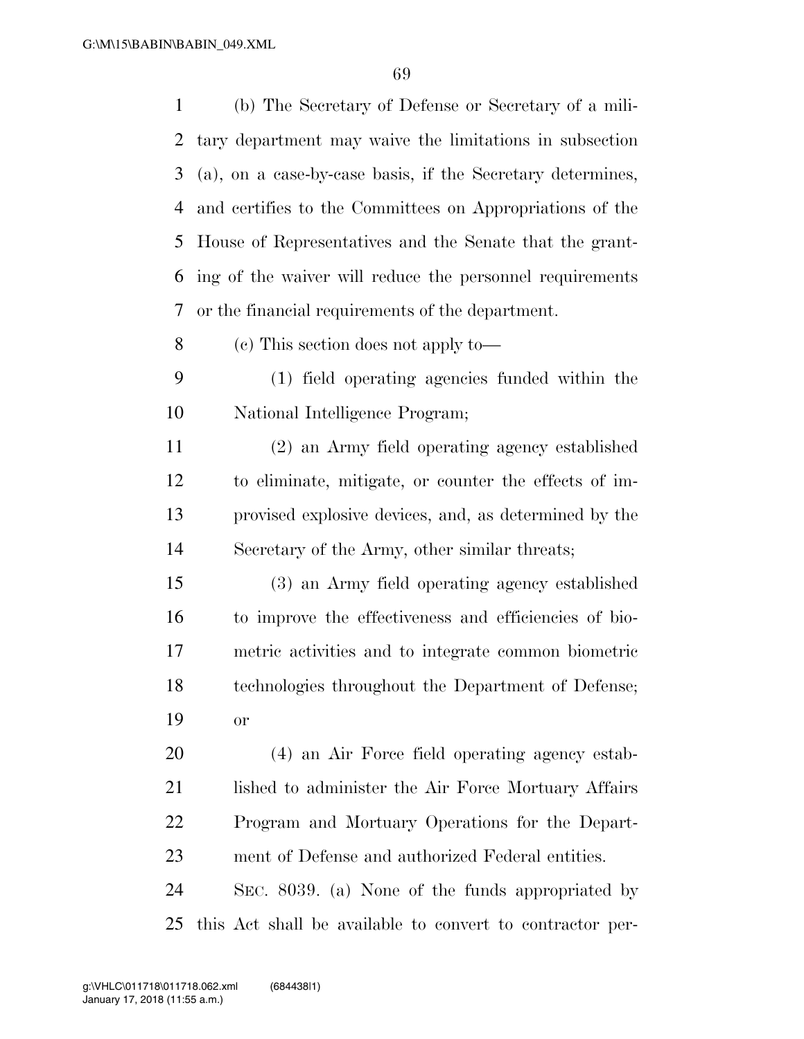(b) The Secretary of Defense or Secretary of a military department may waive the limitations in subsection (a), on a case-by-case basis, if the Secretary determines, and certifies to the Committees on Appropriations of the House of Representatives and the Senate that the granting of the waiver will reduce the personnel requirements or the financial requirements of the department.

(c) This section does not apply to—

(1) field operating agencies funded within the National Intelligence Program;

(2) an Army field operating agency established to eliminate, mitigate, or counter the effects of improvised explosive devices, and, as determined by the Secretary of the Army, other similar threats;

(3) an Army field operating agency established to improve the effectiveness and efficiencies of biometric activities and to integrate common biometric technologies throughout the Department of Defense; or

(4) an Air Force field operating agency established to administer the Air Force Mortuary Affairs Program and Mortuary Operations for the Department of Defense and authorized Federal entities.

SEC. 8039. (a) None of the funds appropriated by this Act shall be available to convert to contractor per-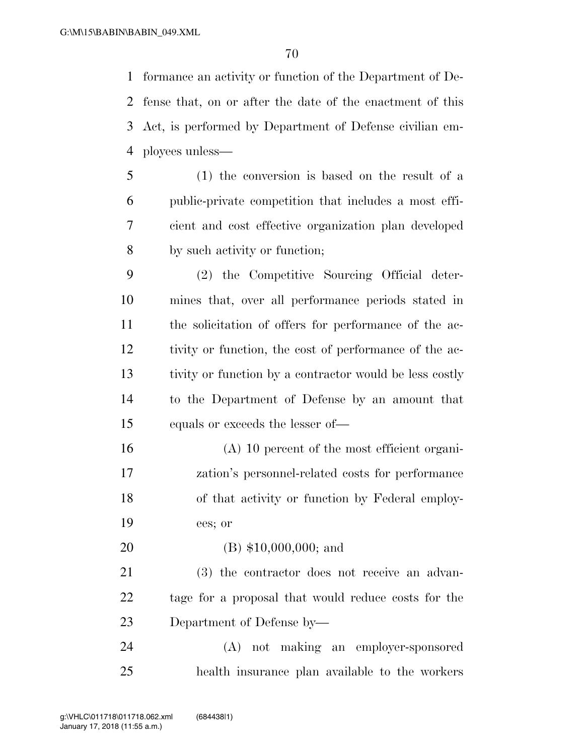formance an activity or function of the Department of Defense that, on or after the date of the enactment of this Act, is performed by Department of Defense civilian employees unless—

(1) the conversion is based on the result of a public-private competition that includes a most efficient and cost effective organization plan developed by such activity or function;

(2) the Competitive Sourcing Official determines that, over all performance periods stated in the solicitation of offers for performance of the activity or function, the cost of performance of the activity or function by a contractor would be less costly to the Department of Defense by an amount that equals or exceeds the lesser of—

(A) 10 percent of the most efficient organization's personnel-related costs for performance of that activity or function by Federal employees; or

(B) $10,000,000; and

(3) the contractor does not receive an advantage for a proposal that would reduce costs for the Department of Defense by—

(A) not making an employer-sponsored health insurance plan available to the workers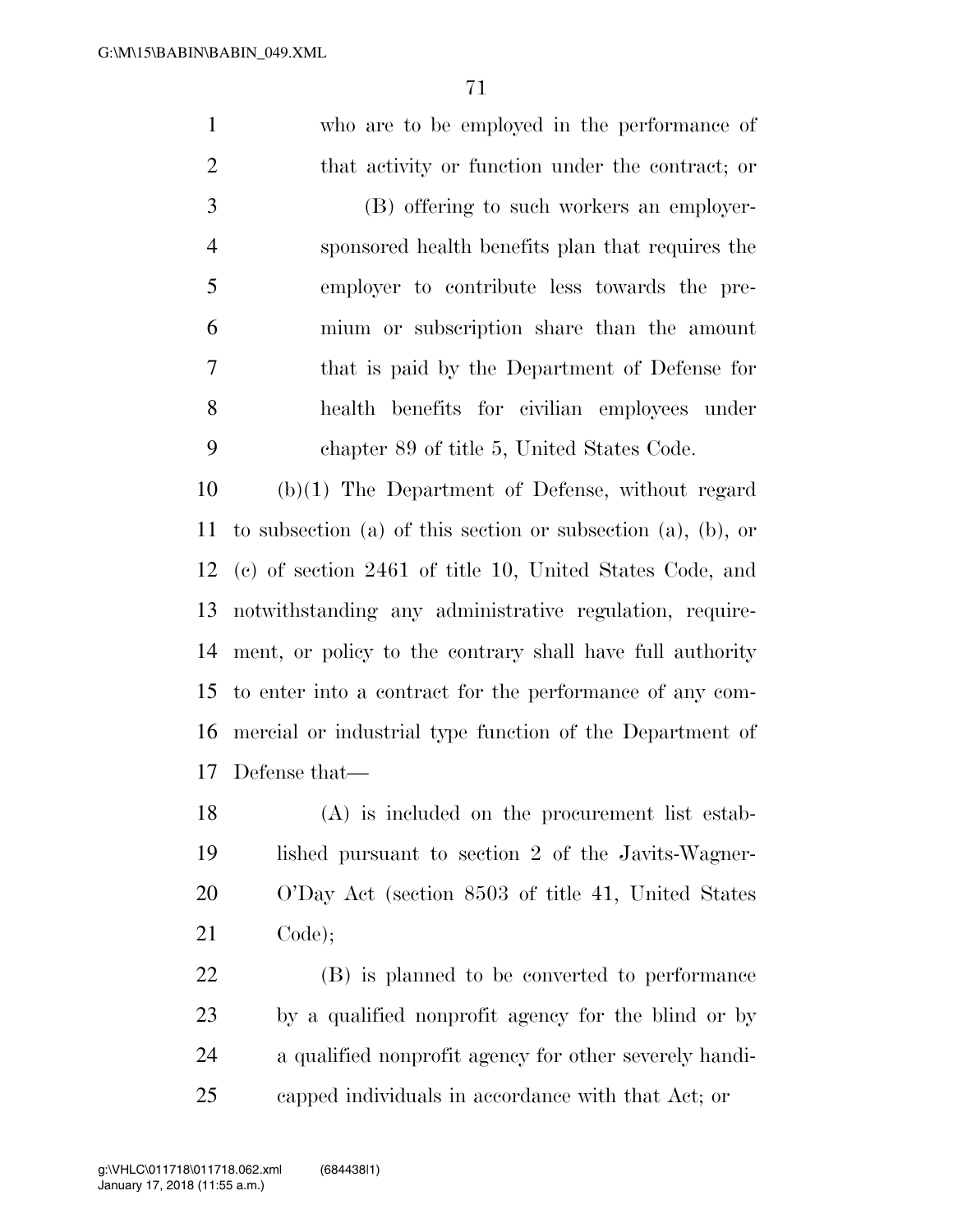who are to be employed in the performance of that activity or function under the contract; or

(B) offering to such workers an employer-sponsored health benefits plan that requires the employer to contribute less towards the premium or subscription share than the amount that is paid by the Department of Defense for health benefits for civilian employees under chapter 89 of title 5, United States Code.

(b)(1) The Department of Defense, without regard to subsection (a) of this section or subsection (a), (b), or (c) of section 2461 of title 10, United States Code, and notwithstanding any administrative regulation, requirement, or policy to the contrary shall have full authority to enter into a contract for the performance of any commercial or industrial type function of the Department of Defense that—

(A) is included on the procurement list established pursuant to section 2 of the Javits-Wagner-O'Day Act (section 8503 of title 41, United States Code);

(B) is planned to be converted to performance by a qualified nonprofit agency for the blind or by a qualified nonprofit agency for other severely handicapped individuals in accordance with that Act; or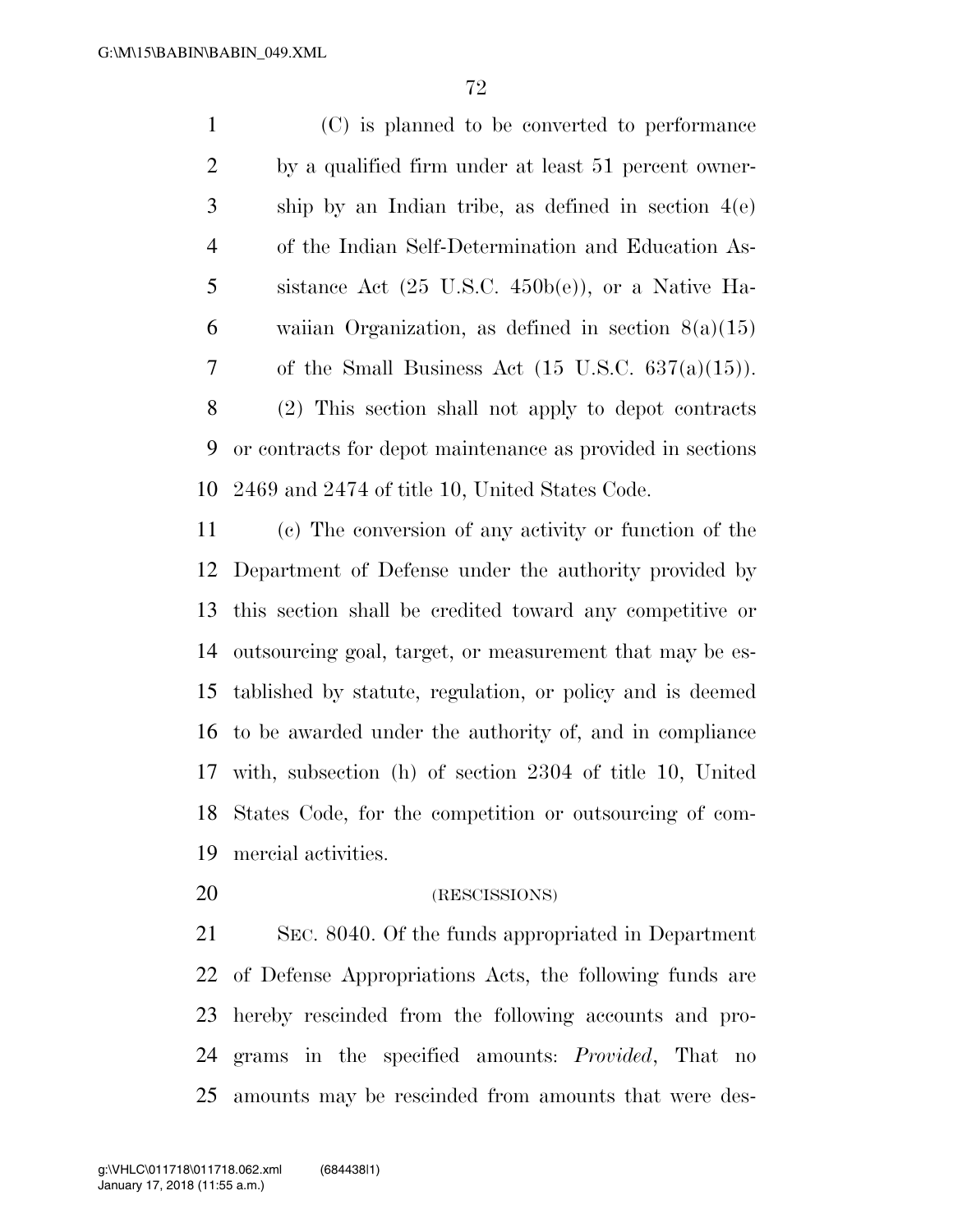(C) is planned to be converted to performance by a qualified firm under at least 51 percent ownership by an Indian tribe, as defined in section 4(e) of the Indian Self-Determination and Education Assistance Act (25 U.S.C. 450b(e)), or a Native Hawaiian Organization, as defined in section 8(a)(15) of the Small Business Act (15 U.S.C. 637(a)(15)).

(2) This section shall not apply to depot contracts or contracts for depot maintenance as provided in sections 2469 and 2474 of title 10, United States Code.

(c) The conversion of any activity or function of the Department of Defense under the authority provided by this section shall be credited toward any competitive or outsourcing goal, target, or measurement that may be established by statute, regulation, or policy and is deemed to be awarded under the authority of, and in compliance with, subsection (h) of section 2304 of title 10, United States Code, for the competition or outsourcing of commercial activities.

(RESCISSIONS)

SEC. 8040. Of the funds appropriated in Department of Defense Appropriations Acts, the following funds are hereby rescinded from the following accounts and programs in the specified amounts: *Provided*, That no amounts may be rescinded from amounts that were des-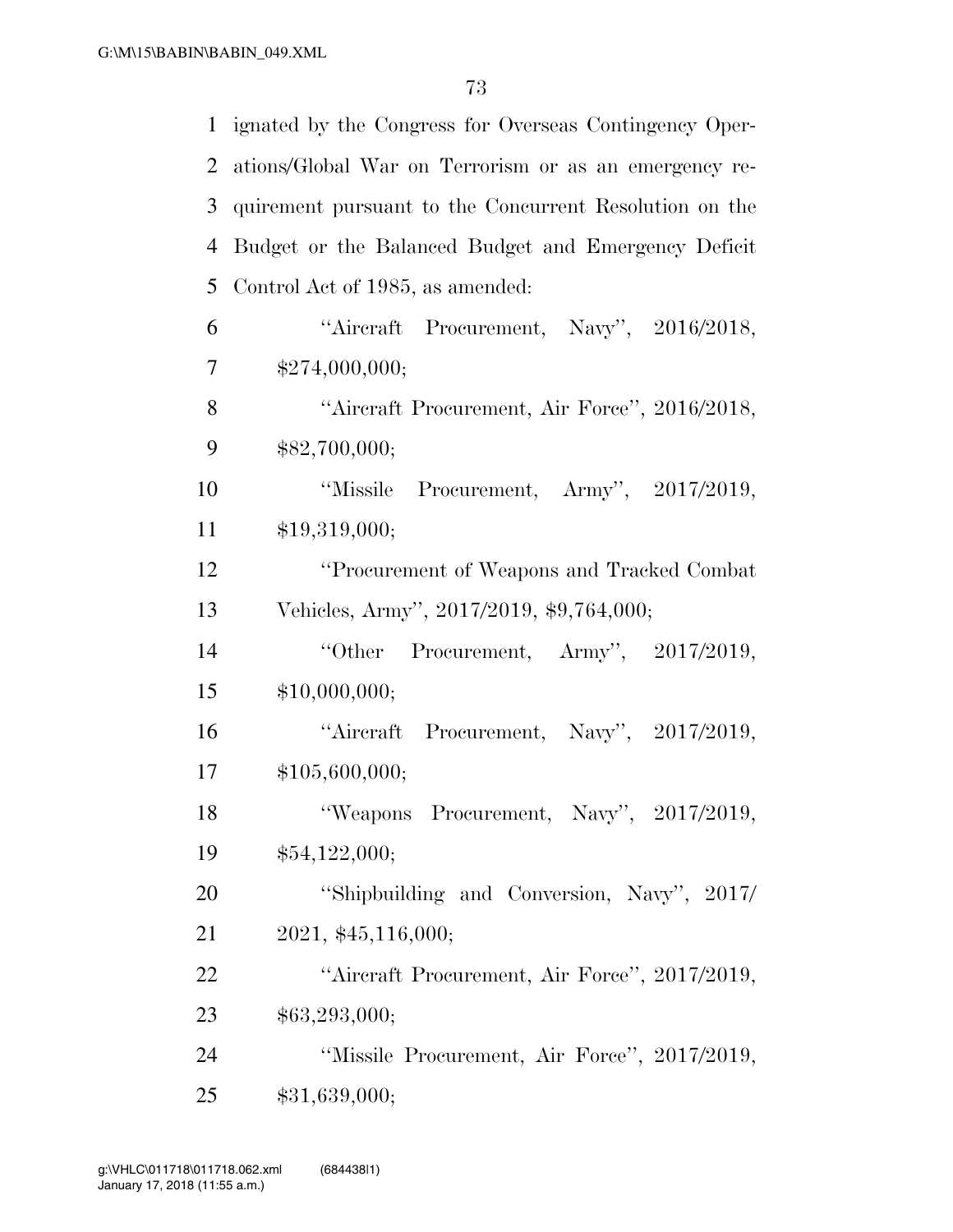ignated by the Congress for Overseas Contingency Operations/Global War on Terrorism or as an emergency requirement pursuant to the Concurrent Resolution on the Budget or the Balanced Budget and Emergency Deficit Control Act of 1985, as amended:

''Aircraft Procurement, Navy'', 2016/2018, $274,000,000;

''Aircraft Procurement, Air Force'', 2016/2018, $82,700,000;

''Missile Procurement, Army'', 2017/2019, $19,319,000;

''Procurement of Weapons and Tracked Combat Vehicles, Army'', 2017/2019, $9,764,000;

''Other Procurement, Army'', 2017/2019, $10,000,000;

''Aircraft Procurement, Navy'', 2017/2019, $105,600,000;

''Weapons Procurement, Navy'', 2017/2019, $54,122,000;

''Shipbuilding and Conversion, Navy'', 2017/2021, $45,116,000;

''Aircraft Procurement, Air Force'', 2017/2019, $63,293,000;

''Missile Procurement, Air Force'', 2017/2019, $31,639,000;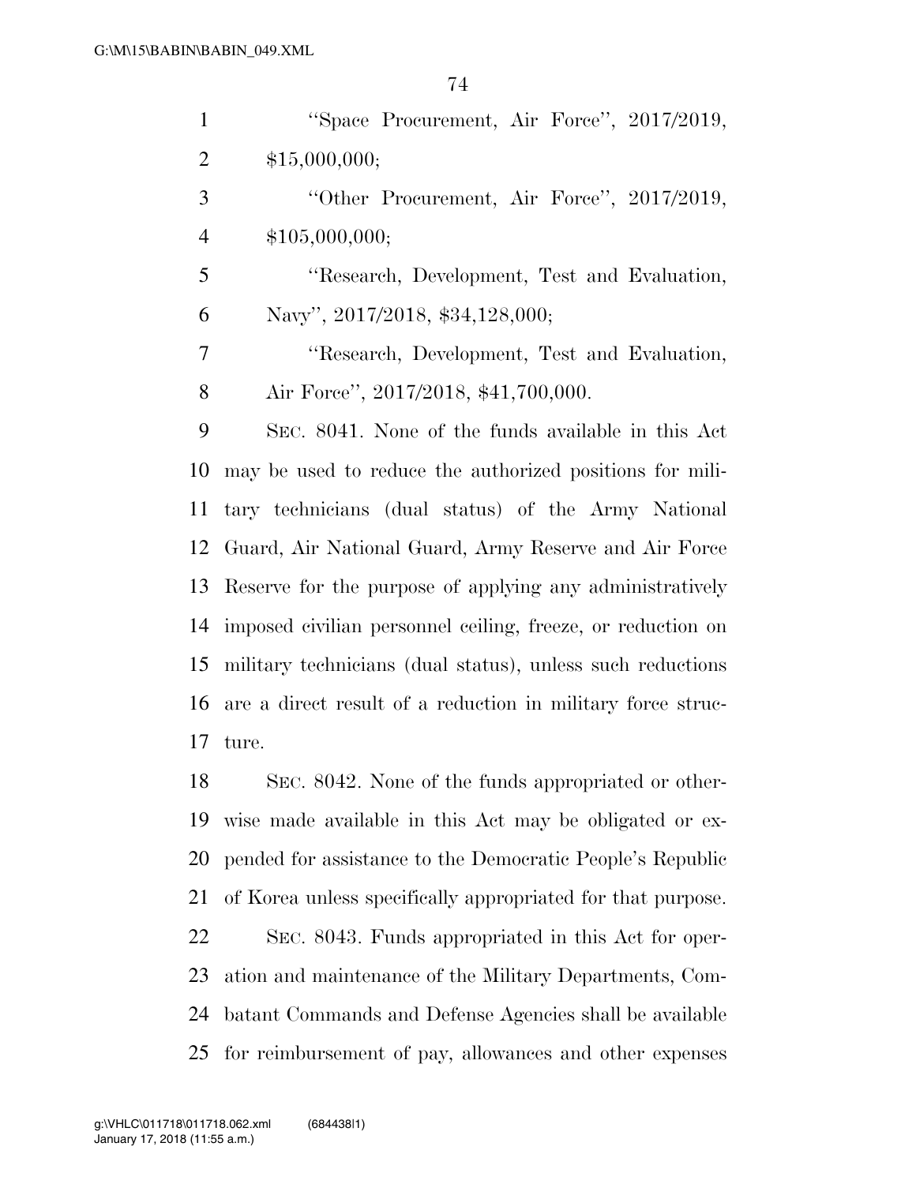"Space Procurement, Air Force", 2017/2019, $15,000,000;

"Other Procurement, Air Force", 2017/2019, $105,000,000;

"Research, Development, Test and Evaluation, Navy", 2017/2018, $34,128,000;

"Research, Development, Test and Evaluation, Air Force", 2017/2018, $41,700,000.

SEC. 8041. None of the funds available in this Act may be used to reduce the authorized positions for military technicians (dual status) of the Army National Guard, Air National Guard, Army Reserve and Air Force Reserve for the purpose of applying any administratively imposed civilian personnel ceiling, freeze, or reduction on military technicians (dual status), unless such reductions are a direct result of a reduction in military force structure.

SEC. 8042. None of the funds appropriated or otherwise made available in this Act may be obligated or expended for assistance to the Democratic People's Republic of Korea unless specifically appropriated for that purpose.

SEC. 8043. Funds appropriated in this Act for operation and maintenance of the Military Departments, Combatant Commands and Defense Agencies shall be available for reimbursement of pay, allowances and other expenses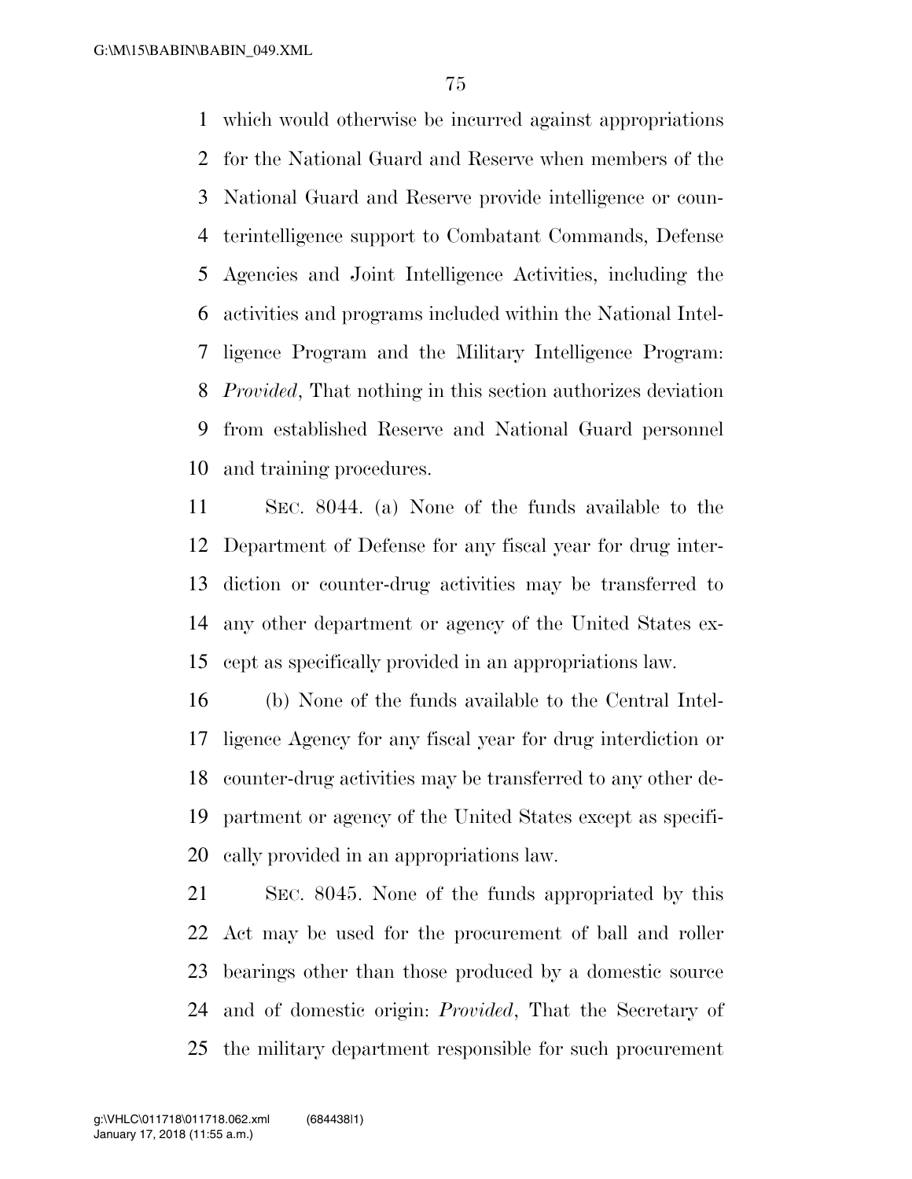which would otherwise be incurred against appropriations for the National Guard and Reserve when members of the National Guard and Reserve provide intelligence or counterintelligence support to Combatant Commands, Defense Agencies and Joint Intelligence Activities, including the activities and programs included within the National Intelligence Program and the Military Intelligence Program: *Provided*, That nothing in this section authorizes deviation from established Reserve and National Guard personnel and training procedures.

SEC. 8044. (a) None of the funds available to the Department of Defense for any fiscal year for drug interdiction or counter-drug activities may be transferred to any other department or agency of the United States except as specifically provided in an appropriations law.

(b) None of the funds available to the Central Intelligence Agency for any fiscal year for drug interdiction or counter-drug activities may be transferred to any other department or agency of the United States except as specifically provided in an appropriations law.

SEC. 8045. None of the funds appropriated by this Act may be used for the procurement of ball and roller bearings other than those produced by a domestic source and of domestic origin: *Provided*, That the Secretary of the military department responsible for such procurement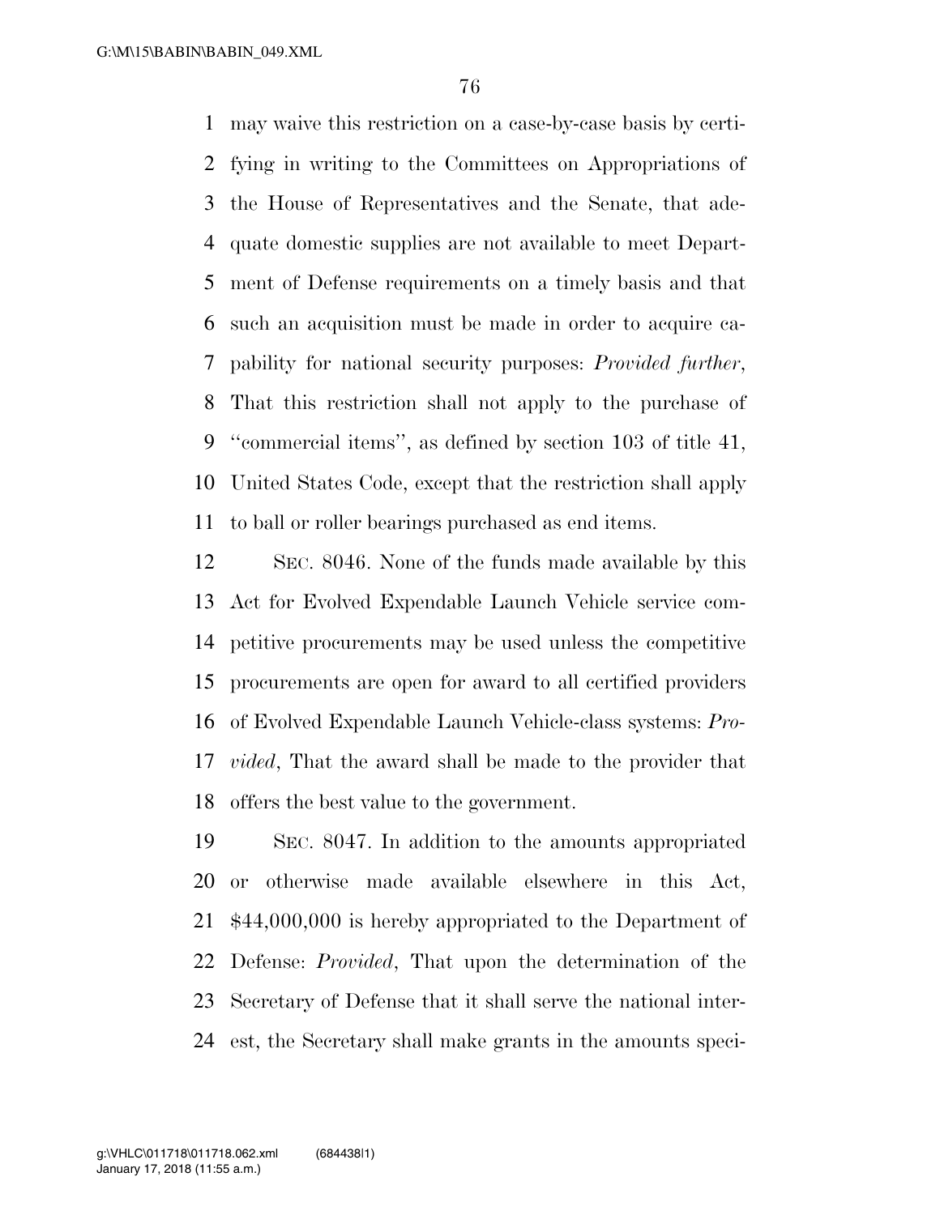may waive this restriction on a case-by-case basis by certifying in writing to the Committees on Appropriations of the House of Representatives and the Senate, that adequate domestic supplies are not available to meet Department of Defense requirements on a timely basis and that such an acquisition must be made in order to acquire capability for national security purposes: *Provided further*, That this restriction shall not apply to the purchase of ''commercial items'', as defined by section 103 of title 41, United States Code, except that the restriction shall apply to ball or roller bearings purchased as end items.

SEC. 8046. None of the funds made available by this Act for Evolved Expendable Launch Vehicle service competitive procurements may be used unless the competitive procurements are open for award to all certified providers of Evolved Expendable Launch Vehicle-class systems: *Provided*, That the award shall be made to the provider that offers the best value to the government.

SEC. 8047. In addition to the amounts appropriated or otherwise made available elsewhere in this Act, $44,000,000 is hereby appropriated to the Department of Defense: *Provided*, That upon the determination of the Secretary of Defense that it shall serve the national interest, the Secretary shall make grants in the amounts speci-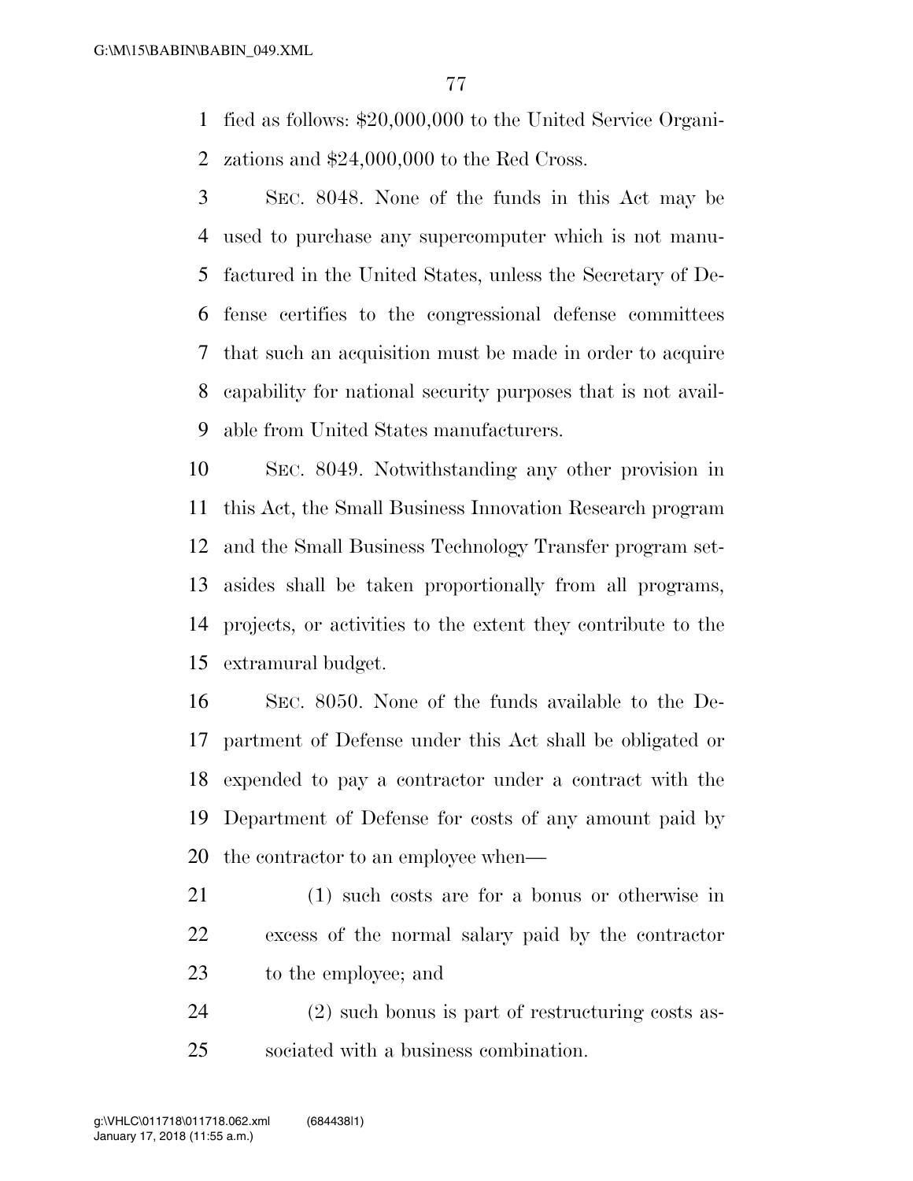fied as follows: $20,000,000 to the United Service Organizations and $24,000,000 to the Red Cross.

SEC. 8048. None of the funds in this Act may be used to purchase any supercomputer which is not manufactured in the United States, unless the Secretary of Defense certifies to the congressional defense committees that such an acquisition must be made in order to acquire capability for national security purposes that is not available from United States manufacturers.

SEC. 8049. Notwithstanding any other provision in this Act, the Small Business Innovation Research program and the Small Business Technology Transfer program set-asides shall be taken proportionally from all programs, projects, or activities to the extent they contribute to the extramural budget.

SEC. 8050. None of the funds available to the Department of Defense under this Act shall be obligated or expended to pay a contractor under a contract with the Department of Defense for costs of any amount paid by the contractor to an employee when—

(1) such costs are for a bonus or otherwise in excess of the normal salary paid by the contractor to the employee; and

(2) such bonus is part of restructuring costs associated with a business combination.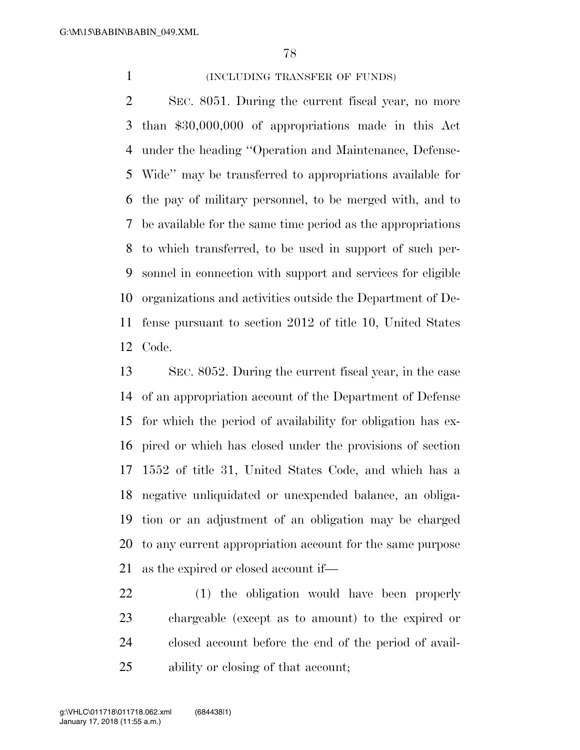(INCLUDING TRANSFER OF FUNDS)

SEC. 8051. During the current fiscal year, no more than $30,000,000 of appropriations made in this Act under the heading ''Operation and Maintenance, Defense-Wide'' may be transferred to appropriations available for the pay of military personnel, to be merged with, and to be available for the same time period as the appropriations to which transferred, to be used in support of such personnel in connection with support and services for eligible organizations and activities outside the Department of Defense pursuant to section 2012 of title 10, United States Code.

SEC. 8052. During the current fiscal year, in the case of an appropriation account of the Department of Defense for which the period of availability for obligation has expired or which has closed under the provisions of section 1552 of title 31, United States Code, and which has a negative unliquidated or unexpended balance, an obligation or an adjustment of an obligation may be charged to any current appropriation account for the same purpose as the expired or closed account if—

(1) the obligation would have been properly chargeable (except as to amount) to the expired or closed account before the end of the period of availability or closing of that account;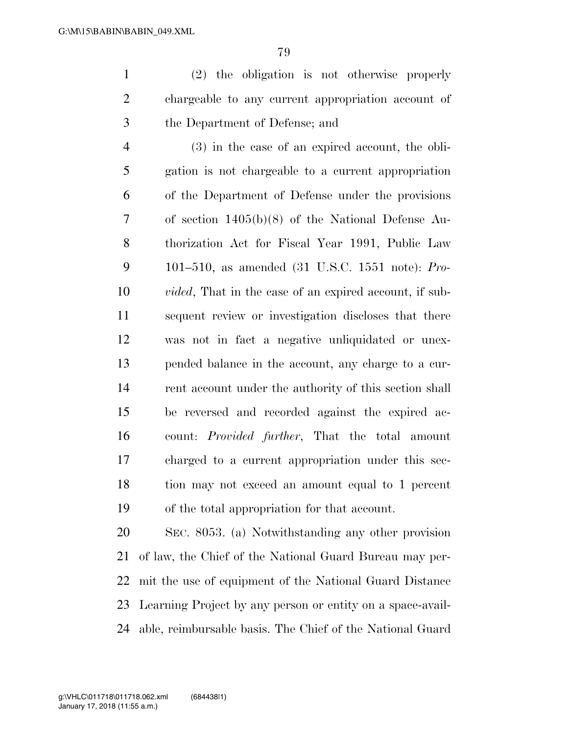(2) the obligation is not otherwise properly chargeable to any current appropriation account of the Department of Defense; and

(3) in the case of an expired account, the obligation is not chargeable to a current appropriation of the Department of Defense under the provisions of section 1405(b)(8) of the National Defense Authorization Act for Fiscal Year 1991, Public Law 101–510, as amended (31 U.S.C. 1551 note): *Provided*, That in the case of an expired account, if subsequent review or investigation discloses that there was not in fact a negative unliquidated or unexpended balance in the account, any charge to a current account under the authority of this section shall be reversed and recorded against the expired account: *Provided further*, That the total amount charged to a current appropriation under this section may not exceed an amount equal to 1 percent of the total appropriation for that account.

SEC. 8053. (a) Notwithstanding any other provision of law, the Chief of the National Guard Bureau may permit the use of equipment of the National Guard Distance Learning Project by any person or entity on a space-available, reimbursable basis. The Chief of the National Guard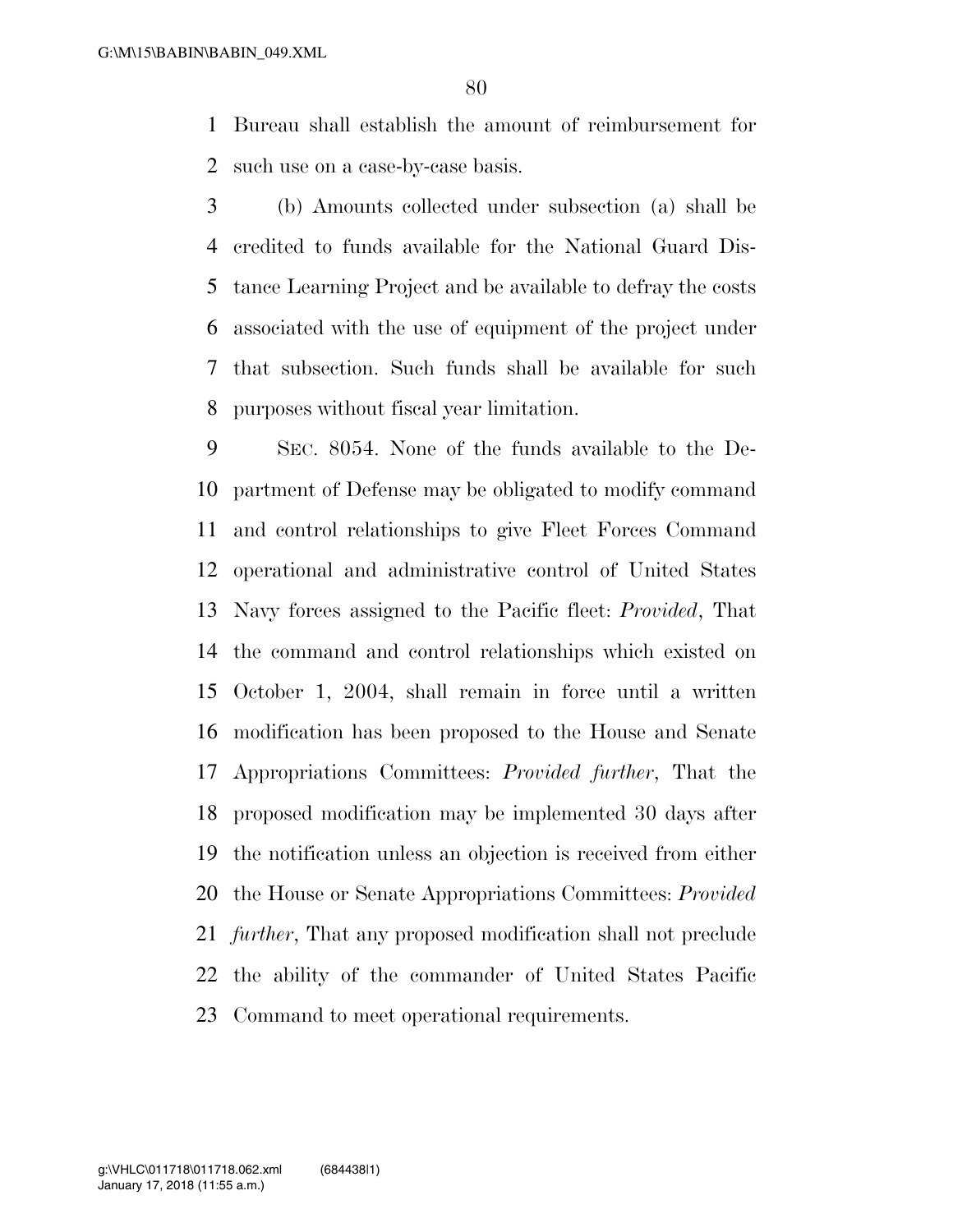Bureau shall establish the amount of reimbursement for such use on a case-by-case basis.

(b) Amounts collected under subsection (a) shall be credited to funds available for the National Guard Distance Learning Project and be available to defray the costs associated with the use of equipment of the project under that subsection. Such funds shall be available for such purposes without fiscal year limitation.

SEC. 8054. None of the funds available to the Department of Defense may be obligated to modify command and control relationships to give Fleet Forces Command operational and administrative control of United States Navy forces assigned to the Pacific fleet: *Provided*, That the command and control relationships which existed on October 1, 2004, shall remain in force until a written modification has been proposed to the House and Senate Appropriations Committees: *Provided further*, That the proposed modification may be implemented 30 days after the notification unless an objection is received from either the House or Senate Appropriations Committees: *Provided further*, That any proposed modification shall not preclude the ability of the commander of United States Pacific Command to meet operational requirements.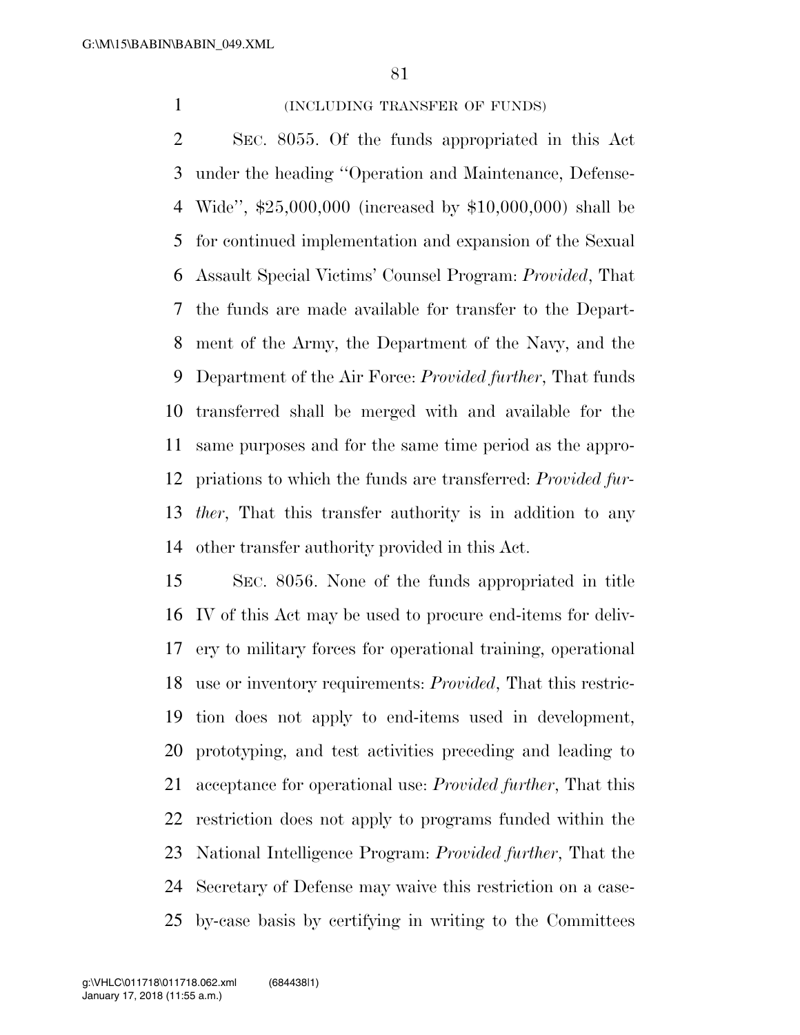(INCLUDING TRANSFER OF FUNDS)

SEC. 8055. Of the funds appropriated in this Act under the heading ''Operation and Maintenance, Defense-Wide'', $25,000,000 (increased by $10,000,000) shall be for continued implementation and expansion of the Sexual Assault Special Victims' Counsel Program: *Provided*, That the funds are made available for transfer to the Department of the Army, the Department of the Navy, and the Department of the Air Force: *Provided further*, That funds transferred shall be merged with and available for the same purposes and for the same time period as the appropriations to which the funds are transferred: *Provided further*, That this transfer authority is in addition to any other transfer authority provided in this Act.

SEC. 8056. None of the funds appropriated in title IV of this Act may be used to procure end-items for delivery to military forces for operational training, operational use or inventory requirements: *Provided*, That this restriction does not apply to end-items used in development, prototyping, and test activities preceding and leading to acceptance for operational use: *Provided further*, That this restriction does not apply to programs funded within the National Intelligence Program: *Provided further*, That the Secretary of Defense may waive this restriction on a case-by-case basis by certifying in writing to the Committees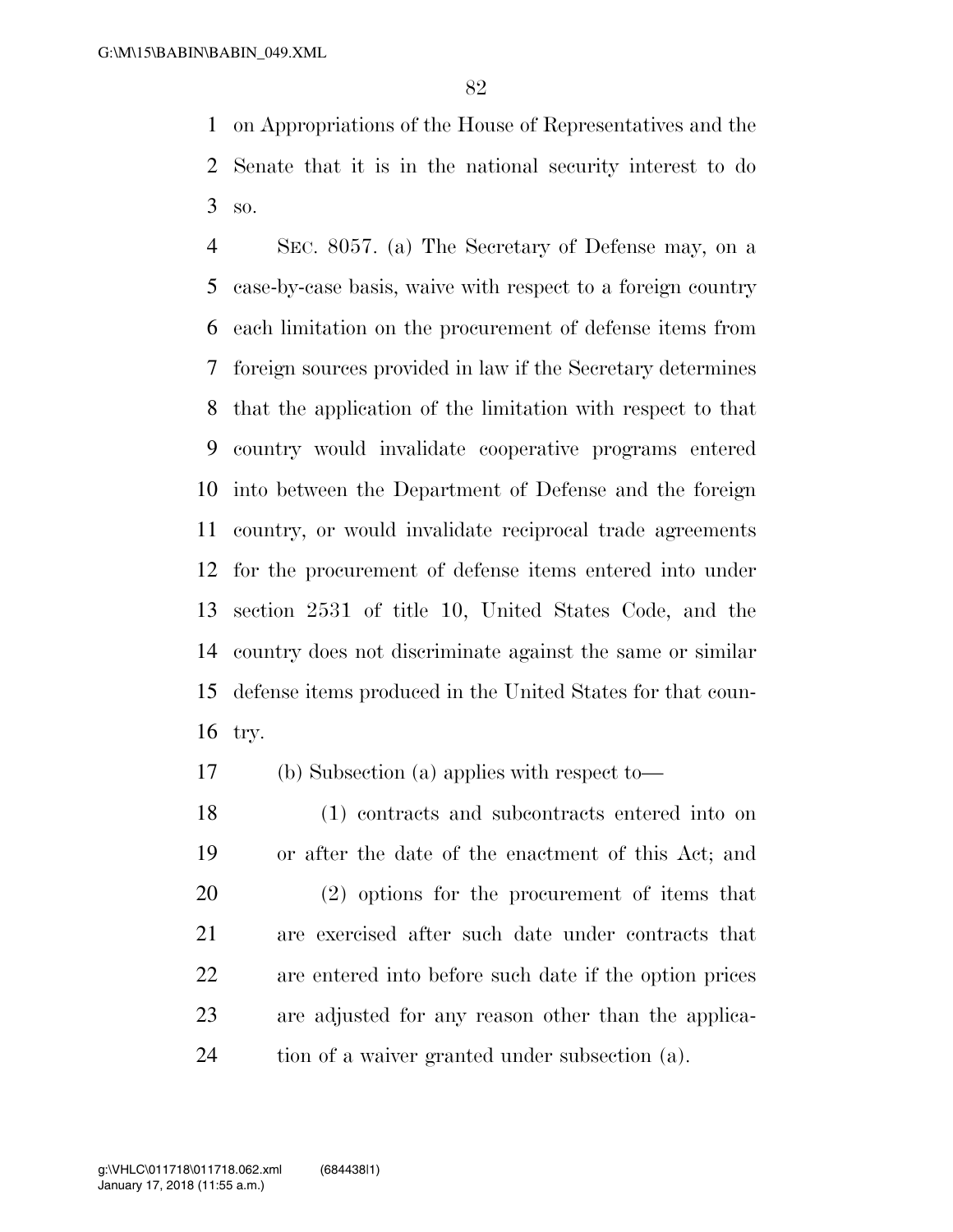on Appropriations of the House of Representatives and the Senate that it is in the national security interest to do so.

SEC. 8057. (a) The Secretary of Defense may, on a case-by-case basis, waive with respect to a foreign country each limitation on the procurement of defense items from foreign sources provided in law if the Secretary determines that the application of the limitation with respect to that country would invalidate cooperative programs entered into between the Department of Defense and the foreign country, or would invalidate reciprocal trade agreements for the procurement of defense items entered into under section 2531 of title 10, United States Code, and the country does not discriminate against the same or similar defense items produced in the United States for that country.

(b) Subsection (a) applies with respect to—

(1) contracts and subcontracts entered into on or after the date of the enactment of this Act; and

(2) options for the procurement of items that are exercised after such date under contracts that are entered into before such date if the option prices are adjusted for any reason other than the application of a waiver granted under subsection (a).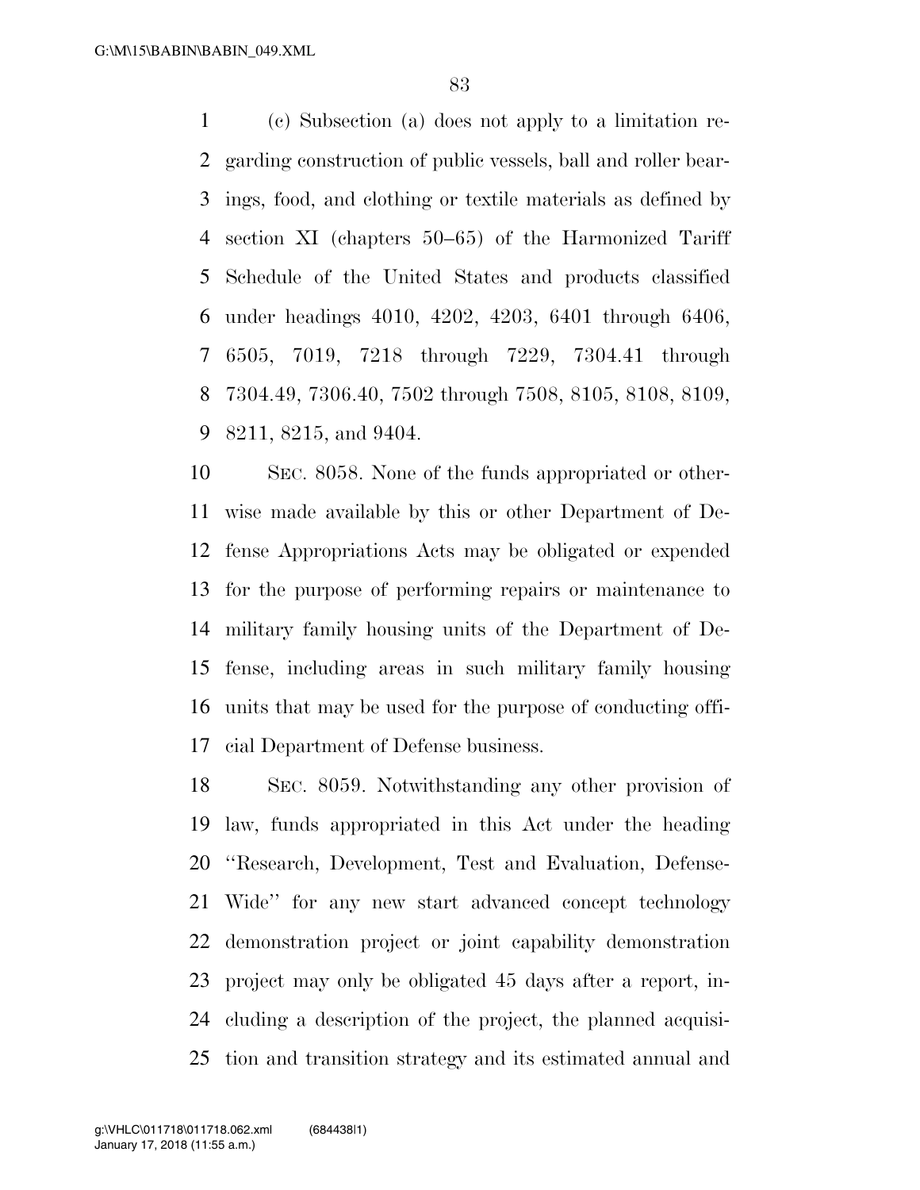(c) Subsection (a) does not apply to a limitation regarding construction of public vessels, ball and roller bearings, food, and clothing or textile materials as defined by section XI (chapters 50–65) of the Harmonized Tariff Schedule of the United States and products classified under headings 4010, 4202, 4203, 6401 through 6406, 6505, 7019, 7218 through 7229, 7304.41 through 7304.49, 7306.40, 7502 through 7508, 8105, 8108, 8109, 8211, 8215, and 9404.

SEC. 8058. None of the funds appropriated or otherwise made available by this or other Department of Defense Appropriations Acts may be obligated or expended for the purpose of performing repairs or maintenance to military family housing units of the Department of Defense, including areas in such military family housing units that may be used for the purpose of conducting official Department of Defense business.

SEC. 8059. Notwithstanding any other provision of law, funds appropriated in this Act under the heading ''Research, Development, Test and Evaluation, Defense-Wide'' for any new start advanced concept technology demonstration project or joint capability demonstration project may only be obligated 45 days after a report, including a description of the project, the planned acquisition and transition strategy and its estimated annual and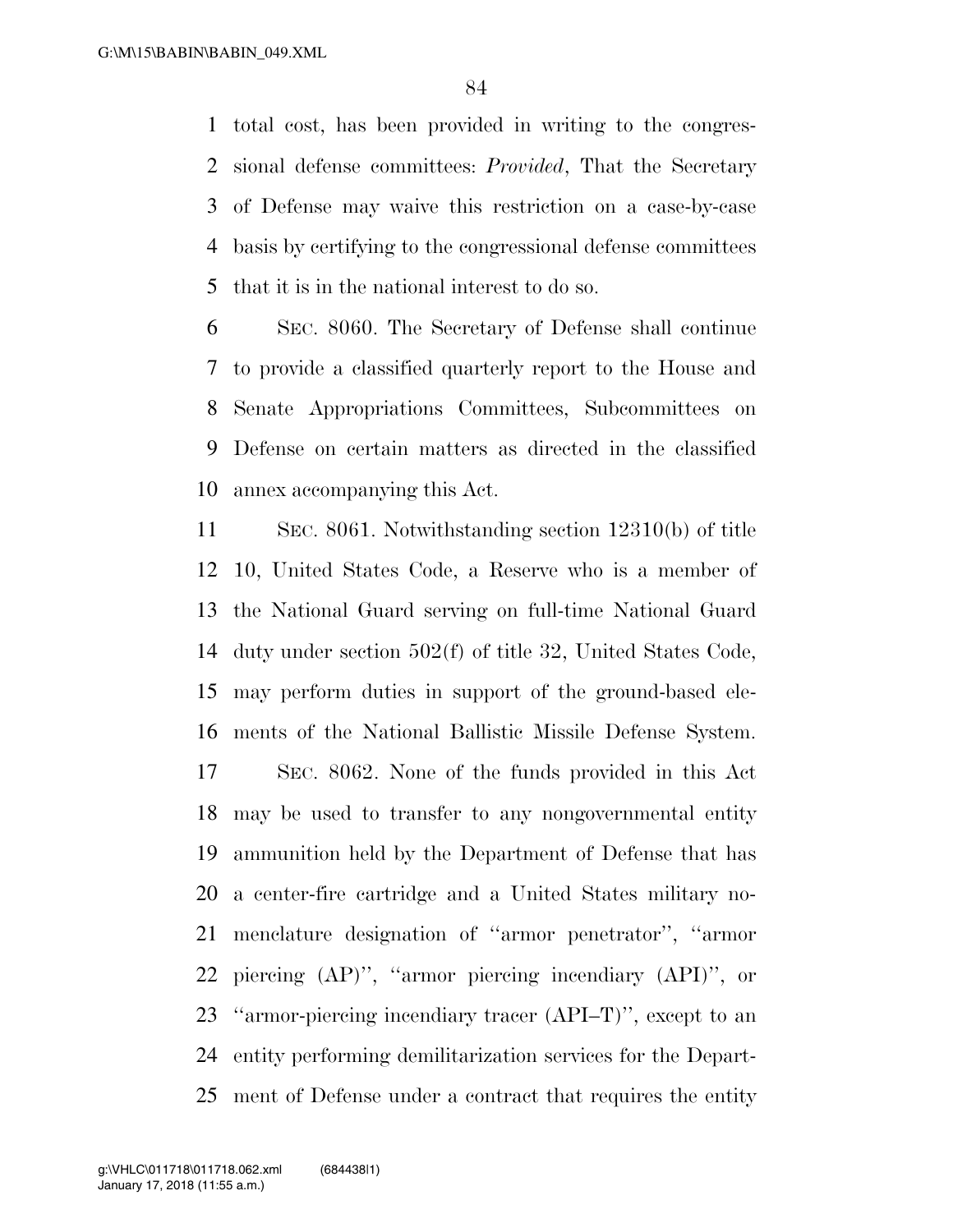total cost, has been provided in writing to the congressional defense committees: *Provided*, That the Secretary of Defense may waive this restriction on a case-by-case basis by certifying to the congressional defense committees that it is in the national interest to do so.

SEC. 8060. The Secretary of Defense shall continue to provide a classified quarterly report to the House and Senate Appropriations Committees, Subcommittees on Defense on certain matters as directed in the classified annex accompanying this Act.

SEC. 8061. Notwithstanding section 12310(b) of title 10, United States Code, a Reserve who is a member of the National Guard serving on full-time National Guard duty under section 502(f) of title 32, United States Code, may perform duties in support of the ground-based elements of the National Ballistic Missile Defense System.

SEC. 8062. None of the funds provided in this Act may be used to transfer to any nongovernmental entity ammunition held by the Department of Defense that has a center-fire cartridge and a United States military nomenclature designation of ''armor penetrator'', ''armor piercing (AP)'', ''armor piercing incendiary (API)'', or ''armor-piercing incendiary tracer (API–T)'', except to an entity performing demilitarization services for the Department of Defense under a contract that requires the entity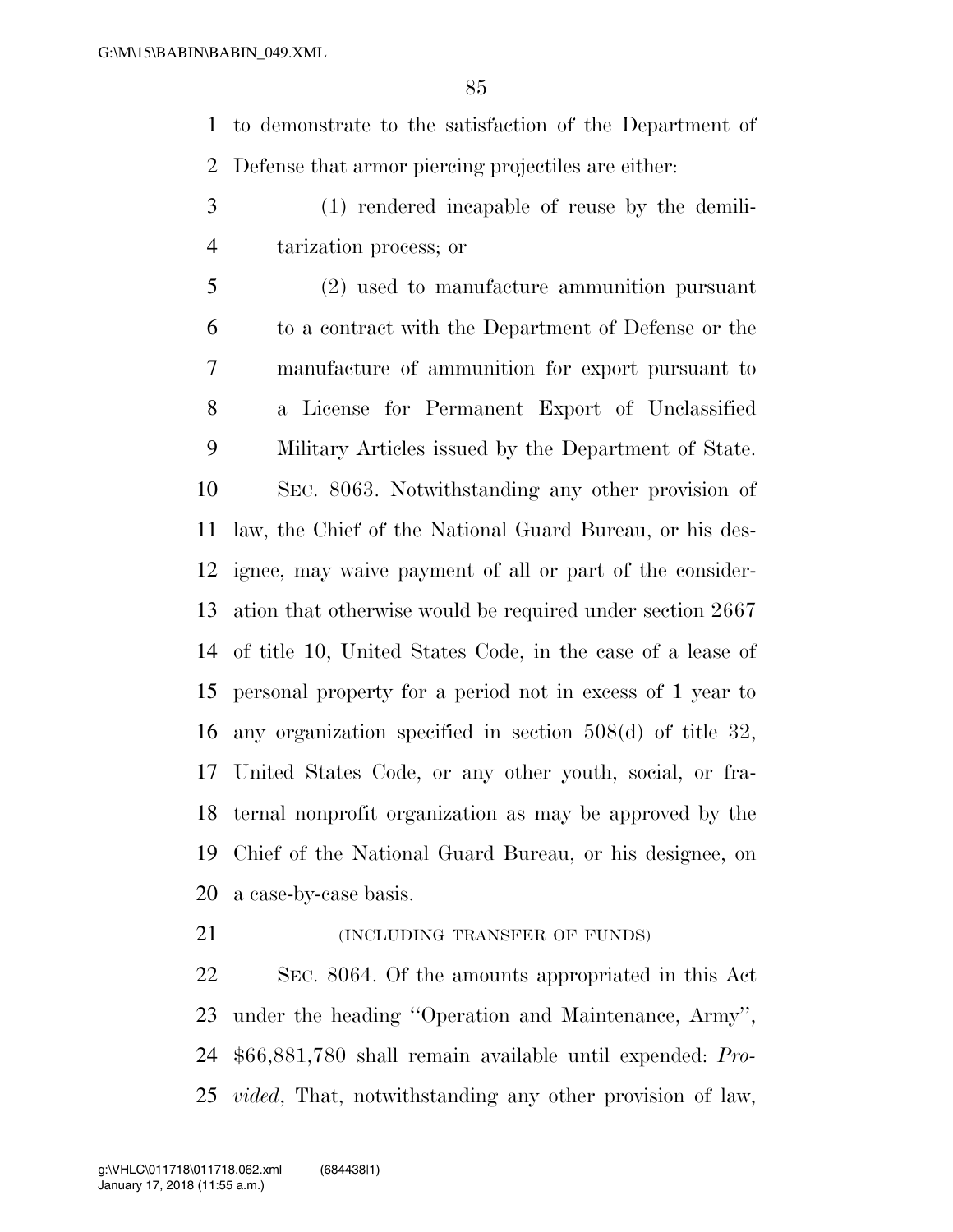to demonstrate to the satisfaction of the Department of Defense that armor piercing projectiles are either:

(1) rendered incapable of reuse by the demilitarization process; or

(2) used to manufacture ammunition pursuant to a contract with the Department of Defense or the manufacture of ammunition for export pursuant to a License for Permanent Export of Unclassified Military Articles issued by the Department of State.

SEC. 8063. Notwithstanding any other provision of law, the Chief of the National Guard Bureau, or his designee, may waive payment of all or part of the consideration that otherwise would be required under section 2667 of title 10, United States Code, in the case of a lease of personal property for a period not in excess of 1 year to any organization specified in section 508(d) of title 32, United States Code, or any other youth, social, or fraternal nonprofit organization as may be approved by the Chief of the National Guard Bureau, or his designee, on a case-by-case basis.

(INCLUDING TRANSFER OF FUNDS)

SEC. 8064. Of the amounts appropriated in this Act under the heading ''Operation and Maintenance, Army'', $66,881,780 shall remain available until expended: *Provided*, That, notwithstanding any other provision of law,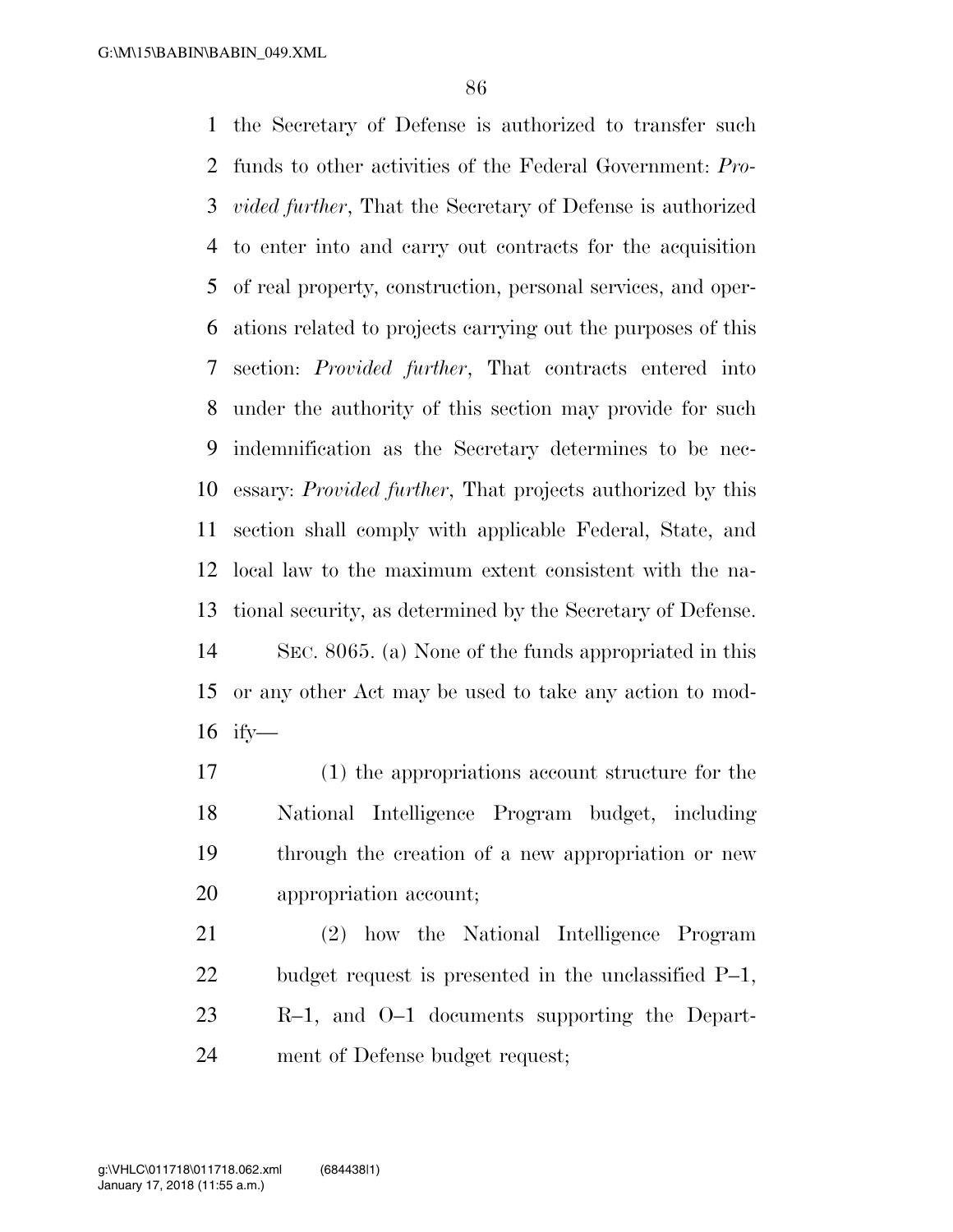the Secretary of Defense is authorized to transfer such funds to other activities of the Federal Government: *Provided further*, That the Secretary of Defense is authorized to enter into and carry out contracts for the acquisition of real property, construction, personal services, and operations related to projects carrying out the purposes of this section: *Provided further*, That contracts entered into under the authority of this section may provide for such indemnification as the Secretary determines to be necessary: *Provided further*, That projects authorized by this section shall comply with applicable Federal, State, and local law to the maximum extent consistent with the national security, as determined by the Secretary of Defense.

SEC. 8065. (a) None of the funds appropriated in this or any other Act may be used to take any action to modify—

(1) the appropriations account structure for the National Intelligence Program budget, including through the creation of a new appropriation or new appropriation account;

(2) how the National Intelligence Program budget request is presented in the unclassified P–1, R–1, and O–1 documents supporting the Department of Defense budget request;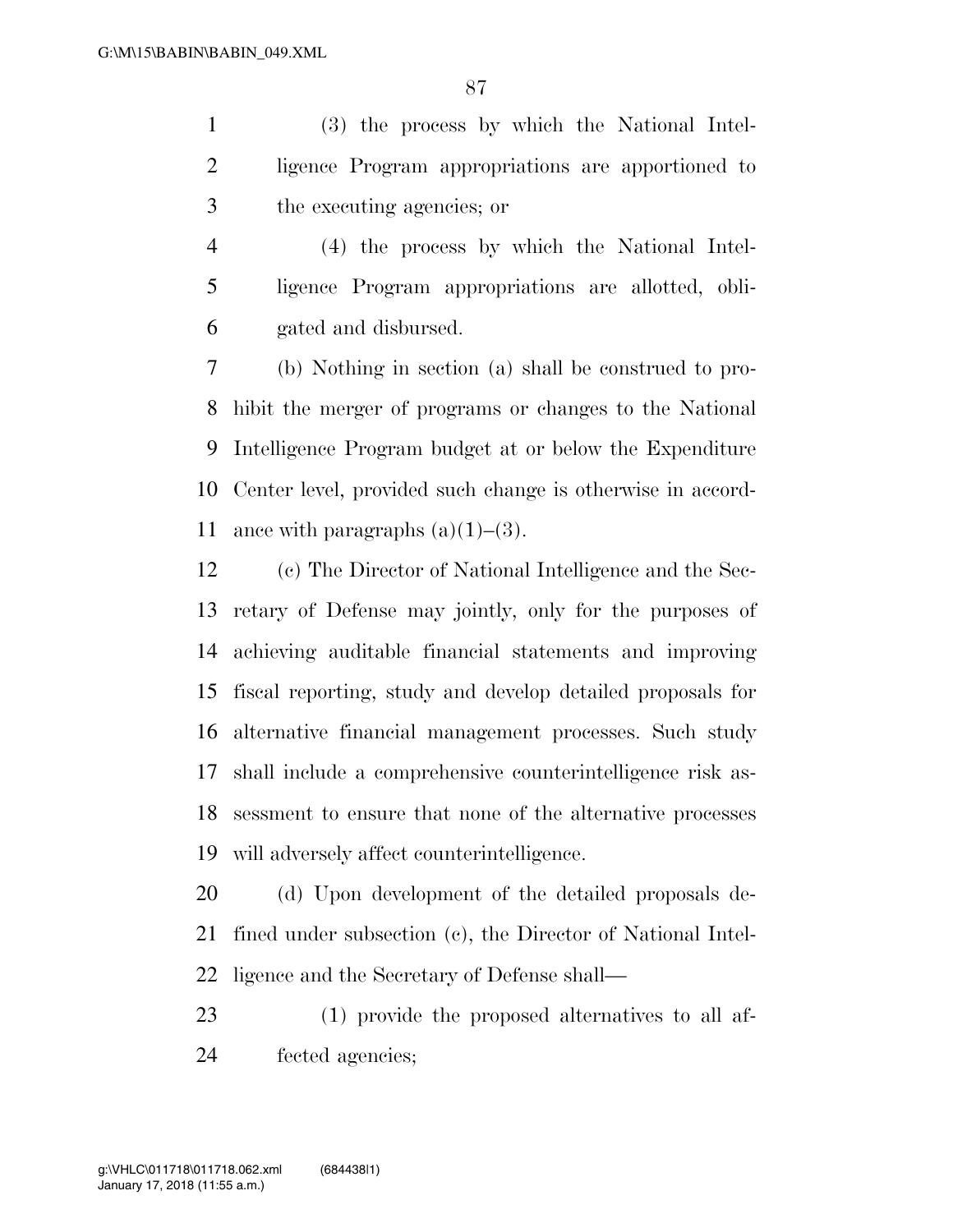(3) the process by which the National Intelligence Program appropriations are apportioned to the executing agencies; or

(4) the process by which the National Intelligence Program appropriations are allotted, obligated and disbursed.

(b) Nothing in section (a) shall be construed to prohibit the merger of programs or changes to the National Intelligence Program budget at or below the Expenditure Center level, provided such change is otherwise in accordance with paragraphs (a)(1)–(3).

(c) The Director of National Intelligence and the Secretary of Defense may jointly, only for the purposes of achieving auditable financial statements and improving fiscal reporting, study and develop detailed proposals for alternative financial management processes. Such study shall include a comprehensive counterintelligence risk assessment to ensure that none of the alternative processes will adversely affect counterintelligence.

(d) Upon development of the detailed proposals defined under subsection (c), the Director of National Intelligence and the Secretary of Defense shall—

(1) provide the proposed alternatives to all affected agencies;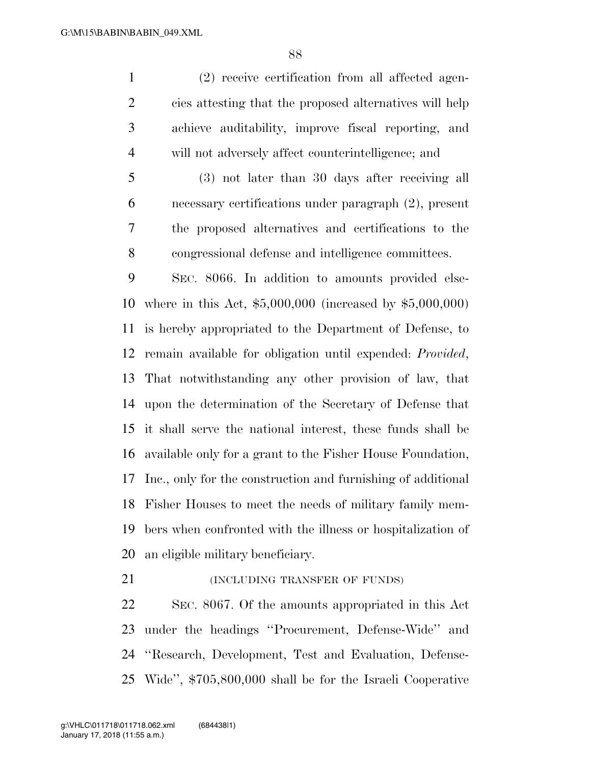(2) receive certification from all affected agencies attesting that the proposed alternatives will help achieve auditability, improve fiscal reporting, and will not adversely affect counterintelligence; and

(3) not later than 30 days after receiving all necessary certifications under paragraph (2), present the proposed alternatives and certifications to the congressional defense and intelligence committees.

SEC. 8066. In addition to amounts provided elsewhere in this Act, $5,000,000 (increased by $5,000,000) is hereby appropriated to the Department of Defense, to remain available for obligation until expended: *Provided*, That notwithstanding any other provision of law, that upon the determination of the Secretary of Defense that it shall serve the national interest, these funds shall be available only for a grant to the Fisher House Foundation, Inc., only for the construction and furnishing of additional Fisher Houses to meet the needs of military family members when confronted with the illness or hospitalization of an eligible military beneficiary.

(INCLUDING TRANSFER OF FUNDS)

SEC. 8067. Of the amounts appropriated in this Act under the headings ''Procurement, Defense-Wide'' and ''Research, Development, Test and Evaluation, Defense-Wide'', $705,800,000 shall be for the Israeli Cooperative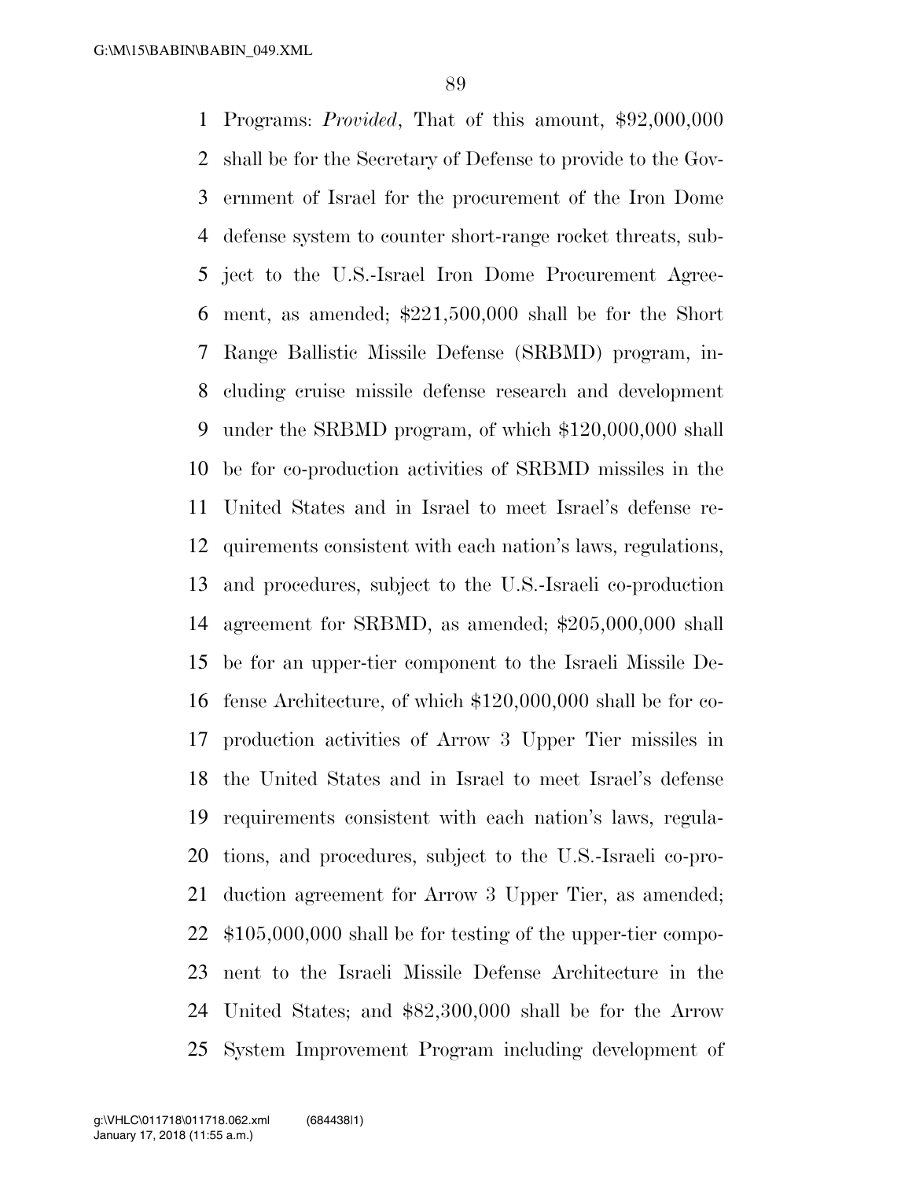Programs: *Provided*, That of this amount, $92,000,000 shall be for the Secretary of Defense to provide to the Government of Israel for the procurement of the Iron Dome defense system to counter short-range rocket threats, subject to the U.S.-Israel Iron Dome Procurement Agreement, as amended; $221,500,000 shall be for the Short Range Ballistic Missile Defense (SRBMD) program, including cruise missile defense research and development under the SRBMD program, of which $120,000,000 shall be for co-production activities of SRBMD missiles in the United States and in Israel to meet Israel's defense requirements consistent with each nation's laws, regulations, and procedures, subject to the U.S.-Israeli co-production agreement for SRBMD, as amended; $205,000,000 shall be for an upper-tier component to the Israeli Missile Defense Architecture, of which $120,000,000 shall be for co-production activities of Arrow 3 Upper Tier missiles in the United States and in Israel to meet Israel's defense requirements consistent with each nation's laws, regulations, and procedures, subject to the U.S.-Israeli co-production agreement for Arrow 3 Upper Tier, as amended; $105,000,000 shall be for testing of the upper-tier component to the Israeli Missile Defense Architecture in the United States; and $82,300,000 shall be for the Arrow System Improvement Program including development of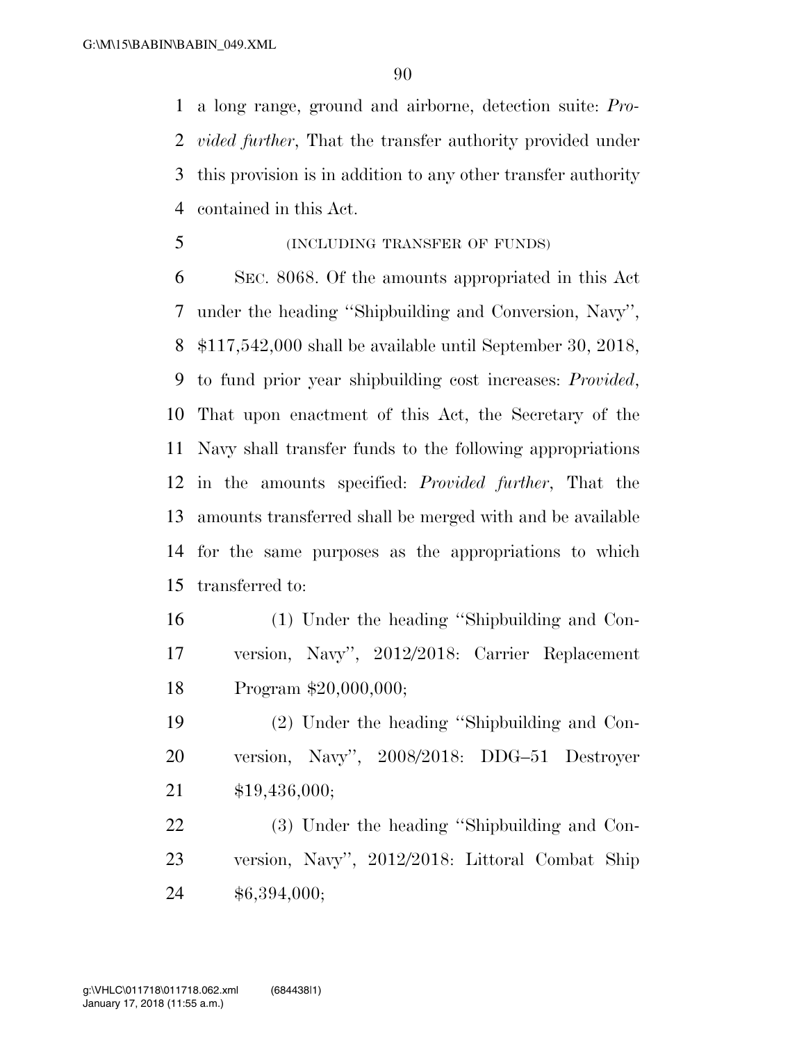a long range, ground and airborne, detection suite: *Provided further*, That the transfer authority provided under this provision is in addition to any other transfer authority contained in this Act.

(INCLUDING TRANSFER OF FUNDS)

SEC. 8068. Of the amounts appropriated in this Act under the heading ''Shipbuilding and Conversion, Navy'', $117,542,000 shall be available until September 30, 2018, to fund prior year shipbuilding cost increases: *Provided*, That upon enactment of this Act, the Secretary of the Navy shall transfer funds to the following appropriations in the amounts specified: *Provided further*, That the amounts transferred shall be merged with and be available for the same purposes as the appropriations to which transferred to:

(1) Under the heading ''Shipbuilding and Conversion, Navy'', 2012/2018: Carrier Replacement Program $20,000,000;

(2) Under the heading ''Shipbuilding and Conversion, Navy'', 2008/2018: DDG–51 Destroyer $19,436,000;

(3) Under the heading ''Shipbuilding and Conversion, Navy'', 2012/2018: Littoral Combat Ship $6,394,000;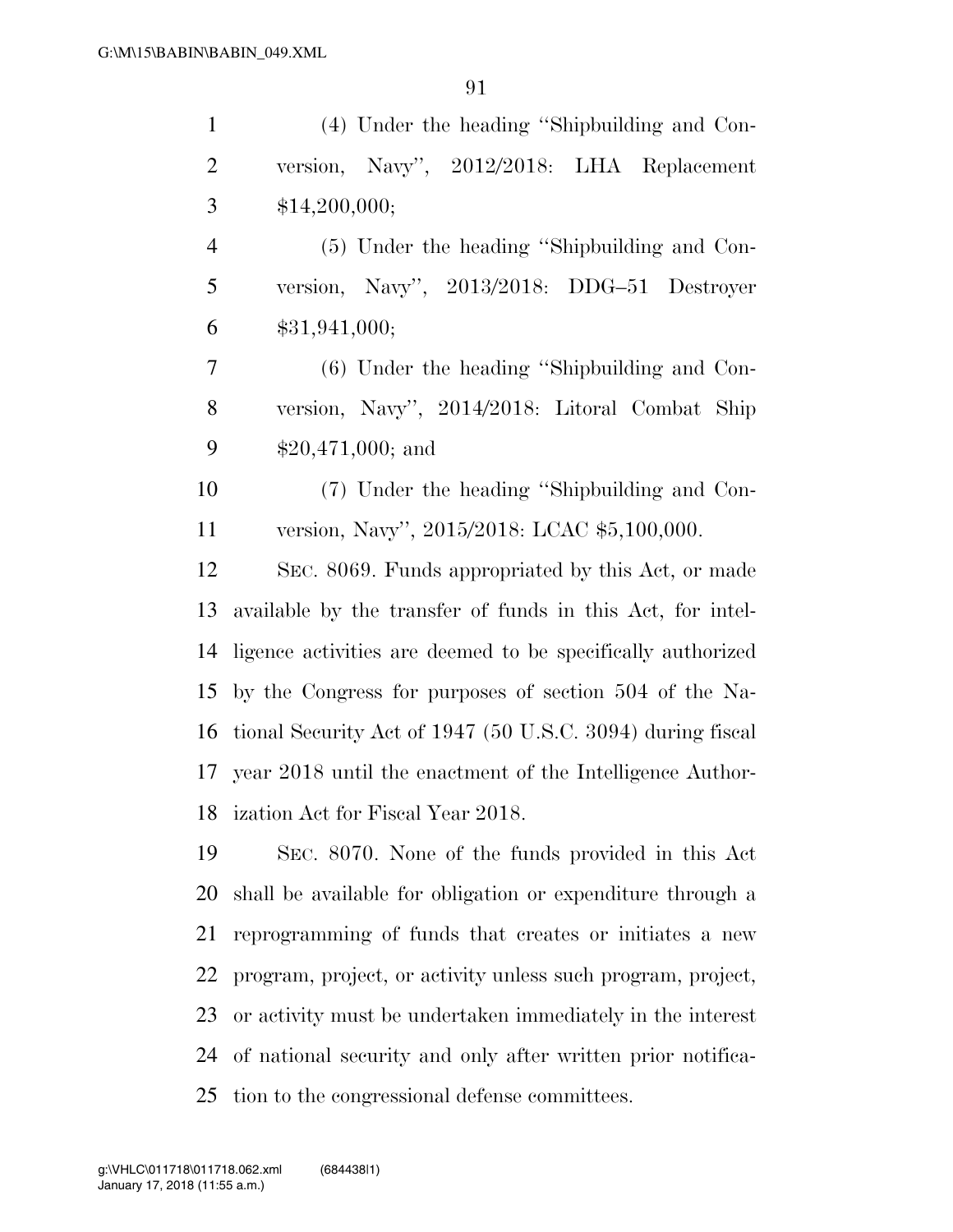(4) Under the heading "Shipbuilding and Conversion, Navy", 2012/2018: LHA Replacement $14,200,000;

(5) Under the heading "Shipbuilding and Conversion, Navy", 2013/2018: DDG–51 Destroyer $31,941,000;

(6) Under the heading "Shipbuilding and Conversion, Navy", 2014/2018: Litoral Combat Ship $20,471,000; and

(7) Under the heading "Shipbuilding and Conversion, Navy", 2015/2018: LCAC $5,100,000.

SEC. 8069. Funds appropriated by this Act, or made available by the transfer of funds in this Act, for intelligence activities are deemed to be specifically authorized by the Congress for purposes of section 504 of the National Security Act of 1947 (50 U.S.C. 3094) during fiscal year 2018 until the enactment of the Intelligence Authorization Act for Fiscal Year 2018.

SEC. 8070. None of the funds provided in this Act shall be available for obligation or expenditure through a reprogramming of funds that creates or initiates a new program, project, or activity unless such program, project, or activity must be undertaken immediately in the interest of national security and only after written prior notification to the congressional defense committees.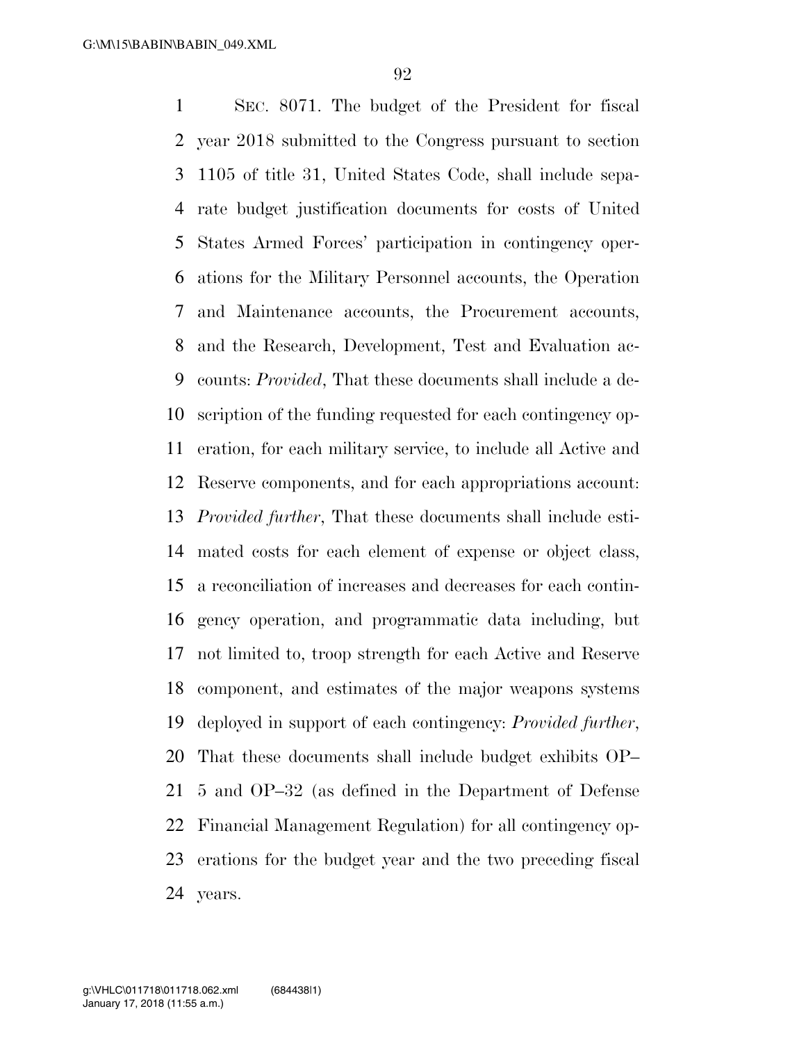SEC. 8071. The budget of the President for fiscal year 2018 submitted to the Congress pursuant to section 1105 of title 31, United States Code, shall include separate budget justification documents for costs of United States Armed Forces' participation in contingency operations for the Military Personnel accounts, the Operation and Maintenance accounts, the Procurement accounts, and the Research, Development, Test and Evaluation accounts: *Provided*, That these documents shall include a description of the funding requested for each contingency operation, for each military service, to include all Active and Reserve components, and for each appropriations account: *Provided further*, That these documents shall include estimated costs for each element of expense or object class, a reconciliation of increases and decreases for each contingency operation, and programmatic data including, but not limited to, troop strength for each Active and Reserve component, and estimates of the major weapons systems deployed in support of each contingency: *Provided further*, That these documents shall include budget exhibits OP–5 and OP–32 (as defined in the Department of Defense Financial Management Regulation) for all contingency operations for the budget year and the two preceding fiscal years.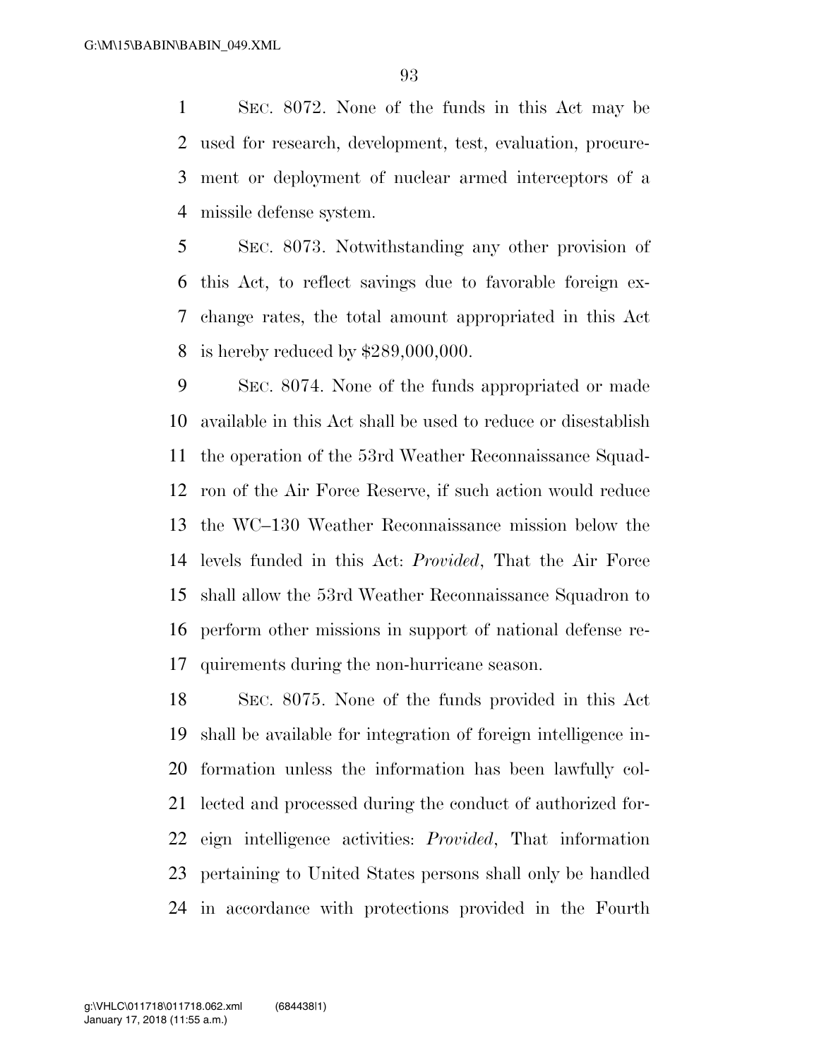SEC. 8072. None of the funds in this Act may be used for research, development, test, evaluation, procurement or deployment of nuclear armed interceptors of a missile defense system.

SEC. 8073. Notwithstanding any other provision of this Act, to reflect savings due to favorable foreign exchange rates, the total amount appropriated in this Act is hereby reduced by $289,000,000.

SEC. 8074. None of the funds appropriated or made available in this Act shall be used to reduce or disestablish the operation of the 53rd Weather Reconnaissance Squadron of the Air Force Reserve, if such action would reduce the WC–130 Weather Reconnaissance mission below the levels funded in this Act: *Provided*, That the Air Force shall allow the 53rd Weather Reconnaissance Squadron to perform other missions in support of national defense requirements during the non-hurricane season.

SEC. 8075. None of the funds provided in this Act shall be available for integration of foreign intelligence information unless the information has been lawfully collected and processed during the conduct of authorized foreign intelligence activities: *Provided*, That information pertaining to United States persons shall only be handled in accordance with protections provided in the Fourth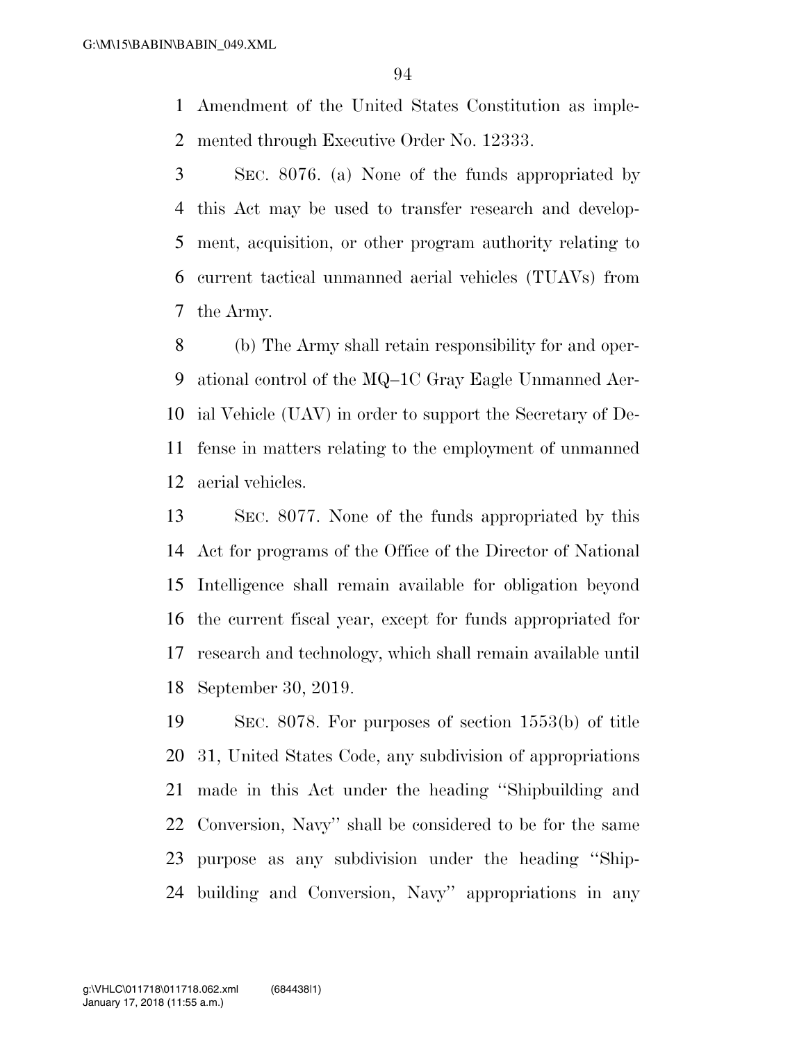Amendment of the United States Constitution as implemented through Executive Order No. 12333.

SEC. 8076. (a) None of the funds appropriated by this Act may be used to transfer research and development, acquisition, or other program authority relating to current tactical unmanned aerial vehicles (TUAVs) from the Army.

(b) The Army shall retain responsibility for and operational control of the MQ–1C Gray Eagle Unmanned Aerial Vehicle (UAV) in order to support the Secretary of Defense in matters relating to the employment of unmanned aerial vehicles.

SEC. 8077. None of the funds appropriated by this Act for programs of the Office of the Director of National Intelligence shall remain available for obligation beyond the current fiscal year, except for funds appropriated for research and technology, which shall remain available until September 30, 2019.

SEC. 8078. For purposes of section 1553(b) of title 31, United States Code, any subdivision of appropriations made in this Act under the heading ''Shipbuilding and Conversion, Navy'' shall be considered to be for the same purpose as any subdivision under the heading ''Shipbuilding and Conversion, Navy'' appropriations in any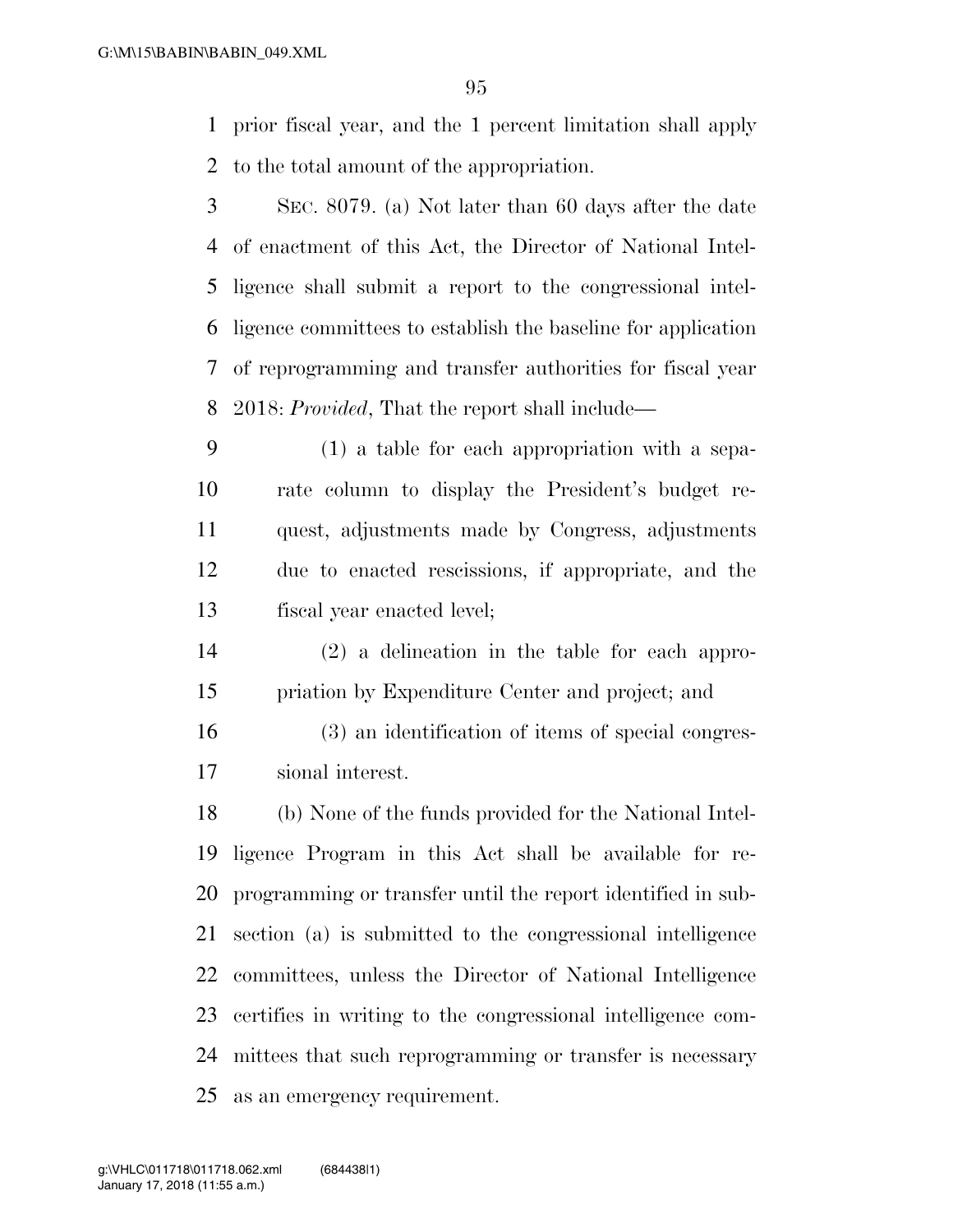prior fiscal year, and the 1 percent limitation shall apply to the total amount of the appropriation.

SEC. 8079. (a) Not later than 60 days after the date of enactment of this Act, the Director of National Intelligence shall submit a report to the congressional intelligence committees to establish the baseline for application of reprogramming and transfer authorities for fiscal year 2018: *Provided*, That the report shall include—

(1) a table for each appropriation with a separate column to display the President's budget request, adjustments made by Congress, adjustments due to enacted rescissions, if appropriate, and the fiscal year enacted level;

(2) a delineation in the table for each appropriation by Expenditure Center and project; and

(3) an identification of items of special congressional interest.

(b) None of the funds provided for the National Intelligence Program in this Act shall be available for reprogramming or transfer until the report identified in subsection (a) is submitted to the congressional intelligence committees, unless the Director of National Intelligence certifies in writing to the congressional intelligence committees that such reprogramming or transfer is necessary as an emergency requirement.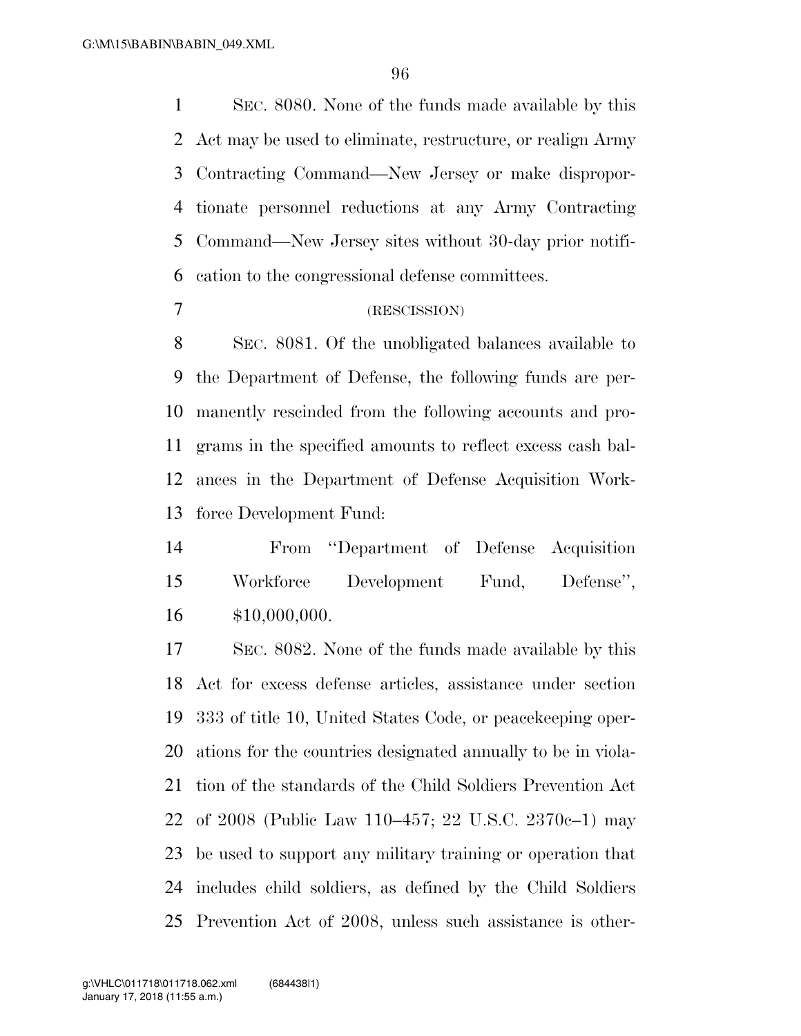SEC. 8080. None of the funds made available by this Act may be used to eliminate, restructure, or realign Army Contracting Command—New Jersey or make disproportionate personnel reductions at any Army Contracting Command—New Jersey sites without 30-day prior notification to the congressional defense committees.

(RESCISSION)

SEC. 8081. Of the unobligated balances available to the Department of Defense, the following funds are permanently rescinded from the following accounts and programs in the specified amounts to reflect excess cash balances in the Department of Defense Acquisition Workforce Development Fund:

From ''Department of Defense Acquisition Workforce Development Fund, Defense'', $10,000,000.

SEC. 8082. None of the funds made available by this Act for excess defense articles, assistance under section 333 of title 10, United States Code, or peacekeeping operations for the countries designated annually to be in violation of the standards of the Child Soldiers Prevention Act of 2008 (Public Law 110–457; 22 U.S.C. 2370c–1) may be used to support any military training or operation that includes child soldiers, as defined by the Child Soldiers Prevention Act of 2008, unless such assistance is other-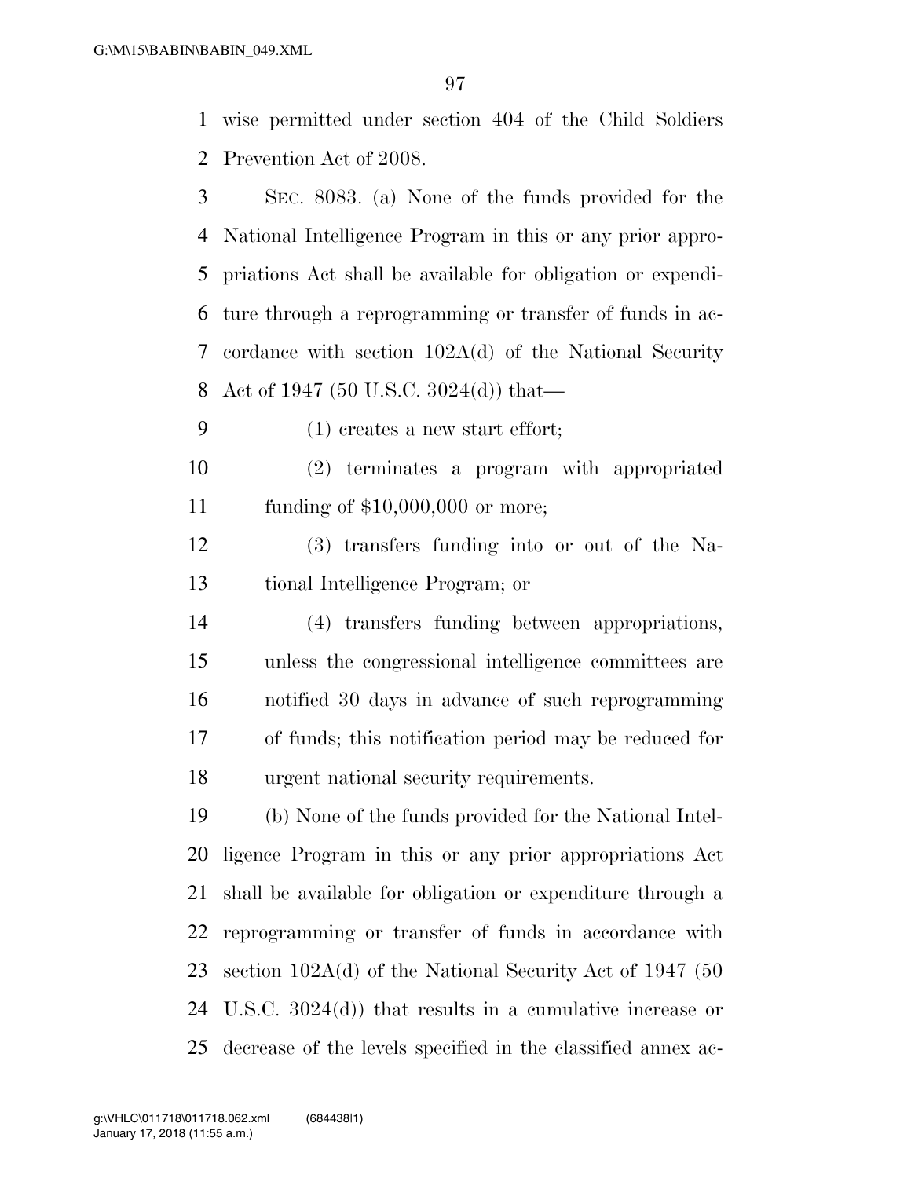wise permitted under section 404 of the Child Soldiers Prevention Act of 2008.

SEC. 8083. (a) None of the funds provided for the National Intelligence Program in this or any prior appropriations Act shall be available for obligation or expenditure through a reprogramming or transfer of funds in accordance with section 102A(d) of the National Security Act of 1947 (50 U.S.C. 3024(d)) that—

(1) creates a new start effort;

(2) terminates a program with appropriated funding of $10,000,000 or more;

(3) transfers funding into or out of the National Intelligence Program; or

(4) transfers funding between appropriations, unless the congressional intelligence committees are notified 30 days in advance of such reprogramming of funds; this notification period may be reduced for urgent national security requirements.

(b) None of the funds provided for the National Intelligence Program in this or any prior appropriations Act shall be available for obligation or expenditure through a reprogramming or transfer of funds in accordance with section 102A(d) of the National Security Act of 1947 (50 U.S.C. 3024(d)) that results in a cumulative increase or decrease of the levels specified in the classified annex ac-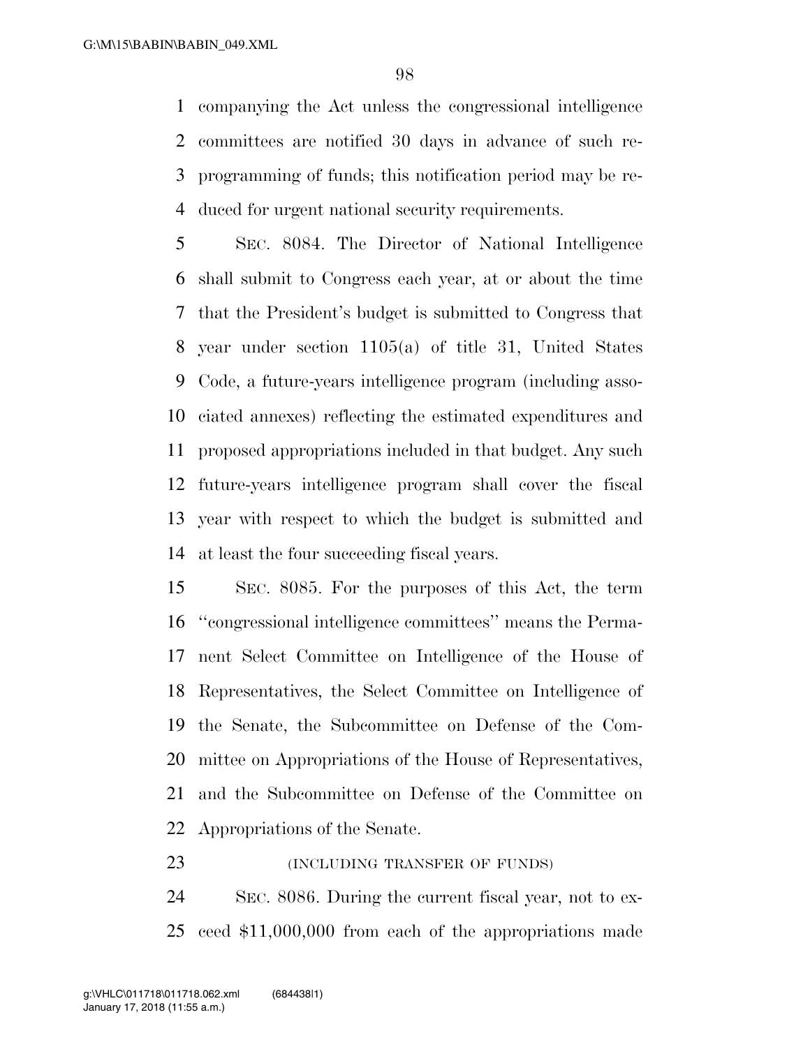companying the Act unless the congressional intelligence committees are notified 30 days in advance of such reprogramming of funds; this notification period may be reduced for urgent national security requirements.

SEC. 8084. The Director of National Intelligence shall submit to Congress each year, at or about the time that the President's budget is submitted to Congress that year under section 1105(a) of title 31, United States Code, a future-years intelligence program (including associated annexes) reflecting the estimated expenditures and proposed appropriations included in that budget. Any such future-years intelligence program shall cover the fiscal year with respect to which the budget is submitted and at least the four succeeding fiscal years.

SEC. 8085. For the purposes of this Act, the term ''congressional intelligence committees'' means the Permanent Select Committee on Intelligence of the House of Representatives, the Select Committee on Intelligence of the Senate, the Subcommittee on Defense of the Committee on Appropriations of the House of Representatives, and the Subcommittee on Defense of the Committee on Appropriations of the Senate.

(INCLUDING TRANSFER OF FUNDS)

SEC. 8086. During the current fiscal year, not to exceed $11,000,000 from each of the appropriations made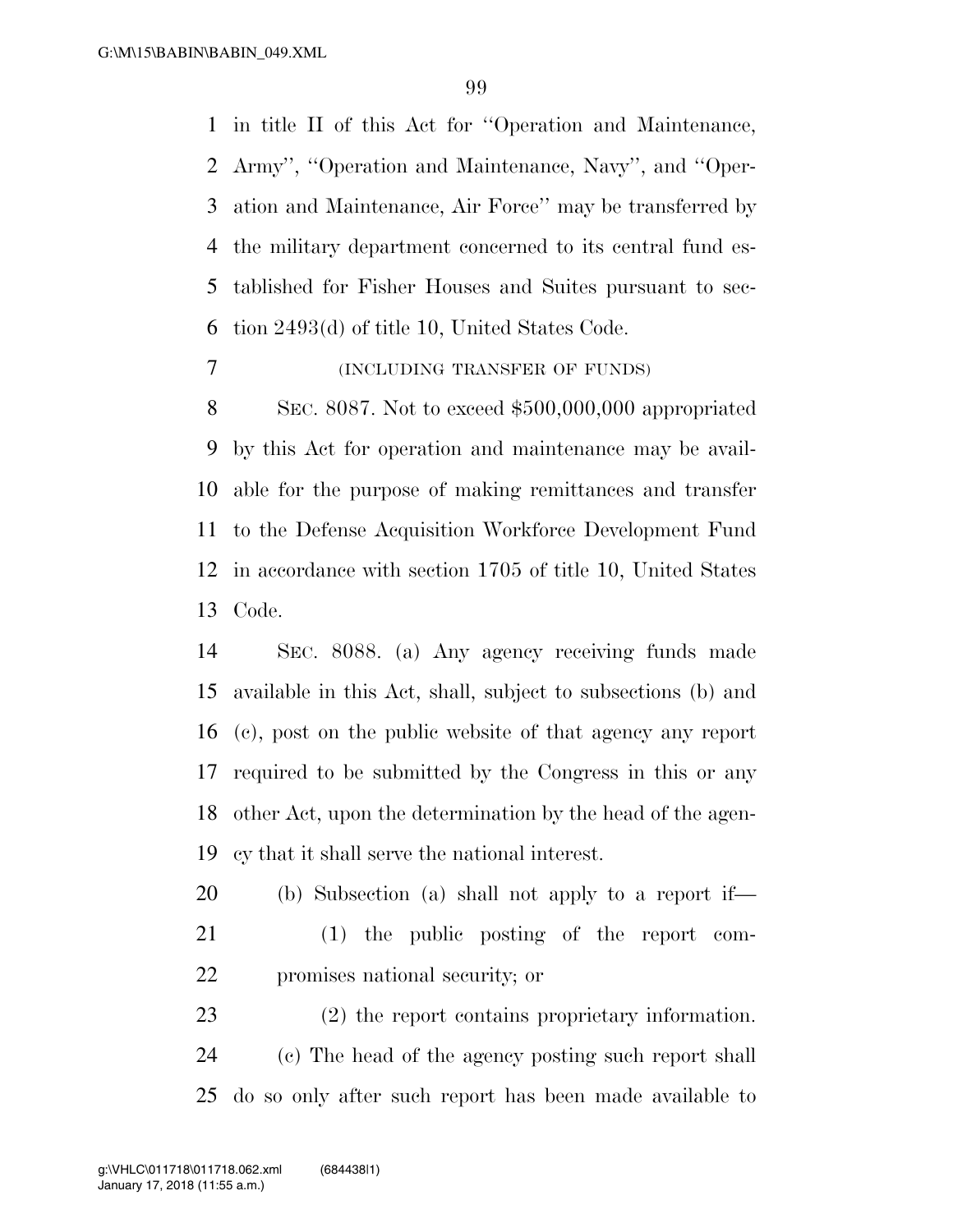in title II of this Act for ''Operation and Maintenance, Army'', ''Operation and Maintenance, Navy'', and ''Operation and Maintenance, Air Force'' may be transferred by the military department concerned to its central fund established for Fisher Houses and Suites pursuant to section 2493(d) of title 10, United States Code.

(INCLUDING TRANSFER OF FUNDS)

SEC. 8087. Not to exceed $500,000,000 appropriated by this Act for operation and maintenance may be available for the purpose of making remittances and transfer to the Defense Acquisition Workforce Development Fund in accordance with section 1705 of title 10, United States Code.

SEC. 8088. (a) Any agency receiving funds made available in this Act, shall, subject to subsections (b) and (c), post on the public website of that agency any report required to be submitted by the Congress in this or any other Act, upon the determination by the head of the agency that it shall serve the national interest.

(b) Subsection (a) shall not apply to a report if—

(1) the public posting of the report compromises national security; or

(2) the report contains proprietary information.

(c) The head of the agency posting such report shall do so only after such report has been made available to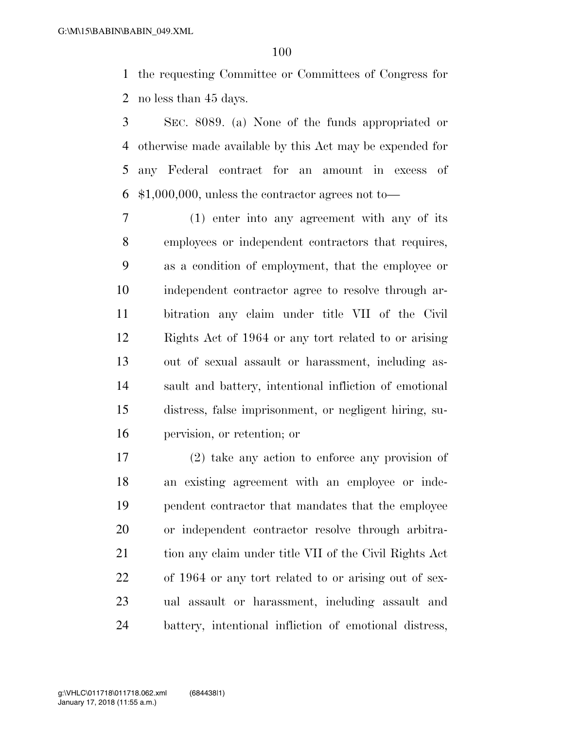the requesting Committee or Committees of Congress for no less than 45 days.

SEC. 8089. (a) None of the funds appropriated or otherwise made available by this Act may be expended for any Federal contract for an amount in excess of $1,000,000, unless the contractor agrees not to—

(1) enter into any agreement with any of its employees or independent contractors that requires, as a condition of employment, that the employee or independent contractor agree to resolve through arbitration any claim under title VII of the Civil Rights Act of 1964 or any tort related to or arising out of sexual assault or harassment, including assault and battery, intentional infliction of emotional distress, false imprisonment, or negligent hiring, supervision, or retention; or

(2) take any action to enforce any provision of an existing agreement with an employee or independent contractor that mandates that the employee or independent contractor resolve through arbitration any claim under title VII of the Civil Rights Act of 1964 or any tort related to or arising out of sexual assault or harassment, including assault and battery, intentional infliction of emotional distress,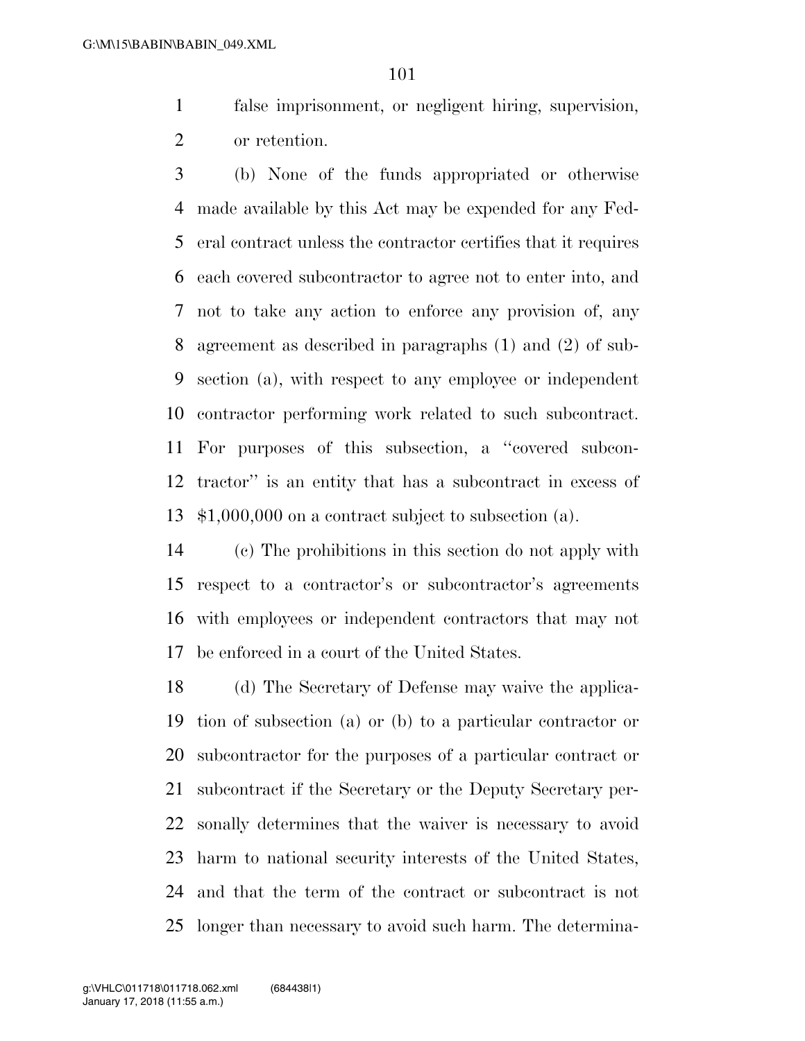false imprisonment, or negligent hiring, supervision, or retention.

(b) None of the funds appropriated or otherwise made available by this Act may be expended for any Federal contract unless the contractor certifies that it requires each covered subcontractor to agree not to enter into, and not to take any action to enforce any provision of, any agreement as described in paragraphs (1) and (2) of subsection (a), with respect to any employee or independent contractor performing work related to such subcontract. For purposes of this subsection, a ''covered subcontractor'' is an entity that has a subcontract in excess of $1,000,000 on a contract subject to subsection (a).

(c) The prohibitions in this section do not apply with respect to a contractor's or subcontractor's agreements with employees or independent contractors that may not be enforced in a court of the United States.

(d) The Secretary of Defense may waive the application of subsection (a) or (b) to a particular contractor or subcontractor for the purposes of a particular contract or subcontract if the Secretary or the Deputy Secretary personally determines that the waiver is necessary to avoid harm to national security interests of the United States, and that the term of the contract or subcontract is not longer than necessary to avoid such harm. The determina-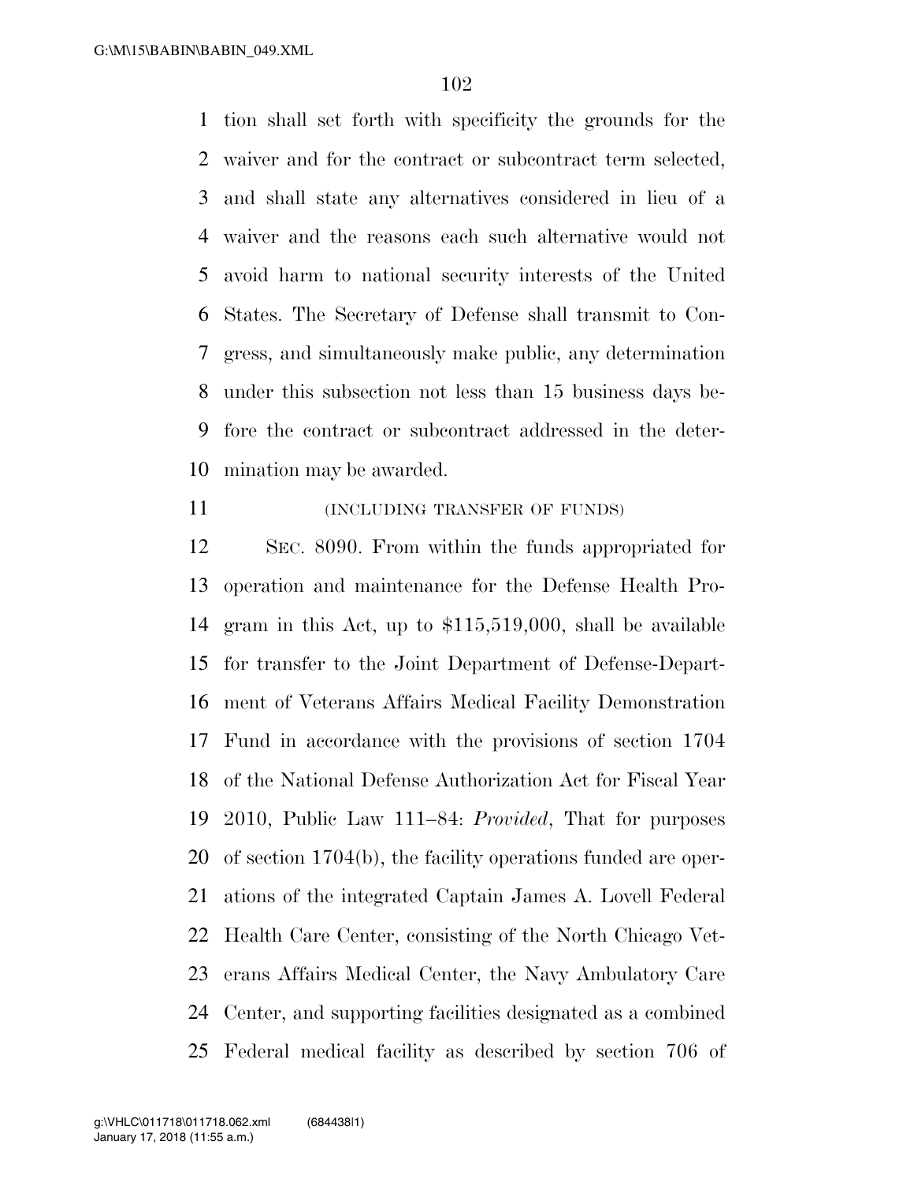tion shall set forth with specificity the grounds for the waiver and for the contract or subcontract term selected, and shall state any alternatives considered in lieu of a waiver and the reasons each such alternative would not avoid harm to national security interests of the United States. The Secretary of Defense shall transmit to Congress, and simultaneously make public, any determination under this subsection not less than 15 business days before the contract or subcontract addressed in the determination may be awarded.

(INCLUDING TRANSFER OF FUNDS)

SEC. 8090. From within the funds appropriated for operation and maintenance for the Defense Health Program in this Act, up to $115,519,000, shall be available for transfer to the Joint Department of Defense-Department of Veterans Affairs Medical Facility Demonstration Fund in accordance with the provisions of section 1704 of the National Defense Authorization Act for Fiscal Year 2010, Public Law 111–84: *Provided*, That for purposes of section 1704(b), the facility operations funded are operations of the integrated Captain James A. Lovell Federal Health Care Center, consisting of the North Chicago Veterans Affairs Medical Center, the Navy Ambulatory Care Center, and supporting facilities designated as a combined Federal medical facility as described by section 706 of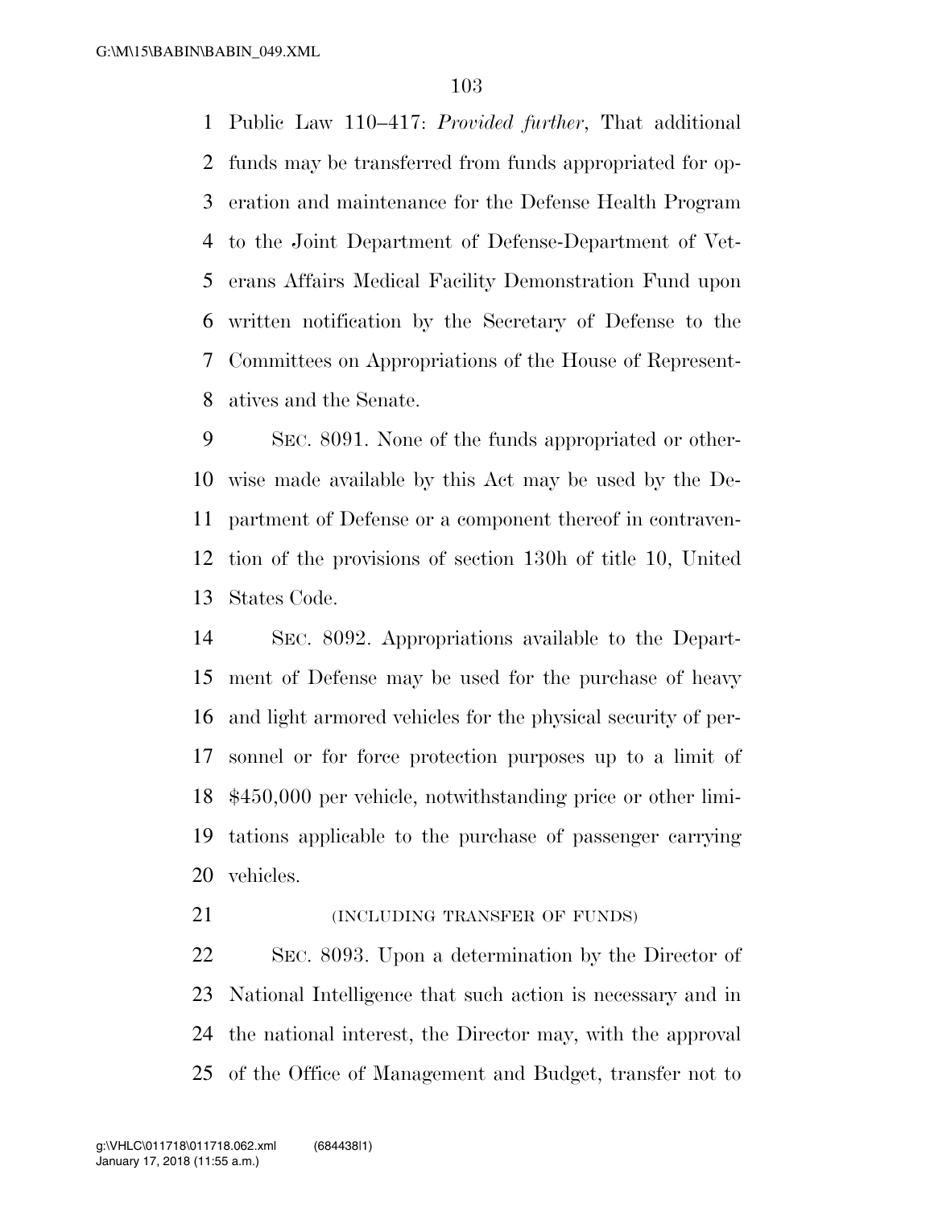Public Law 110–417: *Provided further*, That additional funds may be transferred from funds appropriated for operation and maintenance for the Defense Health Program to the Joint Department of Defense-Department of Veterans Affairs Medical Facility Demonstration Fund upon written notification by the Secretary of Defense to the Committees on Appropriations of the House of Representatives and the Senate.

SEC. 8091. None of the funds appropriated or otherwise made available by this Act may be used by the Department of Defense or a component thereof in contravention of the provisions of section 130h of title 10, United States Code.

SEC. 8092. Appropriations available to the Department of Defense may be used for the purchase of heavy and light armored vehicles for the physical security of personnel or for force protection purposes up to a limit of $450,000 per vehicle, notwithstanding price or other limitations applicable to the purchase of passenger carrying vehicles.

(INCLUDING TRANSFER OF FUNDS)

SEC. 8093. Upon a determination by the Director of National Intelligence that such action is necessary and in the national interest, the Director may, with the approval of the Office of Management and Budget, transfer not to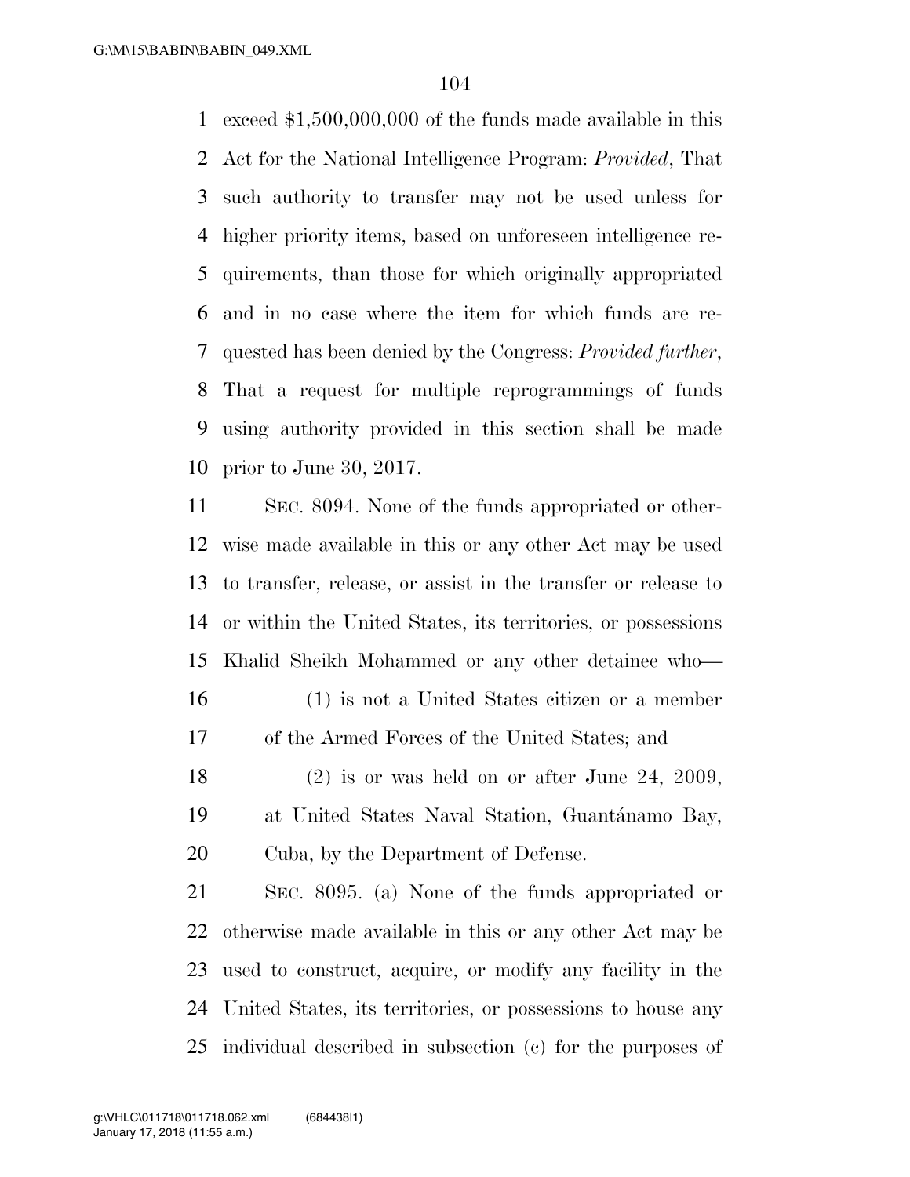exceed $1,500,000,000 of the funds made available in this Act for the National Intelligence Program: *Provided*, That such authority to transfer may not be used unless for higher priority items, based on unforeseen intelligence requirements, than those for which originally appropriated and in no case where the item for which funds are requested has been denied by the Congress: *Provided further*, That a request for multiple reprogrammings of funds using authority provided in this section shall be made prior to June 30, 2017.

SEC. 8094. None of the funds appropriated or otherwise made available in this or any other Act may be used to transfer, release, or assist in the transfer or release to or within the United States, its territories, or possessions Khalid Sheikh Mohammed or any other detainee who—

(1) is not a United States citizen or a member of the Armed Forces of the United States; and

(2) is or was held on or after June 24, 2009, at United States Naval Station, Guantánamo Bay, Cuba, by the Department of Defense.

SEC. 8095. (a) None of the funds appropriated or otherwise made available in this or any other Act may be used to construct, acquire, or modify any facility in the United States, its territories, or possessions to house any individual described in subsection (c) for the purposes of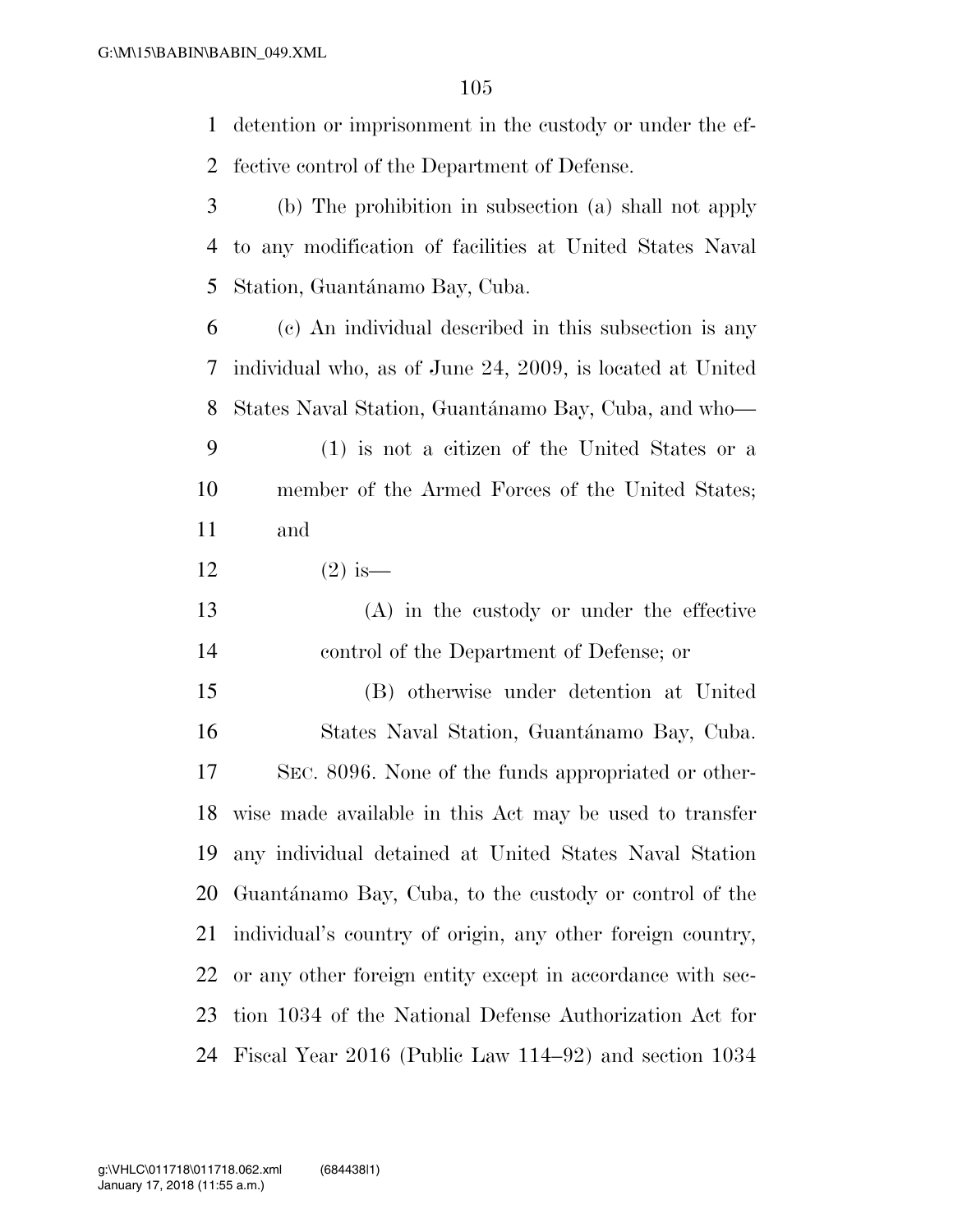detention or imprisonment in the custody or under the effective control of the Department of Defense.

(b) The prohibition in subsection (a) shall not apply to any modification of facilities at United States Naval Station, Guantánamo Bay, Cuba.

(c) An individual described in this subsection is any individual who, as of June 24, 2009, is located at United States Naval Station, Guantánamo Bay, Cuba, and who—

(1) is not a citizen of the United States or a member of the Armed Forces of the United States; and

(2) is—

(A) in the custody or under the effective control of the Department of Defense; or

(B) otherwise under detention at United States Naval Station, Guantánamo Bay, Cuba.

SEC. 8096. None of the funds appropriated or otherwise made available in this Act may be used to transfer any individual detained at United States Naval Station Guantánamo Bay, Cuba, to the custody or control of the individual's country of origin, any other foreign country, or any other foreign entity except in accordance with section 1034 of the National Defense Authorization Act for Fiscal Year 2016 (Public Law 114–92) and section 1034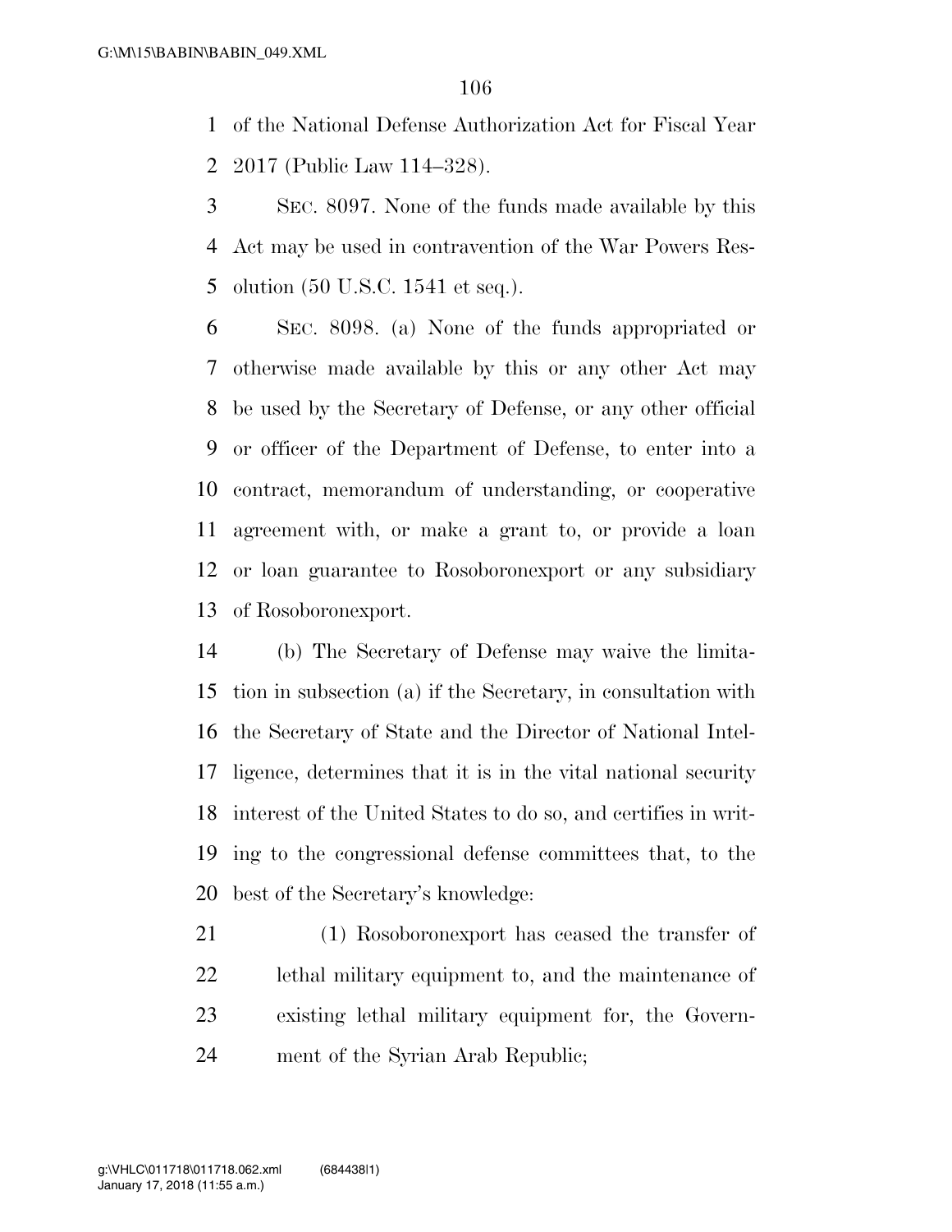of the National Defense Authorization Act for Fiscal Year 2017 (Public Law 114–328).

SEC. 8097. None of the funds made available by this Act may be used in contravention of the War Powers Resolution (50 U.S.C. 1541 et seq.).

SEC. 8098. (a) None of the funds appropriated or otherwise made available by this or any other Act may be used by the Secretary of Defense, or any other official or officer of the Department of Defense, to enter into a contract, memorandum of understanding, or cooperative agreement with, or make a grant to, or provide a loan or loan guarantee to Rosoboronexport or any subsidiary of Rosoboronexport.

(b) The Secretary of Defense may waive the limitation in subsection (a) if the Secretary, in consultation with the Secretary of State and the Director of National Intelligence, determines that it is in the vital national security interest of the United States to do so, and certifies in writing to the congressional defense committees that, to the best of the Secretary's knowledge:

(1) Rosoboronexport has ceased the transfer of lethal military equipment to, and the maintenance of existing lethal military equipment for, the Government of the Syrian Arab Republic;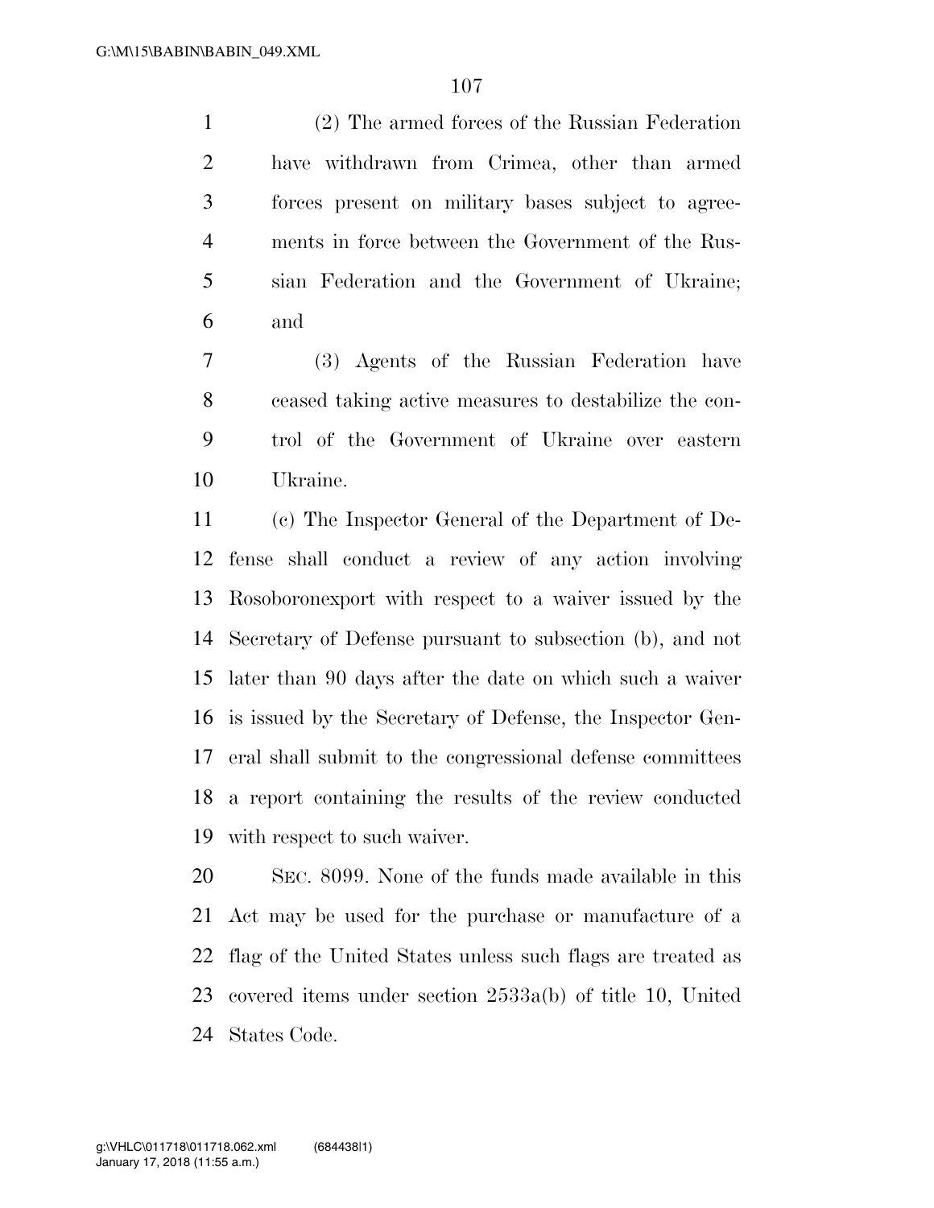(2) The armed forces of the Russian Federation have withdrawn from Crimea, other than armed forces present on military bases subject to agreements in force between the Government of the Russian Federation and the Government of Ukraine; and

(3) Agents of the Russian Federation have ceased taking active measures to destabilize the control of the Government of Ukraine over eastern Ukraine.

(c) The Inspector General of the Department of Defense shall conduct a review of any action involving Rosoboronexport with respect to a waiver issued by the Secretary of Defense pursuant to subsection (b), and not later than 90 days after the date on which such a waiver is issued by the Secretary of Defense, the Inspector General shall submit to the congressional defense committees a report containing the results of the review conducted with respect to such waiver.

SEC. 8099. None of the funds made available in this Act may be used for the purchase or manufacture of a flag of the United States unless such flags are treated as covered items under section 2533a(b) of title 10, United States Code.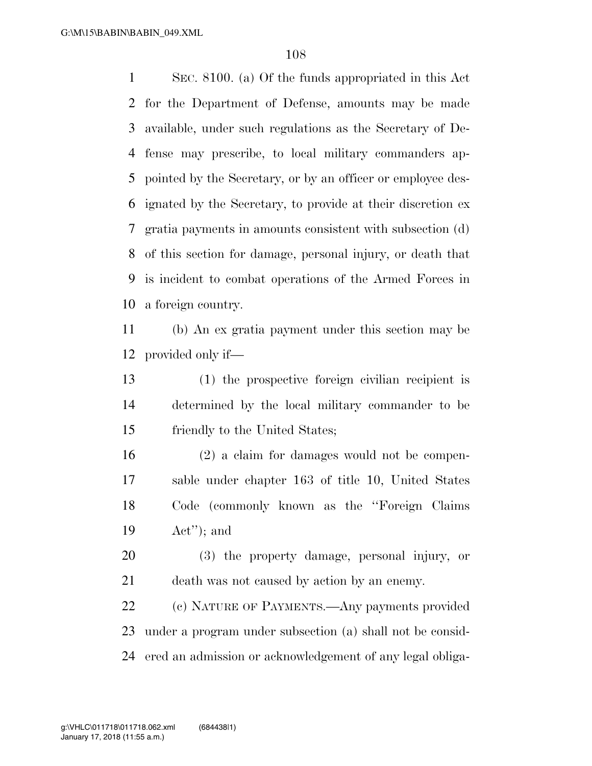SEC. 8100. (a) Of the funds appropriated in this Act for the Department of Defense, amounts may be made available, under such regulations as the Secretary of Defense may prescribe, to local military commanders appointed by the Secretary, or by an officer or employee designated by the Secretary, to provide at their discretion ex gratia payments in amounts consistent with subsection (d) of this section for damage, personal injury, or death that is incident to combat operations of the Armed Forces in a foreign country.

(b) An ex gratia payment under this section may be provided only if—

(1) the prospective foreign civilian recipient is determined by the local military commander to be friendly to the United States;

(2) a claim for damages would not be compensable under chapter 163 of title 10, United States Code (commonly known as the "Foreign Claims Act"); and

(3) the property damage, personal injury, or death was not caused by action by an enemy.

(c) NATURE OF PAYMENTS.—Any payments provided under a program under subsection (a) shall not be considered an admission or acknowledgement of any legal obliga-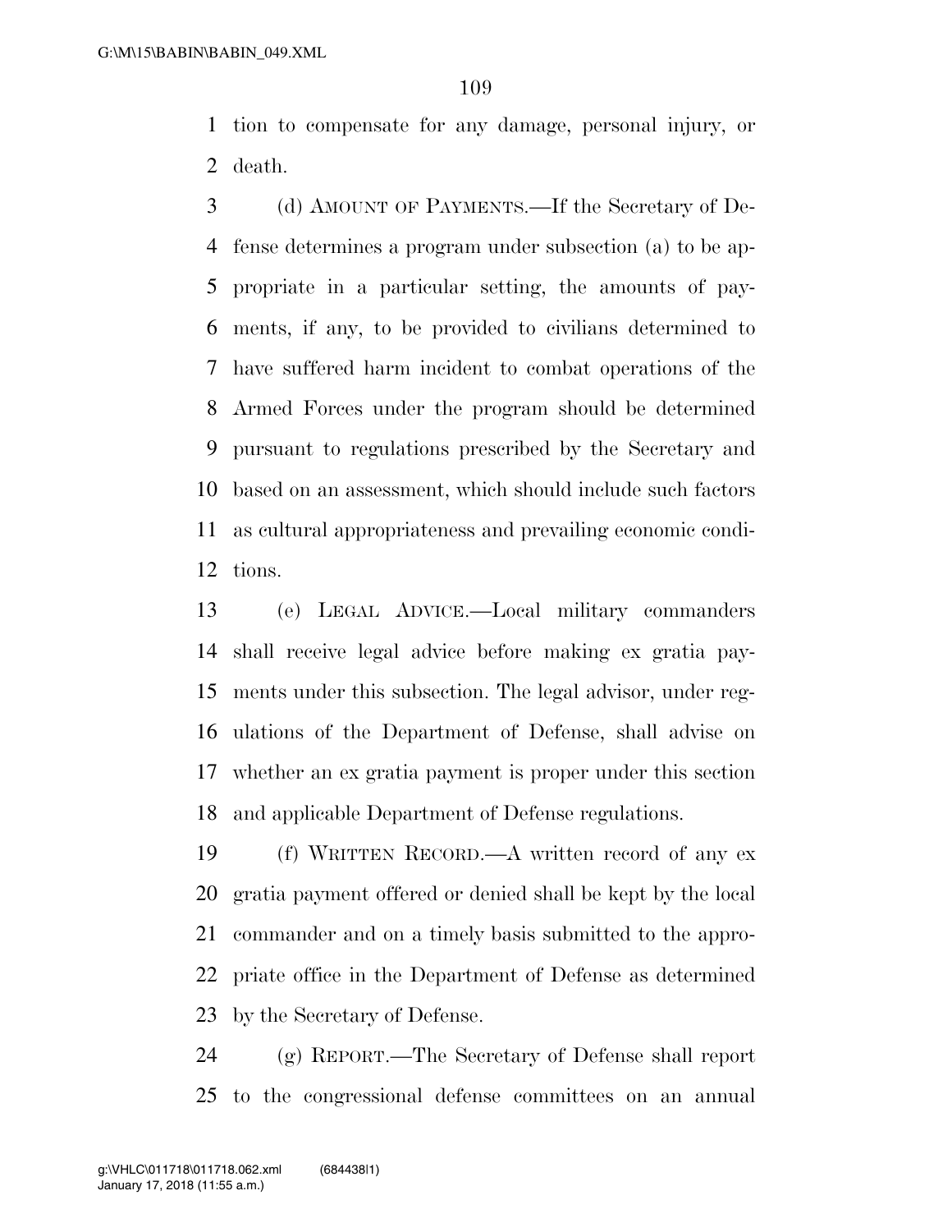tion to compensate for any damage, personal injury, or death.

(d) AMOUNT OF PAYMENTS.—If the Secretary of Defense determines a program under subsection (a) to be appropriate in a particular setting, the amounts of payments, if any, to be provided to civilians determined to have suffered harm incident to combat operations of the Armed Forces under the program should be determined pursuant to regulations prescribed by the Secretary and based on an assessment, which should include such factors as cultural appropriateness and prevailing economic conditions.

(e) LEGAL ADVICE.—Local military commanders shall receive legal advice before making ex gratia payments under this subsection. The legal advisor, under regulations of the Department of Defense, shall advise on whether an ex gratia payment is proper under this section and applicable Department of Defense regulations.

(f) WRITTEN RECORD.—A written record of any ex gratia payment offered or denied shall be kept by the local commander and on a timely basis submitted to the appropriate office in the Department of Defense as determined by the Secretary of Defense.

(g) REPORT.—The Secretary of Defense shall report to the congressional defense committees on an annual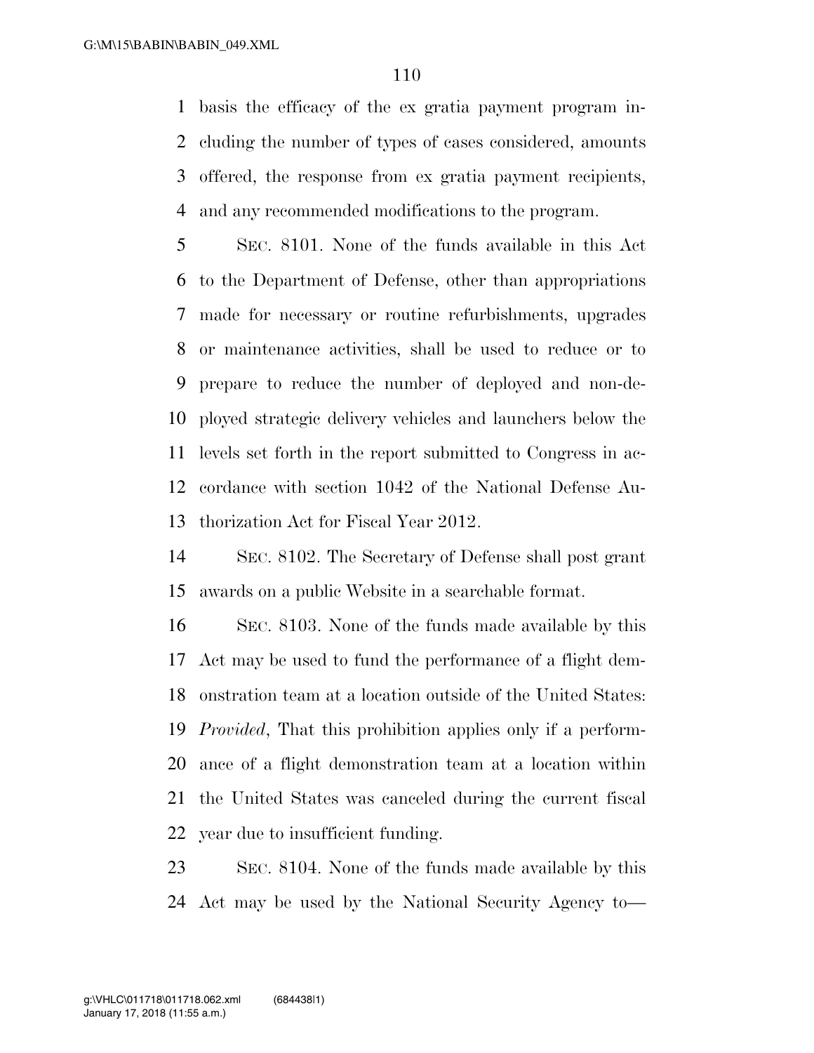basis the efficacy of the ex gratia payment program including the number of types of cases considered, amounts offered, the response from ex gratia payment recipients, and any recommended modifications to the program.

SEC. 8101. None of the funds available in this Act to the Department of Defense, other than appropriations made for necessary or routine refurbishments, upgrades or maintenance activities, shall be used to reduce or to prepare to reduce the number of deployed and non-deployed strategic delivery vehicles and launchers below the levels set forth in the report submitted to Congress in accordance with section 1042 of the National Defense Authorization Act for Fiscal Year 2012.

SEC. 8102. The Secretary of Defense shall post grant awards on a public Website in a searchable format.

SEC. 8103. None of the funds made available by this Act may be used to fund the performance of a flight demonstration team at a location outside of the United States: *Provided*, That this prohibition applies only if a performance of a flight demonstration team at a location within the United States was canceled during the current fiscal year due to insufficient funding.

SEC. 8104. None of the funds made available by this Act may be used by the National Security Agency to—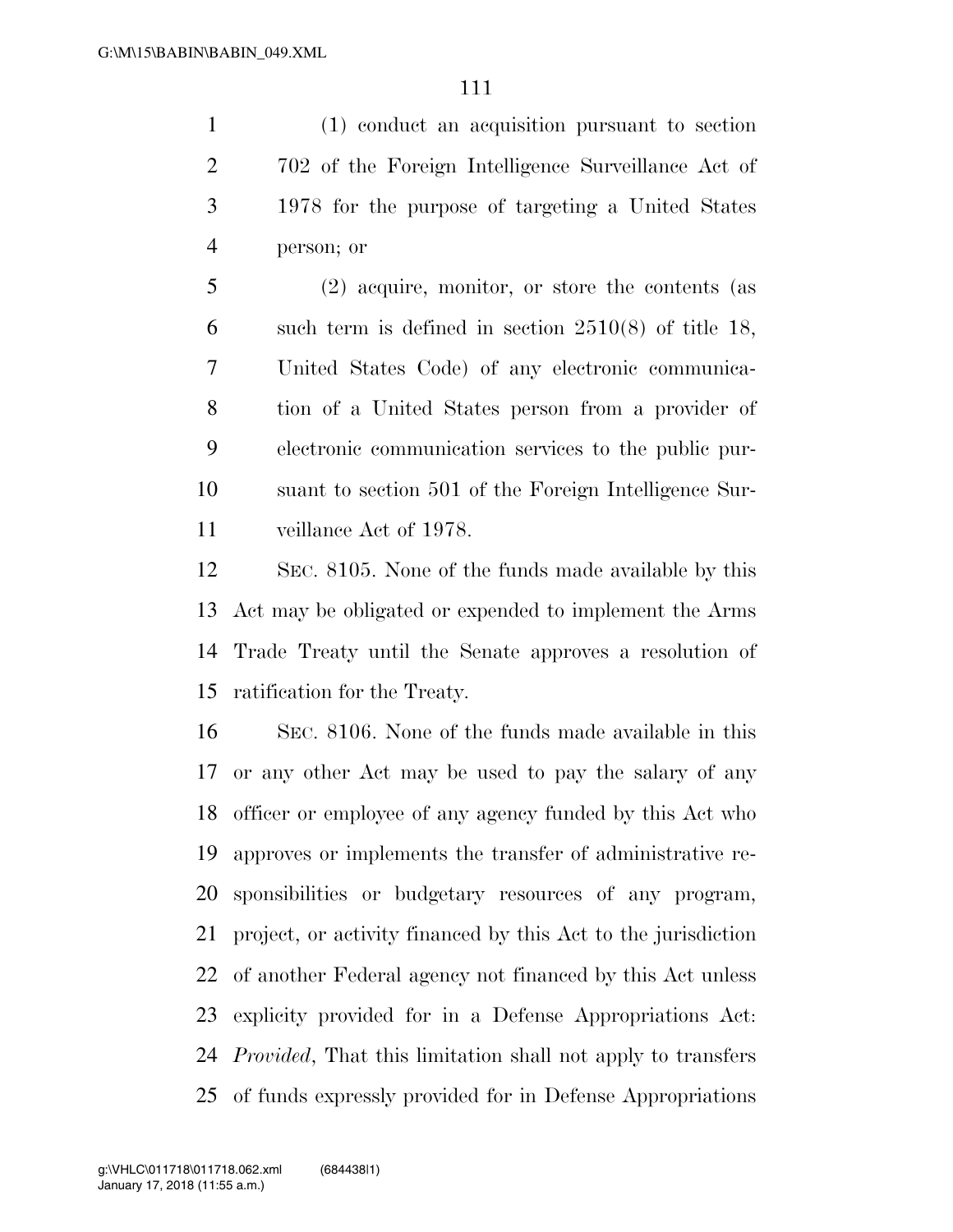(1) conduct an acquisition pursuant to section 702 of the Foreign Intelligence Surveillance Act of 1978 for the purpose of targeting a United States person; or

(2) acquire, monitor, or store the contents (as such term is defined in section 2510(8) of title 18, United States Code) of any electronic communication of a United States person from a provider of electronic communication services to the public pursuant to section 501 of the Foreign Intelligence Surveillance Act of 1978.

SEC. 8105. None of the funds made available by this Act may be obligated or expended to implement the Arms Trade Treaty until the Senate approves a resolution of ratification for the Treaty.

SEC. 8106. None of the funds made available in this or any other Act may be used to pay the salary of any officer or employee of any agency funded by this Act who approves or implements the transfer of administrative responsibilities or budgetary resources of any program, project, or activity financed by this Act to the jurisdiction of another Federal agency not financed by this Act unless explicity provided for in a Defense Appropriations Act: *Provided*, That this limitation shall not apply to transfers of funds expressly provided for in Defense Appropriations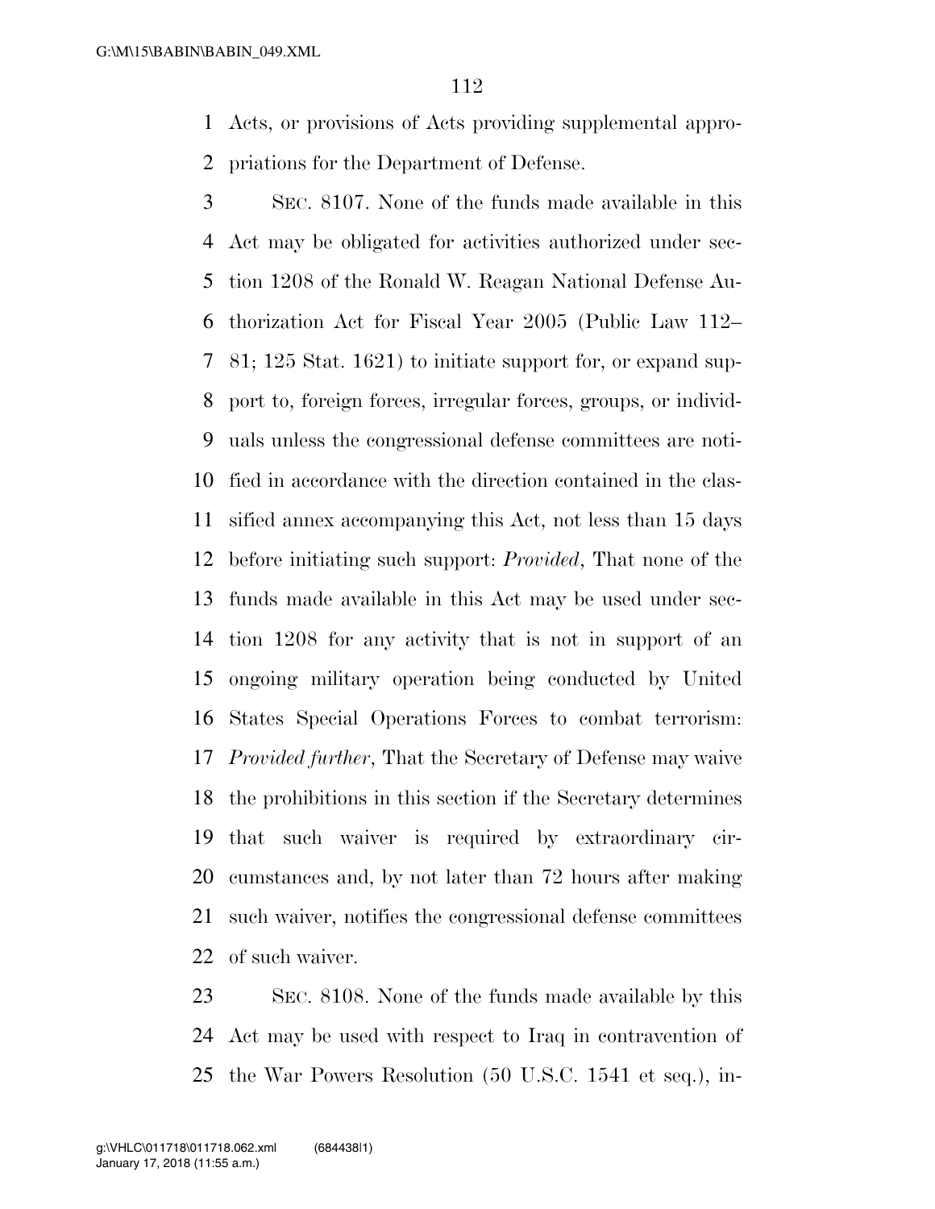Acts, or provisions of Acts providing supplemental appropriations for the Department of Defense.

SEC. 8107. None of the funds made available in this Act may be obligated for activities authorized under section 1208 of the Ronald W. Reagan National Defense Authorization Act for Fiscal Year 2005 (Public Law 112–81; 125 Stat. 1621) to initiate support for, or expand support to, foreign forces, irregular forces, groups, or individuals unless the congressional defense committees are notified in accordance with the direction contained in the classified annex accompanying this Act, not less than 15 days before initiating such support: *Provided*, That none of the funds made available in this Act may be used under section 1208 for any activity that is not in support of an ongoing military operation being conducted by United States Special Operations Forces to combat terrorism: *Provided further*, That the Secretary of Defense may waive the prohibitions in this section if the Secretary determines that such waiver is required by extraordinary circumstances and, by not later than 72 hours after making such waiver, notifies the congressional defense committees of such waiver.

SEC. 8108. None of the funds made available by this Act may be used with respect to Iraq in contravention of the War Powers Resolution (50 U.S.C. 1541 et seq.), in-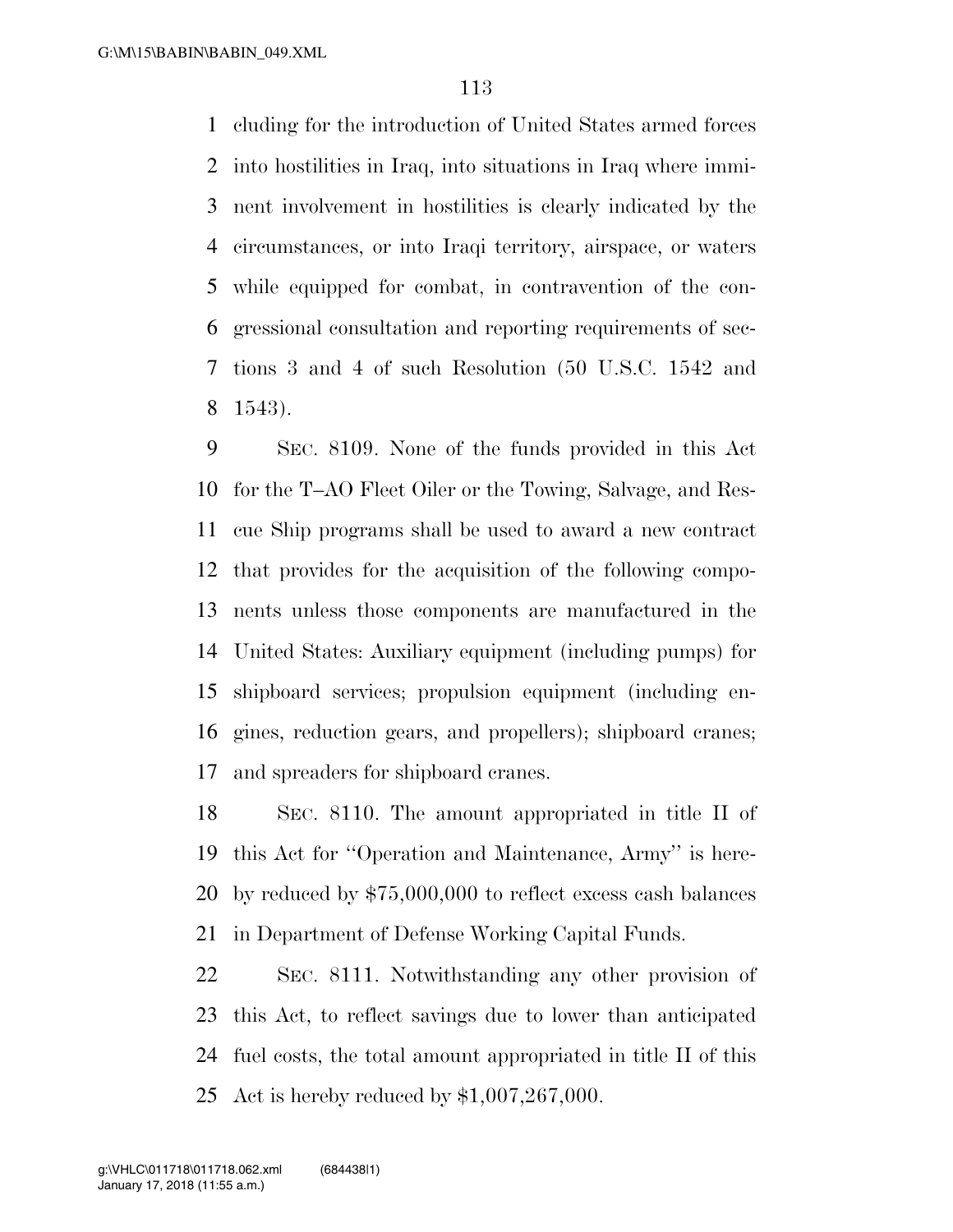cluding for the introduction of United States armed forces into hostilities in Iraq, into situations in Iraq where imminent involvement in hostilities is clearly indicated by the circumstances, or into Iraqi territory, airspace, or waters while equipped for combat, in contravention of the congressional consultation and reporting requirements of sections 3 and 4 of such Resolution (50 U.S.C. 1542 and 1543).

SEC. 8109. None of the funds provided in this Act for the T–AO Fleet Oiler or the Towing, Salvage, and Rescue Ship programs shall be used to award a new contract that provides for the acquisition of the following components unless those components are manufactured in the United States: Auxiliary equipment (including pumps) for shipboard services; propulsion equipment (including engines, reduction gears, and propellers); shipboard cranes; and spreaders for shipboard cranes.

SEC. 8110. The amount appropriated in title II of this Act for ''Operation and Maintenance, Army'' is hereby reduced by $75,000,000 to reflect excess cash balances in Department of Defense Working Capital Funds.

SEC. 8111. Notwithstanding any other provision of this Act, to reflect savings due to lower than anticipated fuel costs, the total amount appropriated in title II of this Act is hereby reduced by $1,007,267,000.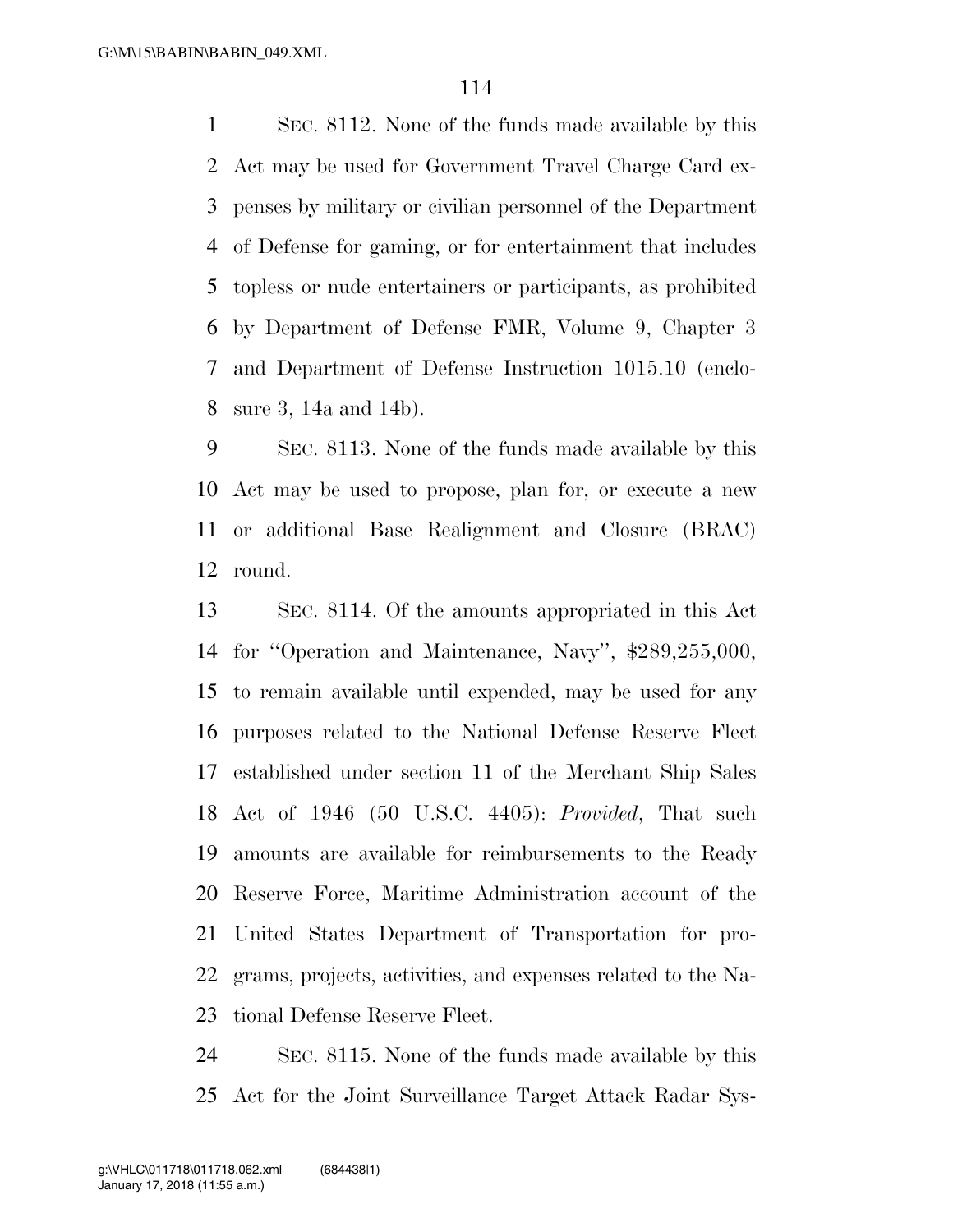SEC. 8112. None of the funds made available by this Act may be used for Government Travel Charge Card expenses by military or civilian personnel of the Department of Defense for gaming, or for entertainment that includes topless or nude entertainers or participants, as prohibited by Department of Defense FMR, Volume 9, Chapter 3 and Department of Defense Instruction 1015.10 (enclosure 3, 14a and 14b).

SEC. 8113. None of the funds made available by this Act may be used to propose, plan for, or execute a new or additional Base Realignment and Closure (BRAC) round.

SEC. 8114. Of the amounts appropriated in this Act for ''Operation and Maintenance, Navy'', $289,255,000, to remain available until expended, may be used for any purposes related to the National Defense Reserve Fleet established under section 11 of the Merchant Ship Sales Act of 1946 (50 U.S.C. 4405): *Provided*, That such amounts are available for reimbursements to the Ready Reserve Force, Maritime Administration account of the United States Department of Transportation for programs, projects, activities, and expenses related to the National Defense Reserve Fleet.

SEC. 8115. None of the funds made available by this Act for the Joint Surveillance Target Attack Radar Sys-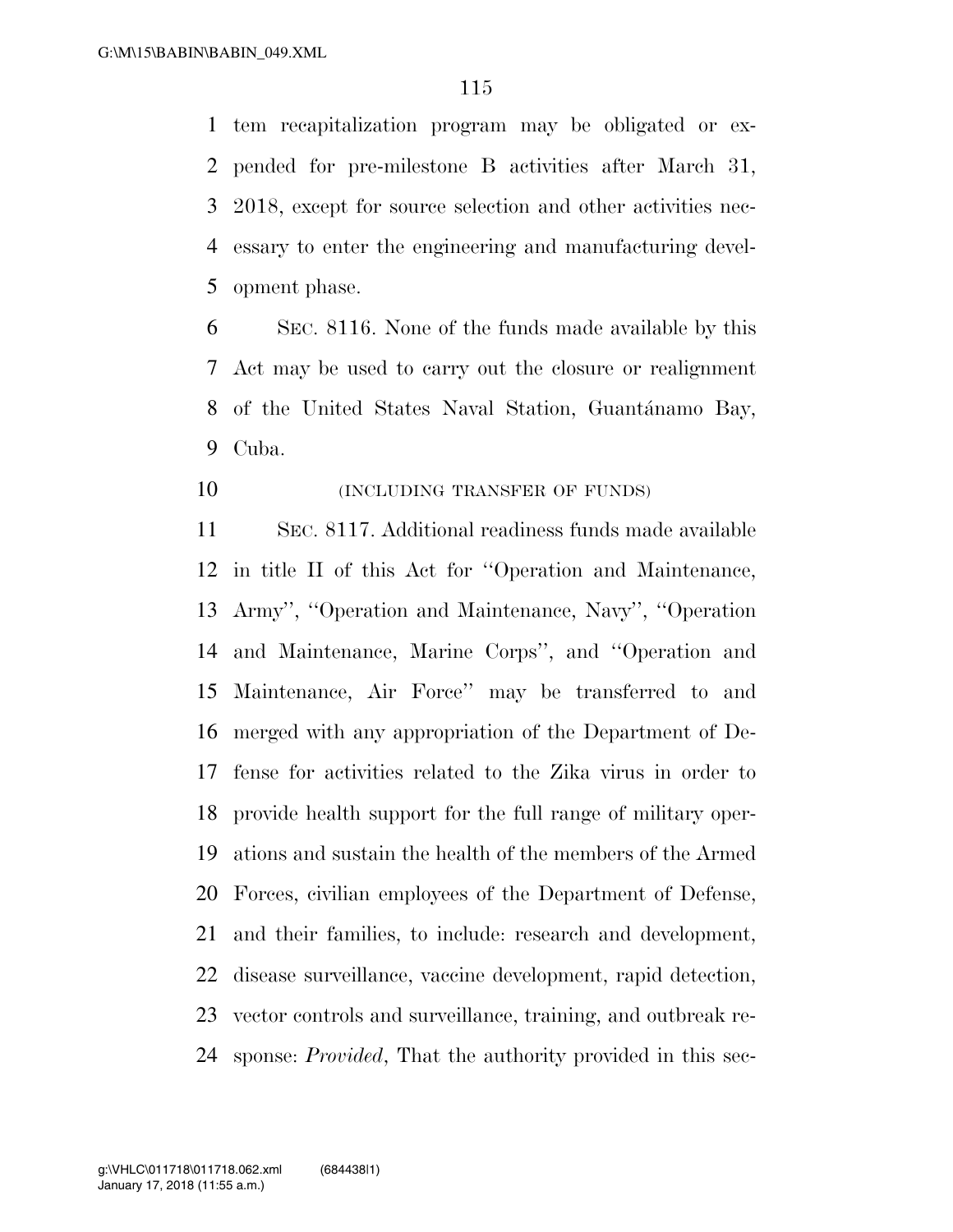tem recapitalization program may be obligated or expended for pre-milestone B activities after March 31, 2018, except for source selection and other activities necessary to enter the engineering and manufacturing development phase.

SEC. 8116. None of the funds made available by this Act may be used to carry out the closure or realignment of the United States Naval Station, Guantánamo Bay, Cuba.

(INCLUDING TRANSFER OF FUNDS)

SEC. 8117. Additional readiness funds made available in title II of this Act for ''Operation and Maintenance, Army'', ''Operation and Maintenance, Navy'', ''Operation and Maintenance, Marine Corps'', and ''Operation and Maintenance, Air Force'' may be transferred to and merged with any appropriation of the Department of Defense for activities related to the Zika virus in order to provide health support for the full range of military operations and sustain the health of the members of the Armed Forces, civilian employees of the Department of Defense, and their families, to include: research and development, disease surveillance, vaccine development, rapid detection, vector controls and surveillance, training, and outbreak response: *Provided*, That the authority provided in this sec-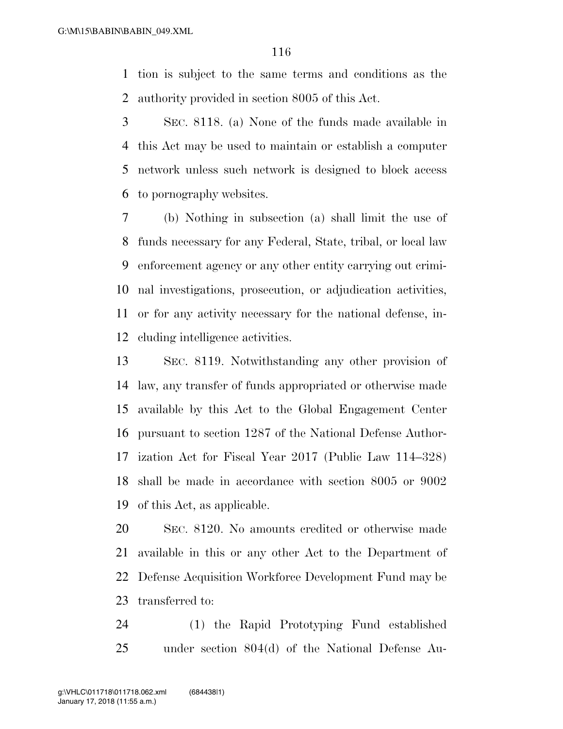tion is subject to the same terms and conditions as the authority provided in section 8005 of this Act.

SEC. 8118. (a) None of the funds made available in this Act may be used to maintain or establish a computer network unless such network is designed to block access to pornography websites.

(b) Nothing in subsection (a) shall limit the use of funds necessary for any Federal, State, tribal, or local law enforcement agency or any other entity carrying out criminal investigations, prosecution, or adjudication activities, or for any activity necessary for the national defense, including intelligence activities.

SEC. 8119. Notwithstanding any other provision of law, any transfer of funds appropriated or otherwise made available by this Act to the Global Engagement Center pursuant to section 1287 of the National Defense Authorization Act for Fiscal Year 2017 (Public Law 114–328) shall be made in accordance with section 8005 or 9002 of this Act, as applicable.

SEC. 8120. No amounts credited or otherwise made available in this or any other Act to the Department of Defense Acquisition Workforce Development Fund may be transferred to:

(1) the Rapid Prototyping Fund established under section 804(d) of the National Defense Au-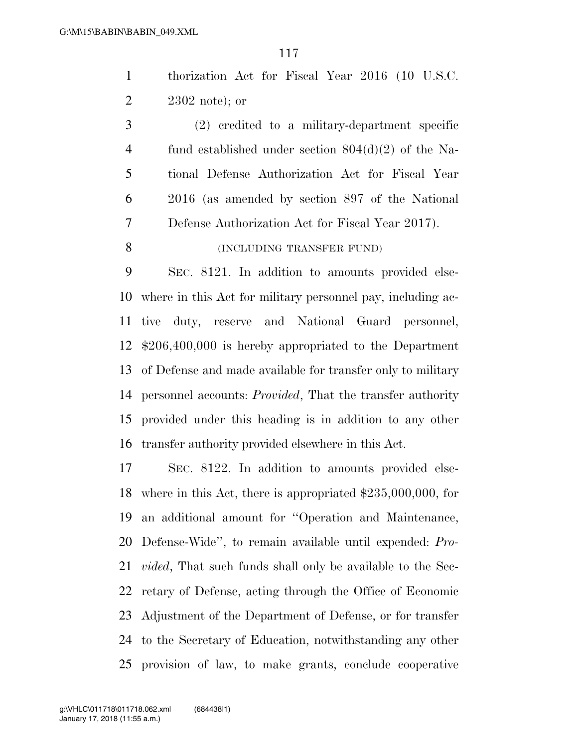thorization Act for Fiscal Year 2016 (10 U.S.C. 2302 note); or

(2) credited to a military-department specific fund established under section 804(d)(2) of the National Defense Authorization Act for Fiscal Year 2016 (as amended by section 897 of the National Defense Authorization Act for Fiscal Year 2017).

(INCLUDING TRANSFER FUND)

SEC. 8121. In addition to amounts provided elsewhere in this Act for military personnel pay, including active duty, reserve and National Guard personnel, $206,400,000 is hereby appropriated to the Department of Defense and made available for transfer only to military personnel accounts: *Provided*, That the transfer authority provided under this heading is in addition to any other transfer authority provided elsewhere in this Act.

SEC. 8122. In addition to amounts provided elsewhere in this Act, there is appropriated $235,000,000, for an additional amount for ''Operation and Maintenance, Defense-Wide'', to remain available until expended: *Provided*, That such funds shall only be available to the Secretary of Defense, acting through the Office of Economic Adjustment of the Department of Defense, or for transfer to the Secretary of Education, notwithstanding any other provision of law, to make grants, conclude cooperative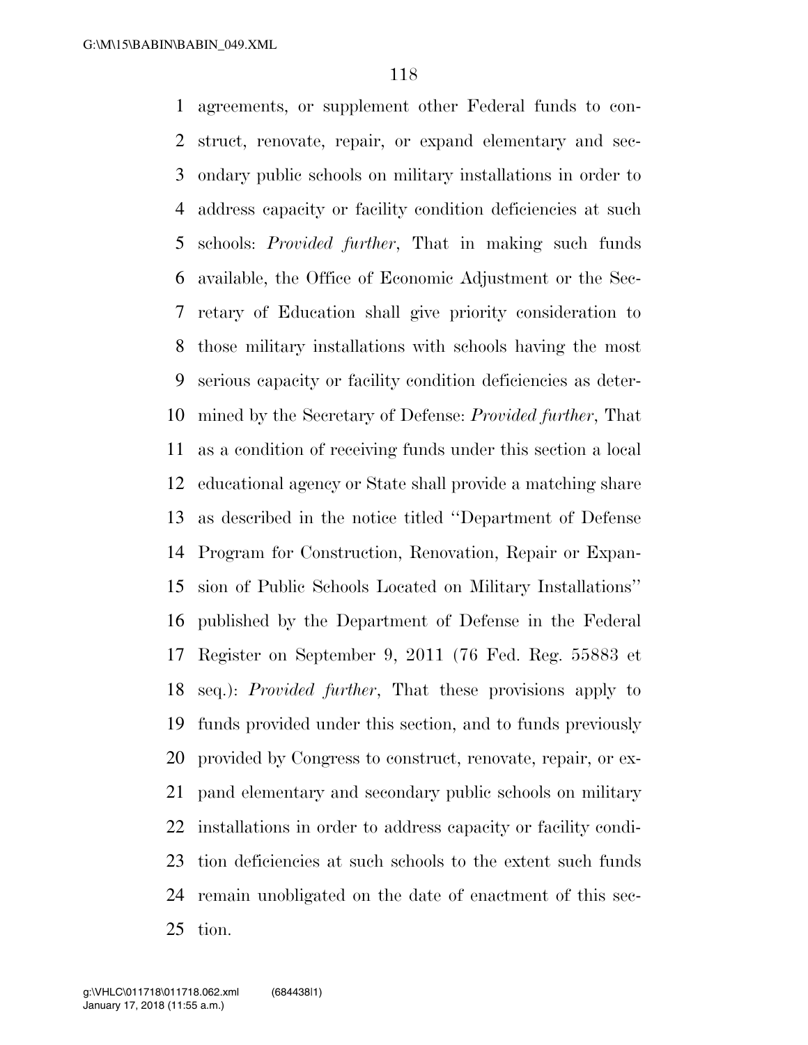agreements, or supplement other Federal funds to construct, renovate, repair, or expand elementary and secondary public schools on military installations in order to address capacity or facility condition deficiencies at such schools: *Provided further*, That in making such funds available, the Office of Economic Adjustment or the Secretary of Education shall give priority consideration to those military installations with schools having the most serious capacity or facility condition deficiencies as determined by the Secretary of Defense: *Provided further*, That as a condition of receiving funds under this section a local educational agency or State shall provide a matching share as described in the notice titled ''Department of Defense Program for Construction, Renovation, Repair or Expansion of Public Schools Located on Military Installations'' published by the Department of Defense in the Federal Register on September 9, 2011 (76 Fed. Reg. 55883 et seq.): *Provided further*, That these provisions apply to funds provided under this section, and to funds previously provided by Congress to construct, renovate, repair, or expand elementary and secondary public schools on military installations in order to address capacity or facility condition deficiencies at such schools to the extent such funds remain unobligated on the date of enactment of this section.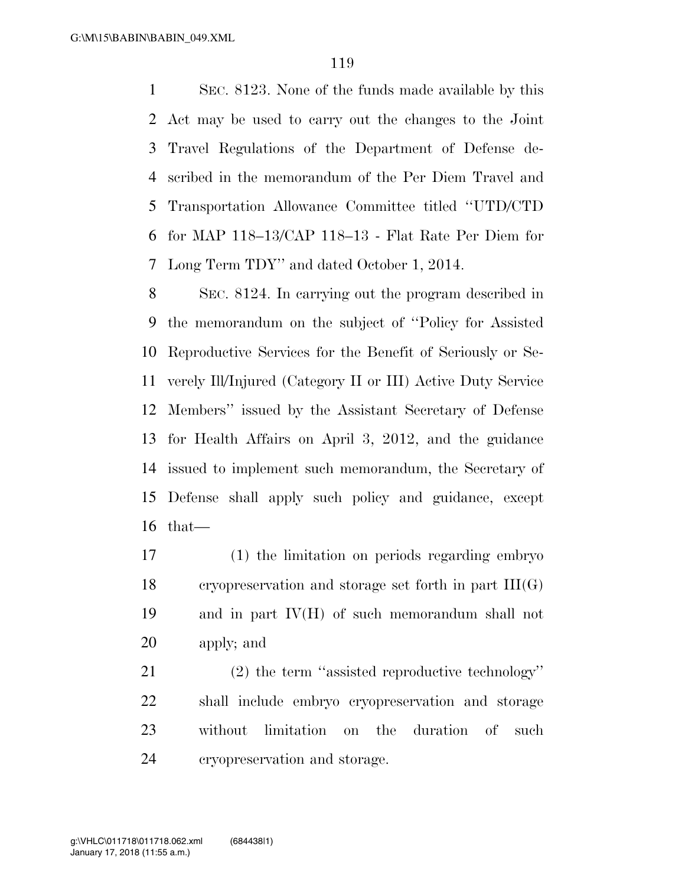SEC. 8123. None of the funds made available by this Act may be used to carry out the changes to the Joint Travel Regulations of the Department of Defense described in the memorandum of the Per Diem Travel and Transportation Allowance Committee titled ''UTD/CTD for MAP 118–13/CAP 118–13 - Flat Rate Per Diem for Long Term TDY'' and dated October 1, 2014.

SEC. 8124. In carrying out the program described in the memorandum on the subject of ''Policy for Assisted Reproductive Services for the Benefit of Seriously or Severely Ill/Injured (Category II or III) Active Duty Service Members'' issued by the Assistant Secretary of Defense for Health Affairs on April 3, 2012, and the guidance issued to implement such memorandum, the Secretary of Defense shall apply such policy and guidance, except that—

(1) the limitation on periods regarding embryo cryopreservation and storage set forth in part III(G) and in part IV(H) of such memorandum shall not apply; and

(2) the term ''assisted reproductive technology'' shall include embryo cryopreservation and storage without limitation on the duration of such cryopreservation and storage.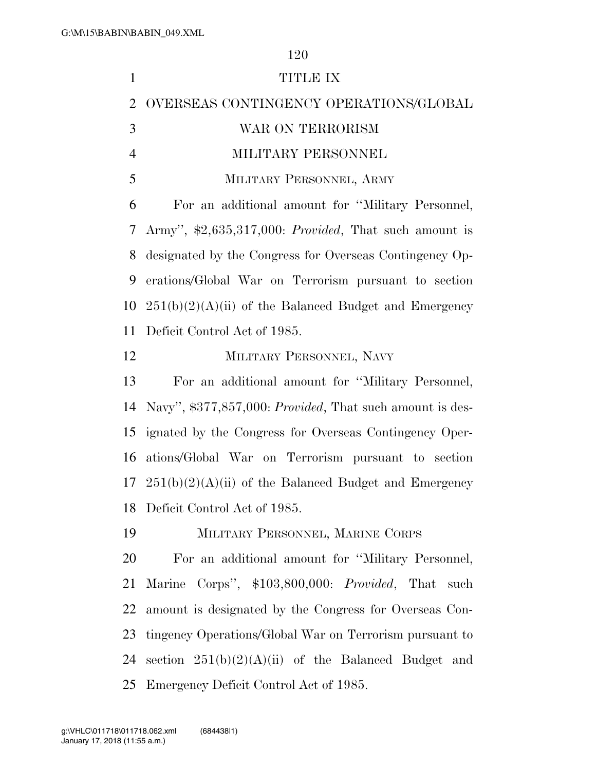# TITLE IX

# OVERSEAS CONTINGENCY OPERATIONS/GLOBAL WAR ON TERRORISM

## MILITARY PERSONNEL

### MILITARY PERSONNEL, ARMY

For an additional amount for ''Military Personnel, Army'', $2,635,317,000: *Provided*, That such amount is designated by the Congress for Overseas Contingency Operations/Global War on Terrorism pursuant to section 251(b)(2)(A)(ii) of the Balanced Budget and Emergency Deficit Control Act of 1985.

### MILITARY PERSONNEL, NAVY

For an additional amount for ''Military Personnel, Navy'', $377,857,000: *Provided*, That such amount is designated by the Congress for Overseas Contingency Operations/Global War on Terrorism pursuant to section 251(b)(2)(A)(ii) of the Balanced Budget and Emergency Deficit Control Act of 1985.

### MILITARY PERSONNEL, MARINE CORPS

For an additional amount for ''Military Personnel, Marine Corps'', $103,800,000: *Provided*, That such amount is designated by the Congress for Overseas Contingency Operations/Global War on Terrorism pursuant to section 251(b)(2)(A)(ii) of the Balanced Budget and Emergency Deficit Control Act of 1985.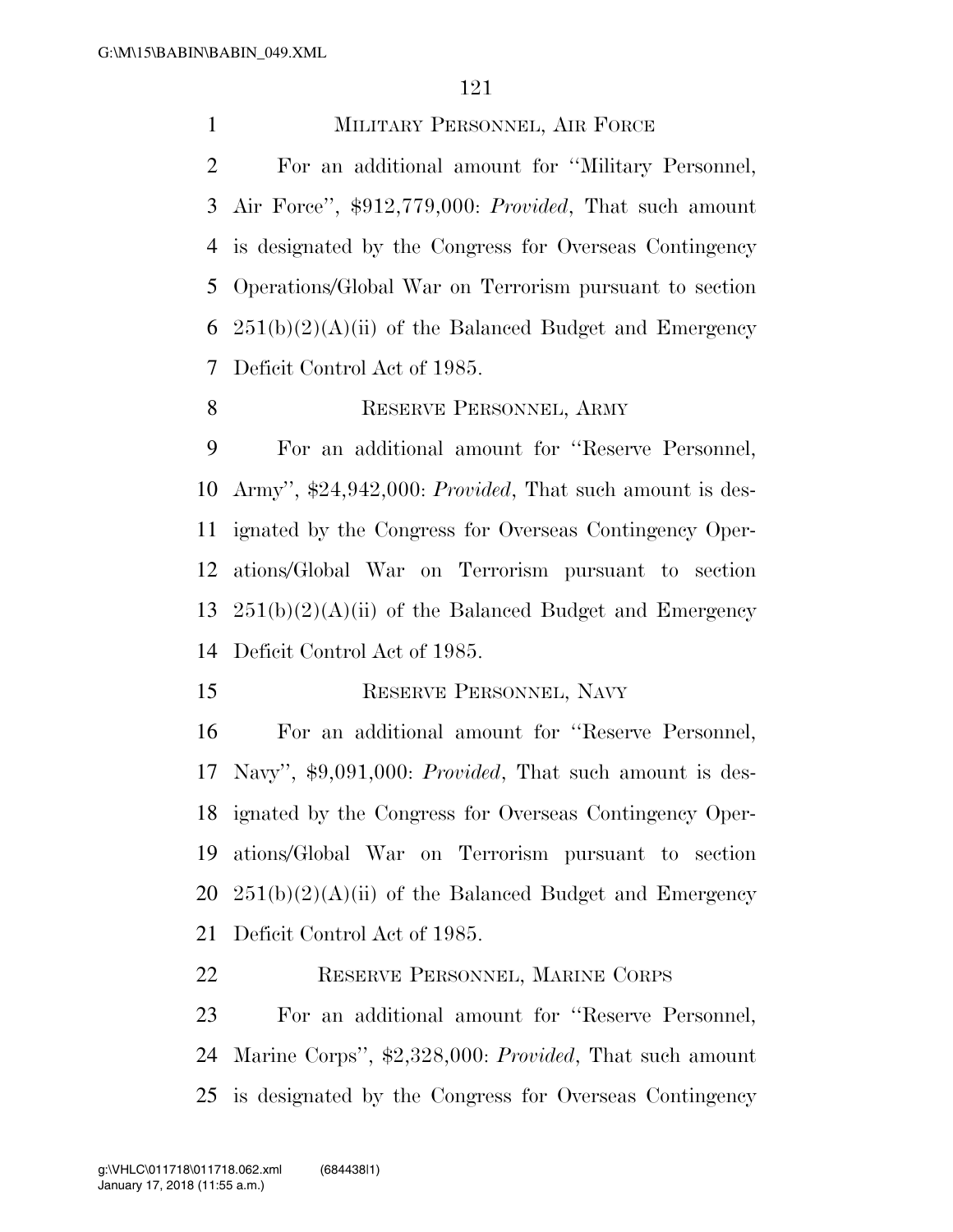### MILITARY PERSONNEL, AIR FORCE

For an additional amount for ''Military Personnel, Air Force'', $912,779,000: *Provided*, That such amount is designated by the Congress for Overseas Contingency Operations/Global War on Terrorism pursuant to section 251(b)(2)(A)(ii) of the Balanced Budget and Emergency Deficit Control Act of 1985.

### RESERVE PERSONNEL, ARMY

For an additional amount for ''Reserve Personnel, Army'', $24,942,000: *Provided*, That such amount is designated by the Congress for Overseas Contingency Operations/Global War on Terrorism pursuant to section 251(b)(2)(A)(ii) of the Balanced Budget and Emergency Deficit Control Act of 1985.

### RESERVE PERSONNEL, NAVY

For an additional amount for ''Reserve Personnel, Navy'', $9,091,000: *Provided*, That such amount is designated by the Congress for Overseas Contingency Operations/Global War on Terrorism pursuant to section 251(b)(2)(A)(ii) of the Balanced Budget and Emergency Deficit Control Act of 1985.

### RESERVE PERSONNEL, MARINE CORPS

For an additional amount for ''Reserve Personnel, Marine Corps'', $2,328,000: *Provided*, That such amount is designated by the Congress for Overseas Contingency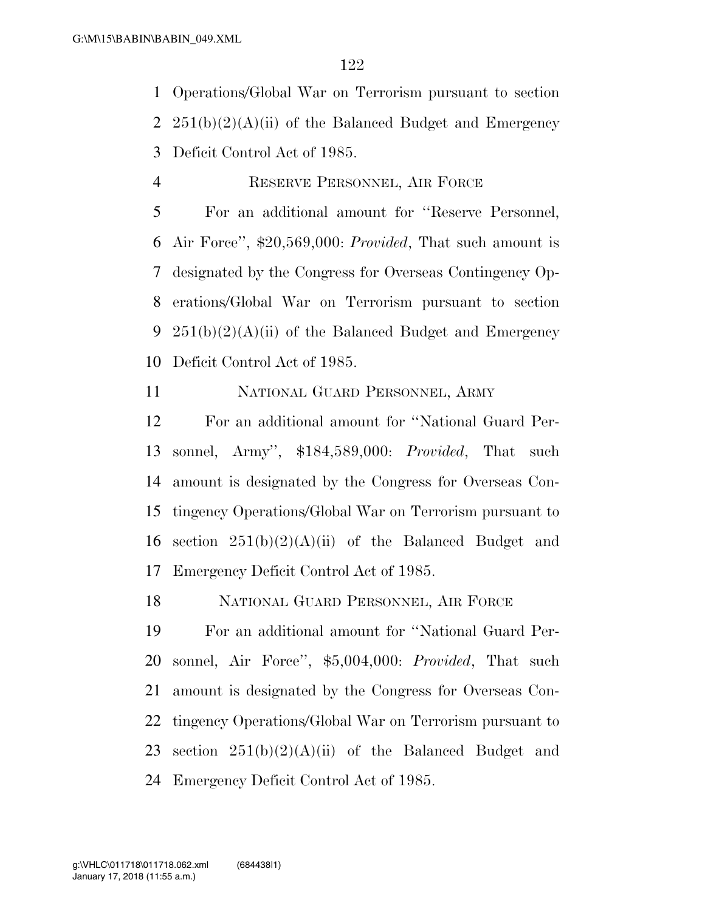Operations/Global War on Terrorism pursuant to section 251(b)(2)(A)(ii) of the Balanced Budget and Emergency Deficit Control Act of 1985.

RESERVE PERSONNEL, AIR FORCE

For an additional amount for ''Reserve Personnel, Air Force'', $20,569,000: *Provided*, That such amount is designated by the Congress for Overseas Contingency Operations/Global War on Terrorism pursuant to section 251(b)(2)(A)(ii) of the Balanced Budget and Emergency Deficit Control Act of 1985.

NATIONAL GUARD PERSONNEL, ARMY

For an additional amount for ''National Guard Personnel, Army'', $184,589,000: *Provided*, That such amount is designated by the Congress for Overseas Contingency Operations/Global War on Terrorism pursuant to section 251(b)(2)(A)(ii) of the Balanced Budget and Emergency Deficit Control Act of 1985.

NATIONAL GUARD PERSONNEL, AIR FORCE

For an additional amount for ''National Guard Personnel, Air Force'', $5,004,000: *Provided*, That such amount is designated by the Congress for Overseas Contingency Operations/Global War on Terrorism pursuant to section 251(b)(2)(A)(ii) of the Balanced Budget and Emergency Deficit Control Act of 1985.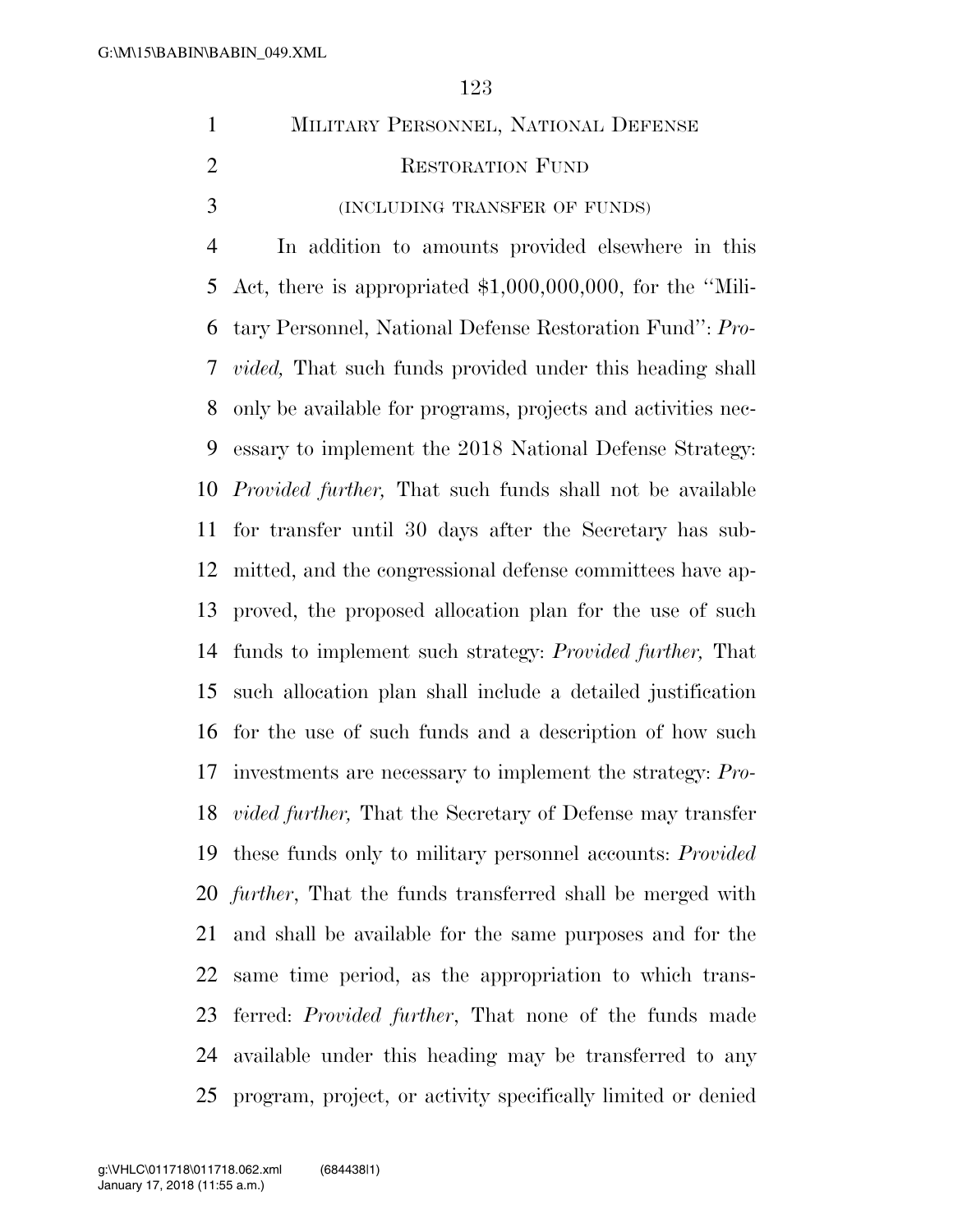## MILITARY PERSONNEL, NATIONAL DEFENSE RESTORATION FUND

(INCLUDING TRANSFER OF FUNDS)

In addition to amounts provided elsewhere in this Act, there is appropriated $1,000,000,000, for the ''Military Personnel, National Defense Restoration Fund'': *Provided,* That such funds provided under this heading shall only be available for programs, projects and activities necessary to implement the 2018 National Defense Strategy: *Provided further,* That such funds shall not be available for transfer until 30 days after the Secretary has submitted, and the congressional defense committees have approved, the proposed allocation plan for the use of such funds to implement such strategy: *Provided further,* That such allocation plan shall include a detailed justification for the use of such funds and a description of how such investments are necessary to implement the strategy: *Provided further,* That the Secretary of Defense may transfer these funds only to military personnel accounts: *Provided further*, That the funds transferred shall be merged with and shall be available for the same purposes and for the same time period, as the appropriation to which transferred: *Provided further*, That none of the funds made available under this heading may be transferred to any program, project, or activity specifically limited or denied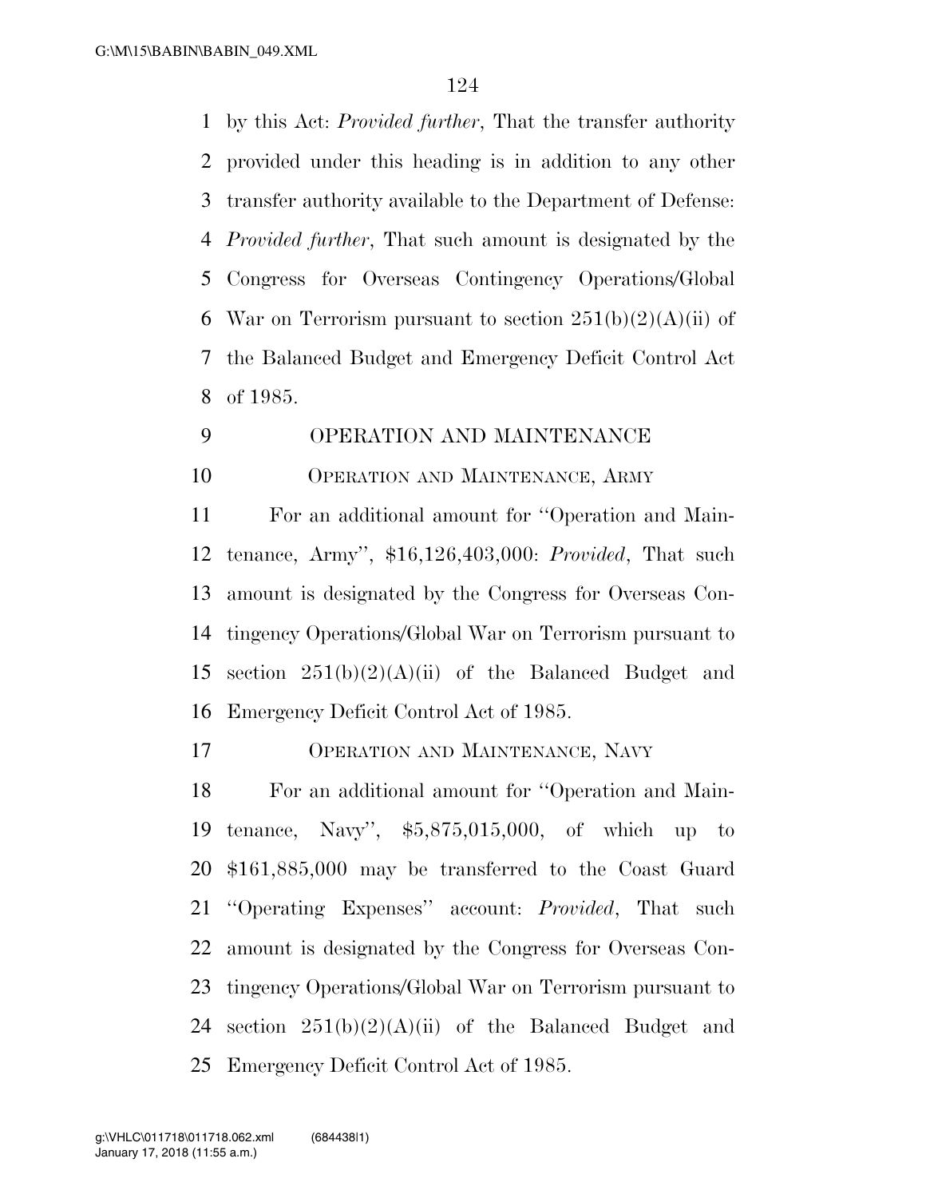by this Act: *Provided further*, That the transfer authority provided under this heading is in addition to any other transfer authority available to the Department of Defense: *Provided further*, That such amount is designated by the Congress for Overseas Contingency Operations/Global War on Terrorism pursuant to section 251(b)(2)(A)(ii) of the Balanced Budget and Emergency Deficit Control Act of 1985.

## OPERATION AND MAINTENANCE

### OPERATION AND MAINTENANCE, ARMY

For an additional amount for ''Operation and Maintenance, Army'', $16,126,403,000: *Provided*, That such amount is designated by the Congress for Overseas Contingency Operations/Global War on Terrorism pursuant to section 251(b)(2)(A)(ii) of the Balanced Budget and Emergency Deficit Control Act of 1985.

### OPERATION AND MAINTENANCE, NAVY

For an additional amount for ''Operation and Maintenance, Navy'', $5,875,015,000, of which up to $161,885,000 may be transferred to the Coast Guard ''Operating Expenses'' account: *Provided*, That such amount is designated by the Congress for Overseas Contingency Operations/Global War on Terrorism pursuant to section 251(b)(2)(A)(ii) of the Balanced Budget and Emergency Deficit Control Act of 1985.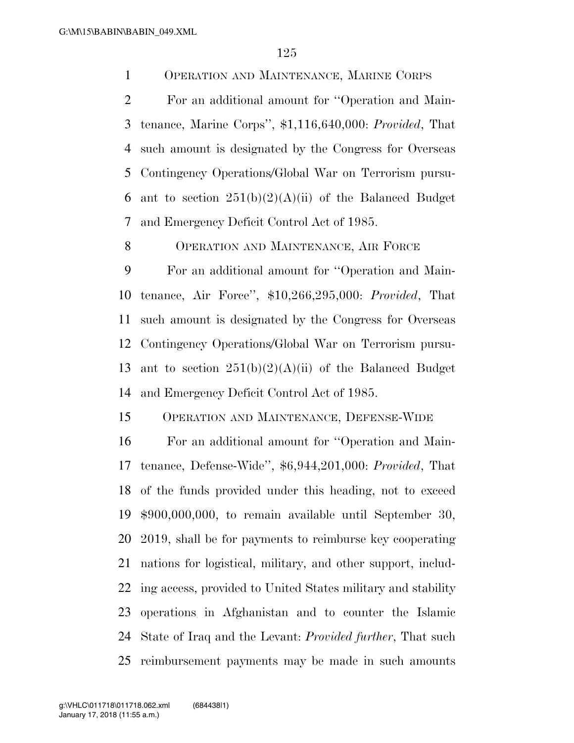OPERATION AND MAINTENANCE, MARINE CORPS

For an additional amount for "Operation and Maintenance, Marine Corps", $1,116,640,000: *Provided*, That such amount is designated by the Congress for Overseas Contingency Operations/Global War on Terrorism pursuant to section 251(b)(2)(A)(ii) of the Balanced Budget and Emergency Deficit Control Act of 1985.

OPERATION AND MAINTENANCE, AIR FORCE

For an additional amount for "Operation and Maintenance, Air Force", $10,266,295,000: *Provided*, That such amount is designated by the Congress for Overseas Contingency Operations/Global War on Terrorism pursuant to section 251(b)(2)(A)(ii) of the Balanced Budget and Emergency Deficit Control Act of 1985.

OPERATION AND MAINTENANCE, DEFENSE-WIDE

For an additional amount for "Operation and Maintenance, Defense-Wide", $6,944,201,000: *Provided*, That of the funds provided under this heading, not to exceed $900,000,000, to remain available until September 30, 2019, shall be for payments to reimburse key cooperating nations for logistical, military, and other support, including access, provided to United States military and stability operations in Afghanistan and to counter the Islamic State of Iraq and the Levant: *Provided further*, That such reimbursement payments may be made in such amounts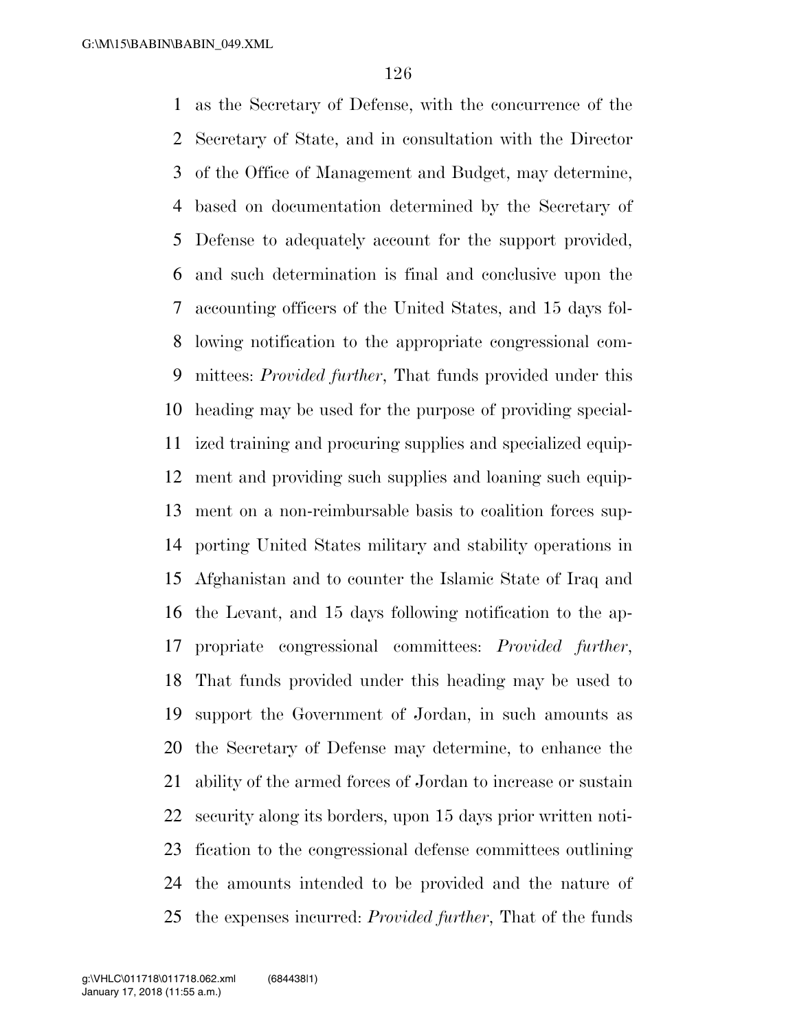as the Secretary of Defense, with the concurrence of the Secretary of State, and in consultation with the Director of the Office of Management and Budget, may determine, based on documentation determined by the Secretary of Defense to adequately account for the support provided, and such determination is final and conclusive upon the accounting officers of the United States, and 15 days following notification to the appropriate congressional committees: *Provided further*, That funds provided under this heading may be used for the purpose of providing specialized training and procuring supplies and specialized equipment and providing such supplies and loaning such equipment on a non-reimbursable basis to coalition forces supporting United States military and stability operations in Afghanistan and to counter the Islamic State of Iraq and the Levant, and 15 days following notification to the appropriate congressional committees: *Provided further*, That funds provided under this heading may be used to support the Government of Jordan, in such amounts as the Secretary of Defense may determine, to enhance the ability of the armed forces of Jordan to increase or sustain security along its borders, upon 15 days prior written notification to the congressional defense committees outlining the amounts intended to be provided and the nature of the expenses incurred: *Provided further*, That of the funds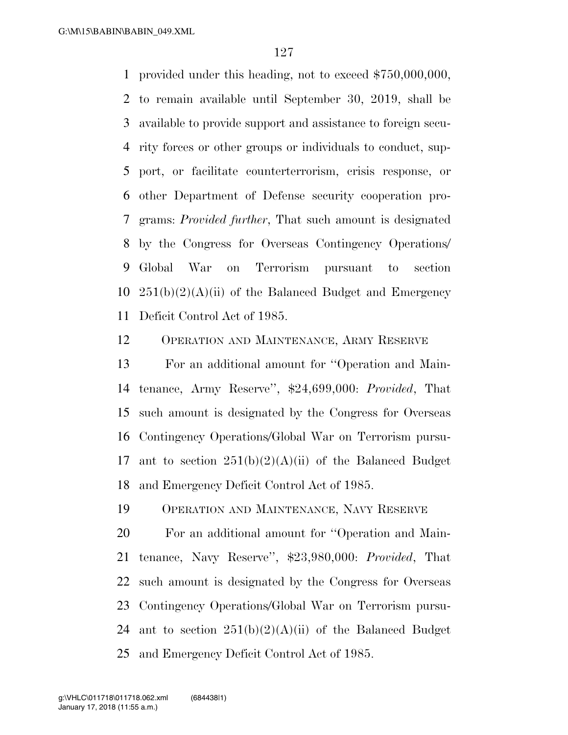provided under this heading, not to exceed $750,000,000, to remain available until September 30, 2019, shall be available to provide support and assistance to foreign security forces or other groups or individuals to conduct, support, or facilitate counterterrorism, crisis response, or other Department of Defense security cooperation programs: *Provided further*, That such amount is designated by the Congress for Overseas Contingency Operations/Global War on Terrorism pursuant to section 251(b)(2)(A)(ii) of the Balanced Budget and Emergency Deficit Control Act of 1985.

OPERATION AND MAINTENANCE, ARMY RESERVE

For an additional amount for ''Operation and Maintenance, Army Reserve'', $24,699,000: *Provided*, That such amount is designated by the Congress for Overseas Contingency Operations/Global War on Terrorism pursuant to section 251(b)(2)(A)(ii) of the Balanced Budget and Emergency Deficit Control Act of 1985.

OPERATION AND MAINTENANCE, NAVY RESERVE

For an additional amount for ''Operation and Maintenance, Navy Reserve'', $23,980,000: *Provided*, That such amount is designated by the Congress for Overseas Contingency Operations/Global War on Terrorism pursuant to section 251(b)(2)(A)(ii) of the Balanced Budget and Emergency Deficit Control Act of 1985.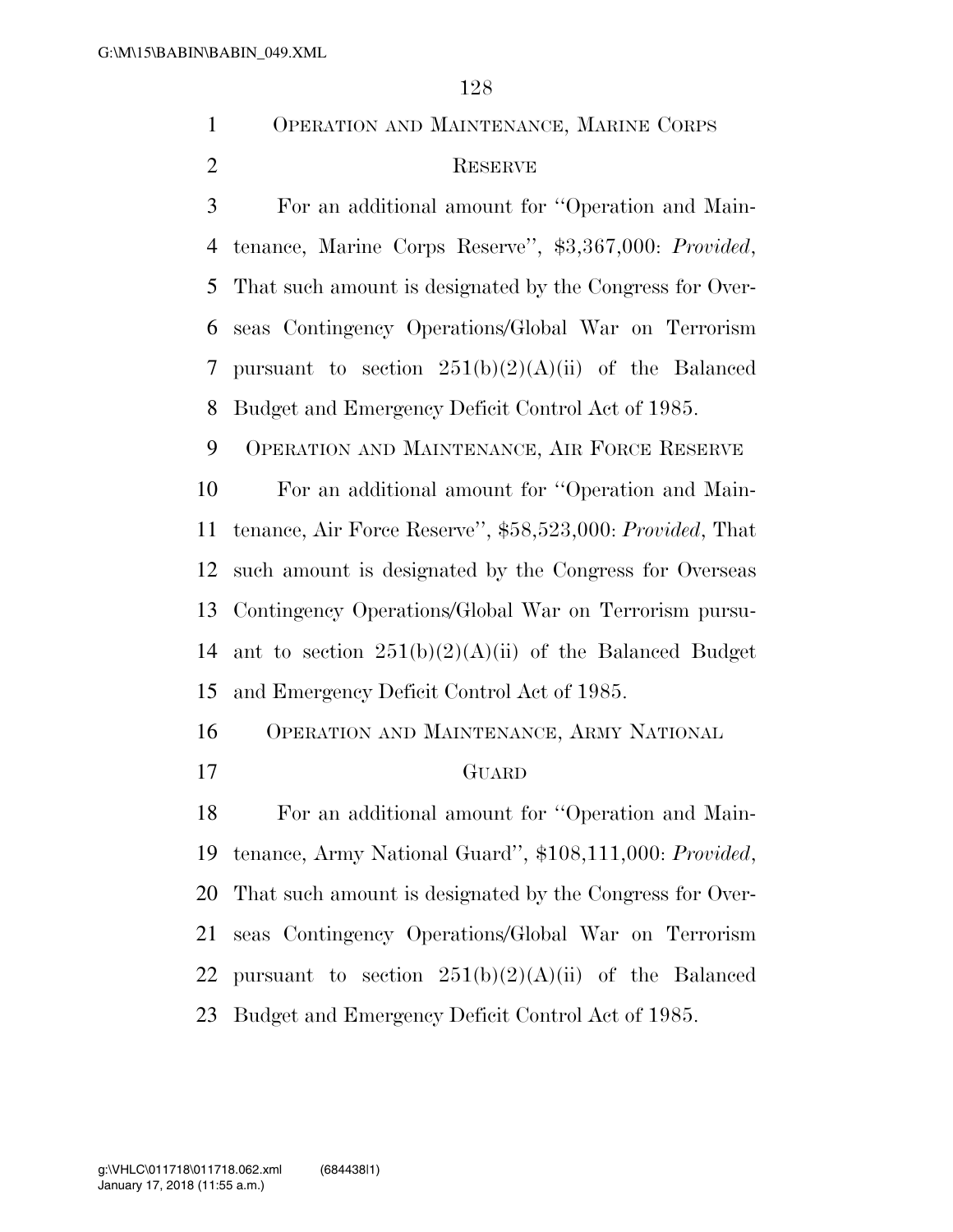OPERATION AND MAINTENANCE, MARINE CORPS RESERVE

For an additional amount for ''Operation and Maintenance, Marine Corps Reserve'', $3,367,000: *Provided*, That such amount is designated by the Congress for Overseas Contingency Operations/Global War on Terrorism pursuant to section 251(b)(2)(A)(ii) of the Balanced Budget and Emergency Deficit Control Act of 1985.

OPERATION AND MAINTENANCE, AIR FORCE RESERVE

For an additional amount for ''Operation and Maintenance, Air Force Reserve'', $58,523,000: *Provided*, That such amount is designated by the Congress for Overseas Contingency Operations/Global War on Terrorism pursuant to section 251(b)(2)(A)(ii) of the Balanced Budget and Emergency Deficit Control Act of 1985.

OPERATION AND MAINTENANCE, ARMY NATIONAL GUARD

For an additional amount for ''Operation and Maintenance, Army National Guard'', $108,111,000: *Provided*, That such amount is designated by the Congress for Overseas Contingency Operations/Global War on Terrorism pursuant to section 251(b)(2)(A)(ii) of the Balanced Budget and Emergency Deficit Control Act of 1985.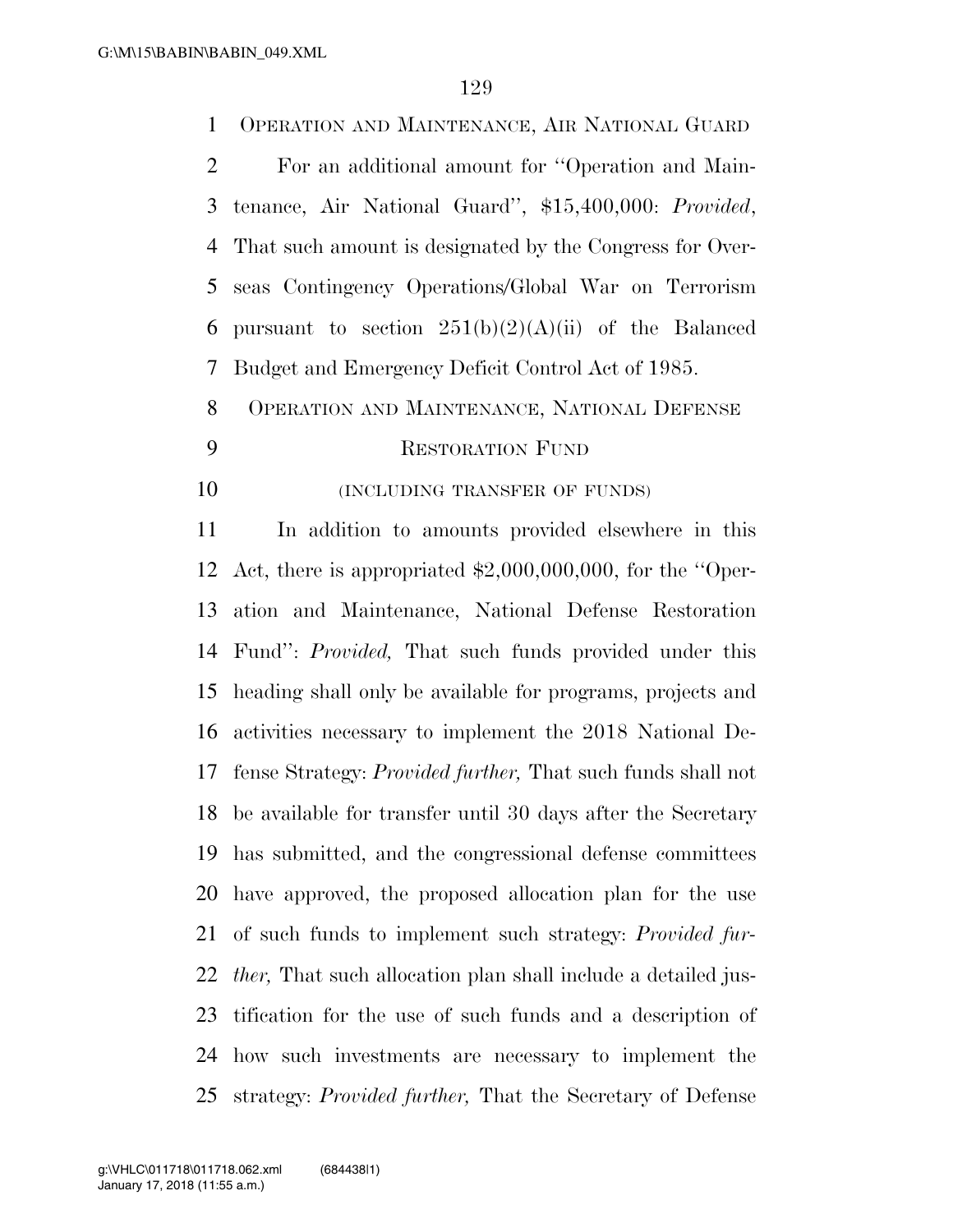OPERATION AND MAINTENANCE, AIR NATIONAL GUARD

For an additional amount for ''Operation and Maintenance, Air National Guard'', $15,400,000: *Provided*, That such amount is designated by the Congress for Overseas Contingency Operations/Global War on Terrorism pursuant to section 251(b)(2)(A)(ii) of the Balanced Budget and Emergency Deficit Control Act of 1985.

OPERATION AND MAINTENANCE, NATIONAL DEFENSE RESTORATION FUND

(INCLUDING TRANSFER OF FUNDS)

In addition to amounts provided elsewhere in this Act, there is appropriated $2,000,000,000, for the ''Operation and Maintenance, National Defense Restoration Fund'': *Provided,* That such funds provided under this heading shall only be available for programs, projects and activities necessary to implement the 2018 National Defense Strategy: *Provided further,* That such funds shall not be available for transfer until 30 days after the Secretary has submitted, and the congressional defense committees have approved, the proposed allocation plan for the use of such funds to implement such strategy: *Provided further,* That such allocation plan shall include a detailed justification for the use of such funds and a description of how such investments are necessary to implement the strategy: *Provided further,* That the Secretary of Defense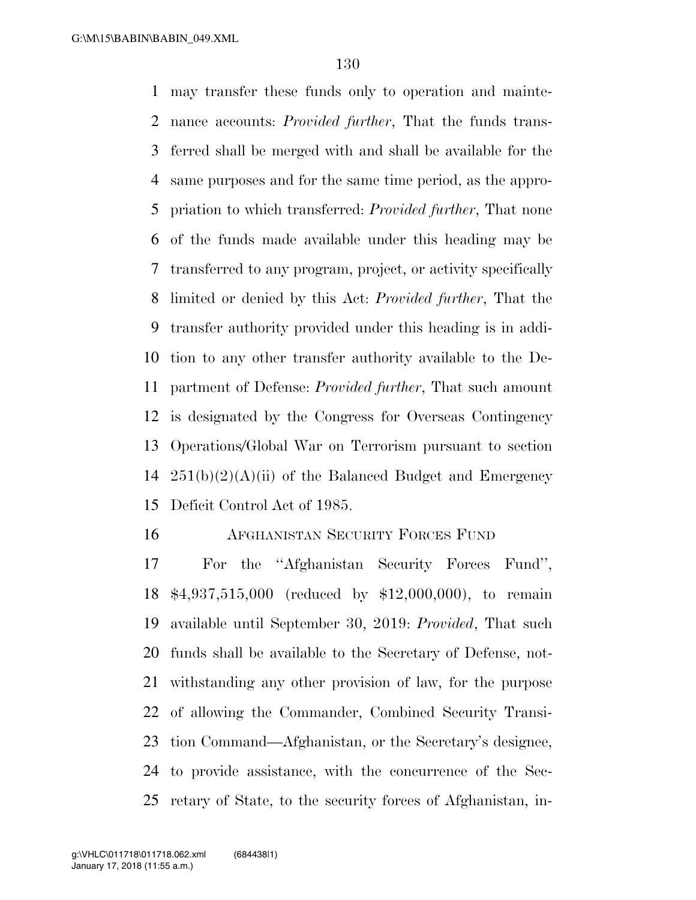may transfer these funds only to operation and maintenance accounts: *Provided further*, That the funds transferred shall be merged with and shall be available for the same purposes and for the same time period, as the appropriation to which transferred: *Provided further*, That none of the funds made available under this heading may be transferred to any program, project, or activity specifically limited or denied by this Act: *Provided further*, That the transfer authority provided under this heading is in addition to any other transfer authority available to the Department of Defense: *Provided further*, That such amount is designated by the Congress for Overseas Contingency Operations/Global War on Terrorism pursuant to section 251(b)(2)(A)(ii) of the Balanced Budget and Emergency Deficit Control Act of 1985.

AFGHANISTAN SECURITY FORCES FUND

For the ''Afghanistan Security Forces Fund'', $4,937,515,000 (reduced by $12,000,000), to remain available until September 30, 2019: *Provided*, That such funds shall be available to the Secretary of Defense, notwithstanding any other provision of law, for the purpose of allowing the Commander, Combined Security Transition Command—Afghanistan, or the Secretary's designee, to provide assistance, with the concurrence of the Secretary of State, to the security forces of Afghanistan, in-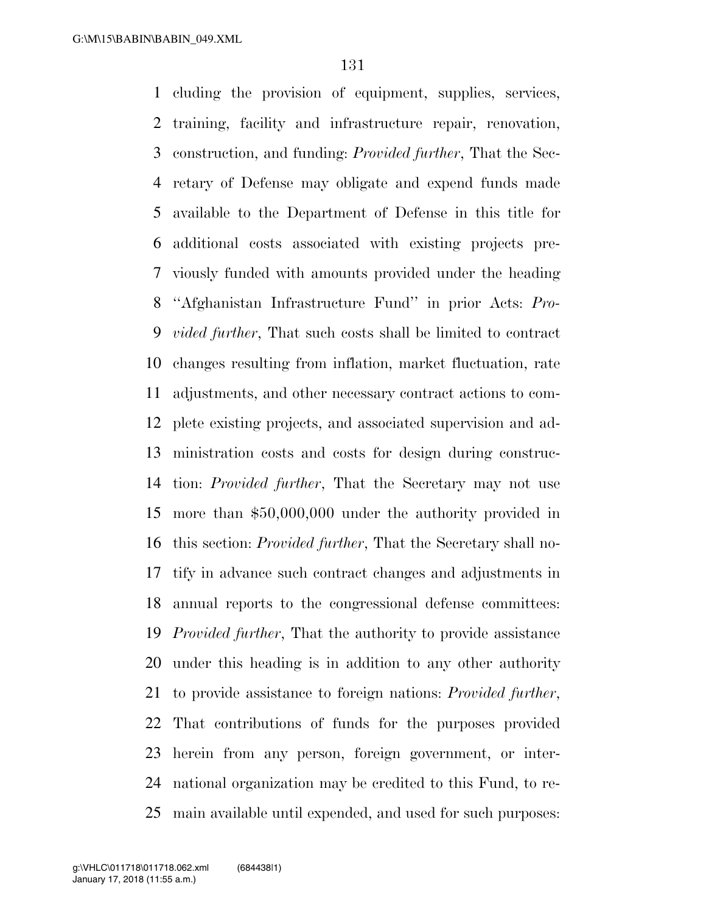cluding the provision of equipment, supplies, services, training, facility and infrastructure repair, renovation, construction, and funding: *Provided further*, That the Secretary of Defense may obligate and expend funds made available to the Department of Defense in this title for additional costs associated with existing projects previously funded with amounts provided under the heading ''Afghanistan Infrastructure Fund'' in prior Acts: *Provided further*, That such costs shall be limited to contract changes resulting from inflation, market fluctuation, rate adjustments, and other necessary contract actions to complete existing projects, and associated supervision and administration costs and costs for design during construction: *Provided further*, That the Secretary may not use more than $50,000,000 under the authority provided in this section: *Provided further*, That the Secretary shall notify in advance such contract changes and adjustments in annual reports to the congressional defense committees: *Provided further*, That the authority to provide assistance under this heading is in addition to any other authority to provide assistance to foreign nations: *Provided further*, That contributions of funds for the purposes provided herein from any person, foreign government, or international organization may be credited to this Fund, to remain available until expended, and used for such purposes: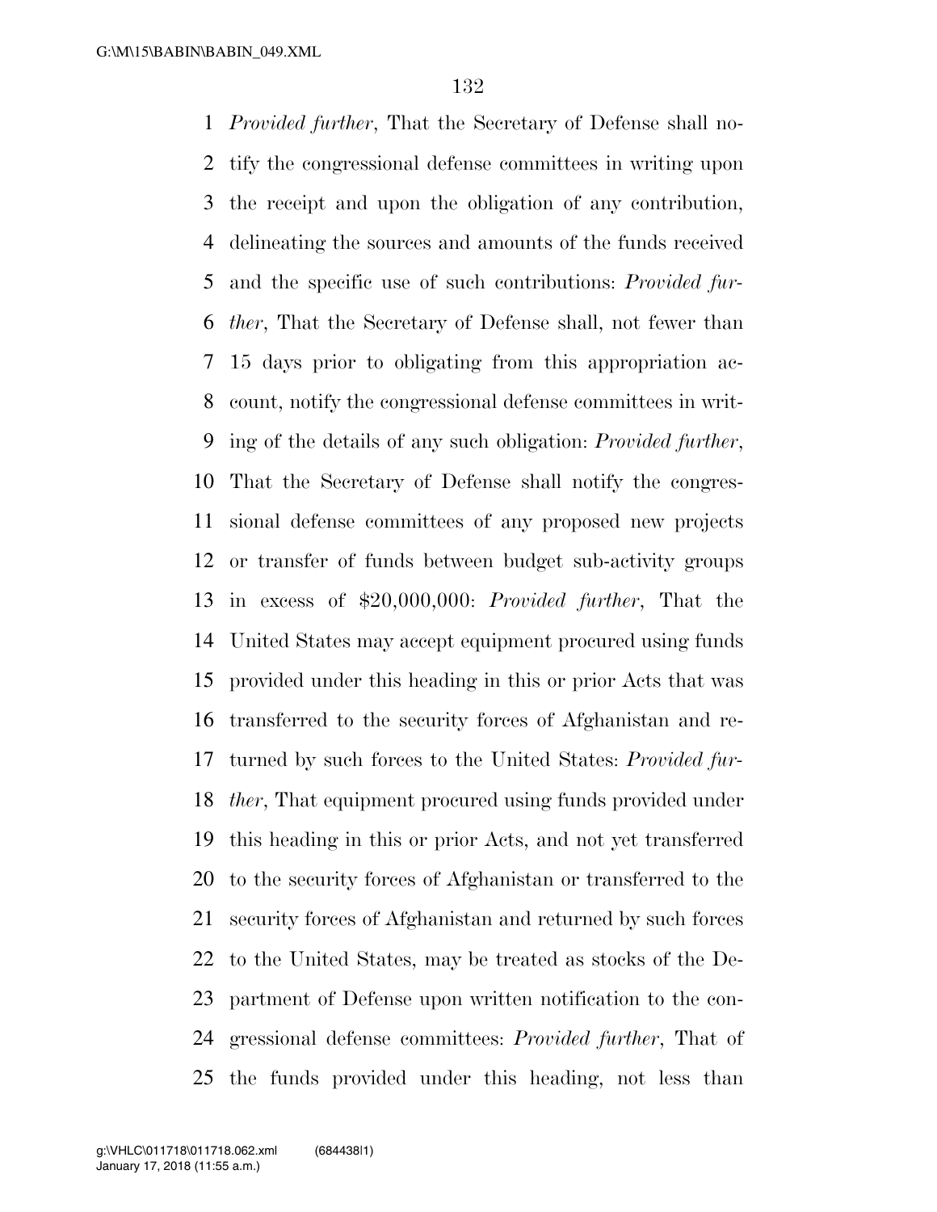*Provided further*, That the Secretary of Defense shall notify the congressional defense committees in writing upon the receipt and upon the obligation of any contribution, delineating the sources and amounts of the funds received and the specific use of such contributions: *Provided further*, That the Secretary of Defense shall, not fewer than 15 days prior to obligating from this appropriation account, notify the congressional defense committees in writing of the details of any such obligation: *Provided further*, That the Secretary of Defense shall notify the congressional defense committees of any proposed new projects or transfer of funds between budget sub-activity groups in excess of $20,000,000: *Provided further*, That the United States may accept equipment procured using funds provided under this heading in this or prior Acts that was transferred to the security forces of Afghanistan and returned by such forces to the United States: *Provided further*, That equipment procured using funds provided under this heading in this or prior Acts, and not yet transferred to the security forces of Afghanistan or transferred to the security forces of Afghanistan and returned by such forces to the United States, may be treated as stocks of the Department of Defense upon written notification to the congressional defense committees: *Provided further*, That of the funds provided under this heading, not less than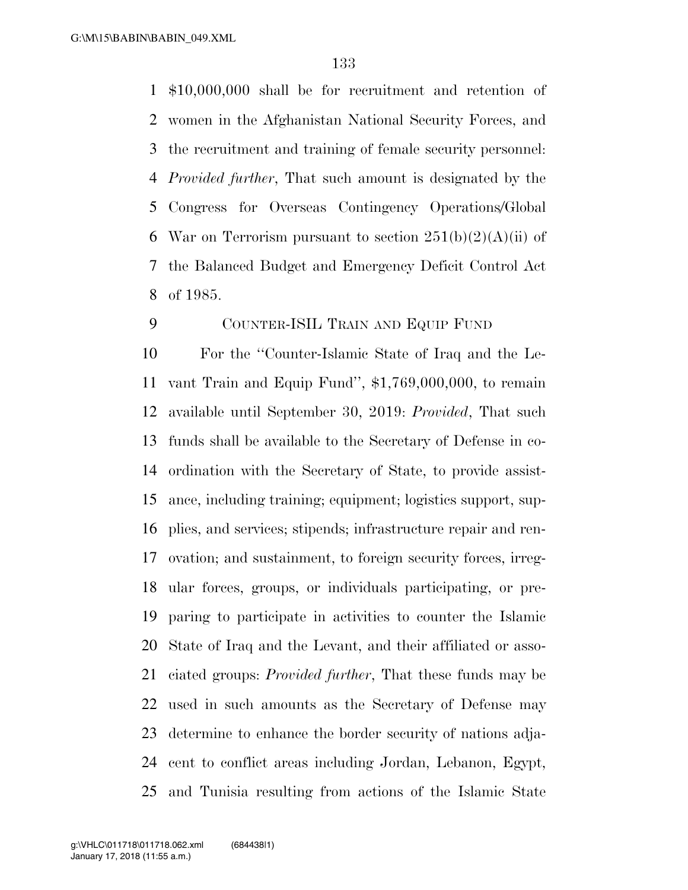$10,000,000 shall be for recruitment and retention of women in the Afghanistan National Security Forces, and the recruitment and training of female security personnel: *Provided further*, That such amount is designated by the Congress for Overseas Contingency Operations/Global War on Terrorism pursuant to section 251(b)(2)(A)(ii) of the Balanced Budget and Emergency Deficit Control Act of 1985.

COUNTER-ISIL TRAIN AND EQUIP FUND

For the ''Counter-Islamic State of Iraq and the Levant Train and Equip Fund'', $1,769,000,000, to remain available until September 30, 2019: *Provided*, That such funds shall be available to the Secretary of Defense in coordination with the Secretary of State, to provide assistance, including training; equipment; logistics support, supplies, and services; stipends; infrastructure repair and renovation; and sustainment, to foreign security forces, irregular forces, groups, or individuals participating, or preparing to participate in activities to counter the Islamic State of Iraq and the Levant, and their affiliated or associated groups: *Provided further*, That these funds may be used in such amounts as the Secretary of Defense may determine to enhance the border security of nations adjacent to conflict areas including Jordan, Lebanon, Egypt, and Tunisia resulting from actions of the Islamic State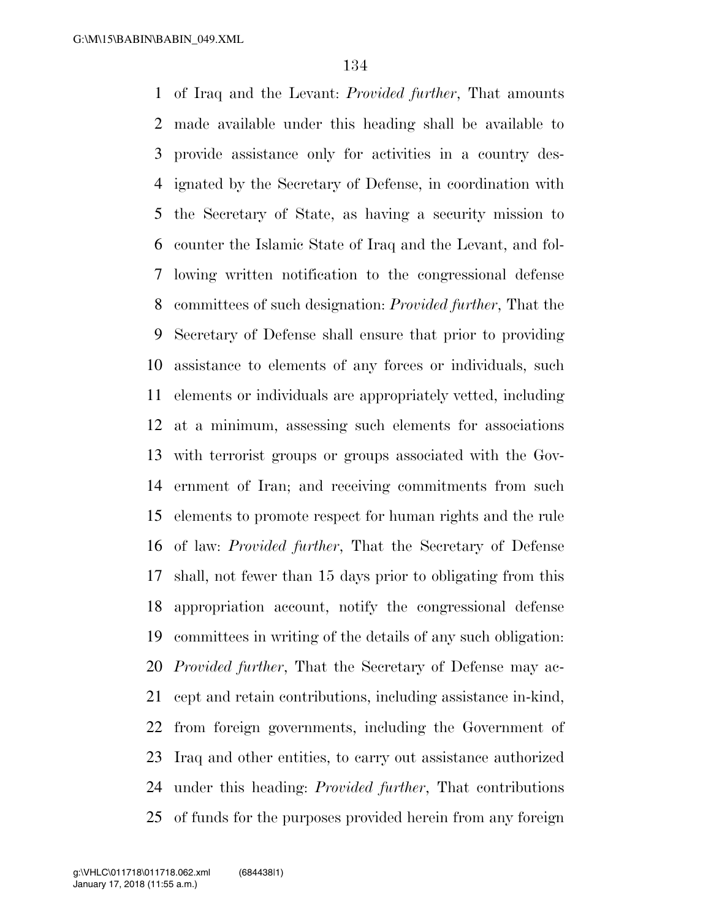of Iraq and the Levant: *Provided further*, That amounts made available under this heading shall be available to provide assistance only for activities in a country designated by the Secretary of Defense, in coordination with the Secretary of State, as having a security mission to counter the Islamic State of Iraq and the Levant, and following written notification to the congressional defense committees of such designation: *Provided further*, That the Secretary of Defense shall ensure that prior to providing assistance to elements of any forces or individuals, such elements or individuals are appropriately vetted, including at a minimum, assessing such elements for associations with terrorist groups or groups associated with the Government of Iran; and receiving commitments from such elements to promote respect for human rights and the rule of law: *Provided further*, That the Secretary of Defense shall, not fewer than 15 days prior to obligating from this appropriation account, notify the congressional defense committees in writing of the details of any such obligation: *Provided further*, That the Secretary of Defense may accept and retain contributions, including assistance in-kind, from foreign governments, including the Government of Iraq and other entities, to carry out assistance authorized under this heading: *Provided further*, That contributions of funds for the purposes provided herein from any foreign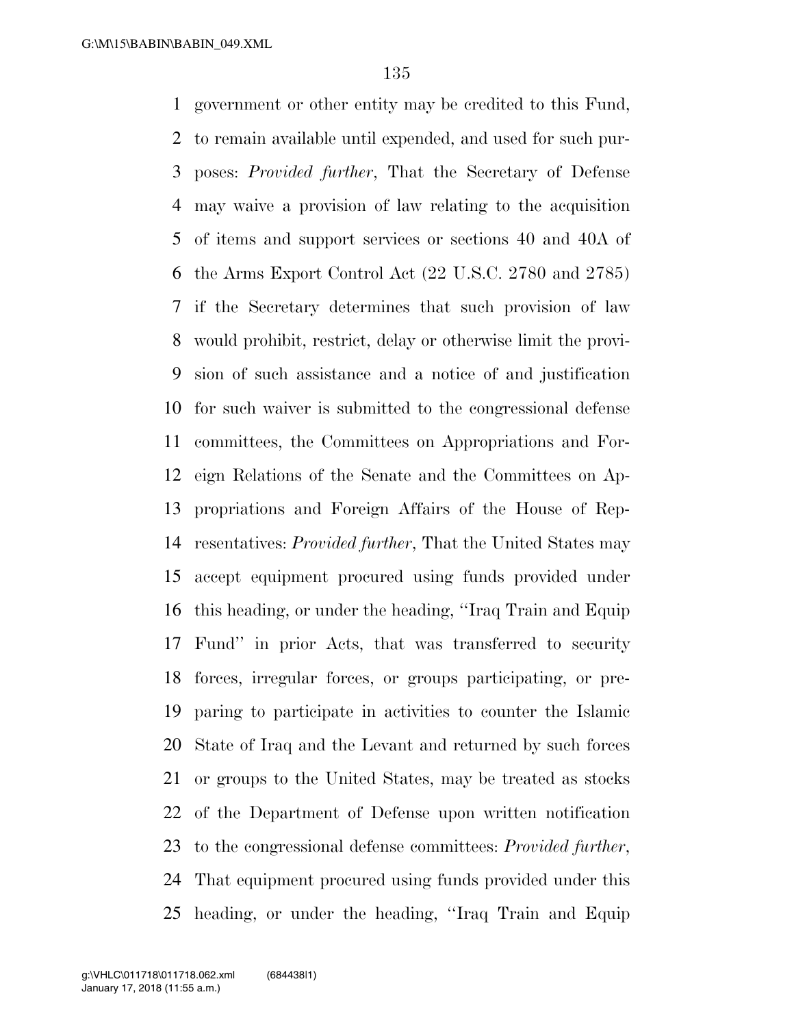government or other entity may be credited to this Fund, to remain available until expended, and used for such purposes: *Provided further*, That the Secretary of Defense may waive a provision of law relating to the acquisition of items and support services or sections 40 and 40A of the Arms Export Control Act (22 U.S.C. 2780 and 2785) if the Secretary determines that such provision of law would prohibit, restrict, delay or otherwise limit the provision of such assistance and a notice of and justification for such waiver is submitted to the congressional defense committees, the Committees on Appropriations and Foreign Relations of the Senate and the Committees on Appropriations and Foreign Affairs of the House of Representatives: *Provided further*, That the United States may accept equipment procured using funds provided under this heading, or under the heading, ''Iraq Train and Equip Fund'' in prior Acts, that was transferred to security forces, irregular forces, or groups participating, or preparing to participate in activities to counter the Islamic State of Iraq and the Levant and returned by such forces or groups to the United States, may be treated as stocks of the Department of Defense upon written notification to the congressional defense committees: *Provided further*, That equipment procured using funds provided under this heading, or under the heading, ''Iraq Train and Equip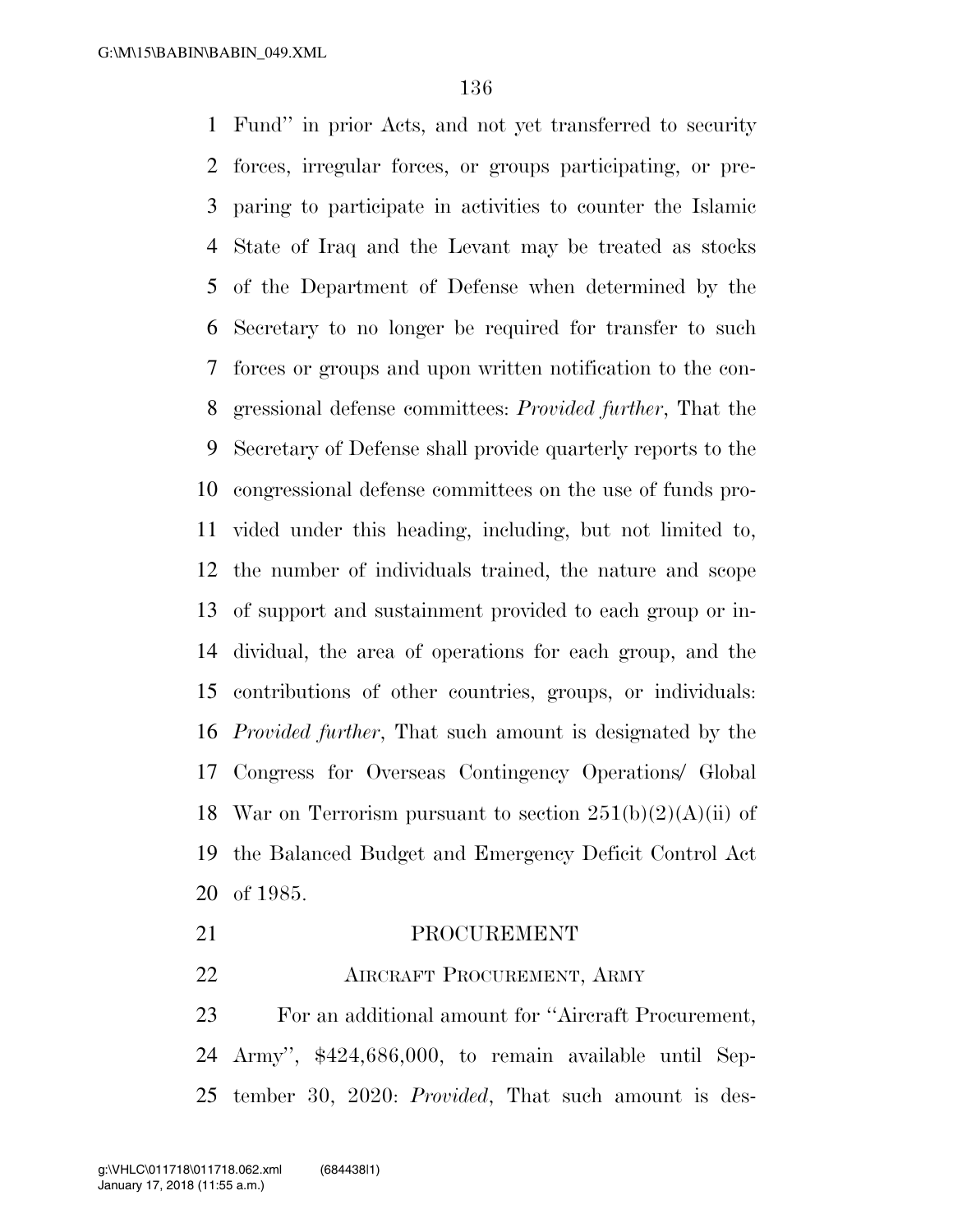Fund'' in prior Acts, and not yet transferred to security forces, irregular forces, or groups participating, or preparing to participate in activities to counter the Islamic State of Iraq and the Levant may be treated as stocks of the Department of Defense when determined by the Secretary to no longer be required for transfer to such forces or groups and upon written notification to the congressional defense committees: *Provided further*, That the Secretary of Defense shall provide quarterly reports to the congressional defense committees on the use of funds provided under this heading, including, but not limited to, the number of individuals trained, the nature and scope of support and sustainment provided to each group or individual, the area of operations for each group, and the contributions of other countries, groups, or individuals: *Provided further*, That such amount is designated by the Congress for Overseas Contingency Operations/ Global War on Terrorism pursuant to section 251(b)(2)(A)(ii) of the Balanced Budget and Emergency Deficit Control Act of 1985.

## PROCUREMENT

### AIRCRAFT PROCUREMENT, ARMY

For an additional amount for ''Aircraft Procurement, Army'', $424,686,000, to remain available until September 30, 2020: *Provided*, That such amount is des-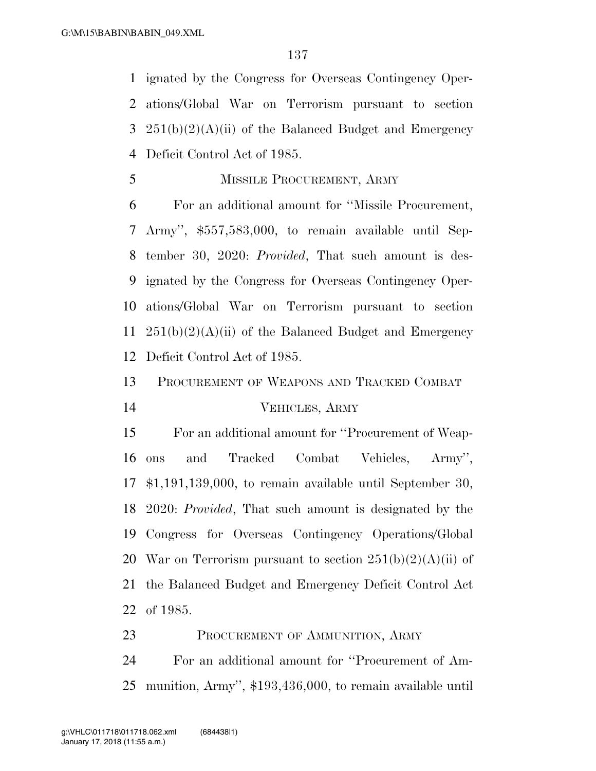ignated by the Congress for Overseas Contingency Operations/Global War on Terrorism pursuant to section 251(b)(2)(A)(ii) of the Balanced Budget and Emergency Deficit Control Act of 1985.

### MISSILE PROCUREMENT, ARMY

For an additional amount for ''Missile Procurement, Army'', $557,583,000, to remain available until September 30, 2020: *Provided*, That such amount is designated by the Congress for Overseas Contingency Operations/Global War on Terrorism pursuant to section 251(b)(2)(A)(ii) of the Balanced Budget and Emergency Deficit Control Act of 1985.

### PROCUREMENT OF WEAPONS AND TRACKED COMBAT VEHICLES, ARMY

For an additional amount for ''Procurement of Weapons and Tracked Combat Vehicles, Army'', $1,191,139,000, to remain available until September 30, 2020: *Provided*, That such amount is designated by the Congress for Overseas Contingency Operations/Global War on Terrorism pursuant to section 251(b)(2)(A)(ii) of the Balanced Budget and Emergency Deficit Control Act of 1985.

### PROCUREMENT OF AMMUNITION, ARMY

For an additional amount for ''Procurement of Ammunition, Army'', $193,436,000, to remain available until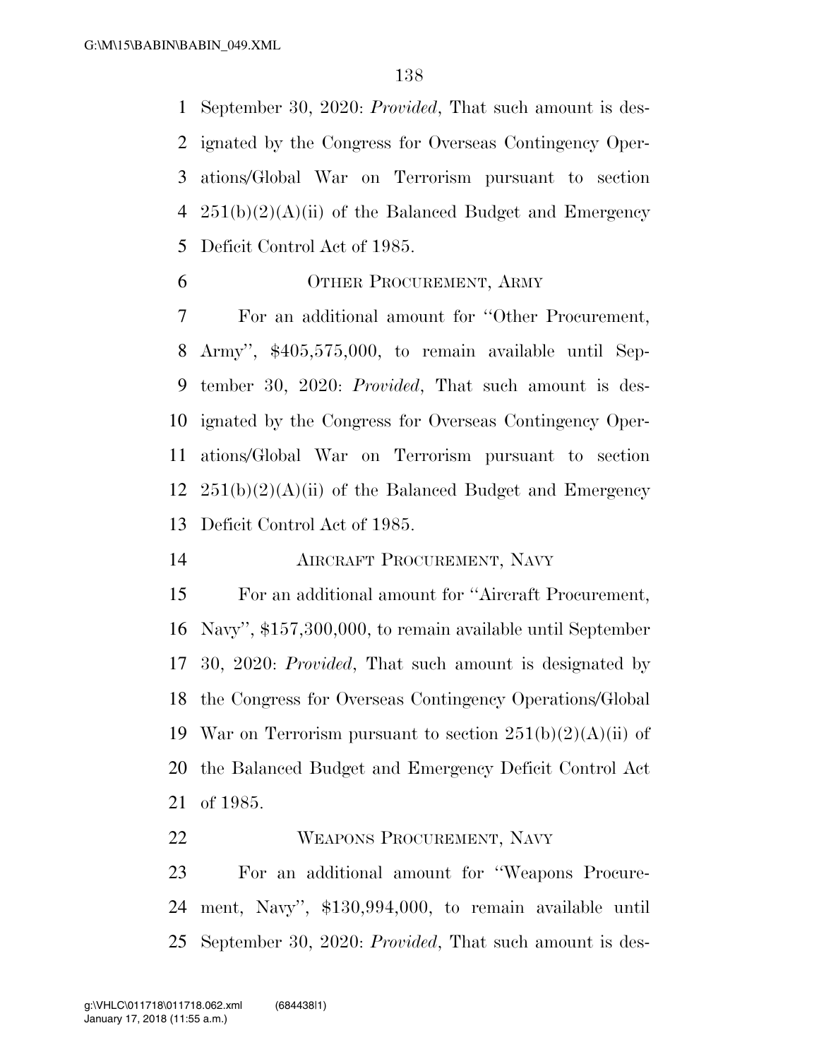September 30, 2020: *Provided*, That such amount is designated by the Congress for Overseas Contingency Operations/Global War on Terrorism pursuant to section 251(b)(2)(A)(ii) of the Balanced Budget and Emergency Deficit Control Act of 1985.

OTHER PROCUREMENT, ARMY

For an additional amount for ''Other Procurement, Army'', $405,575,000, to remain available until September 30, 2020: *Provided*, That such amount is designated by the Congress for Overseas Contingency Operations/Global War on Terrorism pursuant to section 251(b)(2)(A)(ii) of the Balanced Budget and Emergency Deficit Control Act of 1985.

AIRCRAFT PROCUREMENT, NAVY

For an additional amount for ''Aircraft Procurement, Navy'', $157,300,000, to remain available until September 30, 2020: *Provided*, That such amount is designated by the Congress for Overseas Contingency Operations/Global War on Terrorism pursuant to section 251(b)(2)(A)(ii) of the Balanced Budget and Emergency Deficit Control Act of 1985.

WEAPONS PROCUREMENT, NAVY

For an additional amount for ''Weapons Procurement, Navy'', $130,994,000, to remain available until September 30, 2020: *Provided*, That such amount is des-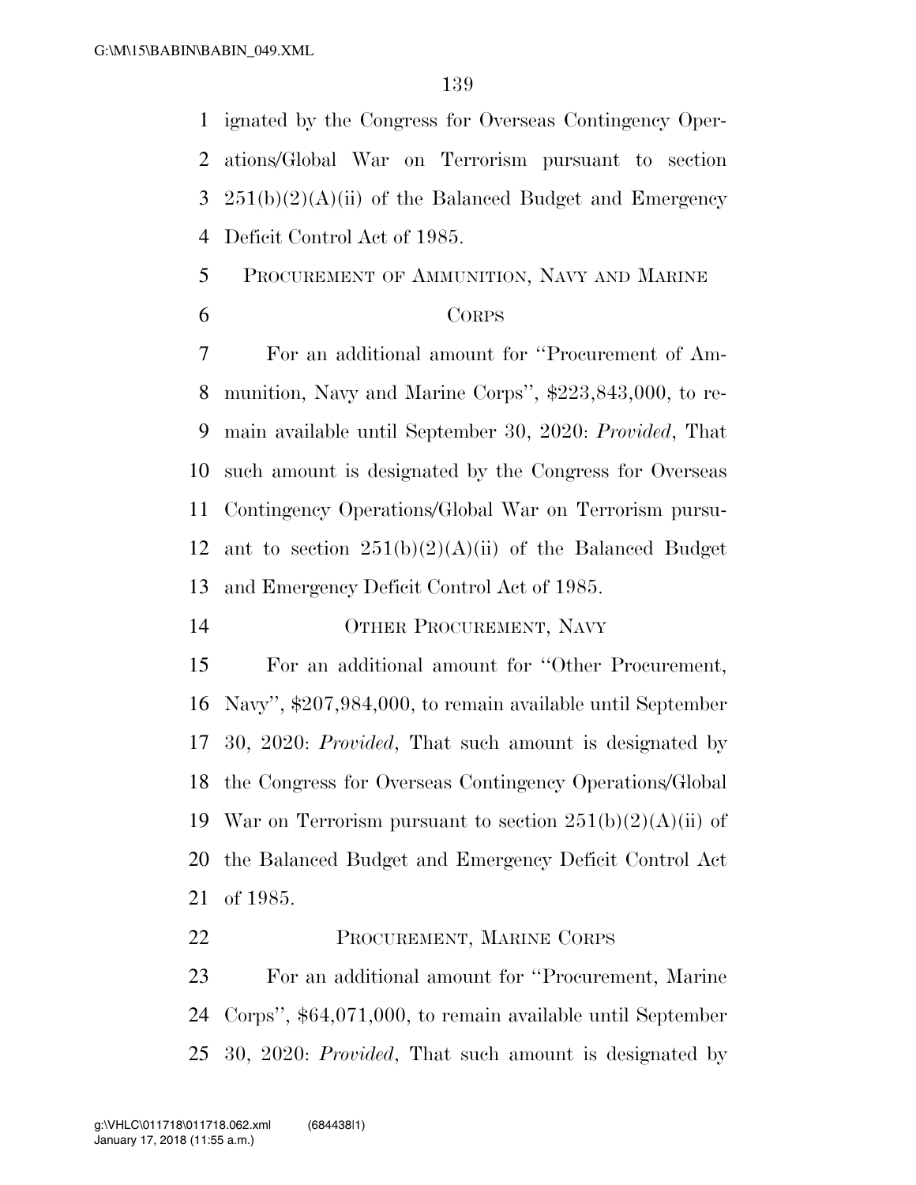ignated by the Congress for Overseas Contingency Operations/Global War on Terrorism pursuant to section 251(b)(2)(A)(ii) of the Balanced Budget and Emergency Deficit Control Act of 1985.

PROCUREMENT OF AMMUNITION, NAVY AND MARINE CORPS

For an additional amount for ''Procurement of Ammunition, Navy and Marine Corps'', $223,843,000, to remain available until September 30, 2020: *Provided*, That such amount is designated by the Congress for Overseas Contingency Operations/Global War on Terrorism pursuant to section 251(b)(2)(A)(ii) of the Balanced Budget and Emergency Deficit Control Act of 1985.

OTHER PROCUREMENT, NAVY

For an additional amount for ''Other Procurement, Navy'', $207,984,000, to remain available until September 30, 2020: *Provided*, That such amount is designated by the Congress for Overseas Contingency Operations/Global War on Terrorism pursuant to section 251(b)(2)(A)(ii) of the Balanced Budget and Emergency Deficit Control Act of 1985.

PROCUREMENT, MARINE CORPS

For an additional amount for ''Procurement, Marine Corps'', $64,071,000, to remain available until September 30, 2020: *Provided*, That such amount is designated by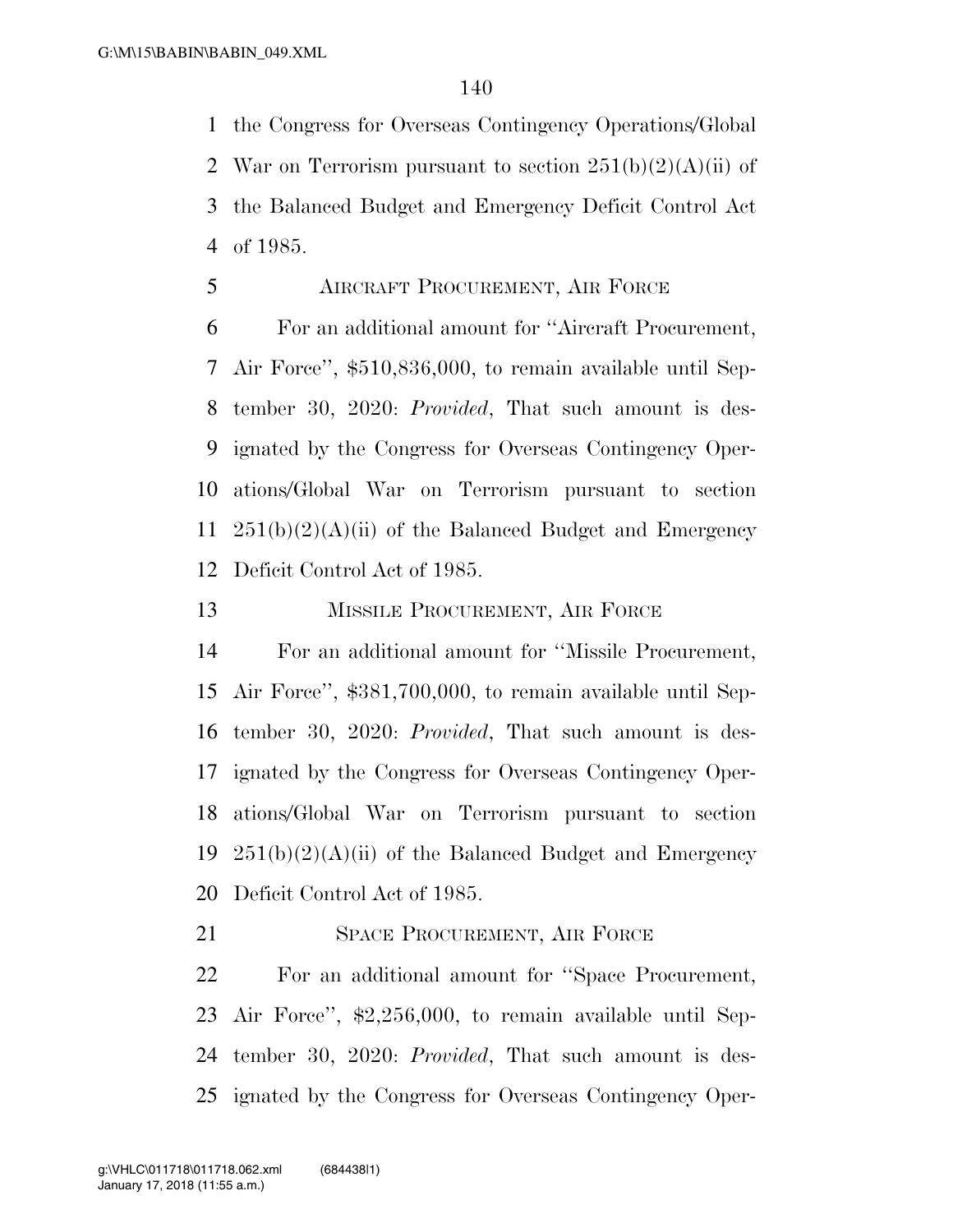the Congress for Overseas Contingency Operations/Global War on Terrorism pursuant to section 251(b)(2)(A)(ii) of the Balanced Budget and Emergency Deficit Control Act of 1985.

AIRCRAFT PROCUREMENT, AIR FORCE

For an additional amount for ''Aircraft Procurement, Air Force'', $510,836,000, to remain available until September 30, 2020: *Provided*, That such amount is designated by the Congress for Overseas Contingency Operations/Global War on Terrorism pursuant to section 251(b)(2)(A)(ii) of the Balanced Budget and Emergency Deficit Control Act of 1985.

MISSILE PROCUREMENT, AIR FORCE

For an additional amount for ''Missile Procurement, Air Force'', $381,700,000, to remain available until September 30, 2020: *Provided*, That such amount is designated by the Congress for Overseas Contingency Operations/Global War on Terrorism pursuant to section 251(b)(2)(A)(ii) of the Balanced Budget and Emergency Deficit Control Act of 1985.

SPACE PROCUREMENT, AIR FORCE

For an additional amount for ''Space Procurement, Air Force'', $2,256,000, to remain available until September 30, 2020: *Provided*, That such amount is designated by the Congress for Overseas Contingency Oper-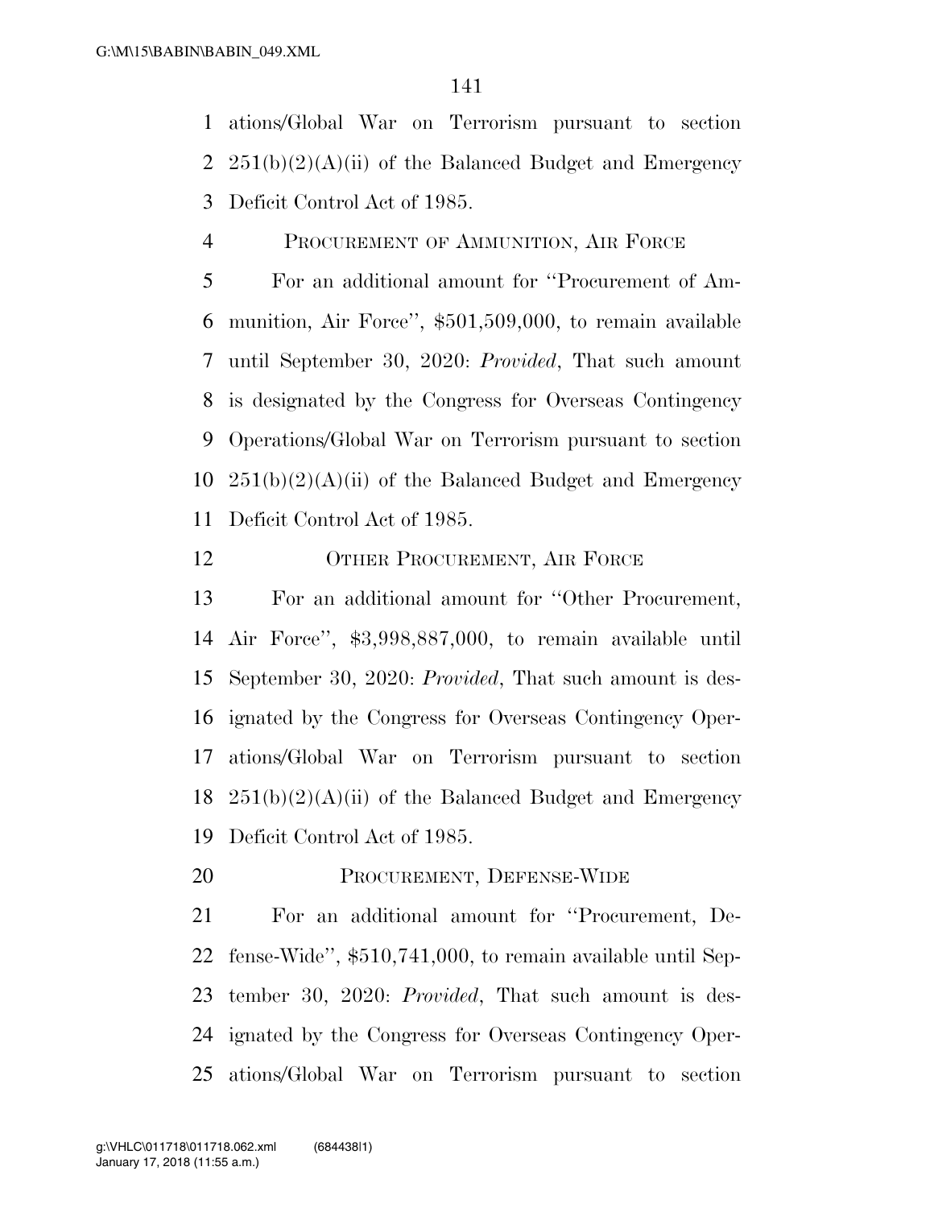ations/Global War on Terrorism pursuant to section 251(b)(2)(A)(ii) of the Balanced Budget and Emergency Deficit Control Act of 1985.

PROCUREMENT OF AMMUNITION, AIR FORCE

For an additional amount for ''Procurement of Ammunition, Air Force'', $501,509,000, to remain available until September 30, 2020: *Provided*, That such amount is designated by the Congress for Overseas Contingency Operations/Global War on Terrorism pursuant to section 251(b)(2)(A)(ii) of the Balanced Budget and Emergency Deficit Control Act of 1985.

OTHER PROCUREMENT, AIR FORCE

For an additional amount for ''Other Procurement, Air Force'', $3,998,887,000, to remain available until September 30, 2020: *Provided*, That such amount is designated by the Congress for Overseas Contingency Operations/Global War on Terrorism pursuant to section 251(b)(2)(A)(ii) of the Balanced Budget and Emergency Deficit Control Act of 1985.

PROCUREMENT, DEFENSE-WIDE

For an additional amount for ''Procurement, Defense-Wide'', $510,741,000, to remain available until September 30, 2020: *Provided*, That such amount is designated by the Congress for Overseas Contingency Operations/Global War on Terrorism pursuant to section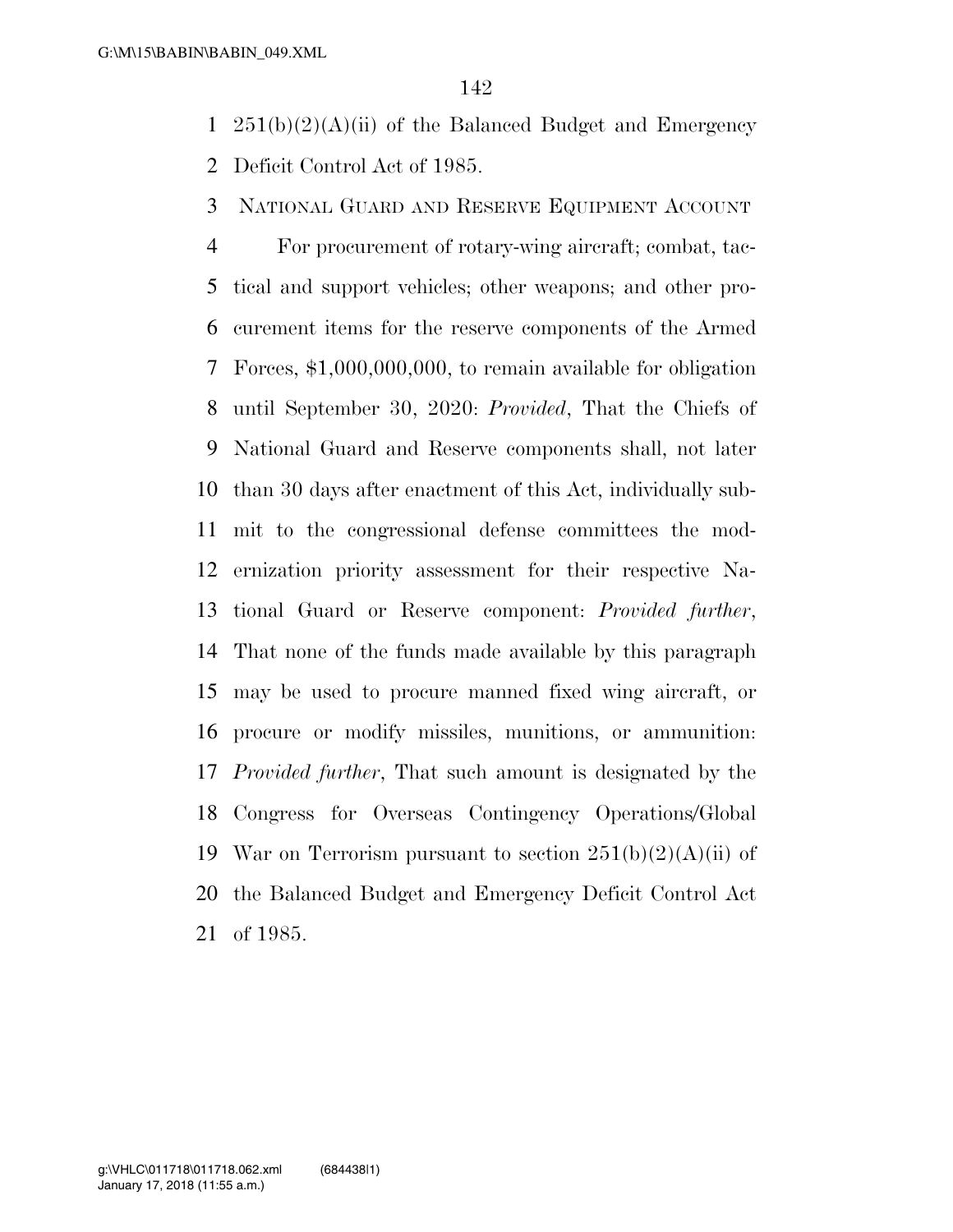251(b)(2)(A)(ii) of the Balanced Budget and Emergency Deficit Control Act of 1985.

NATIONAL GUARD AND RESERVE EQUIPMENT ACCOUNT

For procurement of rotary-wing aircraft; combat, tactical and support vehicles; other weapons; and other procurement items for the reserve components of the Armed Forces, $1,000,000,000, to remain available for obligation until September 30, 2020: *Provided*, That the Chiefs of National Guard and Reserve components shall, not later than 30 days after enactment of this Act, individually submit to the congressional defense committees the modernization priority assessment for their respective National Guard or Reserve component: *Provided further*, That none of the funds made available by this paragraph may be used to procure manned fixed wing aircraft, or procure or modify missiles, munitions, or ammunition: *Provided further*, That such amount is designated by the Congress for Overseas Contingency Operations/Global War on Terrorism pursuant to section 251(b)(2)(A)(ii) of the Balanced Budget and Emergency Deficit Control Act of 1985.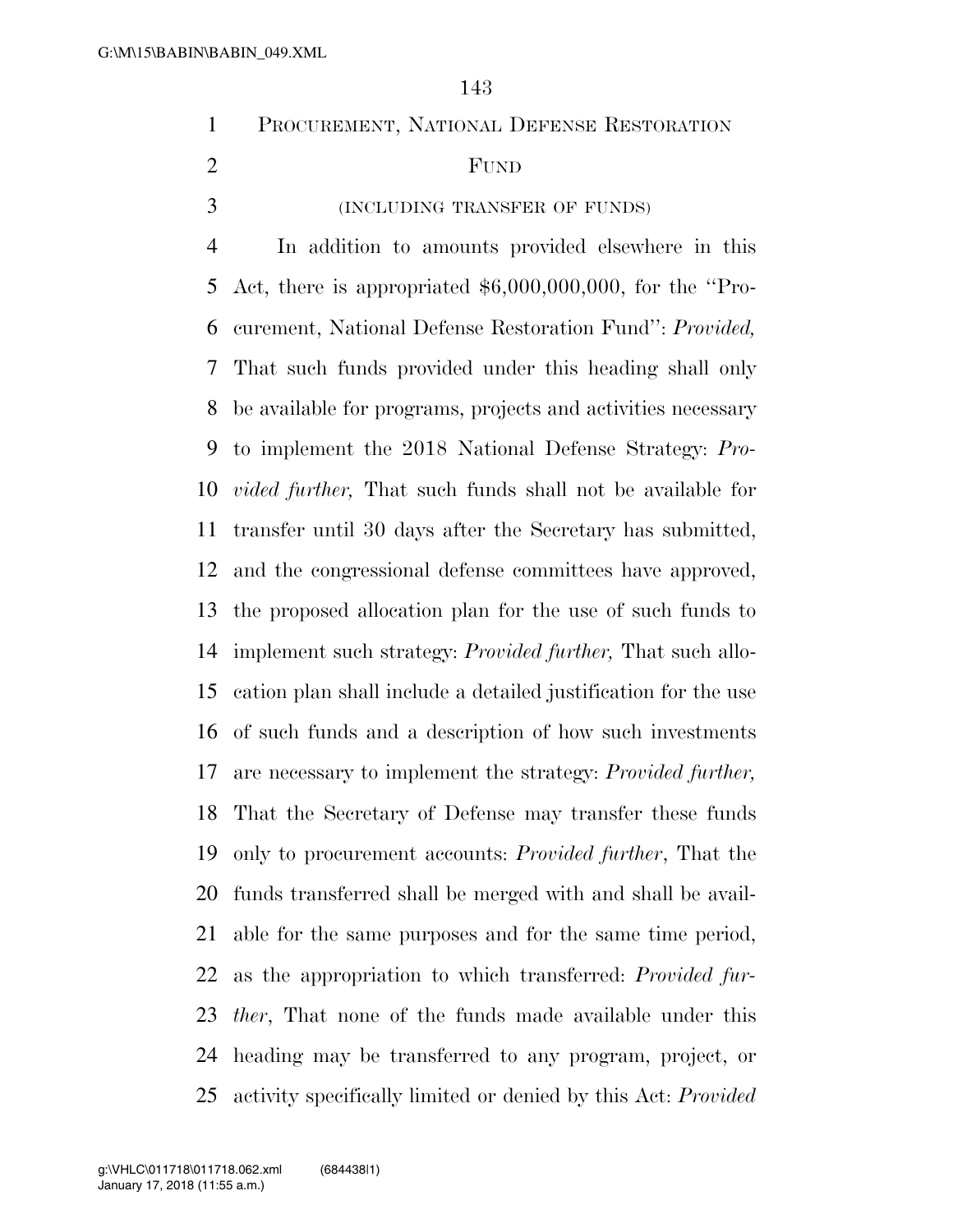## PROCUREMENT, NATIONAL DEFENSE RESTORATION FUND

(INCLUDING TRANSFER OF FUNDS)

In addition to amounts provided elsewhere in this Act, there is appropriated $6,000,000,000, for the ''Procurement, National Defense Restoration Fund'': *Provided,* That such funds provided under this heading shall only be available for programs, projects and activities necessary to implement the 2018 National Defense Strategy: *Provided further,* That such funds shall not be available for transfer until 30 days after the Secretary has submitted, and the congressional defense committees have approved, the proposed allocation plan for the use of such funds to implement such strategy: *Provided further,* That such allocation plan shall include a detailed justification for the use of such funds and a description of how such investments are necessary to implement the strategy: *Provided further,* That the Secretary of Defense may transfer these funds only to procurement accounts: *Provided further*, That the funds transferred shall be merged with and shall be available for the same purposes and for the same time period, as the appropriation to which transferred: *Provided further*, That none of the funds made available under this heading may be transferred to any program, project, or activity specifically limited or denied by this Act: *Provided*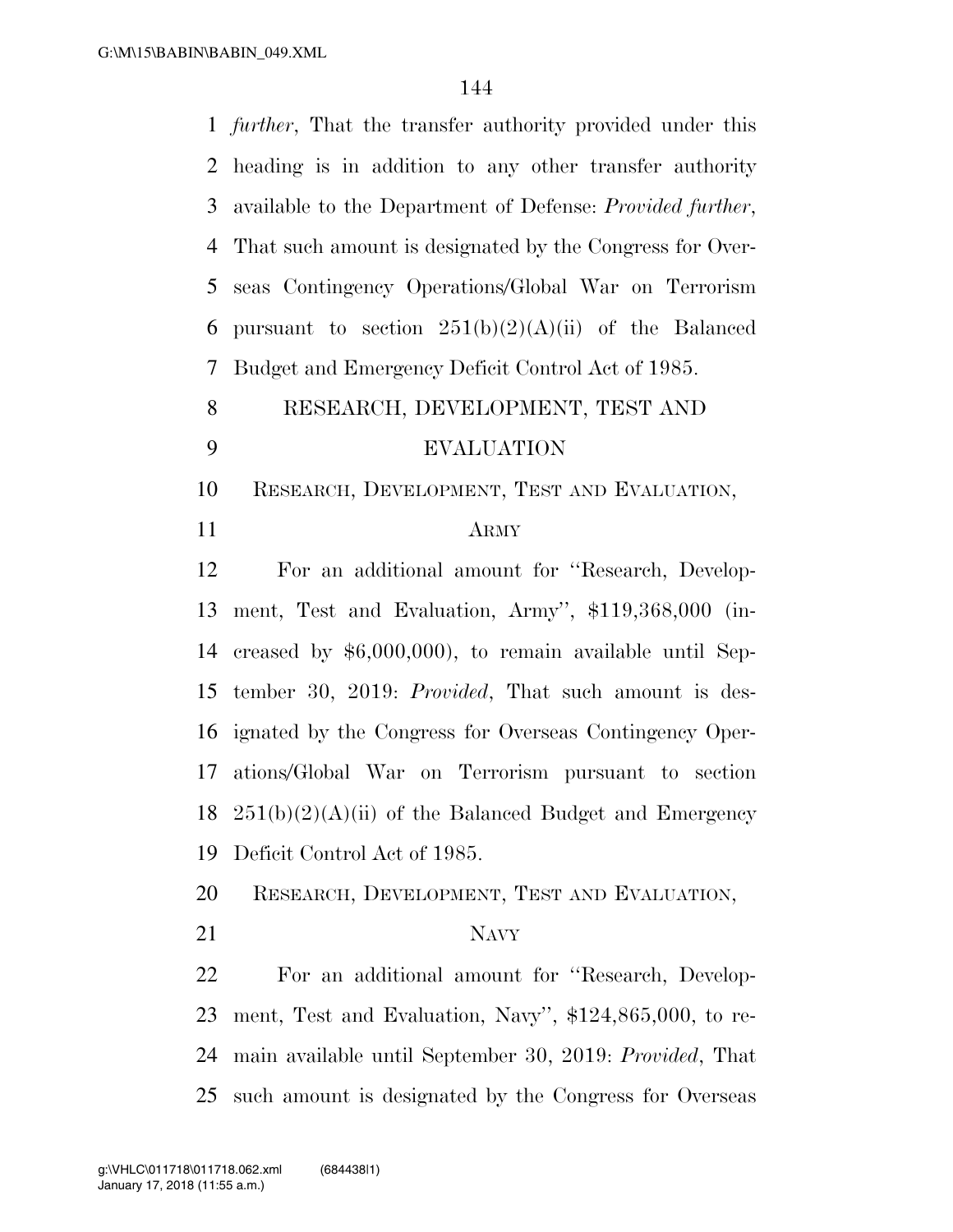*further*, That the transfer authority provided under this heading is in addition to any other transfer authority available to the Department of Defense: *Provided further*, That such amount is designated by the Congress for Overseas Contingency Operations/Global War on Terrorism pursuant to section 251(b)(2)(A)(ii) of the Balanced Budget and Emergency Deficit Control Act of 1985.

## RESEARCH, DEVELOPMENT, TEST AND EVALUATION

### RESEARCH, DEVELOPMENT, TEST AND EVALUATION, ARMY

For an additional amount for ''Research, Development, Test and Evaluation, Army'', $119,368,000 (increased by $6,000,000), to remain available until September 30, 2019: *Provided*, That such amount is designated by the Congress for Overseas Contingency Operations/Global War on Terrorism pursuant to section 251(b)(2)(A)(ii) of the Balanced Budget and Emergency Deficit Control Act of 1985.

### RESEARCH, DEVELOPMENT, TEST AND EVALUATION, NAVY

For an additional amount for ''Research, Development, Test and Evaluation, Navy'', $124,865,000, to remain available until September 30, 2019: *Provided*, That such amount is designated by the Congress for Overseas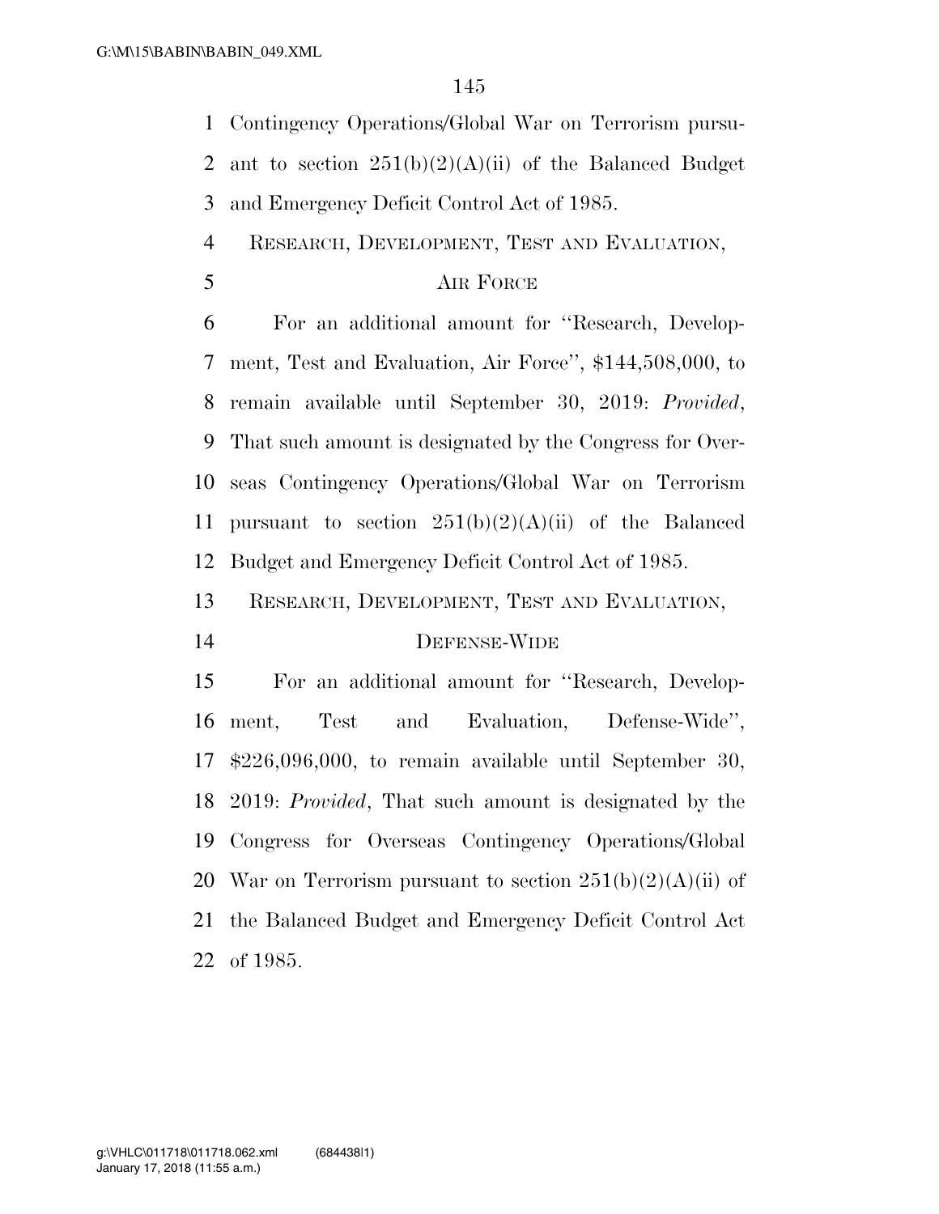Contingency Operations/Global War on Terrorism pursuant to section 251(b)(2)(A)(ii) of the Balanced Budget and Emergency Deficit Control Act of 1985.

RESEARCH, DEVELOPMENT, TEST AND EVALUATION, AIR FORCE

For an additional amount for ''Research, Development, Test and Evaluation, Air Force'', $144,508,000, to remain available until September 30, 2019: *Provided*, That such amount is designated by the Congress for Overseas Contingency Operations/Global War on Terrorism pursuant to section 251(b)(2)(A)(ii) of the Balanced Budget and Emergency Deficit Control Act of 1985.

RESEARCH, DEVELOPMENT, TEST AND EVALUATION, DEFENSE-WIDE

For an additional amount for ''Research, Development, Test and Evaluation, Defense-Wide'', $226,096,000, to remain available until September 30, 2019: *Provided*, That such amount is designated by the Congress for Overseas Contingency Operations/Global War on Terrorism pursuant to section 251(b)(2)(A)(ii) of the Balanced Budget and Emergency Deficit Control Act of 1985.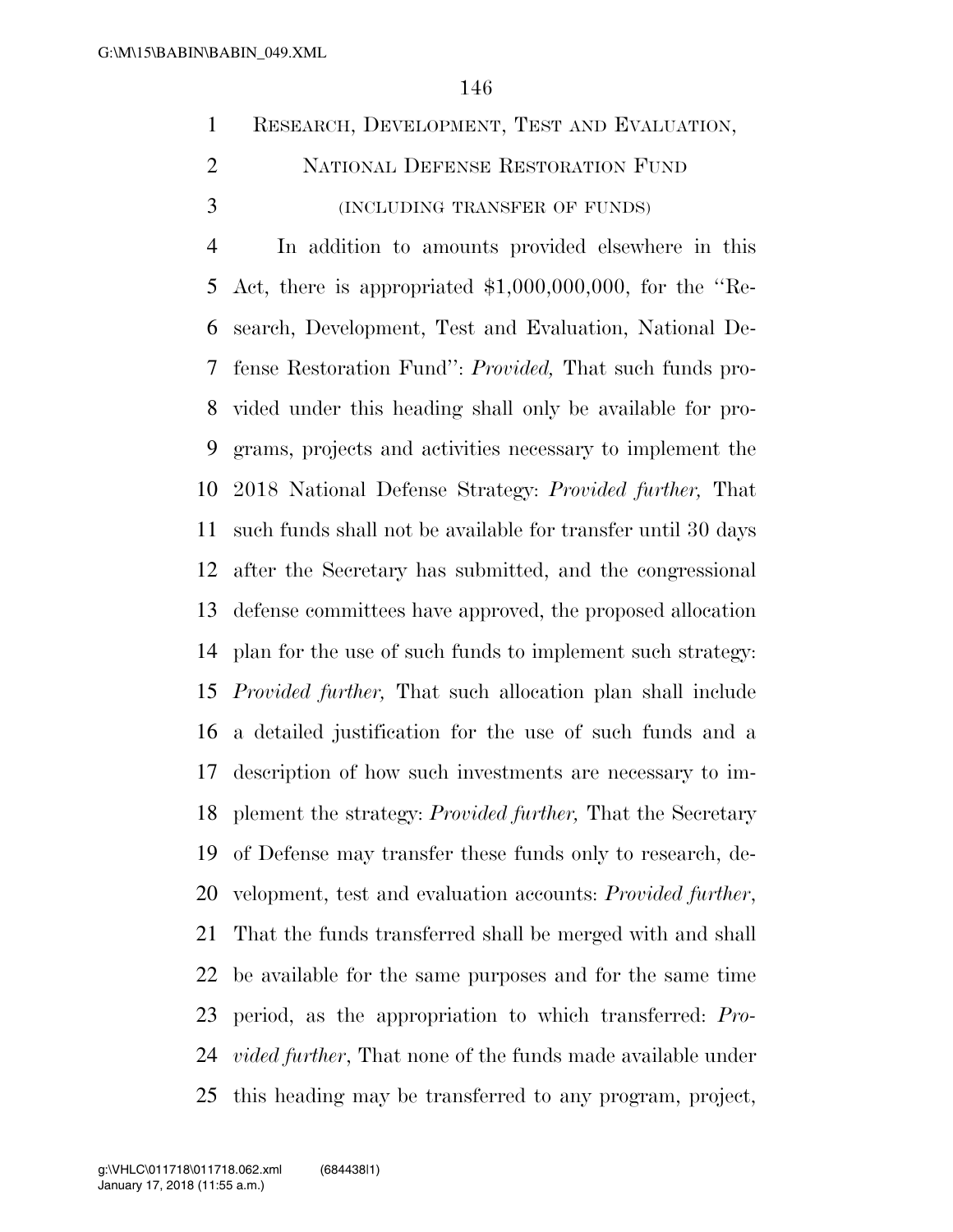RESEARCH, DEVELOPMENT, TEST AND EVALUATION, NATIONAL DEFENSE RESTORATION FUND

(INCLUDING TRANSFER OF FUNDS)

In addition to amounts provided elsewhere in this Act, there is appropriated $1,000,000,000, for the ''Research, Development, Test and Evaluation, National Defense Restoration Fund'': *Provided,* That such funds provided under this heading shall only be available for programs, projects and activities necessary to implement the 2018 National Defense Strategy: *Provided further,* That such funds shall not be available for transfer until 30 days after the Secretary has submitted, and the congressional defense committees have approved, the proposed allocation plan for the use of such funds to implement such strategy: *Provided further,* That such allocation plan shall include a detailed justification for the use of such funds and a description of how such investments are necessary to implement the strategy: *Provided further,* That the Secretary of Defense may transfer these funds only to research, development, test and evaluation accounts: *Provided further*, That the funds transferred shall be merged with and shall be available for the same purposes and for the same time period, as the appropriation to which transferred: *Provided further*, That none of the funds made available under this heading may be transferred to any program, project,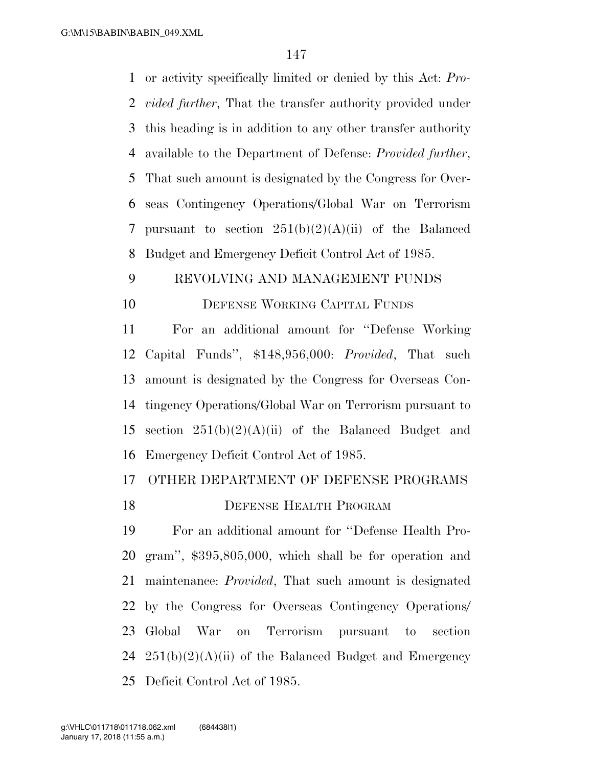or activity specifically limited or denied by this Act: *Provided further*, That the transfer authority provided under this heading is in addition to any other transfer authority available to the Department of Defense: *Provided further*, That such amount is designated by the Congress for Overseas Contingency Operations/Global War on Terrorism pursuant to section 251(b)(2)(A)(ii) of the Balanced Budget and Emergency Deficit Control Act of 1985.

## REVOLVING AND MANAGEMENT FUNDS

### DEFENSE WORKING CAPITAL FUNDS

For an additional amount for ''Defense Working Capital Funds'', $148,956,000: *Provided*, That such amount is designated by the Congress for Overseas Contingency Operations/Global War on Terrorism pursuant to section 251(b)(2)(A)(ii) of the Balanced Budget and Emergency Deficit Control Act of 1985.

## OTHER DEPARTMENT OF DEFENSE PROGRAMS

### DEFENSE HEALTH PROGRAM

For an additional amount for ''Defense Health Program'', $395,805,000, which shall be for operation and maintenance: *Provided*, That such amount is designated by the Congress for Overseas Contingency Operations/Global War on Terrorism pursuant to section 251(b)(2)(A)(ii) of the Balanced Budget and Emergency Deficit Control Act of 1985.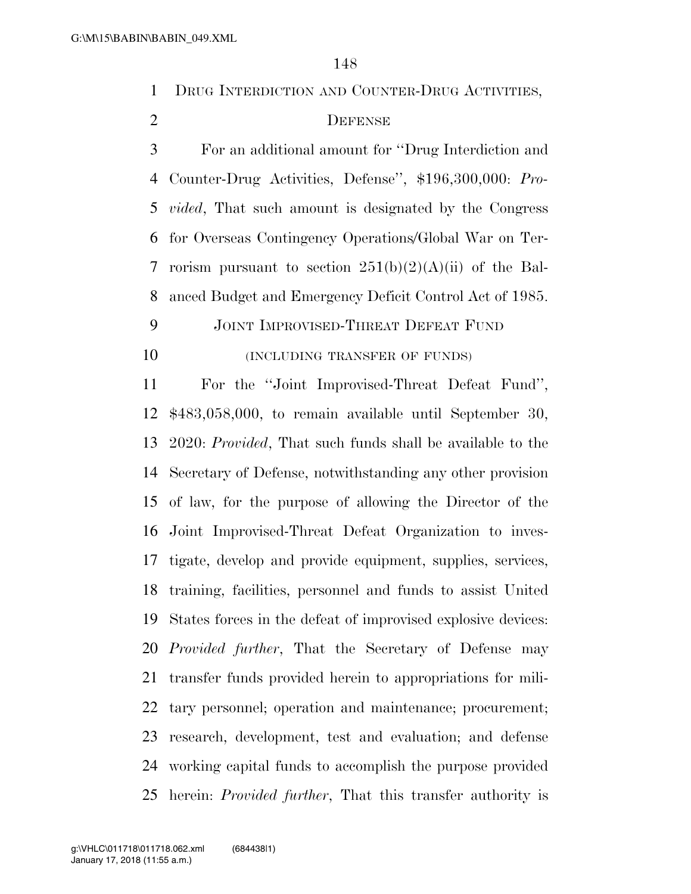## DRUG INTERDICTION AND COUNTER-DRUG ACTIVITIES, DEFENSE

For an additional amount for ''Drug Interdiction and Counter-Drug Activities, Defense'', $196,300,000: *Provided*, That such amount is designated by the Congress for Overseas Contingency Operations/Global War on Terrorism pursuant to section 251(b)(2)(A)(ii) of the Balanced Budget and Emergency Deficit Control Act of 1985.

## JOINT IMPROVISED-THREAT DEFEAT FUND

### (INCLUDING TRANSFER OF FUNDS)

For the ''Joint Improvised-Threat Defeat Fund'', $483,058,000, to remain available until September 30, 2020: *Provided*, That such funds shall be available to the Secretary of Defense, notwithstanding any other provision of law, for the purpose of allowing the Director of the Joint Improvised-Threat Defeat Organization to investigate, develop and provide equipment, supplies, services, training, facilities, personnel and funds to assist United States forces in the defeat of improvised explosive devices: *Provided further*, That the Secretary of Defense may transfer funds provided herein to appropriations for military personnel; operation and maintenance; procurement; research, development, test and evaluation; and defense working capital funds to accomplish the purpose provided herein: *Provided further*, That this transfer authority is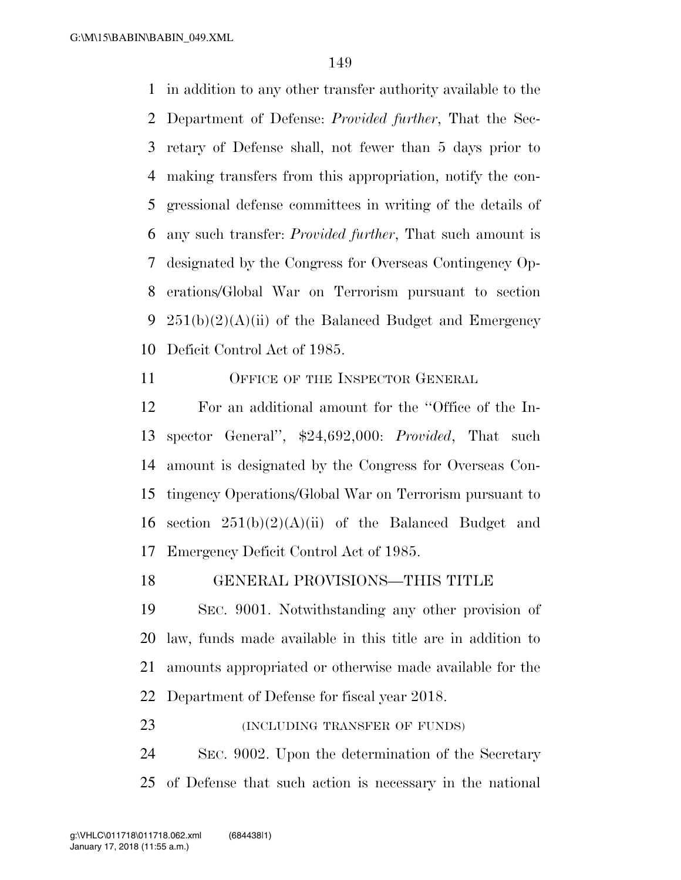in addition to any other transfer authority available to the Department of Defense: *Provided further*, That the Secretary of Defense shall, not fewer than 5 days prior to making transfers from this appropriation, notify the congressional defense committees in writing of the details of any such transfer: *Provided further*, That such amount is designated by the Congress for Overseas Contingency Operations/Global War on Terrorism pursuant to section 251(b)(2)(A)(ii) of the Balanced Budget and Emergency Deficit Control Act of 1985.

### OFFICE OF THE INSPECTOR GENERAL

For an additional amount for the ''Office of the Inspector General'', $24,692,000: *Provided*, That such amount is designated by the Congress for Overseas Contingency Operations/Global War on Terrorism pursuant to section 251(b)(2)(A)(ii) of the Balanced Budget and Emergency Deficit Control Act of 1985.

### GENERAL PROVISIONS—THIS TITLE

SEC. 9001. Notwithstanding any other provision of law, funds made available in this title are in addition to amounts appropriated or otherwise made available for the Department of Defense for fiscal year 2018.

(INCLUDING TRANSFER OF FUNDS)

SEC. 9002. Upon the determination of the Secretary of Defense that such action is necessary in the national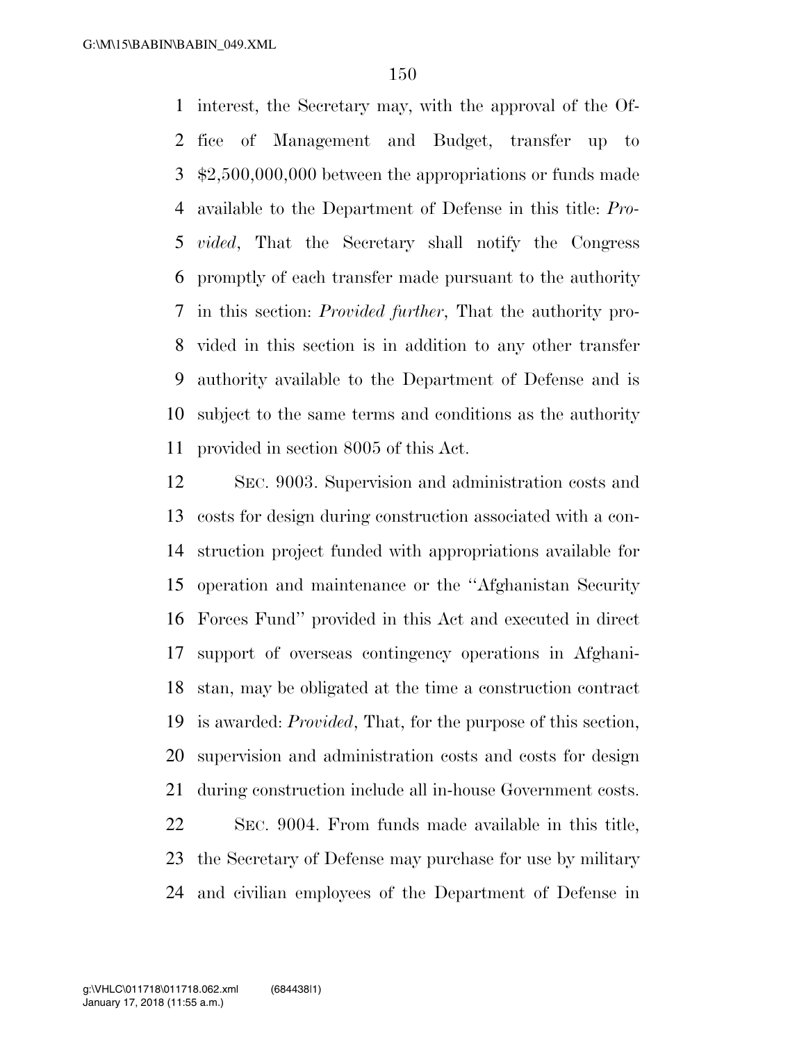interest, the Secretary may, with the approval of the Office of Management and Budget, transfer up to $2,500,000,000 between the appropriations or funds made available to the Department of Defense in this title: *Provided*, That the Secretary shall notify the Congress promptly of each transfer made pursuant to the authority in this section: *Provided further*, That the authority provided in this section is in addition to any other transfer authority available to the Department of Defense and is subject to the same terms and conditions as the authority provided in section 8005 of this Act.

SEC. 9003. Supervision and administration costs and costs for design during construction associated with a construction project funded with appropriations available for operation and maintenance or the ''Afghanistan Security Forces Fund'' provided in this Act and executed in direct support of overseas contingency operations in Afghanistan, may be obligated at the time a construction contract is awarded: *Provided*, That, for the purpose of this section, supervision and administration costs and costs for design during construction include all in-house Government costs.

SEC. 9004. From funds made available in this title, the Secretary of Defense may purchase for use by military and civilian employees of the Department of Defense in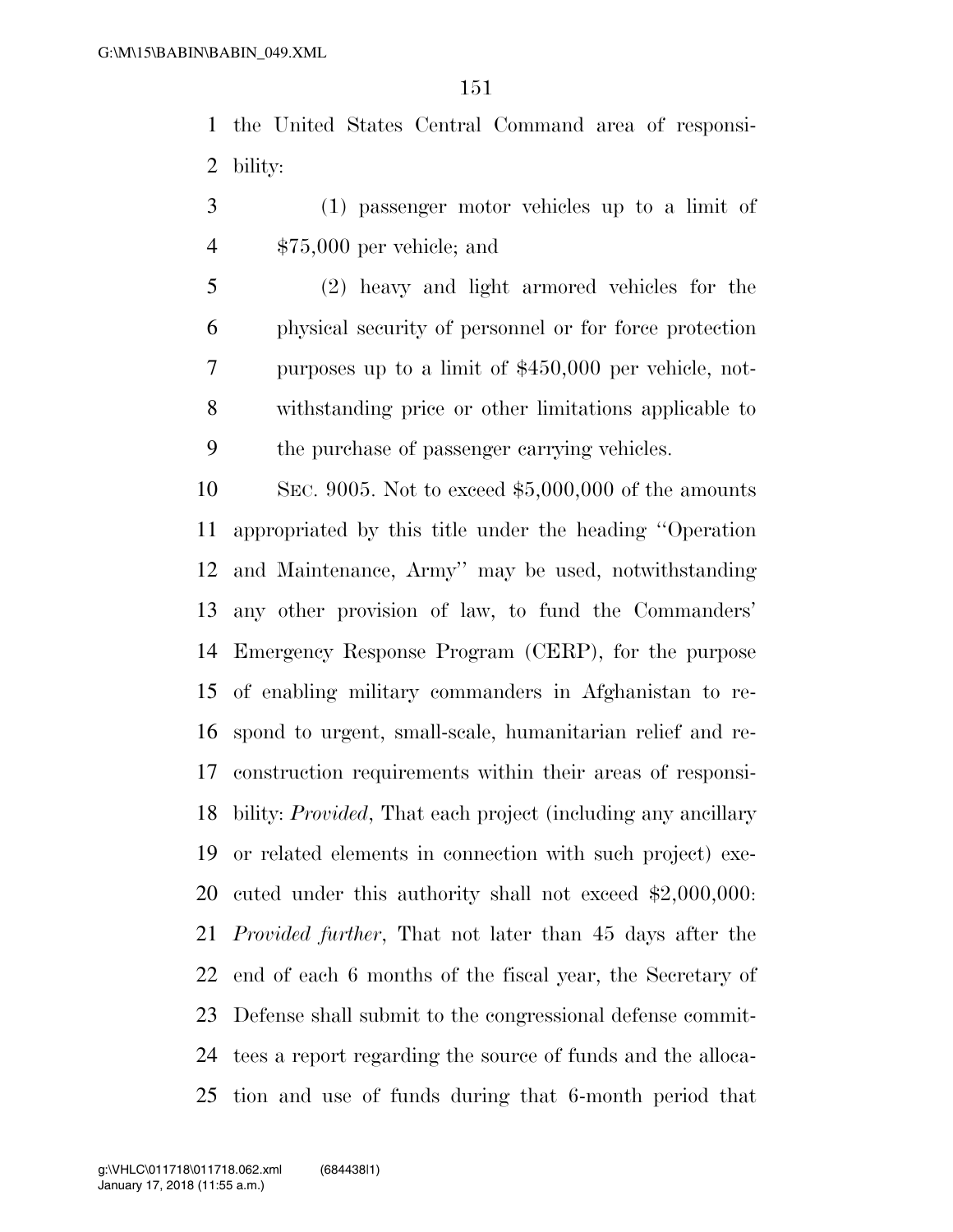the United States Central Command area of responsibility:

(1) passenger motor vehicles up to a limit of $75,000 per vehicle; and

(2) heavy and light armored vehicles for the physical security of personnel or for force protection purposes up to a limit of $450,000 per vehicle, notwithstanding price or other limitations applicable to the purchase of passenger carrying vehicles.

SEC. 9005. Not to exceed $5,000,000 of the amounts appropriated by this title under the heading ''Operation and Maintenance, Army'' may be used, notwithstanding any other provision of law, to fund the Commanders' Emergency Response Program (CERP), for the purpose of enabling military commanders in Afghanistan to respond to urgent, small-scale, humanitarian relief and reconstruction requirements within their areas of responsibility: *Provided*, That each project (including any ancillary or related elements in connection with such project) executed under this authority shall not exceed $2,000,000: *Provided further*, That not later than 45 days after the end of each 6 months of the fiscal year, the Secretary of Defense shall submit to the congressional defense committees a report regarding the source of funds and the allocation and use of funds during that 6-month period that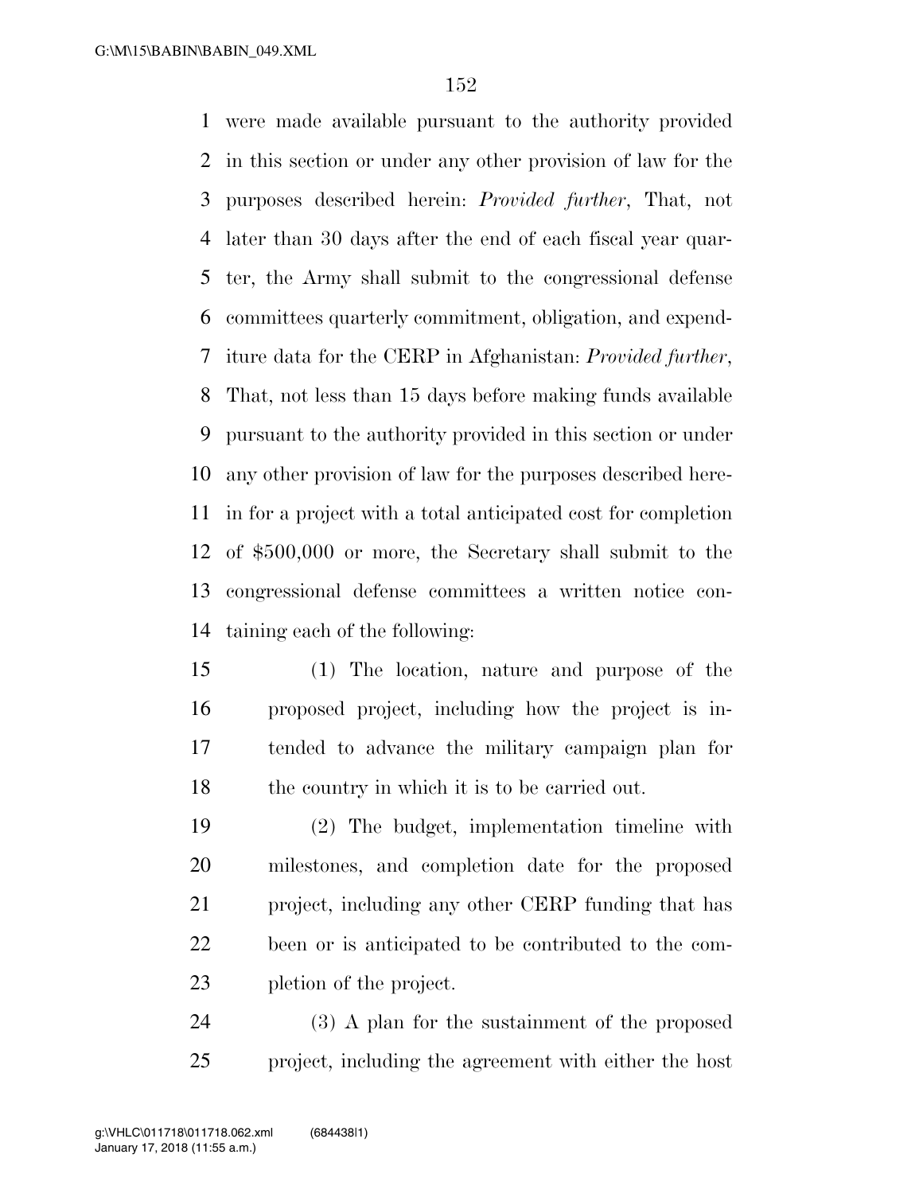were made available pursuant to the authority provided in this section or under any other provision of law for the purposes described herein: *Provided further*, That, not later than 30 days after the end of each fiscal year quarter, the Army shall submit to the congressional defense committees quarterly commitment, obligation, and expenditure data for the CERP in Afghanistan: *Provided further*, That, not less than 15 days before making funds available pursuant to the authority provided in this section or under any other provision of law for the purposes described herein for a project with a total anticipated cost for completion of $500,000 or more, the Secretary shall submit to the congressional defense committees a written notice containing each of the following:

(1) The location, nature and purpose of the proposed project, including how the project is intended to advance the military campaign plan for the country in which it is to be carried out.

(2) The budget, implementation timeline with milestones, and completion date for the proposed project, including any other CERP funding that has been or is anticipated to be contributed to the completion of the project.

(3) A plan for the sustainment of the proposed project, including the agreement with either the host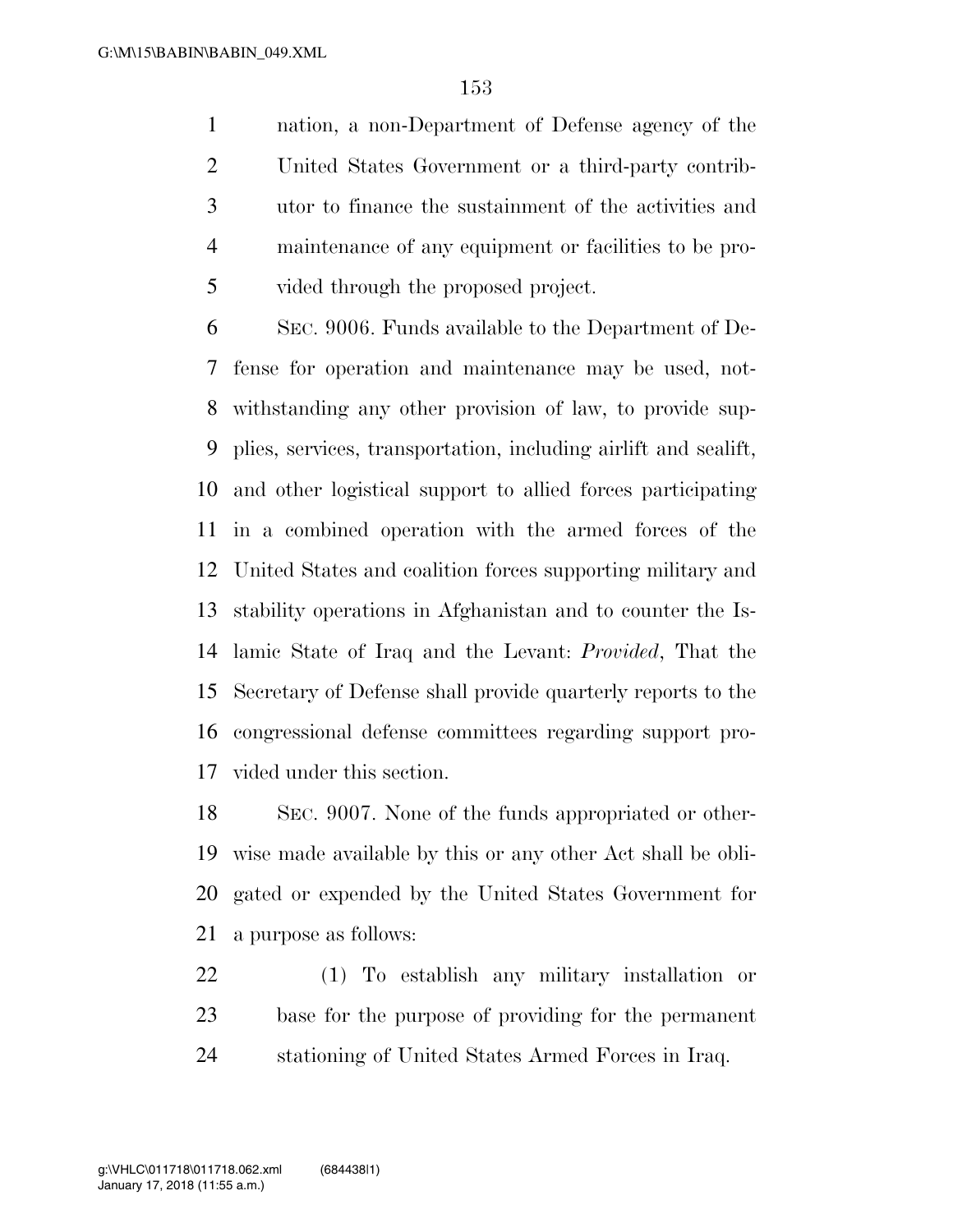nation, a non-Department of Defense agency of the United States Government or a third-party contributor to finance the sustainment of the activities and maintenance of any equipment or facilities to be provided through the proposed project.

SEC. 9006. Funds available to the Department of Defense for operation and maintenance may be used, notwithstanding any other provision of law, to provide supplies, services, transportation, including airlift and sealift, and other logistical support to allied forces participating in a combined operation with the armed forces of the United States and coalition forces supporting military and stability operations in Afghanistan and to counter the Islamic State of Iraq and the Levant: *Provided*, That the Secretary of Defense shall provide quarterly reports to the congressional defense committees regarding support provided under this section.

SEC. 9007. None of the funds appropriated or otherwise made available by this or any other Act shall be obligated or expended by the United States Government for a purpose as follows:

(1) To establish any military installation or base for the purpose of providing for the permanent stationing of United States Armed Forces in Iraq.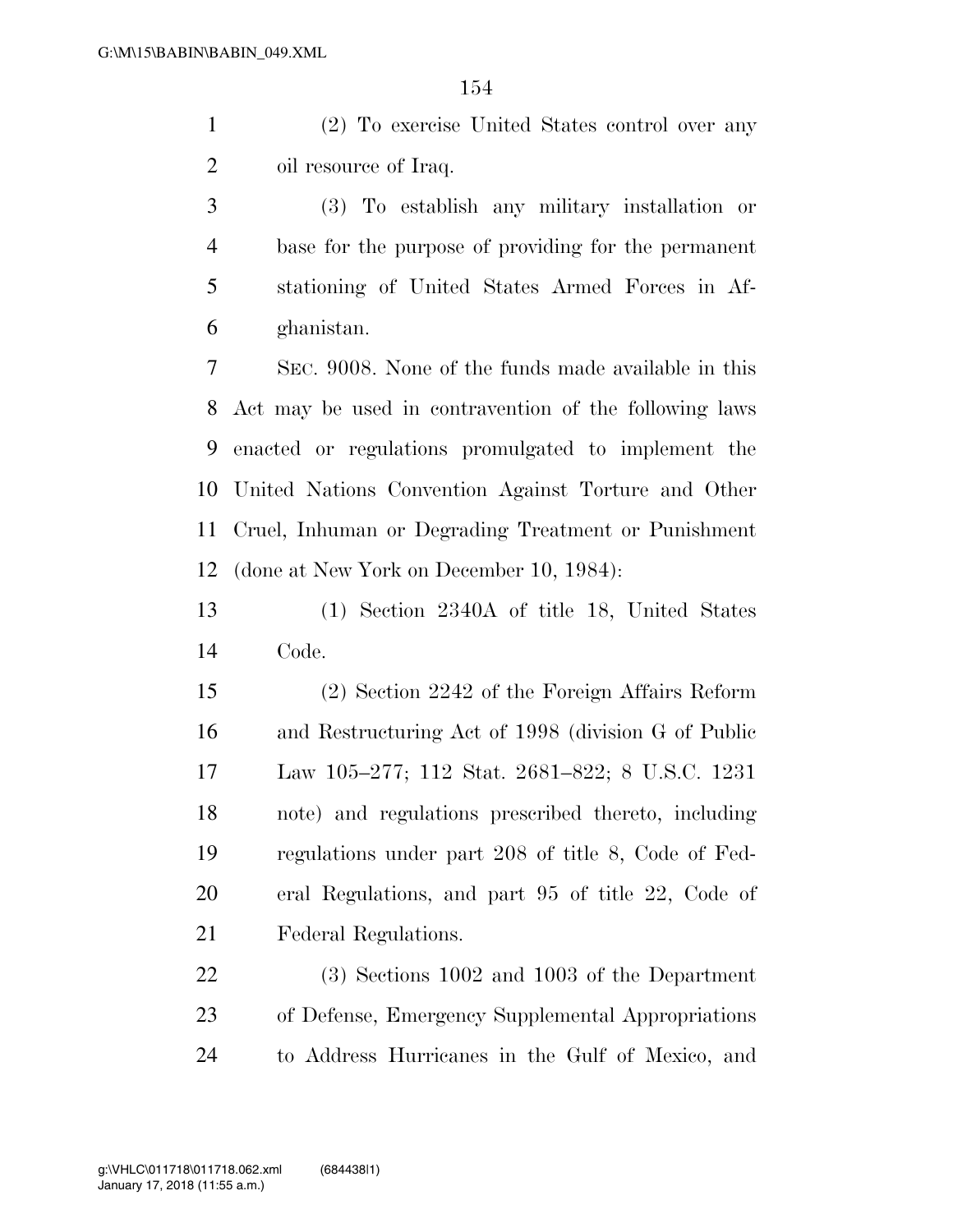(2) To exercise United States control over any oil resource of Iraq.

(3) To establish any military installation or base for the purpose of providing for the permanent stationing of United States Armed Forces in Afghanistan.

SEC. 9008. None of the funds made available in this Act may be used in contravention of the following laws enacted or regulations promulgated to implement the United Nations Convention Against Torture and Other Cruel, Inhuman or Degrading Treatment or Punishment (done at New York on December 10, 1984):

(1) Section 2340A of title 18, United States Code.

(2) Section 2242 of the Foreign Affairs Reform and Restructuring Act of 1998 (division G of Public Law 105–277; 112 Stat. 2681–822; 8 U.S.C. 1231 note) and regulations prescribed thereto, including regulations under part 208 of title 8, Code of Federal Regulations, and part 95 of title 22, Code of Federal Regulations.

(3) Sections 1002 and 1003 of the Department of Defense, Emergency Supplemental Appropriations to Address Hurricanes in the Gulf of Mexico, and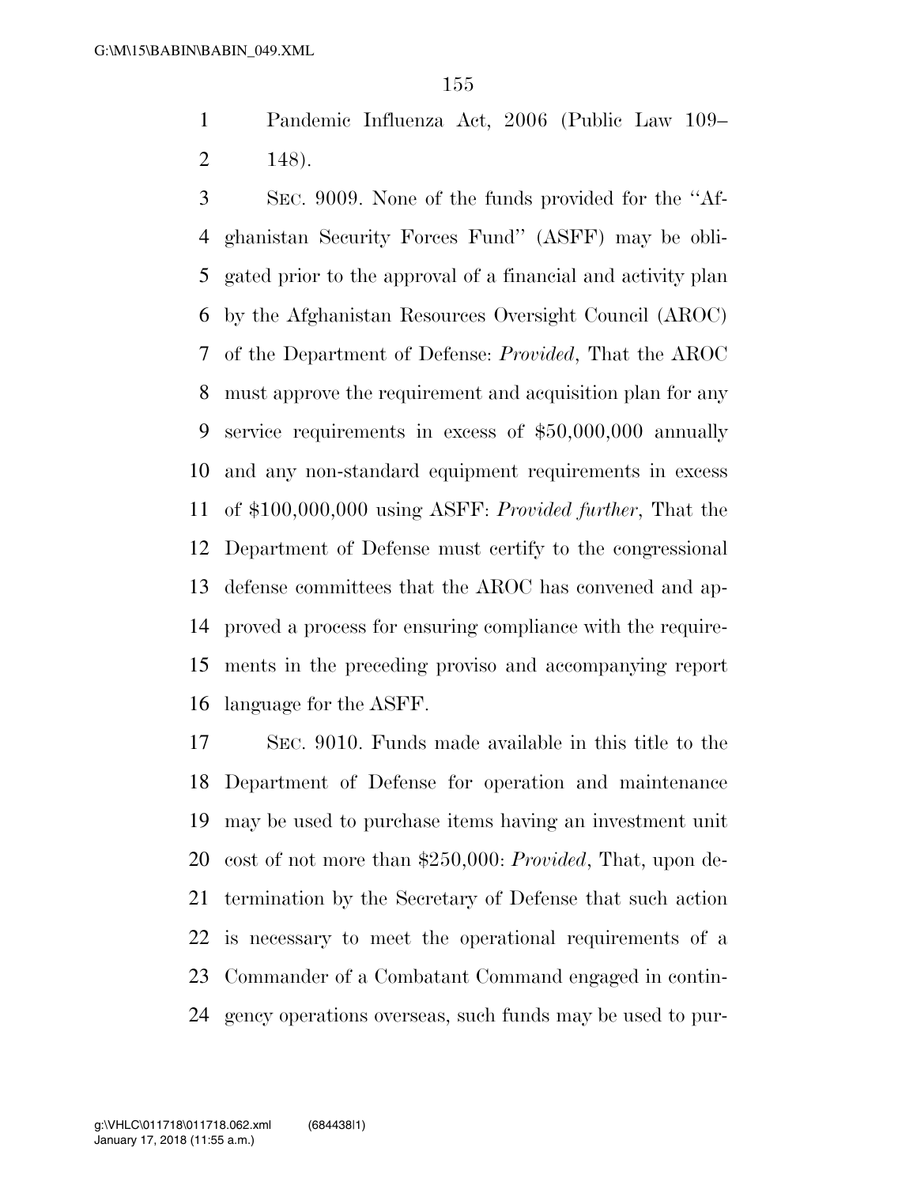Pandemic Influenza Act, 2006 (Public Law 109–148).

SEC. 9009. None of the funds provided for the ''Afghanistan Security Forces Fund'' (ASFF) may be obligated prior to the approval of a financial and activity plan by the Afghanistan Resources Oversight Council (AROC) of the Department of Defense: *Provided*, That the AROC must approve the requirement and acquisition plan for any service requirements in excess of $50,000,000 annually and any non-standard equipment requirements in excess of $100,000,000 using ASFF: *Provided further*, That the Department of Defense must certify to the congressional defense committees that the AROC has convened and approved a process for ensuring compliance with the requirements in the preceding proviso and accompanying report language for the ASFF.

SEC. 9010. Funds made available in this title to the Department of Defense for operation and maintenance may be used to purchase items having an investment unit cost of not more than $250,000: *Provided*, That, upon determination by the Secretary of Defense that such action is necessary to meet the operational requirements of a Commander of a Combatant Command engaged in contingency operations overseas, such funds may be used to pur-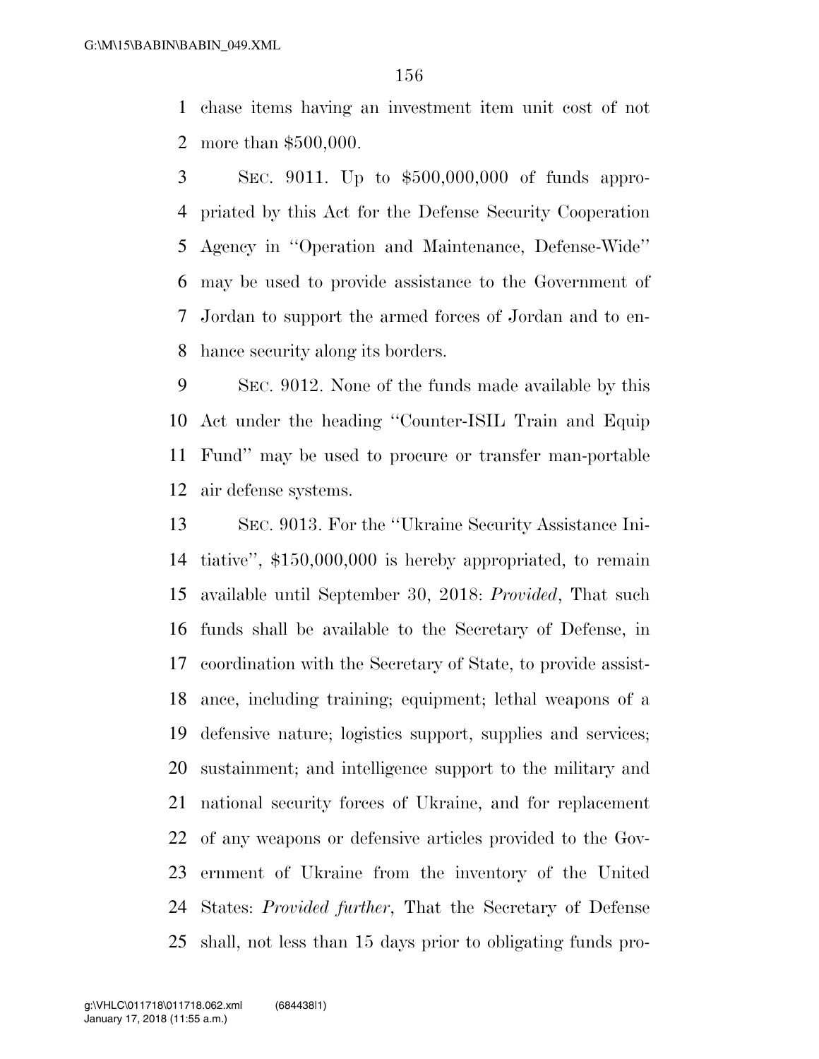chase items having an investment item unit cost of not more than $500,000.

SEC. 9011. Up to $500,000,000 of funds appropriated by this Act for the Defense Security Cooperation Agency in ''Operation and Maintenance, Defense-Wide'' may be used to provide assistance to the Government of Jordan to support the armed forces of Jordan and to enhance security along its borders.

SEC. 9012. None of the funds made available by this Act under the heading ''Counter-ISIL Train and Equip Fund'' may be used to procure or transfer man-portable air defense systems.

SEC. 9013. For the ''Ukraine Security Assistance Initiative'', $150,000,000 is hereby appropriated, to remain available until September 30, 2018: *Provided*, That such funds shall be available to the Secretary of Defense, in coordination with the Secretary of State, to provide assistance, including training; equipment; lethal weapons of a defensive nature; logistics support, supplies and services; sustainment; and intelligence support to the military and national security forces of Ukraine, and for replacement of any weapons or defensive articles provided to the Government of Ukraine from the inventory of the United States: *Provided further*, That the Secretary of Defense shall, not less than 15 days prior to obligating funds pro-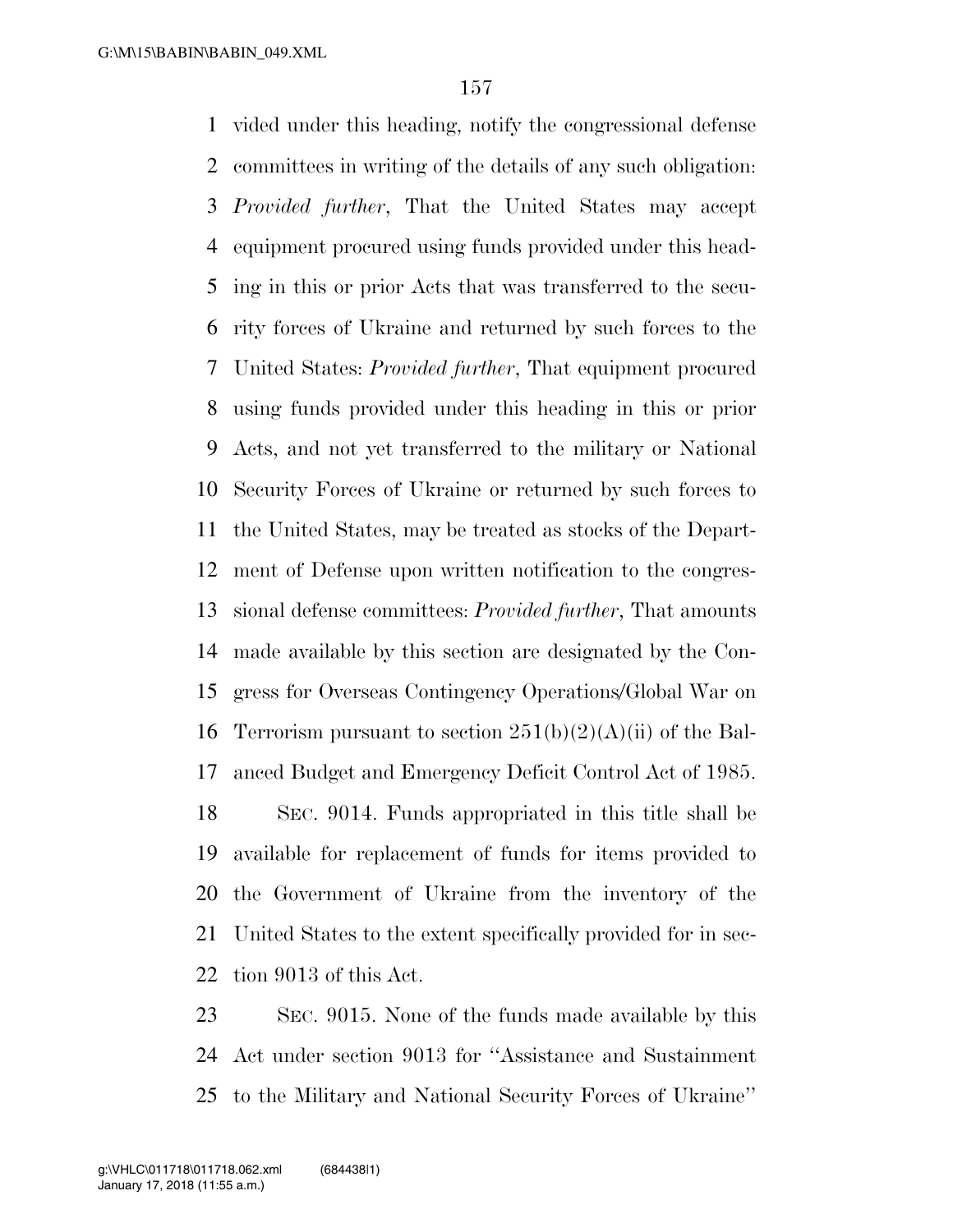vided under this heading, notify the congressional defense committees in writing of the details of any such obligation: *Provided further*, That the United States may accept equipment procured using funds provided under this heading in this or prior Acts that was transferred to the security forces of Ukraine and returned by such forces to the United States: *Provided further*, That equipment procured using funds provided under this heading in this or prior Acts, and not yet transferred to the military or National Security Forces of Ukraine or returned by such forces to the United States, may be treated as stocks of the Department of Defense upon written notification to the congressional defense committees: *Provided further*, That amounts made available by this section are designated by the Congress for Overseas Contingency Operations/Global War on Terrorism pursuant to section 251(b)(2)(A)(ii) of the Balanced Budget and Emergency Deficit Control Act of 1985.

SEC. 9014. Funds appropriated in this title shall be available for replacement of funds for items provided to the Government of Ukraine from the inventory of the United States to the extent specifically provided for in section 9013 of this Act.

SEC. 9015. None of the funds made available by this Act under section 9013 for ''Assistance and Sustainment to the Military and National Security Forces of Ukraine''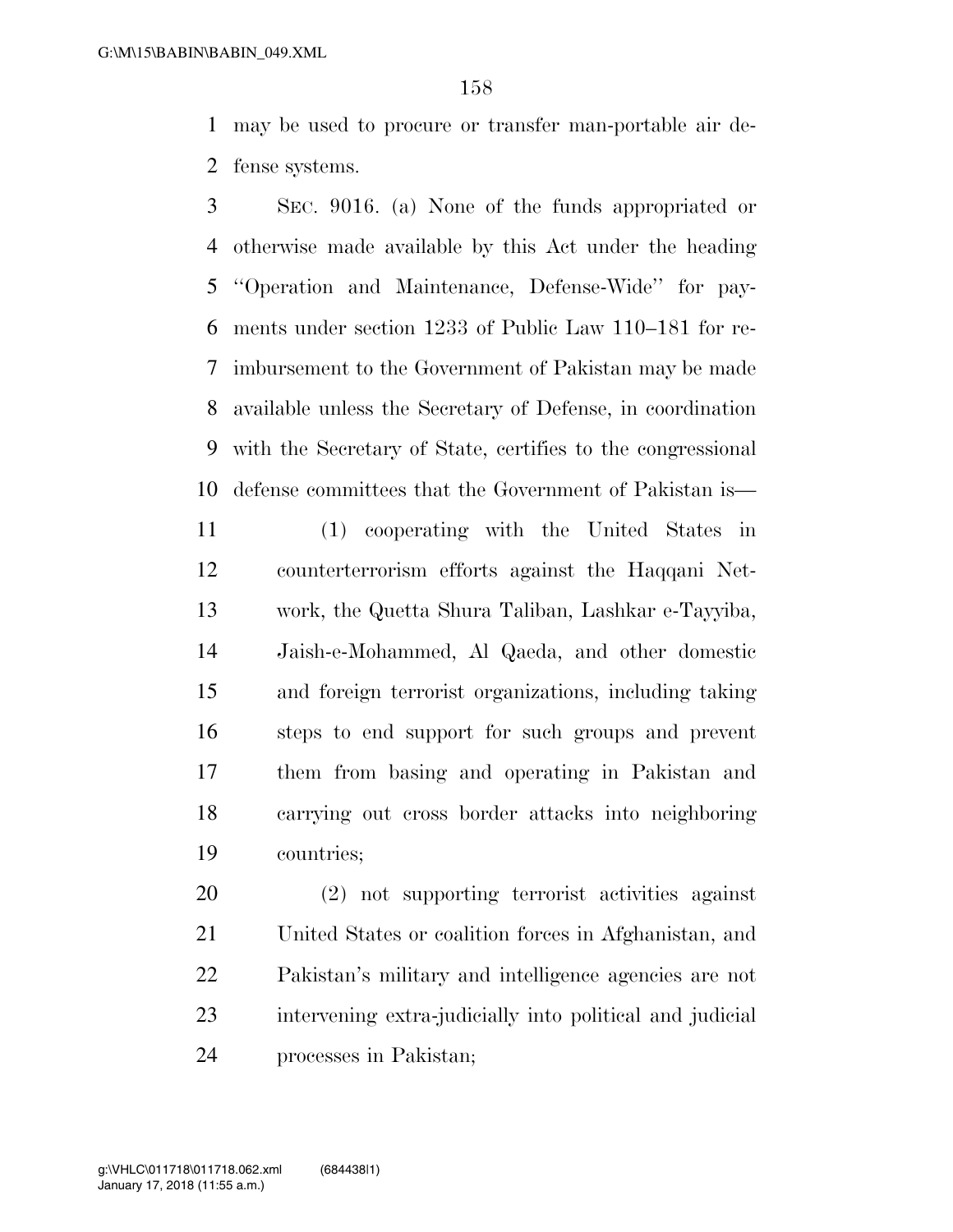may be used to procure or transfer man-portable air defense systems.

SEC. 9016. (a) None of the funds appropriated or otherwise made available by this Act under the heading "Operation and Maintenance, Defense-Wide" for payments under section 1233 of Public Law 110–181 for reimbursement to the Government of Pakistan may be made available unless the Secretary of Defense, in coordination with the Secretary of State, certifies to the congressional defense committees that the Government of Pakistan is—

(1) cooperating with the United States in counterterrorism efforts against the Haqqani Network, the Quetta Shura Taliban, Lashkar e-Tayyiba, Jaish-e-Mohammed, Al Qaeda, and other domestic and foreign terrorist organizations, including taking steps to end support for such groups and prevent them from basing and operating in Pakistan and carrying out cross border attacks into neighboring countries;

(2) not supporting terrorist activities against United States or coalition forces in Afghanistan, and Pakistan's military and intelligence agencies are not intervening extra-judicially into political and judicial processes in Pakistan;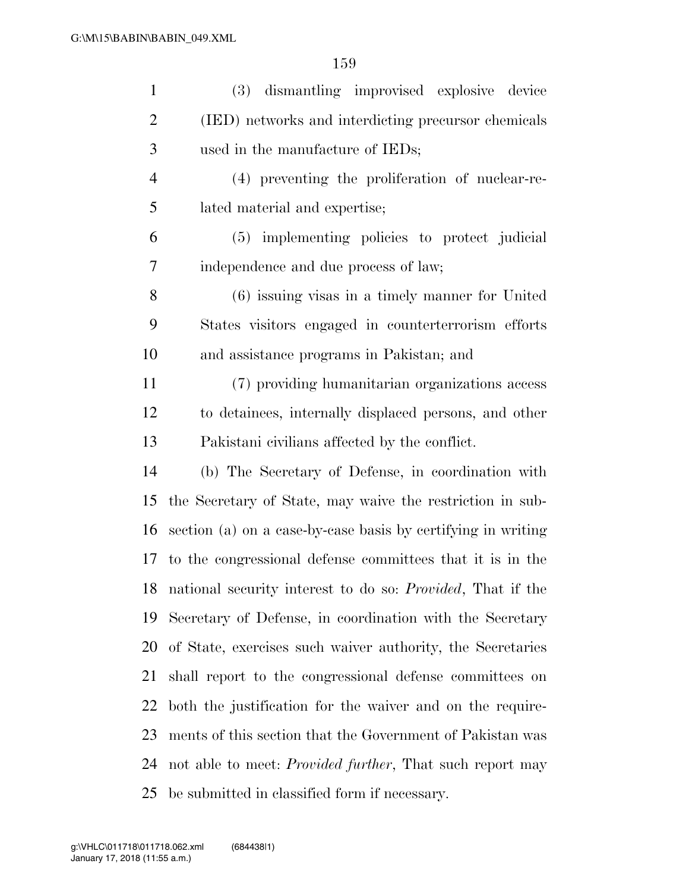(3) dismantling improvised explosive device (IED) networks and interdicting precursor chemicals used in the manufacture of IEDs;

(4) preventing the proliferation of nuclear-related material and expertise;

(5) implementing policies to protect judicial independence and due process of law;

(6) issuing visas in a timely manner for United States visitors engaged in counterterrorism efforts and assistance programs in Pakistan; and

(7) providing humanitarian organizations access to detainees, internally displaced persons, and other Pakistani civilians affected by the conflict.

(b) The Secretary of Defense, in coordination with the Secretary of State, may waive the restriction in subsection (a) on a case-by-case basis by certifying in writing to the congressional defense committees that it is in the national security interest to do so: *Provided*, That if the Secretary of Defense, in coordination with the Secretary of State, exercises such waiver authority, the Secretaries shall report to the congressional defense committees on both the justification for the waiver and on the requirements of this section that the Government of Pakistan was not able to meet: *Provided further*, That such report may be submitted in classified form if necessary.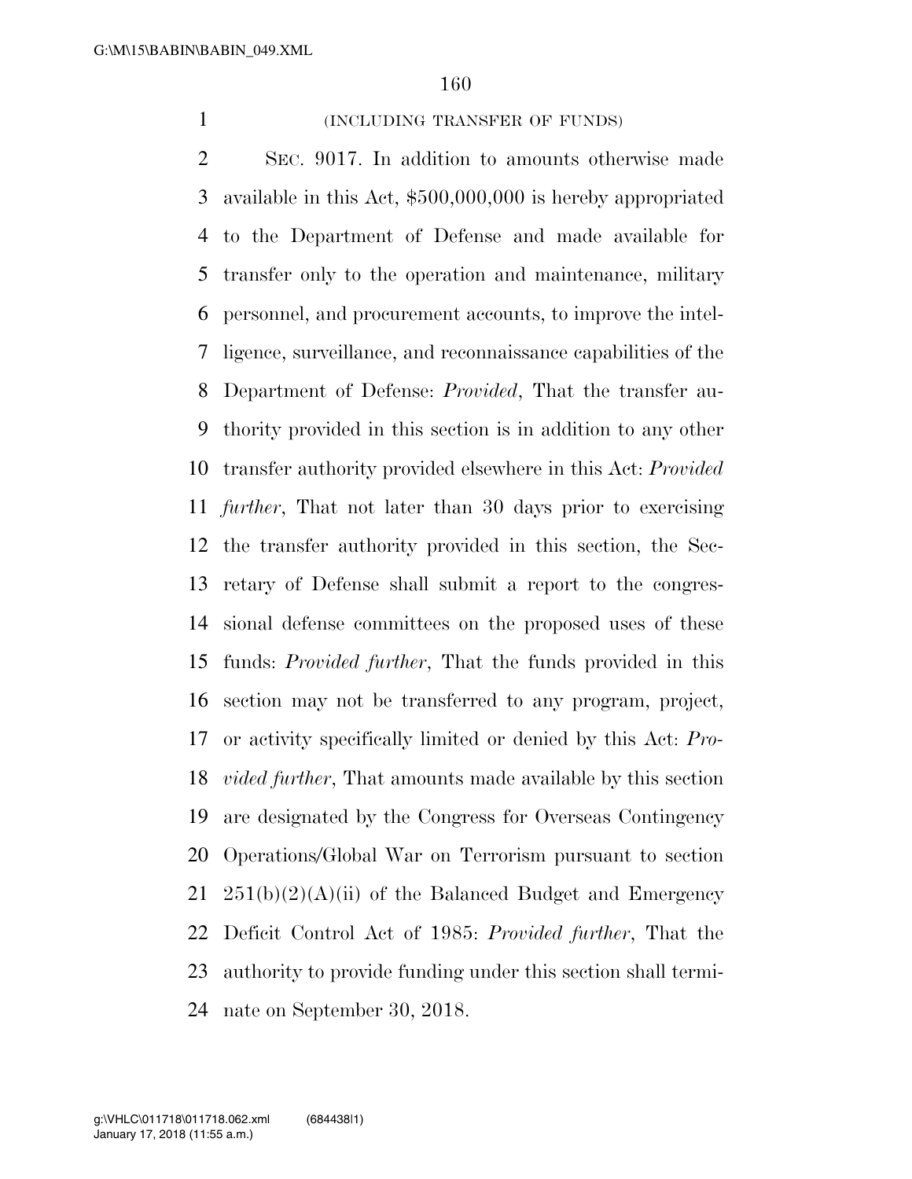(INCLUDING TRANSFER OF FUNDS)

SEC. 9017. In addition to amounts otherwise made available in this Act, $500,000,000 is hereby appropriated to the Department of Defense and made available for transfer only to the operation and maintenance, military personnel, and procurement accounts, to improve the intelligence, surveillance, and reconnaissance capabilities of the Department of Defense: *Provided*, That the transfer authority provided in this section is in addition to any other transfer authority provided elsewhere in this Act: *Provided further*, That not later than 30 days prior to exercising the transfer authority provided in this section, the Secretary of Defense shall submit a report to the congressional defense committees on the proposed uses of these funds: *Provided further*, That the funds provided in this section may not be transferred to any program, project, or activity specifically limited or denied by this Act: *Provided further*, That amounts made available by this section are designated by the Congress for Overseas Contingency Operations/Global War on Terrorism pursuant to section 251(b)(2)(A)(ii) of the Balanced Budget and Emergency Deficit Control Act of 1985: *Provided further*, That the authority to provide funding under this section shall terminate on September 30, 2018.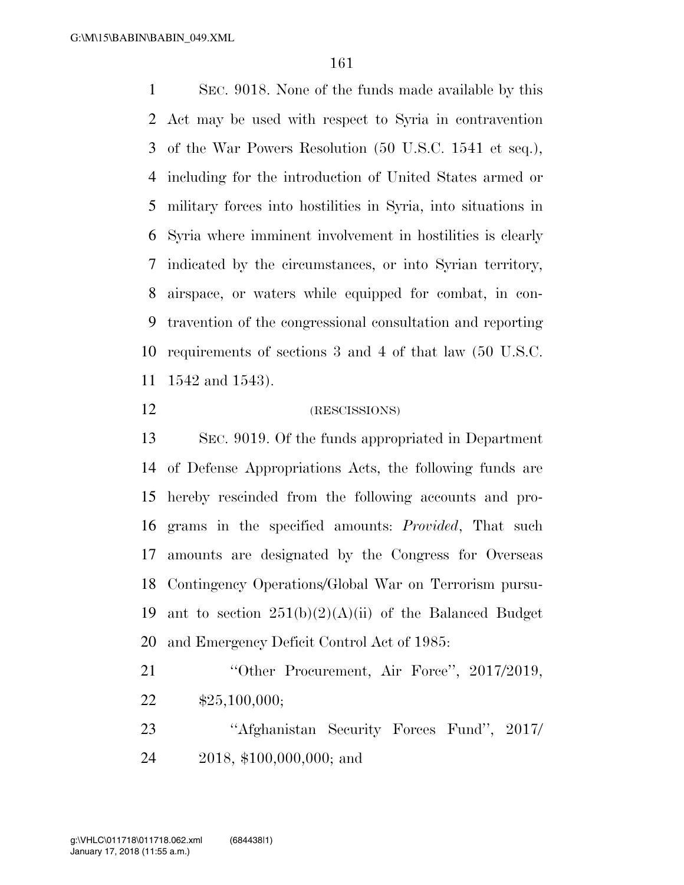SEC. 9018. None of the funds made available by this Act may be used with respect to Syria in contravention of the War Powers Resolution (50 U.S.C. 1541 et seq.), including for the introduction of United States armed or military forces into hostilities in Syria, into situations in Syria where imminent involvement in hostilities is clearly indicated by the circumstances, or into Syrian territory, airspace, or waters while equipped for combat, in contravention of the congressional consultation and reporting requirements of sections 3 and 4 of that law (50 U.S.C. 1542 and 1543).

(RESCISSIONS)

SEC. 9019. Of the funds appropriated in Department of Defense Appropriations Acts, the following funds are hereby rescinded from the following accounts and programs in the specified amounts: *Provided*, That such amounts are designated by the Congress for Overseas Contingency Operations/Global War on Terrorism pursuant to section 251(b)(2)(A)(ii) of the Balanced Budget and Emergency Deficit Control Act of 1985:

"Other Procurement, Air Force", 2017/2019, $25,100,000;

"Afghanistan Security Forces Fund", 2017/2018, $100,000,000; and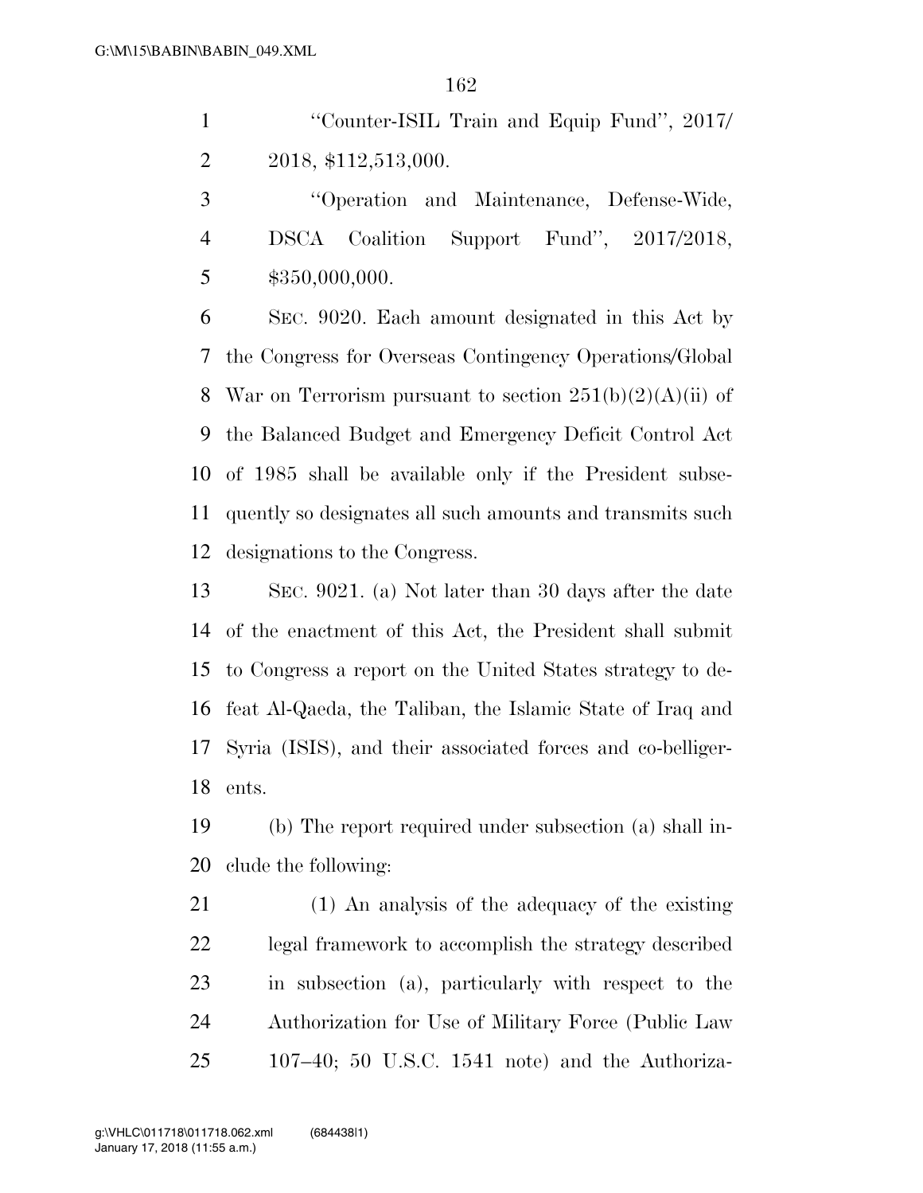"Counter-ISIL Train and Equip Fund", 2017/2018, $112,513,000.

"Operation and Maintenance, Defense-Wide, DSCA Coalition Support Fund", 2017/2018, $350,000,000.

SEC. 9020. Each amount designated in this Act by the Congress for Overseas Contingency Operations/Global War on Terrorism pursuant to section 251(b)(2)(A)(ii) of the Balanced Budget and Emergency Deficit Control Act of 1985 shall be available only if the President subsequently so designates all such amounts and transmits such designations to the Congress.

SEC. 9021. (a) Not later than 30 days after the date of the enactment of this Act, the President shall submit to Congress a report on the United States strategy to defeat Al-Qaeda, the Taliban, the Islamic State of Iraq and Syria (ISIS), and their associated forces and co-belligerents.

(b) The report required under subsection (a) shall include the following:

(1) An analysis of the adequacy of the existing legal framework to accomplish the strategy described in subsection (a), particularly with respect to the Authorization for Use of Military Force (Public Law 107–40; 50 U.S.C. 1541 note) and the Authoriza-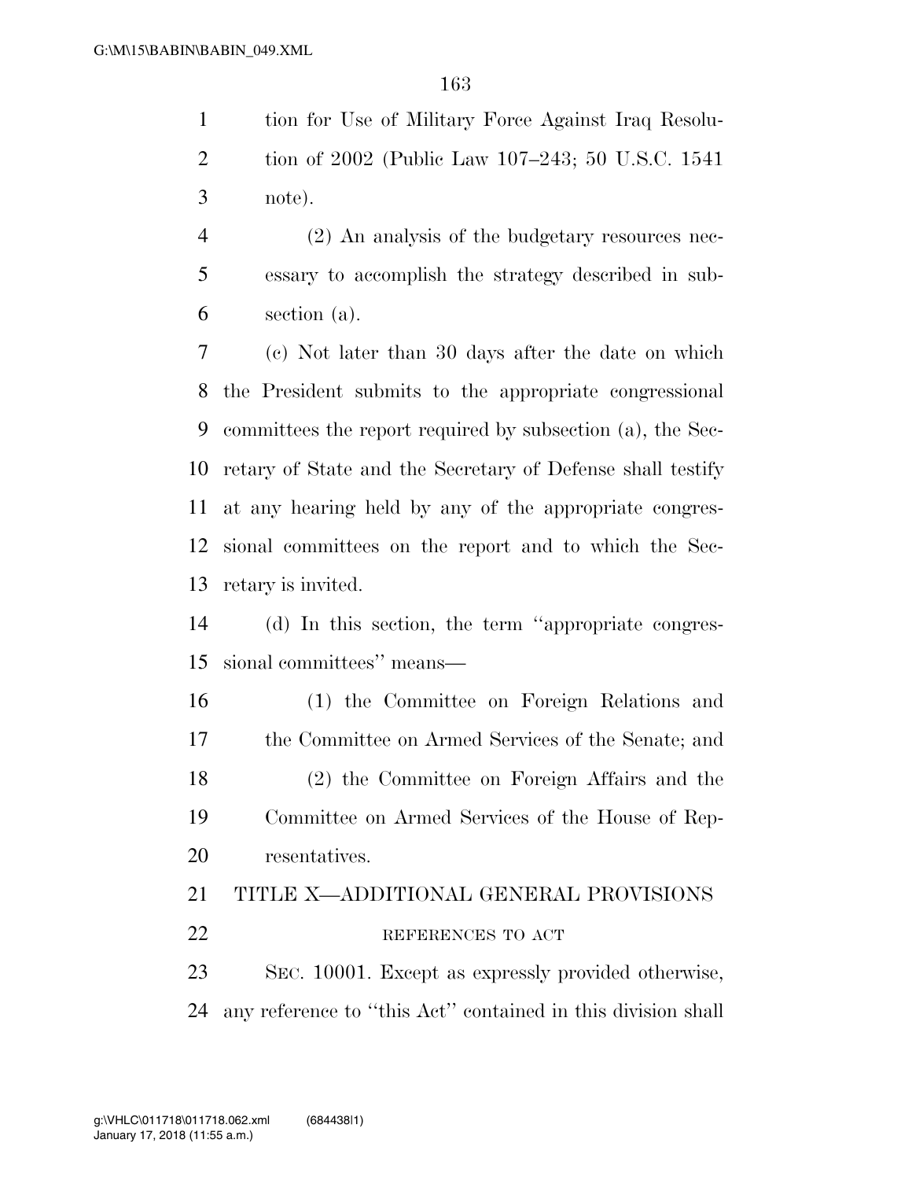tion for Use of Military Force Against Iraq Resolution of 2002 (Public Law 107–243; 50 U.S.C. 1541 note).

(2) An analysis of the budgetary resources necessary to accomplish the strategy described in subsection (a).

(c) Not later than 30 days after the date on which the President submits to the appropriate congressional committees the report required by subsection (a), the Secretary of State and the Secretary of Defense shall testify at any hearing held by any of the appropriate congressional committees on the report and to which the Secretary is invited.

(d) In this section, the term ''appropriate congressional committees'' means—

(1) the Committee on Foreign Relations and the Committee on Armed Services of the Senate; and

(2) the Committee on Foreign Affairs and the Committee on Armed Services of the House of Representatives.

## TITLE X—ADDITIONAL GENERAL PROVISIONS

### REFERENCES TO ACT

SEC. 10001. Except as expressly provided otherwise, any reference to ''this Act'' contained in this division shall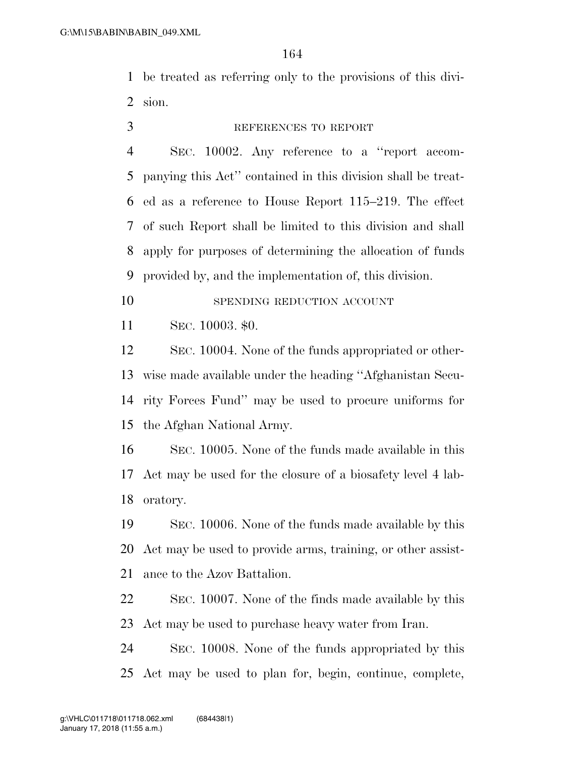be treated as referring only to the provisions of this division.

REFERENCES TO REPORT

SEC. 10002. Any reference to a "report accompanying this Act" contained in this division shall be treated as a reference to House Report 115–219. The effect of such Report shall be limited to this division and shall apply for purposes of determining the allocation of funds provided by, and the implementation of, this division.

SPENDING REDUCTION ACCOUNT

SEC. 10003. $0.

SEC. 10004. None of the funds appropriated or otherwise made available under the heading "Afghanistan Security Forces Fund" may be used to procure uniforms for the Afghan National Army.

SEC. 10005. None of the funds made available in this Act may be used for the closure of a biosafety level 4 laboratory.

SEC. 10006. None of the funds made available by this Act may be used to provide arms, training, or other assistance to the Azov Battalion.

SEC. 10007. None of the finds made available by this Act may be used to purchase heavy water from Iran.

SEC. 10008. None of the funds appropriated by this Act may be used to plan for, begin, continue, complete,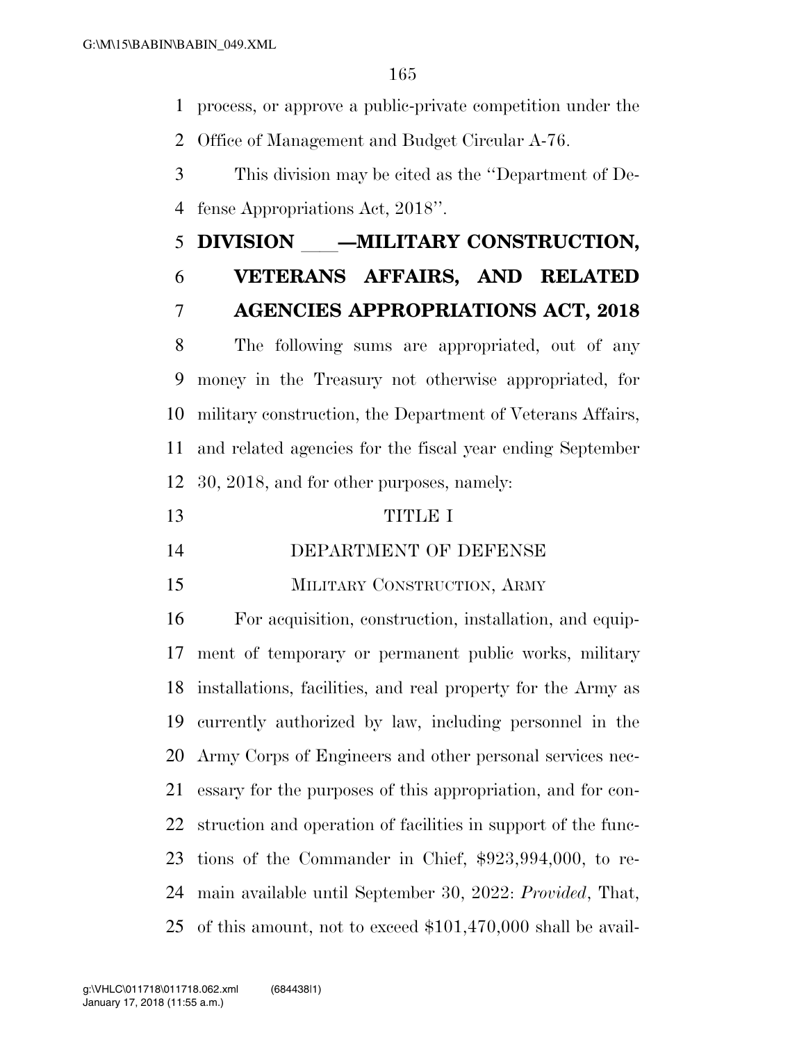process, or approve a public-private competition under the Office of Management and Budget Circular A-76.

This division may be cited as the ''Department of Defense Appropriations Act, 2018''.

# DIVISION \_\_\_—MILITARY CONSTRUCTION, VETERANS AFFAIRS, AND RELATED AGENCIES APPROPRIATIONS ACT, 2018

The following sums are appropriated, out of any money in the Treasury not otherwise appropriated, for military construction, the Department of Veterans Affairs, and related agencies for the fiscal year ending September 30, 2018, and for other purposes, namely:

## TITLE I

## DEPARTMENT OF DEFENSE

### MILITARY CONSTRUCTION, ARMY

For acquisition, construction, installation, and equipment of temporary or permanent public works, military installations, facilities, and real property for the Army as currently authorized by law, including personnel in the Army Corps of Engineers and other personal services necessary for the purposes of this appropriation, and for construction and operation of facilities in support of the functions of the Commander in Chief, $923,994,000, to remain available until September 30, 2022: *Provided*, That, of this amount, not to exceed $101,470,000 shall be avail-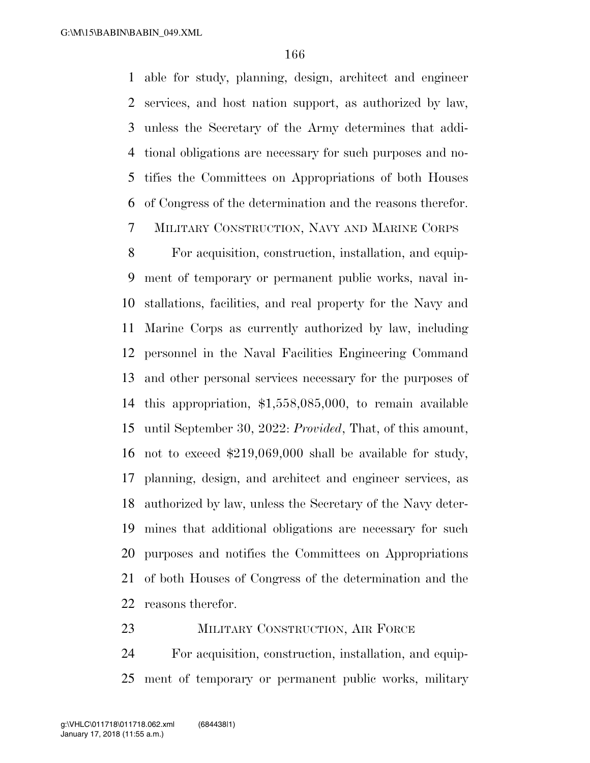able for study, planning, design, architect and engineer services, and host nation support, as authorized by law, unless the Secretary of the Army determines that additional obligations are necessary for such purposes and notifies the Committees on Appropriations of both Houses of Congress of the determination and the reasons therefor.

MILITARY CONSTRUCTION, NAVY AND MARINE CORPS

For acquisition, construction, installation, and equipment of temporary or permanent public works, naval installations, facilities, and real property for the Navy and Marine Corps as currently authorized by law, including personnel in the Naval Facilities Engineering Command and other personal services necessary for the purposes of this appropriation, $1,558,085,000, to remain available until September 30, 2022: *Provided*, That, of this amount, not to exceed $219,069,000 shall be available for study, planning, design, and architect and engineer services, as authorized by law, unless the Secretary of the Navy determines that additional obligations are necessary for such purposes and notifies the Committees on Appropriations of both Houses of Congress of the determination and the reasons therefor.

MILITARY CONSTRUCTION, AIR FORCE

For acquisition, construction, installation, and equipment of temporary or permanent public works, military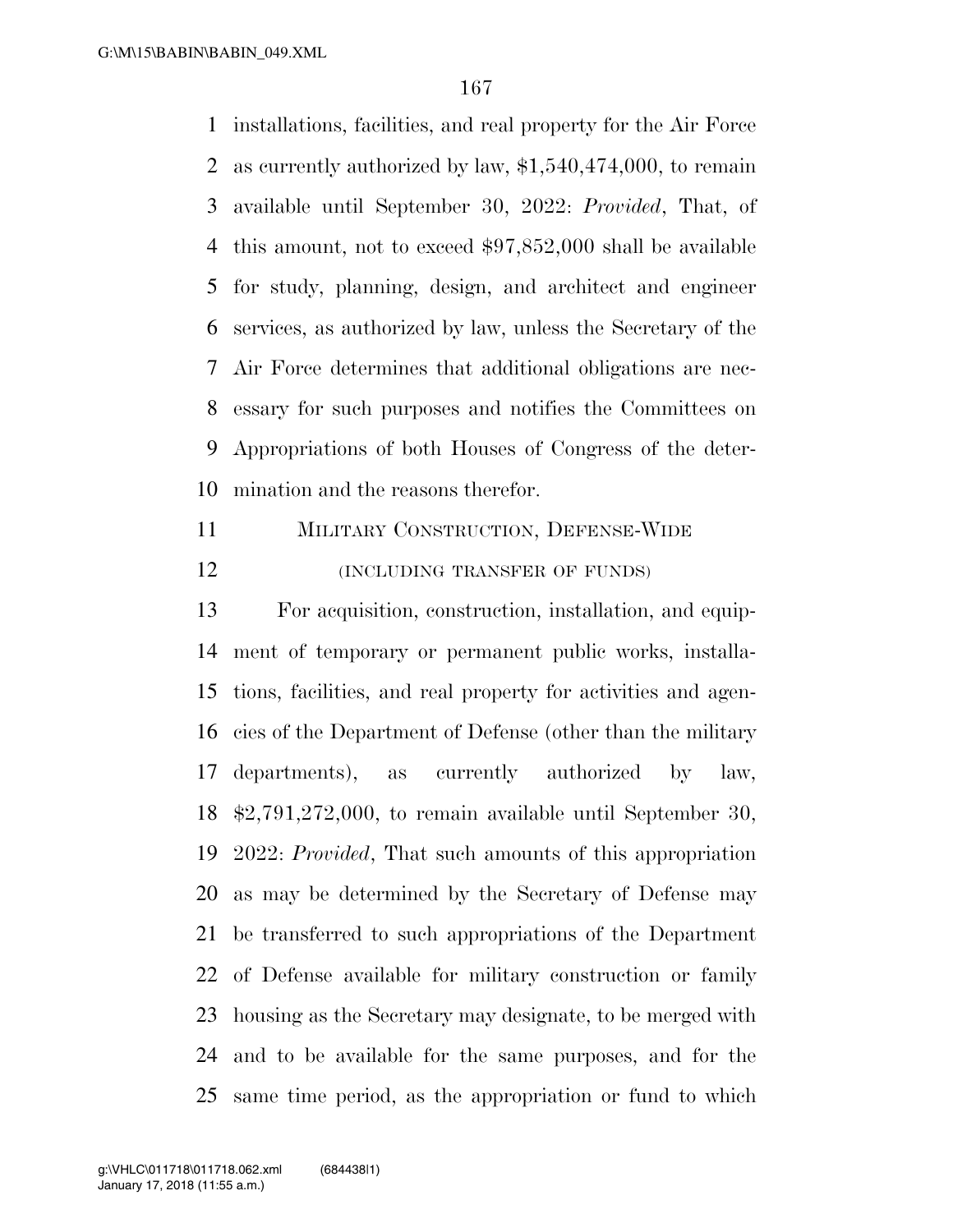installations, facilities, and real property for the Air Force as currently authorized by law, $1,540,474,000, to remain available until September 30, 2022: *Provided*, That, of this amount, not to exceed $97,852,000 shall be available for study, planning, design, and architect and engineer services, as authorized by law, unless the Secretary of the Air Force determines that additional obligations are necessary for such purposes and notifies the Committees on Appropriations of both Houses of Congress of the determination and the reasons therefor.

MILITARY CONSTRUCTION, DEFENSE-WIDE

(INCLUDING TRANSFER OF FUNDS)

For acquisition, construction, installation, and equipment of temporary or permanent public works, installations, facilities, and real property for activities and agencies of the Department of Defense (other than the military departments), as currently authorized by law, $2,791,272,000, to remain available until September 30, 2022: *Provided*, That such amounts of this appropriation as may be determined by the Secretary of Defense may be transferred to such appropriations of the Department of Defense available for military construction or family housing as the Secretary may designate, to be merged with and to be available for the same purposes, and for the same time period, as the appropriation or fund to which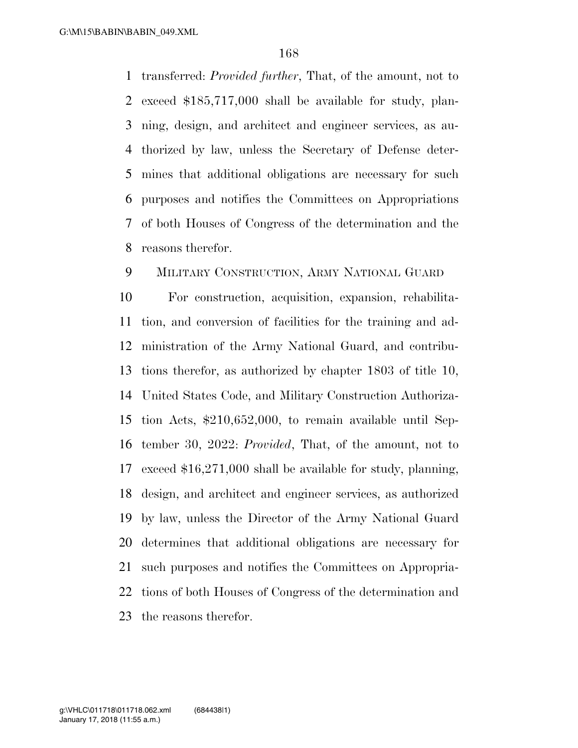transferred: *Provided further*, That, of the amount, not to exceed $185,717,000 shall be available for study, planning, design, and architect and engineer services, as authorized by law, unless the Secretary of Defense determines that additional obligations are necessary for such purposes and notifies the Committees on Appropriations of both Houses of Congress of the determination and the reasons therefor.

MILITARY CONSTRUCTION, ARMY NATIONAL GUARD

For construction, acquisition, expansion, rehabilitation, and conversion of facilities for the training and administration of the Army National Guard, and contributions therefor, as authorized by chapter 1803 of title 10, United States Code, and Military Construction Authorization Acts, $210,652,000, to remain available until September 30, 2022: *Provided*, That, of the amount, not to exceed $16,271,000 shall be available for study, planning, design, and architect and engineer services, as authorized by law, unless the Director of the Army National Guard determines that additional obligations are necessary for such purposes and notifies the Committees on Appropriations of both Houses of Congress of the determination and the reasons therefor.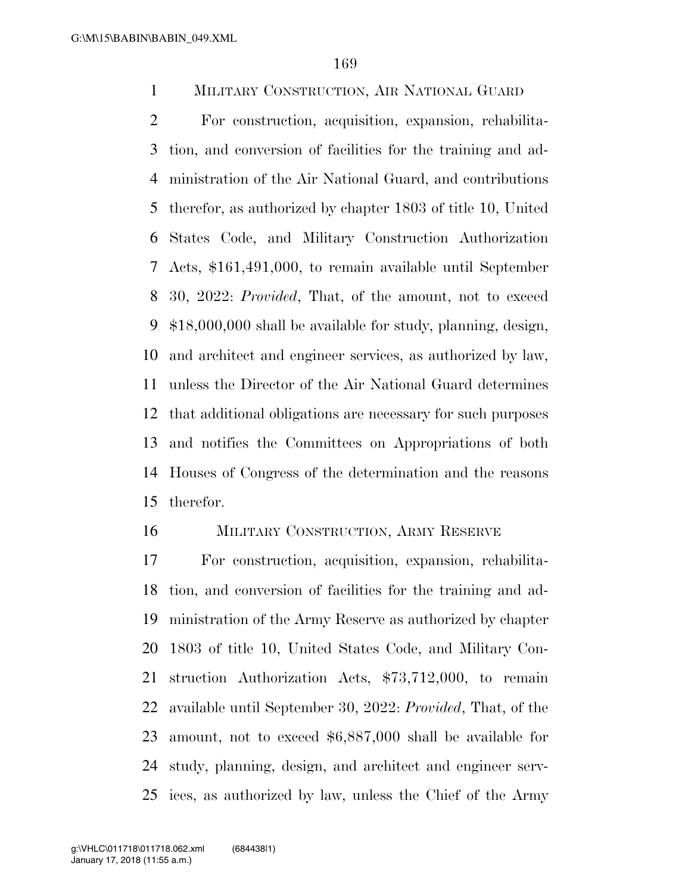## Military Construction, Air National Guard

For construction, acquisition, expansion, rehabilitation, and conversion of facilities for the training and administration of the Air National Guard, and contributions therefor, as authorized by chapter 1803 of title 10, United States Code, and Military Construction Authorization Acts, $161,491,000, to remain available until September 30, 2022: *Provided*, That, of the amount, not to exceed $18,000,000 shall be available for study, planning, design, and architect and engineer services, as authorized by law, unless the Director of the Air National Guard determines that additional obligations are necessary for such purposes and notifies the Committees on Appropriations of both Houses of Congress of the determination and the reasons therefor.

## Military Construction, Army Reserve

For construction, acquisition, expansion, rehabilitation, and conversion of facilities for the training and administration of the Army Reserve as authorized by chapter 1803 of title 10, United States Code, and Military Construction Authorization Acts, $73,712,000, to remain available until September 30, 2022: *Provided*, That, of the amount, not to exceed $6,887,000 shall be available for study, planning, design, and architect and engineer services, as authorized by law, unless the Chief of the Army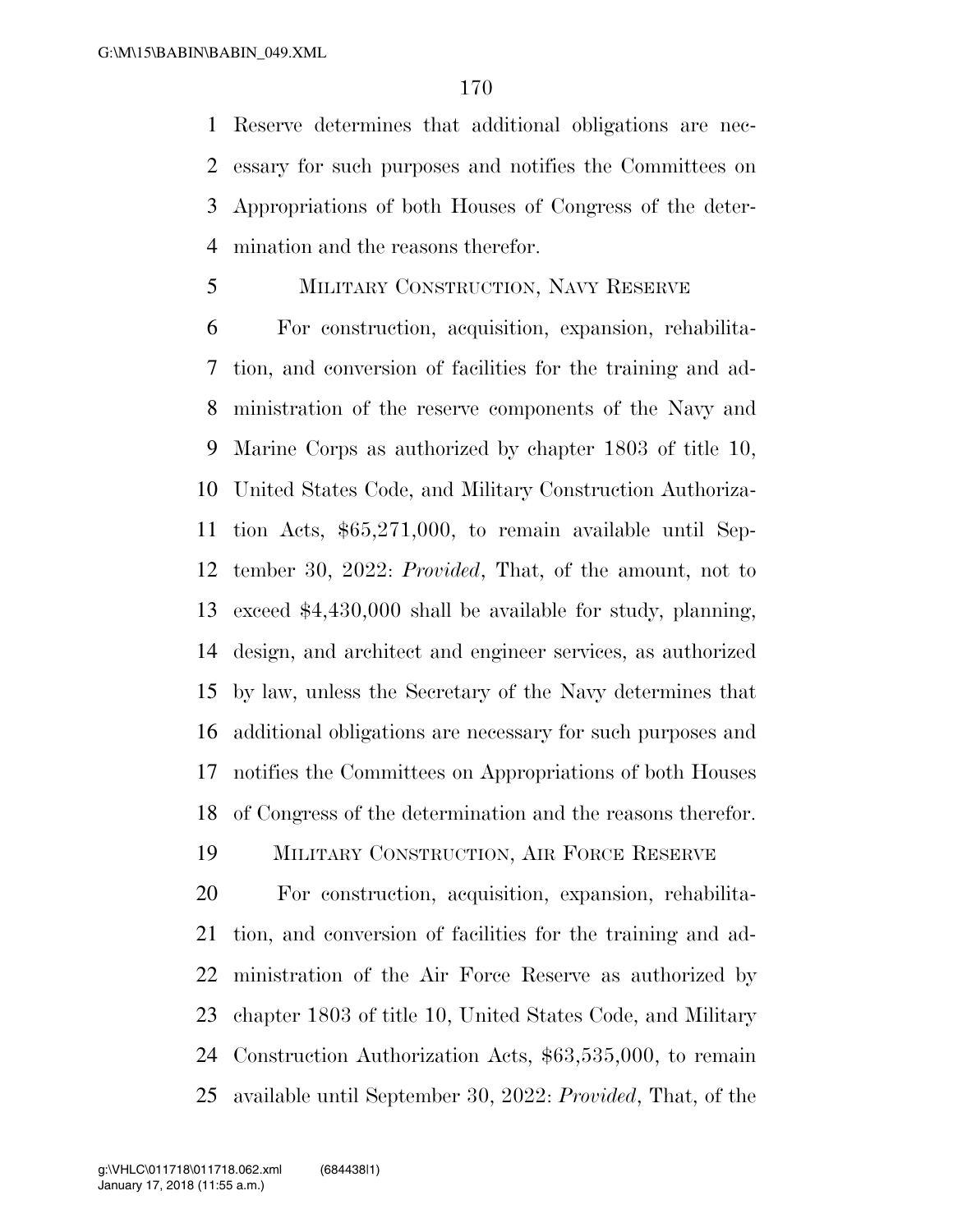Reserve determines that additional obligations are necessary for such purposes and notifies the Committees on Appropriations of both Houses of Congress of the determination and the reasons therefor.

MILITARY CONSTRUCTION, NAVY RESERVE

For construction, acquisition, expansion, rehabilitation, and conversion of facilities for the training and administration of the reserve components of the Navy and Marine Corps as authorized by chapter 1803 of title 10, United States Code, and Military Construction Authorization Acts, $65,271,000, to remain available until September 30, 2022: *Provided*, That, of the amount, not to exceed $4,430,000 shall be available for study, planning, design, and architect and engineer services, as authorized by law, unless the Secretary of the Navy determines that additional obligations are necessary for such purposes and notifies the Committees on Appropriations of both Houses of Congress of the determination and the reasons therefor.

MILITARY CONSTRUCTION, AIR FORCE RESERVE

For construction, acquisition, expansion, rehabilitation, and conversion of facilities for the training and administration of the Air Force Reserve as authorized by chapter 1803 of title 10, United States Code, and Military Construction Authorization Acts, $63,535,000, to remain available until September 30, 2022: *Provided*, That, of the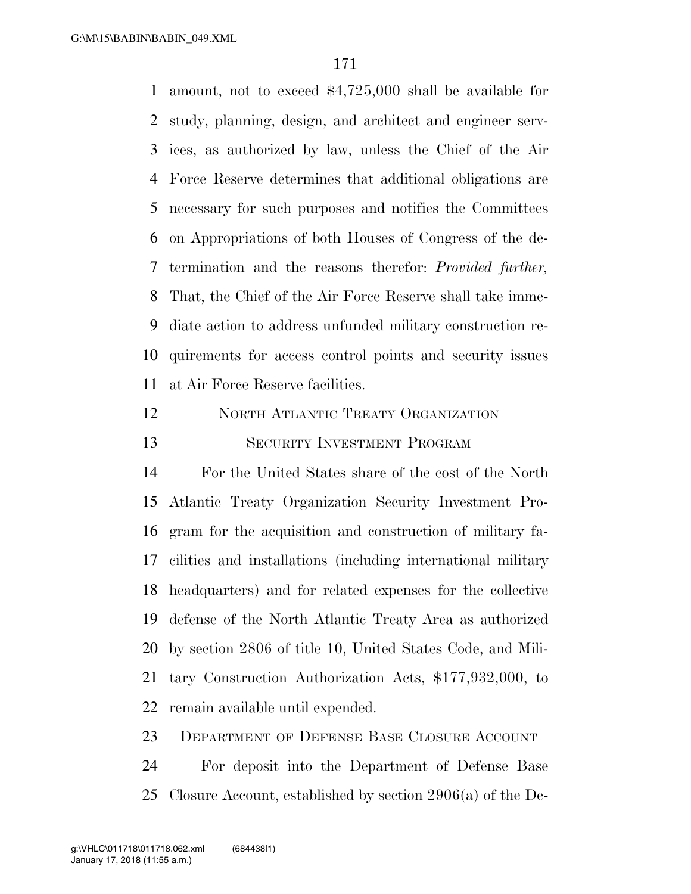amount, not to exceed $4,725,000 shall be available for study, planning, design, and architect and engineer services, as authorized by law, unless the Chief of the Air Force Reserve determines that additional obligations are necessary for such purposes and notifies the Committees on Appropriations of both Houses of Congress of the determination and the reasons therefor: *Provided further,* That, the Chief of the Air Force Reserve shall take immediate action to address unfunded military construction requirements for access control points and security issues at Air Force Reserve facilities.

NORTH ATLANTIC TREATY ORGANIZATION SECURITY INVESTMENT PROGRAM

For the United States share of the cost of the North Atlantic Treaty Organization Security Investment Program for the acquisition and construction of military facilities and installations (including international military headquarters) and for related expenses for the collective defense of the North Atlantic Treaty Area as authorized by section 2806 of title 10, United States Code, and Military Construction Authorization Acts, $177,932,000, to remain available until expended.

DEPARTMENT OF DEFENSE BASE CLOSURE ACCOUNT

For deposit into the Department of Defense Base Closure Account, established by section 2906(a) of the De-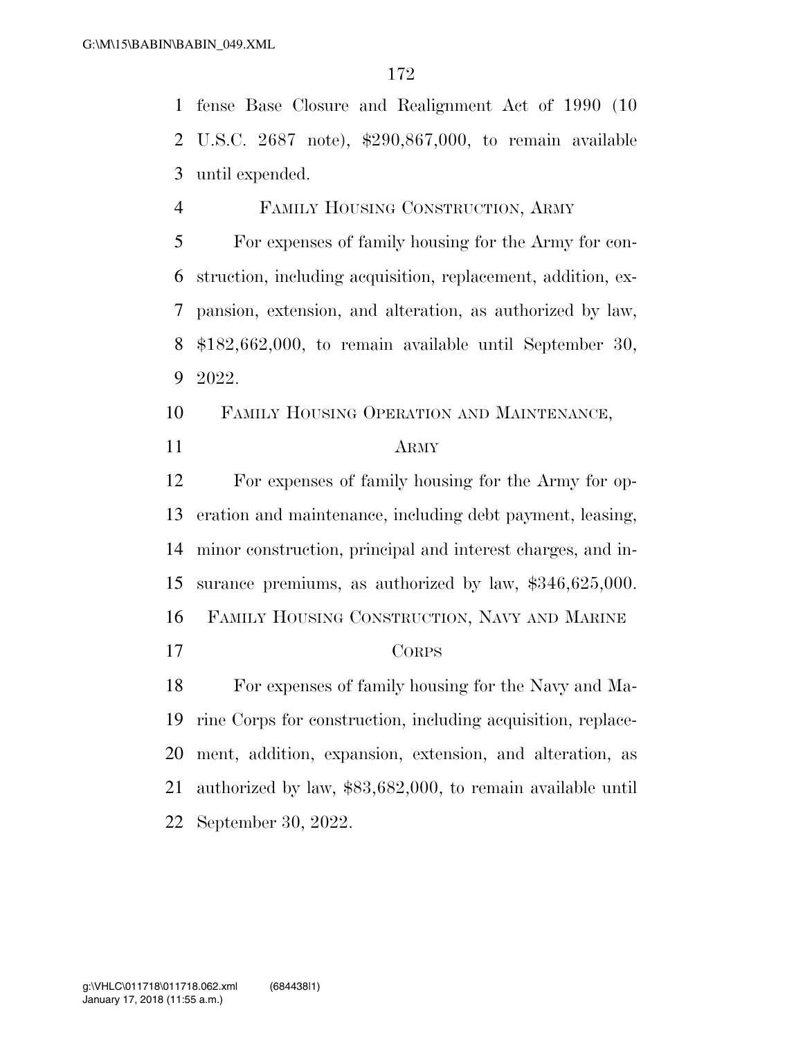fense Base Closure and Realignment Act of 1990 (10 U.S.C. 2687 note), $290,867,000, to remain available until expended.

### FAMILY HOUSING CONSTRUCTION, ARMY

For expenses of family housing for the Army for construction, including acquisition, replacement, addition, expansion, extension, and alteration, as authorized by law, $182,662,000, to remain available until September 30, 2022.

### FAMILY HOUSING OPERATION AND MAINTENANCE, ARMY

For expenses of family housing for the Army for operation and maintenance, including debt payment, leasing, minor construction, principal and interest charges, and insurance premiums, as authorized by law, $346,625,000.

### FAMILY HOUSING CONSTRUCTION, NAVY AND MARINE CORPS

For expenses of family housing for the Navy and Marine Corps for construction, including acquisition, replacement, addition, expansion, extension, and alteration, as authorized by law, $83,682,000, to remain available until September 30, 2022.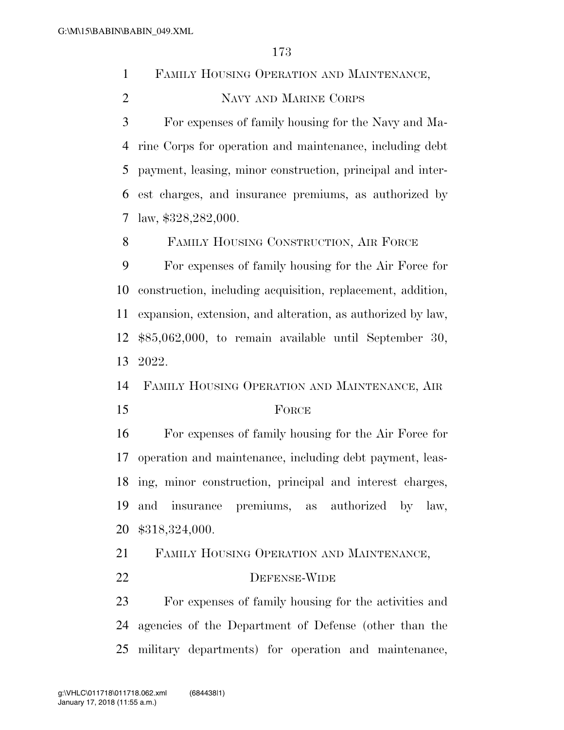FAMILY HOUSING OPERATION AND MAINTENANCE, NAVY AND MARINE CORPS

For expenses of family housing for the Navy and Marine Corps for operation and maintenance, including debt payment, leasing, minor construction, principal and interest charges, and insurance premiums, as authorized by law, $328,282,000.

FAMILY HOUSING CONSTRUCTION, AIR FORCE

For expenses of family housing for the Air Force for construction, including acquisition, replacement, addition, expansion, extension, and alteration, as authorized by law, $85,062,000, to remain available until September 30, 2022.

FAMILY HOUSING OPERATION AND MAINTENANCE, AIR FORCE

For expenses of family housing for the Air Force for operation and maintenance, including debt payment, leasing, minor construction, principal and interest charges, and insurance premiums, as authorized by law, $318,324,000.

FAMILY HOUSING OPERATION AND MAINTENANCE, DEFENSE-WIDE

For expenses of family housing for the activities and agencies of the Department of Defense (other than the military departments) for operation and maintenance,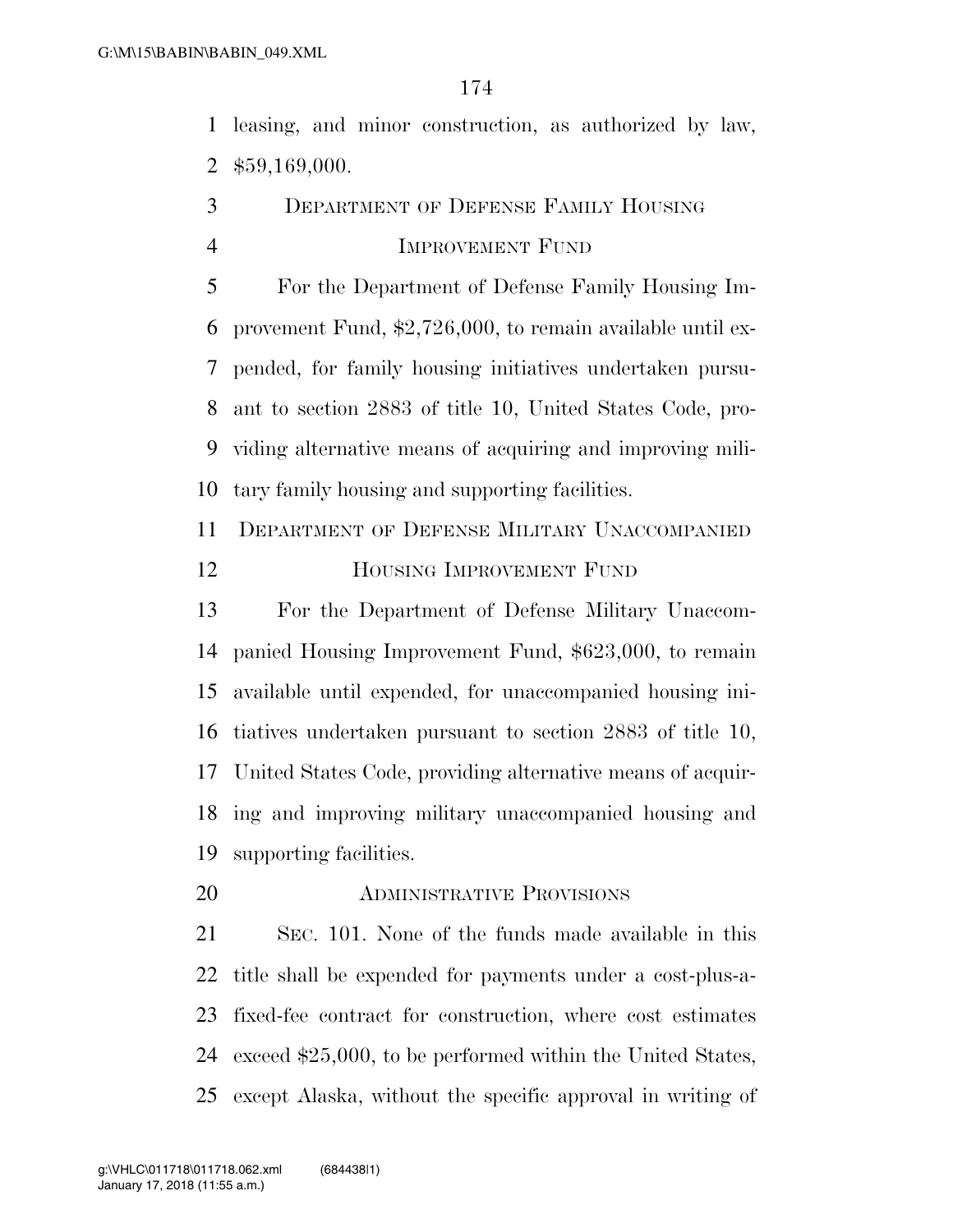leasing, and minor construction, as authorized by law, $59,169,000.

### DEPARTMENT OF DEFENSE FAMILY HOUSING IMPROVEMENT FUND

For the Department of Defense Family Housing Improvement Fund, $2,726,000, to remain available until expended, for family housing initiatives undertaken pursuant to section 2883 of title 10, United States Code, providing alternative means of acquiring and improving military family housing and supporting facilities.

### DEPARTMENT OF DEFENSE MILITARY UNACCOMPANIED HOUSING IMPROVEMENT FUND

For the Department of Defense Military Unaccompanied Housing Improvement Fund, $623,000, to remain available until expended, for unaccompanied housing initiatives undertaken pursuant to section 2883 of title 10, United States Code, providing alternative means of acquiring and improving military unaccompanied housing and supporting facilities.

### ADMINISTRATIVE PROVISIONS

SEC. 101. None of the funds made available in this title shall be expended for payments under a cost-plus-a-fixed-fee contract for construction, where cost estimates exceed $25,000, to be performed within the United States, except Alaska, without the specific approval in writing of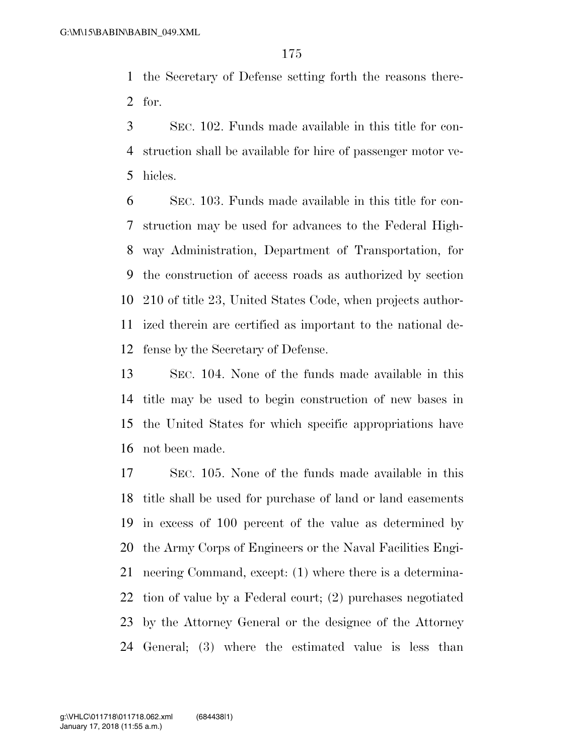the Secretary of Defense setting forth the reasons therefor.

SEC. 102. Funds made available in this title for construction shall be available for hire of passenger motor vehicles.

SEC. 103. Funds made available in this title for construction may be used for advances to the Federal Highway Administration, Department of Transportation, for the construction of access roads as authorized by section 210 of title 23, United States Code, when projects authorized therein are certified as important to the national defense by the Secretary of Defense.

SEC. 104. None of the funds made available in this title may be used to begin construction of new bases in the United States for which specific appropriations have not been made.

SEC. 105. None of the funds made available in this title shall be used for purchase of land or land easements in excess of 100 percent of the value as determined by the Army Corps of Engineers or the Naval Facilities Engineering Command, except: (1) where there is a determination of value by a Federal court; (2) purchases negotiated by the Attorney General or the designee of the Attorney General; (3) where the estimated value is less than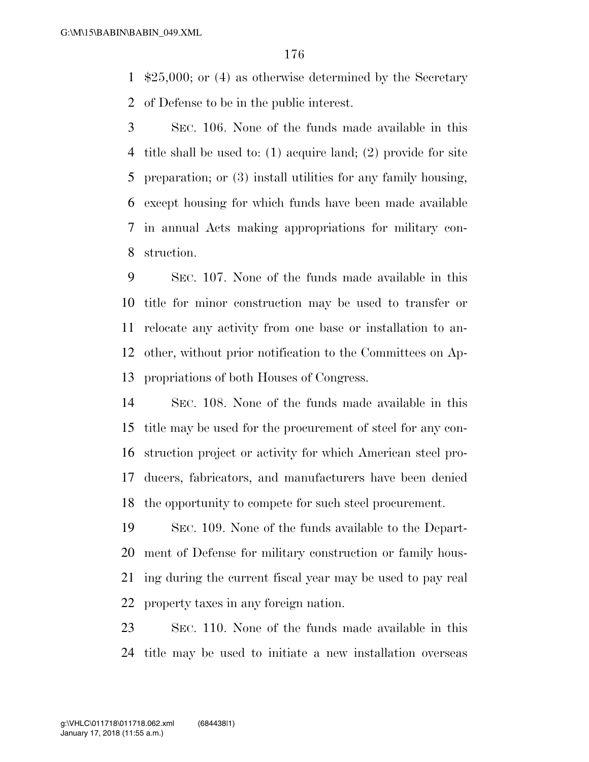$25,000; or (4) as otherwise determined by the Secretary of Defense to be in the public interest.

SEC. 106. None of the funds made available in this title shall be used to: (1) acquire land; (2) provide for site preparation; or (3) install utilities for any family housing, except housing for which funds have been made available in annual Acts making appropriations for military construction.

SEC. 107. None of the funds made available in this title for minor construction may be used to transfer or relocate any activity from one base or installation to another, without prior notification to the Committees on Appropriations of both Houses of Congress.

SEC. 108. None of the funds made available in this title may be used for the procurement of steel for any construction project or activity for which American steel producers, fabricators, and manufacturers have been denied the opportunity to compete for such steel procurement.

SEC. 109. None of the funds available to the Department of Defense for military construction or family housing during the current fiscal year may be used to pay real property taxes in any foreign nation.

SEC. 110. None of the funds made available in this title may be used to initiate a new installation overseas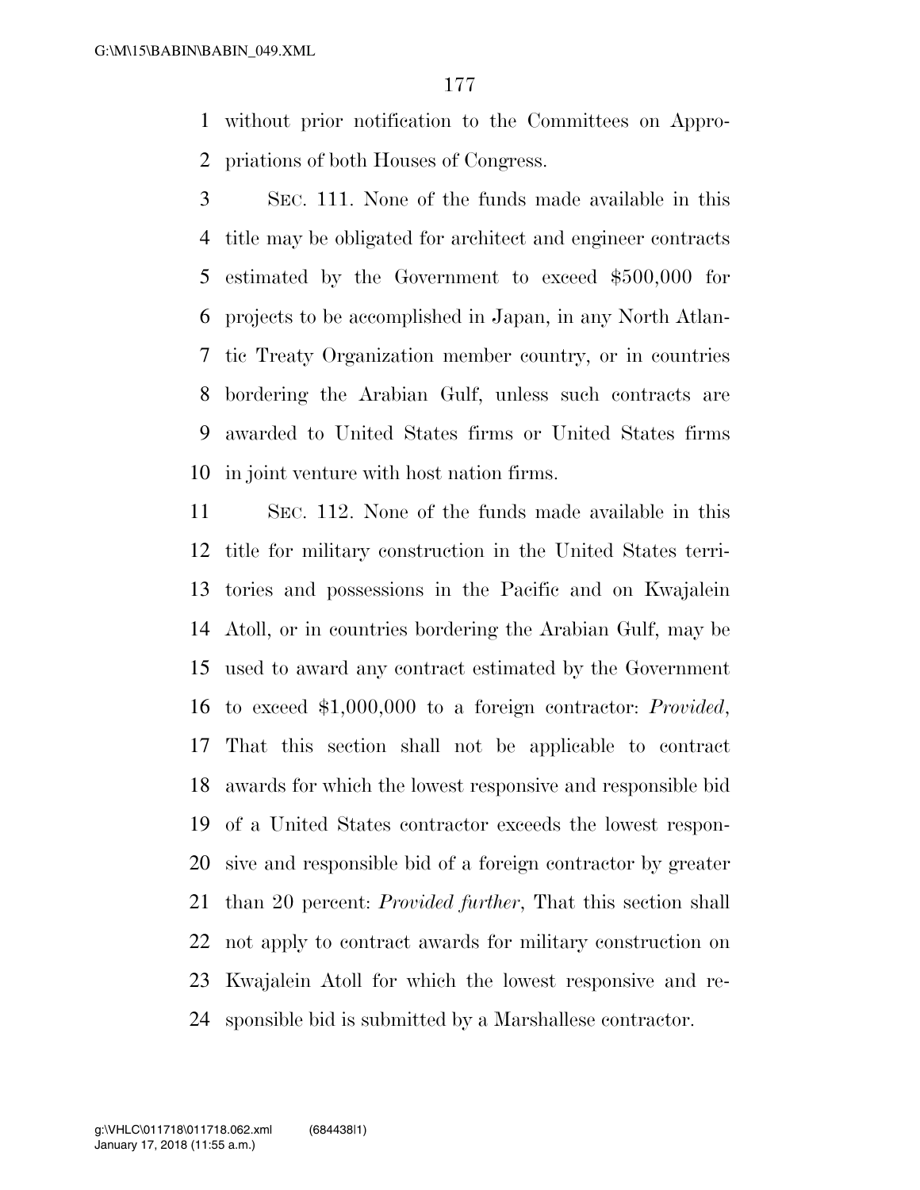without prior notification to the Committees on Appropriations of both Houses of Congress.

SEC. 111. None of the funds made available in this title may be obligated for architect and engineer contracts estimated by the Government to exceed $500,000 for projects to be accomplished in Japan, in any North Atlantic Treaty Organization member country, or in countries bordering the Arabian Gulf, unless such contracts are awarded to United States firms or United States firms in joint venture with host nation firms.

SEC. 112. None of the funds made available in this title for military construction in the United States territories and possessions in the Pacific and on Kwajalein Atoll, or in countries bordering the Arabian Gulf, may be used to award any contract estimated by the Government to exceed $1,000,000 to a foreign contractor: *Provided*, That this section shall not be applicable to contract awards for which the lowest responsive and responsible bid of a United States contractor exceeds the lowest responsive and responsible bid of a foreign contractor by greater than 20 percent: *Provided further*, That this section shall not apply to contract awards for military construction on Kwajalein Atoll for which the lowest responsive and responsible bid is submitted by a Marshallese contractor.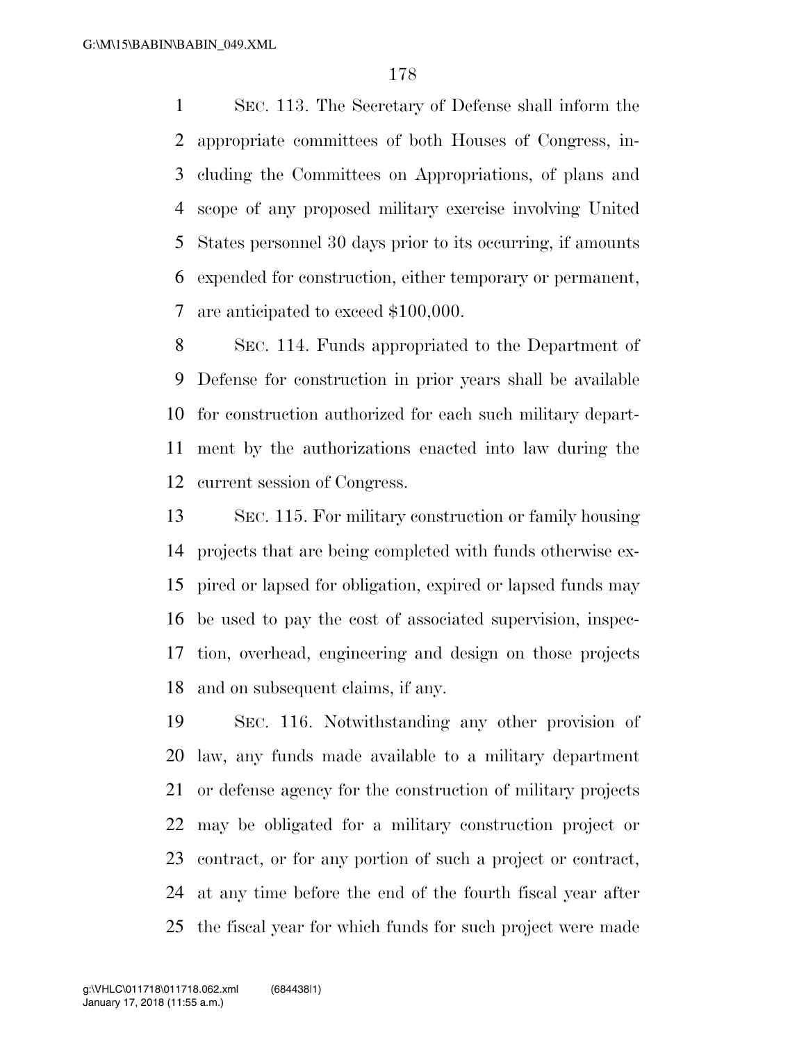SEC. 113. The Secretary of Defense shall inform the appropriate committees of both Houses of Congress, including the Committees on Appropriations, of plans and scope of any proposed military exercise involving United States personnel 30 days prior to its occurring, if amounts expended for construction, either temporary or permanent, are anticipated to exceed $100,000.

SEC. 114. Funds appropriated to the Department of Defense for construction in prior years shall be available for construction authorized for each such military department by the authorizations enacted into law during the current session of Congress.

SEC. 115. For military construction or family housing projects that are being completed with funds otherwise expired or lapsed for obligation, expired or lapsed funds may be used to pay the cost of associated supervision, inspection, overhead, engineering and design on those projects and on subsequent claims, if any.

SEC. 116. Notwithstanding any other provision of law, any funds made available to a military department or defense agency for the construction of military projects may be obligated for a military construction project or contract, or for any portion of such a project or contract, at any time before the end of the fourth fiscal year after the fiscal year for which funds for such project were made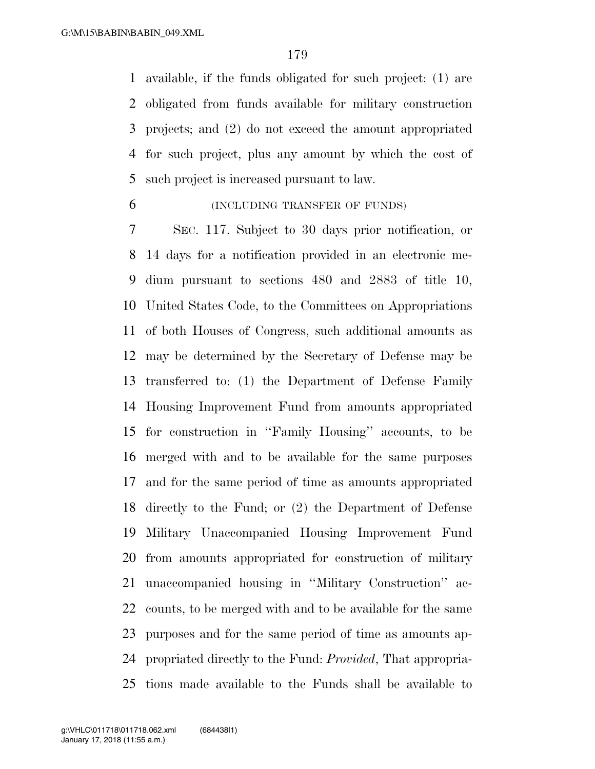available, if the funds obligated for such project: (1) are obligated from funds available for military construction projects; and (2) do not exceed the amount appropriated for such project, plus any amount by which the cost of such project is increased pursuant to law.

(INCLUDING TRANSFER OF FUNDS)

SEC. 117. Subject to 30 days prior notification, or 14 days for a notification provided in an electronic medium pursuant to sections 480 and 2883 of title 10, United States Code, to the Committees on Appropriations of both Houses of Congress, such additional amounts as may be determined by the Secretary of Defense may be transferred to: (1) the Department of Defense Family Housing Improvement Fund from amounts appropriated for construction in ''Family Housing'' accounts, to be merged with and to be available for the same purposes and for the same period of time as amounts appropriated directly to the Fund; or (2) the Department of Defense Military Unaccompanied Housing Improvement Fund from amounts appropriated for construction of military unaccompanied housing in ''Military Construction'' accounts, to be merged with and to be available for the same purposes and for the same period of time as amounts appropriated directly to the Fund: *Provided*, That appropriations made available to the Funds shall be available to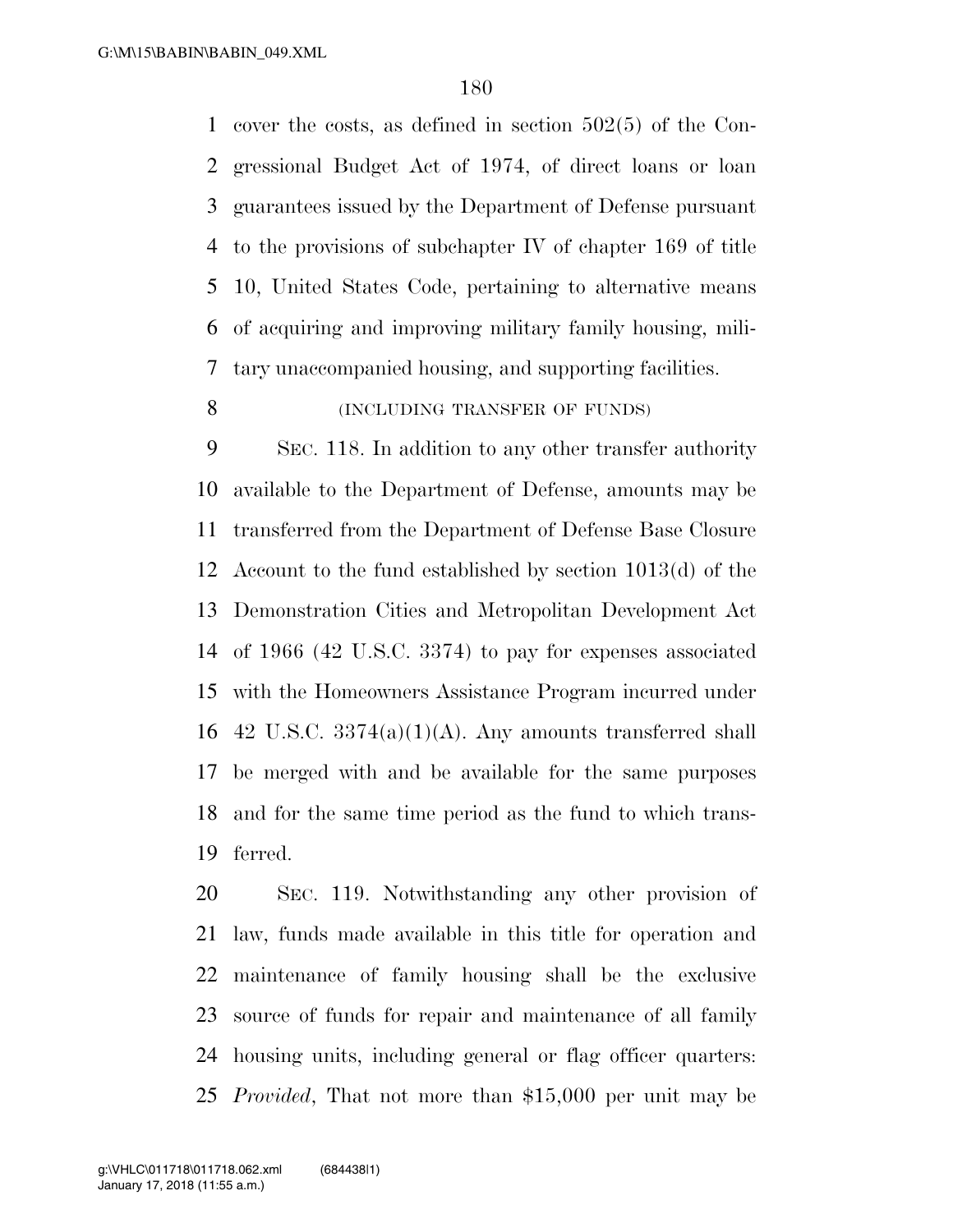cover the costs, as defined in section 502(5) of the Congressional Budget Act of 1974, of direct loans or loan guarantees issued by the Department of Defense pursuant to the provisions of subchapter IV of chapter 169 of title 10, United States Code, pertaining to alternative means of acquiring and improving military family housing, military unaccompanied housing, and supporting facilities.

(INCLUDING TRANSFER OF FUNDS)

SEC. 118. In addition to any other transfer authority available to the Department of Defense, amounts may be transferred from the Department of Defense Base Closure Account to the fund established by section 1013(d) of the Demonstration Cities and Metropolitan Development Act of 1966 (42 U.S.C. 3374) to pay for expenses associated with the Homeowners Assistance Program incurred under 42 U.S.C. 3374(a)(1)(A). Any amounts transferred shall be merged with and be available for the same purposes and for the same time period as the fund to which transferred.

SEC. 119. Notwithstanding any other provision of law, funds made available in this title for operation and maintenance of family housing shall be the exclusive source of funds for repair and maintenance of all family housing units, including general or flag officer quarters: *Provided*, That not more than $15,000 per unit may be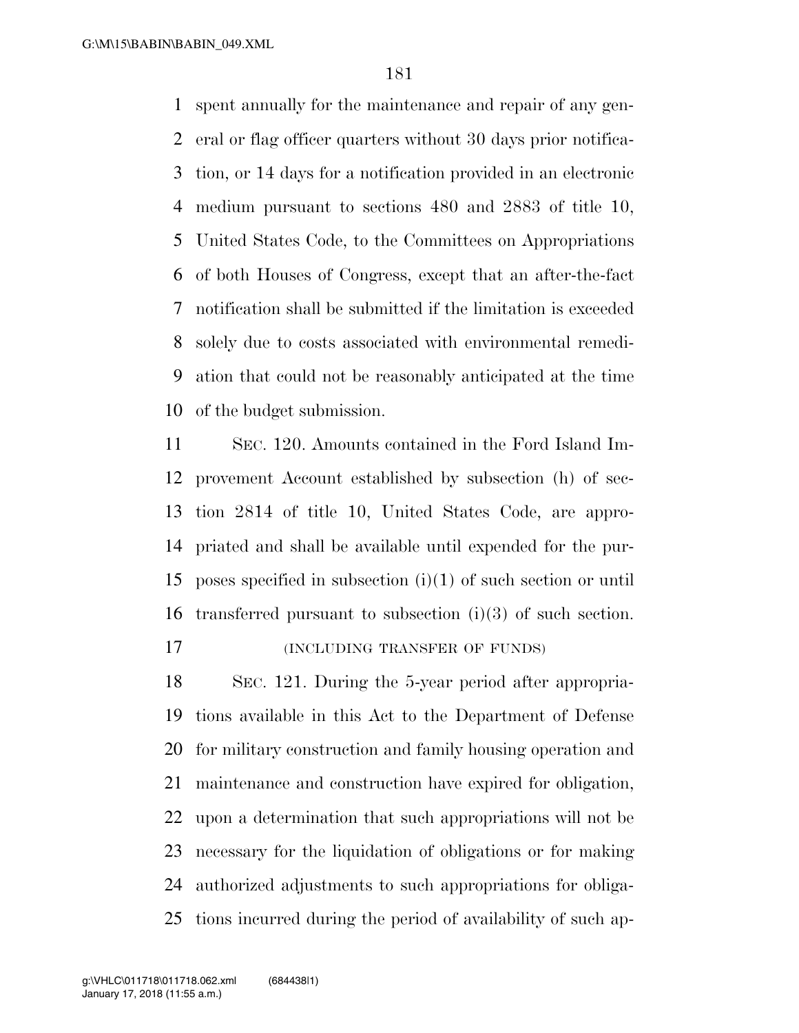spent annually for the maintenance and repair of any general or flag officer quarters without 30 days prior notification, or 14 days for a notification provided in an electronic medium pursuant to sections 480 and 2883 of title 10, United States Code, to the Committees on Appropriations of both Houses of Congress, except that an after-the-fact notification shall be submitted if the limitation is exceeded solely due to costs associated with environmental remediation that could not be reasonably anticipated at the time of the budget submission.

SEC. 120. Amounts contained in the Ford Island Improvement Account established by subsection (h) of section 2814 of title 10, United States Code, are appropriated and shall be available until expended for the purposes specified in subsection (i)(1) of such section or until transferred pursuant to subsection (i)(3) of such section.

(INCLUDING TRANSFER OF FUNDS)

SEC. 121. During the 5-year period after appropriations available in this Act to the Department of Defense for military construction and family housing operation and maintenance and construction have expired for obligation, upon a determination that such appropriations will not be necessary for the liquidation of obligations or for making authorized adjustments to such appropriations for obligations incurred during the period of availability of such ap-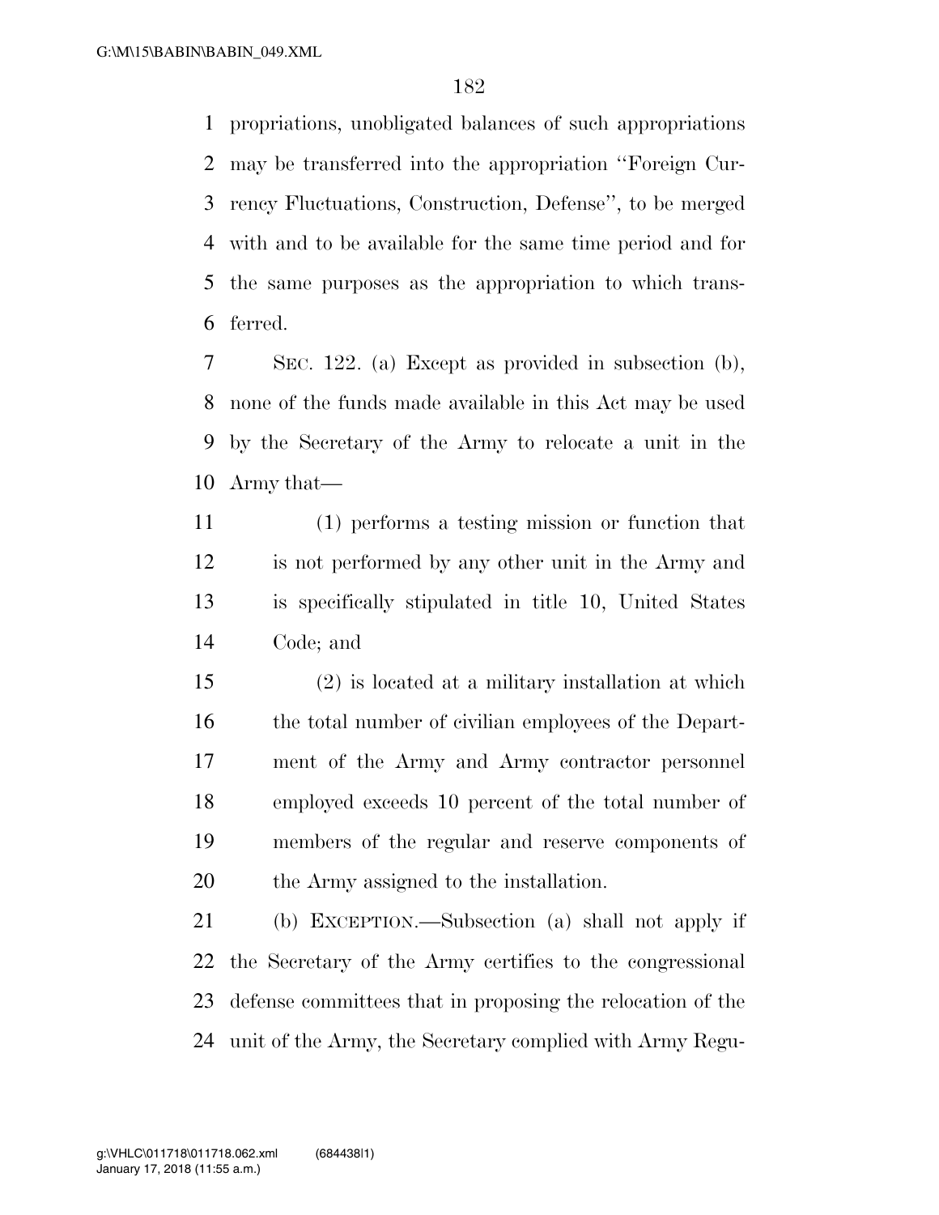propriations, unobligated balances of such appropriations may be transferred into the appropriation ''Foreign Currency Fluctuations, Construction, Defense'', to be merged with and to be available for the same time period and for the same purposes as the appropriation to which transferred.

SEC. 122. (a) Except as provided in subsection (b), none of the funds made available in this Act may be used by the Secretary of the Army to relocate a unit in the Army that—

(1) performs a testing mission or function that is not performed by any other unit in the Army and is specifically stipulated in title 10, United States Code; and

(2) is located at a military installation at which the total number of civilian employees of the Department of the Army and Army contractor personnel employed exceeds 10 percent of the total number of members of the regular and reserve components of the Army assigned to the installation.

(b) EXCEPTION.—Subsection (a) shall not apply if the Secretary of the Army certifies to the congressional defense committees that in proposing the relocation of the unit of the Army, the Secretary complied with Army Regu-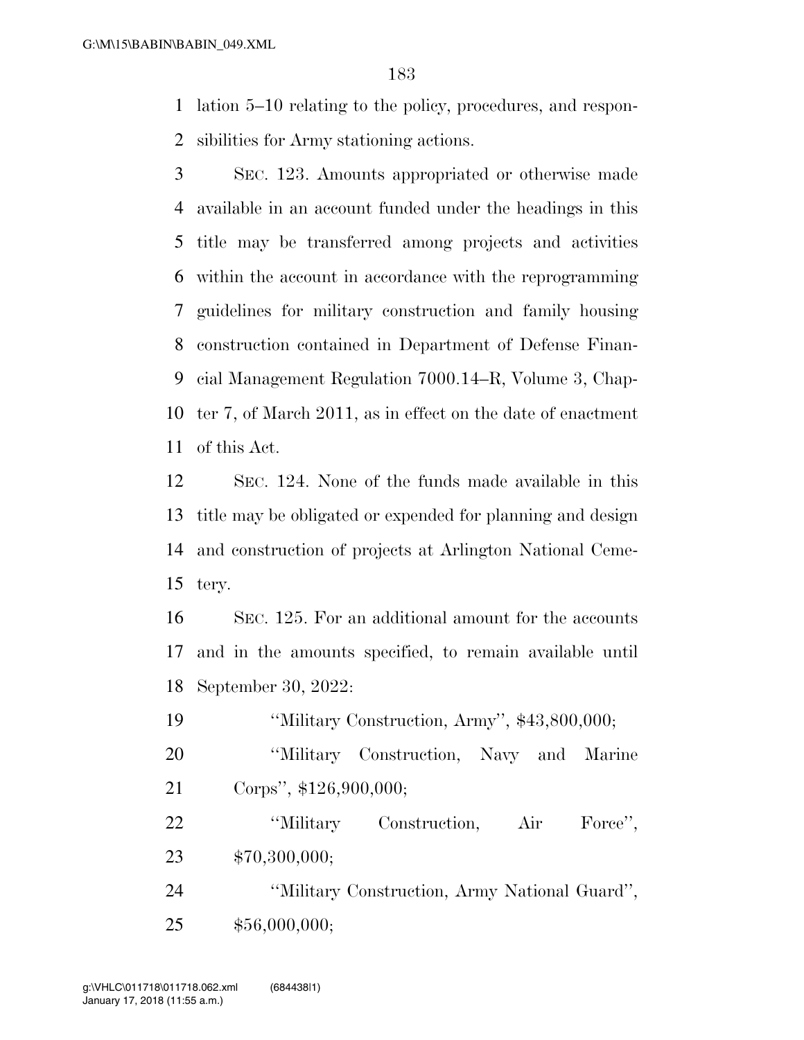lation 5–10 relating to the policy, procedures, and responsibilities for Army stationing actions.

SEC. 123. Amounts appropriated or otherwise made available in an account funded under the headings in this title may be transferred among projects and activities within the account in accordance with the reprogramming guidelines for military construction and family housing construction contained in Department of Defense Financial Management Regulation 7000.14–R, Volume 3, Chapter 7, of March 2011, as in effect on the date of enactment of this Act.

SEC. 124. None of the funds made available in this title may be obligated or expended for planning and design and construction of projects at Arlington National Cemetery.

SEC. 125. For an additional amount for the accounts and in the amounts specified, to remain available until September 30, 2022:

''Military Construction, Army'', $43,800,000;

''Military Construction, Navy and Marine Corps'', $126,900,000;

''Military Construction, Air Force'', $70,300,000;

''Military Construction, Army National Guard'', $56,000,000;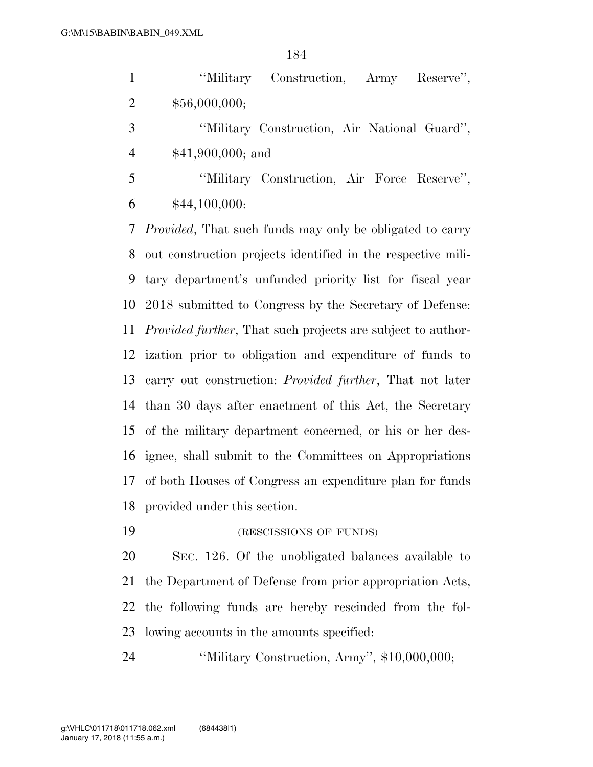''Military Construction, Army Reserve'', $56,000,000;

''Military Construction, Air National Guard'', $41,900,000; and

''Military Construction, Air Force Reserve'', $44,100,000:

*Provided*, That such funds may only be obligated to carry out construction projects identified in the respective military department's unfunded priority list for fiscal year 2018 submitted to Congress by the Secretary of Defense: *Provided further*, That such projects are subject to authorization prior to obligation and expenditure of funds to carry out construction: *Provided further*, That not later than 30 days after enactment of this Act, the Secretary of the military department concerned, or his or her designee, shall submit to the Committees on Appropriations of both Houses of Congress an expenditure plan for funds provided under this section.

(RESCISSIONS OF FUNDS)

SEC. 126. Of the unobligated balances available to the Department of Defense from prior appropriation Acts, the following funds are hereby rescinded from the following accounts in the amounts specified:

''Military Construction, Army'', $10,000,000;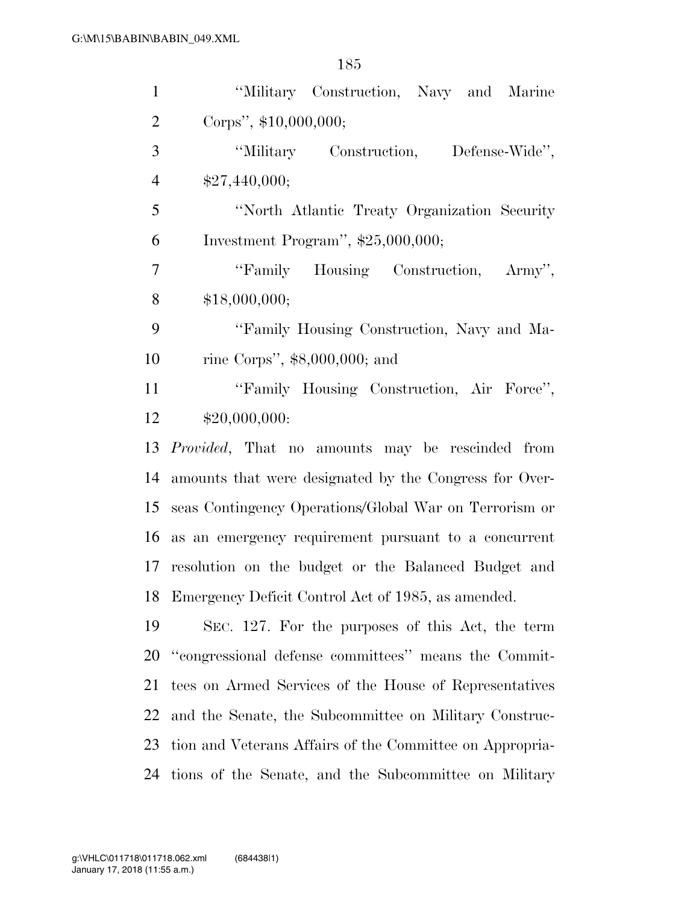"Military Construction, Navy and Marine Corps", $10,000,000;

"Military Construction, Defense-Wide", $27,440,000;

"North Atlantic Treaty Organization Security Investment Program", $25,000,000;

"Family Housing Construction, Army", $18,000,000;

"Family Housing Construction, Navy and Marine Corps", $8,000,000; and

"Family Housing Construction, Air Force", $20,000,000:

*Provided*, That no amounts may be rescinded from amounts that were designated by the Congress for Overseas Contingency Operations/Global War on Terrorism or as an emergency requirement pursuant to a concurrent resolution on the budget or the Balanced Budget and Emergency Deficit Control Act of 1985, as amended.

SEC. 127. For the purposes of this Act, the term "congressional defense committees" means the Committees on Armed Services of the House of Representatives and the Senate, the Subcommittee on Military Construction and Veterans Affairs of the Committee on Appropriations of the Senate, and the Subcommittee on Military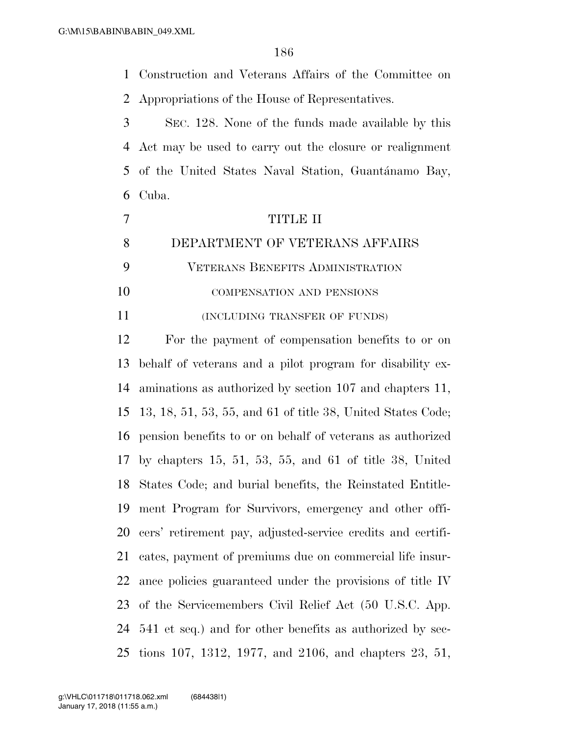Construction and Veterans Affairs of the Committee on Appropriations of the House of Representatives.

SEC. 128. None of the funds made available by this Act may be used to carry out the closure or realignment of the United States Naval Station, Guantánamo Bay, Cuba.

# TITLE II

## DEPARTMENT OF VETERANS AFFAIRS

### VETERANS BENEFITS ADMINISTRATION

#### COMPENSATION AND PENSIONS

#### (INCLUDING TRANSFER OF FUNDS)

For the payment of compensation benefits to or on behalf of veterans and a pilot program for disability examinations as authorized by section 107 and chapters 11, 13, 18, 51, 53, 55, and 61 of title 38, United States Code; pension benefits to or on behalf of veterans as authorized by chapters 15, 51, 53, 55, and 61 of title 38, United States Code; and burial benefits, the Reinstated Entitlement Program for Survivors, emergency and other officers' retirement pay, adjusted-service credits and certificates, payment of premiums due on commercial life insurance policies guaranteed under the provisions of title IV of the Servicemembers Civil Relief Act (50 U.S.C. App. 541 et seq.) and for other benefits as authorized by sections 107, 1312, 1977, and 2106, and chapters 23, 51,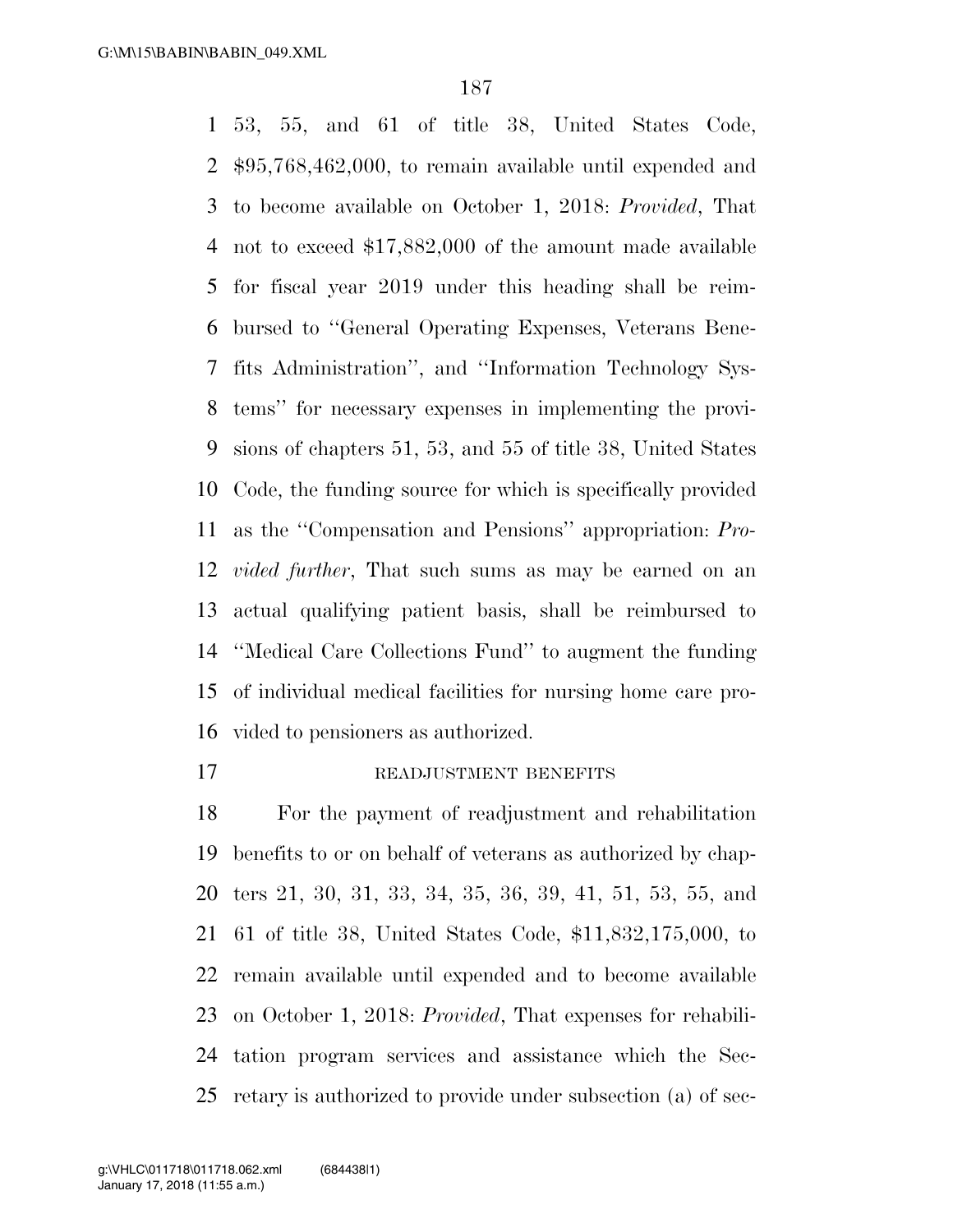53, 55, and 61 of title 38, United States Code, $95,768,462,000, to remain available until expended and to become available on October 1, 2018: *Provided*, That not to exceed $17,882,000 of the amount made available for fiscal year 2019 under this heading shall be reimbursed to ''General Operating Expenses, Veterans Benefits Administration'', and ''Information Technology Systems'' for necessary expenses in implementing the provisions of chapters 51, 53, and 55 of title 38, United States Code, the funding source for which is specifically provided as the ''Compensation and Pensions'' appropriation: *Provided further*, That such sums as may be earned on an actual qualifying patient basis, shall be reimbursed to ''Medical Care Collections Fund'' to augment the funding of individual medical facilities for nursing home care provided to pensioners as authorized.

READJUSTMENT BENEFITS

For the payment of readjustment and rehabilitation benefits to or on behalf of veterans as authorized by chapters 21, 30, 31, 33, 34, 35, 36, 39, 41, 51, 53, 55, and 61 of title 38, United States Code, $11,832,175,000, to remain available until expended and to become available on October 1, 2018: *Provided*, That expenses for rehabilitation program services and assistance which the Secretary is authorized to provide under subsection (a) of sec-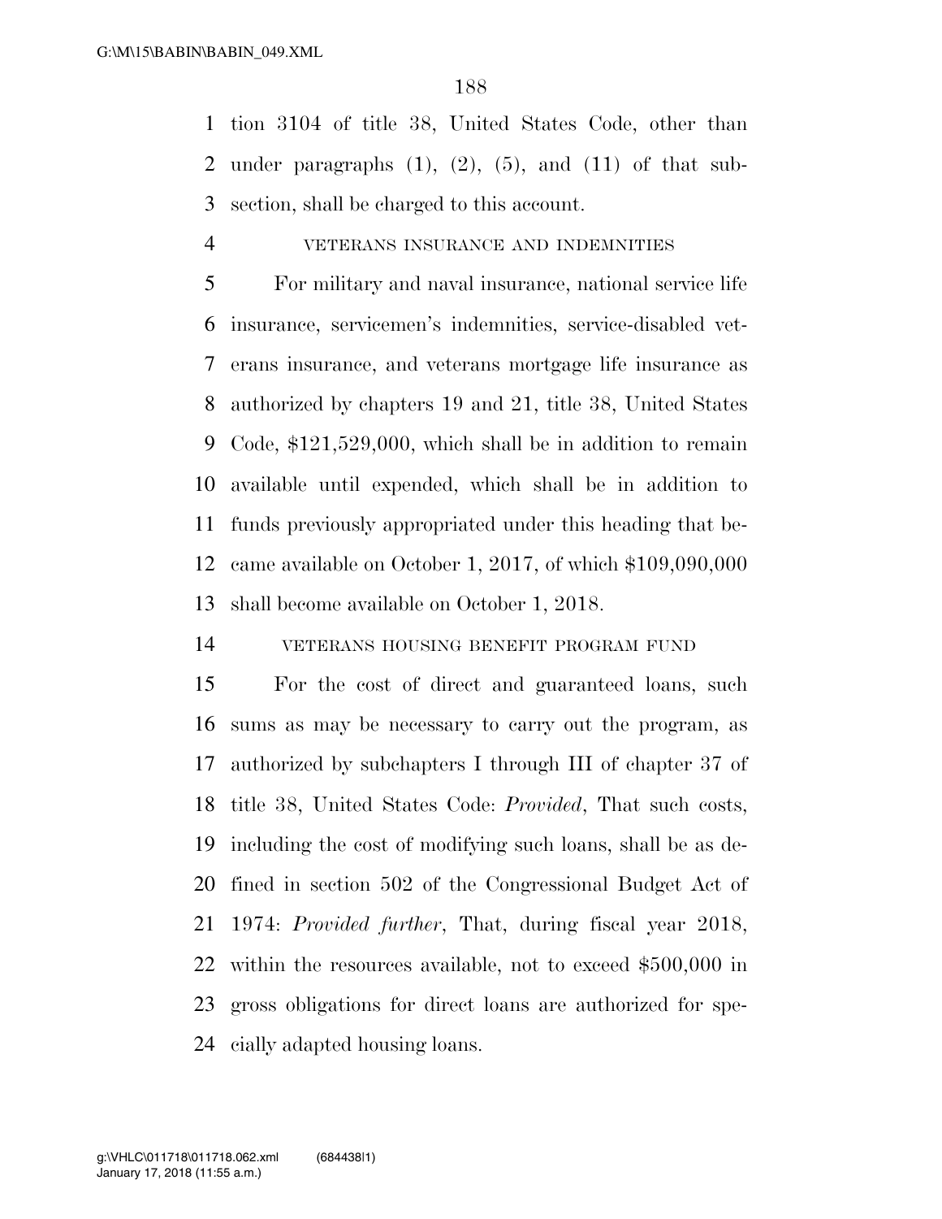tion 3104 of title 38, United States Code, other than under paragraphs (1), (2), (5), and (11) of that subsection, shall be charged to this account.

VETERANS INSURANCE AND INDEMNITIES

For military and naval insurance, national service life insurance, servicemen's indemnities, service-disabled veterans insurance, and veterans mortgage life insurance as authorized by chapters 19 and 21, title 38, United States Code, $121,529,000, which shall be in addition to remain available until expended, which shall be in addition to funds previously appropriated under this heading that became available on October 1, 2017, of which $109,090,000 shall become available on October 1, 2018.

VETERANS HOUSING BENEFIT PROGRAM FUND

For the cost of direct and guaranteed loans, such sums as may be necessary to carry out the program, as authorized by subchapters I through III of chapter 37 of title 38, United States Code: *Provided*, That such costs, including the cost of modifying such loans, shall be as defined in section 502 of the Congressional Budget Act of 1974: *Provided further*, That, during fiscal year 2018, within the resources available, not to exceed $500,000 in gross obligations for direct loans are authorized for specially adapted housing loans.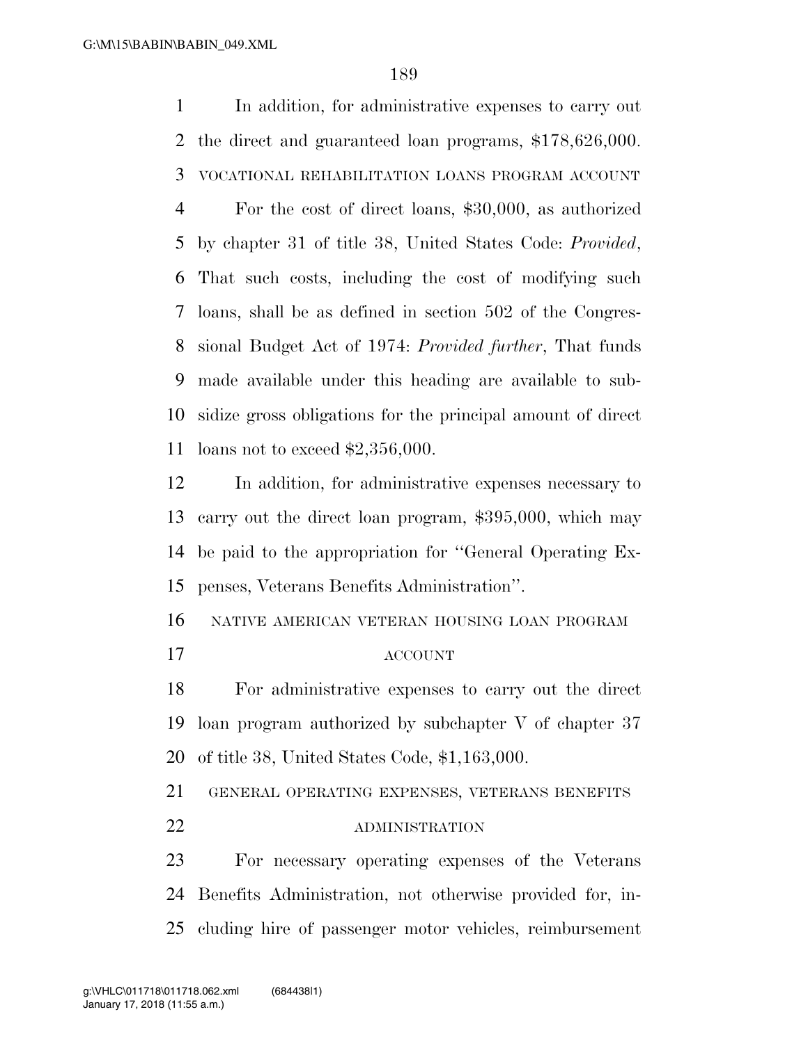In addition, for administrative expenses to carry out the direct and guaranteed loan programs, $178,626,000.

VOCATIONAL REHABILITATION LOANS PROGRAM ACCOUNT

For the cost of direct loans, $30,000, as authorized by chapter 31 of title 38, United States Code: *Provided*, That such costs, including the cost of modifying such loans, shall be as defined in section 502 of the Congressional Budget Act of 1974: *Provided further*, That funds made available under this heading are available to subsidize gross obligations for the principal amount of direct loans not to exceed $2,356,000.

In addition, for administrative expenses necessary to carry out the direct loan program, $395,000, which may be paid to the appropriation for ''General Operating Expenses, Veterans Benefits Administration''.

NATIVE AMERICAN VETERAN HOUSING LOAN PROGRAM ACCOUNT

For administrative expenses to carry out the direct loan program authorized by subchapter V of chapter 37 of title 38, United States Code, $1,163,000.

GENERAL OPERATING EXPENSES, VETERANS BENEFITS ADMINISTRATION

For necessary operating expenses of the Veterans Benefits Administration, not otherwise provided for, including hire of passenger motor vehicles, reimbursement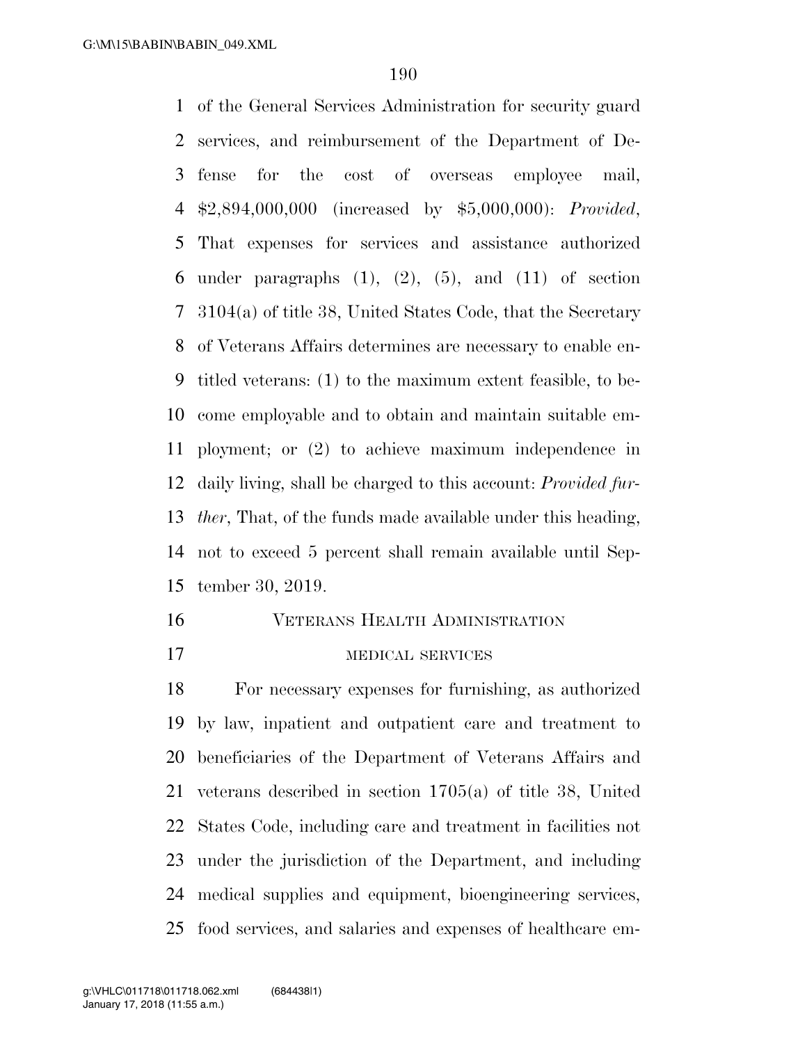of the General Services Administration for security guard services, and reimbursement of the Department of Defense for the cost of overseas employee mail, $2,894,000,000 (increased by $5,000,000): *Provided*, That expenses for services and assistance authorized under paragraphs (1), (2), (5), and (11) of section 3104(a) of title 38, United States Code, that the Secretary of Veterans Affairs determines are necessary to enable entitled veterans: (1) to the maximum extent feasible, to become employable and to obtain and maintain suitable employment; or (2) to achieve maximum independence in daily living, shall be charged to this account: *Provided further*, That, of the funds made available under this heading, not to exceed 5 percent shall remain available until September 30, 2019.

## VETERANS HEALTH ADMINISTRATION

### MEDICAL SERVICES

For necessary expenses for furnishing, as authorized by law, inpatient and outpatient care and treatment to beneficiaries of the Department of Veterans Affairs and veterans described in section 1705(a) of title 38, United States Code, including care and treatment in facilities not under the jurisdiction of the Department, and including medical supplies and equipment, bioengineering services, food services, and salaries and expenses of healthcare em-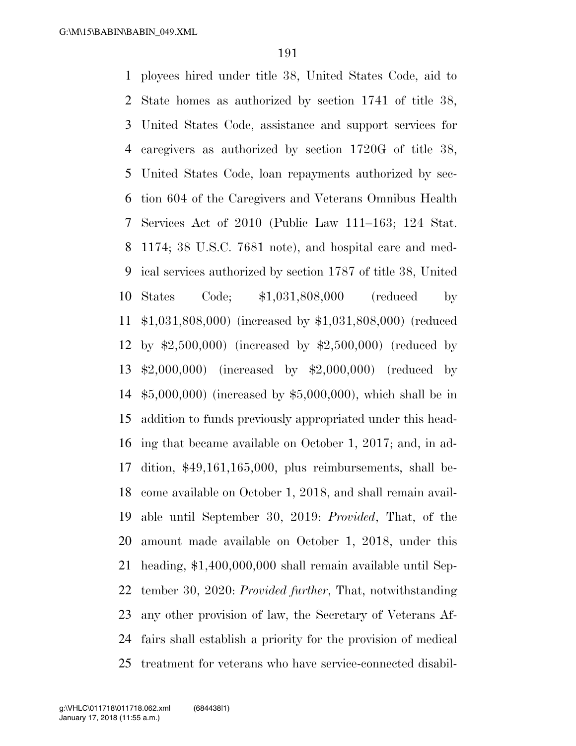ployees hired under title 38, United States Code, aid to State homes as authorized by section 1741 of title 38, United States Code, assistance and support services for caregivers as authorized by section 1720G of title 38, United States Code, loan repayments authorized by section 604 of the Caregivers and Veterans Omnibus Health Services Act of 2010 (Public Law 111–163; 124 Stat. 1174; 38 U.S.C. 7681 note), and hospital care and medical services authorized by section 1787 of title 38, United States Code; $1,031,808,000 (reduced by $1,031,808,000) (increased by $1,031,808,000) (reduced by $2,500,000) (increased by $2,500,000) (reduced by $2,000,000) (increased by $2,000,000) (reduced by $5,000,000) (increased by $5,000,000), which shall be in addition to funds previously appropriated under this heading that became available on October 1, 2017; and, in addition, $49,161,165,000, plus reimbursements, shall become available on October 1, 2018, and shall remain available until September 30, 2019: *Provided*, That, of the amount made available on October 1, 2018, under this heading, $1,400,000,000 shall remain available until September 30, 2020: *Provided further*, That, notwithstanding any other provision of law, the Secretary of Veterans Affairs shall establish a priority for the provision of medical treatment for veterans who have service-connected disabil-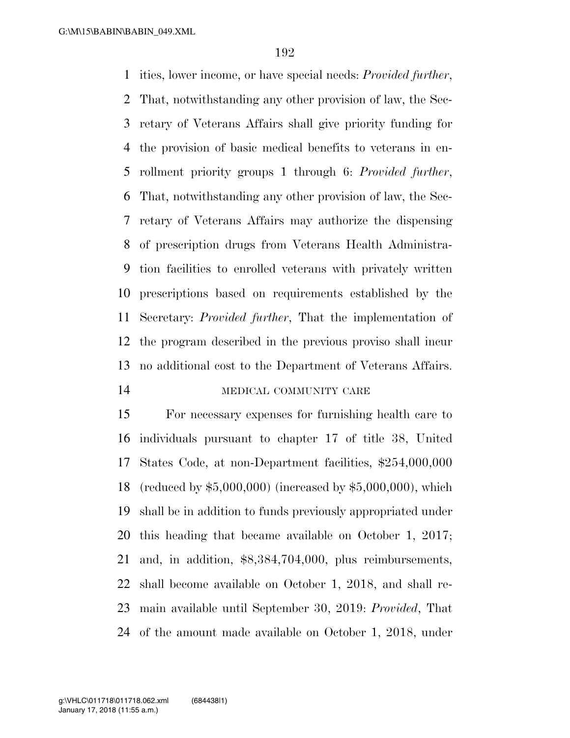ities, lower income, or have special needs: *Provided further*, That, notwithstanding any other provision of law, the Secretary of Veterans Affairs shall give priority funding for the provision of basic medical benefits to veterans in enrollment priority groups 1 through 6: *Provided further*, That, notwithstanding any other provision of law, the Secretary of Veterans Affairs may authorize the dispensing of prescription drugs from Veterans Health Administration facilities to enrolled veterans with privately written prescriptions based on requirements established by the Secretary: *Provided further*, That the implementation of the program described in the previous proviso shall incur no additional cost to the Department of Veterans Affairs.

MEDICAL COMMUNITY CARE

For necessary expenses for furnishing health care to individuals pursuant to chapter 17 of title 38, United States Code, at non-Department facilities, $254,000,000 (reduced by $5,000,000) (increased by $5,000,000), which shall be in addition to funds previously appropriated under this heading that became available on October 1, 2017; and, in addition, $8,384,704,000, plus reimbursements, shall become available on October 1, 2018, and shall remain available until September 30, 2019: *Provided*, That of the amount made available on October 1, 2018, under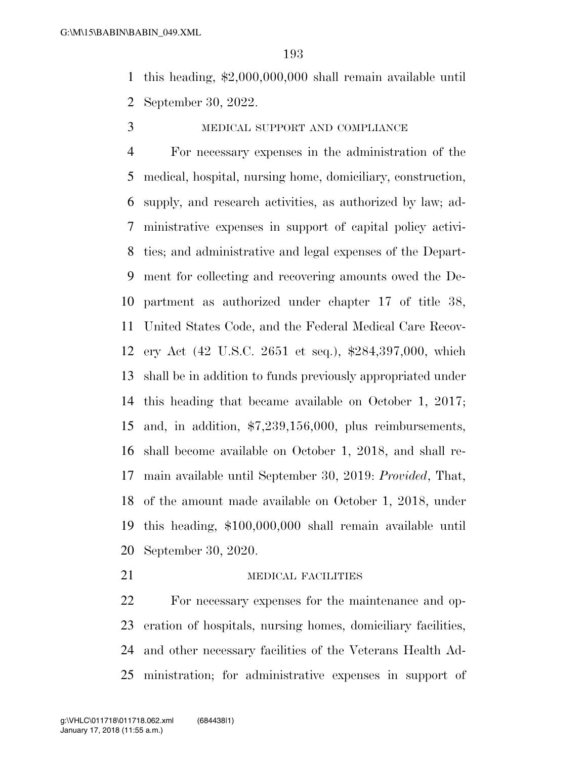this heading, $2,000,000,000 shall remain available until September 30, 2022.

MEDICAL SUPPORT AND COMPLIANCE

For necessary expenses in the administration of the medical, hospital, nursing home, domiciliary, construction, supply, and research activities, as authorized by law; administrative expenses in support of capital policy activities; and administrative and legal expenses of the Department for collecting and recovering amounts owed the Department as authorized under chapter 17 of title 38, United States Code, and the Federal Medical Care Recovery Act (42 U.S.C. 2651 et seq.), $284,397,000, which shall be in addition to funds previously appropriated under this heading that became available on October 1, 2017; and, in addition, $7,239,156,000, plus reimbursements, shall become available on October 1, 2018, and shall remain available until September 30, 2019: *Provided*, That, of the amount made available on October 1, 2018, under this heading, $100,000,000 shall remain available until September 30, 2020.

MEDICAL FACILITIES

For necessary expenses for the maintenance and operation of hospitals, nursing homes, domiciliary facilities, and other necessary facilities of the Veterans Health Administration; for administrative expenses in support of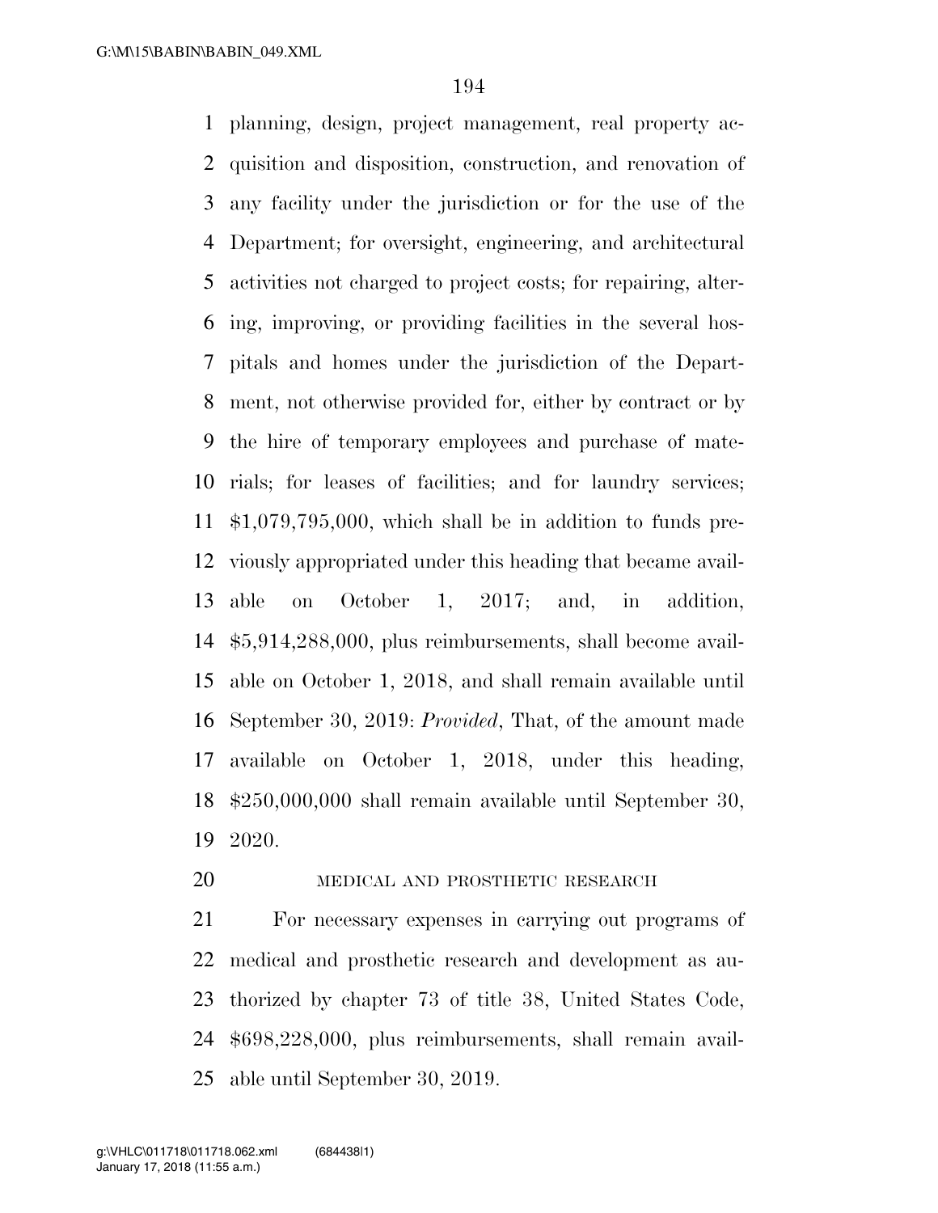planning, design, project management, real property acquisition and disposition, construction, and renovation of any facility under the jurisdiction or for the use of the Department; for oversight, engineering, and architectural activities not charged to project costs; for repairing, altering, improving, or providing facilities in the several hospitals and homes under the jurisdiction of the Department, not otherwise provided for, either by contract or by the hire of temporary employees and purchase of materials; for leases of facilities; and for laundry services; $1,079,795,000, which shall be in addition to funds previously appropriated under this heading that became available on October 1, 2017; and, in addition, $5,914,288,000, plus reimbursements, shall become available on October 1, 2018, and shall remain available until September 30, 2019: *Provided*, That, of the amount made available on October 1, 2018, under this heading, $250,000,000 shall remain available until September 30, 2020.

MEDICAL AND PROSTHETIC RESEARCH

For necessary expenses in carrying out programs of medical and prosthetic research and development as authorized by chapter 73 of title 38, United States Code, $698,228,000, plus reimbursements, shall remain available until September 30, 2019.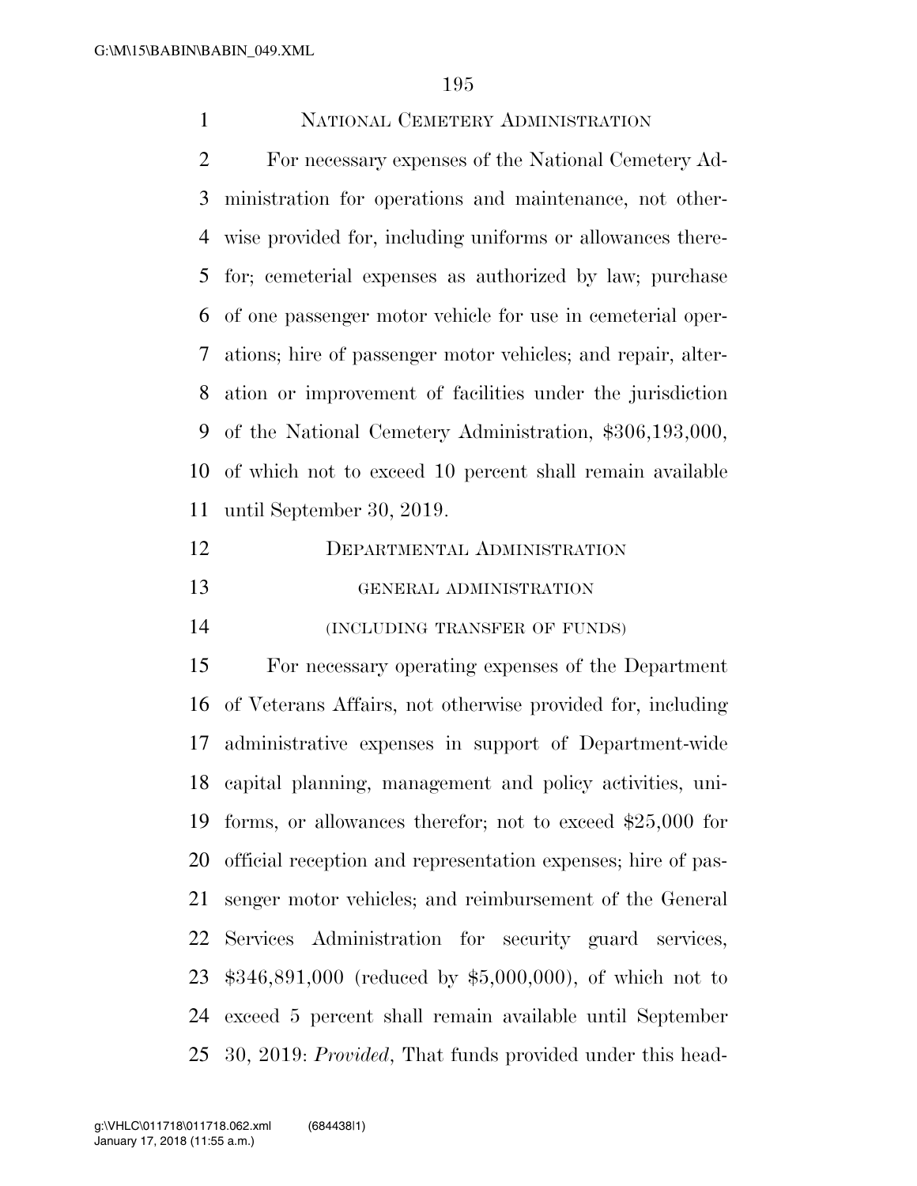## National Cemetery Administration

For necessary expenses of the National Cemetery Administration for operations and maintenance, not otherwise provided for, including uniforms or allowances therefor; cemeterial expenses as authorized by law; purchase of one passenger motor vehicle for use in cemeterial operations; hire of passenger motor vehicles; and repair, alteration or improvement of facilities under the jurisdiction of the National Cemetery Administration, $306,193,000, of which not to exceed 10 percent shall remain available until September 30, 2019.

## Departmental Administration

### general administration

#### (including transfer of funds)

For necessary operating expenses of the Department of Veterans Affairs, not otherwise provided for, including administrative expenses in support of Department-wide capital planning, management and policy activities, uniforms, or allowances therefor; not to exceed $25,000 for official reception and representation expenses; hire of passenger motor vehicles; and reimbursement of the General Services Administration for security guard services, $346,891,000 (reduced by $5,000,000), of which not to exceed 5 percent shall remain available until September 30, 2019: *Provided*, That funds provided under this head-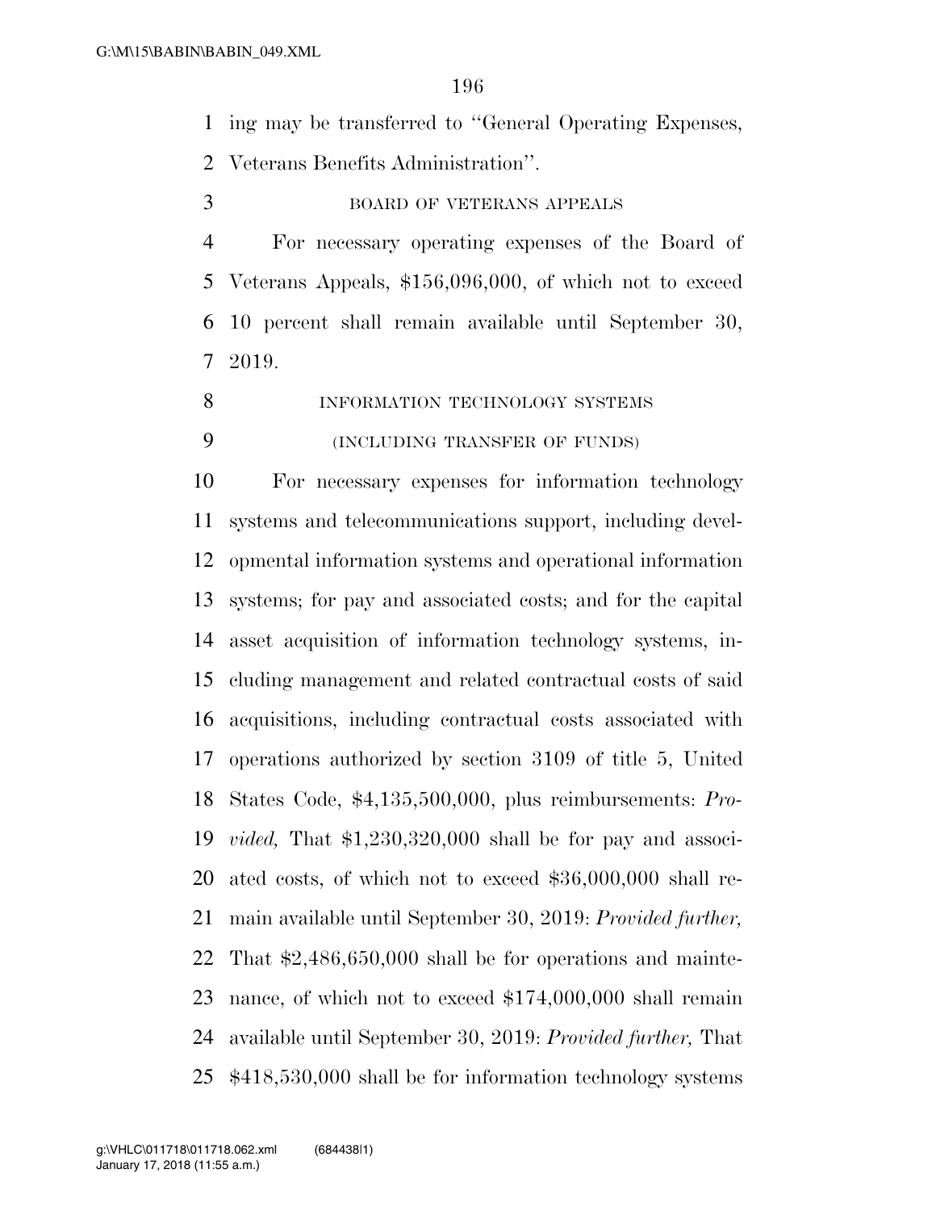ing may be transferred to "General Operating Expenses, Veterans Benefits Administration".

BOARD OF VETERANS APPEALS

For necessary operating expenses of the Board of Veterans Appeals, $156,096,000, of which not to exceed 10 percent shall remain available until September 30, 2019.

INFORMATION TECHNOLOGY SYSTEMS

(INCLUDING TRANSFER OF FUNDS)

For necessary expenses for information technology systems and telecommunications support, including developmental information systems and operational information systems; for pay and associated costs; and for the capital asset acquisition of information technology systems, including management and related contractual costs of said acquisitions, including contractual costs associated with operations authorized by section 3109 of title 5, United States Code, $4,135,500,000, plus reimbursements: *Provided,* That $1,230,320,000 shall be for pay and associated costs, of which not to exceed $36,000,000 shall remain available until September 30, 2019: *Provided further,* That $2,486,650,000 shall be for operations and maintenance, of which not to exceed $174,000,000 shall remain available until September 30, 2019: *Provided further,* That $418,530,000 shall be for information technology systems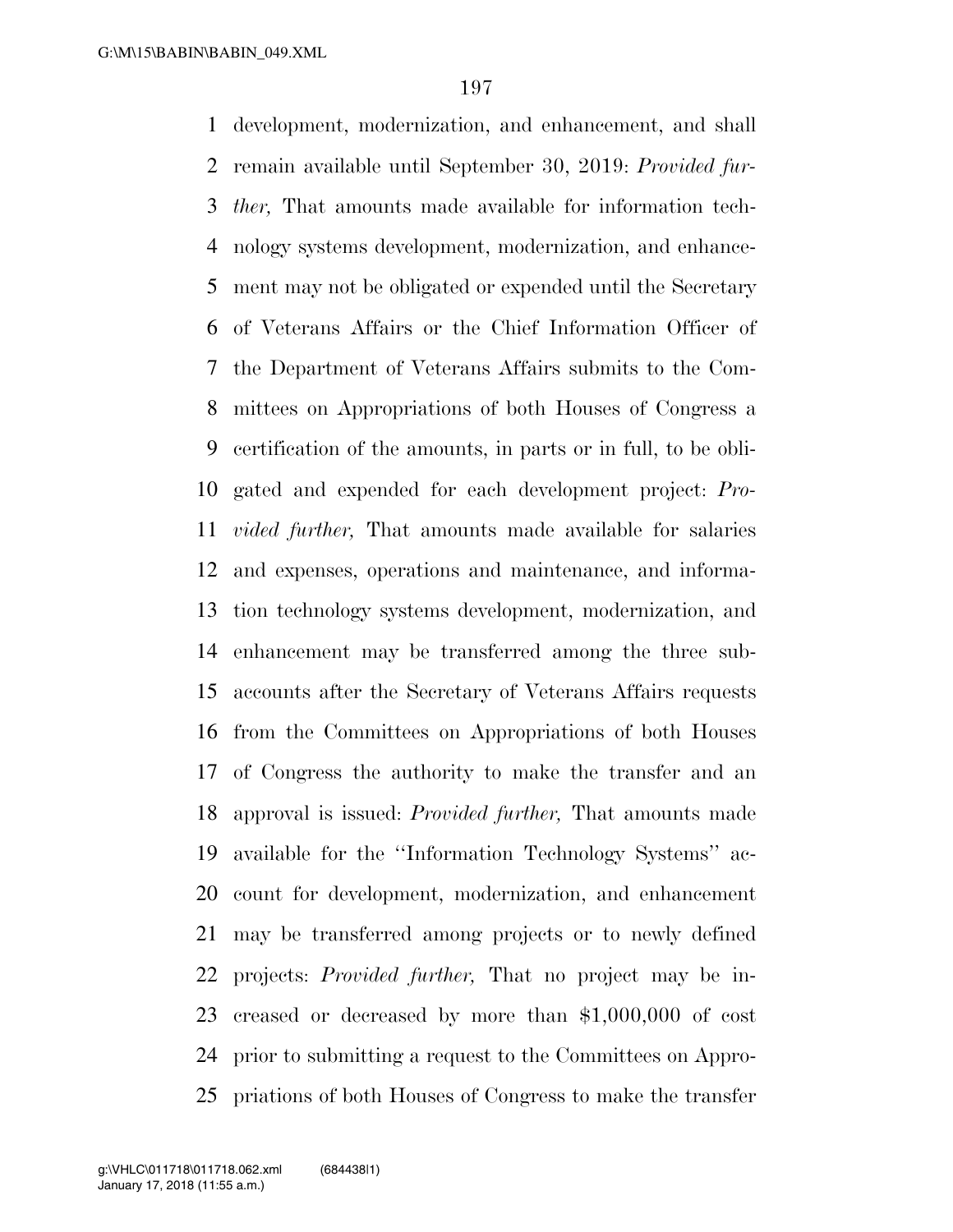development, modernization, and enhancement, and shall remain available until September 30, 2019: *Provided further,* That amounts made available for information technology systems development, modernization, and enhancement may not be obligated or expended until the Secretary of Veterans Affairs or the Chief Information Officer of the Department of Veterans Affairs submits to the Committees on Appropriations of both Houses of Congress a certification of the amounts, in parts or in full, to be obligated and expended for each development project: *Provided further,* That amounts made available for salaries and expenses, operations and maintenance, and information technology systems development, modernization, and enhancement may be transferred among the three subaccounts after the Secretary of Veterans Affairs requests from the Committees on Appropriations of both Houses of Congress the authority to make the transfer and an approval is issued: *Provided further,* That amounts made available for the ''Information Technology Systems'' account for development, modernization, and enhancement may be transferred among projects or to newly defined projects: *Provided further,* That no project may be increased or decreased by more than $1,000,000 of cost prior to submitting a request to the Committees on Appropriations of both Houses of Congress to make the transfer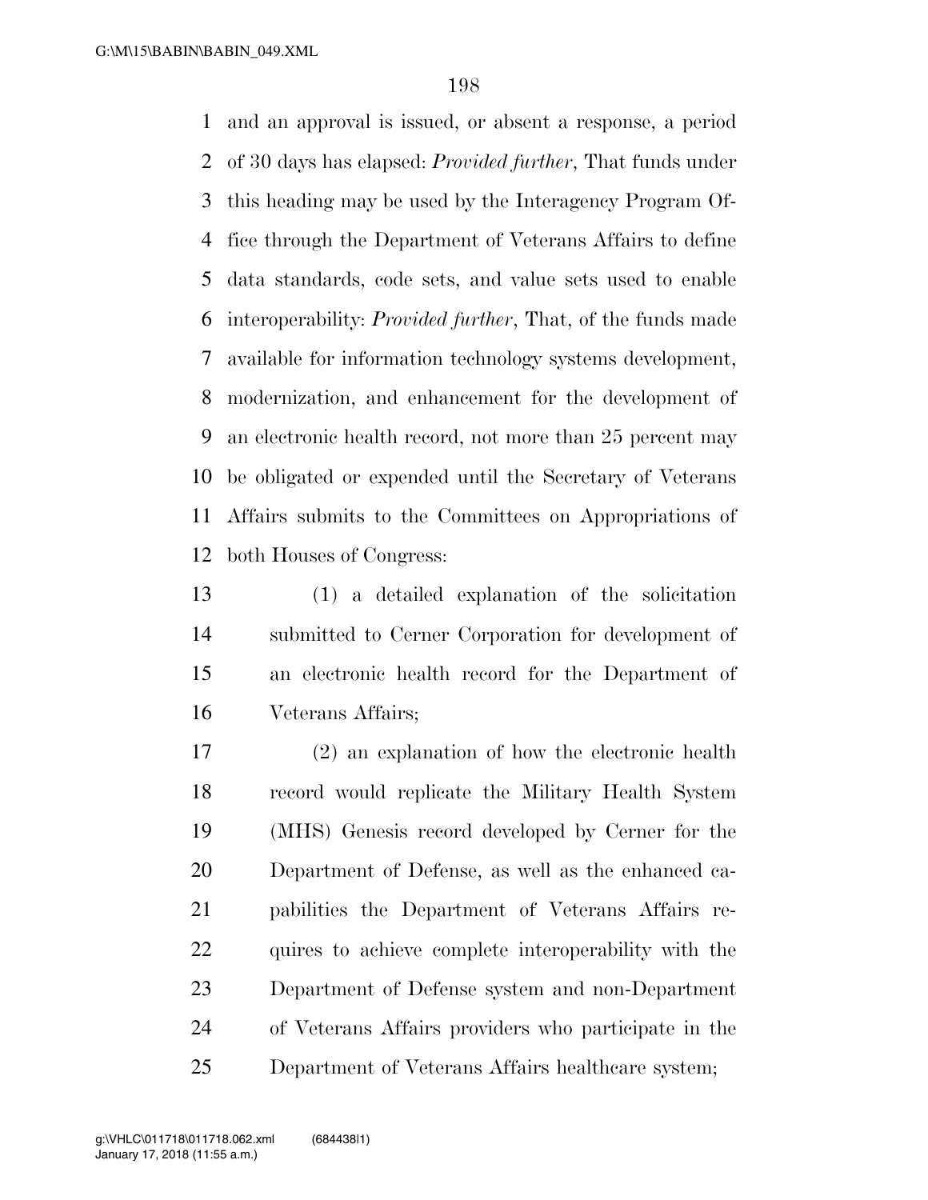and an approval is issued, or absent a response, a period of 30 days has elapsed: *Provided further*, That funds under this heading may be used by the Interagency Program Office through the Department of Veterans Affairs to define data standards, code sets, and value sets used to enable interoperability: *Provided further*, That, of the funds made available for information technology systems development, modernization, and enhancement for the development of an electronic health record, not more than 25 percent may be obligated or expended until the Secretary of Veterans Affairs submits to the Committees on Appropriations of both Houses of Congress:

(1) a detailed explanation of the solicitation submitted to Cerner Corporation for development of an electronic health record for the Department of Veterans Affairs;

(2) an explanation of how the electronic health record would replicate the Military Health System (MHS) Genesis record developed by Cerner for the Department of Defense, as well as the enhanced capabilities the Department of Veterans Affairs requires to achieve complete interoperability with the Department of Defense system and non-Department of Veterans Affairs providers who participate in the Department of Veterans Affairs healthcare system;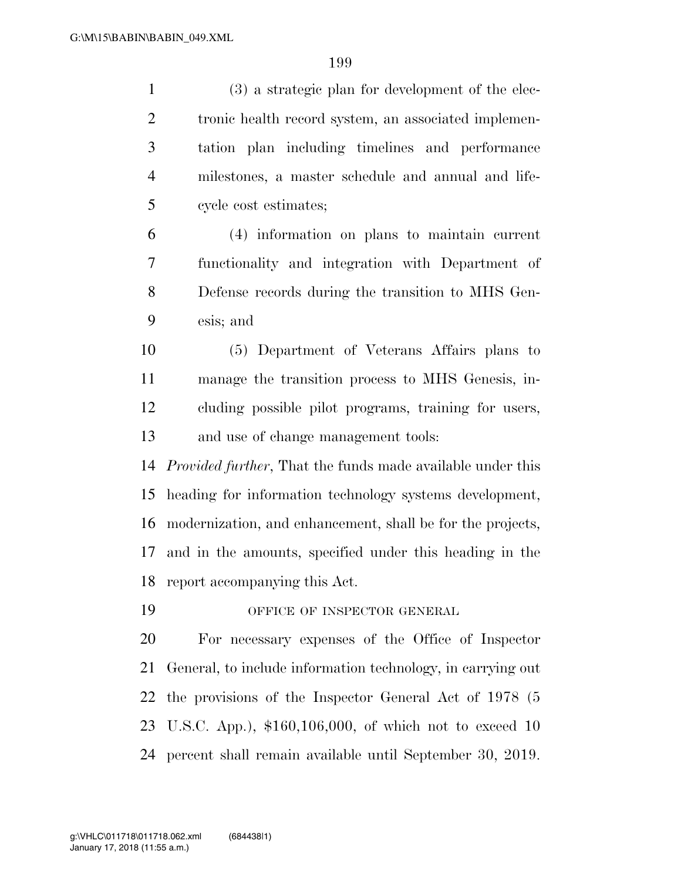(3) a strategic plan for development of the electronic health record system, an associated implementation plan including timelines and performance milestones, a master schedule and annual and life-cycle cost estimates;

(4) information on plans to maintain current functionality and integration with Department of Defense records during the transition to MHS Genesis; and

(5) Department of Veterans Affairs plans to manage the transition process to MHS Genesis, including possible pilot programs, training for users, and use of change management tools:

*Provided further*, That the funds made available under this heading for information technology systems development, modernization, and enhancement, shall be for the projects, and in the amounts, specified under this heading in the report accompanying this Act.

OFFICE OF INSPECTOR GENERAL

For necessary expenses of the Office of Inspector General, to include information technology, in carrying out the provisions of the Inspector General Act of 1978 (5 U.S.C. App.), $160,106,000, of which not to exceed 10 percent shall remain available until September 30, 2019.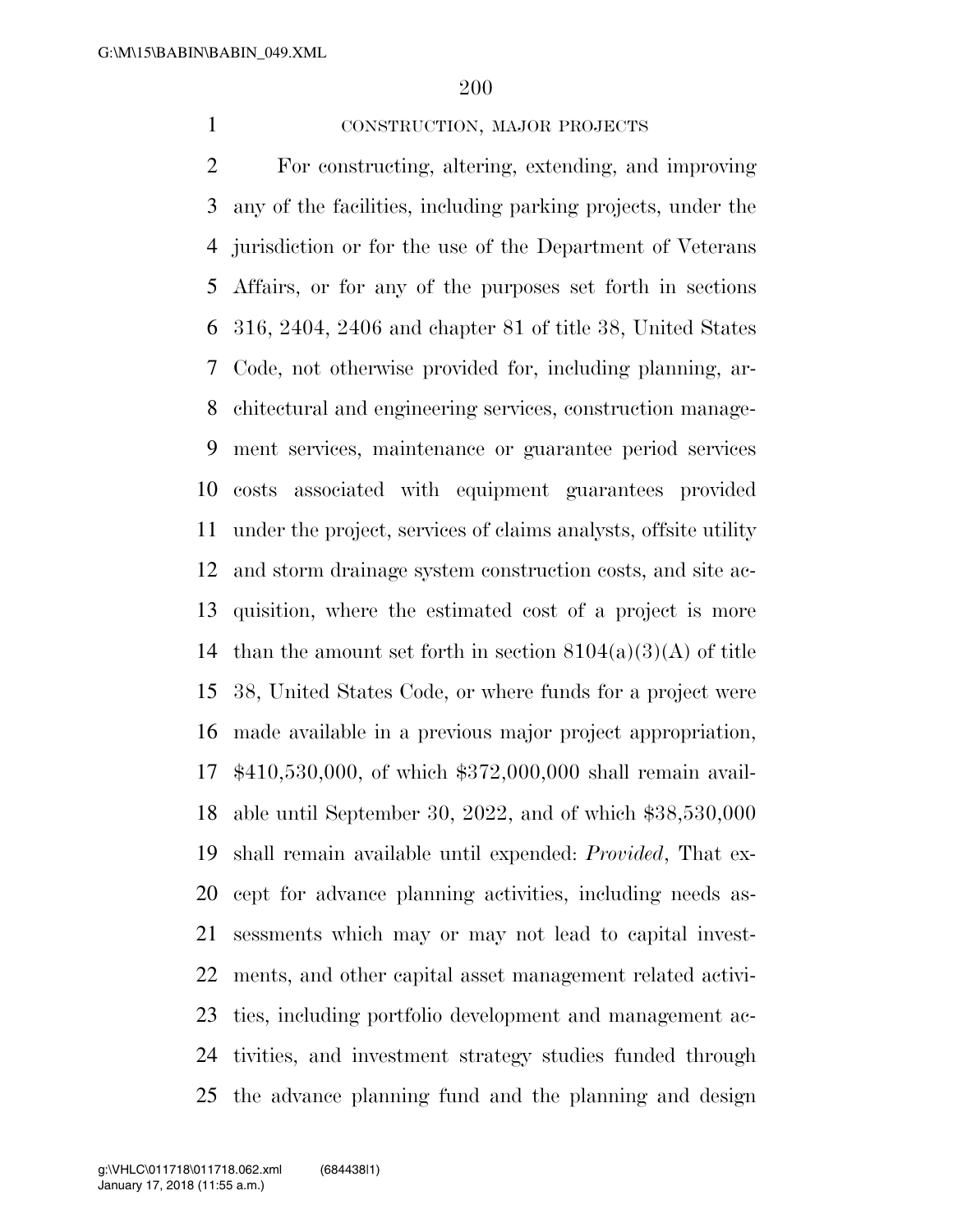CONSTRUCTION, MAJOR PROJECTS

For constructing, altering, extending, and improving any of the facilities, including parking projects, under the jurisdiction or for the use of the Department of Veterans Affairs, or for any of the purposes set forth in sections 316, 2404, 2406 and chapter 81 of title 38, United States Code, not otherwise provided for, including planning, architectural and engineering services, construction management services, maintenance or guarantee period services costs associated with equipment guarantees provided under the project, services of claims analysts, offsite utility and storm drainage system construction costs, and site acquisition, where the estimated cost of a project is more than the amount set forth in section 8104(a)(3)(A) of title 38, United States Code, or where funds for a project were made available in a previous major project appropriation, $410,530,000, of which $372,000,000 shall remain available until September 30, 2022, and of which $38,530,000 shall remain available until expended: *Provided*, That except for advance planning activities, including needs assessments which may or may not lead to capital investments, and other capital asset management related activities, including portfolio development and management activities, and investment strategy studies funded through the advance planning fund and the planning and design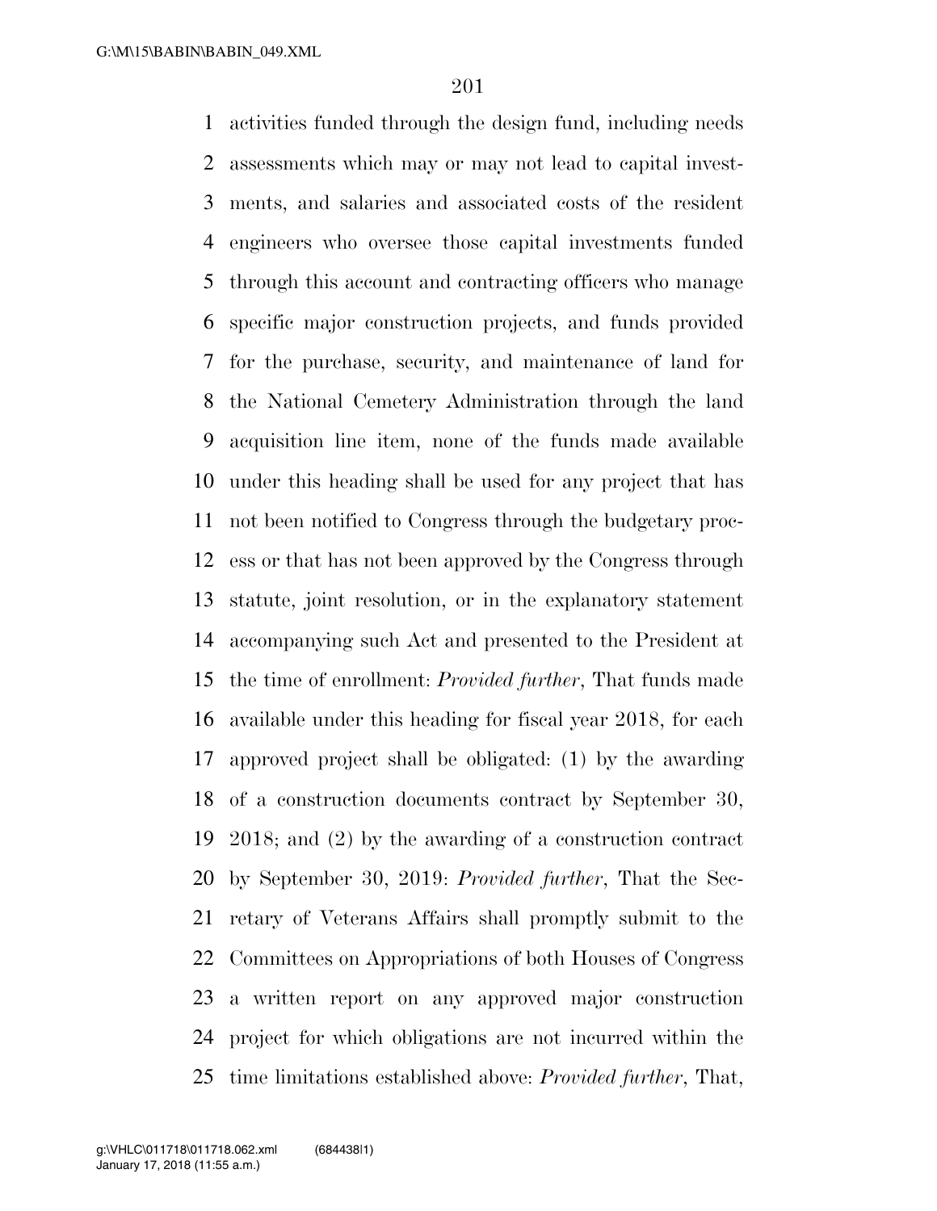activities funded through the design fund, including needs assessments which may or may not lead to capital investments, and salaries and associated costs of the resident engineers who oversee those capital investments funded through this account and contracting officers who manage specific major construction projects, and funds provided for the purchase, security, and maintenance of land for the National Cemetery Administration through the land acquisition line item, none of the funds made available under this heading shall be used for any project that has not been notified to Congress through the budgetary process or that has not been approved by the Congress through statute, joint resolution, or in the explanatory statement accompanying such Act and presented to the President at the time of enrollment: *Provided further*, That funds made available under this heading for fiscal year 2018, for each approved project shall be obligated: (1) by the awarding of a construction documents contract by September 30, 2018; and (2) by the awarding of a construction contract by September 30, 2019: *Provided further*, That the Secretary of Veterans Affairs shall promptly submit to the Committees on Appropriations of both Houses of Congress a written report on any approved major construction project for which obligations are not incurred within the time limitations established above: *Provided further*, That,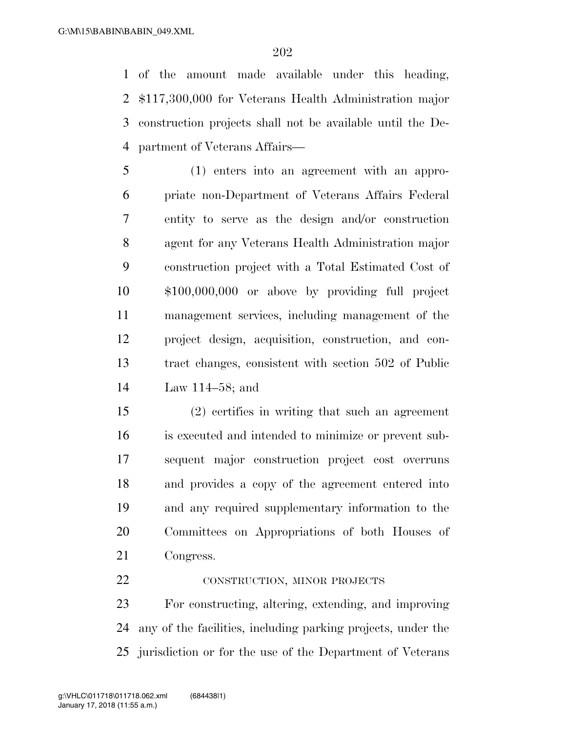of the amount made available under this heading, $117,300,000 for Veterans Health Administration major construction projects shall not be available until the Department of Veterans Affairs—

(1) enters into an agreement with an appropriate non-Department of Veterans Affairs Federal entity to serve as the design and/or construction agent for any Veterans Health Administration major construction project with a Total Estimated Cost of $100,000,000 or above by providing full project management services, including management of the project design, acquisition, construction, and contract changes, consistent with section 502 of Public Law 114–58; and

(2) certifies in writing that such an agreement is executed and intended to minimize or prevent subsequent major construction project cost overruns and provides a copy of the agreement entered into and any required supplementary information to the Committees on Appropriations of both Houses of Congress.

CONSTRUCTION, MINOR PROJECTS

For constructing, altering, extending, and improving any of the facilities, including parking projects, under the jurisdiction or for the use of the Department of Veterans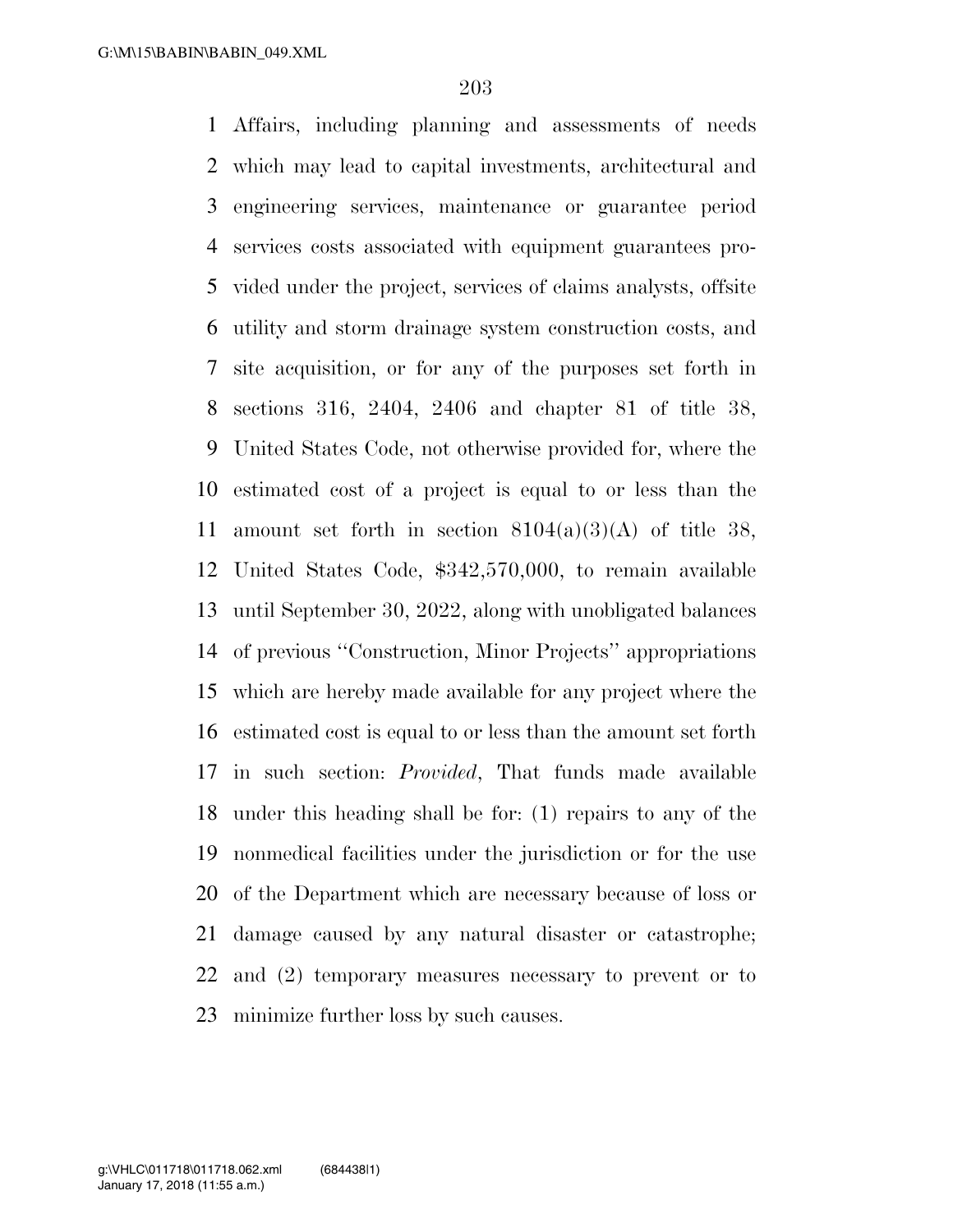Affairs, including planning and assessments of needs which may lead to capital investments, architectural and engineering services, maintenance or guarantee period services costs associated with equipment guarantees provided under the project, services of claims analysts, offsite utility and storm drainage system construction costs, and site acquisition, or for any of the purposes set forth in sections 316, 2404, 2406 and chapter 81 of title 38, United States Code, not otherwise provided for, where the estimated cost of a project is equal to or less than the amount set forth in section 8104(a)(3)(A) of title 38, United States Code, $342,570,000, to remain available until September 30, 2022, along with unobligated balances of previous ''Construction, Minor Projects'' appropriations which are hereby made available for any project where the estimated cost is equal to or less than the amount set forth in such section: *Provided*, That funds made available under this heading shall be for: (1) repairs to any of the nonmedical facilities under the jurisdiction or for the use of the Department which are necessary because of loss or damage caused by any natural disaster or catastrophe; and (2) temporary measures necessary to prevent or to minimize further loss by such causes.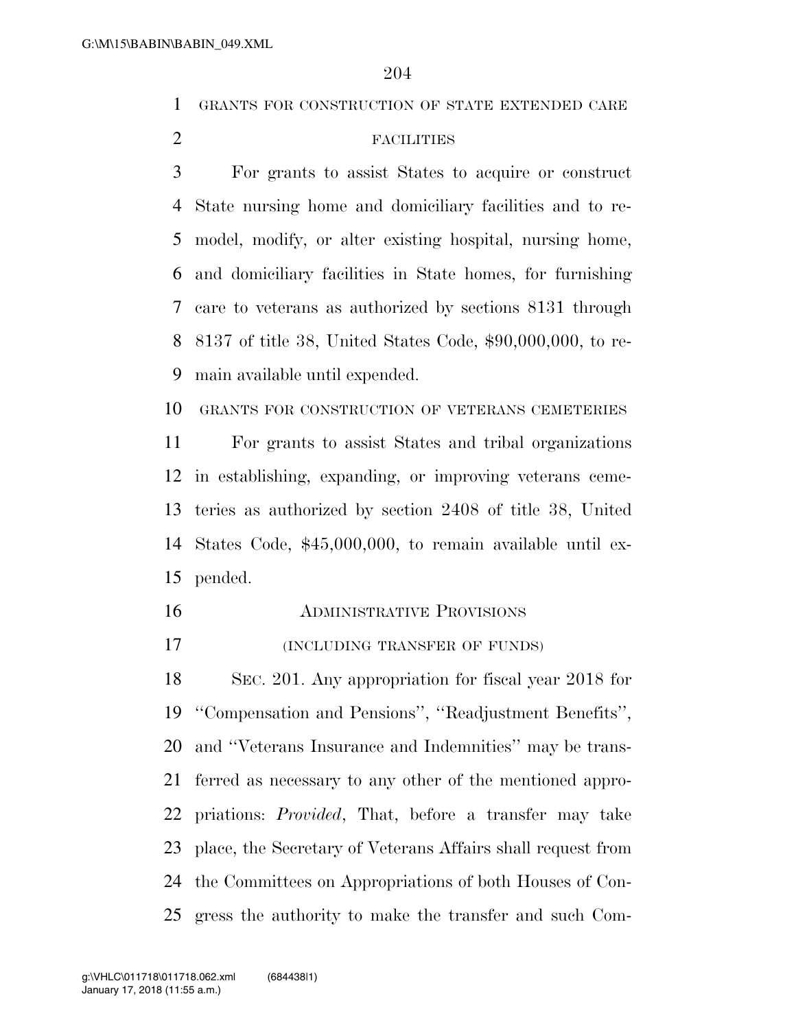GRANTS FOR CONSTRUCTION OF STATE EXTENDED CARE FACILITIES

For grants to assist States to acquire or construct State nursing home and domiciliary facilities and to remodel, modify, or alter existing hospital, nursing home, and domiciliary facilities in State homes, for furnishing care to veterans as authorized by sections 8131 through 8137 of title 38, United States Code, $90,000,000, to remain available until expended.

GRANTS FOR CONSTRUCTION OF VETERANS CEMETERIES

For grants to assist States and tribal organizations in establishing, expanding, or improving veterans cemeteries as authorized by section 2408 of title 38, United States Code, $45,000,000, to remain available until expended.

ADMINISTRATIVE PROVISIONS

(INCLUDING TRANSFER OF FUNDS)

SEC. 201. Any appropriation for fiscal year 2018 for ''Compensation and Pensions'', ''Readjustment Benefits'', and ''Veterans Insurance and Indemnities'' may be transferred as necessary to any other of the mentioned appropriations: *Provided*, That, before a transfer may take place, the Secretary of Veterans Affairs shall request from the Committees on Appropriations of both Houses of Congress the authority to make the transfer and such Com-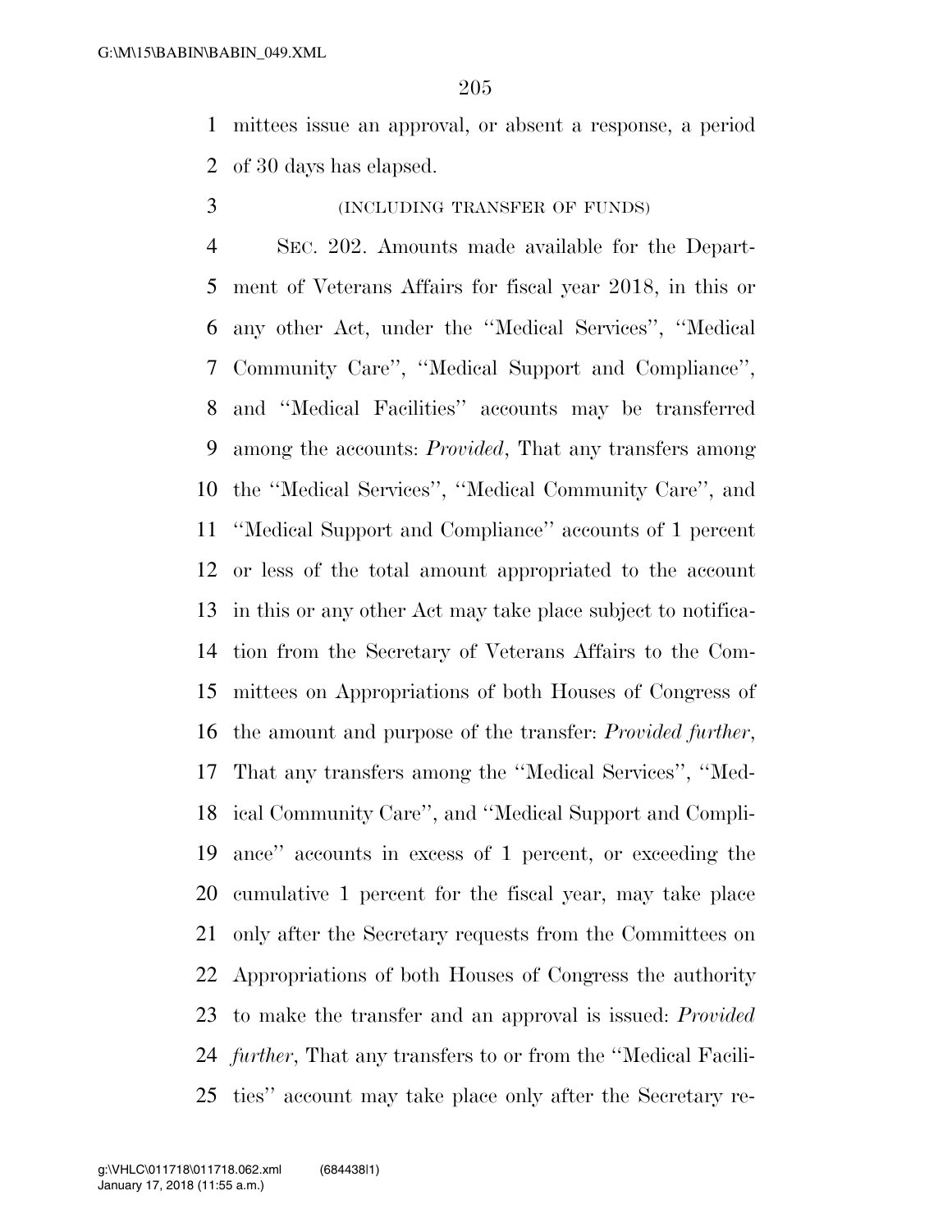mittees issue an approval, or absent a response, a period of 30 days has elapsed.

(INCLUDING TRANSFER OF FUNDS)

SEC. 202. Amounts made available for the Department of Veterans Affairs for fiscal year 2018, in this or any other Act, under the ''Medical Services'', ''Medical Community Care'', ''Medical Support and Compliance'', and ''Medical Facilities'' accounts may be transferred among the accounts: *Provided*, That any transfers among the ''Medical Services'', ''Medical Community Care'', and ''Medical Support and Compliance'' accounts of 1 percent or less of the total amount appropriated to the account in this or any other Act may take place subject to notification from the Secretary of Veterans Affairs to the Committees on Appropriations of both Houses of Congress of the amount and purpose of the transfer: *Provided further*, That any transfers among the ''Medical Services'', ''Medical Community Care'', and ''Medical Support and Compliance'' accounts in excess of 1 percent, or exceeding the cumulative 1 percent for the fiscal year, may take place only after the Secretary requests from the Committees on Appropriations of both Houses of Congress the authority to make the transfer and an approval is issued: *Provided further*, That any transfers to or from the ''Medical Facilities'' account may take place only after the Secretary re-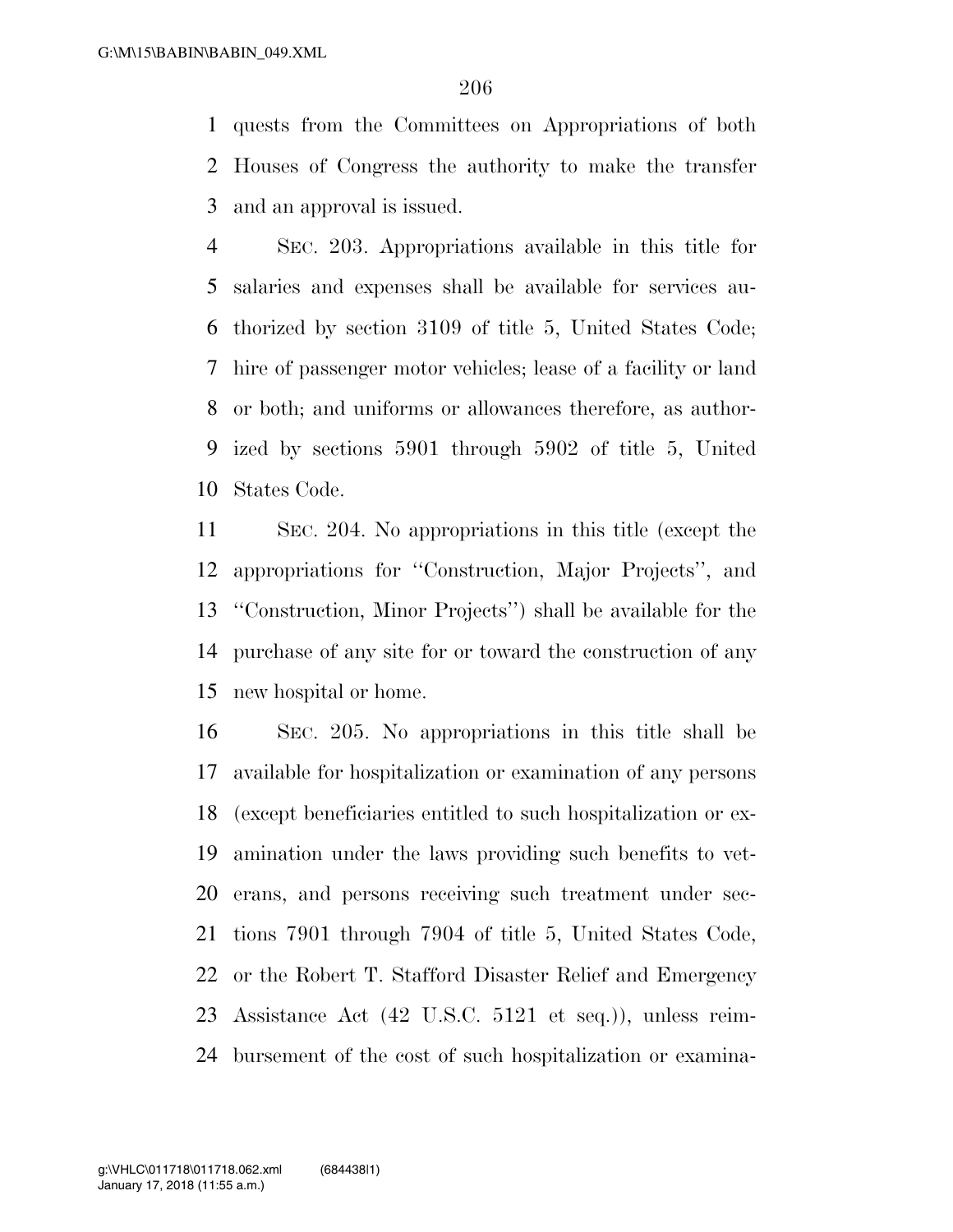quests from the Committees on Appropriations of both Houses of Congress the authority to make the transfer and an approval is issued.

SEC. 203. Appropriations available in this title for salaries and expenses shall be available for services authorized by section 3109 of title 5, United States Code; hire of passenger motor vehicles; lease of a facility or land or both; and uniforms or allowances therefore, as authorized by sections 5901 through 5902 of title 5, United States Code.

SEC. 204. No appropriations in this title (except the appropriations for ''Construction, Major Projects'', and ''Construction, Minor Projects'') shall be available for the purchase of any site for or toward the construction of any new hospital or home.

SEC. 205. No appropriations in this title shall be available for hospitalization or examination of any persons (except beneficiaries entitled to such hospitalization or examination under the laws providing such benefits to veterans, and persons receiving such treatment under sections 7901 through 7904 of title 5, United States Code, or the Robert T. Stafford Disaster Relief and Emergency Assistance Act (42 U.S.C. 5121 et seq.)), unless reimbursement of the cost of such hospitalization or examina-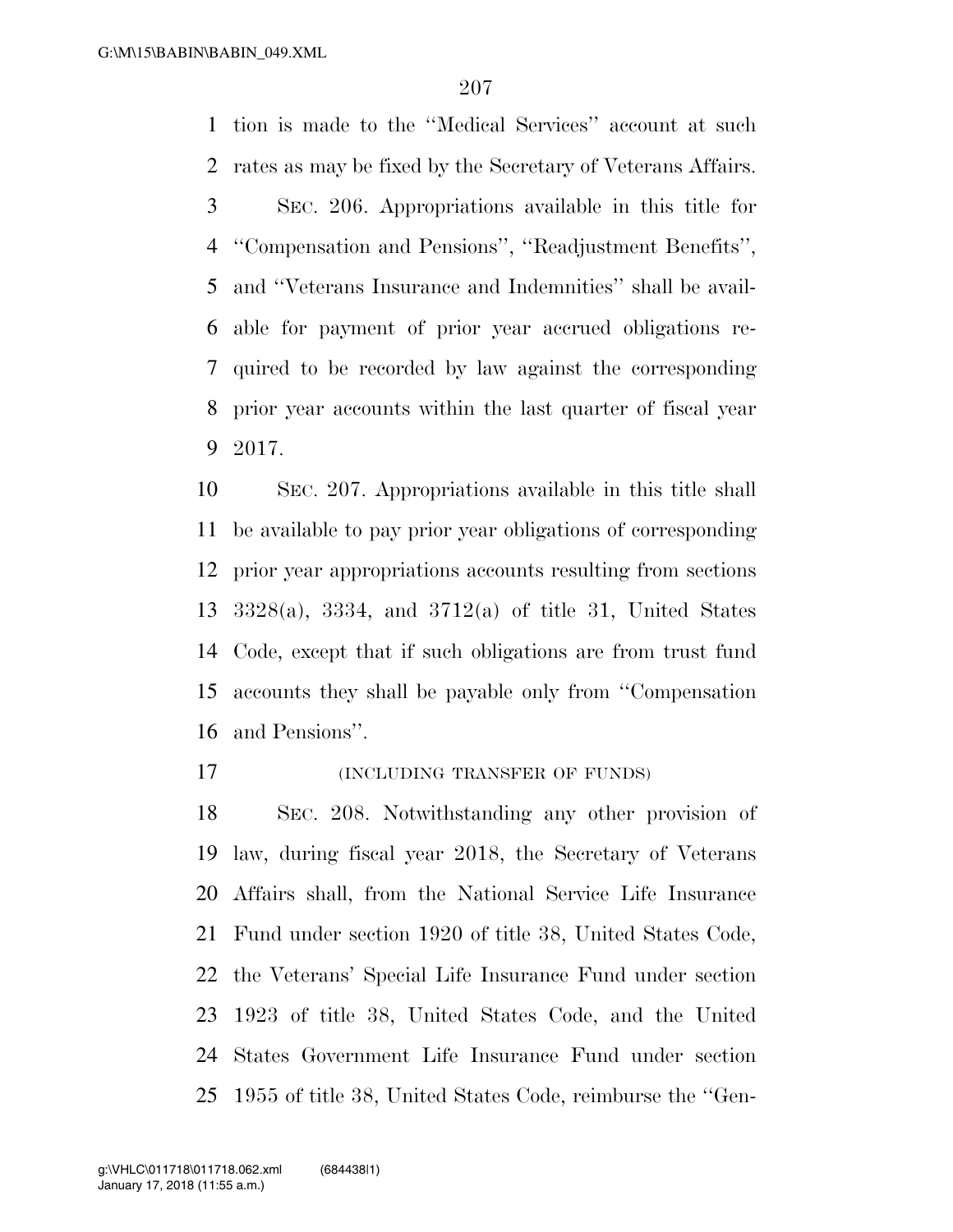tion is made to the ''Medical Services'' account at such rates as may be fixed by the Secretary of Veterans Affairs.

SEC. 206. Appropriations available in this title for ''Compensation and Pensions'', ''Readjustment Benefits'', and ''Veterans Insurance and Indemnities'' shall be available for payment of prior year accrued obligations required to be recorded by law against the corresponding prior year accounts within the last quarter of fiscal year 2017.

SEC. 207. Appropriations available in this title shall be available to pay prior year obligations of corresponding prior year appropriations accounts resulting from sections 3328(a), 3334, and 3712(a) of title 31, United States Code, except that if such obligations are from trust fund accounts they shall be payable only from ''Compensation and Pensions''.

(INCLUDING TRANSFER OF FUNDS)

SEC. 208. Notwithstanding any other provision of law, during fiscal year 2018, the Secretary of Veterans Affairs shall, from the National Service Life Insurance Fund under section 1920 of title 38, United States Code, the Veterans' Special Life Insurance Fund under section 1923 of title 38, United States Code, and the United States Government Life Insurance Fund under section 1955 of title 38, United States Code, reimburse the ''Gen-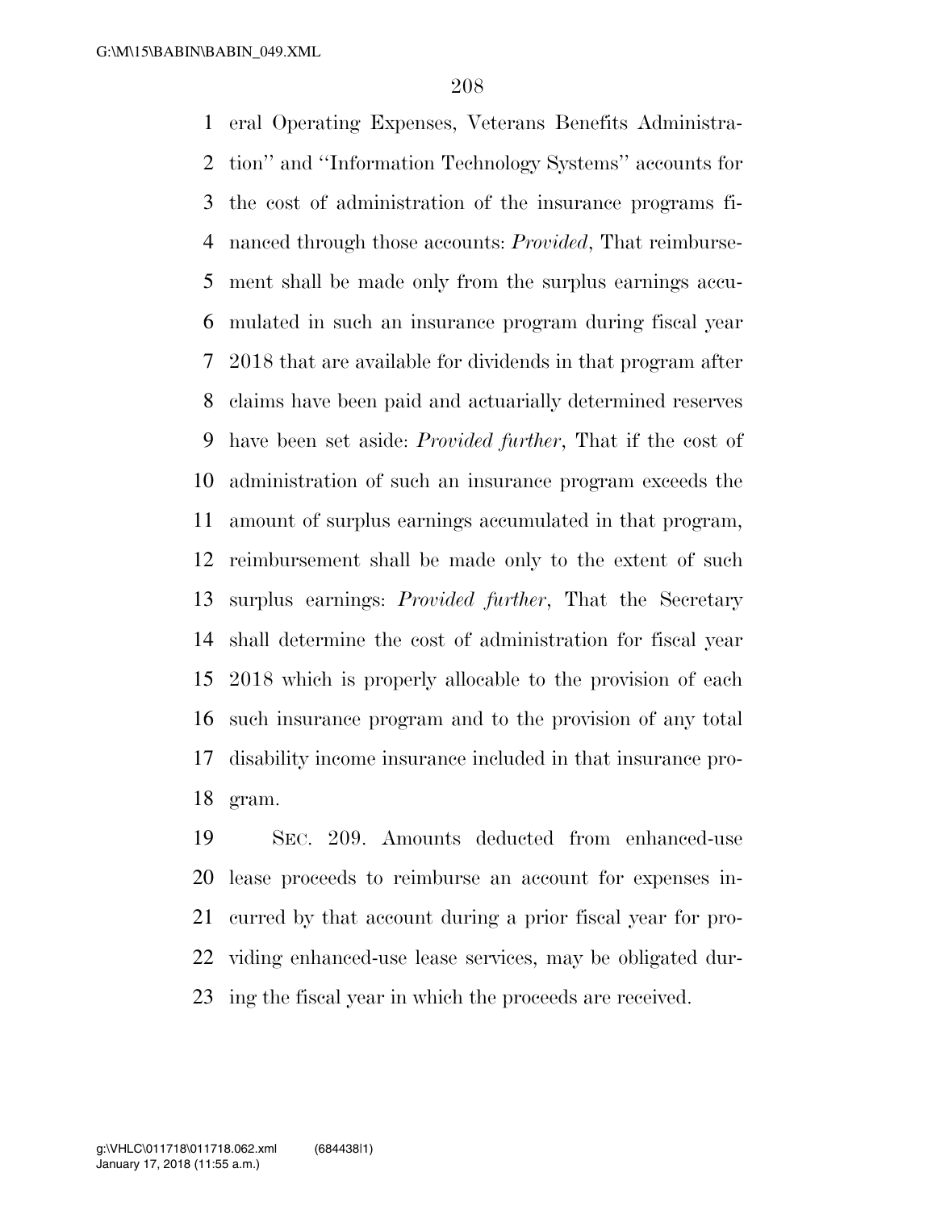eral Operating Expenses, Veterans Benefits Administration'' and ''Information Technology Systems'' accounts for the cost of administration of the insurance programs financed through those accounts: *Provided*, That reimbursement shall be made only from the surplus earnings accumulated in such an insurance program during fiscal year 2018 that are available for dividends in that program after claims have been paid and actuarially determined reserves have been set aside: *Provided further*, That if the cost of administration of such an insurance program exceeds the amount of surplus earnings accumulated in that program, reimbursement shall be made only to the extent of such surplus earnings: *Provided further*, That the Secretary shall determine the cost of administration for fiscal year 2018 which is properly allocable to the provision of each such insurance program and to the provision of any total disability income insurance included in that insurance program.

SEC. 209. Amounts deducted from enhanced-use lease proceeds to reimburse an account for expenses incurred by that account during a prior fiscal year for providing enhanced-use lease services, may be obligated during the fiscal year in which the proceeds are received.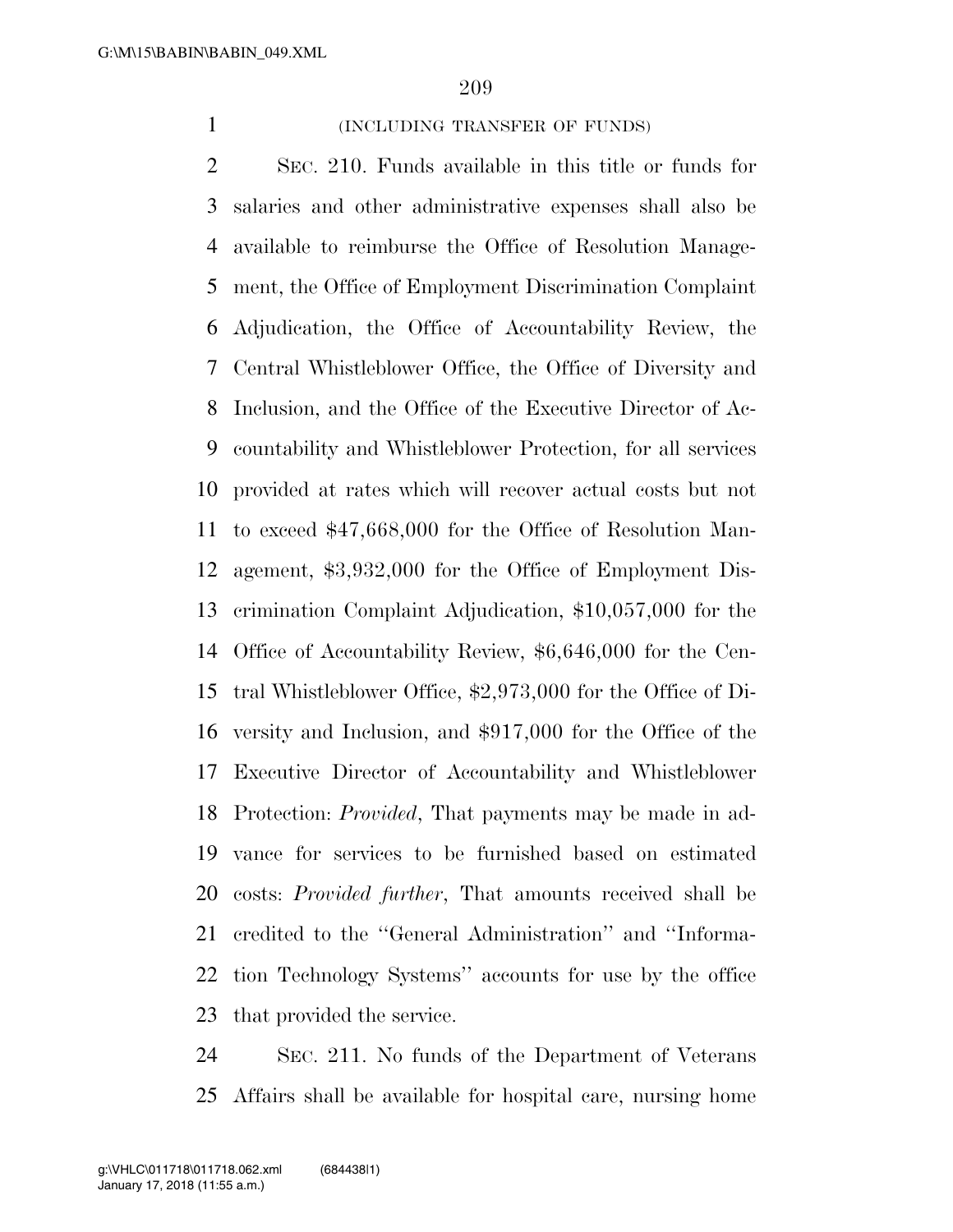(INCLUDING TRANSFER OF FUNDS)

SEC. 210. Funds available in this title or funds for salaries and other administrative expenses shall also be available to reimburse the Office of Resolution Management, the Office of Employment Discrimination Complaint Adjudication, the Office of Accountability Review, the Central Whistleblower Office, the Office of Diversity and Inclusion, and the Office of the Executive Director of Accountability and Whistleblower Protection, for all services provided at rates which will recover actual costs but not to exceed $47,668,000 for the Office of Resolution Management, $3,932,000 for the Office of Employment Discrimination Complaint Adjudication, $10,057,000 for the Office of Accountability Review, $6,646,000 for the Central Whistleblower Office, $2,973,000 for the Office of Diversity and Inclusion, and $917,000 for the Office of the Executive Director of Accountability and Whistleblower Protection: *Provided*, That payments may be made in advance for services to be furnished based on estimated costs: *Provided further*, That amounts received shall be credited to the ''General Administration'' and ''Information Technology Systems'' accounts for use by the office that provided the service.

SEC. 211. No funds of the Department of Veterans Affairs shall be available for hospital care, nursing home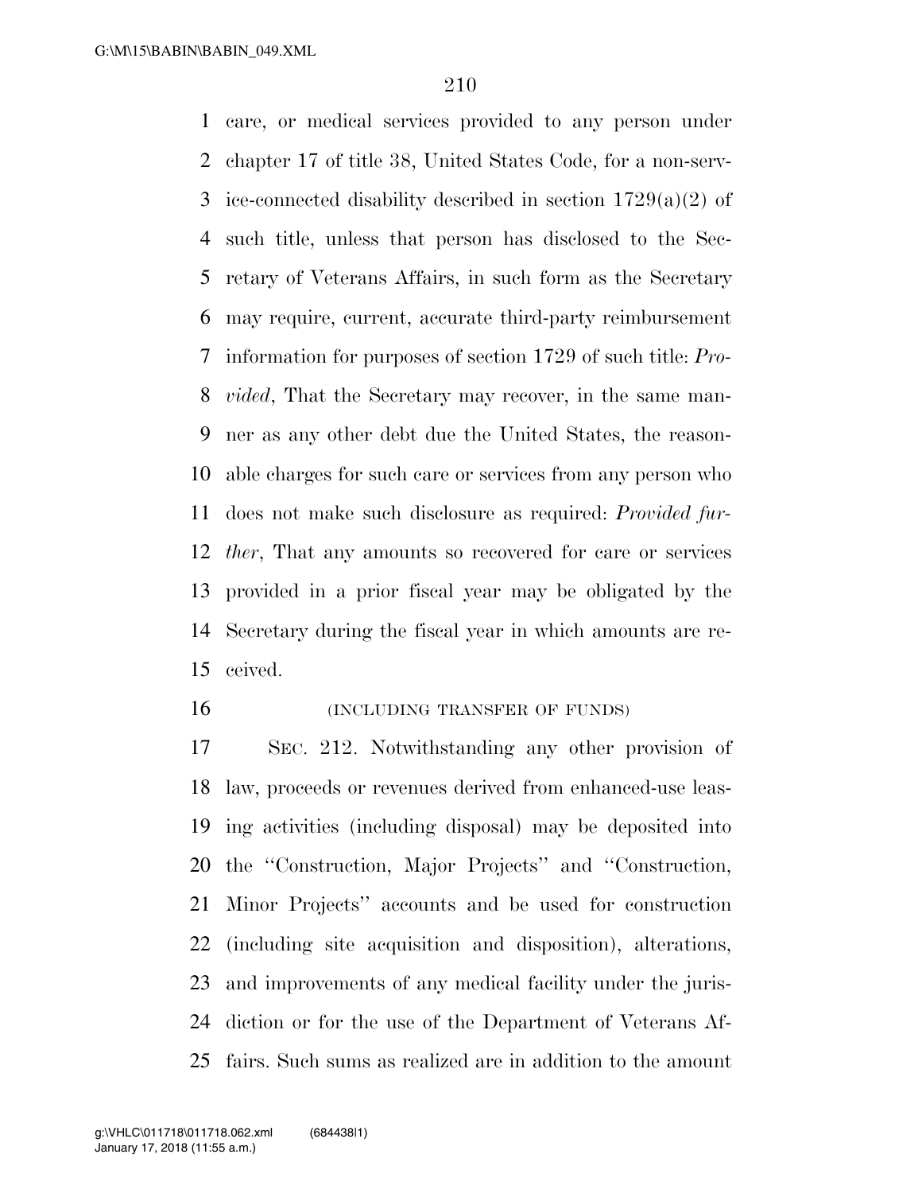care, or medical services provided to any person under chapter 17 of title 38, United States Code, for a non-service-connected disability described in section 1729(a)(2) of such title, unless that person has disclosed to the Secretary of Veterans Affairs, in such form as the Secretary may require, current, accurate third-party reimbursement information for purposes of section 1729 of such title: *Provided*, That the Secretary may recover, in the same manner as any other debt due the United States, the reasonable charges for such care or services from any person who does not make such disclosure as required: *Provided further*, That any amounts so recovered for care or services provided in a prior fiscal year may be obligated by the Secretary during the fiscal year in which amounts are received.

(INCLUDING TRANSFER OF FUNDS)

SEC. 212. Notwithstanding any other provision of law, proceeds or revenues derived from enhanced-use leasing activities (including disposal) may be deposited into the ''Construction, Major Projects'' and ''Construction, Minor Projects'' accounts and be used for construction (including site acquisition and disposition), alterations, and improvements of any medical facility under the jurisdiction or for the use of the Department of Veterans Affairs. Such sums as realized are in addition to the amount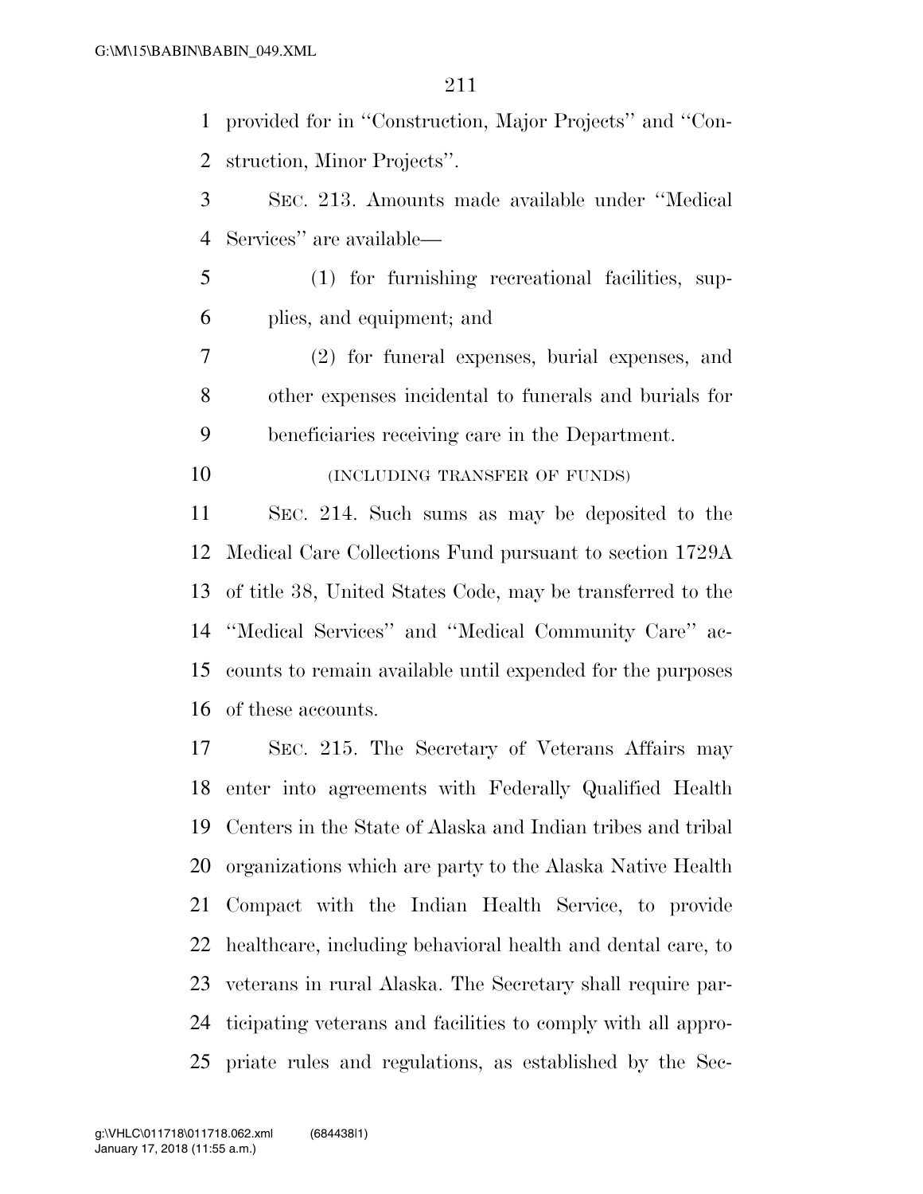provided for in ''Construction, Major Projects'' and ''Construction, Minor Projects''.

SEC. 213. Amounts made available under ''Medical Services'' are available—

(1) for furnishing recreational facilities, supplies, and equipment; and

(2) for funeral expenses, burial expenses, and other expenses incidental to funerals and burials for beneficiaries receiving care in the Department.

(INCLUDING TRANSFER OF FUNDS)

SEC. 214. Such sums as may be deposited to the Medical Care Collections Fund pursuant to section 1729A of title 38, United States Code, may be transferred to the ''Medical Services'' and ''Medical Community Care'' accounts to remain available until expended for the purposes of these accounts.

SEC. 215. The Secretary of Veterans Affairs may enter into agreements with Federally Qualified Health Centers in the State of Alaska and Indian tribes and tribal organizations which are party to the Alaska Native Health Compact with the Indian Health Service, to provide healthcare, including behavioral health and dental care, to veterans in rural Alaska. The Secretary shall require participating veterans and facilities to comply with all appropriate rules and regulations, as established by the Sec-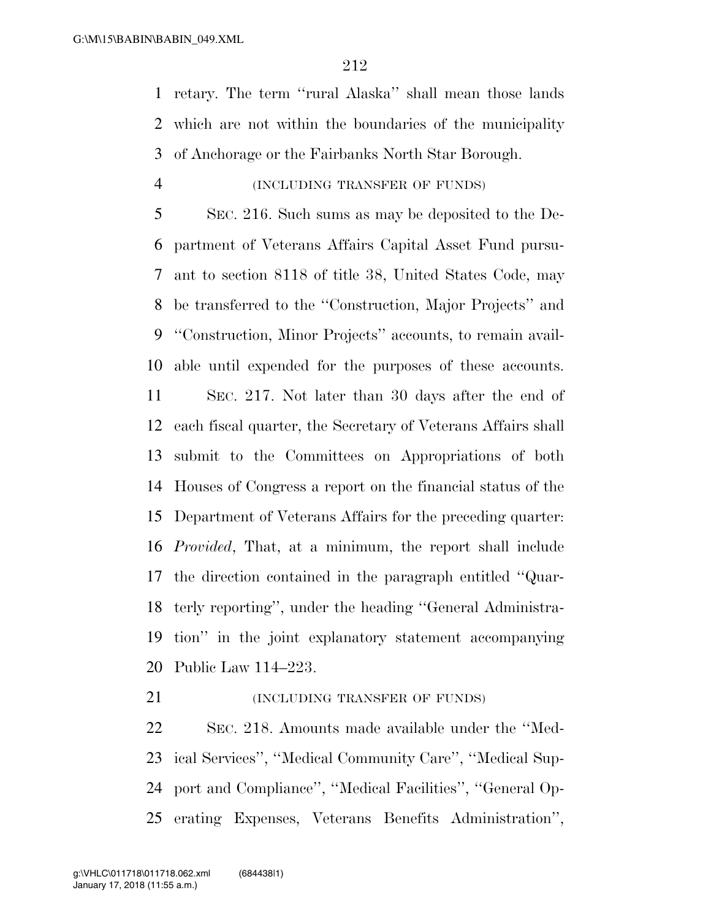retary. The term ''rural Alaska'' shall mean those lands which are not within the boundaries of the municipality of Anchorage or the Fairbanks North Star Borough.

(INCLUDING TRANSFER OF FUNDS)

SEC. 216. Such sums as may be deposited to the Department of Veterans Affairs Capital Asset Fund pursuant to section 8118 of title 38, United States Code, may be transferred to the ''Construction, Major Projects'' and ''Construction, Minor Projects'' accounts, to remain available until expended for the purposes of these accounts.

SEC. 217. Not later than 30 days after the end of each fiscal quarter, the Secretary of Veterans Affairs shall submit to the Committees on Appropriations of both Houses of Congress a report on the financial status of the Department of Veterans Affairs for the preceding quarter: *Provided*, That, at a minimum, the report shall include the direction contained in the paragraph entitled ''Quarterly reporting'', under the heading ''General Administration'' in the joint explanatory statement accompanying Public Law 114–223.

(INCLUDING TRANSFER OF FUNDS)

SEC. 218. Amounts made available under the ''Medical Services'', ''Medical Community Care'', ''Medical Support and Compliance'', ''Medical Facilities'', ''General Operating Expenses, Veterans Benefits Administration'',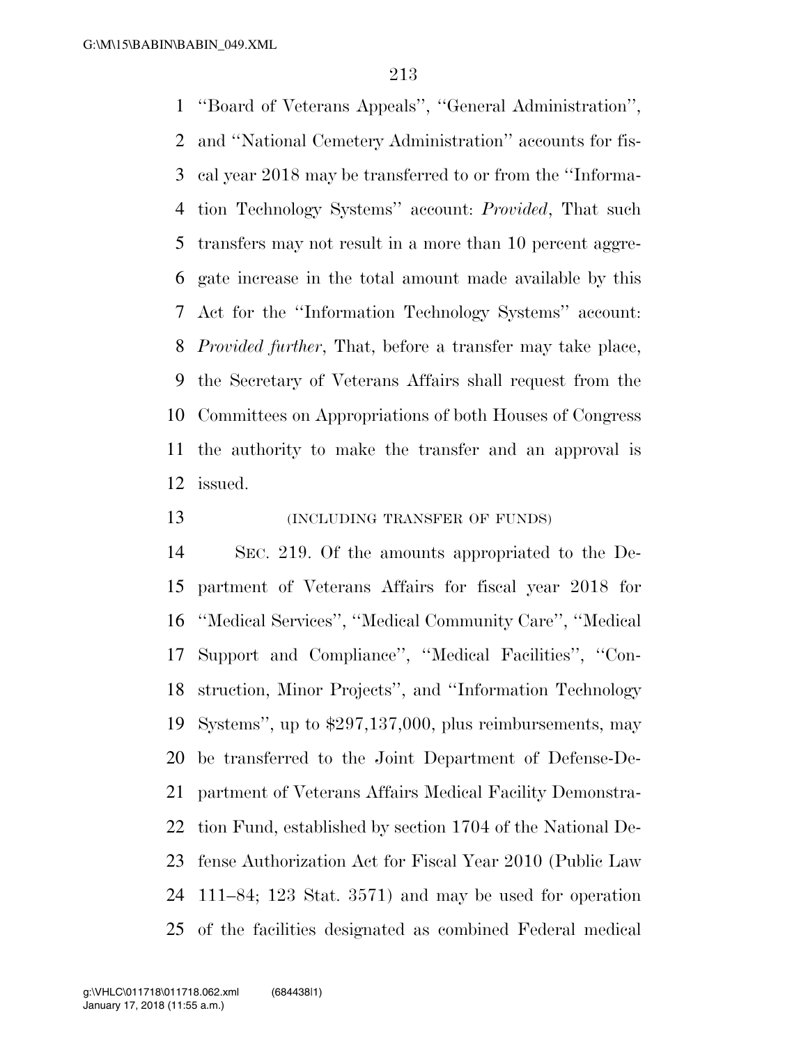"Board of Veterans Appeals", "General Administration", and "National Cemetery Administration" accounts for fiscal year 2018 may be transferred to or from the "Information Technology Systems" account: *Provided*, That such transfers may not result in a more than 10 percent aggregate increase in the total amount made available by this Act for the "Information Technology Systems" account: *Provided further*, That, before a transfer may take place, the Secretary of Veterans Affairs shall request from the Committees on Appropriations of both Houses of Congress the authority to make the transfer and an approval is issued.

(INCLUDING TRANSFER OF FUNDS)

SEC. 219. Of the amounts appropriated to the Department of Veterans Affairs for fiscal year 2018 for "Medical Services", "Medical Community Care", "Medical Support and Compliance", "Medical Facilities", "Construction, Minor Projects", and "Information Technology Systems", up to $297,137,000, plus reimbursements, may be transferred to the Joint Department of Defense-Department of Veterans Affairs Medical Facility Demonstration Fund, established by section 1704 of the National Defense Authorization Act for Fiscal Year 2010 (Public Law 111–84; 123 Stat. 3571) and may be used for operation of the facilities designated as combined Federal medical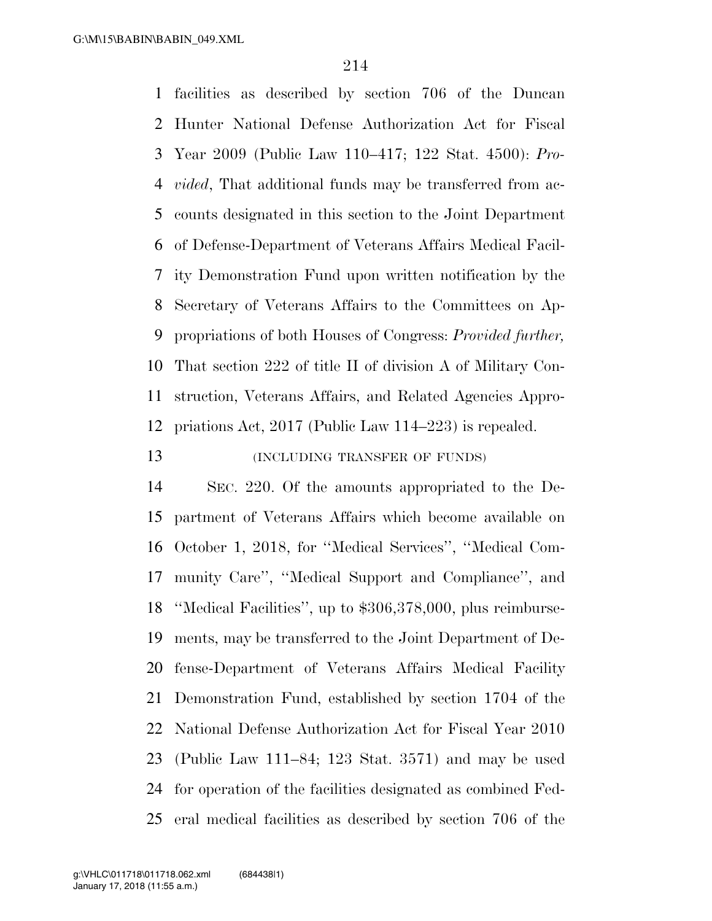facilities as described by section 706 of the Duncan Hunter National Defense Authorization Act for Fiscal Year 2009 (Public Law 110–417; 122 Stat. 4500): *Provided*, That additional funds may be transferred from accounts designated in this section to the Joint Department of Defense-Department of Veterans Affairs Medical Facility Demonstration Fund upon written notification by the Secretary of Veterans Affairs to the Committees on Appropriations of both Houses of Congress: *Provided further,* That section 222 of title II of division A of Military Construction, Veterans Affairs, and Related Agencies Appropriations Act, 2017 (Public Law 114–223) is repealed.

(INCLUDING TRANSFER OF FUNDS)

SEC. 220. Of the amounts appropriated to the Department of Veterans Affairs which become available on October 1, 2018, for ''Medical Services'', ''Medical Community Care'', ''Medical Support and Compliance'', and ''Medical Facilities'', up to $306,378,000, plus reimbursements, may be transferred to the Joint Department of Defense-Department of Veterans Affairs Medical Facility Demonstration Fund, established by section 1704 of the National Defense Authorization Act for Fiscal Year 2010 (Public Law 111–84; 123 Stat. 3571) and may be used for operation of the facilities designated as combined Federal medical facilities as described by section 706 of the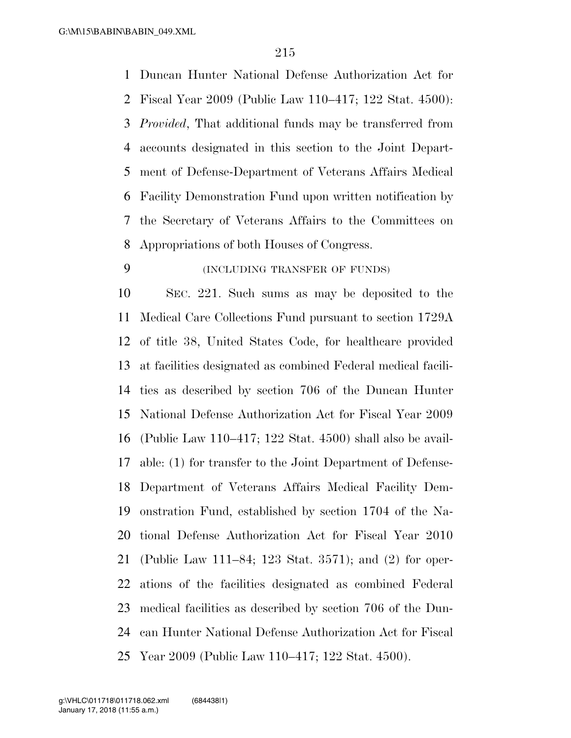Duncan Hunter National Defense Authorization Act for Fiscal Year 2009 (Public Law 110–417; 122 Stat. 4500): *Provided*, That additional funds may be transferred from accounts designated in this section to the Joint Department of Defense-Department of Veterans Affairs Medical Facility Demonstration Fund upon written notification by the Secretary of Veterans Affairs to the Committees on Appropriations of both Houses of Congress.

(INCLUDING TRANSFER OF FUNDS)

SEC. 221. Such sums as may be deposited to the Medical Care Collections Fund pursuant to section 1729A of title 38, United States Code, for healthcare provided at facilities designated as combined Federal medical facilities as described by section 706 of the Duncan Hunter National Defense Authorization Act for Fiscal Year 2009 (Public Law 110–417; 122 Stat. 4500) shall also be available: (1) for transfer to the Joint Department of Defense-Department of Veterans Affairs Medical Facility Demonstration Fund, established by section 1704 of the National Defense Authorization Act for Fiscal Year 2010 (Public Law 111–84; 123 Stat. 3571); and (2) for operations of the facilities designated as combined Federal medical facilities as described by section 706 of the Duncan Hunter National Defense Authorization Act for Fiscal Year 2009 (Public Law 110–417; 122 Stat. 4500).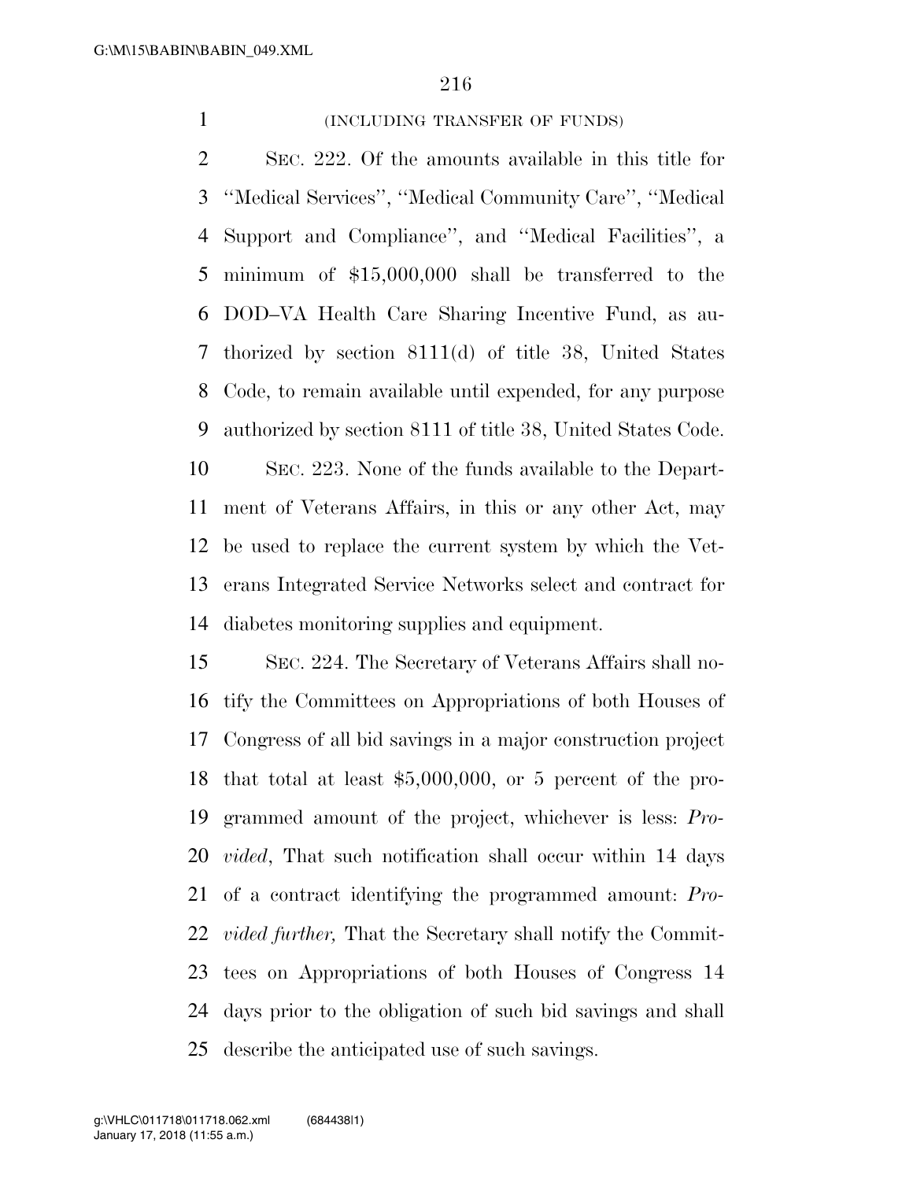(INCLUDING TRANSFER OF FUNDS)

SEC. 222. Of the amounts available in this title for ''Medical Services'', ''Medical Community Care'', ''Medical Support and Compliance'', and ''Medical Facilities'', a minimum of $15,000,000 shall be transferred to the DOD–VA Health Care Sharing Incentive Fund, as authorized by section 8111(d) of title 38, United States Code, to remain available until expended, for any purpose authorized by section 8111 of title 38, United States Code.

SEC. 223. None of the funds available to the Department of Veterans Affairs, in this or any other Act, may be used to replace the current system by which the Veterans Integrated Service Networks select and contract for diabetes monitoring supplies and equipment.

SEC. 224. The Secretary of Veterans Affairs shall notify the Committees on Appropriations of both Houses of Congress of all bid savings in a major construction project that total at least $5,000,000, or 5 percent of the programmed amount of the project, whichever is less: *Provided*, That such notification shall occur within 14 days of a contract identifying the programmed amount: *Provided further,* That the Secretary shall notify the Committees on Appropriations of both Houses of Congress 14 days prior to the obligation of such bid savings and shall describe the anticipated use of such savings.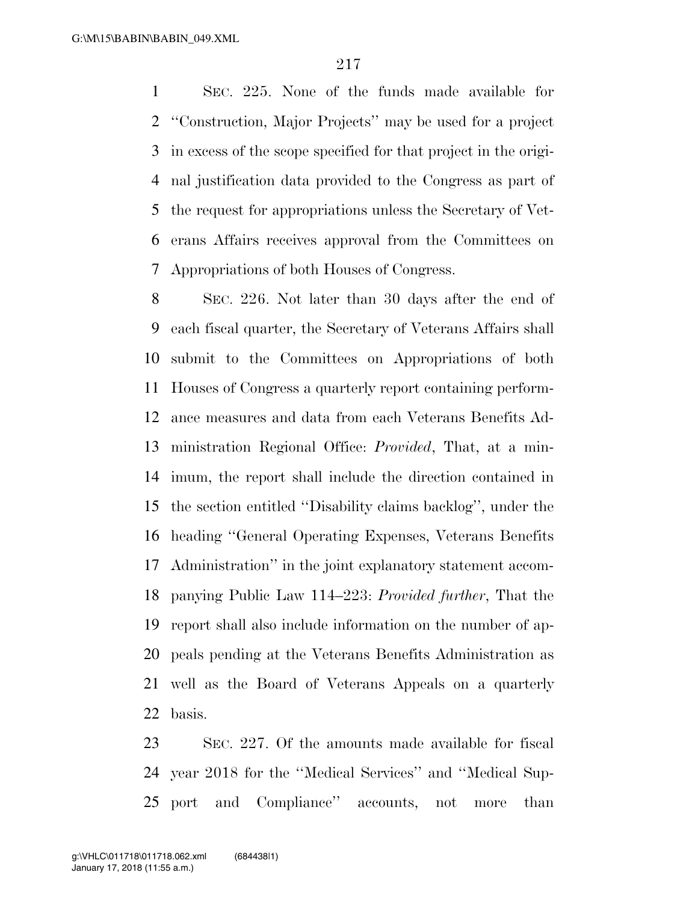SEC. 225. None of the funds made available for ''Construction, Major Projects'' may be used for a project in excess of the scope specified for that project in the original justification data provided to the Congress as part of the request for appropriations unless the Secretary of Veterans Affairs receives approval from the Committees on Appropriations of both Houses of Congress.

SEC. 226. Not later than 30 days after the end of each fiscal quarter, the Secretary of Veterans Affairs shall submit to the Committees on Appropriations of both Houses of Congress a quarterly report containing performance measures and data from each Veterans Benefits Administration Regional Office: *Provided*, That, at a minimum, the report shall include the direction contained in the section entitled ''Disability claims backlog'', under the heading ''General Operating Expenses, Veterans Benefits Administration'' in the joint explanatory statement accompanying Public Law 114–223: *Provided further*, That the report shall also include information on the number of appeals pending at the Veterans Benefits Administration as well as the Board of Veterans Appeals on a quarterly basis.

SEC. 227. Of the amounts made available for fiscal year 2018 for the ''Medical Services'' and ''Medical Support and Compliance'' accounts, not more than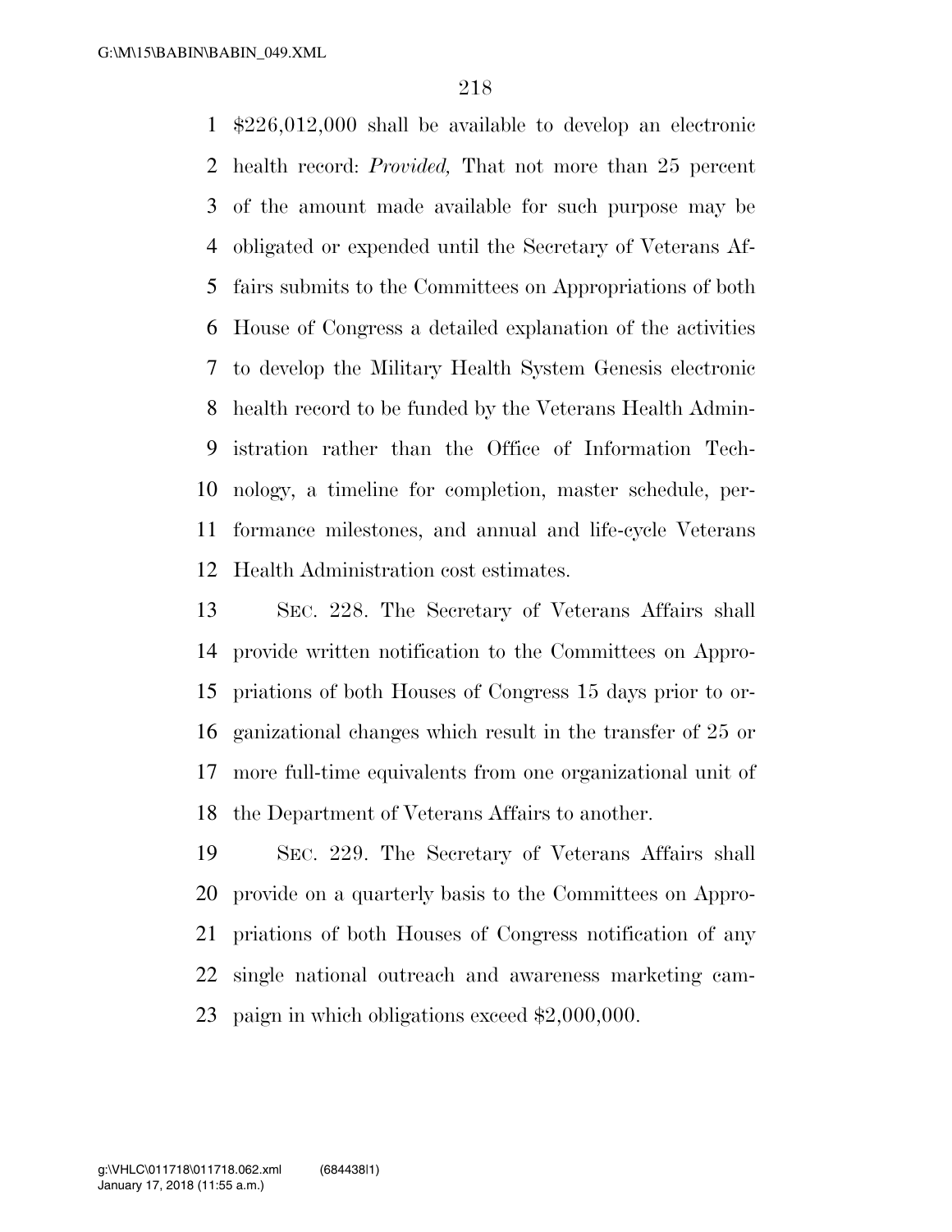$226,012,000 shall be available to develop an electronic health record: *Provided,* That not more than 25 percent of the amount made available for such purpose may be obligated or expended until the Secretary of Veterans Affairs submits to the Committees on Appropriations of both House of Congress a detailed explanation of the activities to develop the Military Health System Genesis electronic health record to be funded by the Veterans Health Administration rather than the Office of Information Technology, a timeline for completion, master schedule, performance milestones, and annual and life-cycle Veterans Health Administration cost estimates.

SEC. 228. The Secretary of Veterans Affairs shall provide written notification to the Committees on Appropriations of both Houses of Congress 15 days prior to organizational changes which result in the transfer of 25 or more full-time equivalents from one organizational unit of the Department of Veterans Affairs to another.

SEC. 229. The Secretary of Veterans Affairs shall provide on a quarterly basis to the Committees on Appropriations of both Houses of Congress notification of any single national outreach and awareness marketing campaign in which obligations exceed $2,000,000.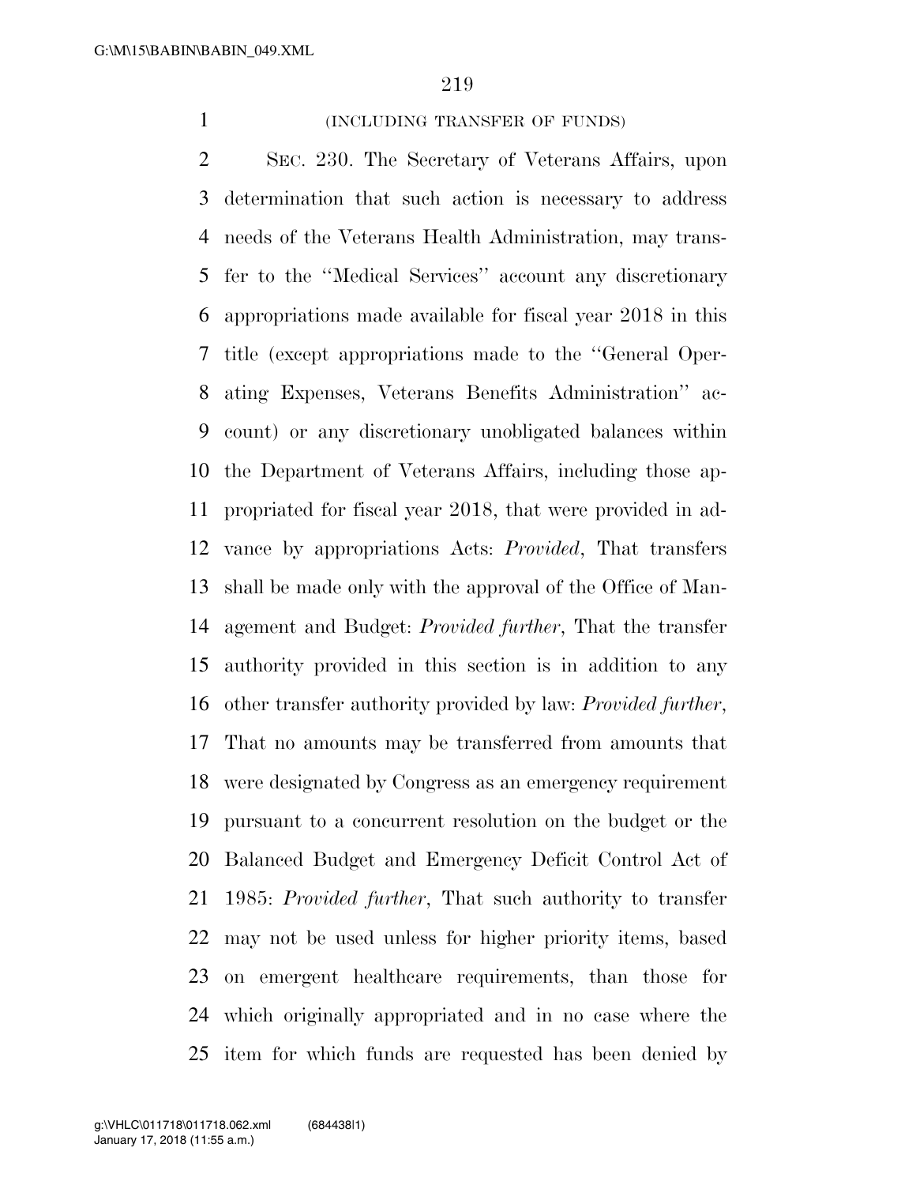(INCLUDING TRANSFER OF FUNDS)

SEC. 230. The Secretary of Veterans Affairs, upon determination that such action is necessary to address needs of the Veterans Health Administration, may transfer to the ''Medical Services'' account any discretionary appropriations made available for fiscal year 2018 in this title (except appropriations made to the ''General Operating Expenses, Veterans Benefits Administration'' account) or any discretionary unobligated balances within the Department of Veterans Affairs, including those appropriated for fiscal year 2018, that were provided in advance by appropriations Acts: *Provided*, That transfers shall be made only with the approval of the Office of Management and Budget: *Provided further*, That the transfer authority provided in this section is in addition to any other transfer authority provided by law: *Provided further*, That no amounts may be transferred from amounts that were designated by Congress as an emergency requirement pursuant to a concurrent resolution on the budget or the Balanced Budget and Emergency Deficit Control Act of 1985: *Provided further*, That such authority to transfer may not be used unless for higher priority items, based on emergent healthcare requirements, than those for which originally appropriated and in no case where the item for which funds are requested has been denied by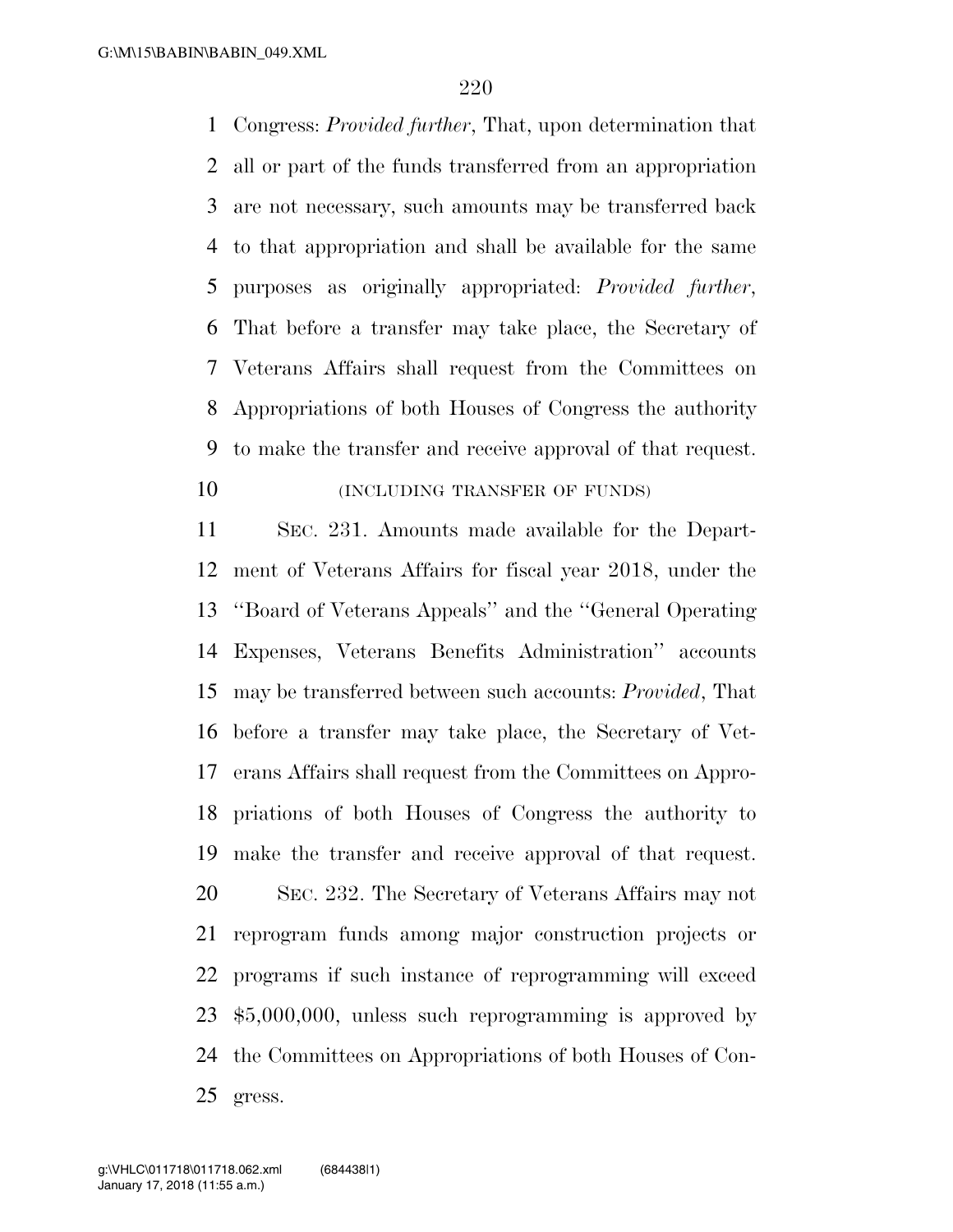Congress: *Provided further*, That, upon determination that all or part of the funds transferred from an appropriation are not necessary, such amounts may be transferred back to that appropriation and shall be available for the same purposes as originally appropriated: *Provided further*, That before a transfer may take place, the Secretary of Veterans Affairs shall request from the Committees on Appropriations of both Houses of Congress the authority to make the transfer and receive approval of that request.

(INCLUDING TRANSFER OF FUNDS)

SEC. 231. Amounts made available for the Department of Veterans Affairs for fiscal year 2018, under the "Board of Veterans Appeals" and the "General Operating Expenses, Veterans Benefits Administration" accounts may be transferred between such accounts: *Provided*, That before a transfer may take place, the Secretary of Veterans Affairs shall request from the Committees on Appropriations of both Houses of Congress the authority to make the transfer and receive approval of that request.

SEC. 232. The Secretary of Veterans Affairs may not reprogram funds among major construction projects or programs if such instance of reprogramming will exceed $5,000,000, unless such reprogramming is approved by the Committees on Appropriations of both Houses of Congress.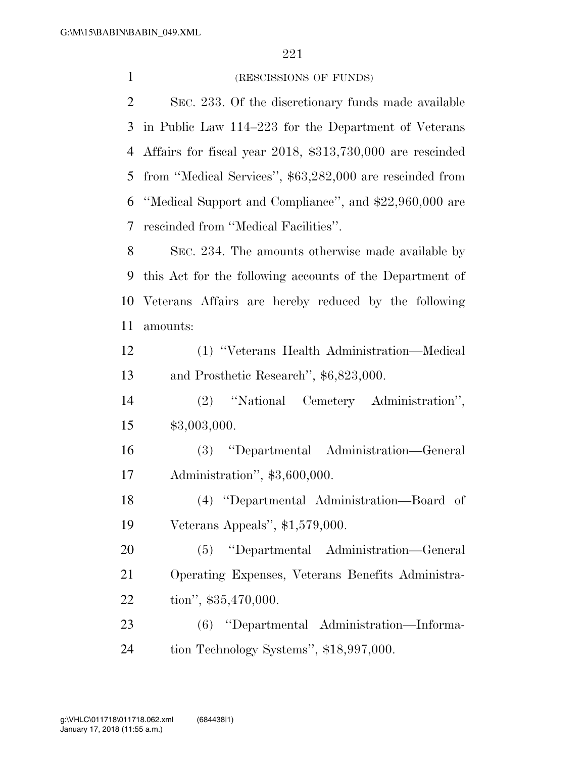(RESCISSIONS OF FUNDS)

SEC. 233. Of the discretionary funds made available in Public Law 114–223 for the Department of Veterans Affairs for fiscal year 2018, $313,730,000 are rescinded from ''Medical Services'', $63,282,000 are rescinded from ''Medical Support and Compliance'', and $22,960,000 are rescinded from ''Medical Facilities''.

SEC. 234. The amounts otherwise made available by this Act for the following accounts of the Department of Veterans Affairs are hereby reduced by the following amounts:

(1) ''Veterans Health Administration—Medical and Prosthetic Research'', $6,823,000.

(2) ''National Cemetery Administration'', $3,003,000.

(3) ''Departmental Administration—General Administration'', $3,600,000.

(4) ''Departmental Administration—Board of Veterans Appeals'', $1,579,000.

(5) ''Departmental Administration—General Operating Expenses, Veterans Benefits Administration'', $35,470,000.

(6) ''Departmental Administration—Information Technology Systems'', $18,997,000.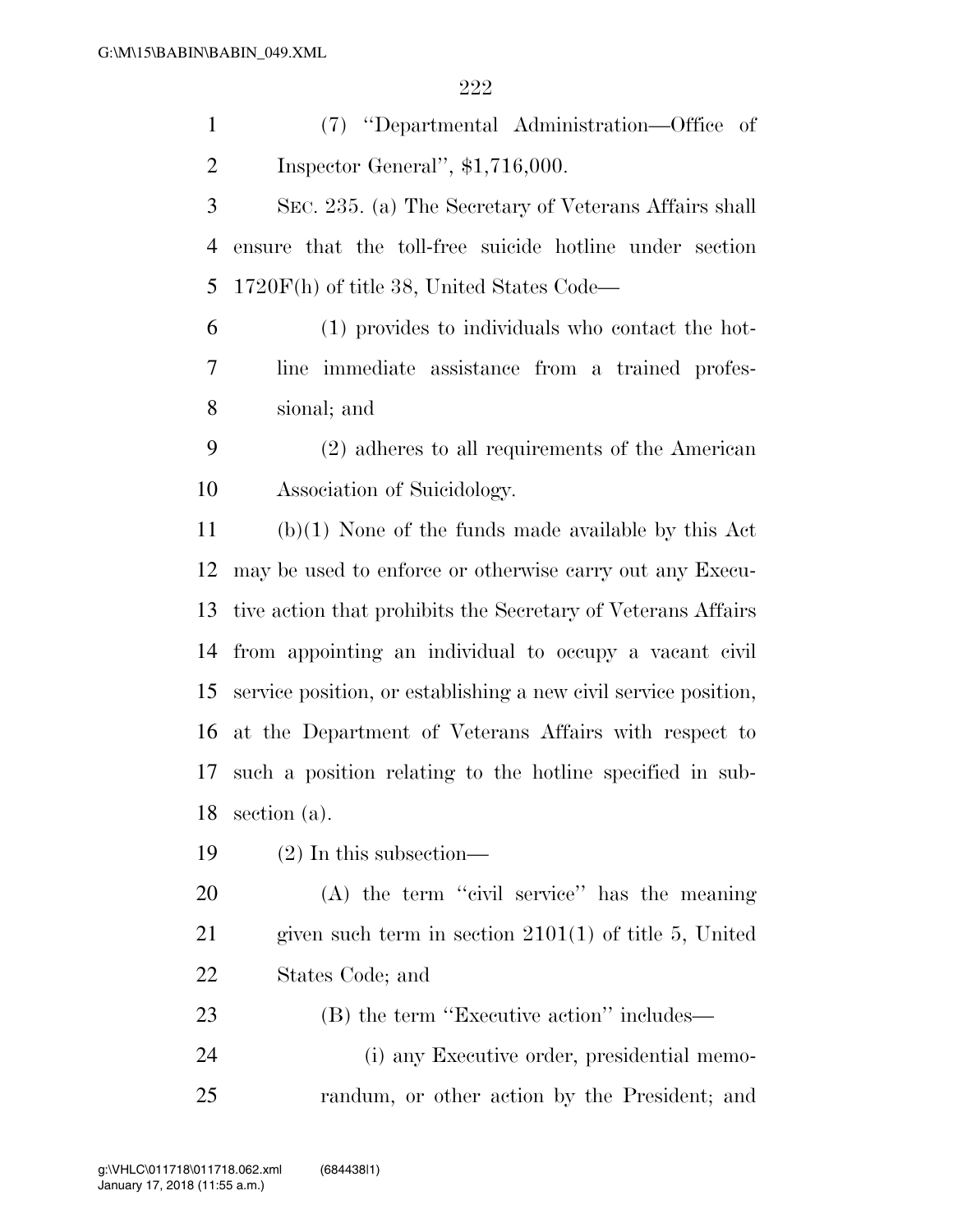(7) "Departmental Administration—Office of Inspector General", $1,716,000.

SEC. 235. (a) The Secretary of Veterans Affairs shall ensure that the toll-free suicide hotline under section 1720F(h) of title 38, United States Code—

(1) provides to individuals who contact the hotline immediate assistance from a trained professional; and

(2) adheres to all requirements of the American Association of Suicidology.

(b)(1) None of the funds made available by this Act may be used to enforce or otherwise carry out any Executive action that prohibits the Secretary of Veterans Affairs from appointing an individual to occupy a vacant civil service position, or establishing a new civil service position, at the Department of Veterans Affairs with respect to such a position relating to the hotline specified in subsection (a).

(2) In this subsection—

(A) the term "civil service" has the meaning given such term in section 2101(1) of title 5, United States Code; and

(B) the term "Executive action" includes—

(i) any Executive order, presidential memorandum, or other action by the President; and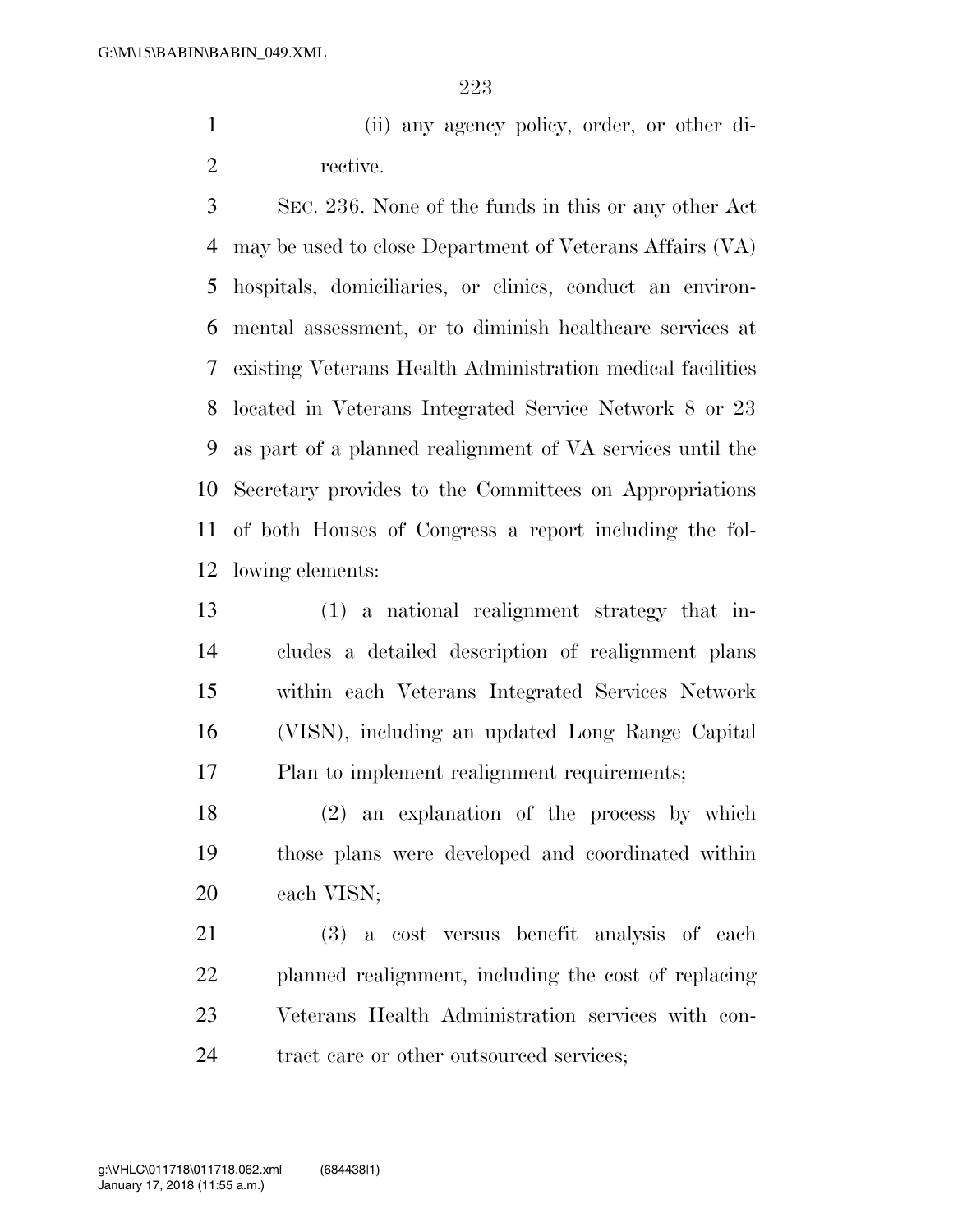(ii) any agency policy, order, or other directive.

SEC. 236. None of the funds in this or any other Act may be used to close Department of Veterans Affairs (VA) hospitals, domiciliaries, or clinics, conduct an environmental assessment, or to diminish healthcare services at existing Veterans Health Administration medical facilities located in Veterans Integrated Service Network 8 or 23 as part of a planned realignment of VA services until the Secretary provides to the Committees on Appropriations of both Houses of Congress a report including the following elements:

(1) a national realignment strategy that includes a detailed description of realignment plans within each Veterans Integrated Services Network (VISN), including an updated Long Range Capital Plan to implement realignment requirements;

(2) an explanation of the process by which those plans were developed and coordinated within each VISN;

(3) a cost versus benefit analysis of each planned realignment, including the cost of replacing Veterans Health Administration services with contract care or other outsourced services;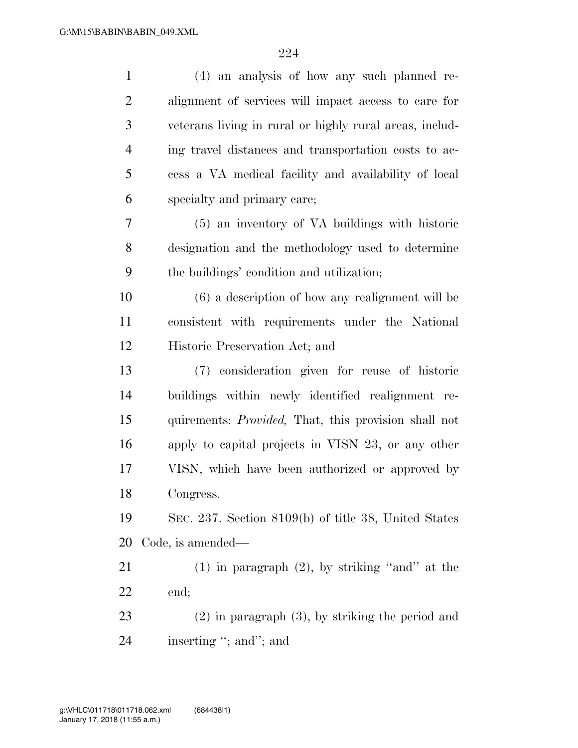(4) an analysis of how any such planned realignment of services will impact access to care for veterans living in rural or highly rural areas, including travel distances and transportation costs to access a VA medical facility and availability of local specialty and primary care;

(5) an inventory of VA buildings with historic designation and the methodology used to determine the buildings' condition and utilization;

(6) a description of how any realignment will be consistent with requirements under the National Historic Preservation Act; and

(7) consideration given for reuse of historic buildings within newly identified realignment requirements: *Provided,* That, this provision shall not apply to capital projects in VISN 23, or any other VISN, which have been authorized or approved by Congress.

SEC. 237. Section 8109(b) of title 38, United States Code, is amended—

(1) in paragraph (2), by striking "and" at the end;

(2) in paragraph (3), by striking the period and inserting "; and"; and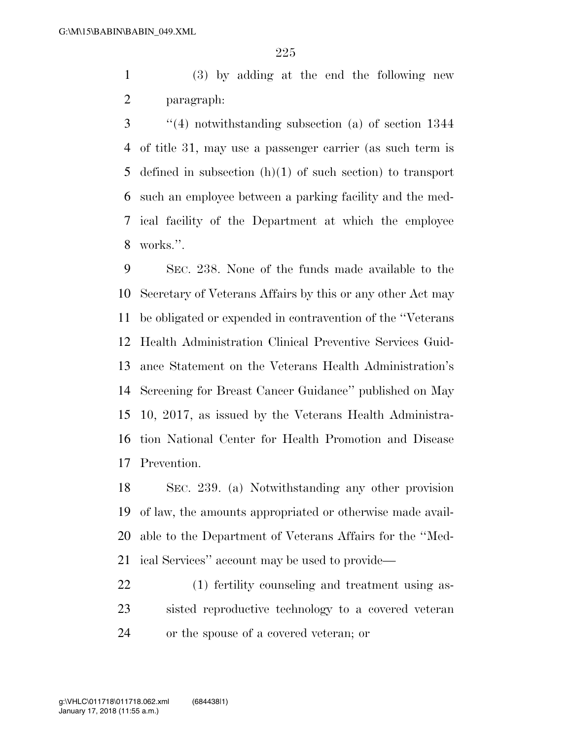(3) by adding at the end the following new paragraph:

"(4) notwithstanding subsection (a) of section 1344 of title 31, may use a passenger carrier (as such term is defined in subsection (h)(1) of such section) to transport such an employee between a parking facility and the medical facility of the Department at which the employee works.".

SEC. 238. None of the funds made available to the Secretary of Veterans Affairs by this or any other Act may be obligated or expended in contravention of the "Veterans Health Administration Clinical Preventive Services Guidance Statement on the Veterans Health Administration's Screening for Breast Cancer Guidance" published on May 10, 2017, as issued by the Veterans Health Administration National Center for Health Promotion and Disease Prevention.

SEC. 239. (a) Notwithstanding any other provision of law, the amounts appropriated or otherwise made available to the Department of Veterans Affairs for the "Medical Services" account may be used to provide—

(1) fertility counseling and treatment using assisted reproductive technology to a covered veteran or the spouse of a covered veteran; or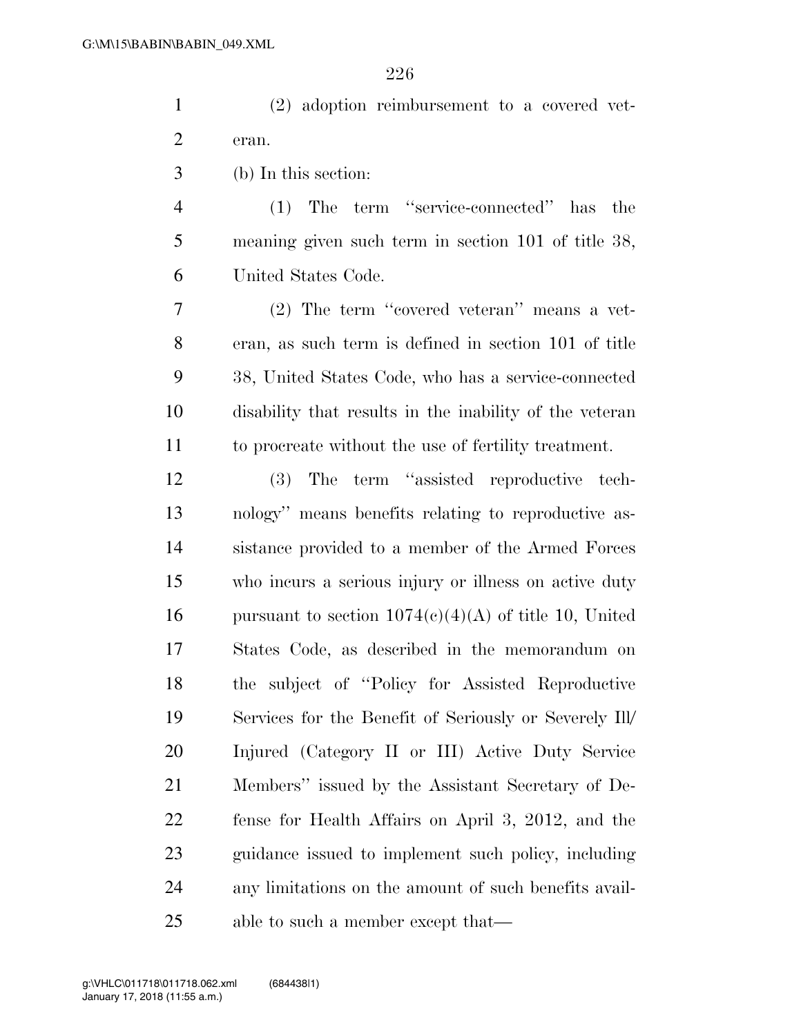(2) adoption reimbursement to a covered veteran.

(b) In this section:

(1) The term ''service-connected'' has the meaning given such term in section 101 of title 38, United States Code.

(2) The term ''covered veteran'' means a veteran, as such term is defined in section 101 of title 38, United States Code, who has a service-connected disability that results in the inability of the veteran to procreate without the use of fertility treatment.

(3) The term ''assisted reproductive technology'' means benefits relating to reproductive assistance provided to a member of the Armed Forces who incurs a serious injury or illness on active duty pursuant to section 1074(c)(4)(A) of title 10, United States Code, as described in the memorandum on the subject of ''Policy for Assisted Reproductive Services for the Benefit of Seriously or Severely Ill/Injured (Category II or III) Active Duty Service Members'' issued by the Assistant Secretary of Defense for Health Affairs on April 3, 2012, and the guidance issued to implement such policy, including any limitations on the amount of such benefits available to such a member except that—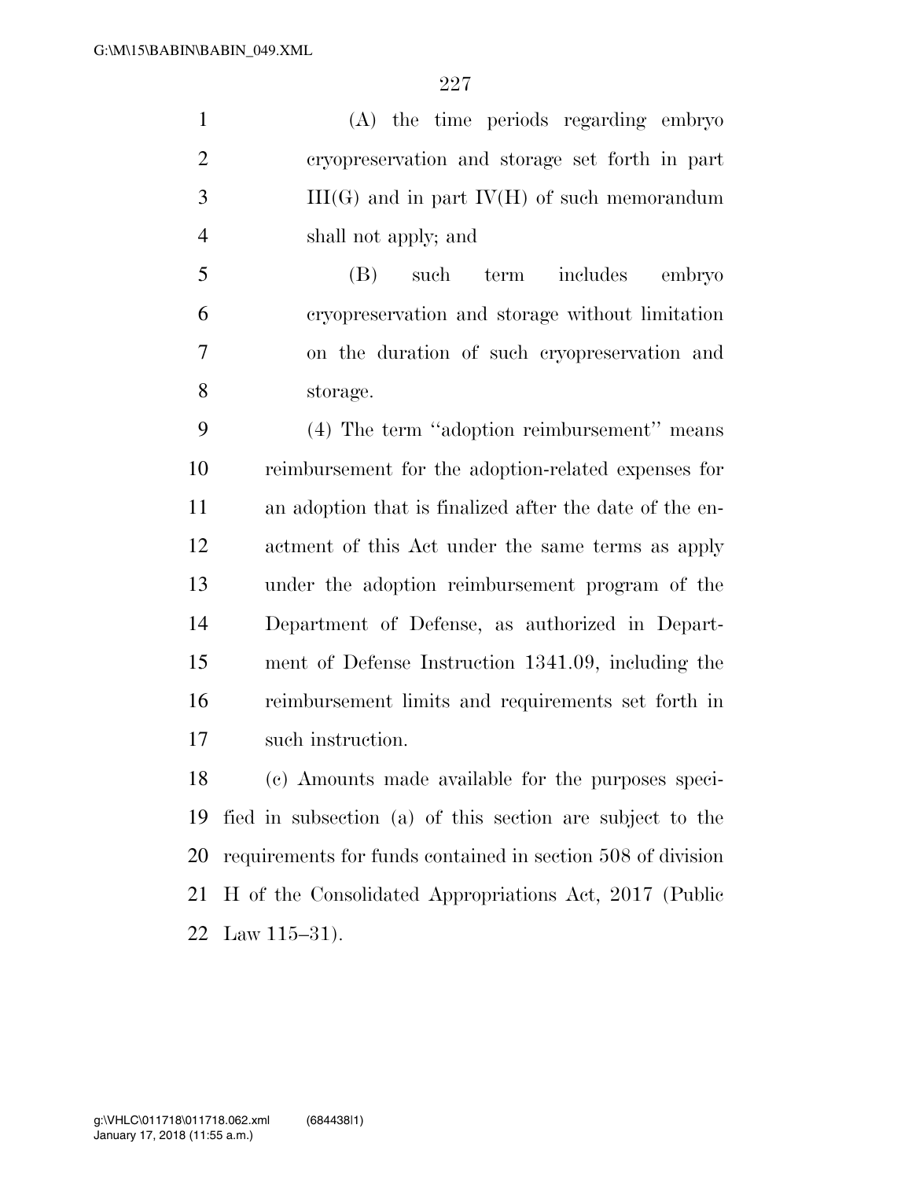(A) the time periods regarding embryo cryopreservation and storage set forth in part III(G) and in part IV(H) of such memorandum shall not apply; and

(B) such term includes embryo cryopreservation and storage without limitation on the duration of such cryopreservation and storage.

(4) The term ''adoption reimbursement'' means reimbursement for the adoption-related expenses for an adoption that is finalized after the date of the enactment of this Act under the same terms as apply under the adoption reimbursement program of the Department of Defense, as authorized in Department of Defense Instruction 1341.09, including the reimbursement limits and requirements set forth in such instruction.

(c) Amounts made available for the purposes specified in subsection (a) of this section are subject to the requirements for funds contained in section 508 of division H of the Consolidated Appropriations Act, 2017 (Public Law 115–31).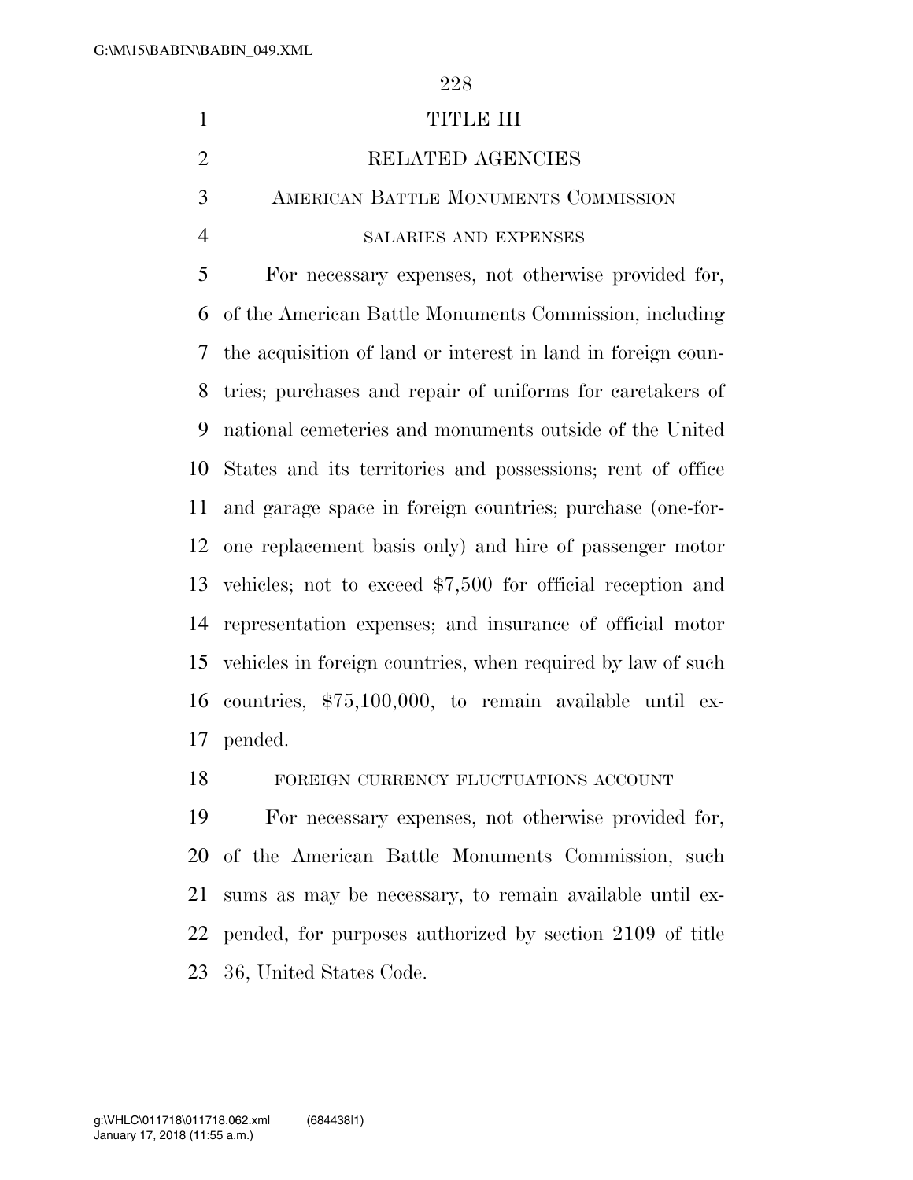# TITLE III

## RELATED AGENCIES

### AMERICAN BATTLE MONUMENTS COMMISSION

#### SALARIES AND EXPENSES

For necessary expenses, not otherwise provided for, of the American Battle Monuments Commission, including the acquisition of land or interest in land in foreign countries; purchases and repair of uniforms for caretakers of national cemeteries and monuments outside of the United States and its territories and possessions; rent of office and garage space in foreign countries; purchase (one-for-one replacement basis only) and hire of passenger motor vehicles; not to exceed $7,500 for official reception and representation expenses; and insurance of official motor vehicles in foreign countries, when required by law of such countries, $75,100,000, to remain available until expended.

#### FOREIGN CURRENCY FLUCTUATIONS ACCOUNT

For necessary expenses, not otherwise provided for, of the American Battle Monuments Commission, such sums as may be necessary, to remain available until expended, for purposes authorized by section 2109 of title 36, United States Code.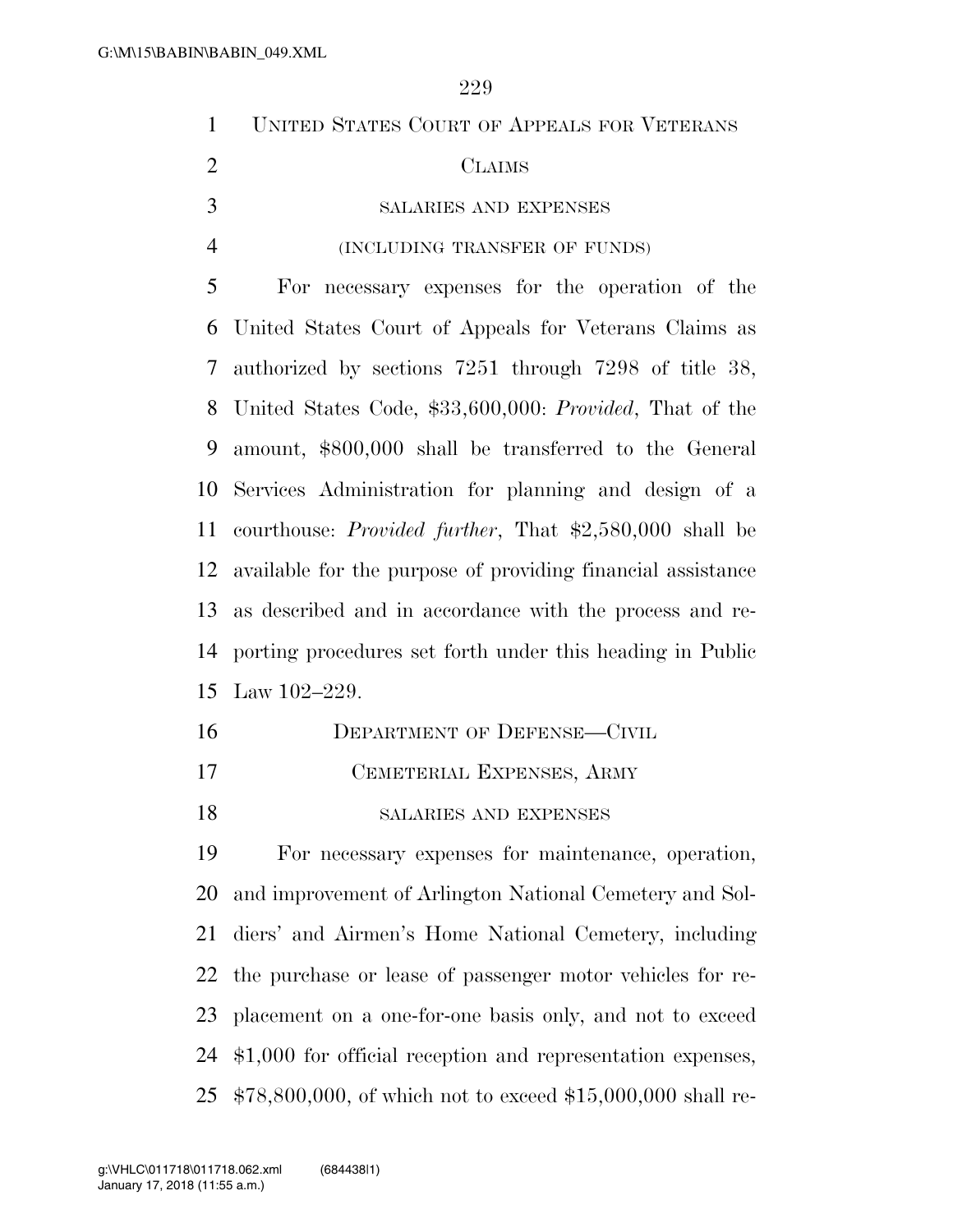UNITED STATES COURT OF APPEALS FOR VETERANS CLAIMS

SALARIES AND EXPENSES

(INCLUDING TRANSFER OF FUNDS)

For necessary expenses for the operation of the United States Court of Appeals for Veterans Claims as authorized by sections 7251 through 7298 of title 38, United States Code, $33,600,000: *Provided*, That of the amount, $800,000 shall be transferred to the General Services Administration for planning and design of a courthouse: *Provided further*, That $2,580,000 shall be available for the purpose of providing financial assistance as described and in accordance with the process and reporting procedures set forth under this heading in Public Law 102–229.

DEPARTMENT OF DEFENSE—CIVIL

CEMETERIAL EXPENSES, ARMY

SALARIES AND EXPENSES

For necessary expenses for maintenance, operation, and improvement of Arlington National Cemetery and Soldiers' and Airmen's Home National Cemetery, including the purchase or lease of passenger motor vehicles for replacement on a one-for-one basis only, and not to exceed $1,000 for official reception and representation expenses, $78,800,000, of which not to exceed $15,000,000 shall re-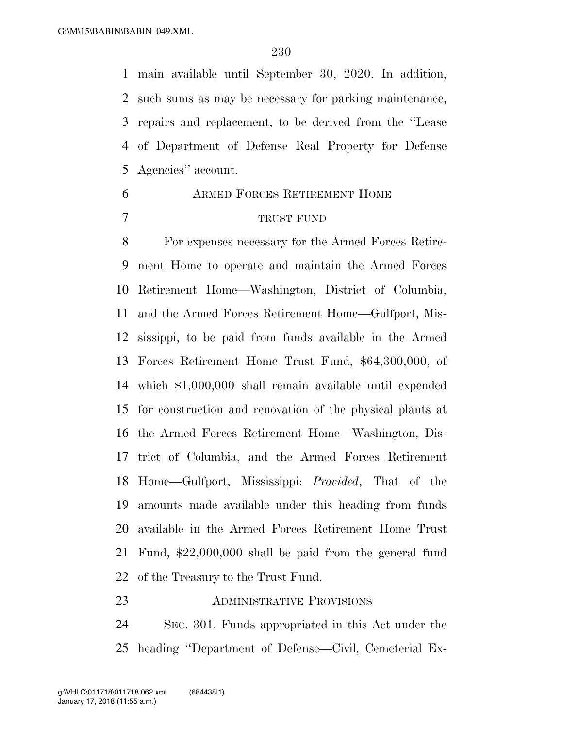main available until September 30, 2020. In addition, such sums as may be necessary for parking maintenance, repairs and replacement, to be derived from the "Lease of Department of Defense Real Property for Defense Agencies" account.

## ARMED FORCES RETIREMENT HOME

### TRUST FUND

For expenses necessary for the Armed Forces Retirement Home to operate and maintain the Armed Forces Retirement Home—Washington, District of Columbia, and the Armed Forces Retirement Home—Gulfport, Mississippi, to be paid from funds available in the Armed Forces Retirement Home Trust Fund, $64,300,000, of which $1,000,000 shall remain available until expended for construction and renovation of the physical plants at the Armed Forces Retirement Home—Washington, District of Columbia, and the Armed Forces Retirement Home—Gulfport, Mississippi: *Provided*, That of the amounts made available under this heading from funds available in the Armed Forces Retirement Home Trust Fund, $22,000,000 shall be paid from the general fund of the Treasury to the Trust Fund.

## ADMINISTRATIVE PROVISIONS

SEC. 301. Funds appropriated in this Act under the heading "Department of Defense—Civil, Cemeterial Ex-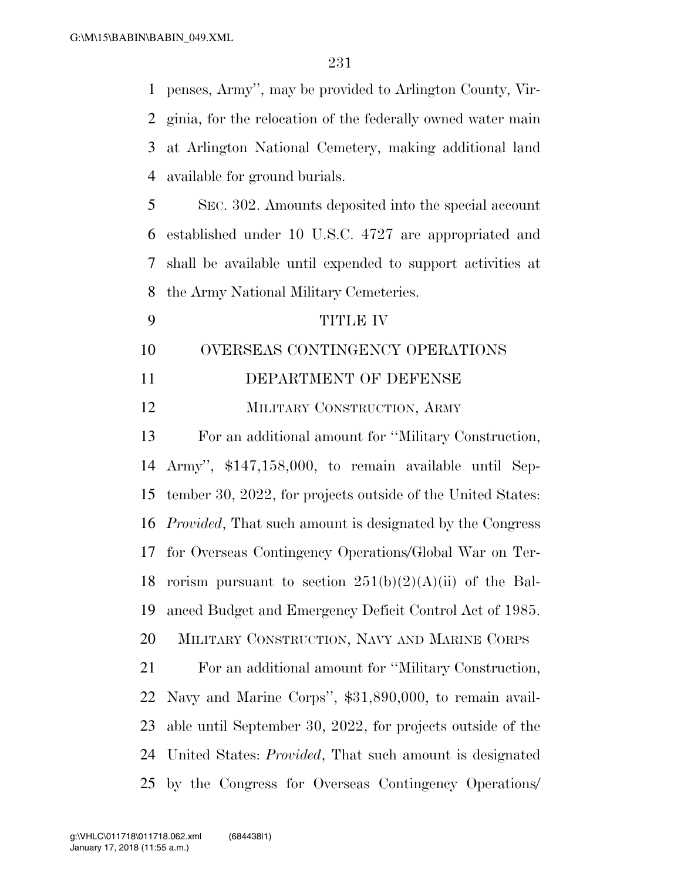penses, Army'', may be provided to Arlington County, Virginia, for the relocation of the federally owned water main at Arlington National Cemetery, making additional land available for ground burials.

SEC. 302. Amounts deposited into the special account established under 10 U.S.C. 4727 are appropriated and shall be available until expended to support activities at the Army National Military Cemeteries.

# TITLE IV

# OVERSEAS CONTINGENCY OPERATIONS

## DEPARTMENT OF DEFENSE

### MILITARY CONSTRUCTION, ARMY

For an additional amount for ''Military Construction, Army'', $147,158,000, to remain available until September 30, 2022, for projects outside of the United States: *Provided*, That such amount is designated by the Congress for Overseas Contingency Operations/Global War on Terrorism pursuant to section 251(b)(2)(A)(ii) of the Balanced Budget and Emergency Deficit Control Act of 1985.

### MILITARY CONSTRUCTION, NAVY AND MARINE CORPS

For an additional amount for ''Military Construction, Navy and Marine Corps'', $31,890,000, to remain available until September 30, 2022, for projects outside of the United States: *Provided*, That such amount is designated by the Congress for Overseas Contingency Operations/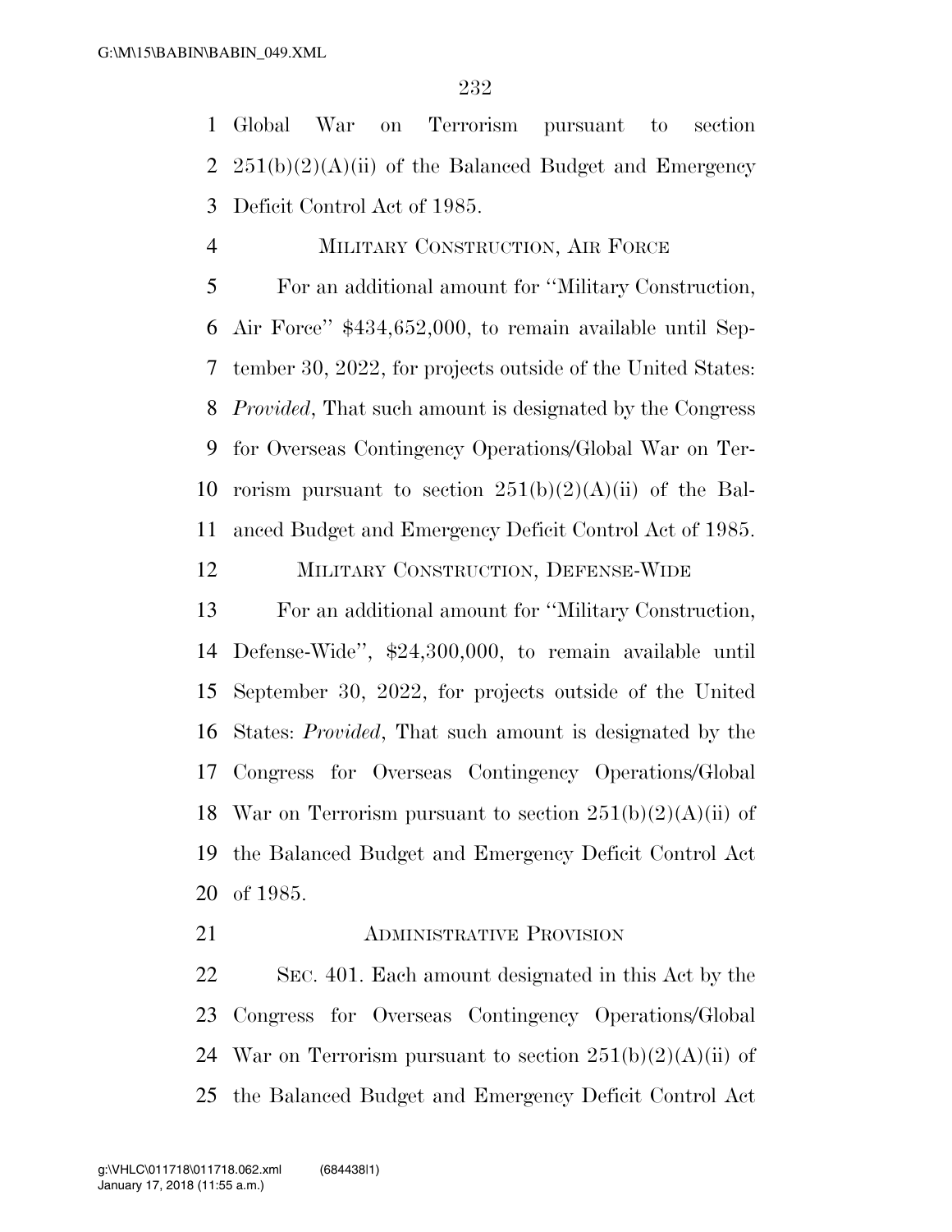Global War on Terrorism pursuant to section 251(b)(2)(A)(ii) of the Balanced Budget and Emergency Deficit Control Act of 1985.

MILITARY CONSTRUCTION, AIR FORCE

For an additional amount for ''Military Construction, Air Force'' $434,652,000, to remain available until September 30, 2022, for projects outside of the United States: *Provided*, That such amount is designated by the Congress for Overseas Contingency Operations/Global War on Terrorism pursuant to section 251(b)(2)(A)(ii) of the Balanced Budget and Emergency Deficit Control Act of 1985.

MILITARY CONSTRUCTION, DEFENSE-WIDE

For an additional amount for ''Military Construction, Defense-Wide'', $24,300,000, to remain available until September 30, 2022, for projects outside of the United States: *Provided*, That such amount is designated by the Congress for Overseas Contingency Operations/Global War on Terrorism pursuant to section 251(b)(2)(A)(ii) of the Balanced Budget and Emergency Deficit Control Act of 1985.

ADMINISTRATIVE PROVISION

SEC. 401. Each amount designated in this Act by the Congress for Overseas Contingency Operations/Global War on Terrorism pursuant to section 251(b)(2)(A)(ii) of the Balanced Budget and Emergency Deficit Control Act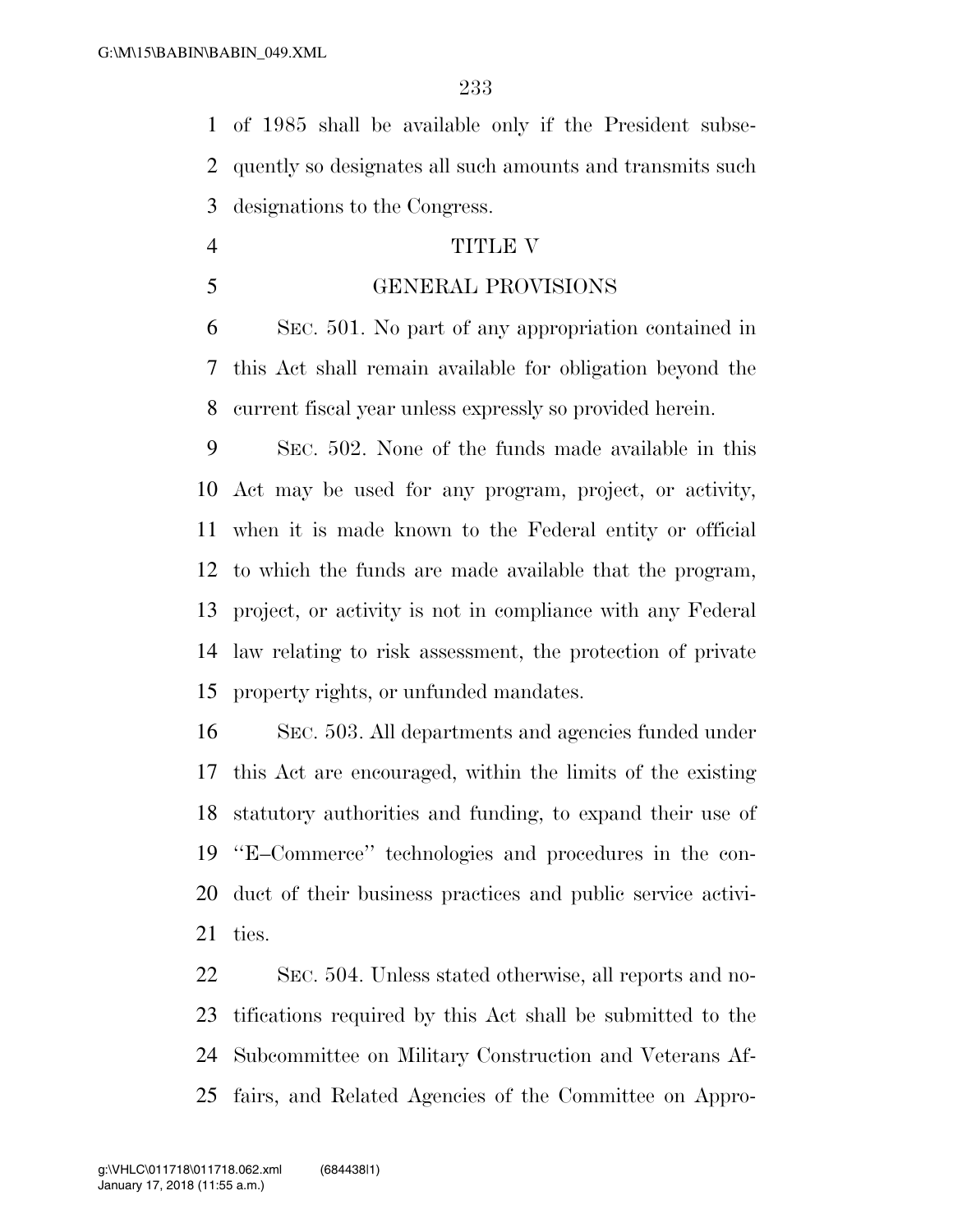of 1985 shall be available only if the President subsequently so designates all such amounts and transmits such designations to the Congress.

## TITLE V

## GENERAL PROVISIONS

SEC. 501. No part of any appropriation contained in this Act shall remain available for obligation beyond the current fiscal year unless expressly so provided herein.

SEC. 502. None of the funds made available in this Act may be used for any program, project, or activity, when it is made known to the Federal entity or official to which the funds are made available that the program, project, or activity is not in compliance with any Federal law relating to risk assessment, the protection of private property rights, or unfunded mandates.

SEC. 503. All departments and agencies funded under this Act are encouraged, within the limits of the existing statutory authorities and funding, to expand their use of "E–Commerce" technologies and procedures in the conduct of their business practices and public service activities.

SEC. 504. Unless stated otherwise, all reports and notifications required by this Act shall be submitted to the Subcommittee on Military Construction and Veterans Affairs, and Related Agencies of the Committee on Appro-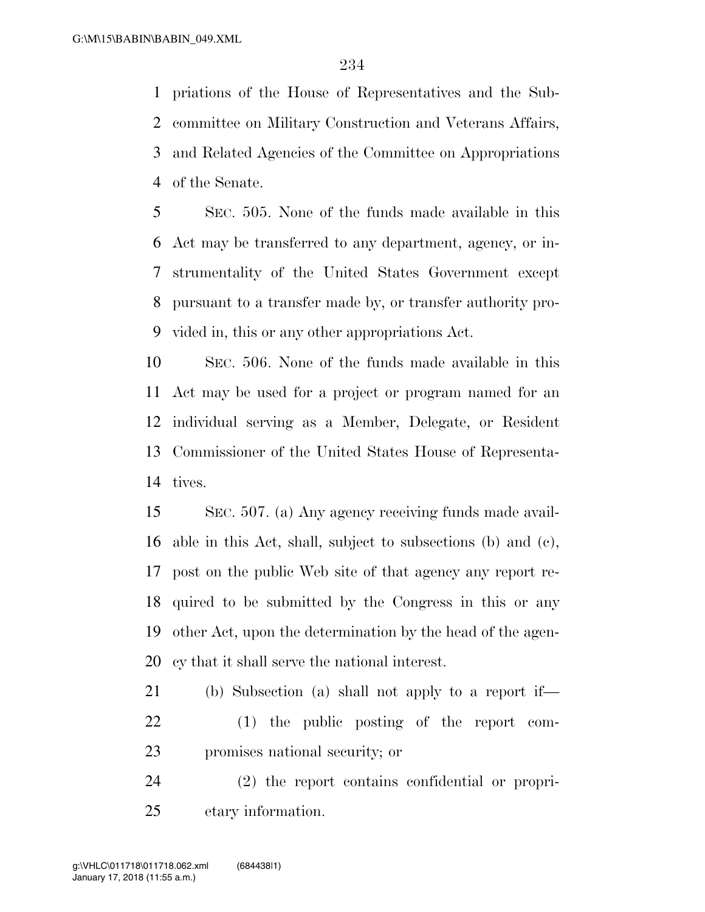priations of the House of Representatives and the Subcommittee on Military Construction and Veterans Affairs, and Related Agencies of the Committee on Appropriations of the Senate.

SEC. 505. None of the funds made available in this Act may be transferred to any department, agency, or instrumentality of the United States Government except pursuant to a transfer made by, or transfer authority provided in, this or any other appropriations Act.

SEC. 506. None of the funds made available in this Act may be used for a project or program named for an individual serving as a Member, Delegate, or Resident Commissioner of the United States House of Representatives.

SEC. 507. (a) Any agency receiving funds made available in this Act, shall, subject to subsections (b) and (c), post on the public Web site of that agency any report required to be submitted by the Congress in this or any other Act, upon the determination by the head of the agency that it shall serve the national interest.

(b) Subsection (a) shall not apply to a report if—

(1) the public posting of the report compromises national security; or

(2) the report contains confidential or proprietary information.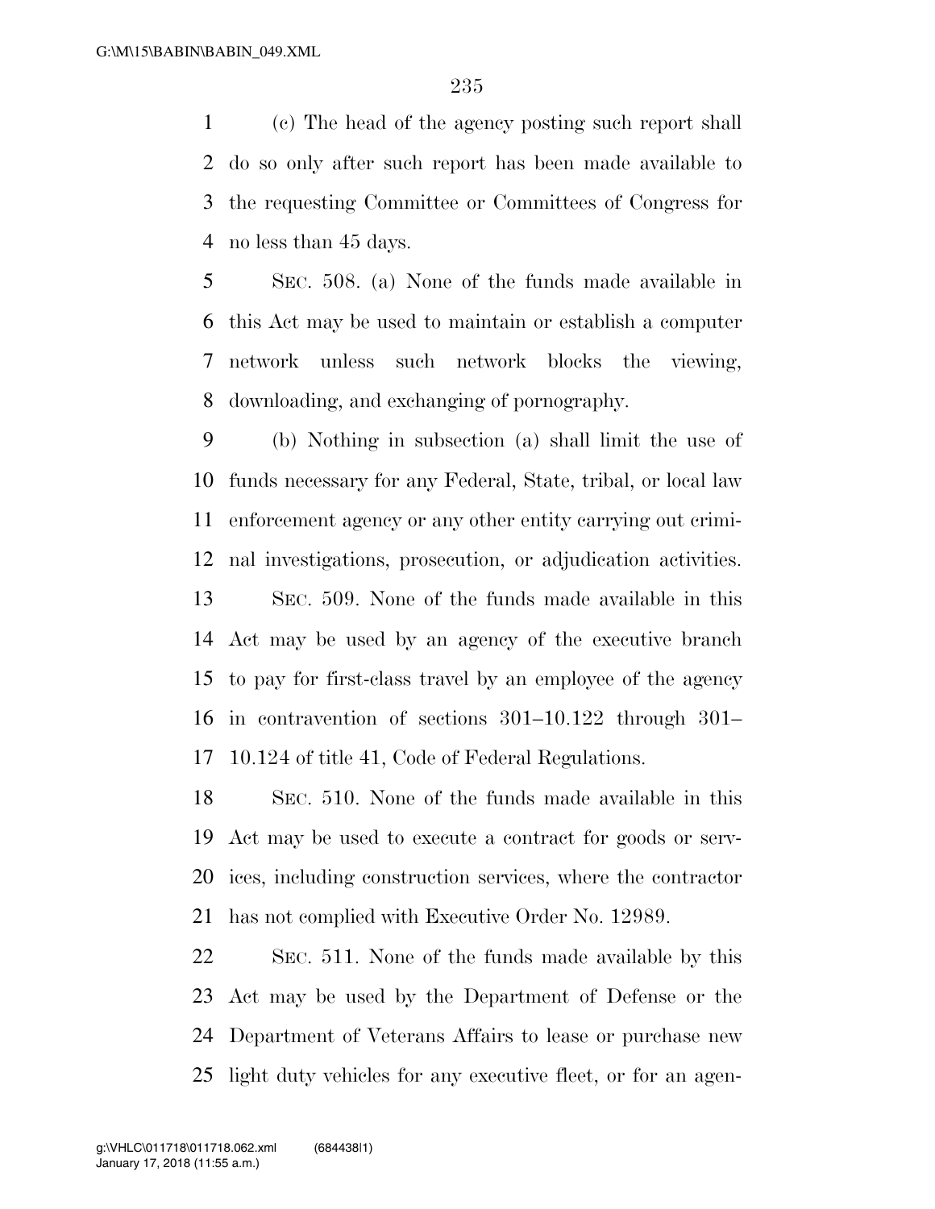(c) The head of the agency posting such report shall do so only after such report has been made available to the requesting Committee or Committees of Congress for no less than 45 days.

SEC. 508. (a) None of the funds made available in this Act may be used to maintain or establish a computer network unless such network blocks the viewing, downloading, and exchanging of pornography.

(b) Nothing in subsection (a) shall limit the use of funds necessary for any Federal, State, tribal, or local law enforcement agency or any other entity carrying out criminal investigations, prosecution, or adjudication activities.

SEC. 509. None of the funds made available in this Act may be used by an agency of the executive branch to pay for first-class travel by an employee of the agency in contravention of sections 301–10.122 through 301–10.124 of title 41, Code of Federal Regulations.

SEC. 510. None of the funds made available in this Act may be used to execute a contract for goods or services, including construction services, where the contractor has not complied with Executive Order No. 12989.

SEC. 511. None of the funds made available by this Act may be used by the Department of Defense or the Department of Veterans Affairs to lease or purchase new light duty vehicles for any executive fleet, or for an agen-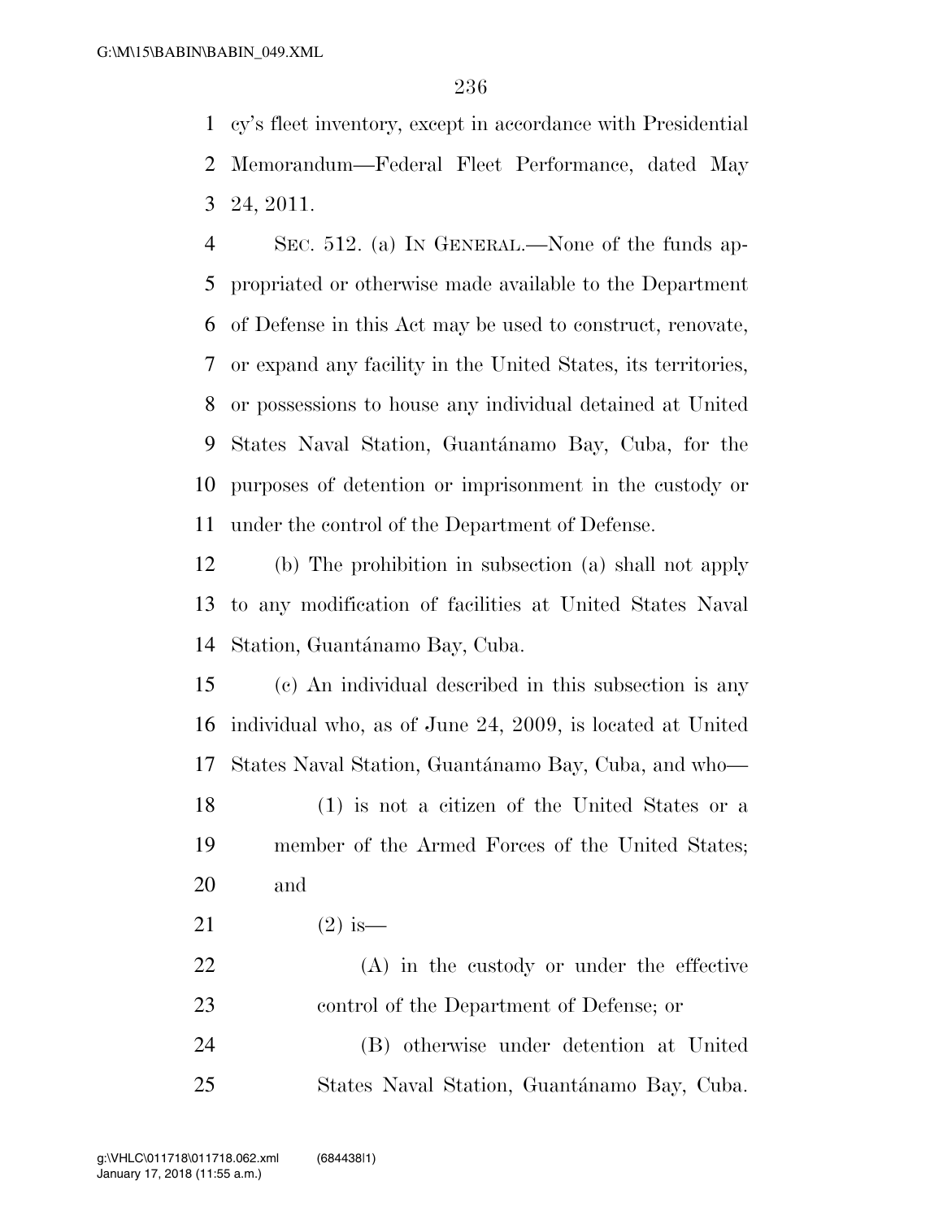cy's fleet inventory, except in accordance with Presidential Memorandum—Federal Fleet Performance, dated May 24, 2011.

SEC. 512. (a) IN GENERAL.—None of the funds appropriated or otherwise made available to the Department of Defense in this Act may be used to construct, renovate, or expand any facility in the United States, its territories, or possessions to house any individual detained at United States Naval Station, Guantánamo Bay, Cuba, for the purposes of detention or imprisonment in the custody or under the control of the Department of Defense.

(b) The prohibition in subsection (a) shall not apply to any modification of facilities at United States Naval Station, Guantánamo Bay, Cuba.

(c) An individual described in this subsection is any individual who, as of June 24, 2009, is located at United States Naval Station, Guantánamo Bay, Cuba, and who—

(1) is not a citizen of the United States or a member of the Armed Forces of the United States; and

(2) is—

(A) in the custody or under the effective control of the Department of Defense; or

(B) otherwise under detention at United States Naval Station, Guantánamo Bay, Cuba.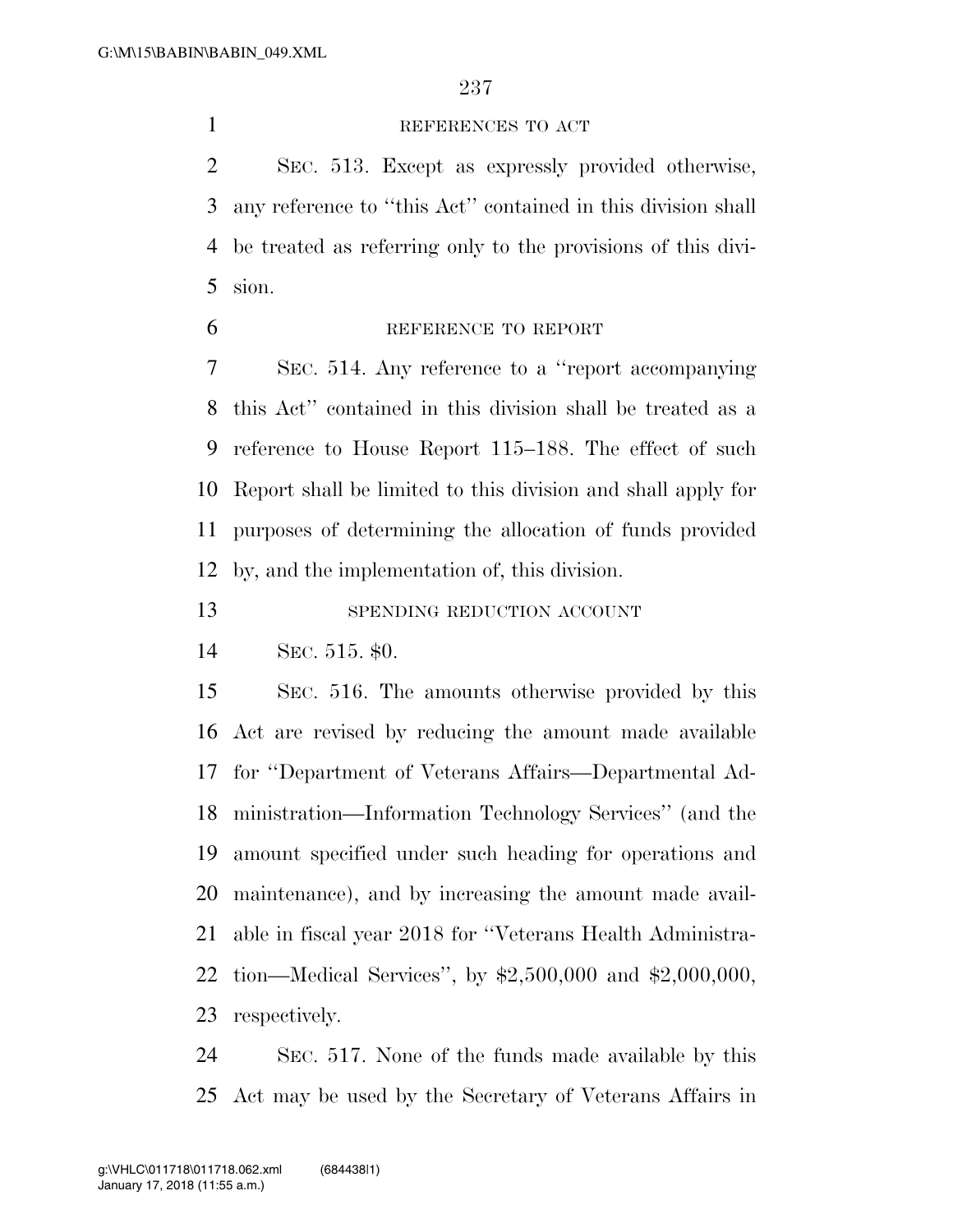REFERENCES TO ACT

SEC. 513. Except as expressly provided otherwise, any reference to ''this Act'' contained in this division shall be treated as referring only to the provisions of this division.

REFERENCE TO REPORT

SEC. 514. Any reference to a ''report accompanying this Act'' contained in this division shall be treated as a reference to House Report 115–188. The effect of such Report shall be limited to this division and shall apply for purposes of determining the allocation of funds provided by, and the implementation of, this division.

SPENDING REDUCTION ACCOUNT

SEC. 515. $0.

SEC. 516. The amounts otherwise provided by this Act are revised by reducing the amount made available for ''Department of Veterans Affairs—Departmental Administration—Information Technology Services'' (and the amount specified under such heading for operations and maintenance), and by increasing the amount made available in fiscal year 2018 for ''Veterans Health Administration—Medical Services'', by $2,500,000 and $2,000,000, respectively.

SEC. 517. None of the funds made available by this Act may be used by the Secretary of Veterans Affairs in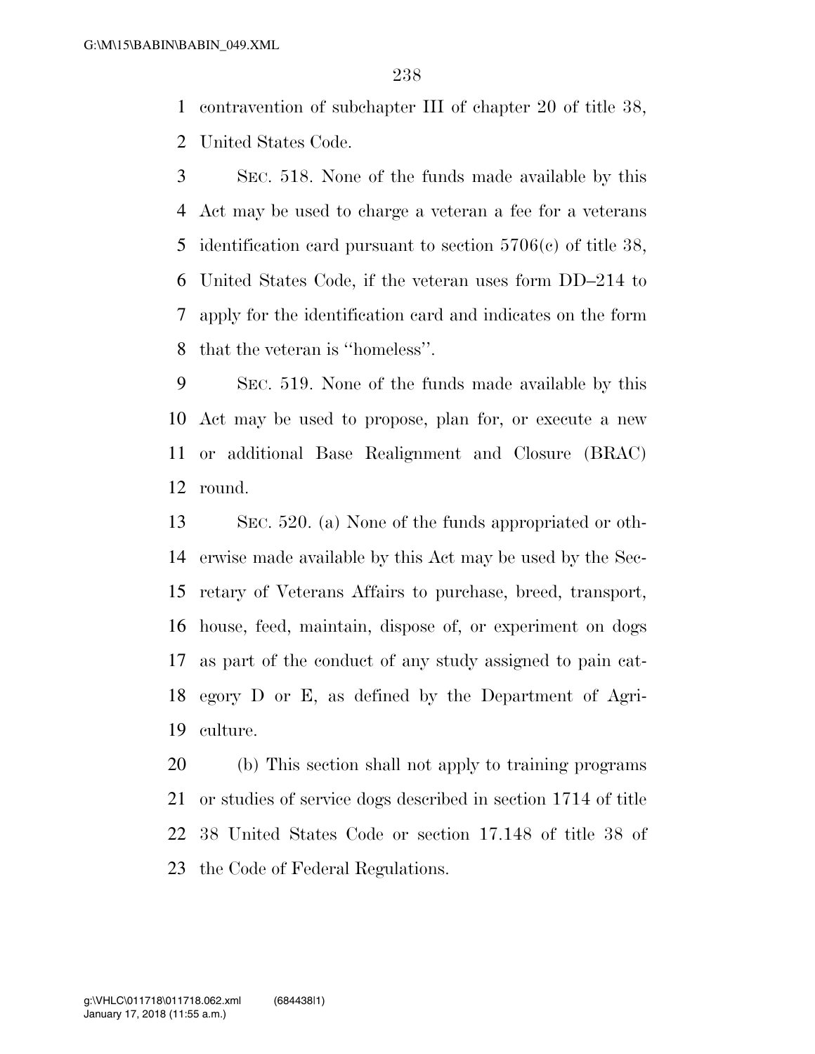contravention of subchapter III of chapter 20 of title 38, United States Code.

SEC. 518. None of the funds made available by this Act may be used to charge a veteran a fee for a veterans identification card pursuant to section 5706(c) of title 38, United States Code, if the veteran uses form DD–214 to apply for the identification card and indicates on the form that the veteran is ''homeless''.

SEC. 519. None of the funds made available by this Act may be used to propose, plan for, or execute a new or additional Base Realignment and Closure (BRAC) round.

SEC. 520. (a) None of the funds appropriated or otherwise made available by this Act may be used by the Secretary of Veterans Affairs to purchase, breed, transport, house, feed, maintain, dispose of, or experiment on dogs as part of the conduct of any study assigned to pain category D or E, as defined by the Department of Agriculture.

(b) This section shall not apply to training programs or studies of service dogs described in section 1714 of title 38 United States Code or section 17.148 of title 38 of the Code of Federal Regulations.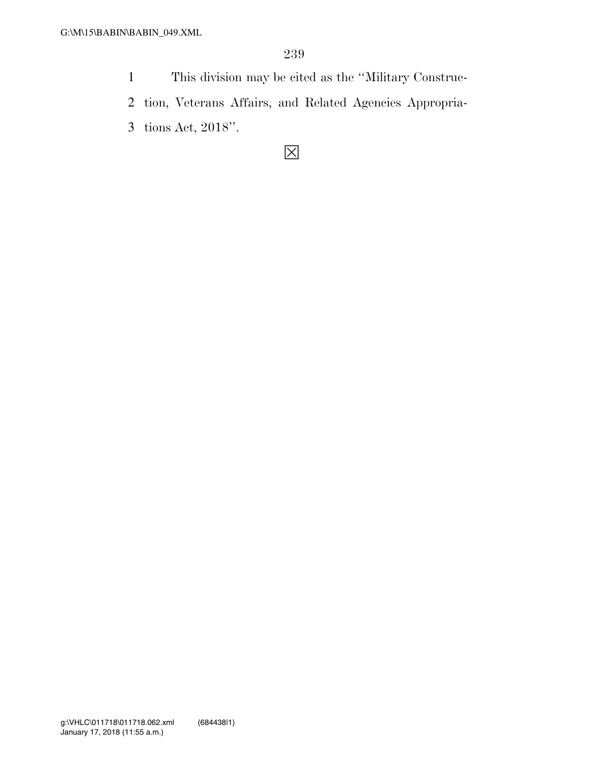This division may be cited as the ''Military Construction, Veterans Affairs, and Related Agencies Appropriations Act, 2018''.

☒